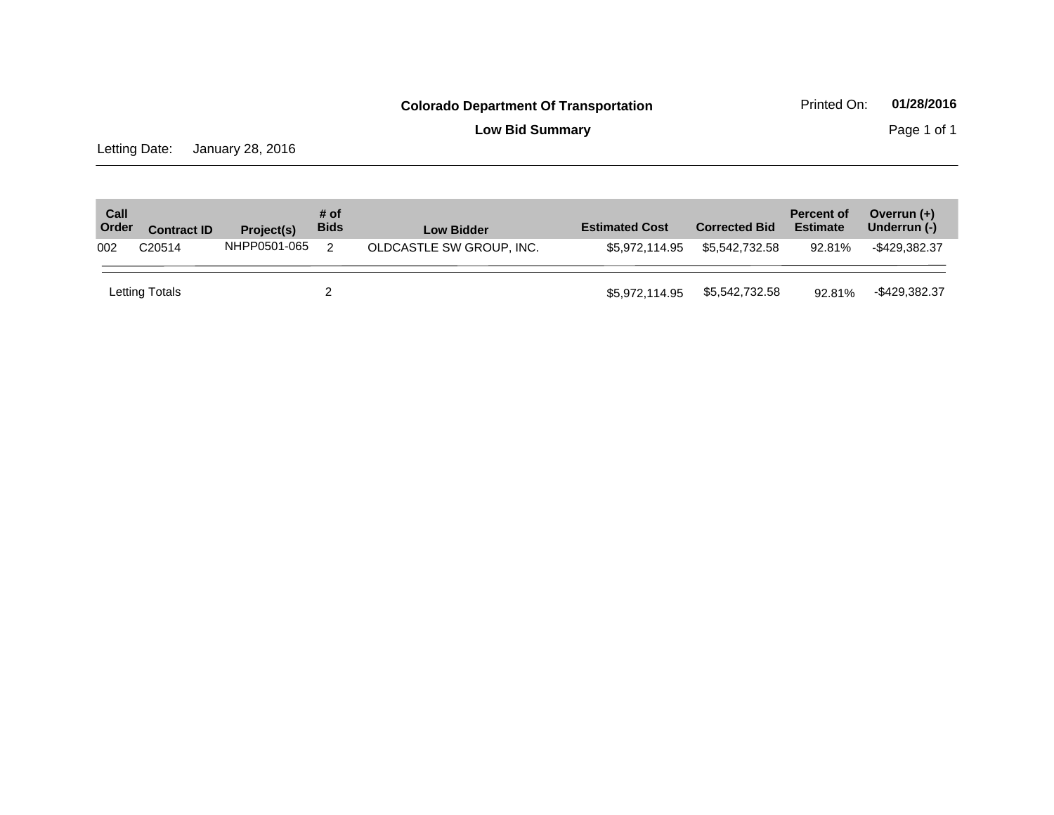**Colorado Department Of Transportation**

Printed On: **01/28/2016**

**Low Bid Summary**

Letting Date: January 28, 2016

| Call Order | Contract ID | Project(s) | # of Bids | Low Bidder | Estimated Cost | Corrected Bid | Percent of Estimate | Overrun (+) Underrun (-) |
|---|---|---|---|---|---|---|---|---|
| 002 | C20514 | NHPP0501-065 | 2 | OLDCASTLE SW GROUP, INC. | $5,972,114.95 | $5,542,732.58 | 92.81% | -$429,382.37 |
| Letting Totals | | | 2 | | $5,972,114.95 | $5,542,732.58 | 92.81% | -$429,382.37 |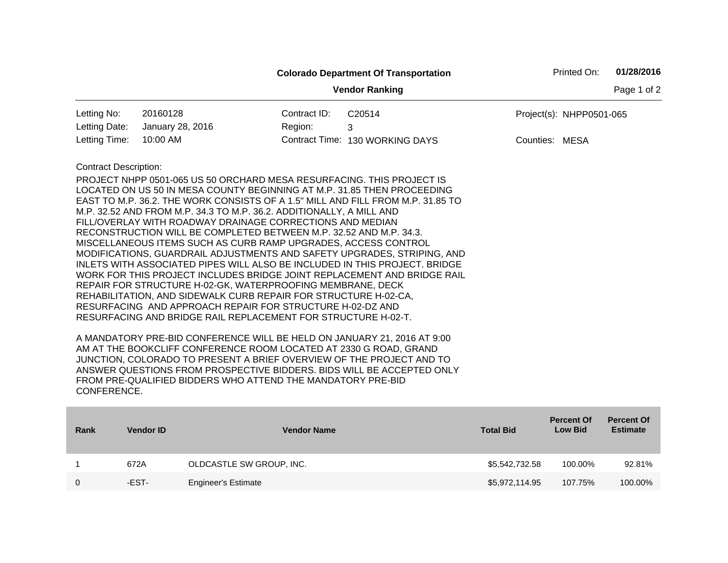**Colorado Department Of Transportation**

**Vendor Ranking**

Printed On: **01/28/2016**

| | | | | | |
|---|---|---|---|---|---|
| Letting No: | 20160128 | Contract ID: | C20514 | Project(s): | NHPP0501-065 |
| Letting Date: | January 28, 2016 | Region: | 3 | | |
| Letting Time: | 10:00 AM | Contract Time: | 130 WORKING DAYS | Counties: | MESA |

Contract Description:

PROJECT NHPP 0501-065 US 50 ORCHARD MESA RESURFACING. THIS PROJECT IS LOCATED ON US 50 IN MESA COUNTY BEGINNING AT M.P. 31.85 THEN PROCEEDING EAST TO M.P. 36.2. THE WORK CONSISTS OF A 1.5" MILL AND FILL FROM M.P. 31.85 TO M.P. 32.52 AND FROM M.P. 34.3 TO M.P. 36.2. ADDITIONALLY, A MILL AND FILL/OVERLAY WITH ROADWAY DRAINAGE CORRECTIONS AND MEDIAN RECONSTRUCTION WILL BE COMPLETED BETWEEN M.P. 32.52 AND M.P. 34.3. MISCELLANEOUS ITEMS SUCH AS CURB RAMP UPGRADES, ACCESS CONTROL MODIFICATIONS, GUARDRAIL ADJUSTMENTS AND SAFETY UPGRADES, STRIPING, AND INLETS WITH ASSOCIATED PIPES WILL ALSO BE INCLUDED IN THIS PROJECT. BRIDGE WORK FOR THIS PROJECT INCLUDES BRIDGE JOINT REPLACEMENT AND BRIDGE RAIL REPAIR FOR STRUCTURE H-02-GK, WATERPROOFING MEMBRANE, DECK REHABILITATION, AND SIDEWALK CURB REPAIR FOR STRUCTURE H-02-CA, RESURFACING AND APPROACH REPAIR FOR STRUCTURE H-02-DZ AND RESURFACING AND BRIDGE RAIL REPLACEMENT FOR STRUCTURE H-02-T.

A MANDATORY PRE-BID CONFERENCE WILL BE HELD ON JANUARY 21, 2016 AT 9:00 AM AT THE BOOKCLIFF CONFERENCE ROOM LOCATED AT 2330 G ROAD, GRAND JUNCTION, COLORADO TO PRESENT A BRIEF OVERVIEW OF THE PROJECT AND TO ANSWER QUESTIONS FROM PROSPECTIVE BIDDERS. BIDS WILL BE ACCEPTED ONLY FROM PRE-QUALIFIED BIDDERS WHO ATTEND THE MANDATORY PRE-BID CONFERENCE.

| Rank | Vendor ID | Vendor Name | Total Bid | Percent Of Low Bid | Percent Of Estimate |
|---|---|---|---|---|---|
| 1 | 672A | OLDCASTLE SW GROUP, INC. | $5,542,732.58 | 100.00% | 92.81% |
| 0 | -EST- | Engineer's Estimate | $5,972,114.95 | 107.75% | 100.00% |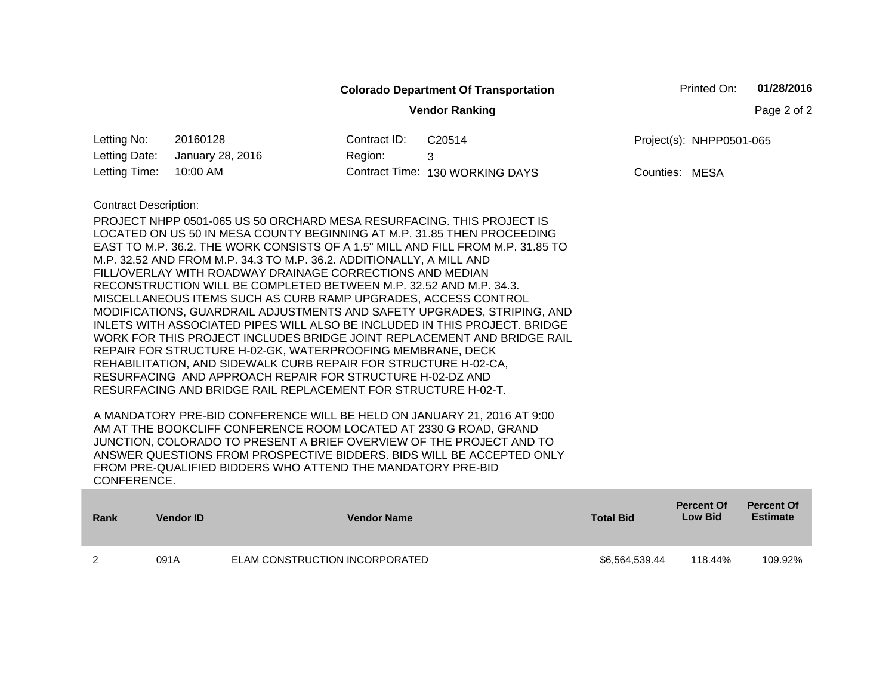**Colorado Department Of Transportation**

**Vendor Ranking**

Printed On: **01/28/2016**

| | | | | | |
|---|---|---|---|---|---|
| Letting No: | 20160128 | Contract ID: | C20514 | Project(s): | NHPP0501-065 |
| Letting Date: | January 28, 2016 | Region: | 3 | | |
| Letting Time: | 10:00 AM | Contract Time: | 130 WORKING DAYS | Counties: | MESA |

Contract Description:

PROJECT NHPP 0501-065 US 50 ORCHARD MESA RESURFACING. THIS PROJECT IS LOCATED ON US 50 IN MESA COUNTY BEGINNING AT M.P. 31.85 THEN PROCEEDING EAST TO M.P. 36.2. THE WORK CONSISTS OF A 1.5" MILL AND FILL FROM M.P. 31.85 TO M.P. 32.52 AND FROM M.P. 34.3 TO M.P. 36.2. ADDITIONALLY, A MILL AND FILL/OVERLAY WITH ROADWAY DRAINAGE CORRECTIONS AND MEDIAN RECONSTRUCTION WILL BE COMPLETED BETWEEN M.P. 32.52 AND M.P. 34.3. MISCELLANEOUS ITEMS SUCH AS CURB RAMP UPGRADES, ACCESS CONTROL MODIFICATIONS, GUARDRAIL ADJUSTMENTS AND SAFETY UPGRADES, STRIPING, AND INLETS WITH ASSOCIATED PIPES WILL ALSO BE INCLUDED IN THIS PROJECT. BRIDGE WORK FOR THIS PROJECT INCLUDES BRIDGE JOINT REPLACEMENT AND BRIDGE RAIL REPAIR FOR STRUCTURE H-02-GK, WATERPROOFING MEMBRANE, DECK REHABILITATION, AND SIDEWALK CURB REPAIR FOR STRUCTURE H-02-CA, RESURFACING AND APPROACH REPAIR FOR STRUCTURE H-02-DZ AND RESURFACING AND BRIDGE RAIL REPLACEMENT FOR STRUCTURE H-02-T.

A MANDATORY PRE-BID CONFERENCE WILL BE HELD ON JANUARY 21, 2016 AT 9:00 AM AT THE BOOKCLIFF CONFERENCE ROOM LOCATED AT 2330 G ROAD, GRAND JUNCTION, COLORADO TO PRESENT A BRIEF OVERVIEW OF THE PROJECT AND TO ANSWER QUESTIONS FROM PROSPECTIVE BIDDERS. BIDS WILL BE ACCEPTED ONLY FROM PRE-QUALIFIED BIDDERS WHO ATTEND THE MANDATORY PRE-BID CONFERENCE.

| Rank | Vendor ID | Vendor Name | Total Bid | Percent Of Low Bid | Percent Of Estimate |
|---|---|---|---|---|---|
| 2 | 091A | ELAM CONSTRUCTION INCORPORATED | $6,564,539.44 | 118.44% | 109.92% |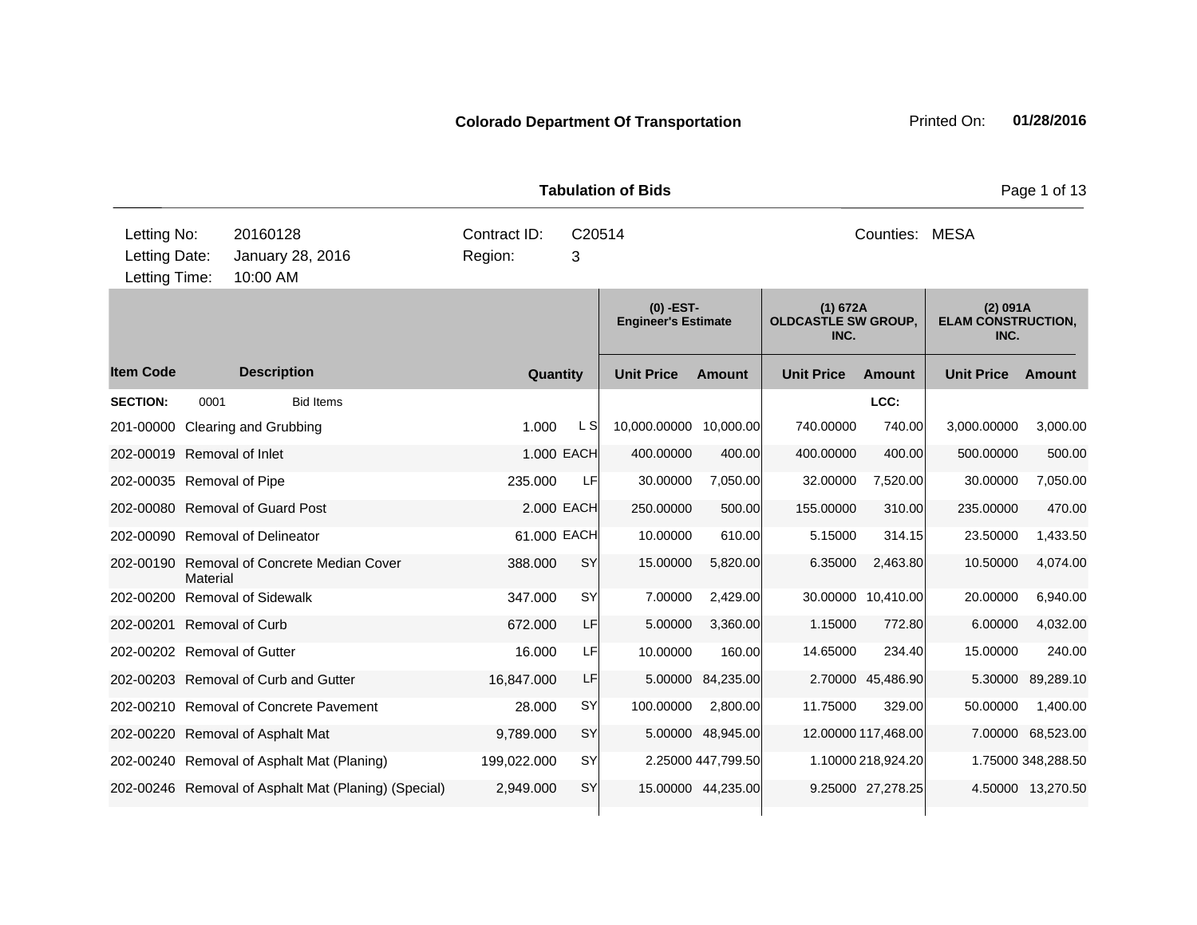**Colorado Department Of Transportation** Printed On: **01/28/2016**

**Tabulation of Bids**

Letting No: 20160128 Contract ID: C20514 Counties: MESA

Letting Date: January 28, 2016 Region: 3

Letting Time: 10:00 AM

| | | | | (0) -EST- Engineer's Estimate | | (1) 672A OLDCASTLE SW GROUP, INC. | | (2) 091A ELAM CONSTRUCTION, INC. | |
|---|---|---|---|---|---|---|---|---|---|
| **Item Code** | **Description** | **Quantity** | | **Unit Price** | **Amount** | **Unit Price** | **Amount** | **Unit Price** | **Amount** |
| **SECTION:** | 0001 Bid Items | | | | | | LCC: | | |
| 201-00000 | Clearing and Grubbing | 1.000 | L S | 10,000.00000 | 10,000.00 | 740.00000 | 740.00 | 3,000.00000 | 3,000.00 |
| 202-00019 | Removal of Inlet | 1.000 | EACH | 400.00000 | 400.00 | 400.00000 | 400.00 | 500.00000 | 500.00 |
| 202-00035 | Removal of Pipe | 235.000 | LF | 30.00000 | 7,050.00 | 32.00000 | 7,520.00 | 30.00000 | 7,050.00 |
| 202-00080 | Removal of Guard Post | 2.000 | EACH | 250.00000 | 500.00 | 155.00000 | 310.00 | 235.00000 | 470.00 |
| 202-00090 | Removal of Delineator | 61.000 | EACH | 10.00000 | 610.00 | 5.15000 | 314.15 | 23.50000 | 1,433.50 |
| 202-00190 | Removal of Concrete Median Cover Material | 388.000 | SY | 15.00000 | 5,820.00 | 6.35000 | 2,463.80 | 10.50000 | 4,074.00 |
| 202-00200 | Removal of Sidewalk | 347.000 | SY | 7.00000 | 2,429.00 | 30.00000 | 10,410.00 | 20.00000 | 6,940.00 |
| 202-00201 | Removal of Curb | 672.000 | LF | 5.00000 | 3,360.00 | 1.15000 | 772.80 | 6.00000 | 4,032.00 |
| 202-00202 | Removal of Gutter | 16.000 | LF | 10.00000 | 160.00 | 14.65000 | 234.40 | 15.00000 | 240.00 |
| 202-00203 | Removal of Curb and Gutter | 16,847.000 | LF | 5.00000 | 84,235.00 | 2.70000 | 45,486.90 | 5.30000 | 89,289.10 |
| 202-00210 | Removal of Concrete Pavement | 28.000 | SY | 100.00000 | 2,800.00 | 11.75000 | 329.00 | 50.00000 | 1,400.00 |
| 202-00220 | Removal of Asphalt Mat | 9,789.000 | SY | 5.00000 | 48,945.00 | 12.00000 | 117,468.00 | 7.00000 | 68,523.00 |
| 202-00240 | Removal of Asphalt Mat (Planing) | 199,022.000 | SY | 2.25000 | 447,799.50 | 1.10000 | 218,924.20 | 1.75000 | 348,288.50 |
| 202-00246 | Removal of Asphalt Mat (Planing) (Special) | 2,949.000 | SY | 15.00000 | 44,235.00 | 9.25000 | 27,278.25 | 4.50000 | 13,270.50 |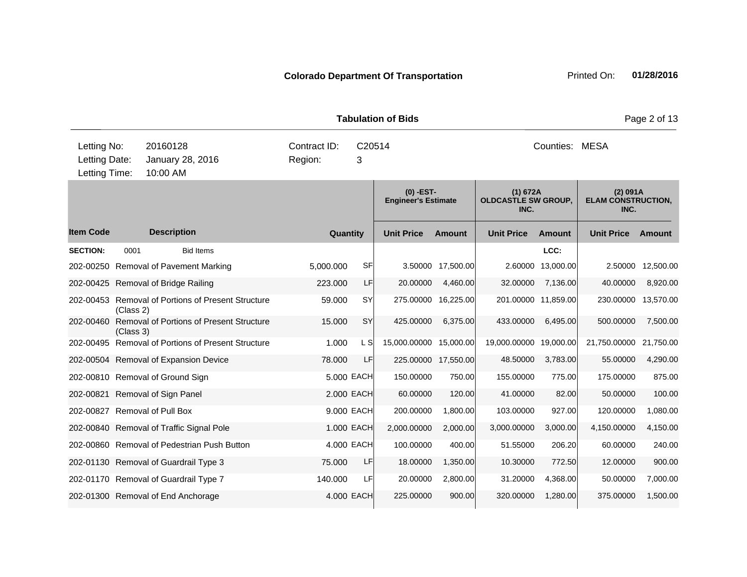**Colorado Department Of Transportation** Printed On: **01/28/2016**

**Tabulation of Bids**

| Letting No: | 20160128 | Contract ID: | C20514 | Counties: | MESA |
|---|---|---|---|---|---|
| Letting Date: | January 28, 2016 | Region: | 3 | | |
| Letting Time: | 10:00 AM | | | | |

| | | | | (0) -EST- Engineer's Estimate | | (1) 672A OLDCASTLE SW GROUP, INC. | | (2) 091A ELAM CONSTRUCTION, INC. | |
|---|---|---|---|---|---|---|---|---|---|
| **Item Code** | **Description** | **Quantity** | | **Unit Price** | **Amount** | **Unit Price** | **Amount** | **Unit Price** | **Amount** |
| **SECTION:** | 0001 Bid Items | | | | | | LCC: | | |
| 202-00250 | Removal of Pavement Marking | 5,000.000 | SF | 3.50000 | 17,500.00 | 2.60000 | 13,000.00 | 2.50000 | 12,500.00 |
| 202-00425 | Removal of Bridge Railing | 223.000 | LF | 20.00000 | 4,460.00 | 32.00000 | 7,136.00 | 40.00000 | 8,920.00 |
| 202-00453 | Removal of Portions of Present Structure (Class 2) | 59.000 | SY | 275.00000 | 16,225.00 | 201.00000 | 11,859.00 | 230.00000 | 13,570.00 |
| 202-00460 | Removal of Portions of Present Structure (Class 3) | 15.000 | SY | 425.00000 | 6,375.00 | 433.00000 | 6,495.00 | 500.00000 | 7,500.00 |
| 202-00495 | Removal of Portions of Present Structure | 1.000 | L S | 15,000.00000 | 15,000.00 | 19,000.00000 | 19,000.00 | 21,750.00000 | 21,750.00 |
| 202-00504 | Removal of Expansion Device | 78.000 | LF | 225.00000 | 17,550.00 | 48.50000 | 3,783.00 | 55.00000 | 4,290.00 |
| 202-00810 | Removal of Ground Sign | 5.000 | EACH | 150.00000 | 750.00 | 155.00000 | 775.00 | 175.00000 | 875.00 |
| 202-00821 | Removal of Sign Panel | 2.000 | EACH | 60.00000 | 120.00 | 41.00000 | 82.00 | 50.00000 | 100.00 |
| 202-00827 | Removal of Pull Box | 9.000 | EACH | 200.00000 | 1,800.00 | 103.00000 | 927.00 | 120.00000 | 1,080.00 |
| 202-00840 | Removal of Traffic Signal Pole | 1.000 | EACH | 2,000.00000 | 2,000.00 | 3,000.00000 | 3,000.00 | 4,150.00000 | 4,150.00 |
| 202-00860 | Removal of Pedestrian Push Button | 4.000 | EACH | 100.00000 | 400.00 | 51.55000 | 206.20 | 60.00000 | 240.00 |
| 202-01130 | Removal of Guardrail Type 3 | 75.000 | LF | 18.00000 | 1,350.00 | 10.30000 | 772.50 | 12.00000 | 900.00 |
| 202-01170 | Removal of Guardrail Type 7 | 140.000 | LF | 20.00000 | 2,800.00 | 31.20000 | 4,368.00 | 50.00000 | 7,000.00 |
| 202-01300 | Removal of End Anchorage | 4.000 | EACH | 225.00000 | 900.00 | 320.00000 | 1,280.00 | 375.00000 | 1,500.00 |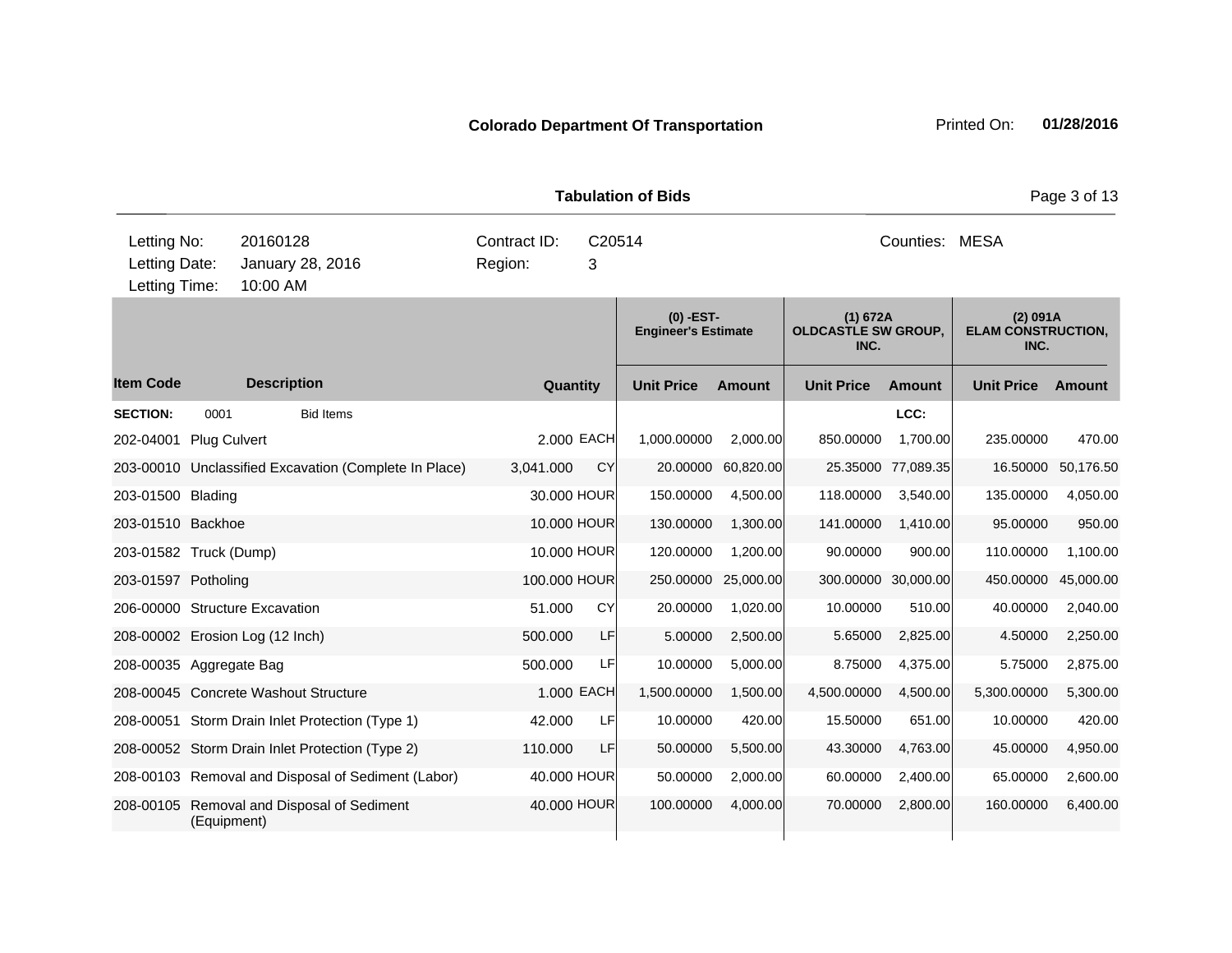**Colorado Department Of Transportation** Printed On: **01/28/2016**

**Tabulation of Bids**

| Letting No: | 20160128 | Contract ID: | C20514 | Counties: | MESA |
|---|---|---|---|---|---|
| Letting Date: | January 28, 2016 | Region: | 3 | | |
| Letting Time: | 10:00 AM | | | | |

| Item Code | Description | Quantity | | (0) -EST- Engineer's Estimate | | (1) 672A OLDCASTLE SW GROUP, INC. | | (2) 091A ELAM CONSTRUCTION, INC. | |
|---|---|---|---|---|---|---|---|---|---|
| | | | | Unit Price | Amount | Unit Price | Amount | Unit Price | Amount |
| **SECTION:** 0001 | Bid Items | | | | | | LCC: | | |
| 202-04001 | Plug Culvert | 2.000 | EACH | 1,000.00000 | 2,000.00 | 850.00000 | 1,700.00 | 235.00000 | 470.00 |
| 203-00010 | Unclassified Excavation (Complete In Place) | 3,041.000 | CY | 20.00000 | 60,820.00 | 25.35000 | 77,089.35 | 16.50000 | 50,176.50 |
| 203-01500 | Blading | 30.000 | HOUR | 150.00000 | 4,500.00 | 118.00000 | 3,540.00 | 135.00000 | 4,050.00 |
| 203-01510 | Backhoe | 10.000 | HOUR | 130.00000 | 1,300.00 | 141.00000 | 1,410.00 | 95.00000 | 950.00 |
| 203-01582 | Truck (Dump) | 10.000 | HOUR | 120.00000 | 1,200.00 | 90.00000 | 900.00 | 110.00000 | 1,100.00 |
| 203-01597 | Potholing | 100.000 | HOUR | 250.00000 | 25,000.00 | 300.00000 | 30,000.00 | 450.00000 | 45,000.00 |
| 206-00000 | Structure Excavation | 51.000 | CY | 20.00000 | 1,020.00 | 10.00000 | 510.00 | 40.00000 | 2,040.00 |
| 208-00002 | Erosion Log (12 Inch) | 500.000 | LF | 5.00000 | 2,500.00 | 5.65000 | 2,825.00 | 4.50000 | 2,250.00 |
| 208-00035 | Aggregate Bag | 500.000 | LF | 10.00000 | 5,000.00 | 8.75000 | 4,375.00 | 5.75000 | 2,875.00 |
| 208-00045 | Concrete Washout Structure | 1.000 | EACH | 1,500.00000 | 1,500.00 | 4,500.00000 | 4,500.00 | 5,300.00000 | 5,300.00 |
| 208-00051 | Storm Drain Inlet Protection (Type 1) | 42.000 | LF | 10.00000 | 420.00 | 15.50000 | 651.00 | 10.00000 | 420.00 |
| 208-00052 | Storm Drain Inlet Protection (Type 2) | 110.000 | LF | 50.00000 | 5,500.00 | 43.30000 | 4,763.00 | 45.00000 | 4,950.00 |
| 208-00103 | Removal and Disposal of Sediment (Labor) | 40.000 | HOUR | 50.00000 | 2,000.00 | 60.00000 | 2,400.00 | 65.00000 | 2,600.00 |
| 208-00105 | Removal and Disposal of Sediment (Equipment) | 40.000 | HOUR | 100.00000 | 4,000.00 | 70.00000 | 2,800.00 | 160.00000 | 6,400.00 |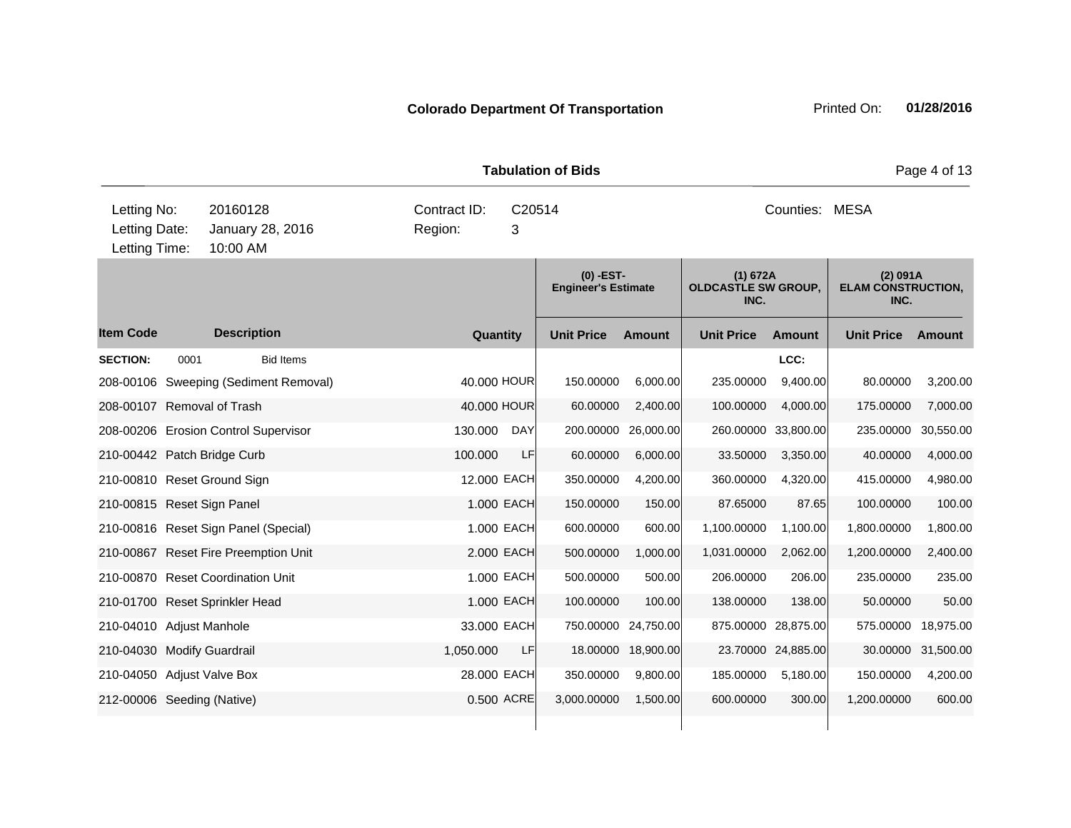**Colorado Department Of Transportation** Printed On: **01/28/2016**

**Tabulation of Bids**

Letting No: 20160128 Contract ID: C20514 Counties: MESA
Letting Date: January 28, 2016 Region: 3
Letting Time: 10:00 AM

| Item Code | Description | Quantity | | (0) -EST- Engineer's Estimate | | (1) 672A OLDCASTLE SW GROUP, INC. | | (2) 091A ELAM CONSTRUCTION, INC. | |
|---|---|---|---|---|---|---|---|---|---|
| | | | | Unit Price | Amount | Unit Price | Amount | Unit Price | Amount |
| **SECTION:** 0001 | Bid Items | | | | | | LCC: | | |
| 208-00106 | Sweeping (Sediment Removal) | 40.000 | HOUR | 150.00000 | 6,000.00 | 235.00000 | 9,400.00 | 80.00000 | 3,200.00 |
| 208-00107 | Removal of Trash | 40.000 | HOUR | 60.00000 | 2,400.00 | 100.00000 | 4,000.00 | 175.00000 | 7,000.00 |
| 208-00206 | Erosion Control Supervisor | 130.000 | DAY | 200.00000 | 26,000.00 | 260.00000 | 33,800.00 | 235.00000 | 30,550.00 |
| 210-00442 | Patch Bridge Curb | 100.000 | LF | 60.00000 | 6,000.00 | 33.50000 | 3,350.00 | 40.00000 | 4,000.00 |
| 210-00810 | Reset Ground Sign | 12.000 | EACH | 350.00000 | 4,200.00 | 360.00000 | 4,320.00 | 415.00000 | 4,980.00 |
| 210-00815 | Reset Sign Panel | 1.000 | EACH | 150.00000 | 150.00 | 87.65000 | 87.65 | 100.00000 | 100.00 |
| 210-00816 | Reset Sign Panel (Special) | 1.000 | EACH | 600.00000 | 600.00 | 1,100.00000 | 1,100.00 | 1,800.00000 | 1,800.00 |
| 210-00867 | Reset Fire Preemption Unit | 2.000 | EACH | 500.00000 | 1,000.00 | 1,031.00000 | 2,062.00 | 1,200.00000 | 2,400.00 |
| 210-00870 | Reset Coordination Unit | 1.000 | EACH | 500.00000 | 500.00 | 206.00000 | 206.00 | 235.00000 | 235.00 |
| 210-01700 | Reset Sprinkler Head | 1.000 | EACH | 100.00000 | 100.00 | 138.00000 | 138.00 | 50.00000 | 50.00 |
| 210-04010 | Adjust Manhole | 33.000 | EACH | 750.00000 | 24,750.00 | 875.00000 | 28,875.00 | 575.00000 | 18,975.00 |
| 210-04030 | Modify Guardrail | 1,050.000 | LF | 18.00000 | 18,900.00 | 23.70000 | 24,885.00 | 30.00000 | 31,500.00 |
| 210-04050 | Adjust Valve Box | 28.000 | EACH | 350.00000 | 9,800.00 | 185.00000 | 5,180.00 | 150.00000 | 4,200.00 |
| 212-00006 | Seeding (Native) | 0.500 | ACRE | 3,000.00000 | 1,500.00 | 600.00000 | 300.00 | 1,200.00000 | 600.00 |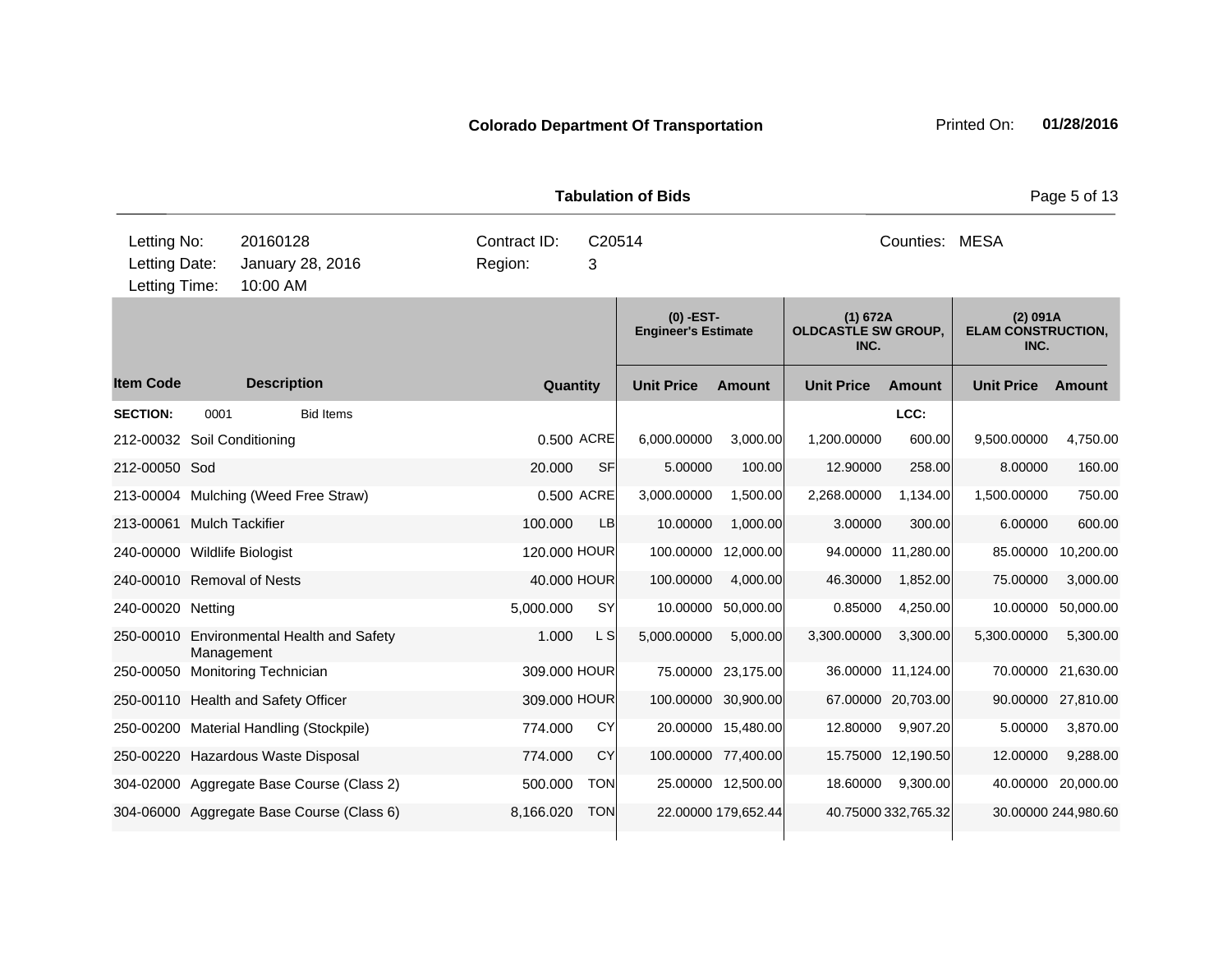**Colorado Department Of Transportation** Printed On: **01/28/2016**

**Tabulation of Bids**

| | | | | | |
|---|---|---|---|---|---|
| Letting No: | 20160128 | Contract ID: | C20514 | Counties: | MESA |
| Letting Date: | January 28, 2016 | Region: | 3 | | |
| Letting Time: | 10:00 AM | | | | |

| | | | | (0) -EST- Engineer's Estimate | | (1) 672A OLDCASTLE SW GROUP, INC. | | (2) 091A ELAM CONSTRUCTION, INC. | |
|---|---|---|---|---|---|---|---|---|---|
| **Item Code** | **Description** | **Quantity** | | **Unit Price** | **Amount** | **Unit Price** | **Amount** | **Unit Price** | **Amount** |
| **SECTION:** | 0001 Bid Items | | | | | | LCC: | | |
| 212-00032 | Soil Conditioning | 0.500 | ACRE | 6,000.00000 | 3,000.00 | 1,200.00000 | 600.00 | 9,500.00000 | 4,750.00 |
| 212-00050 | Sod | 20.000 | SF | 5.00000 | 100.00 | 12.90000 | 258.00 | 8.00000 | 160.00 |
| 213-00004 | Mulching (Weed Free Straw) | 0.500 | ACRE | 3,000.00000 | 1,500.00 | 2,268.00000 | 1,134.00 | 1,500.00000 | 750.00 |
| 213-00061 | Mulch Tackifier | 100.000 | LB | 10.00000 | 1,000.00 | 3.00000 | 300.00 | 6.00000 | 600.00 |
| 240-00000 | Wildlife Biologist | 120.000 | HOUR | 100.00000 | 12,000.00 | 94.00000 | 11,280.00 | 85.00000 | 10,200.00 |
| 240-00010 | Removal of Nests | 40.000 | HOUR | 100.00000 | 4,000.00 | 46.30000 | 1,852.00 | 75.00000 | 3,000.00 |
| 240-00020 | Netting | 5,000.000 | SY | 10.00000 | 50,000.00 | 0.85000 | 4,250.00 | 10.00000 | 50,000.00 |
| 250-00010 | Environmental Health and Safety Management | 1.000 | L S | 5,000.00000 | 5,000.00 | 3,300.00000 | 3,300.00 | 5,300.00000 | 5,300.00 |
| 250-00050 | Monitoring Technician | 309.000 | HOUR | 75.00000 | 23,175.00 | 36.00000 | 11,124.00 | 70.00000 | 21,630.00 |
| 250-00110 | Health and Safety Officer | 309.000 | HOUR | 100.00000 | 30,900.00 | 67.00000 | 20,703.00 | 90.00000 | 27,810.00 |
| 250-00200 | Material Handling (Stockpile) | 774.000 | CY | 20.00000 | 15,480.00 | 12.80000 | 9,907.20 | 5.00000 | 3,870.00 |
| 250-00220 | Hazardous Waste Disposal | 774.000 | CY | 100.00000 | 77,400.00 | 15.75000 | 12,190.50 | 12.00000 | 9,288.00 |
| 304-02000 | Aggregate Base Course (Class 2) | 500.000 | TON | 25.00000 | 12,500.00 | 18.60000 | 9,300.00 | 40.00000 | 20,000.00 |
| 304-06000 | Aggregate Base Course (Class 6) | 8,166.020 | TON | 22.00000 | 179,652.44 | 40.75000 | 332,765.32 | 30.00000 | 244,980.60 |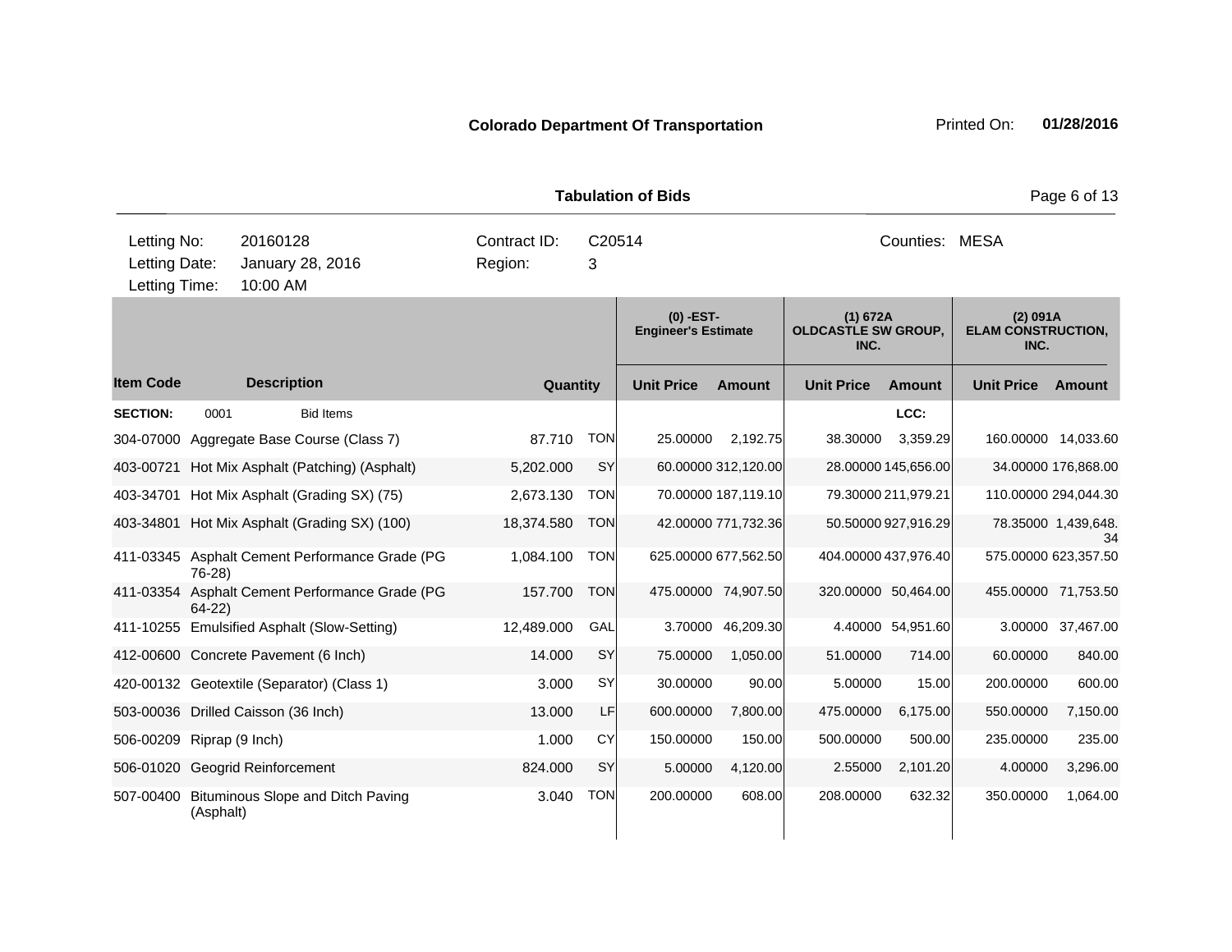**Colorado Department Of Transportation**

Printed On: **01/28/2016**

**Tabulation of Bids**

| Letting No: | 20160128 | Contract ID: | C20514 | Counties: | MESA |
|---|---|---|---|---|---|
| Letting Date: | January 28, 2016 | Region: | 3 | | |
| Letting Time: | 10:00 AM | | | | |

| Item Code | Description | Quantity | | (0) -EST- Engineer's Estimate | | (1) 672A OLDCASTLE SW GROUP, INC. | | (2) 091A ELAM CONSTRUCTION, INC. | |
|---|---|---|---|---|---|---|---|---|---|
| | | | | Unit Price | Amount | Unit Price | Amount | Unit Price | Amount |
| **SECTION:** | 0001 Bid Items | | | | | | LCC: | | |
| 304-07000 | Aggregate Base Course (Class 7) | 87.710 | TON | 25.00000 | 2,192.75 | 38.30000 | 3,359.29 | 160.00000 | 14,033.60 |
| 403-00721 | Hot Mix Asphalt (Patching) (Asphalt) | 5,202.000 | SY | 60.00000 | 312,120.00 | 28.00000 | 145,656.00 | 34.00000 | 176,868.00 |
| 403-34701 | Hot Mix Asphalt (Grading SX) (75) | 2,673.130 | TON | 70.00000 | 187,119.10 | 79.30000 | 211,979.21 | 110.00000 | 294,044.30 |
| 403-34801 | Hot Mix Asphalt (Grading SX) (100) | 18,374.580 | TON | 42.00000 | 771,732.36 | 50.50000 | 927,916.29 | 78.35000 | 1,439,648.34 |
| 411-03345 | Asphalt Cement Performance Grade (PG 76-28) | 1,084.100 | TON | 625.00000 | 677,562.50 | 404.00000 | 437,976.40 | 575.00000 | 623,357.50 |
| 411-03354 | Asphalt Cement Performance Grade (PG 64-22) | 157.700 | TON | 475.00000 | 74,907.50 | 320.00000 | 50,464.00 | 455.00000 | 71,753.50 |
| 411-10255 | Emulsified Asphalt (Slow-Setting) | 12,489.000 | GAL | 3.70000 | 46,209.30 | 4.40000 | 54,951.60 | 3.00000 | 37,467.00 |
| 412-00600 | Concrete Pavement (6 Inch) | 14.000 | SY | 75.00000 | 1,050.00 | 51.00000 | 714.00 | 60.00000 | 840.00 |
| 420-00132 | Geotextile (Separator) (Class 1) | 3.000 | SY | 30.00000 | 90.00 | 5.00000 | 15.00 | 200.00000 | 600.00 |
| 503-00036 | Drilled Caisson (36 Inch) | 13.000 | LF | 600.00000 | 7,800.00 | 475.00000 | 6,175.00 | 550.00000 | 7,150.00 |
| 506-00209 | Riprap (9 Inch) | 1.000 | CY | 150.00000 | 150.00 | 500.00000 | 500.00 | 235.00000 | 235.00 |
| 506-01020 | Geogrid Reinforcement | 824.000 | SY | 5.00000 | 4,120.00 | 2.55000 | 2,101.20 | 4.00000 | 3,296.00 |
| 507-00400 | Bituminous Slope and Ditch Paving (Asphalt) | 3.040 | TON | 200.00000 | 608.00 | 208.00000 | 632.32 | 350.00000 | 1,064.00 |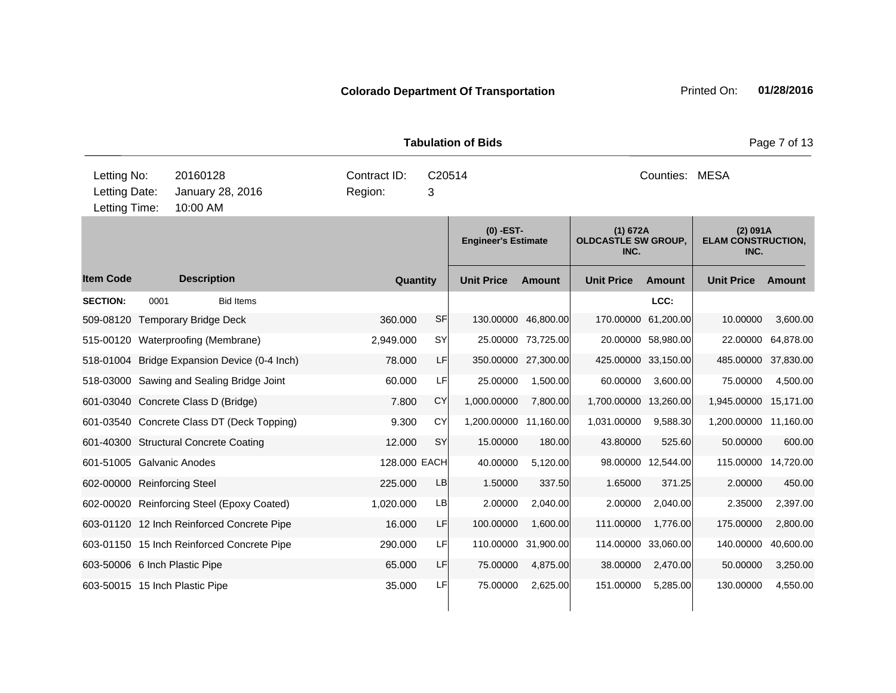**Colorado Department Of Transportation**

Printed On: **01/28/2016**

**Tabulation of Bids**

| Letting No: | 20160128 | Contract ID: | C20514 | Counties: | MESA |
|---|---|---|---|---|---|
| Letting Date: | January 28, 2016 | Region: | 3 | | |
| Letting Time: | 10:00 AM | | | | |

| | | | | (0) -EST- Engineer's Estimate | | (1) 672A OLDCASTLE SW GROUP, INC. | | (2) 091A ELAM CONSTRUCTION, INC. | |
|---|---|---|---|---|---|---|---|---|---|
| **Item Code** | **Description** | **Quantity** | | **Unit Price** | **Amount** | **Unit Price** | **Amount** | **Unit Price** | **Amount** |
| **SECTION:** | 0001 Bid Items | | | | | | LCC: | | |
| 509-08120 | Temporary Bridge Deck | 360.000 | SF | 130.00000 | 46,800.00 | 170.00000 | 61,200.00 | 10.00000 | 3,600.00 |
| 515-00120 | Waterproofing (Membrane) | 2,949.000 | SY | 25.00000 | 73,725.00 | 20.00000 | 58,980.00 | 22.00000 | 64,878.00 |
| 518-01004 | Bridge Expansion Device (0-4 Inch) | 78.000 | LF | 350.00000 | 27,300.00 | 425.00000 | 33,150.00 | 485.00000 | 37,830.00 |
| 518-03000 | Sawing and Sealing Bridge Joint | 60.000 | LF | 25.00000 | 1,500.00 | 60.00000 | 3,600.00 | 75.00000 | 4,500.00 |
| 601-03040 | Concrete Class D (Bridge) | 7.800 | CY | 1,000.00000 | 7,800.00 | 1,700.00000 | 13,260.00 | 1,945.00000 | 15,171.00 |
| 601-03540 | Concrete Class DT (Deck Topping) | 9.300 | CY | 1,200.00000 | 11,160.00 | 1,031.00000 | 9,588.30 | 1,200.00000 | 11,160.00 |
| 601-40300 | Structural Concrete Coating | 12.000 | SY | 15.00000 | 180.00 | 43.80000 | 525.60 | 50.00000 | 600.00 |
| 601-51005 | Galvanic Anodes | 128.000 | EACH | 40.00000 | 5,120.00 | 98.00000 | 12,544.00 | 115.00000 | 14,720.00 |
| 602-00000 | Reinforcing Steel | 225.000 | LB | 1.50000 | 337.50 | 1.65000 | 371.25 | 2.00000 | 450.00 |
| 602-00020 | Reinforcing Steel (Epoxy Coated) | 1,020.000 | LB | 2.00000 | 2,040.00 | 2.00000 | 2,040.00 | 2.35000 | 2,397.00 |
| 603-01120 | 12 Inch Reinforced Concrete Pipe | 16.000 | LF | 100.00000 | 1,600.00 | 111.00000 | 1,776.00 | 175.00000 | 2,800.00 |
| 603-01150 | 15 Inch Reinforced Concrete Pipe | 290.000 | LF | 110.00000 | 31,900.00 | 114.00000 | 33,060.00 | 140.00000 | 40,600.00 |
| 603-50006 | 6 Inch Plastic Pipe | 65.000 | LF | 75.00000 | 4,875.00 | 38.00000 | 2,470.00 | 50.00000 | 3,250.00 |
| 603-50015 | 15 Inch Plastic Pipe | 35.000 | LF | 75.00000 | 2,625.00 | 151.00000 | 5,285.00 | 130.00000 | 4,550.00 |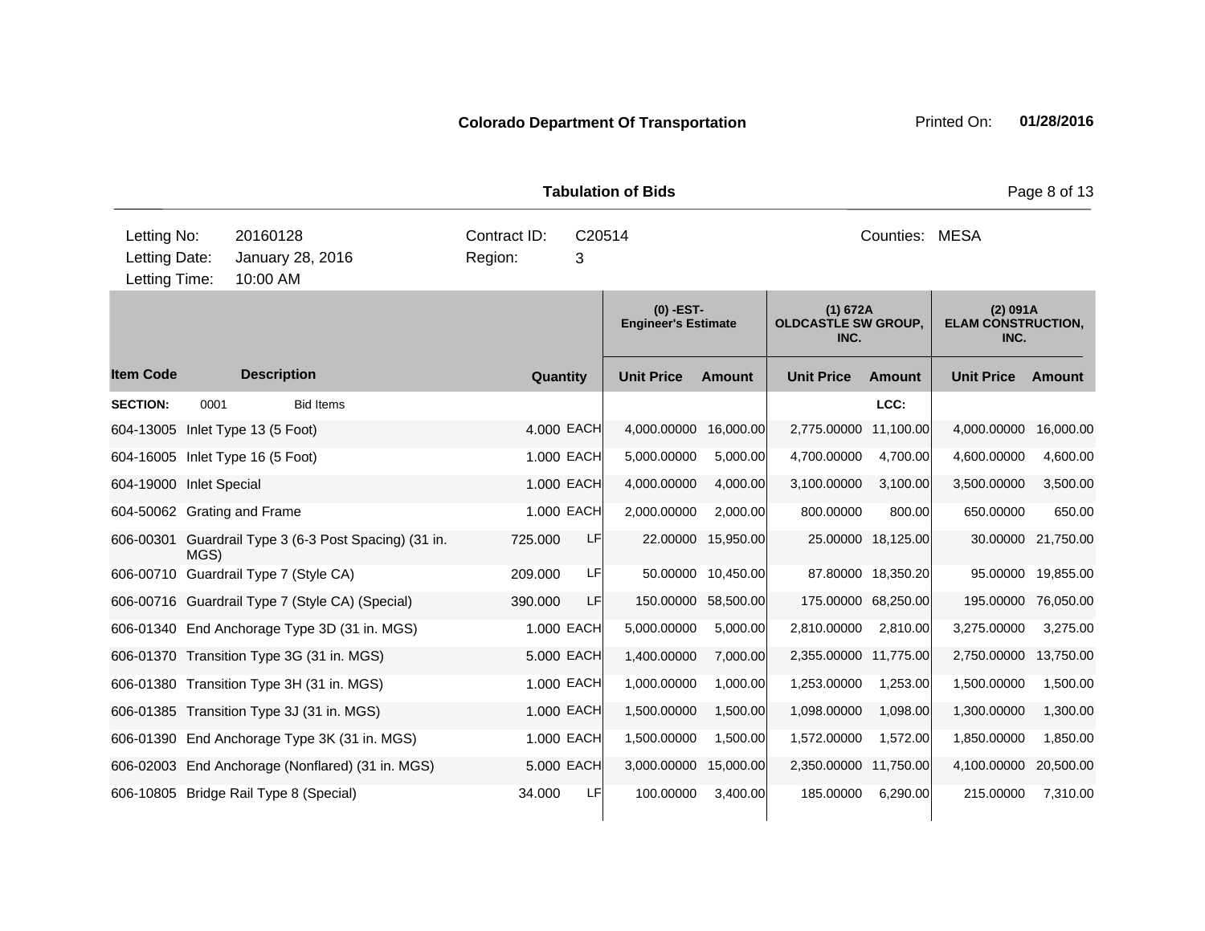**Colorado Department Of Transportation** Printed On: **01/28/2016**

**Tabulation of Bids**

| | | | | | |
|---|---|---|---|---|---|
| Letting No: | 20160128 | Contract ID: | C20514 | Counties: | MESA |
| Letting Date: | January 28, 2016 | Region: | 3 | | |
| Letting Time: | 10:00 AM | | | | |

| | | | | (0) -EST- Engineer's Estimate | | (1) 672A OLDCASTLE SW GROUP, INC. | | (2) 091A ELAM CONSTRUCTION, INC. | |
|---|---|---|---|---|---|---|---|---|---|
| **Item Code** | **Description** | **Quantity** | | **Unit Price** | **Amount** | **Unit Price** | **Amount** | **Unit Price** | **Amount** |
| **SECTION:** | 0001 Bid Items | | | | | | **LCC:** | | |
| 604-13005 | Inlet Type 13 (5 Foot) | 4.000 | EACH | 4,000.00000 | 16,000.00 | 2,775.00000 | 11,100.00 | 4,000.00000 | 16,000.00 |
| 604-16005 | Inlet Type 16 (5 Foot) | 1.000 | EACH | 5,000.00000 | 5,000.00 | 4,700.00000 | 4,700.00 | 4,600.00000 | 4,600.00 |
| 604-19000 | Inlet Special | 1.000 | EACH | 4,000.00000 | 4,000.00 | 3,100.00000 | 3,100.00 | 3,500.00000 | 3,500.00 |
| 604-50062 | Grating and Frame | 1.000 | EACH | 2,000.00000 | 2,000.00 | 800.00000 | 800.00 | 650.00000 | 650.00 |
| 606-00301 | Guardrail Type 3 (6-3 Post Spacing) (31 in. MGS) | 725.000 | LF | 22.00000 | 15,950.00 | 25.00000 | 18,125.00 | 30.00000 | 21,750.00 |
| 606-00710 | Guardrail Type 7 (Style CA) | 209.000 | LF | 50.00000 | 10,450.00 | 87.80000 | 18,350.20 | 95.00000 | 19,855.00 |
| 606-00716 | Guardrail Type 7 (Style CA) (Special) | 390.000 | LF | 150.00000 | 58,500.00 | 175.00000 | 68,250.00 | 195.00000 | 76,050.00 |
| 606-01340 | End Anchorage Type 3D (31 in. MGS) | 1.000 | EACH | 5,000.00000 | 5,000.00 | 2,810.00000 | 2,810.00 | 3,275.00000 | 3,275.00 |
| 606-01370 | Transition Type 3G (31 in. MGS) | 5.000 | EACH | 1,400.00000 | 7,000.00 | 2,355.00000 | 11,775.00 | 2,750.00000 | 13,750.00 |
| 606-01380 | Transition Type 3H (31 in. MGS) | 1.000 | EACH | 1,000.00000 | 1,000.00 | 1,253.00000 | 1,253.00 | 1,500.00000 | 1,500.00 |
| 606-01385 | Transition Type 3J (31 in. MGS) | 1.000 | EACH | 1,500.00000 | 1,500.00 | 1,098.00000 | 1,098.00 | 1,300.00000 | 1,300.00 |
| 606-01390 | End Anchorage Type 3K (31 in. MGS) | 1.000 | EACH | 1,500.00000 | 1,500.00 | 1,572.00000 | 1,572.00 | 1,850.00000 | 1,850.00 |
| 606-02003 | End Anchorage (Nonflared) (31 in. MGS) | 5.000 | EACH | 3,000.00000 | 15,000.00 | 2,350.00000 | 11,750.00 | 4,100.00000 | 20,500.00 |
| 606-10805 | Bridge Rail Type 8 (Special) | 34.000 | LF | 100.00000 | 3,400.00 | 185.00000 | 6,290.00 | 215.00000 | 7,310.00 |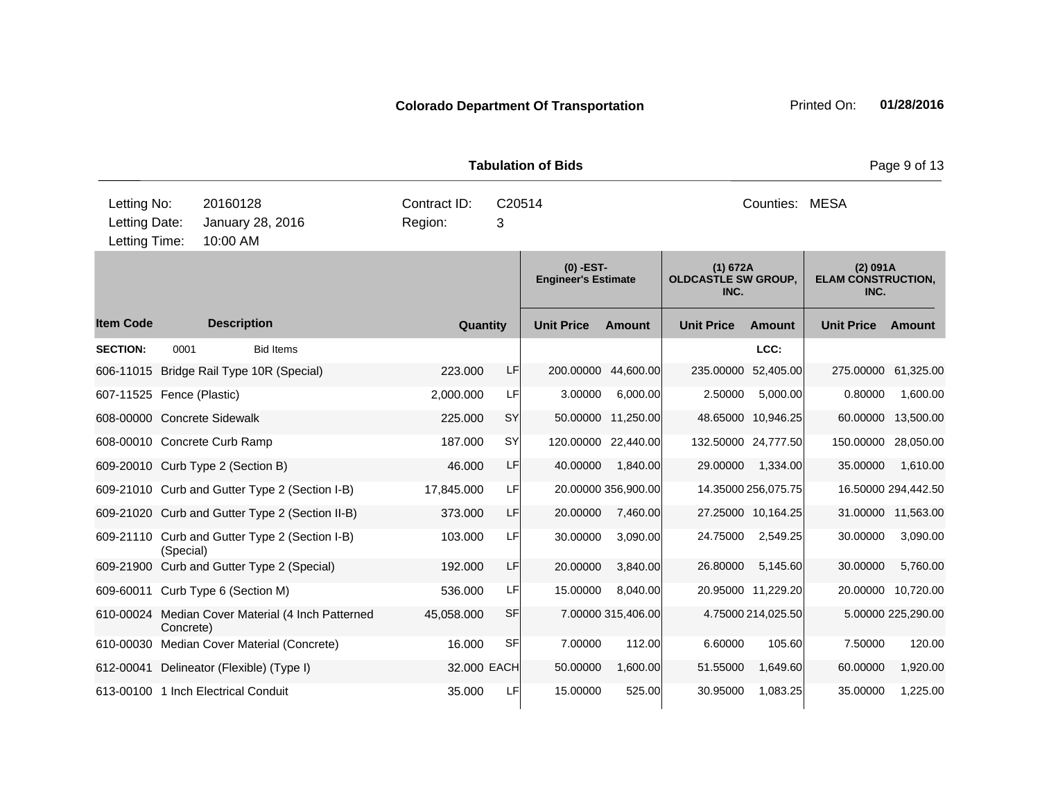**Colorado Department Of Transportation** Printed On: **01/28/2016**

**Tabulation of Bids**

| Letting No: | 20160128 | Contract ID: | C20514 | Counties: | MESA |
|---|---|---|---|---|---|
| Letting Date: | January 28, 2016 | Region: | 3 | | |
| Letting Time: | 10:00 AM | | | | |

| | | | | (0) -EST- Engineer's Estimate | | (1) 672A OLDCASTLE SW GROUP, INC. | | (2) 091A ELAM CONSTRUCTION, INC. | |
|---|---|---|---|---|---|---|---|---|---|
| **Item Code** | **Description** | **Quantity** | | **Unit Price** | **Amount** | **Unit Price** | **Amount** | **Unit Price** | **Amount** |
| **SECTION:** | 0001 Bid Items | | | | | | LCC: | | |
| 606-11015 | Bridge Rail Type 10R (Special) | 223.000 | LF | 200.00000 | 44,600.00 | 235.00000 | 52,405.00 | 275.00000 | 61,325.00 |
| 607-11525 | Fence (Plastic) | 2,000.000 | LF | 3.00000 | 6,000.00 | 2.50000 | 5,000.00 | 0.80000 | 1,600.00 |
| 608-00000 | Concrete Sidewalk | 225.000 | SY | 50.00000 | 11,250.00 | 48.65000 | 10,946.25 | 60.00000 | 13,500.00 |
| 608-00010 | Concrete Curb Ramp | 187.000 | SY | 120.00000 | 22,440.00 | 132.50000 | 24,777.50 | 150.00000 | 28,050.00 |
| 609-20010 | Curb Type 2 (Section B) | 46.000 | LF | 40.00000 | 1,840.00 | 29.00000 | 1,334.00 | 35.00000 | 1,610.00 |
| 609-21010 | Curb and Gutter Type 2 (Section I-B) | 17,845.000 | LF | 20.00000 | 356,900.00 | 14.35000 | 256,075.75 | 16.50000 | 294,442.50 |
| 609-21020 | Curb and Gutter Type 2 (Section II-B) | 373.000 | LF | 20.00000 | 7,460.00 | 27.25000 | 10,164.25 | 31.00000 | 11,563.00 |
| 609-21110 | Curb and Gutter Type 2 (Section I-B) (Special) | 103.000 | LF | 30.00000 | 3,090.00 | 24.75000 | 2,549.25 | 30.00000 | 3,090.00 |
| 609-21900 | Curb and Gutter Type 2 (Special) | 192.000 | LF | 20.00000 | 3,840.00 | 26.80000 | 5,145.60 | 30.00000 | 5,760.00 |
| 609-60011 | Curb Type 6 (Section M) | 536.000 | LF | 15.00000 | 8,040.00 | 20.95000 | 11,229.20 | 20.00000 | 10,720.00 |
| 610-00024 | Median Cover Material (4 Inch Patterned Concrete) | 45,058.000 | SF | 7.00000 | 315,406.00 | 4.75000 | 214,025.50 | 5.00000 | 225,290.00 |
| 610-00030 | Median Cover Material (Concrete) | 16.000 | SF | 7.00000 | 112.00 | 6.60000 | 105.60 | 7.50000 | 120.00 |
| 612-00041 | Delineator (Flexible) (Type I) | 32.000 | EACH | 50.00000 | 1,600.00 | 51.55000 | 1,649.60 | 60.00000 | 1,920.00 |
| 613-00100 | 1 Inch Electrical Conduit | 35.000 | LF | 15.00000 | 525.00 | 30.95000 | 1,083.25 | 35.00000 | 1,225.00 |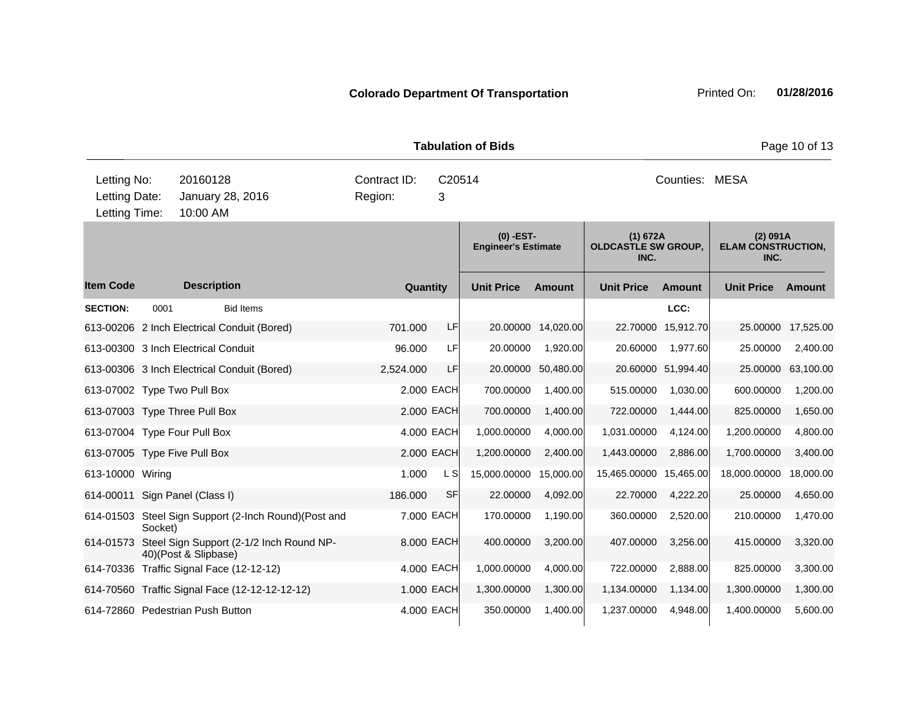**Colorado Department Of Transportation** Printed On: **01/28/2016**

**Tabulation of Bids**

| | | | | | |
|---|---|---|---|---|---|
| Letting No: | 20160128 | Contract ID: | C20514 | Counties: | MESA |
| Letting Date: | January 28, 2016 | Region: | 3 | | |
| Letting Time: | 10:00 AM | | | | |

| Item Code | Description | Quantity | | (0) -EST- Engineer's Estimate | | (1) 672A OLDCASTLE SW GROUP, INC. | | (2) 091A ELAM CONSTRUCTION, INC. | |
|---|---|---|---|---|---|---|---|---|---|
| | | | | Unit Price | Amount | Unit Price | Amount | Unit Price | Amount |
| **SECTION:** | 0001 Bid Items | | | | | | LCC: | | |
| 613-00206 | 2 Inch Electrical Conduit (Bored) | 701.000 | LF | 20.00000 | 14,020.00 | 22.70000 | 15,912.70 | 25.00000 | 17,525.00 |
| 613-00300 | 3 Inch Electrical Conduit | 96.000 | LF | 20.00000 | 1,920.00 | 20.60000 | 1,977.60 | 25.00000 | 2,400.00 |
| 613-00306 | 3 Inch Electrical Conduit (Bored) | 2,524.000 | LF | 20.00000 | 50,480.00 | 20.60000 | 51,994.40 | 25.00000 | 63,100.00 |
| 613-07002 | Type Two Pull Box | 2.000 | EACH | 700.00000 | 1,400.00 | 515.00000 | 1,030.00 | 600.00000 | 1,200.00 |
| 613-07003 | Type Three Pull Box | 2.000 | EACH | 700.00000 | 1,400.00 | 722.00000 | 1,444.00 | 825.00000 | 1,650.00 |
| 613-07004 | Type Four Pull Box | 4.000 | EACH | 1,000.00000 | 4,000.00 | 1,031.00000 | 4,124.00 | 1,200.00000 | 4,800.00 |
| 613-07005 | Type Five Pull Box | 2.000 | EACH | 1,200.00000 | 2,400.00 | 1,443.00000 | 2,886.00 | 1,700.00000 | 3,400.00 |
| 613-10000 | Wiring | 1.000 | L S | 15,000.00000 | 15,000.00 | 15,465.00000 | 15,465.00 | 18,000.00000 | 18,000.00 |
| 614-00011 | Sign Panel (Class I) | 186.000 | SF | 22.00000 | 4,092.00 | 22.70000 | 4,222.20 | 25.00000 | 4,650.00 |
| 614-01503 | Steel Sign Support (2-Inch Round)(Post and Socket) | 7.000 | EACH | 170.00000 | 1,190.00 | 360.00000 | 2,520.00 | 210.00000 | 1,470.00 |
| 614-01573 | Steel Sign Support (2-1/2 Inch Round NP-40)(Post & Slipbase) | 8.000 | EACH | 400.00000 | 3,200.00 | 407.00000 | 3,256.00 | 415.00000 | 3,320.00 |
| 614-70336 | Traffic Signal Face (12-12-12) | 4.000 | EACH | 1,000.00000 | 4,000.00 | 722.00000 | 2,888.00 | 825.00000 | 3,300.00 |
| 614-70560 | Traffic Signal Face (12-12-12-12-12) | 1.000 | EACH | 1,300.00000 | 1,300.00 | 1,134.00000 | 1,134.00 | 1,300.00000 | 1,300.00 |
| 614-72860 | Pedestrian Push Button | 4.000 | EACH | 350.00000 | 1,400.00 | 1,237.00000 | 4,948.00 | 1,400.00000 | 5,600.00 |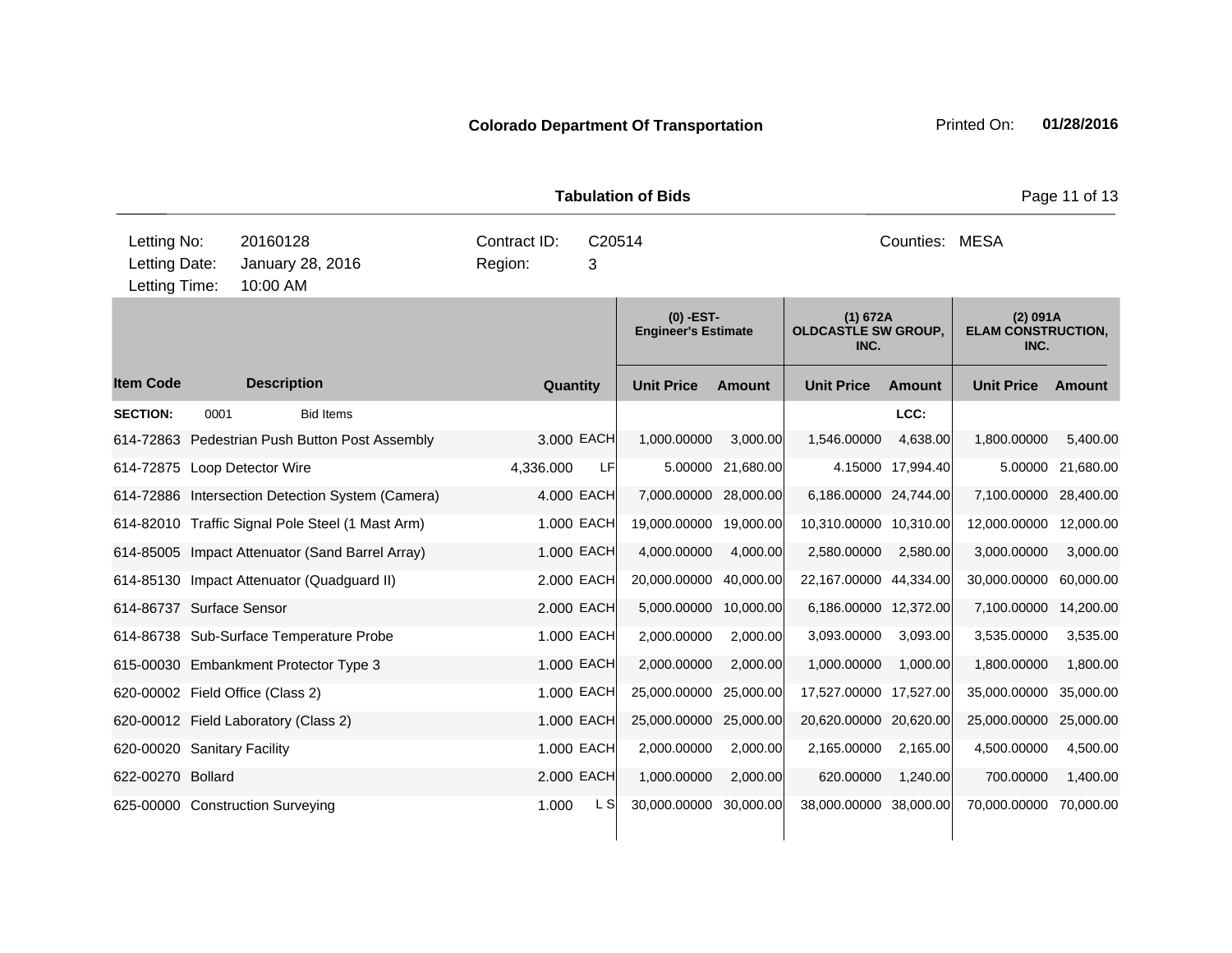**Colorado Department Of Transportation**

Printed On: **01/28/2016**

**Tabulation of Bids**

| | | | | | |
|---|---|---|---|---|---|
| Letting No: | 20160128 | Contract ID: | C20514 | Counties: | MESA |
| Letting Date: | January 28, 2016 | Region: | 3 | | |
| Letting Time: | 10:00 AM | | | | |

| | | | | (0) -EST- Engineer's Estimate | | (1) 672A OLDCASTLE SW GROUP, INC. | | (2) 091A ELAM CONSTRUCTION, INC. | |
|---|---|---|---|---|---|---|---|---|---|
| **Item Code** | **Description** | **Quantity** | | **Unit Price** | **Amount** | **Unit Price** | **Amount** | **Unit Price** | **Amount** |
| **SECTION:** | 0001 Bid Items | | | | | | LCC: | | |
| 614-72863 | Pedestrian Push Button Post Assembly | 3.000 | EACH | 1,000.00000 | 3,000.00 | 1,546.00000 | 4,638.00 | 1,800.00000 | 5,400.00 |
| 614-72875 | Loop Detector Wire | 4,336.000 | LF | 5.00000 | 21,680.00 | 4.15000 | 17,994.40 | 5.00000 | 21,680.00 |
| 614-72886 | Intersection Detection System (Camera) | 4.000 | EACH | 7,000.00000 | 28,000.00 | 6,186.00000 | 24,744.00 | 7,100.00000 | 28,400.00 |
| 614-82010 | Traffic Signal Pole Steel (1 Mast Arm) | 1.000 | EACH | 19,000.00000 | 19,000.00 | 10,310.00000 | 10,310.00 | 12,000.00000 | 12,000.00 |
| 614-85005 | Impact Attenuator (Sand Barrel Array) | 1.000 | EACH | 4,000.00000 | 4,000.00 | 2,580.00000 | 2,580.00 | 3,000.00000 | 3,000.00 |
| 614-85130 | Impact Attenuator (Quadguard II) | 2.000 | EACH | 20,000.00000 | 40,000.00 | 22,167.00000 | 44,334.00 | 30,000.00000 | 60,000.00 |
| 614-86737 | Surface Sensor | 2.000 | EACH | 5,000.00000 | 10,000.00 | 6,186.00000 | 12,372.00 | 7,100.00000 | 14,200.00 |
| 614-86738 | Sub-Surface Temperature Probe | 1.000 | EACH | 2,000.00000 | 2,000.00 | 3,093.00000 | 3,093.00 | 3,535.00000 | 3,535.00 |
| 615-00030 | Embankment Protector Type 3 | 1.000 | EACH | 2,000.00000 | 2,000.00 | 1,000.00000 | 1,000.00 | 1,800.00000 | 1,800.00 |
| 620-00002 | Field Office (Class 2) | 1.000 | EACH | 25,000.00000 | 25,000.00 | 17,527.00000 | 17,527.00 | 35,000.00000 | 35,000.00 |
| 620-00012 | Field Laboratory (Class 2) | 1.000 | EACH | 25,000.00000 | 25,000.00 | 20,620.00000 | 20,620.00 | 25,000.00000 | 25,000.00 |
| 620-00020 | Sanitary Facility | 1.000 | EACH | 2,000.00000 | 2,000.00 | 2,165.00000 | 2,165.00 | 4,500.00000 | 4,500.00 |
| 622-00270 | Bollard | 2.000 | EACH | 1,000.00000 | 2,000.00 | 620.00000 | 1,240.00 | 700.00000 | 1,400.00 |
| 625-00000 | Construction Surveying | 1.000 | L S | 30,000.00000 | 30,000.00 | 38,000.00000 | 38,000.00 | 70,000.00000 | 70,000.00 |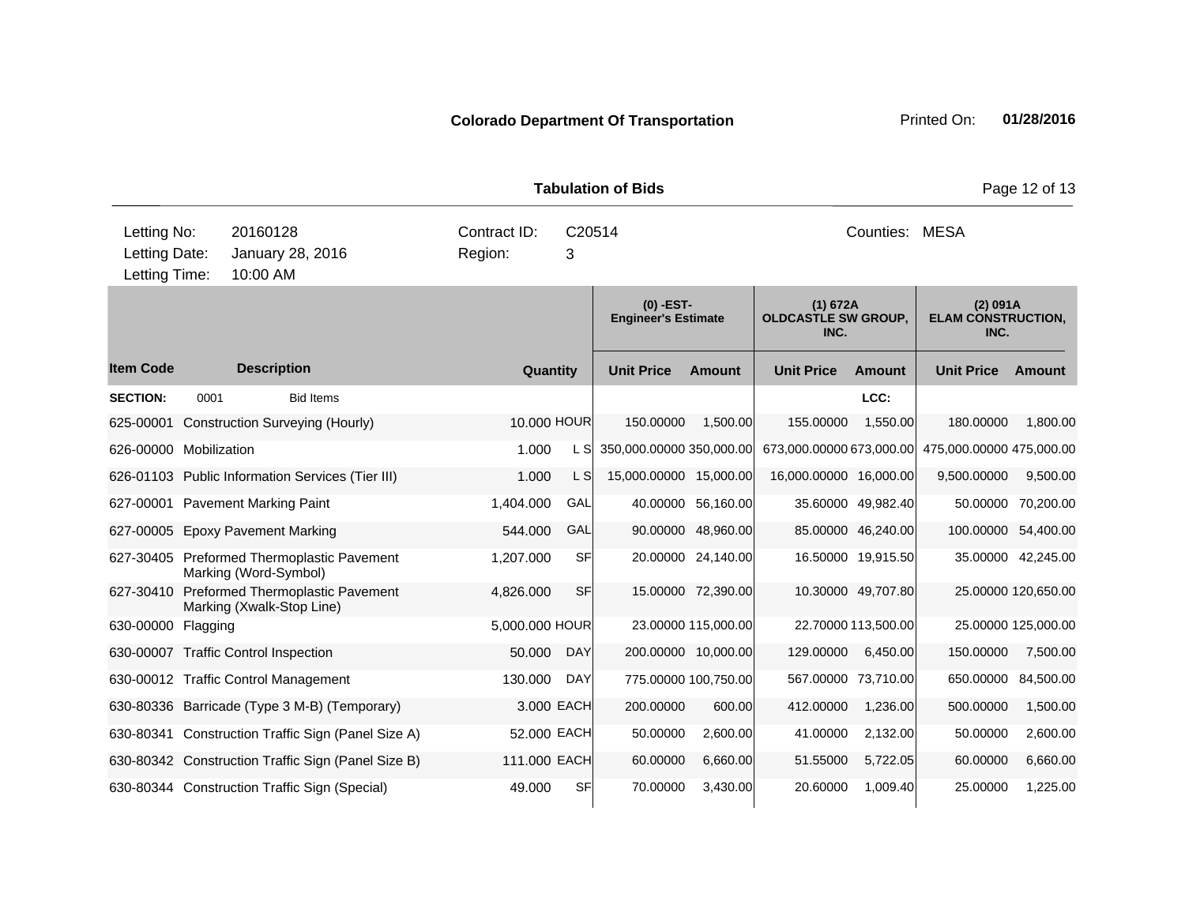**Colorado Department Of Transportation** Printed On: **01/28/2016**

**Tabulation of Bids**

| | | | |
|---|---|---|---|
| Letting No: | 20160128 | Contract ID: | C20514 |
| Letting Date: | January 28, 2016 | Region: | 3 |
| Letting Time: | 10:00 AM | | |

Counties: MESA

| Item Code | Description | Quantity | Unit | (0) -EST- Engineer's Estimate Unit Price | Amount | (1) 672A OLDCASTLE SW GROUP, INC. Unit Price | Amount | (2) 091A ELAM CONSTRUCTION, INC. Unit Price | Amount |
|---|---|---|---|---|---|---|---|---|---|
| SECTION: | 0001 Bid Items | | | | | | LCC: | | |
| 625-00001 | Construction Surveying (Hourly) | 10.000 | HOUR | 150.00000 | 1,500.00 | 155.00000 | 1,550.00 | 180.00000 | 1,800.00 |
| 626-00000 | Mobilization | 1.000 | L S | 350,000.00000 | 350,000.00 | 673,000.00000 | 673,000.00 | 475,000.00000 | 475,000.00 |
| 626-01103 | Public Information Services (Tier III) | 1.000 | L S | 15,000.00000 | 15,000.00 | 16,000.00000 | 16,000.00 | 9,500.00000 | 9,500.00 |
| 627-00001 | Pavement Marking Paint | 1,404.000 | GAL | 40.00000 | 56,160.00 | 35.60000 | 49,982.40 | 50.00000 | 70,200.00 |
| 627-00005 | Epoxy Pavement Marking | 544.000 | GAL | 90.00000 | 48,960.00 | 85.00000 | 46,240.00 | 100.00000 | 54,400.00 |
| 627-30405 | Preformed Thermoplastic Pavement Marking (Word-Symbol) | 1,207.000 | SF | 20.00000 | 24,140.00 | 16.50000 | 19,915.50 | 35.00000 | 42,245.00 |
| 627-30410 | Preformed Thermoplastic Pavement Marking (Xwalk-Stop Line) | 4,826.000 | SF | 15.00000 | 72,390.00 | 10.30000 | 49,707.80 | 25.00000 | 120,650.00 |
| 630-00000 | Flagging | 5,000.000 | HOUR | 23.00000 | 115,000.00 | 22.70000 | 113,500.00 | 25.00000 | 125,000.00 |
| 630-00007 | Traffic Control Inspection | 50.000 | DAY | 200.00000 | 10,000.00 | 129.00000 | 6,450.00 | 150.00000 | 7,500.00 |
| 630-00012 | Traffic Control Management | 130.000 | DAY | 775.00000 | 100,750.00 | 567.00000 | 73,710.00 | 650.00000 | 84,500.00 |
| 630-80336 | Barricade (Type 3 M-B) (Temporary) | 3.000 | EACH | 200.00000 | 600.00 | 412.00000 | 1,236.00 | 500.00000 | 1,500.00 |
| 630-80341 | Construction Traffic Sign (Panel Size A) | 52.000 | EACH | 50.00000 | 2,600.00 | 41.00000 | 2,132.00 | 50.00000 | 2,600.00 |
| 630-80342 | Construction Traffic Sign (Panel Size B) | 111.000 | EACH | 60.00000 | 6,660.00 | 51.55000 | 5,722.05 | 60.00000 | 6,660.00 |
| 630-80344 | Construction Traffic Sign (Special) | 49.000 | SF | 70.00000 | 3,430.00 | 20.60000 | 1,009.40 | 25.00000 | 1,225.00 |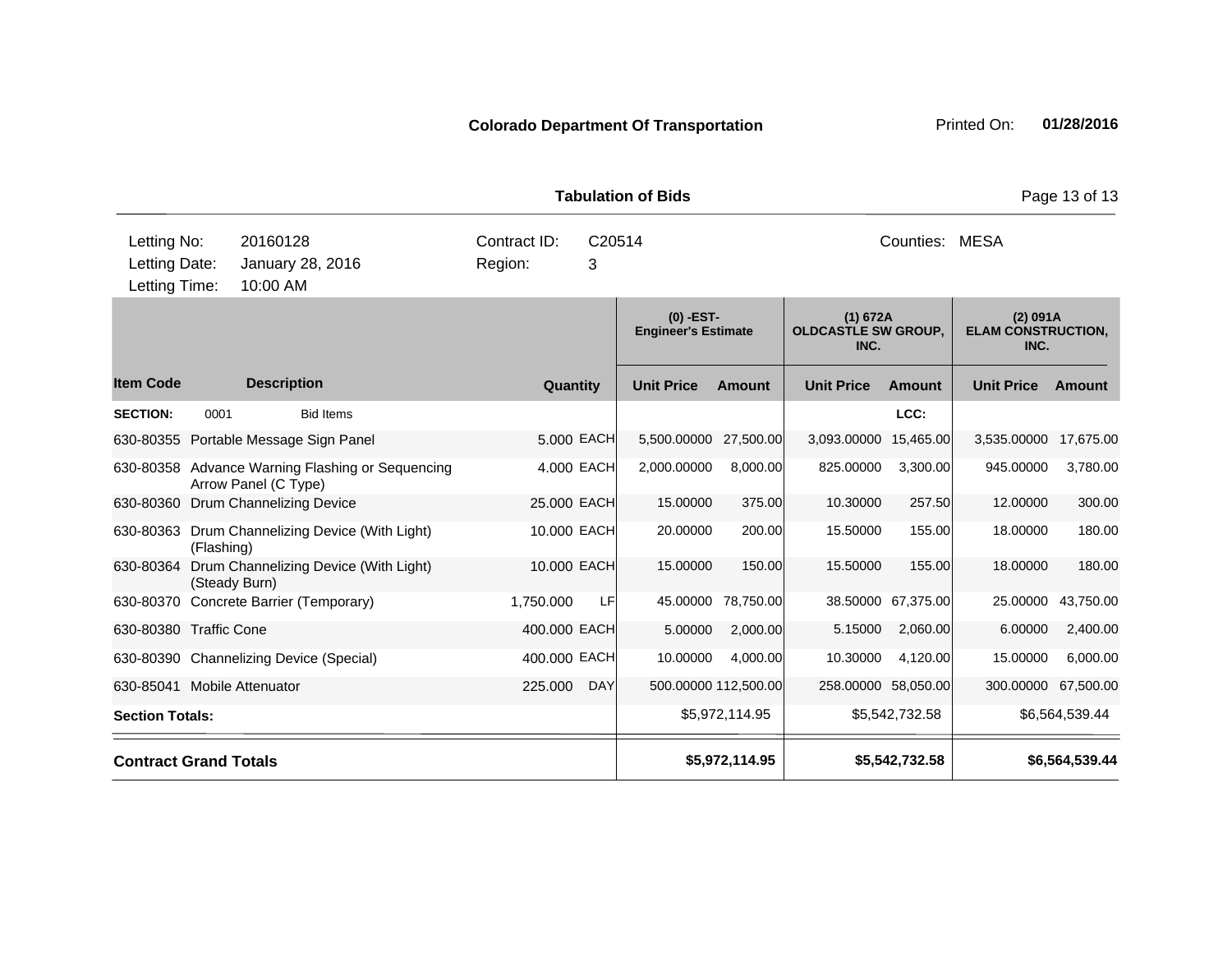**Colorado Department Of Transportation** Printed On: **01/28/2016**

**Tabulation of Bids**

Letting No: 20160128 Contract ID: C20514 Counties: MESA

Letting Date: January 28, 2016 Region: 3

Letting Time: 10:00 AM

| Item Code | Description | Quantity | | (0) -EST- Engineer's Estimate Unit Price | Amount | (1) 672A OLDCASTLE SW GROUP, INC. Unit Price | Amount | (2) 091A ELAM CONSTRUCTION, INC. Unit Price | Amount |
|---|---|---|---|---|---|---|---|---|---|
| **SECTION:** | 0001 Bid Items | | | | | | LCC: | | |
| 630-80355 | Portable Message Sign Panel | 5.000 | EACH | 5,500.00000 | 27,500.00 | 3,093.00000 | 15,465.00 | 3,535.00000 | 17,675.00 |
| 630-80358 | Advance Warning Flashing or Sequencing Arrow Panel (C Type) | 4.000 | EACH | 2,000.00000 | 8,000.00 | 825.00000 | 3,300.00 | 945.00000 | 3,780.00 |
| 630-80360 | Drum Channelizing Device | 25.000 | EACH | 15.00000 | 375.00 | 10.30000 | 257.50 | 12.00000 | 300.00 |
| 630-80363 | Drum Channelizing Device (With Light) (Flashing) | 10.000 | EACH | 20.00000 | 200.00 | 15.50000 | 155.00 | 18.00000 | 180.00 |
| 630-80364 | Drum Channelizing Device (With Light) (Steady Burn) | 10.000 | EACH | 15.00000 | 150.00 | 15.50000 | 155.00 | 18.00000 | 180.00 |
| 630-80370 | Concrete Barrier (Temporary) | 1,750.000 | LF | 45.00000 | 78,750.00 | 38.50000 | 67,375.00 | 25.00000 | 43,750.00 |
| 630-80380 | Traffic Cone | 400.000 | EACH | 5.00000 | 2,000.00 | 5.15000 | 2,060.00 | 6.00000 | 2,400.00 |
| 630-80390 | Channelizing Device (Special) | 400.000 | EACH | 10.00000 | 4,000.00 | 10.30000 | 4,120.00 | 15.00000 | 6,000.00 |
| 630-85041 | Mobile Attenuator | 225.000 | DAY | 500.00000 | 112,500.00 | 258.00000 | 58,050.00 | 300.00000 | 67,500.00 |
| **Section Totals:** | | | | | $5,972,114.95 | | $5,542,732.58 | | $6,564,539.44 |
| **Contract Grand Totals** | | | | | **$5,972,114.95** | | **$5,542,732.58** | | **$6,564,539.44** |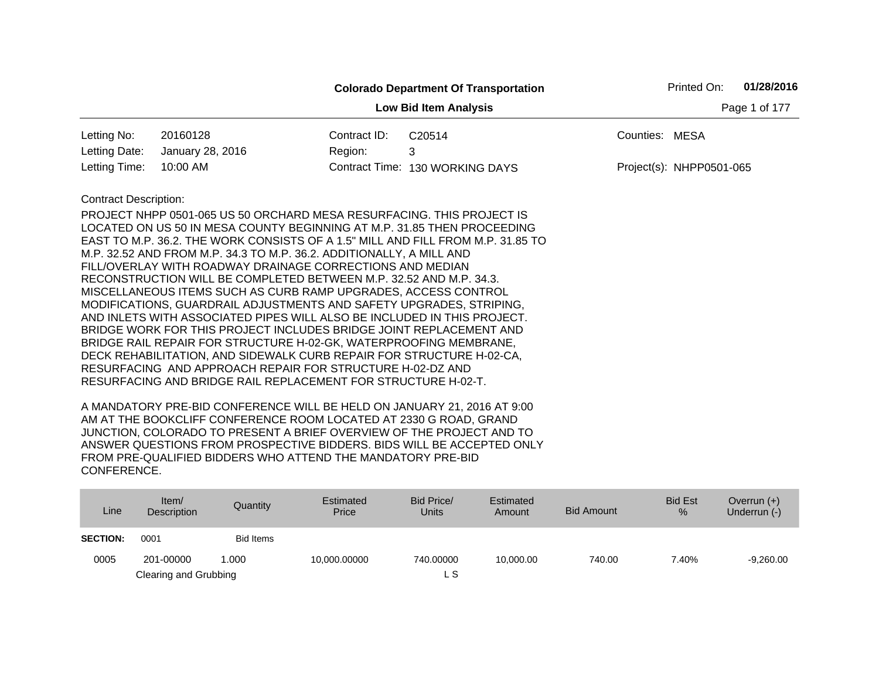**Colorado Department Of Transportation**

Printed On: **01/28/2016**

**Low Bid Item Analysis**

| | | | | | |
|---|---|---|---|---|---|
| Letting No: | 20160128 | Contract ID: | C20514 | Counties: | MESA |
| Letting Date: | January 28, 2016 | Region: | 3 | | |
| Letting Time: | 10:00 AM | Contract Time: | 130 WORKING DAYS | Project(s): | NHPP0501-065 |

Contract Description:

PROJECT NHPP 0501-065 US 50 ORCHARD MESA RESURFACING. THIS PROJECT IS LOCATED ON US 50 IN MESA COUNTY BEGINNING AT M.P. 31.85 THEN PROCEEDING EAST TO M.P. 36.2. THE WORK CONSISTS OF A 1.5" MILL AND FILL FROM M.P. 31.85 TO M.P. 32.52 AND FROM M.P. 34.3 TO M.P. 36.2. ADDITIONALLY, A MILL AND FILL/OVERLAY WITH ROADWAY DRAINAGE CORRECTIONS AND MEDIAN RECONSTRUCTION WILL BE COMPLETED BETWEEN M.P. 32.52 AND M.P. 34.3. MISCELLANEOUS ITEMS SUCH AS CURB RAMP UPGRADES, ACCESS CONTROL MODIFICATIONS, GUARDRAIL ADJUSTMENTS AND SAFETY UPGRADES, STRIPING, AND INLETS WITH ASSOCIATED PIPES WILL ALSO BE INCLUDED IN THIS PROJECT. BRIDGE WORK FOR THIS PROJECT INCLUDES BRIDGE JOINT REPLACEMENT AND BRIDGE RAIL REPAIR FOR STRUCTURE H-02-GK, WATERPROOFING MEMBRANE, DECK REHABILITATION, AND SIDEWALK CURB REPAIR FOR STRUCTURE H-02-CA, RESURFACING AND APPROACH REPAIR FOR STRUCTURE H-02-DZ AND RESURFACING AND BRIDGE RAIL REPLACEMENT FOR STRUCTURE H-02-T.

A MANDATORY PRE-BID CONFERENCE WILL BE HELD ON JANUARY 21, 2016 AT 9:00 AM AT THE BOOKCLIFF CONFERENCE ROOM LOCATED AT 2330 G ROAD, GRAND JUNCTION, COLORADO TO PRESENT A BRIEF OVERVIEW OF THE PROJECT AND TO ANSWER QUESTIONS FROM PROSPECTIVE BIDDERS. BIDS WILL BE ACCEPTED ONLY FROM PRE-QUALIFIED BIDDERS WHO ATTEND THE MANDATORY PRE-BID CONFERENCE.

| Line | Item/ Description | Quantity | Estimated Price | Bid Price/ Units | Estimated Amount | Bid Amount | Bid Est % | Overrun (+) Underrun (-) |
|---|---|---|---|---|---|---|---|---|
| **SECTION:** | 0001 | Bid Items | | | | | | |
| 0005 | 201-00000 Clearing and Grubbing | 1.000 | 10,000.00000 | 740.00000 L S | 10,000.00 | 740.00 | 7.40% | -9,260.00 |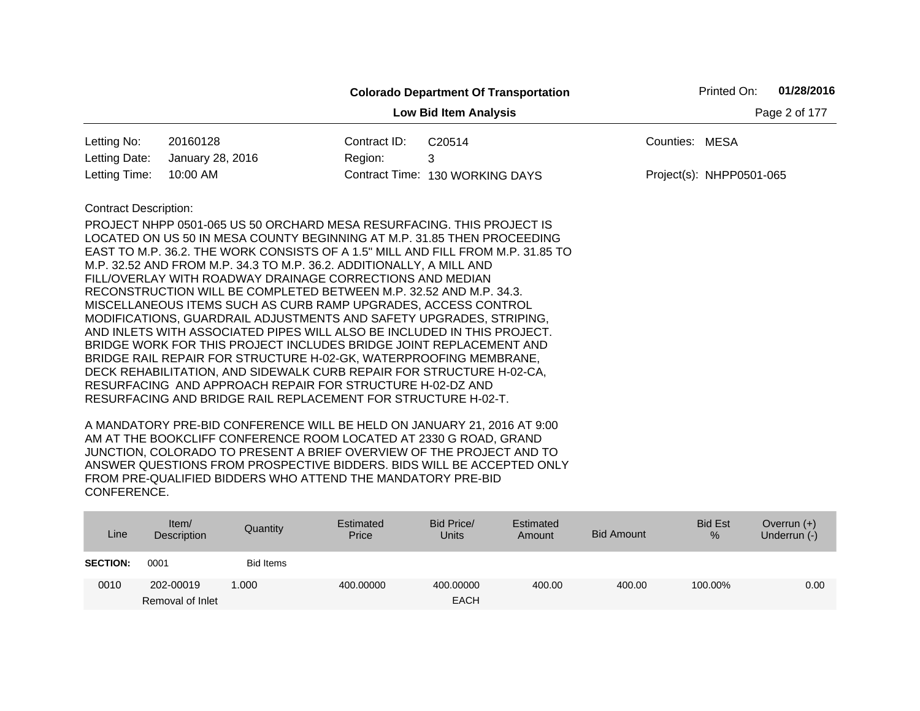**Colorado Department Of Transportation**

**Low Bid Item Analysis**

Printed On: **01/28/2016**

| | | | | | |
|---|---|---|---|---|---|
| Letting No: | 20160128 | Contract ID: | C20514 | Counties: | MESA |
| Letting Date: | January 28, 2016 | Region: | 3 | | |
| Letting Time: | 10:00 AM | Contract Time: | 130 WORKING DAYS | Project(s): | NHPP0501-065 |

Contract Description:

PROJECT NHPP 0501-065 US 50 ORCHARD MESA RESURFACING. THIS PROJECT IS LOCATED ON US 50 IN MESA COUNTY BEGINNING AT M.P. 31.85 THEN PROCEEDING EAST TO M.P. 36.2. THE WORK CONSISTS OF A 1.5" MILL AND FILL FROM M.P. 31.85 TO M.P. 32.52 AND FROM M.P. 34.3 TO M.P. 36.2. ADDITIONALLY, A MILL AND FILL/OVERLAY WITH ROADWAY DRAINAGE CORRECTIONS AND MEDIAN RECONSTRUCTION WILL BE COMPLETED BETWEEN M.P. 32.52 AND M.P. 34.3. MISCELLANEOUS ITEMS SUCH AS CURB RAMP UPGRADES, ACCESS CONTROL MODIFICATIONS, GUARDRAIL ADJUSTMENTS AND SAFETY UPGRADES, STRIPING, AND INLETS WITH ASSOCIATED PIPES WILL ALSO BE INCLUDED IN THIS PROJECT. BRIDGE WORK FOR THIS PROJECT INCLUDES BRIDGE JOINT REPLACEMENT AND BRIDGE RAIL REPAIR FOR STRUCTURE H-02-GK, WATERPROOFING MEMBRANE, DECK REHABILITATION, AND SIDEWALK CURB REPAIR FOR STRUCTURE H-02-CA, RESURFACING AND APPROACH REPAIR FOR STRUCTURE H-02-DZ AND RESURFACING AND BRIDGE RAIL REPLACEMENT FOR STRUCTURE H-02-T.

A MANDATORY PRE-BID CONFERENCE WILL BE HELD ON JANUARY 21, 2016 AT 9:00 AM AT THE BOOKCLIFF CONFERENCE ROOM LOCATED AT 2330 G ROAD, GRAND JUNCTION, COLORADO TO PRESENT A BRIEF OVERVIEW OF THE PROJECT AND TO ANSWER QUESTIONS FROM PROSPECTIVE BIDDERS. BIDS WILL BE ACCEPTED ONLY FROM PRE-QUALIFIED BIDDERS WHO ATTEND THE MANDATORY PRE-BID CONFERENCE.

| Line | Item/ Description | Quantity | Estimated Price | Bid Price/ Units | Estimated Amount | Bid Amount | Bid Est % | Overrun (+) Underrun (-) |
|---|---|---|---|---|---|---|---|---|
| **SECTION:** | 0001 | Bid Items | | | | | | |
| 0010 | 202-00019 Removal of Inlet | 1.000 | 400.00000 | 400.00000 EACH | 400.00 | 400.00 | 100.00% | 0.00 |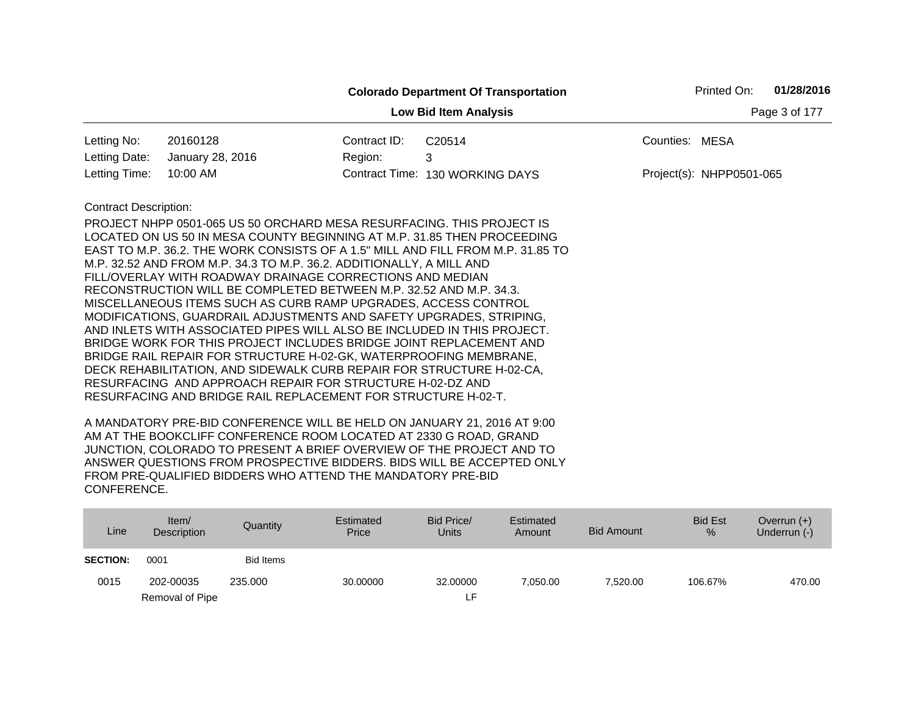**Colorado Department Of Transportation**

**Low Bid Item Analysis**

Printed On: **01/28/2016**

| | | | | | |
|---|---|---|---|---|---|
| Letting No: | 20160128 | Contract ID: | C20514 | Counties: | MESA |
| Letting Date: | January 28, 2016 | Region: | 3 | | |
| Letting Time: | 10:00 AM | Contract Time: | 130 WORKING DAYS | Project(s): | NHPP0501-065 |

Contract Description:

PROJECT NHPP 0501-065 US 50 ORCHARD MESA RESURFACING. THIS PROJECT IS LOCATED ON US 50 IN MESA COUNTY BEGINNING AT M.P. 31.85 THEN PROCEEDING EAST TO M.P. 36.2. THE WORK CONSISTS OF A 1.5" MILL AND FILL FROM M.P. 31.85 TO M.P. 32.52 AND FROM M.P. 34.3 TO M.P. 36.2. ADDITIONALLY, A MILL AND FILL/OVERLAY WITH ROADWAY DRAINAGE CORRECTIONS AND MEDIAN RECONSTRUCTION WILL BE COMPLETED BETWEEN M.P. 32.52 AND M.P. 34.3. MISCELLANEOUS ITEMS SUCH AS CURB RAMP UPGRADES, ACCESS CONTROL MODIFICATIONS, GUARDRAIL ADJUSTMENTS AND SAFETY UPGRADES, STRIPING, AND INLETS WITH ASSOCIATED PIPES WILL ALSO BE INCLUDED IN THIS PROJECT. BRIDGE WORK FOR THIS PROJECT INCLUDES BRIDGE JOINT REPLACEMENT AND BRIDGE RAIL REPAIR FOR STRUCTURE H-02-GK, WATERPROOFING MEMBRANE, DECK REHABILITATION, AND SIDEWALK CURB REPAIR FOR STRUCTURE H-02-CA, RESURFACING AND APPROACH REPAIR FOR STRUCTURE H-02-DZ AND RESURFACING AND BRIDGE RAIL REPLACEMENT FOR STRUCTURE H-02-T.

A MANDATORY PRE-BID CONFERENCE WILL BE HELD ON JANUARY 21, 2016 AT 9:00 AM AT THE BOOKCLIFF CONFERENCE ROOM LOCATED AT 2330 G ROAD, GRAND JUNCTION, COLORADO TO PRESENT A BRIEF OVERVIEW OF THE PROJECT AND TO ANSWER QUESTIONS FROM PROSPECTIVE BIDDERS. BIDS WILL BE ACCEPTED ONLY FROM PRE-QUALIFIED BIDDERS WHO ATTEND THE MANDATORY PRE-BID CONFERENCE.

| Line | Item/ Description | Quantity | Estimated Price | Bid Price/ Units | Estimated Amount | Bid Amount | Bid Est % | Overrun (+) Underrun (-) |
|---|---|---|---|---|---|---|---|---|
| **SECTION:** | 0001 | Bid Items | | | | | | |
| 0015 | 202-00035 Removal of Pipe | 235.000 | 30.00000 | 32.00000 LF | 7,050.00 | 7,520.00 | 106.67% | 470.00 |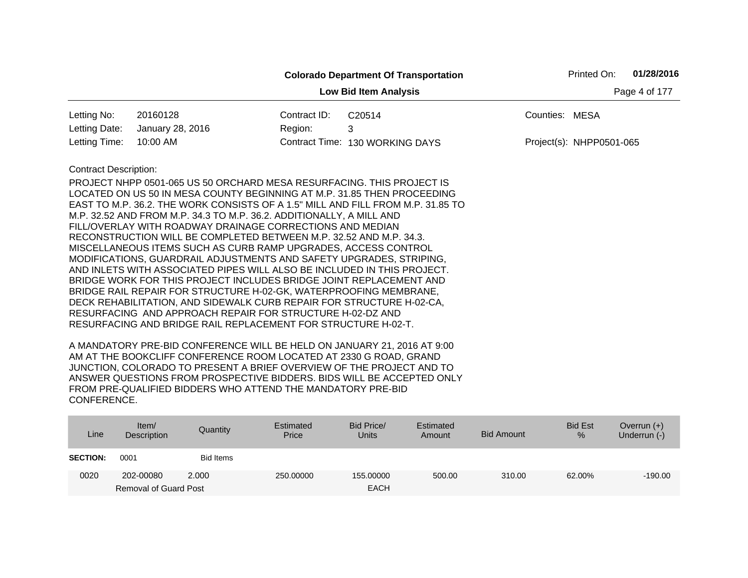**Colorado Department Of Transportation**

**Low Bid Item Analysis**

Printed On: **01/28/2016**

| | | | | | |
|---|---|---|---|---|---|
| Letting No: | 20160128 | Contract ID: | C20514 | Counties: | MESA |
| Letting Date: | January 28, 2016 | Region: | 3 | | |
| Letting Time: | 10:00 AM | Contract Time: | 130 WORKING DAYS | Project(s): | NHPP0501-065 |

Contract Description:

PROJECT NHPP 0501-065 US 50 ORCHARD MESA RESURFACING. THIS PROJECT IS LOCATED ON US 50 IN MESA COUNTY BEGINNING AT M.P. 31.85 THEN PROCEEDING EAST TO M.P. 36.2. THE WORK CONSISTS OF A 1.5" MILL AND FILL FROM M.P. 31.85 TO M.P. 32.52 AND FROM M.P. 34.3 TO M.P. 36.2. ADDITIONALLY, A MILL AND FILL/OVERLAY WITH ROADWAY DRAINAGE CORRECTIONS AND MEDIAN RECONSTRUCTION WILL BE COMPLETED BETWEEN M.P. 32.52 AND M.P. 34.3. MISCELLANEOUS ITEMS SUCH AS CURB RAMP UPGRADES, ACCESS CONTROL MODIFICATIONS, GUARDRAIL ADJUSTMENTS AND SAFETY UPGRADES, STRIPING, AND INLETS WITH ASSOCIATED PIPES WILL ALSO BE INCLUDED IN THIS PROJECT. BRIDGE WORK FOR THIS PROJECT INCLUDES BRIDGE JOINT REPLACEMENT AND BRIDGE RAIL REPAIR FOR STRUCTURE H-02-GK, WATERPROOFING MEMBRANE, DECK REHABILITATION, AND SIDEWALK CURB REPAIR FOR STRUCTURE H-02-CA, RESURFACING AND APPROACH REPAIR FOR STRUCTURE H-02-DZ AND RESURFACING AND BRIDGE RAIL REPLACEMENT FOR STRUCTURE H-02-T.

A MANDATORY PRE-BID CONFERENCE WILL BE HELD ON JANUARY 21, 2016 AT 9:00 AM AT THE BOOKCLIFF CONFERENCE ROOM LOCATED AT 2330 G ROAD, GRAND JUNCTION, COLORADO TO PRESENT A BRIEF OVERVIEW OF THE PROJECT AND TO ANSWER QUESTIONS FROM PROSPECTIVE BIDDERS. BIDS WILL BE ACCEPTED ONLY FROM PRE-QUALIFIED BIDDERS WHO ATTEND THE MANDATORY PRE-BID CONFERENCE.

| Line | Item/ Description | Quantity | Estimated Price | Bid Price/ Units | Estimated Amount | Bid Amount | Bid Est % | Overrun (+) Underrun (-) |
|---|---|---|---|---|---|---|---|---|
| **SECTION:** | 0001 | Bid Items | | | | | | |
| 0020 | 202-00080 Removal of Guard Post | 2.000 | 250.00000 | 155.00000 EACH | 500.00 | 310.00 | 62.00% | -190.00 |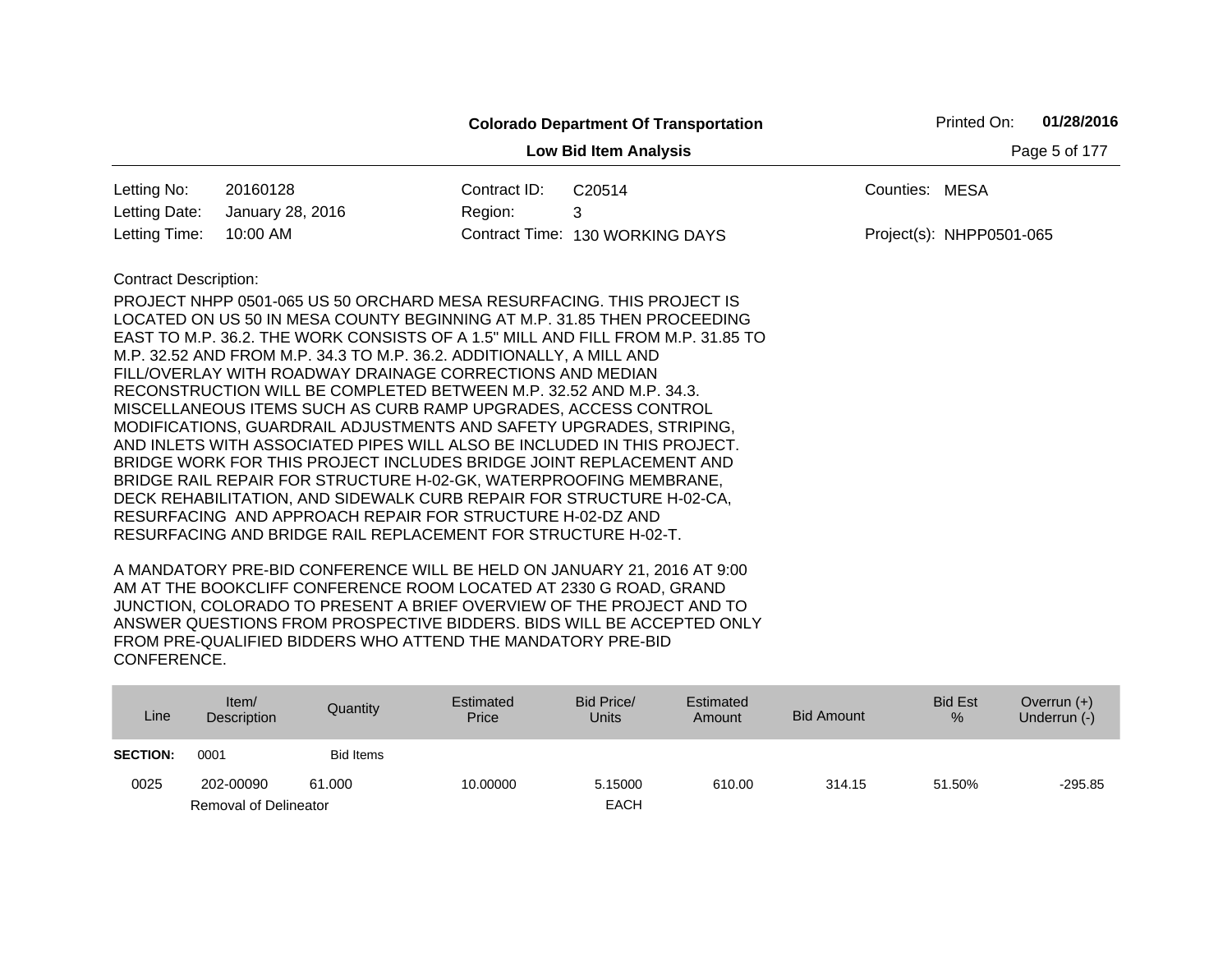**Colorado Department Of Transportation**

Printed On: **01/28/2016**

**Low Bid Item Analysis**

| | | | | | |
|---|---|---|---|---|---|
| Letting No: | 20160128 | Contract ID: | C20514 | Counties: | MESA |
| Letting Date: | January 28, 2016 | Region: | 3 | | |
| Letting Time: | 10:00 AM | Contract Time: | 130 WORKING DAYS | Project(s): | NHPP0501-065 |

Contract Description:

PROJECT NHPP 0501-065 US 50 ORCHARD MESA RESURFACING. THIS PROJECT IS LOCATED ON US 50 IN MESA COUNTY BEGINNING AT M.P. 31.85 THEN PROCEEDING EAST TO M.P. 36.2. THE WORK CONSISTS OF A 1.5" MILL AND FILL FROM M.P. 31.85 TO M.P. 32.52 AND FROM M.P. 34.3 TO M.P. 36.2. ADDITIONALLY, A MILL AND FILL/OVERLAY WITH ROADWAY DRAINAGE CORRECTIONS AND MEDIAN RECONSTRUCTION WILL BE COMPLETED BETWEEN M.P. 32.52 AND M.P. 34.3. MISCELLANEOUS ITEMS SUCH AS CURB RAMP UPGRADES, ACCESS CONTROL MODIFICATIONS, GUARDRAIL ADJUSTMENTS AND SAFETY UPGRADES, STRIPING, AND INLETS WITH ASSOCIATED PIPES WILL ALSO BE INCLUDED IN THIS PROJECT. BRIDGE WORK FOR THIS PROJECT INCLUDES BRIDGE JOINT REPLACEMENT AND BRIDGE RAIL REPAIR FOR STRUCTURE H-02-GK, WATERPROOFING MEMBRANE, DECK REHABILITATION, AND SIDEWALK CURB REPAIR FOR STRUCTURE H-02-CA, RESURFACING AND APPROACH REPAIR FOR STRUCTURE H-02-DZ AND RESURFACING AND BRIDGE RAIL REPLACEMENT FOR STRUCTURE H-02-T.

A MANDATORY PRE-BID CONFERENCE WILL BE HELD ON JANUARY 21, 2016 AT 9:00 AM AT THE BOOKCLIFF CONFERENCE ROOM LOCATED AT 2330 G ROAD, GRAND JUNCTION, COLORADO TO PRESENT A BRIEF OVERVIEW OF THE PROJECT AND TO ANSWER QUESTIONS FROM PROSPECTIVE BIDDERS. BIDS WILL BE ACCEPTED ONLY FROM PRE-QUALIFIED BIDDERS WHO ATTEND THE MANDATORY PRE-BID CONFERENCE.

| Line | Item/ Description | Quantity | Estimated Price | Bid Price/ Units | Estimated Amount | Bid Amount | Bid Est % | Overrun (+) Underrun (-) |
|---|---|---|---|---|---|---|---|---|
| **SECTION:** | 0001 | Bid Items | | | | | | |
| 0025 | 202-00090 Removal of Delineator | 61.000 | 10.00000 | 5.15000 EACH | 610.00 | 314.15 | 51.50% | -295.85 |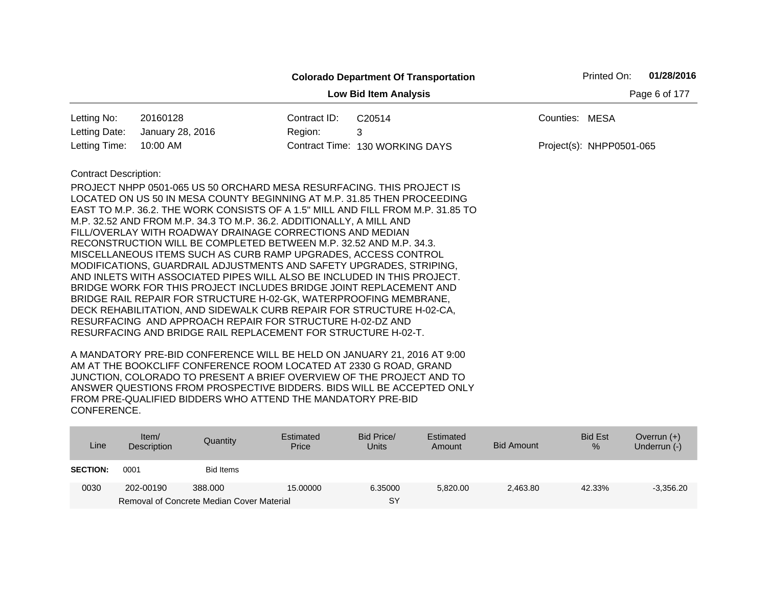**Colorado Department Of Transportation**

**Low Bid Item Analysis**

Printed On: **01/28/2016**

| | | | | | |
|---|---|---|---|---|---|
| Letting No: | 20160128 | Contract ID: | C20514 | Counties: | MESA |
| Letting Date: | January 28, 2016 | Region: | 3 | | |
| Letting Time: | 10:00 AM | Contract Time: | 130 WORKING DAYS | Project(s): | NHPP0501-065 |

Contract Description:

PROJECT NHPP 0501-065 US 50 ORCHARD MESA RESURFACING. THIS PROJECT IS LOCATED ON US 50 IN MESA COUNTY BEGINNING AT M.P. 31.85 THEN PROCEEDING EAST TO M.P. 36.2. THE WORK CONSISTS OF A 1.5" MILL AND FILL FROM M.P. 31.85 TO M.P. 32.52 AND FROM M.P. 34.3 TO M.P. 36.2. ADDITIONALLY, A MILL AND FILL/OVERLAY WITH ROADWAY DRAINAGE CORRECTIONS AND MEDIAN RECONSTRUCTION WILL BE COMPLETED BETWEEN M.P. 32.52 AND M.P. 34.3. MISCELLANEOUS ITEMS SUCH AS CURB RAMP UPGRADES, ACCESS CONTROL MODIFICATIONS, GUARDRAIL ADJUSTMENTS AND SAFETY UPGRADES, STRIPING, AND INLETS WITH ASSOCIATED PIPES WILL ALSO BE INCLUDED IN THIS PROJECT. BRIDGE WORK FOR THIS PROJECT INCLUDES BRIDGE JOINT REPLACEMENT AND BRIDGE RAIL REPAIR FOR STRUCTURE H-02-GK, WATERPROOFING MEMBRANE, DECK REHABILITATION, AND SIDEWALK CURB REPAIR FOR STRUCTURE H-02-CA, RESURFACING AND APPROACH REPAIR FOR STRUCTURE H-02-DZ AND RESURFACING AND BRIDGE RAIL REPLACEMENT FOR STRUCTURE H-02-T.

A MANDATORY PRE-BID CONFERENCE WILL BE HELD ON JANUARY 21, 2016 AT 9:00 AM AT THE BOOKCLIFF CONFERENCE ROOM LOCATED AT 2330 G ROAD, GRAND JUNCTION, COLORADO TO PRESENT A BRIEF OVERVIEW OF THE PROJECT AND TO ANSWER QUESTIONS FROM PROSPECTIVE BIDDERS. BIDS WILL BE ACCEPTED ONLY FROM PRE-QUALIFIED BIDDERS WHO ATTEND THE MANDATORY PRE-BID CONFERENCE.

| Line | Item/ Description | Quantity | Estimated Price | Bid Price/ Units | Estimated Amount | Bid Amount | Bid Est % | Overrun (+) Underrun (-) |
|---|---|---|---|---|---|---|---|---|
| **SECTION:** | 0001 | Bid Items | | | | | | |
| 0030 | 202-00190 | 388.000 | 15.00000 | 6.35000 | 5,820.00 | 2,463.80 | 42.33% | -3,356.20 |
| | Removal of Concrete Median Cover Material | | | SY | | | | |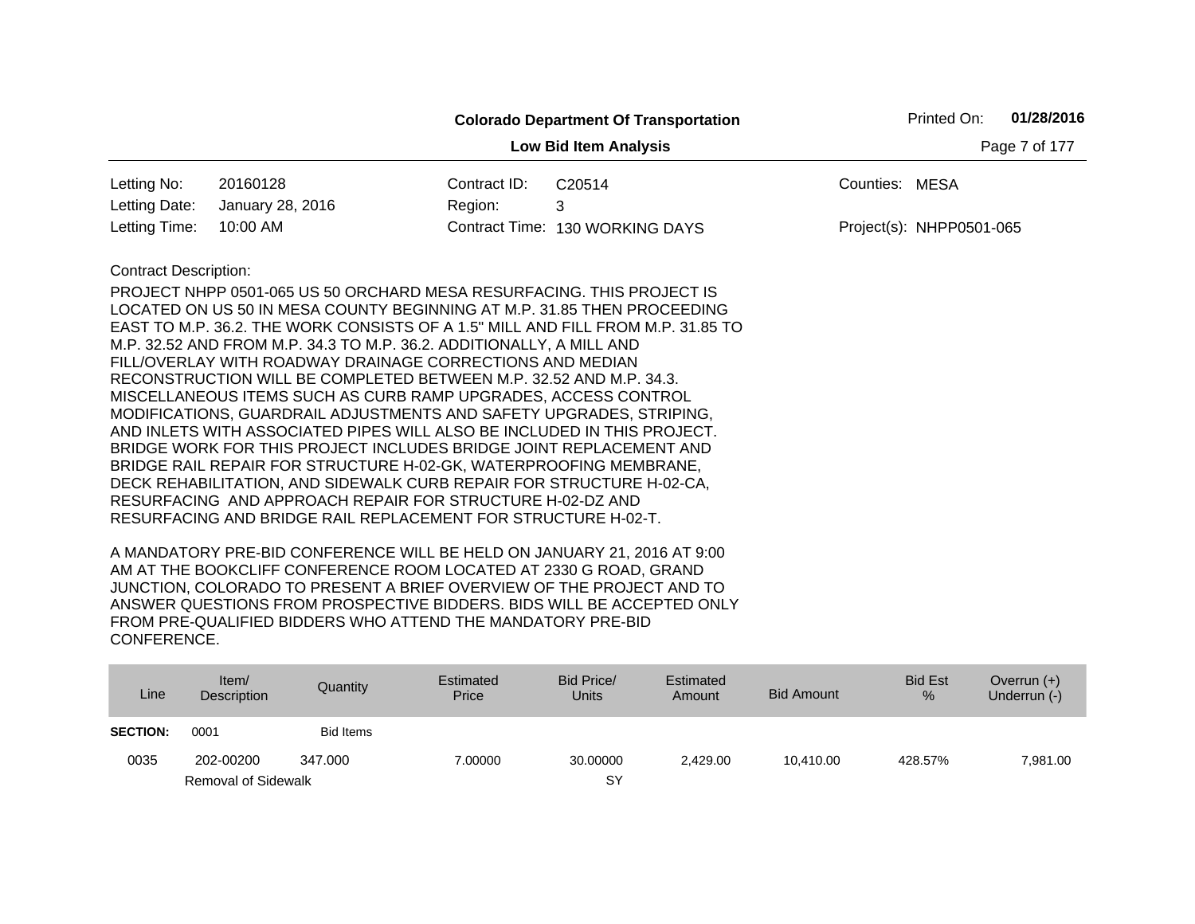**Colorado Department Of Transportation**

**Low Bid Item Analysis**

Printed On: **01/28/2016**

| | | | | | |
|---|---|---|---|---|---|
| Letting No: | 20160128 | Contract ID: | C20514 | Counties: | MESA |
| Letting Date: | January 28, 2016 | Region: | 3 | | |
| Letting Time: | 10:00 AM | Contract Time: | 130 WORKING DAYS | Project(s): | NHPP0501-065 |

Contract Description:

PROJECT NHPP 0501-065 US 50 ORCHARD MESA RESURFACING. THIS PROJECT IS LOCATED ON US 50 IN MESA COUNTY BEGINNING AT M.P. 31.85 THEN PROCEEDING EAST TO M.P. 36.2. THE WORK CONSISTS OF A 1.5" MILL AND FILL FROM M.P. 31.85 TO M.P. 32.52 AND FROM M.P. 34.3 TO M.P. 36.2. ADDITIONALLY, A MILL AND FILL/OVERLAY WITH ROADWAY DRAINAGE CORRECTIONS AND MEDIAN RECONSTRUCTION WILL BE COMPLETED BETWEEN M.P. 32.52 AND M.P. 34.3. MISCELLANEOUS ITEMS SUCH AS CURB RAMP UPGRADES, ACCESS CONTROL MODIFICATIONS, GUARDRAIL ADJUSTMENTS AND SAFETY UPGRADES, STRIPING, AND INLETS WITH ASSOCIATED PIPES WILL ALSO BE INCLUDED IN THIS PROJECT. BRIDGE WORK FOR THIS PROJECT INCLUDES BRIDGE JOINT REPLACEMENT AND BRIDGE RAIL REPAIR FOR STRUCTURE H-02-GK, WATERPROOFING MEMBRANE, DECK REHABILITATION, AND SIDEWALK CURB REPAIR FOR STRUCTURE H-02-CA, RESURFACING AND APPROACH REPAIR FOR STRUCTURE H-02-DZ AND RESURFACING AND BRIDGE RAIL REPLACEMENT FOR STRUCTURE H-02-T.

A MANDATORY PRE-BID CONFERENCE WILL BE HELD ON JANUARY 21, 2016 AT 9:00 AM AT THE BOOKCLIFF CONFERENCE ROOM LOCATED AT 2330 G ROAD, GRAND JUNCTION, COLORADO TO PRESENT A BRIEF OVERVIEW OF THE PROJECT AND TO ANSWER QUESTIONS FROM PROSPECTIVE BIDDERS. BIDS WILL BE ACCEPTED ONLY FROM PRE-QUALIFIED BIDDERS WHO ATTEND THE MANDATORY PRE-BID CONFERENCE.

| Line | Item/ Description | Quantity | Estimated Price | Bid Price/ Units | Estimated Amount | Bid Amount | Bid Est % | Overrun (+) Underrun (-) |
|---|---|---|---|---|---|---|---|---|
| **SECTION:** | 0001 | Bid Items | | | | | | |
| 0035 | 202-00200 Removal of Sidewalk | 347.000 | 7.00000 | 30.00000 SY | 2,429.00 | 10,410.00 | 428.57% | 7,981.00 |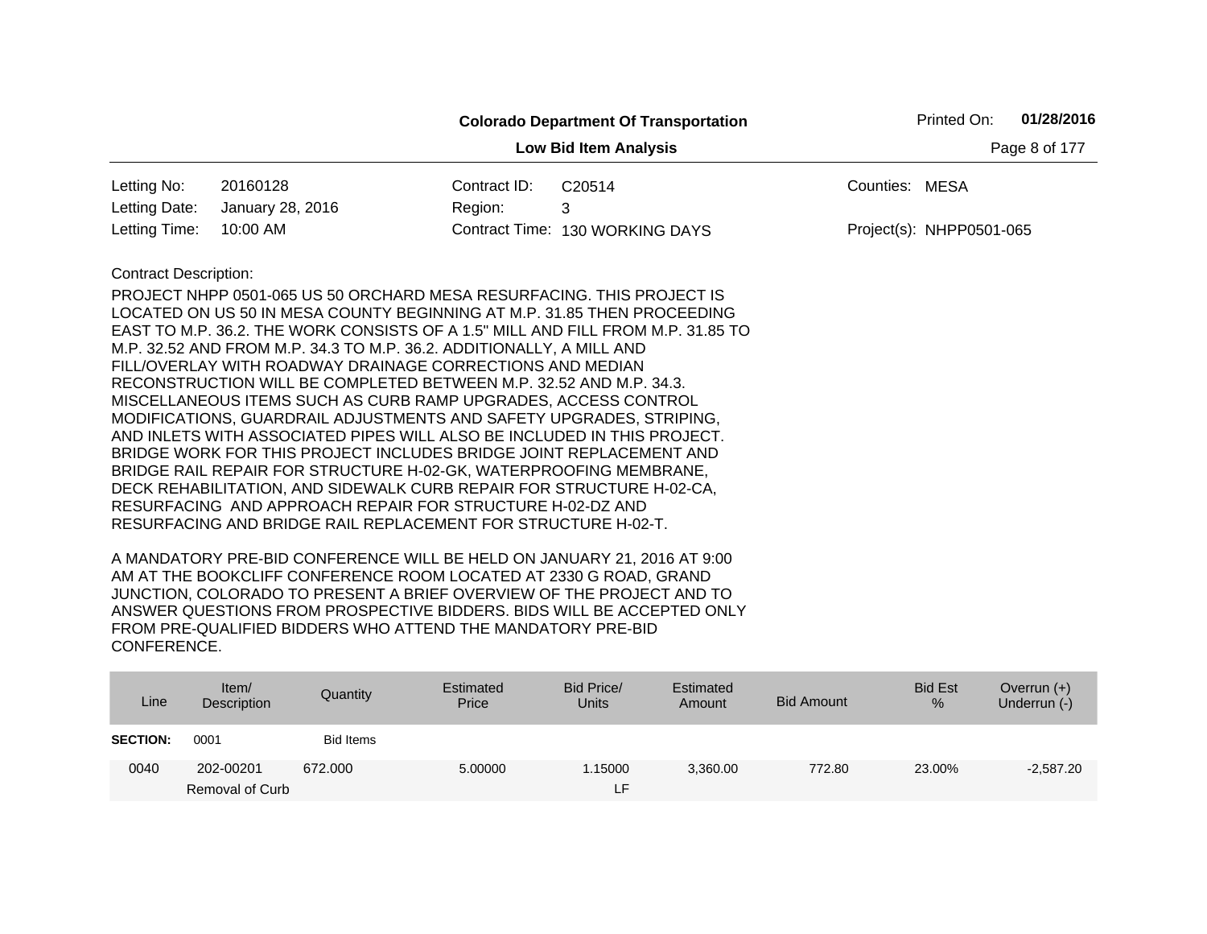**Colorado Department Of Transportation**

**Low Bid Item Analysis**

Printed On: **01/28/2016**

| | | | | | |
|---|---|---|---|---|---|
| Letting No: | 20160128 | Contract ID: | C20514 | Counties: | MESA |
| Letting Date: | January 28, 2016 | Region: | 3 | | |
| Letting Time: | 10:00 AM | Contract Time: | 130 WORKING DAYS | Project(s): | NHPP0501-065 |

Contract Description:

PROJECT NHPP 0501-065 US 50 ORCHARD MESA RESURFACING. THIS PROJECT IS LOCATED ON US 50 IN MESA COUNTY BEGINNING AT M.P. 31.85 THEN PROCEEDING EAST TO M.P. 36.2. THE WORK CONSISTS OF A 1.5" MILL AND FILL FROM M.P. 31.85 TO M.P. 32.52 AND FROM M.P. 34.3 TO M.P. 36.2. ADDITIONALLY, A MILL AND FILL/OVERLAY WITH ROADWAY DRAINAGE CORRECTIONS AND MEDIAN RECONSTRUCTION WILL BE COMPLETED BETWEEN M.P. 32.52 AND M.P. 34.3. MISCELLANEOUS ITEMS SUCH AS CURB RAMP UPGRADES, ACCESS CONTROL MODIFICATIONS, GUARDRAIL ADJUSTMENTS AND SAFETY UPGRADES, STRIPING, AND INLETS WITH ASSOCIATED PIPES WILL ALSO BE INCLUDED IN THIS PROJECT. BRIDGE WORK FOR THIS PROJECT INCLUDES BRIDGE JOINT REPLACEMENT AND BRIDGE RAIL REPAIR FOR STRUCTURE H-02-GK, WATERPROOFING MEMBRANE, DECK REHABILITATION, AND SIDEWALK CURB REPAIR FOR STRUCTURE H-02-CA, RESURFACING AND APPROACH REPAIR FOR STRUCTURE H-02-DZ AND RESURFACING AND BRIDGE RAIL REPLACEMENT FOR STRUCTURE H-02-T.

A MANDATORY PRE-BID CONFERENCE WILL BE HELD ON JANUARY 21, 2016 AT 9:00 AM AT THE BOOKCLIFF CONFERENCE ROOM LOCATED AT 2330 G ROAD, GRAND JUNCTION, COLORADO TO PRESENT A BRIEF OVERVIEW OF THE PROJECT AND TO ANSWER QUESTIONS FROM PROSPECTIVE BIDDERS. BIDS WILL BE ACCEPTED ONLY FROM PRE-QUALIFIED BIDDERS WHO ATTEND THE MANDATORY PRE-BID CONFERENCE.

| Line | Item/ Description | Quantity | Estimated Price | Bid Price/ Units | Estimated Amount | Bid Amount | Bid Est % | Overrun (+) Underrun (-) |
|---|---|---|---|---|---|---|---|---|
| **SECTION:** | 0001 | Bid Items | | | | | | |
| 0040 | 202-00201 Removal of Curb | 672.000 | 5.00000 | 1.15000 LF | 3,360.00 | 772.80 | 23.00% | -2,587.20 |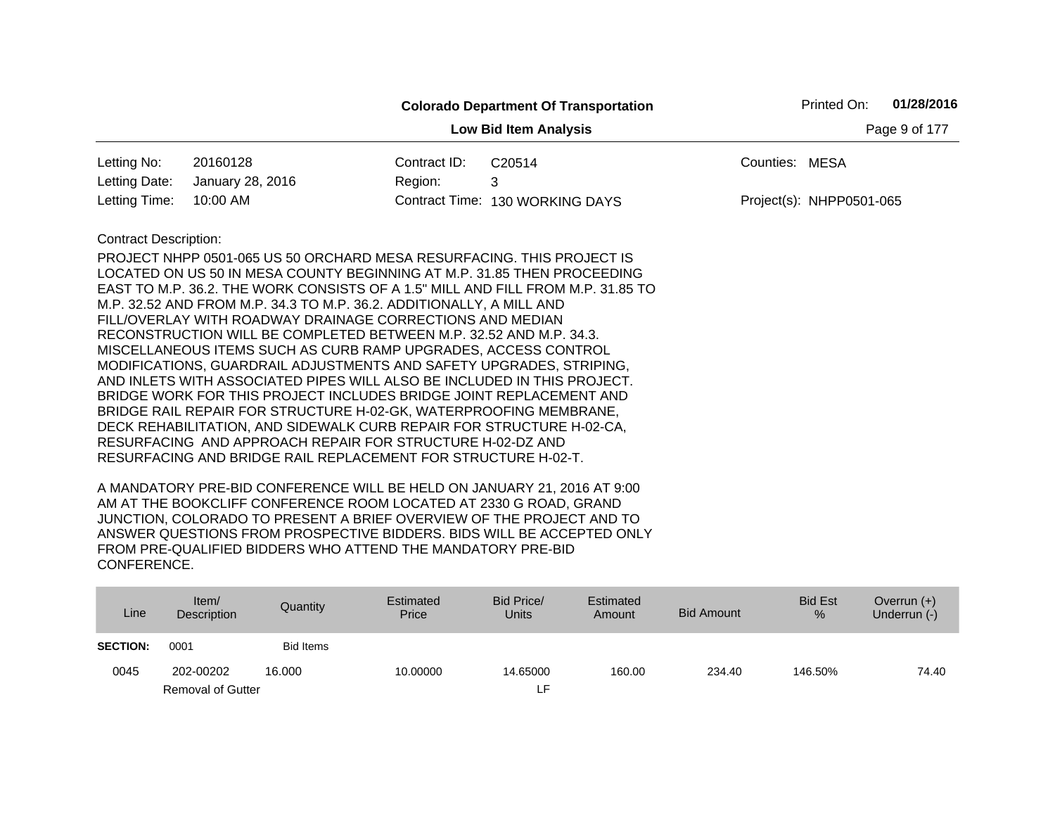**Colorado Department Of Transportation**

**Low Bid Item Analysis**

Printed On: **01/28/2016**

| | | | | | |
|---|---|---|---|---|---|
| Letting No: | 20160128 | Contract ID: | C20514 | Counties: | MESA |
| Letting Date: | January 28, 2016 | Region: | 3 | | |
| Letting Time: | 10:00 AM | Contract Time: | 130 WORKING DAYS | Project(s): | NHPP0501-065 |

Contract Description:

PROJECT NHPP 0501-065 US 50 ORCHARD MESA RESURFACING. THIS PROJECT IS LOCATED ON US 50 IN MESA COUNTY BEGINNING AT M.P. 31.85 THEN PROCEEDING EAST TO M.P. 36.2. THE WORK CONSISTS OF A 1.5" MILL AND FILL FROM M.P. 31.85 TO M.P. 32.52 AND FROM M.P. 34.3 TO M.P. 36.2. ADDITIONALLY, A MILL AND FILL/OVERLAY WITH ROADWAY DRAINAGE CORRECTIONS AND MEDIAN RECONSTRUCTION WILL BE COMPLETED BETWEEN M.P. 32.52 AND M.P. 34.3. MISCELLANEOUS ITEMS SUCH AS CURB RAMP UPGRADES, ACCESS CONTROL MODIFICATIONS, GUARDRAIL ADJUSTMENTS AND SAFETY UPGRADES, STRIPING, AND INLETS WITH ASSOCIATED PIPES WILL ALSO BE INCLUDED IN THIS PROJECT. BRIDGE WORK FOR THIS PROJECT INCLUDES BRIDGE JOINT REPLACEMENT AND BRIDGE RAIL REPAIR FOR STRUCTURE H-02-GK, WATERPROOFING MEMBRANE, DECK REHABILITATION, AND SIDEWALK CURB REPAIR FOR STRUCTURE H-02-CA, RESURFACING AND APPROACH REPAIR FOR STRUCTURE H-02-DZ AND RESURFACING AND BRIDGE RAIL REPLACEMENT FOR STRUCTURE H-02-T.

A MANDATORY PRE-BID CONFERENCE WILL BE HELD ON JANUARY 21, 2016 AT 9:00 AM AT THE BOOKCLIFF CONFERENCE ROOM LOCATED AT 2330 G ROAD, GRAND JUNCTION, COLORADO TO PRESENT A BRIEF OVERVIEW OF THE PROJECT AND TO ANSWER QUESTIONS FROM PROSPECTIVE BIDDERS. BIDS WILL BE ACCEPTED ONLY FROM PRE-QUALIFIED BIDDERS WHO ATTEND THE MANDATORY PRE-BID CONFERENCE.

| Line | Item/ Description | Quantity | Estimated Price | Bid Price/ Units | Estimated Amount | Bid Amount | Bid Est % | Overrun (+) Underrun (-) |
|---|---|---|---|---|---|---|---|---|
| **SECTION:** | 0001 | Bid Items | | | | | | |
| 0045 | 202-00202 Removal of Gutter | 16.000 | 10.00000 | 14.65000 LF | 160.00 | 234.40 | 146.50% | 74.40 |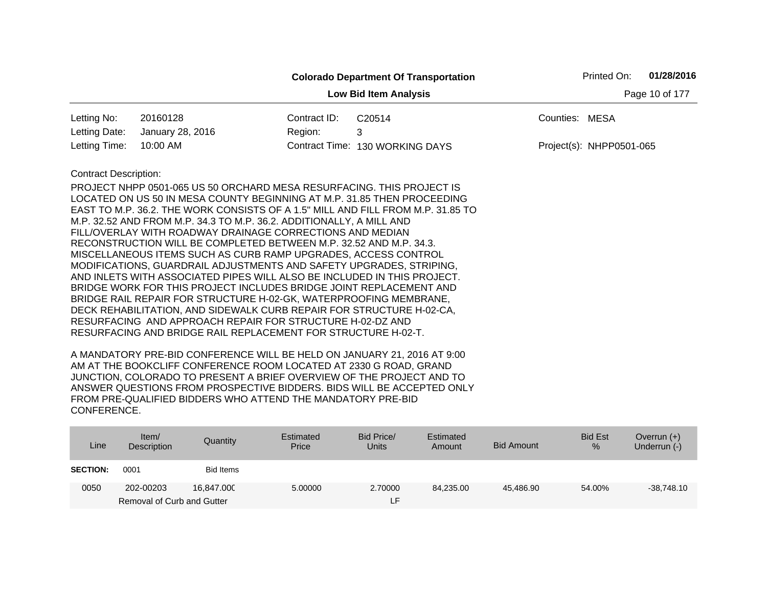**Colorado Department Of Transportation**

**Low Bid Item Analysis**

Printed On: **01/28/2016**

| | | | | | |
|---|---|---|---|---|---|
| Letting No: | 20160128 | Contract ID: | C20514 | Counties: | MESA |
| Letting Date: | January 28, 2016 | Region: | 3 | | |
| Letting Time: | 10:00 AM | Contract Time: | 130 WORKING DAYS | Project(s): | NHPP0501-065 |

Contract Description:

PROJECT NHPP 0501-065 US 50 ORCHARD MESA RESURFACING. THIS PROJECT IS LOCATED ON US 50 IN MESA COUNTY BEGINNING AT M.P. 31.85 THEN PROCEEDING EAST TO M.P. 36.2. THE WORK CONSISTS OF A 1.5" MILL AND FILL FROM M.P. 31.85 TO M.P. 32.52 AND FROM M.P. 34.3 TO M.P. 36.2. ADDITIONALLY, A MILL AND FILL/OVERLAY WITH ROADWAY DRAINAGE CORRECTIONS AND MEDIAN RECONSTRUCTION WILL BE COMPLETED BETWEEN M.P. 32.52 AND M.P. 34.3. MISCELLANEOUS ITEMS SUCH AS CURB RAMP UPGRADES, ACCESS CONTROL MODIFICATIONS, GUARDRAIL ADJUSTMENTS AND SAFETY UPGRADES, STRIPING, AND INLETS WITH ASSOCIATED PIPES WILL ALSO BE INCLUDED IN THIS PROJECT. BRIDGE WORK FOR THIS PROJECT INCLUDES BRIDGE JOINT REPLACEMENT AND BRIDGE RAIL REPAIR FOR STRUCTURE H-02-GK, WATERPROOFING MEMBRANE, DECK REHABILITATION, AND SIDEWALK CURB REPAIR FOR STRUCTURE H-02-CA, RESURFACING AND APPROACH REPAIR FOR STRUCTURE H-02-DZ AND RESURFACING AND BRIDGE RAIL REPLACEMENT FOR STRUCTURE H-02-T.

A MANDATORY PRE-BID CONFERENCE WILL BE HELD ON JANUARY 21, 2016 AT 9:00 AM AT THE BOOKCLIFF CONFERENCE ROOM LOCATED AT 2330 G ROAD, GRAND JUNCTION, COLORADO TO PRESENT A BRIEF OVERVIEW OF THE PROJECT AND TO ANSWER QUESTIONS FROM PROSPECTIVE BIDDERS. BIDS WILL BE ACCEPTED ONLY FROM PRE-QUALIFIED BIDDERS WHO ATTEND THE MANDATORY PRE-BID CONFERENCE.

| Line | Item/ Description | Quantity | Estimated Price | Bid Price/ Units | Estimated Amount | Bid Amount | Bid Est % | Overrun (+) Underrun (-) |
|---|---|---|---|---|---|---|---|---|
| **SECTION:** | 0001 | Bid Items | | | | | | |
| 0050 | 202-00203 Removal of Curb and Gutter | 16,847.000 | 5.00000 | 2.70000 LF | 84,235.00 | 45,486.90 | 54.00% | -38,748.10 |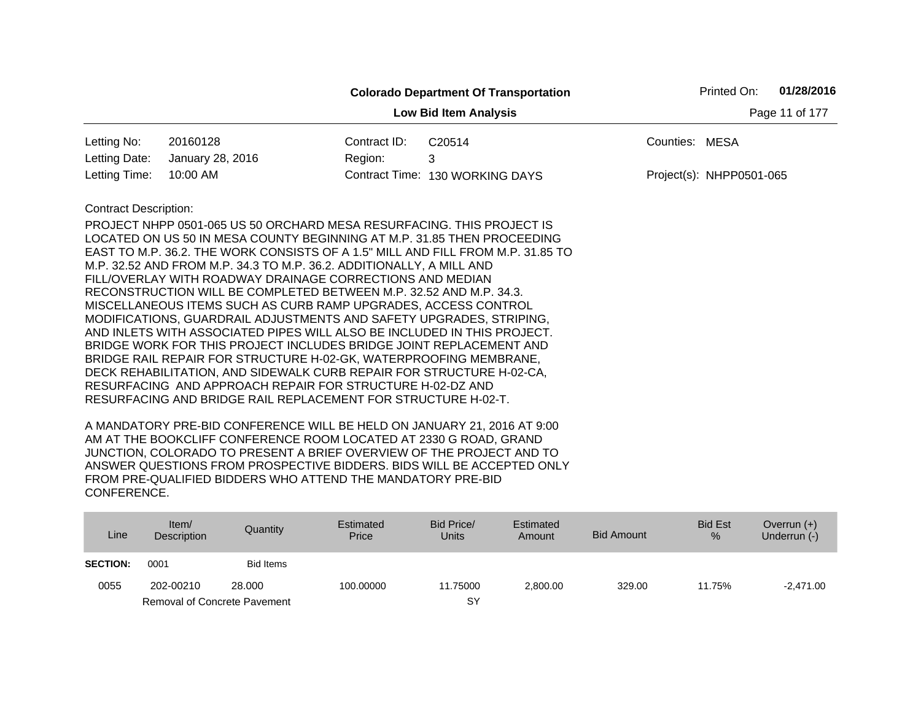**Colorado Department Of Transportation**

**Low Bid Item Analysis**

Printed On: **01/28/2016**

| | | | | | |
|---|---|---|---|---|---|
| Letting No: | 20160128 | Contract ID: | C20514 | Counties: | MESA |
| Letting Date: | January 28, 2016 | Region: | 3 | | |
| Letting Time: | 10:00 AM | Contract Time: | 130 WORKING DAYS | Project(s): | NHPP0501-065 |

Contract Description:

PROJECT NHPP 0501-065 US 50 ORCHARD MESA RESURFACING. THIS PROJECT IS LOCATED ON US 50 IN MESA COUNTY BEGINNING AT M.P. 31.85 THEN PROCEEDING EAST TO M.P. 36.2. THE WORK CONSISTS OF A 1.5" MILL AND FILL FROM M.P. 31.85 TO M.P. 32.52 AND FROM M.P. 34.3 TO M.P. 36.2. ADDITIONALLY, A MILL AND FILL/OVERLAY WITH ROADWAY DRAINAGE CORRECTIONS AND MEDIAN RECONSTRUCTION WILL BE COMPLETED BETWEEN M.P. 32.52 AND M.P. 34.3. MISCELLANEOUS ITEMS SUCH AS CURB RAMP UPGRADES, ACCESS CONTROL MODIFICATIONS, GUARDRAIL ADJUSTMENTS AND SAFETY UPGRADES, STRIPING, AND INLETS WITH ASSOCIATED PIPES WILL ALSO BE INCLUDED IN THIS PROJECT. BRIDGE WORK FOR THIS PROJECT INCLUDES BRIDGE JOINT REPLACEMENT AND BRIDGE RAIL REPAIR FOR STRUCTURE H-02-GK, WATERPROOFING MEMBRANE, DECK REHABILITATION, AND SIDEWALK CURB REPAIR FOR STRUCTURE H-02-CA, RESURFACING AND APPROACH REPAIR FOR STRUCTURE H-02-DZ AND RESURFACING AND BRIDGE RAIL REPLACEMENT FOR STRUCTURE H-02-T.

A MANDATORY PRE-BID CONFERENCE WILL BE HELD ON JANUARY 21, 2016 AT 9:00 AM AT THE BOOKCLIFF CONFERENCE ROOM LOCATED AT 2330 G ROAD, GRAND JUNCTION, COLORADO TO PRESENT A BRIEF OVERVIEW OF THE PROJECT AND TO ANSWER QUESTIONS FROM PROSPECTIVE BIDDERS. BIDS WILL BE ACCEPTED ONLY FROM PRE-QUALIFIED BIDDERS WHO ATTEND THE MANDATORY PRE-BID CONFERENCE.

| Line | Item/ Description | Quantity | Estimated Price | Bid Price/ Units | Estimated Amount | Bid Amount | Bid Est % | Overrun (+) Underrun (-) |
|---|---|---|---|---|---|---|---|---|
| **SECTION:** | 0001 | Bid Items | | | | | | |
| 0055 | 202-00210 | 28.000 | 100.00000 | 11.75000 | 2,800.00 | 329.00 | 11.75% | -2,471.00 |
| | Removal of Concrete Pavement | | | SY | | | | |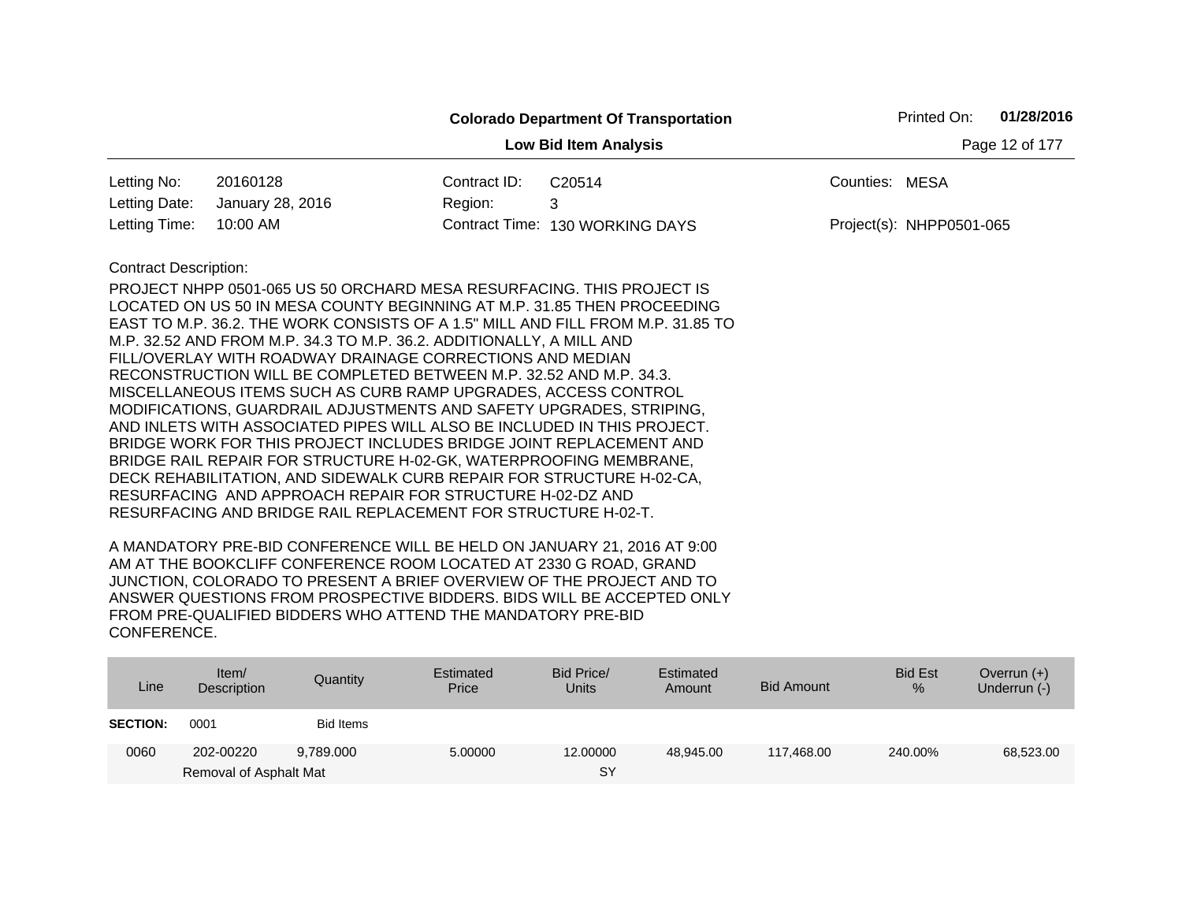**Colorado Department Of Transportation**

**Low Bid Item Analysis**

Printed On: **01/28/2016**

| | | | | | |
|---|---|---|---|---|---|
| Letting No: | 20160128 | Contract ID: | C20514 | Counties: | MESA |
| Letting Date: | January 28, 2016 | Region: | 3 | | |
| Letting Time: | 10:00 AM | Contract Time: | 130 WORKING DAYS | Project(s): | NHPP0501-065 |

Contract Description:

PROJECT NHPP 0501-065 US 50 ORCHARD MESA RESURFACING. THIS PROJECT IS LOCATED ON US 50 IN MESA COUNTY BEGINNING AT M.P. 31.85 THEN PROCEEDING EAST TO M.P. 36.2. THE WORK CONSISTS OF A 1.5" MILL AND FILL FROM M.P. 31.85 TO M.P. 32.52 AND FROM M.P. 34.3 TO M.P. 36.2. ADDITIONALLY, A MILL AND FILL/OVERLAY WITH ROADWAY DRAINAGE CORRECTIONS AND MEDIAN RECONSTRUCTION WILL BE COMPLETED BETWEEN M.P. 32.52 AND M.P. 34.3. MISCELLANEOUS ITEMS SUCH AS CURB RAMP UPGRADES, ACCESS CONTROL MODIFICATIONS, GUARDRAIL ADJUSTMENTS AND SAFETY UPGRADES, STRIPING, AND INLETS WITH ASSOCIATED PIPES WILL ALSO BE INCLUDED IN THIS PROJECT. BRIDGE WORK FOR THIS PROJECT INCLUDES BRIDGE JOINT REPLACEMENT AND BRIDGE RAIL REPAIR FOR STRUCTURE H-02-GK, WATERPROOFING MEMBRANE, DECK REHABILITATION, AND SIDEWALK CURB REPAIR FOR STRUCTURE H-02-CA, RESURFACING AND APPROACH REPAIR FOR STRUCTURE H-02-DZ AND RESURFACING AND BRIDGE RAIL REPLACEMENT FOR STRUCTURE H-02-T.

A MANDATORY PRE-BID CONFERENCE WILL BE HELD ON JANUARY 21, 2016 AT 9:00 AM AT THE BOOKCLIFF CONFERENCE ROOM LOCATED AT 2330 G ROAD, GRAND JUNCTION, COLORADO TO PRESENT A BRIEF OVERVIEW OF THE PROJECT AND TO ANSWER QUESTIONS FROM PROSPECTIVE BIDDERS. BIDS WILL BE ACCEPTED ONLY FROM PRE-QUALIFIED BIDDERS WHO ATTEND THE MANDATORY PRE-BID CONFERENCE.

| Line | Item/ Description | Quantity | Estimated Price | Bid Price/ Units | Estimated Amount | Bid Amount | Bid Est % | Overrun (+) Underrun (-) |
|---|---|---|---|---|---|---|---|---|
| **SECTION:** | 0001 | Bid Items | | | | | | |
| 0060 | 202-00220 Removal of Asphalt Mat | 9,789.000 | 5.00000 | 12.00000 SY | 48,945.00 | 117,468.00 | 240.00% | 68,523.00 |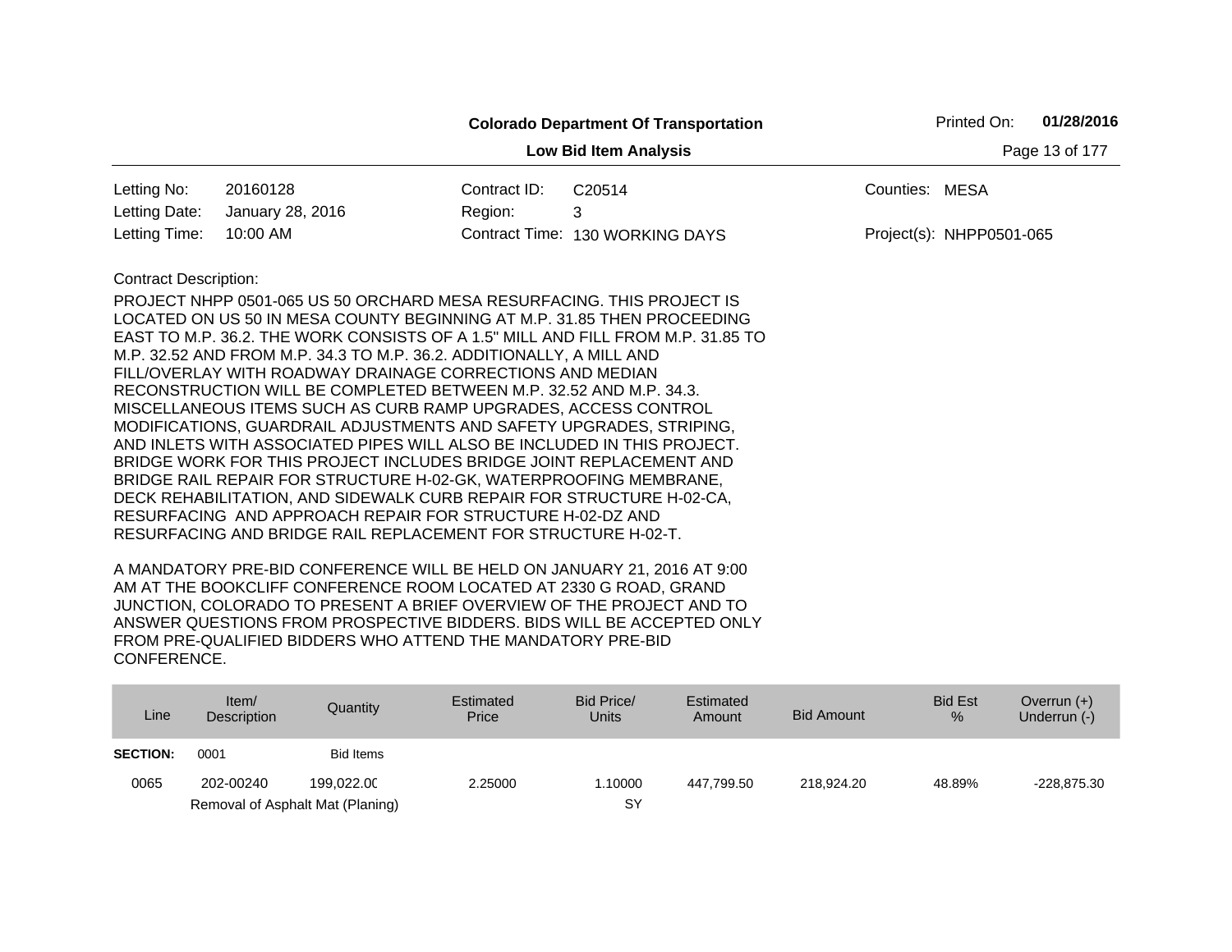**Colorado Department Of Transportation**

**Low Bid Item Analysis**

Printed On: **01/28/2016**

| | | | | | |
|---|---|---|---|---|---|
| Letting No: | 20160128 | Contract ID: | C20514 | Counties: | MESA |
| Letting Date: | January 28, 2016 | Region: | 3 | | |
| Letting Time: | 10:00 AM | Contract Time: | 130 WORKING DAYS | Project(s): | NHPP0501-065 |

Contract Description:

PROJECT NHPP 0501-065 US 50 ORCHARD MESA RESURFACING. THIS PROJECT IS LOCATED ON US 50 IN MESA COUNTY BEGINNING AT M.P. 31.85 THEN PROCEEDING EAST TO M.P. 36.2. THE WORK CONSISTS OF A 1.5" MILL AND FILL FROM M.P. 31.85 TO M.P. 32.52 AND FROM M.P. 34.3 TO M.P. 36.2. ADDITIONALLY, A MILL AND FILL/OVERLAY WITH ROADWAY DRAINAGE CORRECTIONS AND MEDIAN RECONSTRUCTION WILL BE COMPLETED BETWEEN M.P. 32.52 AND M.P. 34.3. MISCELLANEOUS ITEMS SUCH AS CURB RAMP UPGRADES, ACCESS CONTROL MODIFICATIONS, GUARDRAIL ADJUSTMENTS AND SAFETY UPGRADES, STRIPING, AND INLETS WITH ASSOCIATED PIPES WILL ALSO BE INCLUDED IN THIS PROJECT. BRIDGE WORK FOR THIS PROJECT INCLUDES BRIDGE JOINT REPLACEMENT AND BRIDGE RAIL REPAIR FOR STRUCTURE H-02-GK, WATERPROOFING MEMBRANE, DECK REHABILITATION, AND SIDEWALK CURB REPAIR FOR STRUCTURE H-02-CA, RESURFACING AND APPROACH REPAIR FOR STRUCTURE H-02-DZ AND RESURFACING AND BRIDGE RAIL REPLACEMENT FOR STRUCTURE H-02-T.

A MANDATORY PRE-BID CONFERENCE WILL BE HELD ON JANUARY 21, 2016 AT 9:00 AM AT THE BOOKCLIFF CONFERENCE ROOM LOCATED AT 2330 G ROAD, GRAND JUNCTION, COLORADO TO PRESENT A BRIEF OVERVIEW OF THE PROJECT AND TO ANSWER QUESTIONS FROM PROSPECTIVE BIDDERS. BIDS WILL BE ACCEPTED ONLY FROM PRE-QUALIFIED BIDDERS WHO ATTEND THE MANDATORY PRE-BID CONFERENCE.

| Line | Item/ Description | Quantity | Estimated Price | Bid Price/ Units | Estimated Amount | Bid Amount | Bid Est % | Overrun (+) Underrun (-) |
|---|---|---|---|---|---|---|---|---|
| **SECTION:** | 0001 | Bid Items | | | | | | |
| 0065 | 202-00240 | 199,022.00 | 2.25000 | 1.10000 | 447,799.50 | 218,924.20 | 48.89% | -228,875.30 |
| | Removal of Asphalt Mat (Planing) | | | SY | | | | |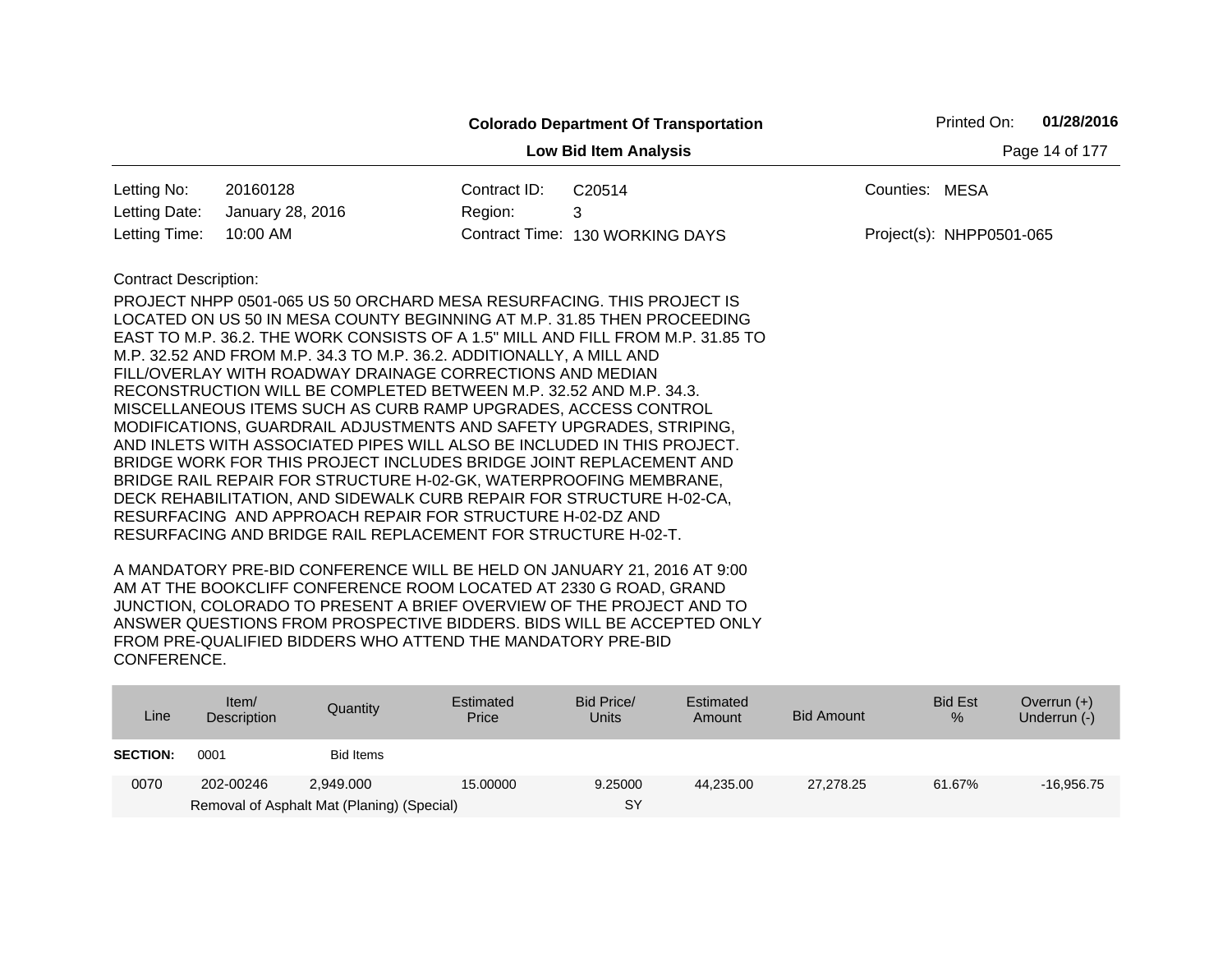**Colorado Department Of Transportation**

**Low Bid Item Analysis**

Printed On: **01/28/2016**

| | | | | | |
|---|---|---|---|---|---|
| Letting No: | 20160128 | Contract ID: | C20514 | Counties: | MESA |
| Letting Date: | January 28, 2016 | Region: | 3 | | |
| Letting Time: | 10:00 AM | Contract Time: | 130 WORKING DAYS | Project(s): | NHPP0501-065 |

Contract Description:

PROJECT NHPP 0501-065 US 50 ORCHARD MESA RESURFACING. THIS PROJECT IS LOCATED ON US 50 IN MESA COUNTY BEGINNING AT M.P. 31.85 THEN PROCEEDING EAST TO M.P. 36.2. THE WORK CONSISTS OF A 1.5" MILL AND FILL FROM M.P. 31.85 TO M.P. 32.52 AND FROM M.P. 34.3 TO M.P. 36.2. ADDITIONALLY, A MILL AND FILL/OVERLAY WITH ROADWAY DRAINAGE CORRECTIONS AND MEDIAN RECONSTRUCTION WILL BE COMPLETED BETWEEN M.P. 32.52 AND M.P. 34.3. MISCELLANEOUS ITEMS SUCH AS CURB RAMP UPGRADES, ACCESS CONTROL MODIFICATIONS, GUARDRAIL ADJUSTMENTS AND SAFETY UPGRADES, STRIPING, AND INLETS WITH ASSOCIATED PIPES WILL ALSO BE INCLUDED IN THIS PROJECT. BRIDGE WORK FOR THIS PROJECT INCLUDES BRIDGE JOINT REPLACEMENT AND BRIDGE RAIL REPAIR FOR STRUCTURE H-02-GK, WATERPROOFING MEMBRANE, DECK REHABILITATION, AND SIDEWALK CURB REPAIR FOR STRUCTURE H-02-CA, RESURFACING AND APPROACH REPAIR FOR STRUCTURE H-02-DZ AND RESURFACING AND BRIDGE RAIL REPLACEMENT FOR STRUCTURE H-02-T.

A MANDATORY PRE-BID CONFERENCE WILL BE HELD ON JANUARY 21, 2016 AT 9:00 AM AT THE BOOKCLIFF CONFERENCE ROOM LOCATED AT 2330 G ROAD, GRAND JUNCTION, COLORADO TO PRESENT A BRIEF OVERVIEW OF THE PROJECT AND TO ANSWER QUESTIONS FROM PROSPECTIVE BIDDERS. BIDS WILL BE ACCEPTED ONLY FROM PRE-QUALIFIED BIDDERS WHO ATTEND THE MANDATORY PRE-BID CONFERENCE.

| Line | Item/ Description | Quantity | Estimated Price | Bid Price/ Units | Estimated Amount | Bid Amount | Bid Est % | Overrun (+) Underrun (-) |
|---|---|---|---|---|---|---|---|---|
| **SECTION:** | 0001 | Bid Items | | | | | | |
| 0070 | 202-00246 | 2,949.000 | 15.00000 | 9.25000 | 44,235.00 | 27,278.25 | 61.67% | -16,956.75 |
| | Removal of Asphalt Mat (Planing) (Special) | | | SY | | | | |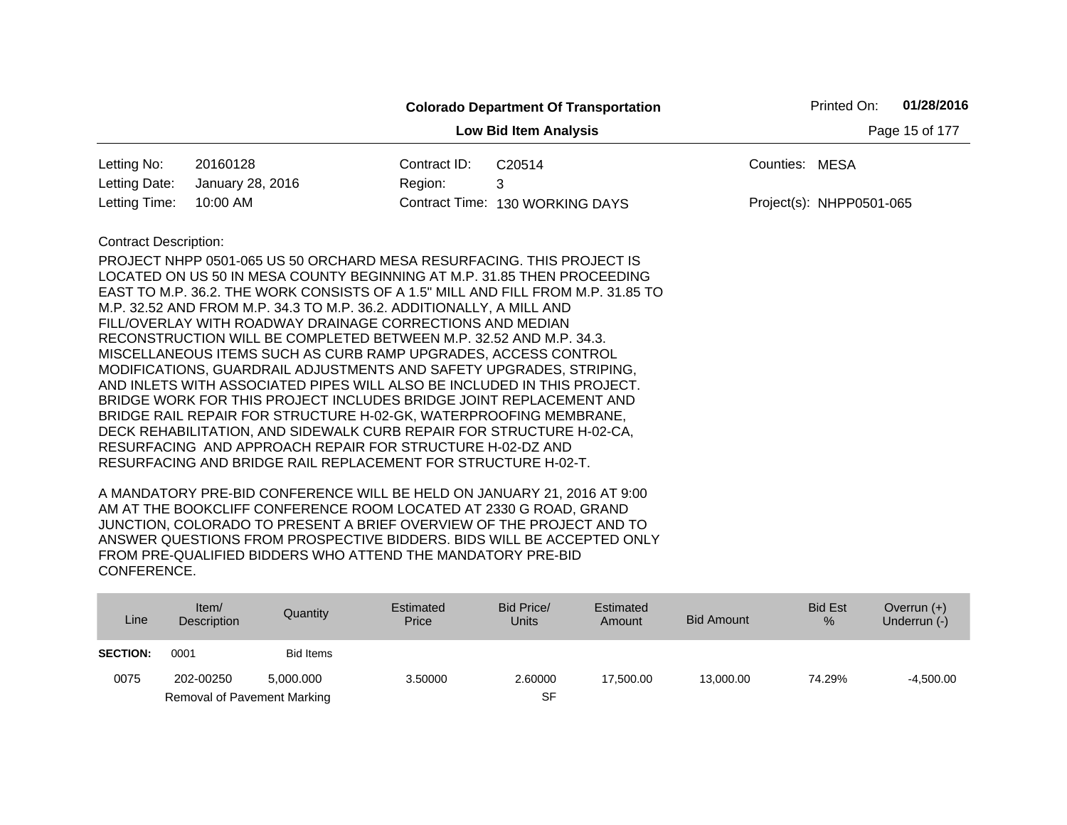**Colorado Department Of Transportation**

**Low Bid Item Analysis**

Printed On: **01/28/2016**

| | | | | | |
|---|---|---|---|---|---|
| Letting No: | 20160128 | Contract ID: | C20514 | Counties: | MESA |
| Letting Date: | January 28, 2016 | Region: | 3 | | |
| Letting Time: | 10:00 AM | Contract Time: | 130 WORKING DAYS | Project(s): | NHPP0501-065 |

Contract Description:

PROJECT NHPP 0501-065 US 50 ORCHARD MESA RESURFACING. THIS PROJECT IS LOCATED ON US 50 IN MESA COUNTY BEGINNING AT M.P. 31.85 THEN PROCEEDING EAST TO M.P. 36.2. THE WORK CONSISTS OF A 1.5" MILL AND FILL FROM M.P. 31.85 TO M.P. 32.52 AND FROM M.P. 34.3 TO M.P. 36.2. ADDITIONALLY, A MILL AND FILL/OVERLAY WITH ROADWAY DRAINAGE CORRECTIONS AND MEDIAN RECONSTRUCTION WILL BE COMPLETED BETWEEN M.P. 32.52 AND M.P. 34.3. MISCELLANEOUS ITEMS SUCH AS CURB RAMP UPGRADES, ACCESS CONTROL MODIFICATIONS, GUARDRAIL ADJUSTMENTS AND SAFETY UPGRADES, STRIPING, AND INLETS WITH ASSOCIATED PIPES WILL ALSO BE INCLUDED IN THIS PROJECT. BRIDGE WORK FOR THIS PROJECT INCLUDES BRIDGE JOINT REPLACEMENT AND BRIDGE RAIL REPAIR FOR STRUCTURE H-02-GK, WATERPROOFING MEMBRANE, DECK REHABILITATION, AND SIDEWALK CURB REPAIR FOR STRUCTURE H-02-CA, RESURFACING AND APPROACH REPAIR FOR STRUCTURE H-02-DZ AND RESURFACING AND BRIDGE RAIL REPLACEMENT FOR STRUCTURE H-02-T.

A MANDATORY PRE-BID CONFERENCE WILL BE HELD ON JANUARY 21, 2016 AT 9:00 AM AT THE BOOKCLIFF CONFERENCE ROOM LOCATED AT 2330 G ROAD, GRAND JUNCTION, COLORADO TO PRESENT A BRIEF OVERVIEW OF THE PROJECT AND TO ANSWER QUESTIONS FROM PROSPECTIVE BIDDERS. BIDS WILL BE ACCEPTED ONLY FROM PRE-QUALIFIED BIDDERS WHO ATTEND THE MANDATORY PRE-BID CONFERENCE.

| Line | Item/ Description | Quantity | Estimated Price | Bid Price/ Units | Estimated Amount | Bid Amount | Bid Est % | Overrun (+) Underrun (-) |
|---|---|---|---|---|---|---|---|---|
| **SECTION:** | 0001 | Bid Items | | | | | | |
| 0075 | 202-00250 Removal of Pavement Marking | 5,000.000 | 3.50000 | 2.60000 SF | 17,500.00 | 13,000.00 | 74.29% | -4,500.00 |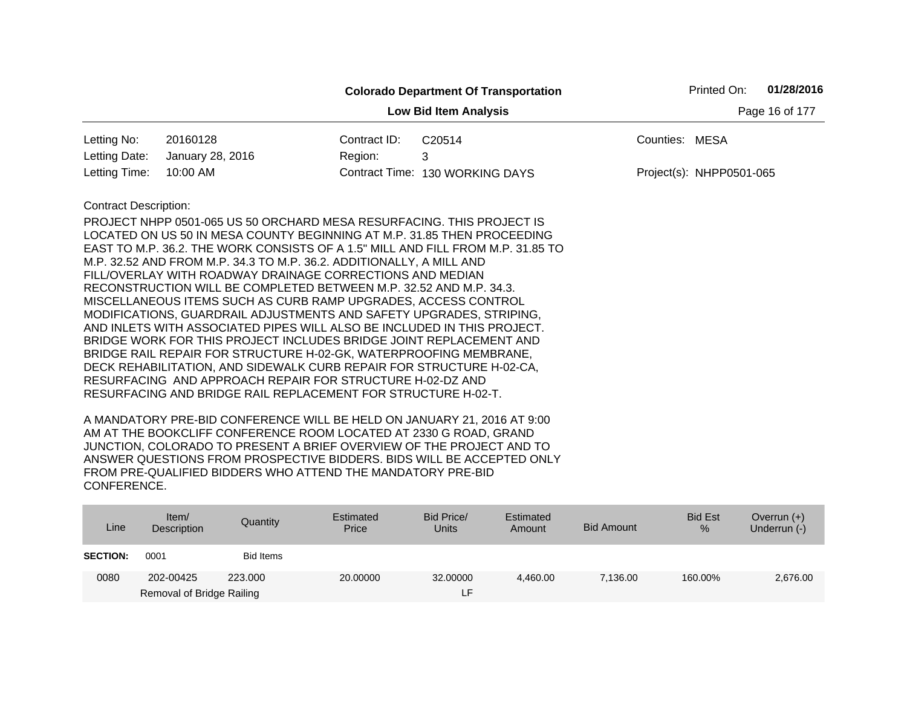**Colorado Department Of Transportation**

**Low Bid Item Analysis**

Printed On: **01/28/2016**

| | | | | | |
|---|---|---|---|---|---|
| Letting No: | 20160128 | Contract ID: | C20514 | Counties: | MESA |
| Letting Date: | January 28, 2016 | Region: | 3 | | |
| Letting Time: | 10:00 AM | Contract Time: | 130 WORKING DAYS | Project(s): | NHPP0501-065 |

Contract Description:

PROJECT NHPP 0501-065 US 50 ORCHARD MESA RESURFACING. THIS PROJECT IS LOCATED ON US 50 IN MESA COUNTY BEGINNING AT M.P. 31.85 THEN PROCEEDING EAST TO M.P. 36.2. THE WORK CONSISTS OF A 1.5" MILL AND FILL FROM M.P. 31.85 TO M.P. 32.52 AND FROM M.P. 34.3 TO M.P. 36.2. ADDITIONALLY, A MILL AND FILL/OVERLAY WITH ROADWAY DRAINAGE CORRECTIONS AND MEDIAN RECONSTRUCTION WILL BE COMPLETED BETWEEN M.P. 32.52 AND M.P. 34.3. MISCELLANEOUS ITEMS SUCH AS CURB RAMP UPGRADES, ACCESS CONTROL MODIFICATIONS, GUARDRAIL ADJUSTMENTS AND SAFETY UPGRADES, STRIPING, AND INLETS WITH ASSOCIATED PIPES WILL ALSO BE INCLUDED IN THIS PROJECT. BRIDGE WORK FOR THIS PROJECT INCLUDES BRIDGE JOINT REPLACEMENT AND BRIDGE RAIL REPAIR FOR STRUCTURE H-02-GK, WATERPROOFING MEMBRANE, DECK REHABILITATION, AND SIDEWALK CURB REPAIR FOR STRUCTURE H-02-CA, RESURFACING AND APPROACH REPAIR FOR STRUCTURE H-02-DZ AND RESURFACING AND BRIDGE RAIL REPLACEMENT FOR STRUCTURE H-02-T.

A MANDATORY PRE-BID CONFERENCE WILL BE HELD ON JANUARY 21, 2016 AT 9:00 AM AT THE BOOKCLIFF CONFERENCE ROOM LOCATED AT 2330 G ROAD, GRAND JUNCTION, COLORADO TO PRESENT A BRIEF OVERVIEW OF THE PROJECT AND TO ANSWER QUESTIONS FROM PROSPECTIVE BIDDERS. BIDS WILL BE ACCEPTED ONLY FROM PRE-QUALIFIED BIDDERS WHO ATTEND THE MANDATORY PRE-BID CONFERENCE.

| Line | Item/ Description | Quantity | Estimated Price | Bid Price/ Units | Estimated Amount | Bid Amount | Bid Est % | Overrun (+) Underrun (-) |
|---|---|---|---|---|---|---|---|---|
| **SECTION:** | 0001 | Bid Items | | | | | | |
| 0080 | 202-00425 Removal of Bridge Railing | 223.000 | 20.00000 | 32.00000 LF | 4,460.00 | 7,136.00 | 160.00% | 2,676.00 |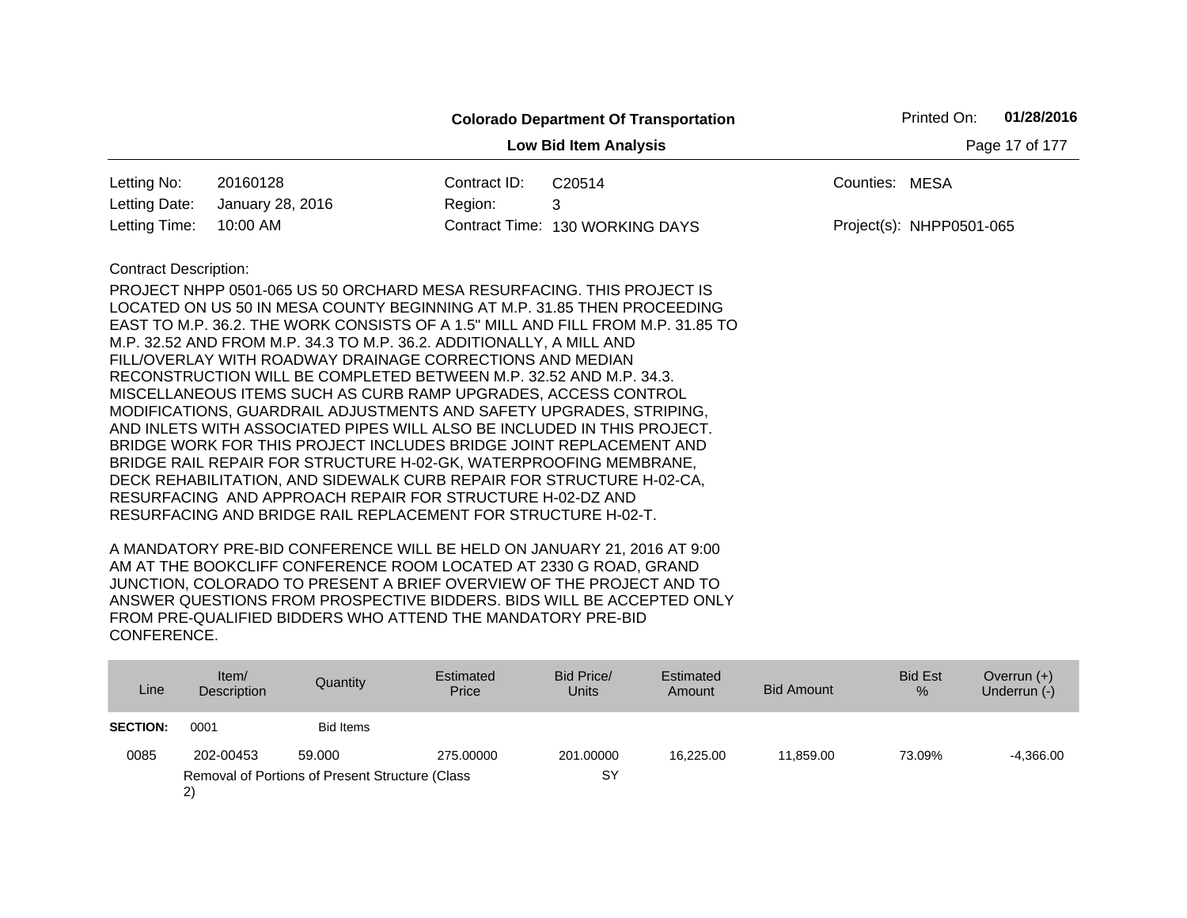**Colorado Department Of Transportation**

**Low Bid Item Analysis**

Printed On: **01/28/2016**

| | | | | | |
|---|---|---|---|---|---|
| Letting No: | 20160128 | Contract ID: | C20514 | Counties: | MESA |
| Letting Date: | January 28, 2016 | Region: | 3 | | |
| Letting Time: | 10:00 AM | Contract Time: | 130 WORKING DAYS | Project(s): | NHPP0501-065 |

Contract Description:

PROJECT NHPP 0501-065 US 50 ORCHARD MESA RESURFACING. THIS PROJECT IS LOCATED ON US 50 IN MESA COUNTY BEGINNING AT M.P. 31.85 THEN PROCEEDING EAST TO M.P. 36.2. THE WORK CONSISTS OF A 1.5" MILL AND FILL FROM M.P. 31.85 TO M.P. 32.52 AND FROM M.P. 34.3 TO M.P. 36.2. ADDITIONALLY, A MILL AND FILL/OVERLAY WITH ROADWAY DRAINAGE CORRECTIONS AND MEDIAN RECONSTRUCTION WILL BE COMPLETED BETWEEN M.P. 32.52 AND M.P. 34.3. MISCELLANEOUS ITEMS SUCH AS CURB RAMP UPGRADES, ACCESS CONTROL MODIFICATIONS, GUARDRAIL ADJUSTMENTS AND SAFETY UPGRADES, STRIPING, AND INLETS WITH ASSOCIATED PIPES WILL ALSO BE INCLUDED IN THIS PROJECT. BRIDGE WORK FOR THIS PROJECT INCLUDES BRIDGE JOINT REPLACEMENT AND BRIDGE RAIL REPAIR FOR STRUCTURE H-02-GK, WATERPROOFING MEMBRANE, DECK REHABILITATION, AND SIDEWALK CURB REPAIR FOR STRUCTURE H-02-CA, RESURFACING AND APPROACH REPAIR FOR STRUCTURE H-02-DZ AND RESURFACING AND BRIDGE RAIL REPLACEMENT FOR STRUCTURE H-02-T.

A MANDATORY PRE-BID CONFERENCE WILL BE HELD ON JANUARY 21, 2016 AT 9:00 AM AT THE BOOKCLIFF CONFERENCE ROOM LOCATED AT 2330 G ROAD, GRAND JUNCTION, COLORADO TO PRESENT A BRIEF OVERVIEW OF THE PROJECT AND TO ANSWER QUESTIONS FROM PROSPECTIVE BIDDERS. BIDS WILL BE ACCEPTED ONLY FROM PRE-QUALIFIED BIDDERS WHO ATTEND THE MANDATORY PRE-BID CONFERENCE.

| Line | Item/ Description | Quantity | Estimated Price | Bid Price/ Units | Estimated Amount | Bid Amount | Bid Est % | Overrun (+) Underrun (-) |
|---|---|---|---|---|---|---|---|---|
| **SECTION:** | 0001 | Bid Items | | | | | | |
| 0085 | 202-00453 | 59.000 | 275.00000 | 201.00000 | 16,225.00 | 11,859.00 | 73.09% | -4,366.00 |
| | Removal of Portions of Present Structure (Class 2) | | | SY | | | | |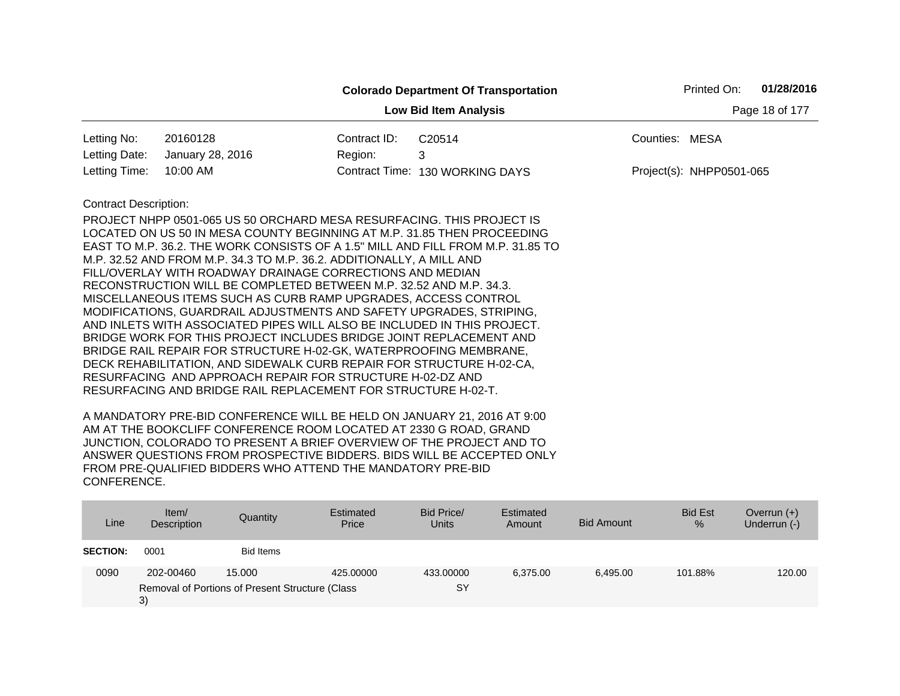**Colorado Department Of Transportation**

**Low Bid Item Analysis**

Printed On: **01/28/2016**

| | | | | | |
|---|---|---|---|---|---|
| Letting No: | 20160128 | Contract ID: | C20514 | Counties: | MESA |
| Letting Date: | January 28, 2016 | Region: | 3 | | |
| Letting Time: | 10:00 AM | Contract Time: | 130 WORKING DAYS | Project(s): | NHPP0501-065 |

Contract Description:

PROJECT NHPP 0501-065 US 50 ORCHARD MESA RESURFACING. THIS PROJECT IS LOCATED ON US 50 IN MESA COUNTY BEGINNING AT M.P. 31.85 THEN PROCEEDING EAST TO M.P. 36.2. THE WORK CONSISTS OF A 1.5" MILL AND FILL FROM M.P. 31.85 TO M.P. 32.52 AND FROM M.P. 34.3 TO M.P. 36.2. ADDITIONALLY, A MILL AND FILL/OVERLAY WITH ROADWAY DRAINAGE CORRECTIONS AND MEDIAN RECONSTRUCTION WILL BE COMPLETED BETWEEN M.P. 32.52 AND M.P. 34.3. MISCELLANEOUS ITEMS SUCH AS CURB RAMP UPGRADES, ACCESS CONTROL MODIFICATIONS, GUARDRAIL ADJUSTMENTS AND SAFETY UPGRADES, STRIPING, AND INLETS WITH ASSOCIATED PIPES WILL ALSO BE INCLUDED IN THIS PROJECT. BRIDGE WORK FOR THIS PROJECT INCLUDES BRIDGE JOINT REPLACEMENT AND BRIDGE RAIL REPAIR FOR STRUCTURE H-02-GK, WATERPROOFING MEMBRANE, DECK REHABILITATION, AND SIDEWALK CURB REPAIR FOR STRUCTURE H-02-CA, RESURFACING AND APPROACH REPAIR FOR STRUCTURE H-02-DZ AND RESURFACING AND BRIDGE RAIL REPLACEMENT FOR STRUCTURE H-02-T.

A MANDATORY PRE-BID CONFERENCE WILL BE HELD ON JANUARY 21, 2016 AT 9:00 AM AT THE BOOKCLIFF CONFERENCE ROOM LOCATED AT 2330 G ROAD, GRAND JUNCTION, COLORADO TO PRESENT A BRIEF OVERVIEW OF THE PROJECT AND TO ANSWER QUESTIONS FROM PROSPECTIVE BIDDERS. BIDS WILL BE ACCEPTED ONLY FROM PRE-QUALIFIED BIDDERS WHO ATTEND THE MANDATORY PRE-BID CONFERENCE.

| Line | Item/ Description | Quantity | Estimated Price | Bid Price/ Units | Estimated Amount | Bid Amount | Bid Est % | Overrun (+) Underrun (-) |
|---|---|---|---|---|---|---|---|---|
| **SECTION:** | 0001 | Bid Items | | | | | | |
| 0090 | 202-00460 Removal of Portions of Present Structure (Class 3) | 15.000 | 425.00000 | 433.00000 SY | 6,375.00 | 6,495.00 | 101.88% | 120.00 |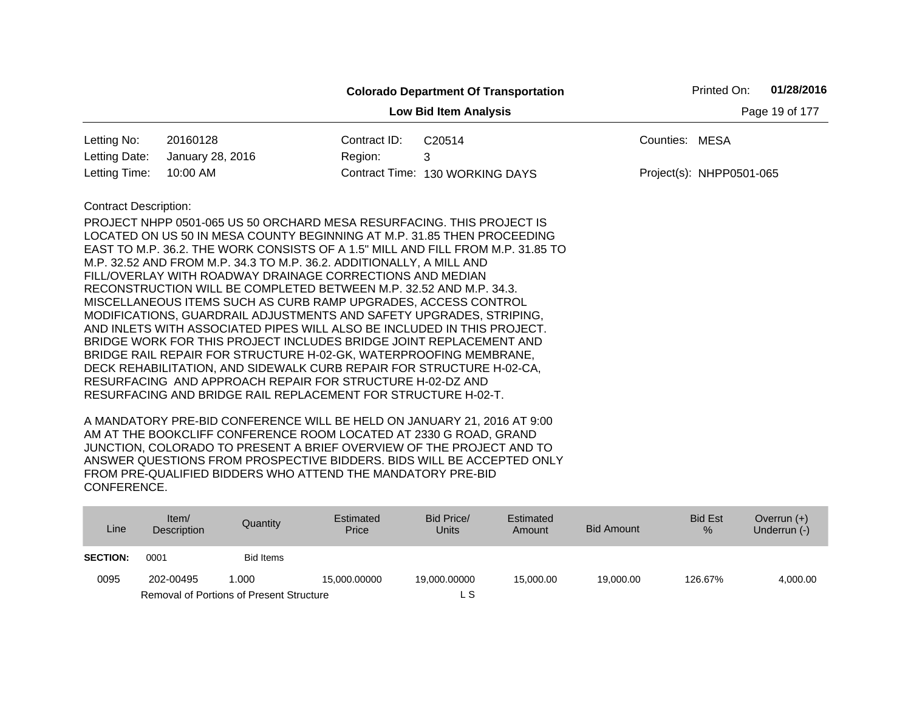**Colorado Department Of Transportation**

**Low Bid Item Analysis**

Printed On: **01/28/2016**

| | | | | | |
|---|---|---|---|---|---|
| Letting No: | 20160128 | Contract ID: | C20514 | Counties: | MESA |
| Letting Date: | January 28, 2016 | Region: | 3 | | |
| Letting Time: | 10:00 AM | Contract Time: | 130 WORKING DAYS | Project(s): | NHPP0501-065 |

Contract Description:

PROJECT NHPP 0501-065 US 50 ORCHARD MESA RESURFACING. THIS PROJECT IS LOCATED ON US 50 IN MESA COUNTY BEGINNING AT M.P. 31.85 THEN PROCEEDING EAST TO M.P. 36.2. THE WORK CONSISTS OF A 1.5" MILL AND FILL FROM M.P. 31.85 TO M.P. 32.52 AND FROM M.P. 34.3 TO M.P. 36.2. ADDITIONALLY, A MILL AND FILL/OVERLAY WITH ROADWAY DRAINAGE CORRECTIONS AND MEDIAN RECONSTRUCTION WILL BE COMPLETED BETWEEN M.P. 32.52 AND M.P. 34.3. MISCELLANEOUS ITEMS SUCH AS CURB RAMP UPGRADES, ACCESS CONTROL MODIFICATIONS, GUARDRAIL ADJUSTMENTS AND SAFETY UPGRADES, STRIPING, AND INLETS WITH ASSOCIATED PIPES WILL ALSO BE INCLUDED IN THIS PROJECT. BRIDGE WORK FOR THIS PROJECT INCLUDES BRIDGE JOINT REPLACEMENT AND BRIDGE RAIL REPAIR FOR STRUCTURE H-02-GK, WATERPROOFING MEMBRANE, DECK REHABILITATION, AND SIDEWALK CURB REPAIR FOR STRUCTURE H-02-CA, RESURFACING AND APPROACH REPAIR FOR STRUCTURE H-02-DZ AND RESURFACING AND BRIDGE RAIL REPLACEMENT FOR STRUCTURE H-02-T.

A MANDATORY PRE-BID CONFERENCE WILL BE HELD ON JANUARY 21, 2016 AT 9:00 AM AT THE BOOKCLIFF CONFERENCE ROOM LOCATED AT 2330 G ROAD, GRAND JUNCTION, COLORADO TO PRESENT A BRIEF OVERVIEW OF THE PROJECT AND TO ANSWER QUESTIONS FROM PROSPECTIVE BIDDERS. BIDS WILL BE ACCEPTED ONLY FROM PRE-QUALIFIED BIDDERS WHO ATTEND THE MANDATORY PRE-BID CONFERENCE.

| Line | Item/ Description | Quantity | Estimated Price | Bid Price/ Units | Estimated Amount | Bid Amount | Bid Est % | Overrun (+) Underrun (-) |
|---|---|---|---|---|---|---|---|---|
| **SECTION:** | 0001 | Bid Items | | | | | | |
| 0095 | 202-00495 | 1.000 | 15,000.00000 | 19,000.00000 | 15,000.00 | 19,000.00 | 126.67% | 4,000.00 |
| | Removal of Portions of Present Structure | | | L S | | | | |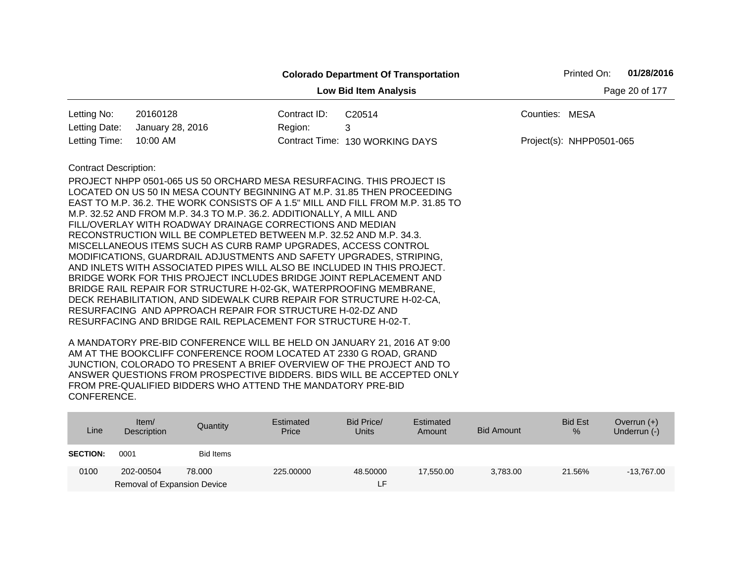**Colorado Department Of Transportation**

**Low Bid Item Analysis**

Printed On: **01/28/2016**

| | | | | | |
|---|---|---|---|---|---|
| Letting No: | 20160128 | Contract ID: | C20514 | Counties: | MESA |
| Letting Date: | January 28, 2016 | Region: | 3 | | |
| Letting Time: | 10:00 AM | Contract Time: | 130 WORKING DAYS | Project(s): | NHPP0501-065 |

Contract Description:

PROJECT NHPP 0501-065 US 50 ORCHARD MESA RESURFACING. THIS PROJECT IS LOCATED ON US 50 IN MESA COUNTY BEGINNING AT M.P. 31.85 THEN PROCEEDING EAST TO M.P. 36.2. THE WORK CONSISTS OF A 1.5" MILL AND FILL FROM M.P. 31.85 TO M.P. 32.52 AND FROM M.P. 34.3 TO M.P. 36.2. ADDITIONALLY, A MILL AND FILL/OVERLAY WITH ROADWAY DRAINAGE CORRECTIONS AND MEDIAN RECONSTRUCTION WILL BE COMPLETED BETWEEN M.P. 32.52 AND M.P. 34.3. MISCELLANEOUS ITEMS SUCH AS CURB RAMP UPGRADES, ACCESS CONTROL MODIFICATIONS, GUARDRAIL ADJUSTMENTS AND SAFETY UPGRADES, STRIPING, AND INLETS WITH ASSOCIATED PIPES WILL ALSO BE INCLUDED IN THIS PROJECT. BRIDGE WORK FOR THIS PROJECT INCLUDES BRIDGE JOINT REPLACEMENT AND BRIDGE RAIL REPAIR FOR STRUCTURE H-02-GK, WATERPROOFING MEMBRANE, DECK REHABILITATION, AND SIDEWALK CURB REPAIR FOR STRUCTURE H-02-CA, RESURFACING AND APPROACH REPAIR FOR STRUCTURE H-02-DZ AND RESURFACING AND BRIDGE RAIL REPLACEMENT FOR STRUCTURE H-02-T.

A MANDATORY PRE-BID CONFERENCE WILL BE HELD ON JANUARY 21, 2016 AT 9:00 AM AT THE BOOKCLIFF CONFERENCE ROOM LOCATED AT 2330 G ROAD, GRAND JUNCTION, COLORADO TO PRESENT A BRIEF OVERVIEW OF THE PROJECT AND TO ANSWER QUESTIONS FROM PROSPECTIVE BIDDERS. BIDS WILL BE ACCEPTED ONLY FROM PRE-QUALIFIED BIDDERS WHO ATTEND THE MANDATORY PRE-BID CONFERENCE.

| Line | Item/ Description | Quantity | Estimated Price | Bid Price/ Units | Estimated Amount | Bid Amount | Bid Est % | Overrun (+) Underrun (-) |
|---|---|---|---|---|---|---|---|---|
| **SECTION:** | 0001 | Bid Items | | | | | | |
| 0100 | 202-00504 Removal of Expansion Device | 78.000 | 225.00000 | 48.50000 LF | 17,550.00 | 3,783.00 | 21.56% | -13,767.00 |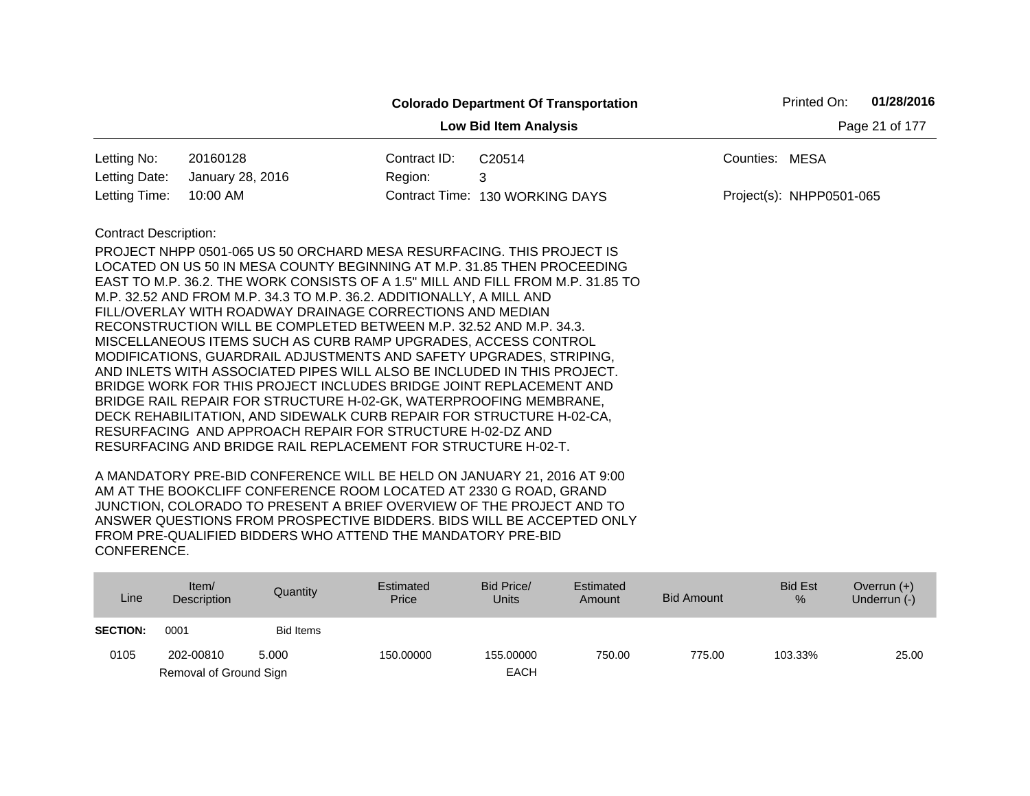**Colorado Department Of Transportation**

**Low Bid Item Analysis**

Printed On: **01/28/2016**

| | | | | | |
|---|---|---|---|---|---|
| Letting No: | 20160128 | Contract ID: | C20514 | Counties: | MESA |
| Letting Date: | January 28, 2016 | Region: | 3 | | |
| Letting Time: | 10:00 AM | Contract Time: | 130 WORKING DAYS | Project(s): | NHPP0501-065 |

Contract Description:

PROJECT NHPP 0501-065 US 50 ORCHARD MESA RESURFACING. THIS PROJECT IS LOCATED ON US 50 IN MESA COUNTY BEGINNING AT M.P. 31.85 THEN PROCEEDING EAST TO M.P. 36.2. THE WORK CONSISTS OF A 1.5" MILL AND FILL FROM M.P. 31.85 TO M.P. 32.52 AND FROM M.P. 34.3 TO M.P. 36.2. ADDITIONALLY, A MILL AND FILL/OVERLAY WITH ROADWAY DRAINAGE CORRECTIONS AND MEDIAN RECONSTRUCTION WILL BE COMPLETED BETWEEN M.P. 32.52 AND M.P. 34.3. MISCELLANEOUS ITEMS SUCH AS CURB RAMP UPGRADES, ACCESS CONTROL MODIFICATIONS, GUARDRAIL ADJUSTMENTS AND SAFETY UPGRADES, STRIPING, AND INLETS WITH ASSOCIATED PIPES WILL ALSO BE INCLUDED IN THIS PROJECT. BRIDGE WORK FOR THIS PROJECT INCLUDES BRIDGE JOINT REPLACEMENT AND BRIDGE RAIL REPAIR FOR STRUCTURE H-02-GK, WATERPROOFING MEMBRANE, DECK REHABILITATION, AND SIDEWALK CURB REPAIR FOR STRUCTURE H-02-CA, RESURFACING AND APPROACH REPAIR FOR STRUCTURE H-02-DZ AND RESURFACING AND BRIDGE RAIL REPLACEMENT FOR STRUCTURE H-02-T.

A MANDATORY PRE-BID CONFERENCE WILL BE HELD ON JANUARY 21, 2016 AT 9:00 AM AT THE BOOKCLIFF CONFERENCE ROOM LOCATED AT 2330 G ROAD, GRAND JUNCTION, COLORADO TO PRESENT A BRIEF OVERVIEW OF THE PROJECT AND TO ANSWER QUESTIONS FROM PROSPECTIVE BIDDERS. BIDS WILL BE ACCEPTED ONLY FROM PRE-QUALIFIED BIDDERS WHO ATTEND THE MANDATORY PRE-BID CONFERENCE.

| Line | Item/ Description | Quantity | Estimated Price | Bid Price/ Units | Estimated Amount | Bid Amount | Bid Est % | Overrun (+) Underrun (-) |
|---|---|---|---|---|---|---|---|---|
| **SECTION:** | 0001 | Bid Items | | | | | | |
| 0105 | 202-00810 | 5.000 | 150.00000 | 155.00000 | 750.00 | 775.00 | 103.33% | 25.00 |
| | Removal of Ground Sign | | | EACH | | | | |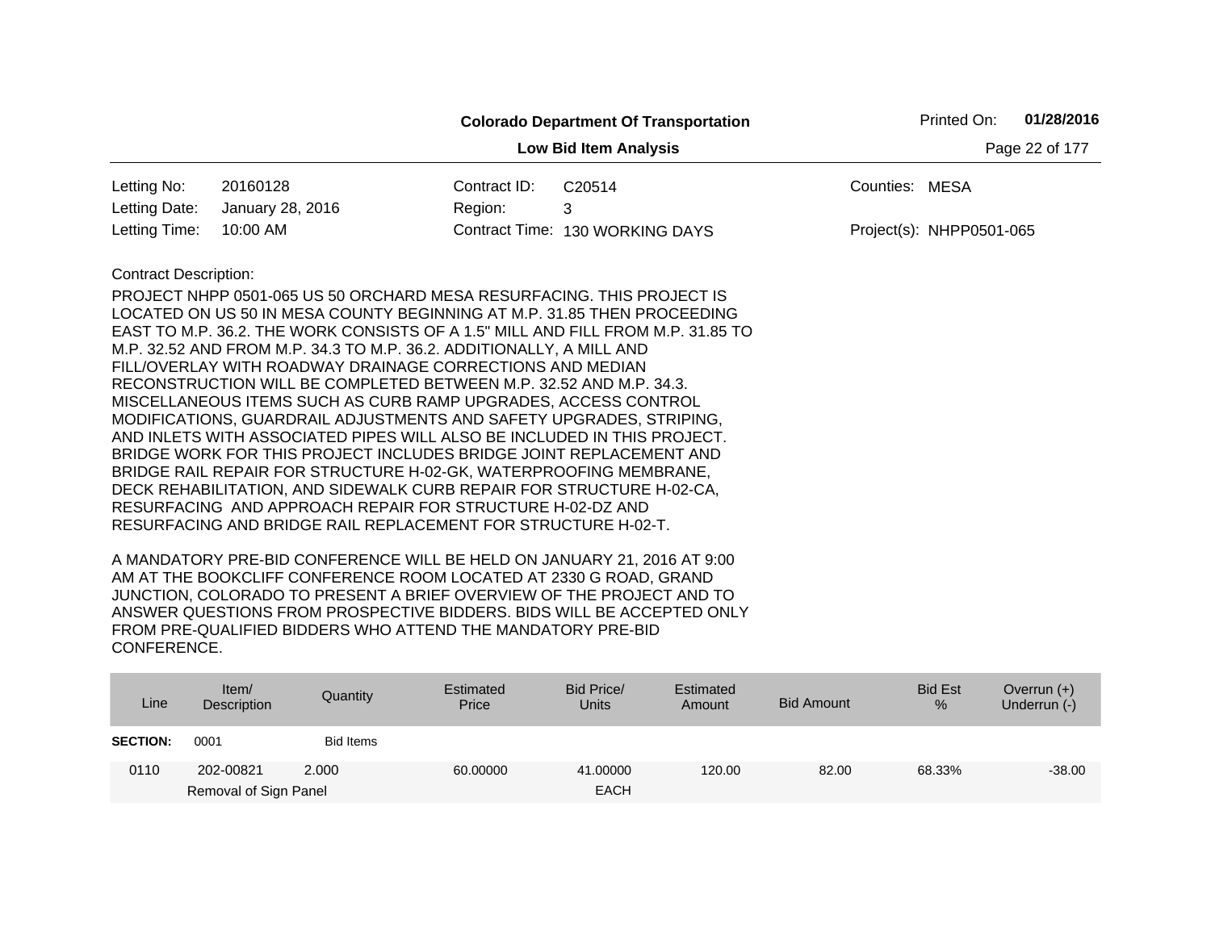**Colorado Department Of Transportation**

**Low Bid Item Analysis**

Printed On: **01/28/2016**

| | | | | | |
|---|---|---|---|---|---|
| Letting No: | 20160128 | Contract ID: | C20514 | Counties: | MESA |
| Letting Date: | January 28, 2016 | Region: | 3 | | |
| Letting Time: | 10:00 AM | Contract Time: | 130 WORKING DAYS | Project(s): | NHPP0501-065 |

Contract Description:

PROJECT NHPP 0501-065 US 50 ORCHARD MESA RESURFACING. THIS PROJECT IS LOCATED ON US 50 IN MESA COUNTY BEGINNING AT M.P. 31.85 THEN PROCEEDING EAST TO M.P. 36.2. THE WORK CONSISTS OF A 1.5" MILL AND FILL FROM M.P. 31.85 TO M.P. 32.52 AND FROM M.P. 34.3 TO M.P. 36.2. ADDITIONALLY, A MILL AND FILL/OVERLAY WITH ROADWAY DRAINAGE CORRECTIONS AND MEDIAN RECONSTRUCTION WILL BE COMPLETED BETWEEN M.P. 32.52 AND M.P. 34.3. MISCELLANEOUS ITEMS SUCH AS CURB RAMP UPGRADES, ACCESS CONTROL MODIFICATIONS, GUARDRAIL ADJUSTMENTS AND SAFETY UPGRADES, STRIPING, AND INLETS WITH ASSOCIATED PIPES WILL ALSO BE INCLUDED IN THIS PROJECT. BRIDGE WORK FOR THIS PROJECT INCLUDES BRIDGE JOINT REPLACEMENT AND BRIDGE RAIL REPAIR FOR STRUCTURE H-02-GK, WATERPROOFING MEMBRANE, DECK REHABILITATION, AND SIDEWALK CURB REPAIR FOR STRUCTURE H-02-CA, RESURFACING AND APPROACH REPAIR FOR STRUCTURE H-02-DZ AND RESURFACING AND BRIDGE RAIL REPLACEMENT FOR STRUCTURE H-02-T.

A MANDATORY PRE-BID CONFERENCE WILL BE HELD ON JANUARY 21, 2016 AT 9:00 AM AT THE BOOKCLIFF CONFERENCE ROOM LOCATED AT 2330 G ROAD, GRAND JUNCTION, COLORADO TO PRESENT A BRIEF OVERVIEW OF THE PROJECT AND TO ANSWER QUESTIONS FROM PROSPECTIVE BIDDERS. BIDS WILL BE ACCEPTED ONLY FROM PRE-QUALIFIED BIDDERS WHO ATTEND THE MANDATORY PRE-BID CONFERENCE.

| Line | Item/ Description | Quantity | Estimated Price | Bid Price/ Units | Estimated Amount | Bid Amount | Bid Est % | Overrun (+) Underrun (-) |
|---|---|---|---|---|---|---|---|---|
| **SECTION:** | 0001 | Bid Items | | | | | | |
| 0110 | 202-00821 Removal of Sign Panel | 2.000 | 60.00000 | 41.00000 EACH | 120.00 | 82.00 | 68.33% | -38.00 |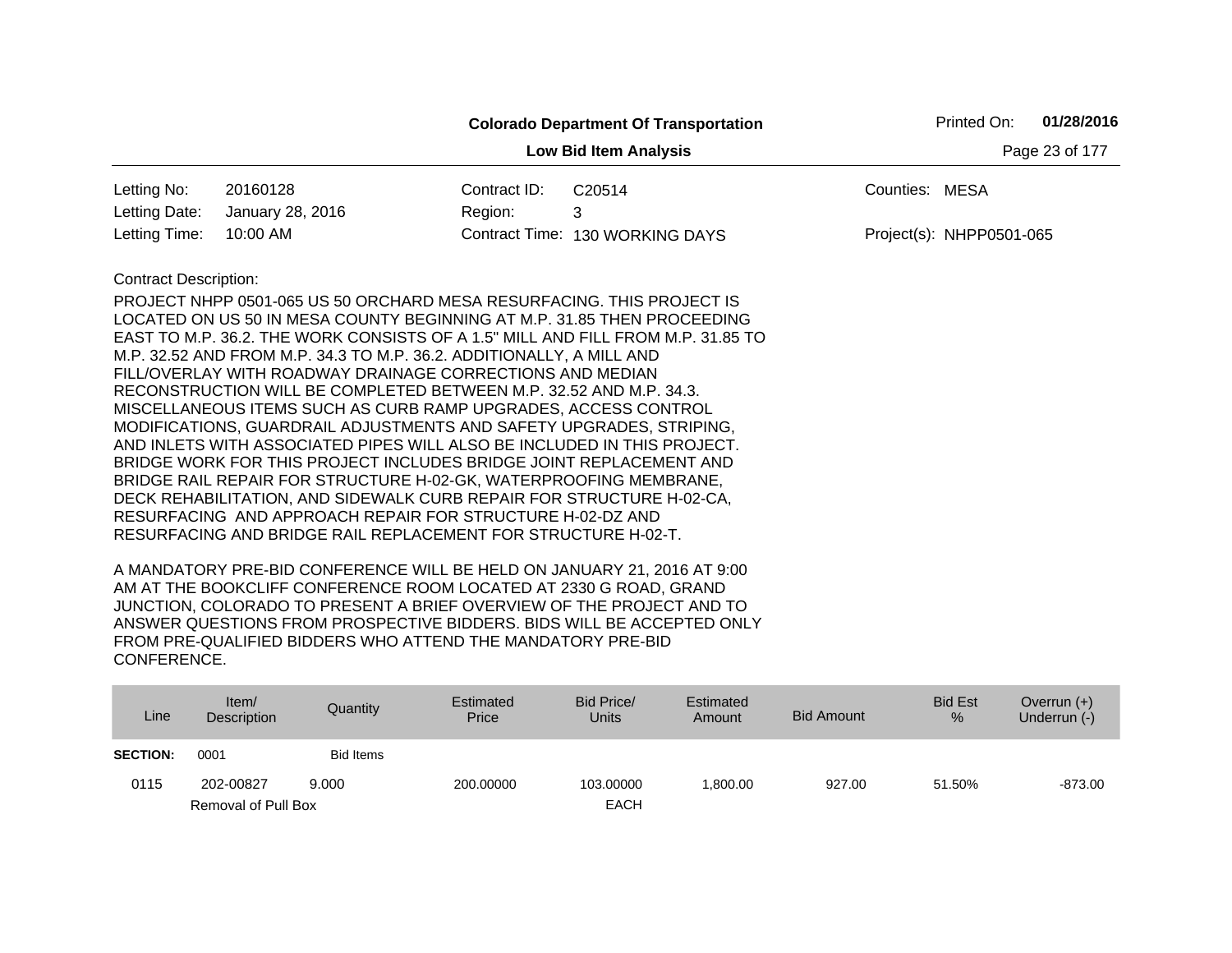**Colorado Department Of Transportation**

**Low Bid Item Analysis**

Printed On: **01/28/2016**

| | | | | | |
|---|---|---|---|---|---|
| Letting No: | 20160128 | Contract ID: | C20514 | Counties: | MESA |
| Letting Date: | January 28, 2016 | Region: | 3 | | |
| Letting Time: | 10:00 AM | Contract Time: | 130 WORKING DAYS | Project(s): | NHPP0501-065 |

Contract Description:

PROJECT NHPP 0501-065 US 50 ORCHARD MESA RESURFACING. THIS PROJECT IS LOCATED ON US 50 IN MESA COUNTY BEGINNING AT M.P. 31.85 THEN PROCEEDING EAST TO M.P. 36.2. THE WORK CONSISTS OF A 1.5" MILL AND FILL FROM M.P. 31.85 TO M.P. 32.52 AND FROM M.P. 34.3 TO M.P. 36.2. ADDITIONALLY, A MILL AND FILL/OVERLAY WITH ROADWAY DRAINAGE CORRECTIONS AND MEDIAN RECONSTRUCTION WILL BE COMPLETED BETWEEN M.P. 32.52 AND M.P. 34.3. MISCELLANEOUS ITEMS SUCH AS CURB RAMP UPGRADES, ACCESS CONTROL MODIFICATIONS, GUARDRAIL ADJUSTMENTS AND SAFETY UPGRADES, STRIPING, AND INLETS WITH ASSOCIATED PIPES WILL ALSO BE INCLUDED IN THIS PROJECT. BRIDGE WORK FOR THIS PROJECT INCLUDES BRIDGE JOINT REPLACEMENT AND BRIDGE RAIL REPAIR FOR STRUCTURE H-02-GK, WATERPROOFING MEMBRANE, DECK REHABILITATION, AND SIDEWALK CURB REPAIR FOR STRUCTURE H-02-CA, RESURFACING AND APPROACH REPAIR FOR STRUCTURE H-02-DZ AND RESURFACING AND BRIDGE RAIL REPLACEMENT FOR STRUCTURE H-02-T.

A MANDATORY PRE-BID CONFERENCE WILL BE HELD ON JANUARY 21, 2016 AT 9:00 AM AT THE BOOKCLIFF CONFERENCE ROOM LOCATED AT 2330 G ROAD, GRAND JUNCTION, COLORADO TO PRESENT A BRIEF OVERVIEW OF THE PROJECT AND TO ANSWER QUESTIONS FROM PROSPECTIVE BIDDERS. BIDS WILL BE ACCEPTED ONLY FROM PRE-QUALIFIED BIDDERS WHO ATTEND THE MANDATORY PRE-BID CONFERENCE.

| Line | Item/ Description | Quantity | Estimated Price | Bid Price/ Units | Estimated Amount | Bid Amount | Bid Est % | Overrun (+) Underrun (-) |
|---|---|---|---|---|---|---|---|---|
| **SECTION:** | 0001 | Bid Items | | | | | | |
| 0115 | 202-00827 Removal of Pull Box | 9.000 | 200.00000 | 103.00000 EACH | 1,800.00 | 927.00 | 51.50% | -873.00 |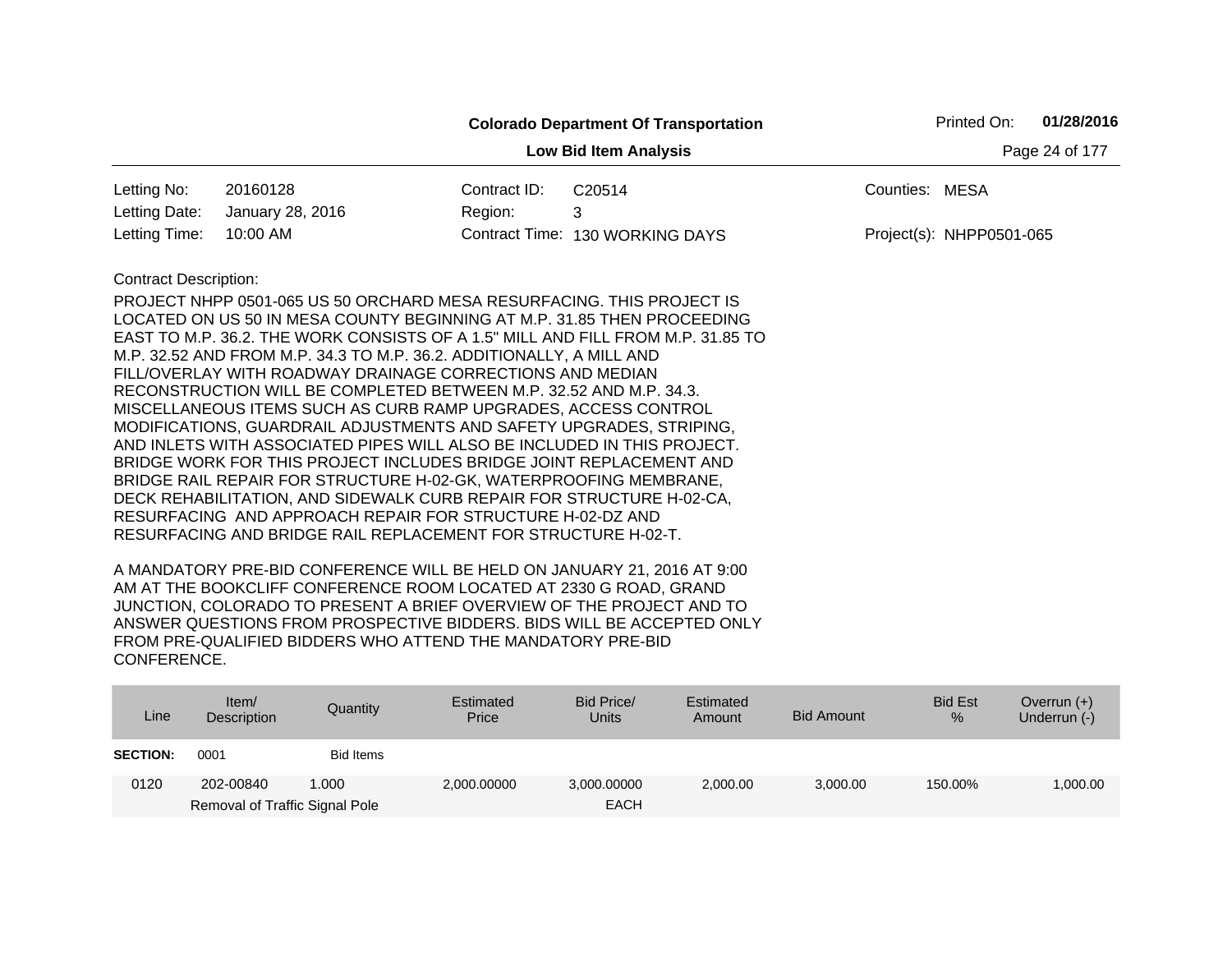**Colorado Department Of Transportation**

**Low Bid Item Analysis**

Printed On: **01/28/2016**

| | | | | | |
|---|---|---|---|---|---|
| Letting No: | 20160128 | Contract ID: | C20514 | Counties: | MESA |
| Letting Date: | January 28, 2016 | Region: | 3 | | |
| Letting Time: | 10:00 AM | Contract Time: | 130 WORKING DAYS | Project(s): | NHPP0501-065 |

Contract Description:

PROJECT NHPP 0501-065 US 50 ORCHARD MESA RESURFACING. THIS PROJECT IS LOCATED ON US 50 IN MESA COUNTY BEGINNING AT M.P. 31.85 THEN PROCEEDING EAST TO M.P. 36.2. THE WORK CONSISTS OF A 1.5" MILL AND FILL FROM M.P. 31.85 TO M.P. 32.52 AND FROM M.P. 34.3 TO M.P. 36.2. ADDITIONALLY, A MILL AND FILL/OVERLAY WITH ROADWAY DRAINAGE CORRECTIONS AND MEDIAN RECONSTRUCTION WILL BE COMPLETED BETWEEN M.P. 32.52 AND M.P. 34.3. MISCELLANEOUS ITEMS SUCH AS CURB RAMP UPGRADES, ACCESS CONTROL MODIFICATIONS, GUARDRAIL ADJUSTMENTS AND SAFETY UPGRADES, STRIPING, AND INLETS WITH ASSOCIATED PIPES WILL ALSO BE INCLUDED IN THIS PROJECT. BRIDGE WORK FOR THIS PROJECT INCLUDES BRIDGE JOINT REPLACEMENT AND BRIDGE RAIL REPAIR FOR STRUCTURE H-02-GK, WATERPROOFING MEMBRANE, DECK REHABILITATION, AND SIDEWALK CURB REPAIR FOR STRUCTURE H-02-CA, RESURFACING AND APPROACH REPAIR FOR STRUCTURE H-02-DZ AND RESURFACING AND BRIDGE RAIL REPLACEMENT FOR STRUCTURE H-02-T.

A MANDATORY PRE-BID CONFERENCE WILL BE HELD ON JANUARY 21, 2016 AT 9:00 AM AT THE BOOKCLIFF CONFERENCE ROOM LOCATED AT 2330 G ROAD, GRAND JUNCTION, COLORADO TO PRESENT A BRIEF OVERVIEW OF THE PROJECT AND TO ANSWER QUESTIONS FROM PROSPECTIVE BIDDERS. BIDS WILL BE ACCEPTED ONLY FROM PRE-QUALIFIED BIDDERS WHO ATTEND THE MANDATORY PRE-BID CONFERENCE.

| Line | Item/ Description | Quantity | Estimated Price | Bid Price/ Units | Estimated Amount | Bid Amount | Bid Est % | Overrun (+) Underrun (-) |
|---|---|---|---|---|---|---|---|---|
| **SECTION:** | 0001 | Bid Items | | | | | | |
| 0120 | 202-00840<br>Removal of Traffic Signal Pole | 1.000 | 2,000.00000 | 3,000.00000<br>EACH | 2,000.00 | 3,000.00 | 150.00% | 1,000.00 |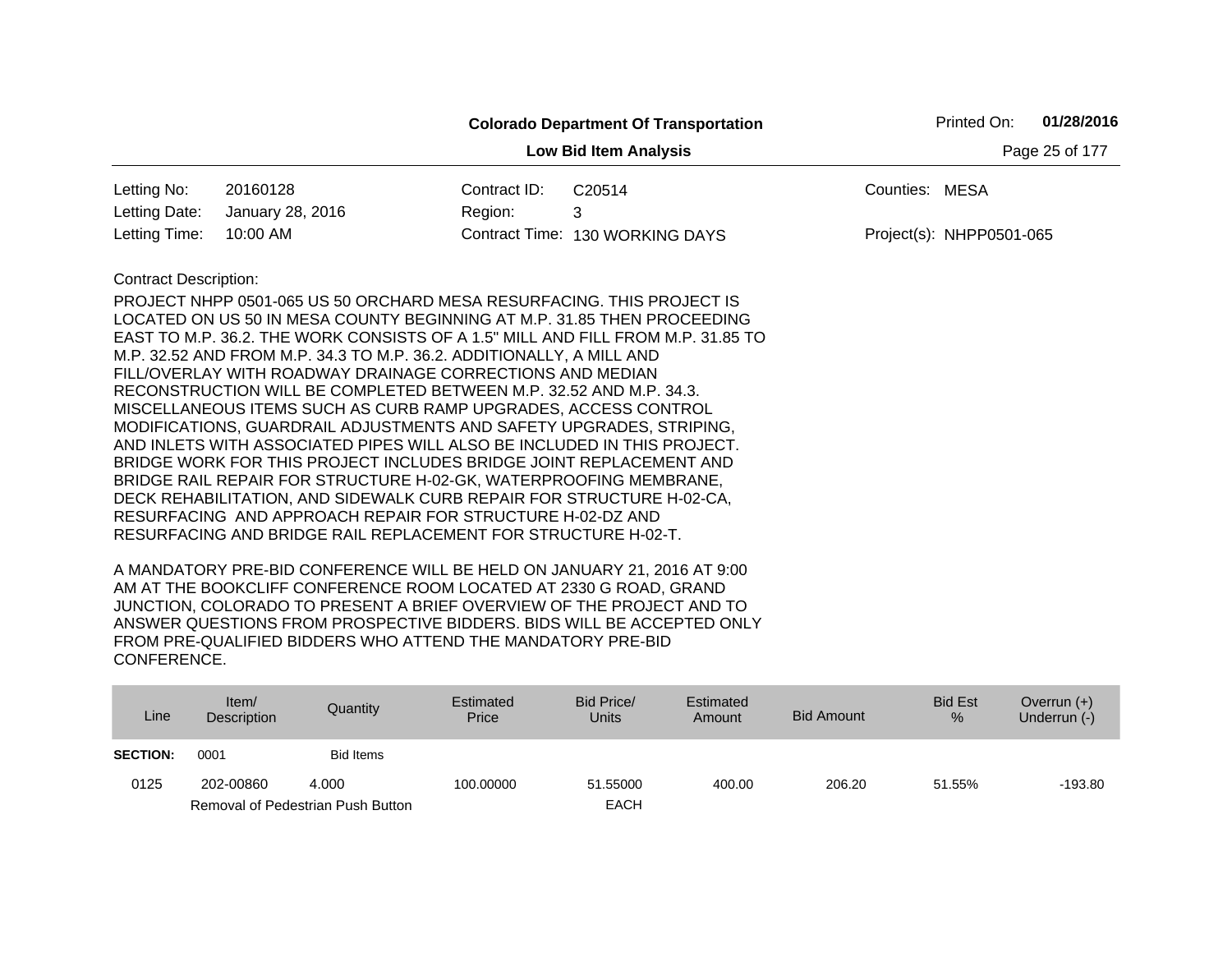**Colorado Department Of Transportation**

**Low Bid Item Analysis**

Printed On: **01/28/2016**

| | | | | | |
|---|---|---|---|---|---|
| Letting No: | 20160128 | Contract ID: | C20514 | Counties: | MESA |
| Letting Date: | January 28, 2016 | Region: | 3 | | |
| Letting Time: | 10:00 AM | Contract Time: | 130 WORKING DAYS | Project(s): | NHPP0501-065 |

Contract Description:

PROJECT NHPP 0501-065 US 50 ORCHARD MESA RESURFACING. THIS PROJECT IS LOCATED ON US 50 IN MESA COUNTY BEGINNING AT M.P. 31.85 THEN PROCEEDING EAST TO M.P. 36.2. THE WORK CONSISTS OF A 1.5" MILL AND FILL FROM M.P. 31.85 TO M.P. 32.52 AND FROM M.P. 34.3 TO M.P. 36.2. ADDITIONALLY, A MILL AND FILL/OVERLAY WITH ROADWAY DRAINAGE CORRECTIONS AND MEDIAN RECONSTRUCTION WILL BE COMPLETED BETWEEN M.P. 32.52 AND M.P. 34.3. MISCELLANEOUS ITEMS SUCH AS CURB RAMP UPGRADES, ACCESS CONTROL MODIFICATIONS, GUARDRAIL ADJUSTMENTS AND SAFETY UPGRADES, STRIPING, AND INLETS WITH ASSOCIATED PIPES WILL ALSO BE INCLUDED IN THIS PROJECT. BRIDGE WORK FOR THIS PROJECT INCLUDES BRIDGE JOINT REPLACEMENT AND BRIDGE RAIL REPAIR FOR STRUCTURE H-02-GK, WATERPROOFING MEMBRANE, DECK REHABILITATION, AND SIDEWALK CURB REPAIR FOR STRUCTURE H-02-CA, RESURFACING AND APPROACH REPAIR FOR STRUCTURE H-02-DZ AND RESURFACING AND BRIDGE RAIL REPLACEMENT FOR STRUCTURE H-02-T.

A MANDATORY PRE-BID CONFERENCE WILL BE HELD ON JANUARY 21, 2016 AT 9:00 AM AT THE BOOKCLIFF CONFERENCE ROOM LOCATED AT 2330 G ROAD, GRAND JUNCTION, COLORADO TO PRESENT A BRIEF OVERVIEW OF THE PROJECT AND TO ANSWER QUESTIONS FROM PROSPECTIVE BIDDERS. BIDS WILL BE ACCEPTED ONLY FROM PRE-QUALIFIED BIDDERS WHO ATTEND THE MANDATORY PRE-BID CONFERENCE.

| Line | Item/ Description | Quantity | Estimated Price | Bid Price/ Units | Estimated Amount | Bid Amount | Bid Est % | Overrun (+) Underrun (-) |
|---|---|---|---|---|---|---|---|---|
| **SECTION:** | 0001 | Bid Items | | | | | | |
| 0125 | 202-00860 Removal of Pedestrian Push Button | 4.000 | 100.00000 | 51.55000 EACH | 400.00 | 206.20 | 51.55% | -193.80 |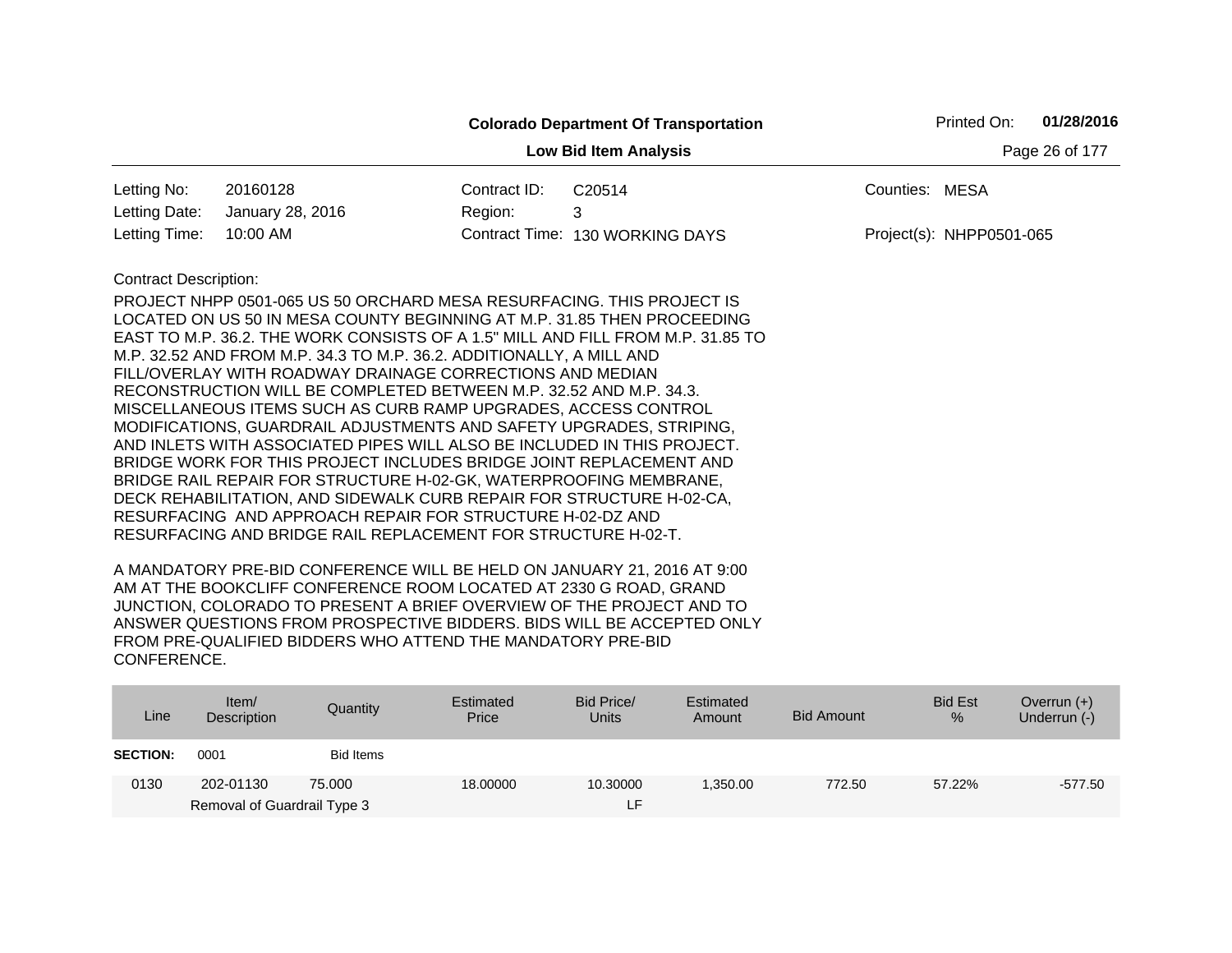**Colorado Department Of Transportation**

**Low Bid Item Analysis**

Printed On: **01/28/2016**

| | | | | | |
|---|---|---|---|---|---|
| Letting No: | 20160128 | Contract ID: | C20514 | Counties: | MESA |
| Letting Date: | January 28, 2016 | Region: | 3 | | |
| Letting Time: | 10:00 AM | Contract Time: | 130 WORKING DAYS | Project(s): | NHPP0501-065 |

Contract Description:

PROJECT NHPP 0501-065 US 50 ORCHARD MESA RESURFACING. THIS PROJECT IS LOCATED ON US 50 IN MESA COUNTY BEGINNING AT M.P. 31.85 THEN PROCEEDING EAST TO M.P. 36.2. THE WORK CONSISTS OF A 1.5" MILL AND FILL FROM M.P. 31.85 TO M.P. 32.52 AND FROM M.P. 34.3 TO M.P. 36.2. ADDITIONALLY, A MILL AND FILL/OVERLAY WITH ROADWAY DRAINAGE CORRECTIONS AND MEDIAN RECONSTRUCTION WILL BE COMPLETED BETWEEN M.P. 32.52 AND M.P. 34.3. MISCELLANEOUS ITEMS SUCH AS CURB RAMP UPGRADES, ACCESS CONTROL MODIFICATIONS, GUARDRAIL ADJUSTMENTS AND SAFETY UPGRADES, STRIPING, AND INLETS WITH ASSOCIATED PIPES WILL ALSO BE INCLUDED IN THIS PROJECT. BRIDGE WORK FOR THIS PROJECT INCLUDES BRIDGE JOINT REPLACEMENT AND BRIDGE RAIL REPAIR FOR STRUCTURE H-02-GK, WATERPROOFING MEMBRANE, DECK REHABILITATION, AND SIDEWALK CURB REPAIR FOR STRUCTURE H-02-CA, RESURFACING AND APPROACH REPAIR FOR STRUCTURE H-02-DZ AND RESURFACING AND BRIDGE RAIL REPLACEMENT FOR STRUCTURE H-02-T.

A MANDATORY PRE-BID CONFERENCE WILL BE HELD ON JANUARY 21, 2016 AT 9:00 AM AT THE BOOKCLIFF CONFERENCE ROOM LOCATED AT 2330 G ROAD, GRAND JUNCTION, COLORADO TO PRESENT A BRIEF OVERVIEW OF THE PROJECT AND TO ANSWER QUESTIONS FROM PROSPECTIVE BIDDERS. BIDS WILL BE ACCEPTED ONLY FROM PRE-QUALIFIED BIDDERS WHO ATTEND THE MANDATORY PRE-BID CONFERENCE.

| Line | Item/ Description | Quantity | Estimated Price | Bid Price/ Units | Estimated Amount | Bid Amount | Bid Est % | Overrun (+) Underrun (-) |
|---|---|---|---|---|---|---|---|---|
| **SECTION:** | 0001 | Bid Items | | | | | | |
| 0130 | 202-01130 Removal of Guardrail Type 3 | 75.000 | 18.00000 | 10.30000 LF | 1,350.00 | 772.50 | 57.22% | -577.50 |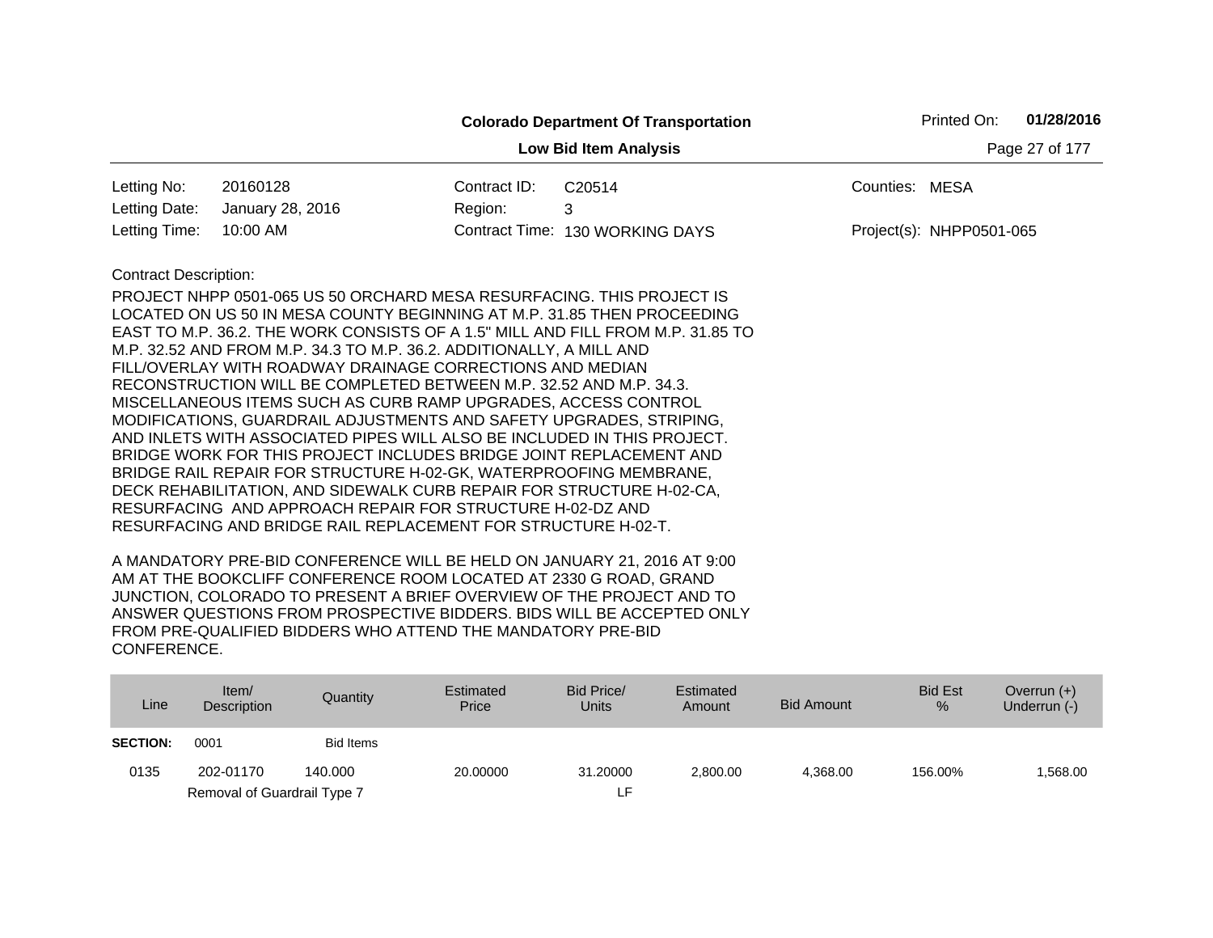**Colorado Department Of Transportation**

**Low Bid Item Analysis**

Printed On: **01/28/2016**

| | | | | | |
|---|---|---|---|---|---|
| Letting No: | 20160128 | Contract ID: | C20514 | Counties: | MESA |
| Letting Date: | January 28, 2016 | Region: | 3 | | |
| Letting Time: | 10:00 AM | Contract Time: | 130 WORKING DAYS | Project(s): | NHPP0501-065 |

Contract Description:

PROJECT NHPP 0501-065 US 50 ORCHARD MESA RESURFACING. THIS PROJECT IS LOCATED ON US 50 IN MESA COUNTY BEGINNING AT M.P. 31.85 THEN PROCEEDING EAST TO M.P. 36.2. THE WORK CONSISTS OF A 1.5" MILL AND FILL FROM M.P. 31.85 TO M.P. 32.52 AND FROM M.P. 34.3 TO M.P. 36.2. ADDITIONALLY, A MILL AND FILL/OVERLAY WITH ROADWAY DRAINAGE CORRECTIONS AND MEDIAN RECONSTRUCTION WILL BE COMPLETED BETWEEN M.P. 32.52 AND M.P. 34.3. MISCELLANEOUS ITEMS SUCH AS CURB RAMP UPGRADES, ACCESS CONTROL MODIFICATIONS, GUARDRAIL ADJUSTMENTS AND SAFETY UPGRADES, STRIPING, AND INLETS WITH ASSOCIATED PIPES WILL ALSO BE INCLUDED IN THIS PROJECT. BRIDGE WORK FOR THIS PROJECT INCLUDES BRIDGE JOINT REPLACEMENT AND BRIDGE RAIL REPAIR FOR STRUCTURE H-02-GK, WATERPROOFING MEMBRANE, DECK REHABILITATION, AND SIDEWALK CURB REPAIR FOR STRUCTURE H-02-CA, RESURFACING AND APPROACH REPAIR FOR STRUCTURE H-02-DZ AND RESURFACING AND BRIDGE RAIL REPLACEMENT FOR STRUCTURE H-02-T.

A MANDATORY PRE-BID CONFERENCE WILL BE HELD ON JANUARY 21, 2016 AT 9:00 AM AT THE BOOKCLIFF CONFERENCE ROOM LOCATED AT 2330 G ROAD, GRAND JUNCTION, COLORADO TO PRESENT A BRIEF OVERVIEW OF THE PROJECT AND TO ANSWER QUESTIONS FROM PROSPECTIVE BIDDERS. BIDS WILL BE ACCEPTED ONLY FROM PRE-QUALIFIED BIDDERS WHO ATTEND THE MANDATORY PRE-BID CONFERENCE.

| Line | Item/ Description | Quantity | Estimated Price | Bid Price/ Units | Estimated Amount | Bid Amount | Bid Est % | Overrun (+) Underrun (-) |
|---|---|---|---|---|---|---|---|---|
| **SECTION:** | 0001 | Bid Items | | | | | | |
| 0135 | 202-01170 | 140.000 | 20.00000 | 31.20000 | 2,800.00 | 4,368.00 | 156.00% | 1,568.00 |
| | Removal of Guardrail Type 7 | | | LF | | | | |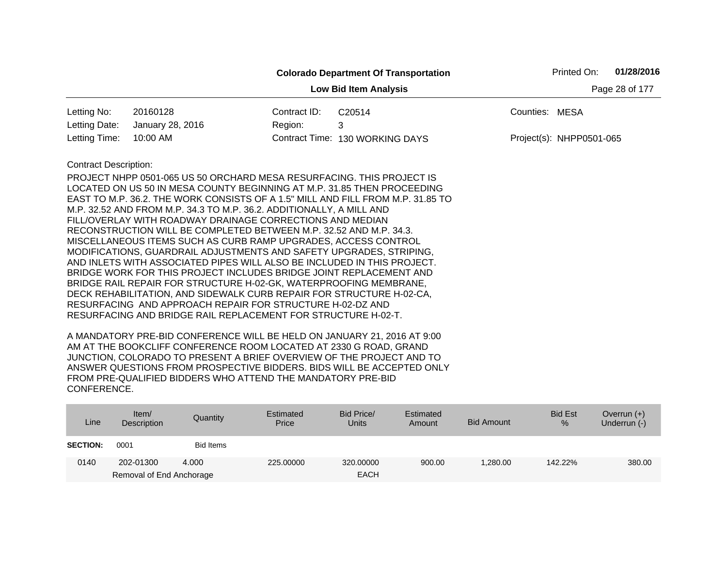**Colorado Department Of Transportation**

**Low Bid Item Analysis**

Printed On: **01/28/2016**

| | | | | | |
|---|---|---|---|---|---|
| Letting No: | 20160128 | Contract ID: | C20514 | Counties: | MESA |
| Letting Date: | January 28, 2016 | Region: | 3 | | |
| Letting Time: | 10:00 AM | Contract Time: | 130 WORKING DAYS | Project(s): | NHPP0501-065 |

Contract Description:

PROJECT NHPP 0501-065 US 50 ORCHARD MESA RESURFACING. THIS PROJECT IS LOCATED ON US 50 IN MESA COUNTY BEGINNING AT M.P. 31.85 THEN PROCEEDING EAST TO M.P. 36.2. THE WORK CONSISTS OF A 1.5" MILL AND FILL FROM M.P. 31.85 TO M.P. 32.52 AND FROM M.P. 34.3 TO M.P. 36.2. ADDITIONALLY, A MILL AND FILL/OVERLAY WITH ROADWAY DRAINAGE CORRECTIONS AND MEDIAN RECONSTRUCTION WILL BE COMPLETED BETWEEN M.P. 32.52 AND M.P. 34.3. MISCELLANEOUS ITEMS SUCH AS CURB RAMP UPGRADES, ACCESS CONTROL MODIFICATIONS, GUARDRAIL ADJUSTMENTS AND SAFETY UPGRADES, STRIPING, AND INLETS WITH ASSOCIATED PIPES WILL ALSO BE INCLUDED IN THIS PROJECT. BRIDGE WORK FOR THIS PROJECT INCLUDES BRIDGE JOINT REPLACEMENT AND BRIDGE RAIL REPAIR FOR STRUCTURE H-02-GK, WATERPROOFING MEMBRANE, DECK REHABILITATION, AND SIDEWALK CURB REPAIR FOR STRUCTURE H-02-CA, RESURFACING AND APPROACH REPAIR FOR STRUCTURE H-02-DZ AND RESURFACING AND BRIDGE RAIL REPLACEMENT FOR STRUCTURE H-02-T.

A MANDATORY PRE-BID CONFERENCE WILL BE HELD ON JANUARY 21, 2016 AT 9:00 AM AT THE BOOKCLIFF CONFERENCE ROOM LOCATED AT 2330 G ROAD, GRAND JUNCTION, COLORADO TO PRESENT A BRIEF OVERVIEW OF THE PROJECT AND TO ANSWER QUESTIONS FROM PROSPECTIVE BIDDERS. BIDS WILL BE ACCEPTED ONLY FROM PRE-QUALIFIED BIDDERS WHO ATTEND THE MANDATORY PRE-BID CONFERENCE.

| Line | Item/ Description | Quantity | Estimated Price | Bid Price/ Units | Estimated Amount | Bid Amount | Bid Est % | Overrun (+) Underrun (-) |
|---|---|---|---|---|---|---|---|---|
| **SECTION:** | 0001 | Bid Items | | | | | | |
| 0140 | 202-01300 Removal of End Anchorage | 4.000 | 225.00000 | 320.00000 EACH | 900.00 | 1,280.00 | 142.22% | 380.00 |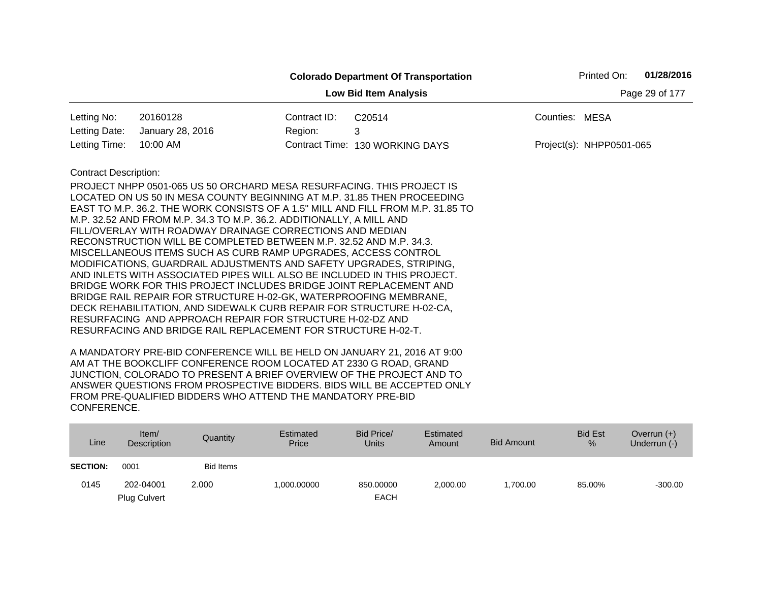**Colorado Department Of Transportation**

**Low Bid Item Analysis**

Printed On: **01/28/2016**

| | | | | | |
|---|---|---|---|---|---|
| Letting No: | 20160128 | Contract ID: | C20514 | Counties: | MESA |
| Letting Date: | January 28, 2016 | Region: | 3 | | |
| Letting Time: | 10:00 AM | Contract Time: | 130 WORKING DAYS | Project(s): | NHPP0501-065 |

Contract Description:

PROJECT NHPP 0501-065 US 50 ORCHARD MESA RESURFACING. THIS PROJECT IS LOCATED ON US 50 IN MESA COUNTY BEGINNING AT M.P. 31.85 THEN PROCEEDING EAST TO M.P. 36.2. THE WORK CONSISTS OF A 1.5" MILL AND FILL FROM M.P. 31.85 TO M.P. 32.52 AND FROM M.P. 34.3 TO M.P. 36.2. ADDITIONALLY, A MILL AND FILL/OVERLAY WITH ROADWAY DRAINAGE CORRECTIONS AND MEDIAN RECONSTRUCTION WILL BE COMPLETED BETWEEN M.P. 32.52 AND M.P. 34.3. MISCELLANEOUS ITEMS SUCH AS CURB RAMP UPGRADES, ACCESS CONTROL MODIFICATIONS, GUARDRAIL ADJUSTMENTS AND SAFETY UPGRADES, STRIPING, AND INLETS WITH ASSOCIATED PIPES WILL ALSO BE INCLUDED IN THIS PROJECT. BRIDGE WORK FOR THIS PROJECT INCLUDES BRIDGE JOINT REPLACEMENT AND BRIDGE RAIL REPAIR FOR STRUCTURE H-02-GK, WATERPROOFING MEMBRANE, DECK REHABILITATION, AND SIDEWALK CURB REPAIR FOR STRUCTURE H-02-CA, RESURFACING AND APPROACH REPAIR FOR STRUCTURE H-02-DZ AND RESURFACING AND BRIDGE RAIL REPLACEMENT FOR STRUCTURE H-02-T.

A MANDATORY PRE-BID CONFERENCE WILL BE HELD ON JANUARY 21, 2016 AT 9:00 AM AT THE BOOKCLIFF CONFERENCE ROOM LOCATED AT 2330 G ROAD, GRAND JUNCTION, COLORADO TO PRESENT A BRIEF OVERVIEW OF THE PROJECT AND TO ANSWER QUESTIONS FROM PROSPECTIVE BIDDERS. BIDS WILL BE ACCEPTED ONLY FROM PRE-QUALIFIED BIDDERS WHO ATTEND THE MANDATORY PRE-BID CONFERENCE.

| Line | Item/ Description | Quantity | Estimated Price | Bid Price/ Units | Estimated Amount | Bid Amount | Bid Est % | Overrun (+) Underrun (-) |
|---|---|---|---|---|---|---|---|---|
| **SECTION:** | 0001 | Bid Items | | | | | | |
| 0145 | 202-04001 Plug Culvert | 2.000 | 1,000.00000 | 850.00000 EACH | 2,000.00 | 1,700.00 | 85.00% | -300.00 |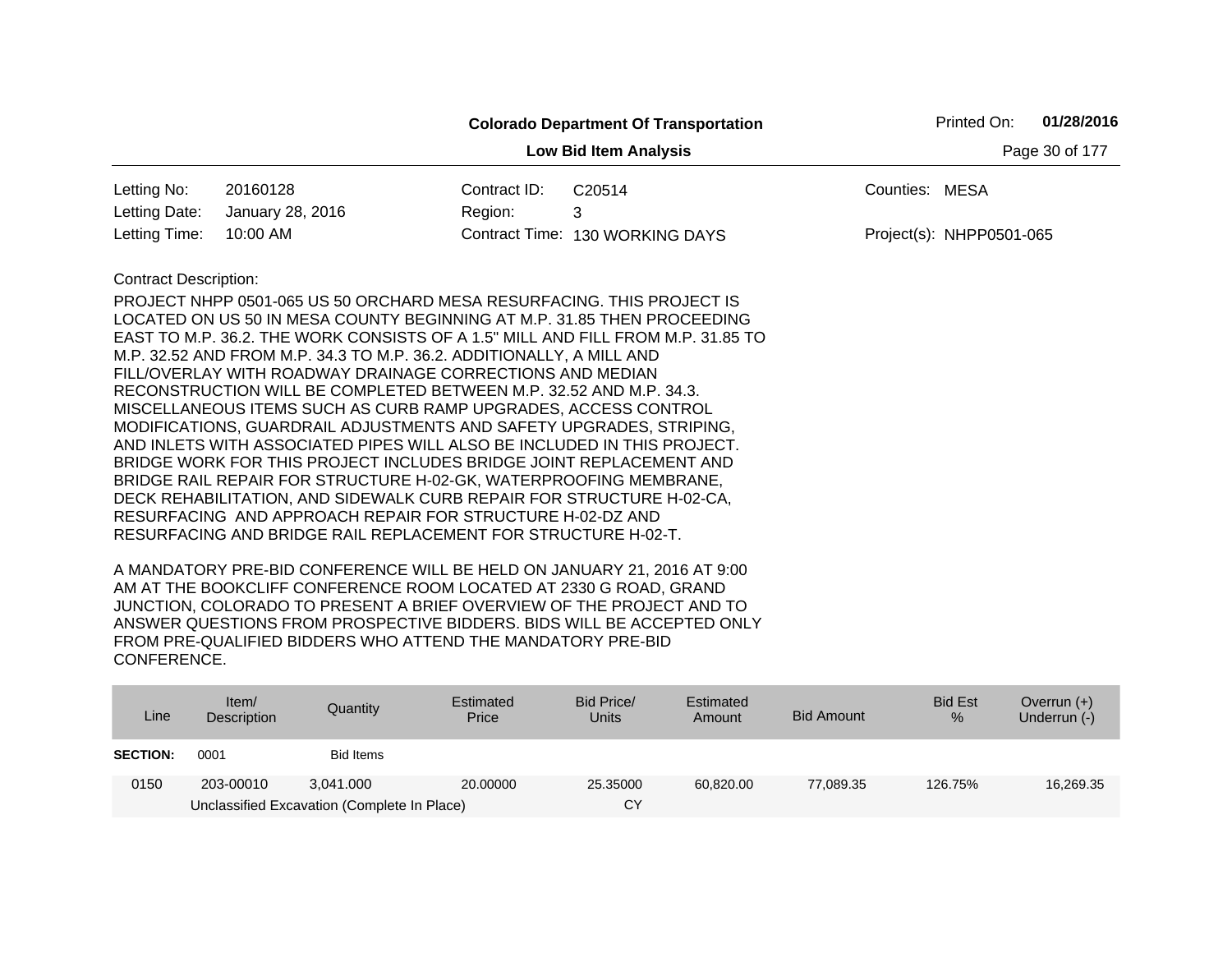**Colorado Department Of Transportation**

**Low Bid Item Analysis**

Printed On: **01/28/2016**

| | | | | | |
|---|---|---|---|---|---|
| Letting No: | 20160128 | Contract ID: | C20514 | Counties: | MESA |
| Letting Date: | January 28, 2016 | Region: | 3 | | |
| Letting Time: | 10:00 AM | Contract Time: | 130 WORKING DAYS | Project(s): | NHPP0501-065 |

Contract Description:

PROJECT NHPP 0501-065 US 50 ORCHARD MESA RESURFACING. THIS PROJECT IS LOCATED ON US 50 IN MESA COUNTY BEGINNING AT M.P. 31.85 THEN PROCEEDING EAST TO M.P. 36.2. THE WORK CONSISTS OF A 1.5" MILL AND FILL FROM M.P. 31.85 TO M.P. 32.52 AND FROM M.P. 34.3 TO M.P. 36.2. ADDITIONALLY, A MILL AND FILL/OVERLAY WITH ROADWAY DRAINAGE CORRECTIONS AND MEDIAN RECONSTRUCTION WILL BE COMPLETED BETWEEN M.P. 32.52 AND M.P. 34.3. MISCELLANEOUS ITEMS SUCH AS CURB RAMP UPGRADES, ACCESS CONTROL MODIFICATIONS, GUARDRAIL ADJUSTMENTS AND SAFETY UPGRADES, STRIPING, AND INLETS WITH ASSOCIATED PIPES WILL ALSO BE INCLUDED IN THIS PROJECT. BRIDGE WORK FOR THIS PROJECT INCLUDES BRIDGE JOINT REPLACEMENT AND BRIDGE RAIL REPAIR FOR STRUCTURE H-02-GK, WATERPROOFING MEMBRANE, DECK REHABILITATION, AND SIDEWALK CURB REPAIR FOR STRUCTURE H-02-CA, RESURFACING AND APPROACH REPAIR FOR STRUCTURE H-02-DZ AND RESURFACING AND BRIDGE RAIL REPLACEMENT FOR STRUCTURE H-02-T.

A MANDATORY PRE-BID CONFERENCE WILL BE HELD ON JANUARY 21, 2016 AT 9:00 AM AT THE BOOKCLIFF CONFERENCE ROOM LOCATED AT 2330 G ROAD, GRAND JUNCTION, COLORADO TO PRESENT A BRIEF OVERVIEW OF THE PROJECT AND TO ANSWER QUESTIONS FROM PROSPECTIVE BIDDERS. BIDS WILL BE ACCEPTED ONLY FROM PRE-QUALIFIED BIDDERS WHO ATTEND THE MANDATORY PRE-BID CONFERENCE.

| Line | Item/ Description | Quantity | Estimated Price | Bid Price/ Units | Estimated Amount | Bid Amount | Bid Est % | Overrun (+) Underrun (-) |
|---|---|---|---|---|---|---|---|---|
| **SECTION:** | 0001 | Bid Items | | | | | | |
| 0150 | 203-00010 | 3,041.000 | 20.00000 | 25.35000 | 60,820.00 | 77,089.35 | 126.75% | 16,269.35 |
| | Unclassified Excavation (Complete In Place) | | | CY | | | | |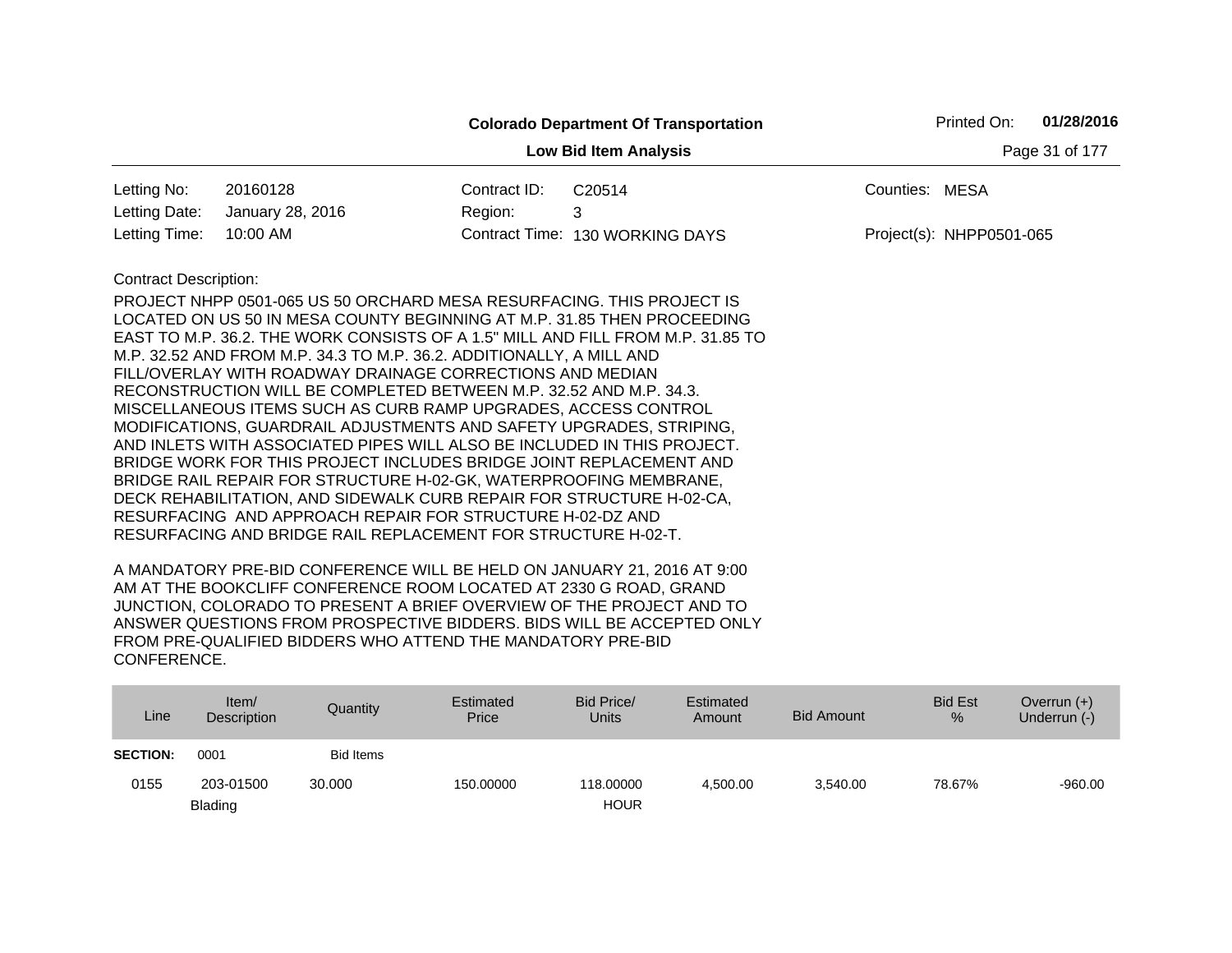**Colorado Department Of Transportation**

**Low Bid Item Analysis**

| | | | | | |
|---|---|---|---|---|---|
| Letting No: | 20160128 | Contract ID: | C20514 | Counties: | MESA |
| Letting Date: | January 28, 2016 | Region: | 3 | | |
| Letting Time: | 10:00 AM | Contract Time: | 130 WORKING DAYS | Project(s): | NHPP0501-065 |

Contract Description:

PROJECT NHPP 0501-065 US 50 ORCHARD MESA RESURFACING. THIS PROJECT IS LOCATED ON US 50 IN MESA COUNTY BEGINNING AT M.P. 31.85 THEN PROCEEDING EAST TO M.P. 36.2. THE WORK CONSISTS OF A 1.5" MILL AND FILL FROM M.P. 31.85 TO M.P. 32.52 AND FROM M.P. 34.3 TO M.P. 36.2. ADDITIONALLY, A MILL AND FILL/OVERLAY WITH ROADWAY DRAINAGE CORRECTIONS AND MEDIAN RECONSTRUCTION WILL BE COMPLETED BETWEEN M.P. 32.52 AND M.P. 34.3. MISCELLANEOUS ITEMS SUCH AS CURB RAMP UPGRADES, ACCESS CONTROL MODIFICATIONS, GUARDRAIL ADJUSTMENTS AND SAFETY UPGRADES, STRIPING, AND INLETS WITH ASSOCIATED PIPES WILL ALSO BE INCLUDED IN THIS PROJECT. BRIDGE WORK FOR THIS PROJECT INCLUDES BRIDGE JOINT REPLACEMENT AND BRIDGE RAIL REPAIR FOR STRUCTURE H-02-GK, WATERPROOFING MEMBRANE, DECK REHABILITATION, AND SIDEWALK CURB REPAIR FOR STRUCTURE H-02-CA, RESURFACING AND APPROACH REPAIR FOR STRUCTURE H-02-DZ AND RESURFACING AND BRIDGE RAIL REPLACEMENT FOR STRUCTURE H-02-T.

A MANDATORY PRE-BID CONFERENCE WILL BE HELD ON JANUARY 21, 2016 AT 9:00 AM AT THE BOOKCLIFF CONFERENCE ROOM LOCATED AT 2330 G ROAD, GRAND JUNCTION, COLORADO TO PRESENT A BRIEF OVERVIEW OF THE PROJECT AND TO ANSWER QUESTIONS FROM PROSPECTIVE BIDDERS. BIDS WILL BE ACCEPTED ONLY FROM PRE-QUALIFIED BIDDERS WHO ATTEND THE MANDATORY PRE-BID CONFERENCE.

| Line | Item/ Description | Quantity | Estimated Price | Bid Price/ Units | Estimated Amount | Bid Amount | Bid Est % | Overrun (+) Underrun (-) |
|---|---|---|---|---|---|---|---|---|
| **SECTION:** | 0001 | Bid Items | | | | | | |
| 0155 | 203-01500 Blading | 30.000 | 150.00000 | 118.00000 HOUR | 4,500.00 | 3,540.00 | 78.67% | -960.00 |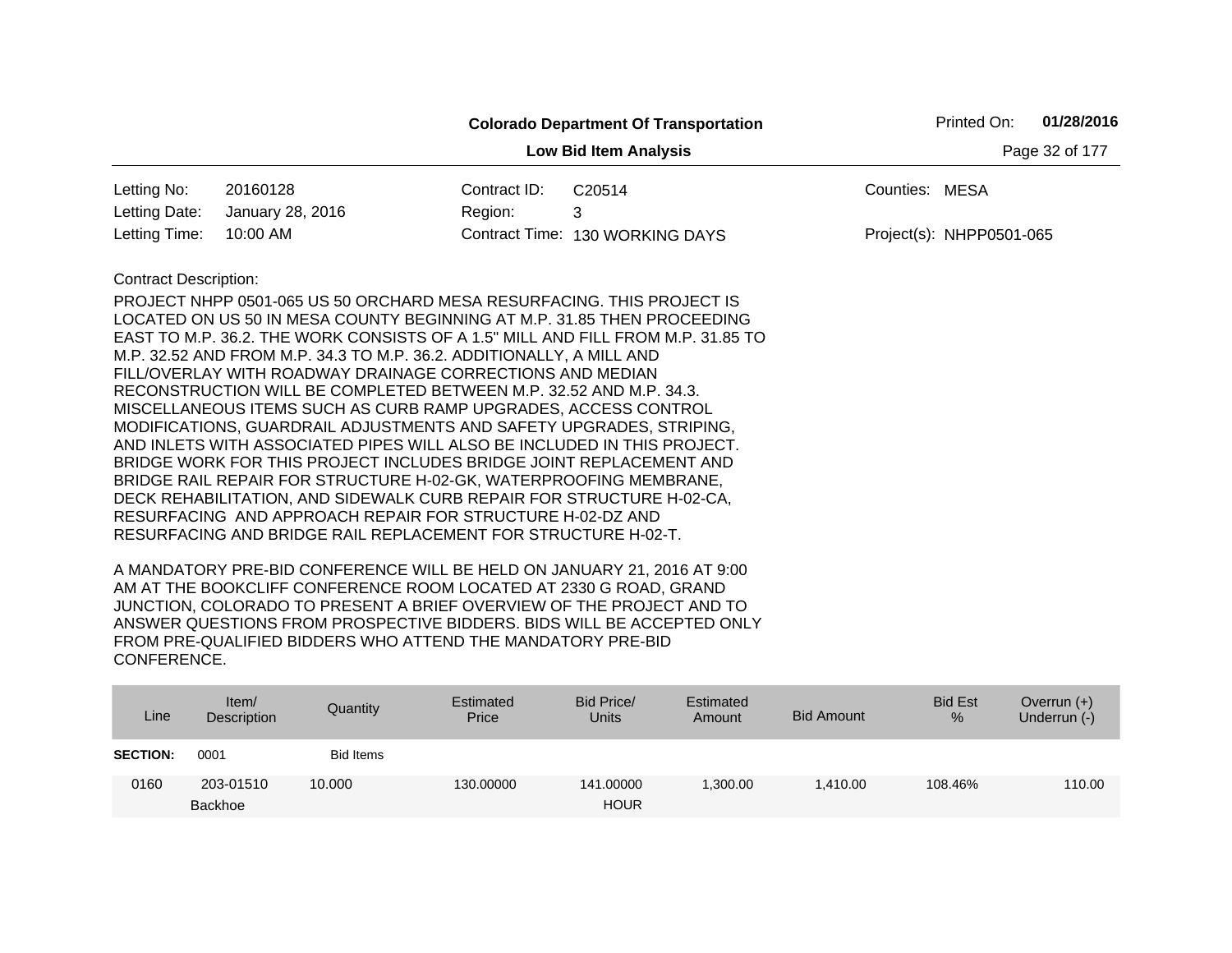**Colorado Department Of Transportation**

**Low Bid Item Analysis**

Printed On: **01/28/2016**

| | | | | | |
|---|---|---|---|---|---|
| Letting No: | 20160128 | Contract ID: | C20514 | Counties: | MESA |
| Letting Date: | January 28, 2016 | Region: | 3 | | |
| Letting Time: | 10:00 AM | Contract Time: | 130 WORKING DAYS | Project(s): | NHPP0501-065 |

Contract Description:

PROJECT NHPP 0501-065 US 50 ORCHARD MESA RESURFACING. THIS PROJECT IS LOCATED ON US 50 IN MESA COUNTY BEGINNING AT M.P. 31.85 THEN PROCEEDING EAST TO M.P. 36.2. THE WORK CONSISTS OF A 1.5" MILL AND FILL FROM M.P. 31.85 TO M.P. 32.52 AND FROM M.P. 34.3 TO M.P. 36.2. ADDITIONALLY, A MILL AND FILL/OVERLAY WITH ROADWAY DRAINAGE CORRECTIONS AND MEDIAN RECONSTRUCTION WILL BE COMPLETED BETWEEN M.P. 32.52 AND M.P. 34.3. MISCELLANEOUS ITEMS SUCH AS CURB RAMP UPGRADES, ACCESS CONTROL MODIFICATIONS, GUARDRAIL ADJUSTMENTS AND SAFETY UPGRADES, STRIPING, AND INLETS WITH ASSOCIATED PIPES WILL ALSO BE INCLUDED IN THIS PROJECT. BRIDGE WORK FOR THIS PROJECT INCLUDES BRIDGE JOINT REPLACEMENT AND BRIDGE RAIL REPAIR FOR STRUCTURE H-02-GK, WATERPROOFING MEMBRANE, DECK REHABILITATION, AND SIDEWALK CURB REPAIR FOR STRUCTURE H-02-CA, RESURFACING AND APPROACH REPAIR FOR STRUCTURE H-02-DZ AND RESURFACING AND BRIDGE RAIL REPLACEMENT FOR STRUCTURE H-02-T.

A MANDATORY PRE-BID CONFERENCE WILL BE HELD ON JANUARY 21, 2016 AT 9:00 AM AT THE BOOKCLIFF CONFERENCE ROOM LOCATED AT 2330 G ROAD, GRAND JUNCTION, COLORADO TO PRESENT A BRIEF OVERVIEW OF THE PROJECT AND TO ANSWER QUESTIONS FROM PROSPECTIVE BIDDERS. BIDS WILL BE ACCEPTED ONLY FROM PRE-QUALIFIED BIDDERS WHO ATTEND THE MANDATORY PRE-BID CONFERENCE.

| Line | Item/ Description | Quantity | Estimated Price | Bid Price/ Units | Estimated Amount | Bid Amount | Bid Est % | Overrun (+) Underrun (-) |
|---|---|---|---|---|---|---|---|---|
| **SECTION:** | 0001 | Bid Items | | | | | | |
| 0160 | 203-01510 Backhoe | 10.000 | 130.00000 | 141.00000 HOUR | 1,300.00 | 1,410.00 | 108.46% | 110.00 |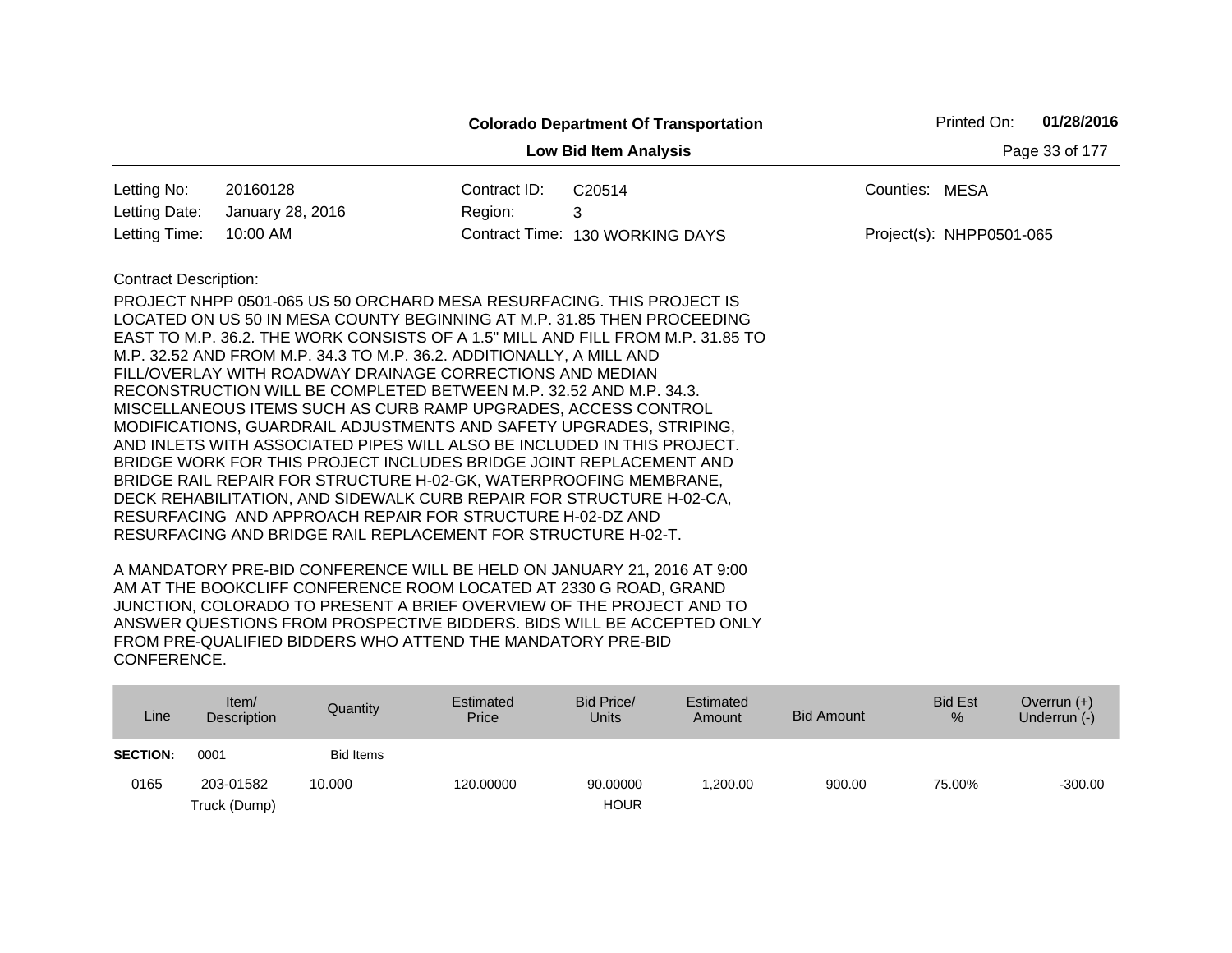**Colorado Department Of Transportation**

**Low Bid Item Analysis**

| | | | | | |
|---|---|---|---|---|---|
| Letting No: | 20160128 | Contract ID: | C20514 | Counties: | MESA |
| Letting Date: | January 28, 2016 | Region: | 3 | | |
| Letting Time: | 10:00 AM | Contract Time: | 130 WORKING DAYS | Project(s): | NHPP0501-065 |

Contract Description:

PROJECT NHPP 0501-065 US 50 ORCHARD MESA RESURFACING. THIS PROJECT IS LOCATED ON US 50 IN MESA COUNTY BEGINNING AT M.P. 31.85 THEN PROCEEDING EAST TO M.P. 36.2. THE WORK CONSISTS OF A 1.5" MILL AND FILL FROM M.P. 31.85 TO M.P. 32.52 AND FROM M.P. 34.3 TO M.P. 36.2. ADDITIONALLY, A MILL AND FILL/OVERLAY WITH ROADWAY DRAINAGE CORRECTIONS AND MEDIAN RECONSTRUCTION WILL BE COMPLETED BETWEEN M.P. 32.52 AND M.P. 34.3. MISCELLANEOUS ITEMS SUCH AS CURB RAMP UPGRADES, ACCESS CONTROL MODIFICATIONS, GUARDRAIL ADJUSTMENTS AND SAFETY UPGRADES, STRIPING, AND INLETS WITH ASSOCIATED PIPES WILL ALSO BE INCLUDED IN THIS PROJECT. BRIDGE WORK FOR THIS PROJECT INCLUDES BRIDGE JOINT REPLACEMENT AND BRIDGE RAIL REPAIR FOR STRUCTURE H-02-GK, WATERPROOFING MEMBRANE, DECK REHABILITATION, AND SIDEWALK CURB REPAIR FOR STRUCTURE H-02-CA, RESURFACING AND APPROACH REPAIR FOR STRUCTURE H-02-DZ AND RESURFACING AND BRIDGE RAIL REPLACEMENT FOR STRUCTURE H-02-T.

A MANDATORY PRE-BID CONFERENCE WILL BE HELD ON JANUARY 21, 2016 AT 9:00 AM AT THE BOOKCLIFF CONFERENCE ROOM LOCATED AT 2330 G ROAD, GRAND JUNCTION, COLORADO TO PRESENT A BRIEF OVERVIEW OF THE PROJECT AND TO ANSWER QUESTIONS FROM PROSPECTIVE BIDDERS. BIDS WILL BE ACCEPTED ONLY FROM PRE-QUALIFIED BIDDERS WHO ATTEND THE MANDATORY PRE-BID CONFERENCE.

| Line | Item/ Description | Quantity | Estimated Price | Bid Price/ Units | Estimated Amount | Bid Amount | Bid Est % | Overrun (+) Underrun (-) |
|---|---|---|---|---|---|---|---|---|
| **SECTION:** | 0001 | Bid Items | | | | | | |
| 0165 | 203-01582 Truck (Dump) | 10.000 | 120.00000 | 90.00000 HOUR | 1,200.00 | 900.00 | 75.00% | -300.00 |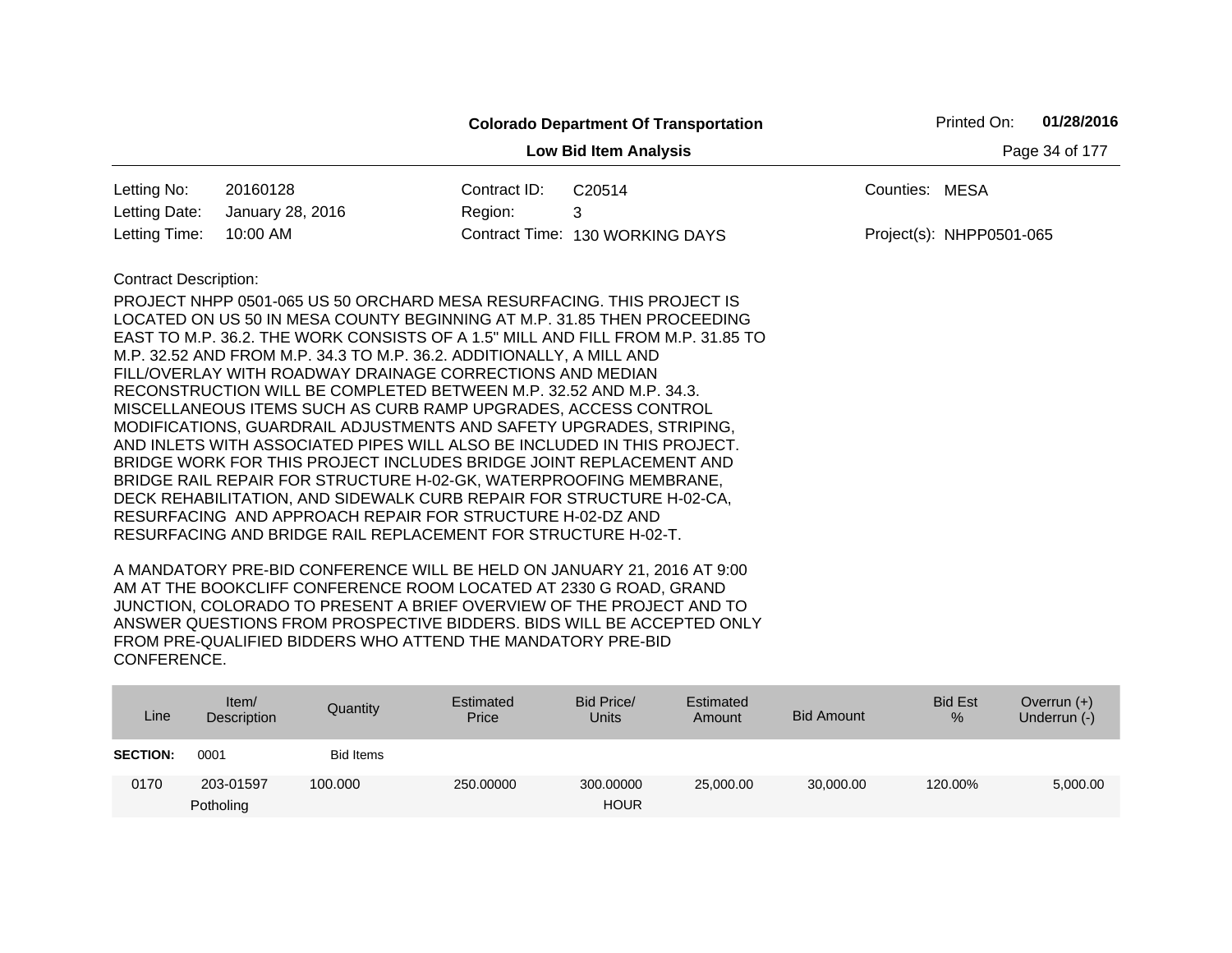**Colorado Department Of Transportation**

**Low Bid Item Analysis**

Printed On: **01/28/2016**

| | | | | | |
|---|---|---|---|---|---|
| Letting No: | 20160128 | Contract ID: | C20514 | Counties: | MESA |
| Letting Date: | January 28, 2016 | Region: | 3 | | |
| Letting Time: | 10:00 AM | Contract Time: | 130 WORKING DAYS | Project(s): | NHPP0501-065 |

Contract Description:

PROJECT NHPP 0501-065 US 50 ORCHARD MESA RESURFACING. THIS PROJECT IS LOCATED ON US 50 IN MESA COUNTY BEGINNING AT M.P. 31.85 THEN PROCEEDING EAST TO M.P. 36.2. THE WORK CONSISTS OF A 1.5" MILL AND FILL FROM M.P. 31.85 TO M.P. 32.52 AND FROM M.P. 34.3 TO M.P. 36.2. ADDITIONALLY, A MILL AND FILL/OVERLAY WITH ROADWAY DRAINAGE CORRECTIONS AND MEDIAN RECONSTRUCTION WILL BE COMPLETED BETWEEN M.P. 32.52 AND M.P. 34.3. MISCELLANEOUS ITEMS SUCH AS CURB RAMP UPGRADES, ACCESS CONTROL MODIFICATIONS, GUARDRAIL ADJUSTMENTS AND SAFETY UPGRADES, STRIPING, AND INLETS WITH ASSOCIATED PIPES WILL ALSO BE INCLUDED IN THIS PROJECT. BRIDGE WORK FOR THIS PROJECT INCLUDES BRIDGE JOINT REPLACEMENT AND BRIDGE RAIL REPAIR FOR STRUCTURE H-02-GK, WATERPROOFING MEMBRANE, DECK REHABILITATION, AND SIDEWALK CURB REPAIR FOR STRUCTURE H-02-CA, RESURFACING AND APPROACH REPAIR FOR STRUCTURE H-02-DZ AND RESURFACING AND BRIDGE RAIL REPLACEMENT FOR STRUCTURE H-02-T.

A MANDATORY PRE-BID CONFERENCE WILL BE HELD ON JANUARY 21, 2016 AT 9:00 AM AT THE BOOKCLIFF CONFERENCE ROOM LOCATED AT 2330 G ROAD, GRAND JUNCTION, COLORADO TO PRESENT A BRIEF OVERVIEW OF THE PROJECT AND TO ANSWER QUESTIONS FROM PROSPECTIVE BIDDERS. BIDS WILL BE ACCEPTED ONLY FROM PRE-QUALIFIED BIDDERS WHO ATTEND THE MANDATORY PRE-BID CONFERENCE.

| Line | Item/ Description | Quantity | Estimated Price | Bid Price/ Units | Estimated Amount | Bid Amount | Bid Est % | Overrun (+) Underrun (-) |
|---|---|---|---|---|---|---|---|---|
| **SECTION:** | 0001 | Bid Items | | | | | | |
| 0170 | 203-01597 Potholing | 100.000 | 250.00000 | 300.00000 HOUR | 25,000.00 | 30,000.00 | 120.00% | 5,000.00 |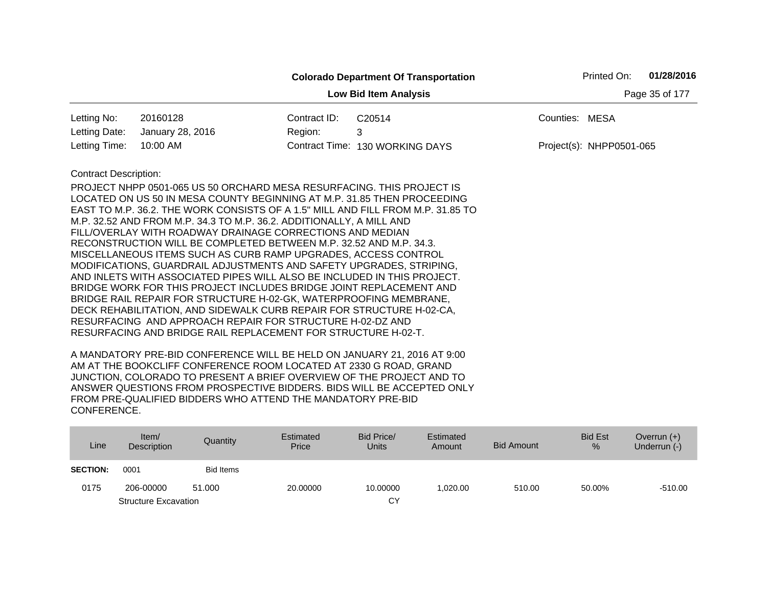**Colorado Department Of Transportation**

**Low Bid Item Analysis**

Printed On: **01/28/2016**

| | | | | | |
|---|---|---|---|---|---|
| Letting No: | 20160128 | Contract ID: | C20514 | Counties: | MESA |
| Letting Date: | January 28, 2016 | Region: | 3 | | |
| Letting Time: | 10:00 AM | Contract Time: | 130 WORKING DAYS | Project(s): | NHPP0501-065 |

Contract Description:

PROJECT NHPP 0501-065 US 50 ORCHARD MESA RESURFACING. THIS PROJECT IS LOCATED ON US 50 IN MESA COUNTY BEGINNING AT M.P. 31.85 THEN PROCEEDING EAST TO M.P. 36.2. THE WORK CONSISTS OF A 1.5" MILL AND FILL FROM M.P. 31.85 TO M.P. 32.52 AND FROM M.P. 34.3 TO M.P. 36.2. ADDITIONALLY, A MILL AND FILL/OVERLAY WITH ROADWAY DRAINAGE CORRECTIONS AND MEDIAN RECONSTRUCTION WILL BE COMPLETED BETWEEN M.P. 32.52 AND M.P. 34.3. MISCELLANEOUS ITEMS SUCH AS CURB RAMP UPGRADES, ACCESS CONTROL MODIFICATIONS, GUARDRAIL ADJUSTMENTS AND SAFETY UPGRADES, STRIPING, AND INLETS WITH ASSOCIATED PIPES WILL ALSO BE INCLUDED IN THIS PROJECT. BRIDGE WORK FOR THIS PROJECT INCLUDES BRIDGE JOINT REPLACEMENT AND BRIDGE RAIL REPAIR FOR STRUCTURE H-02-GK, WATERPROOFING MEMBRANE, DECK REHABILITATION, AND SIDEWALK CURB REPAIR FOR STRUCTURE H-02-CA, RESURFACING AND APPROACH REPAIR FOR STRUCTURE H-02-DZ AND RESURFACING AND BRIDGE RAIL REPLACEMENT FOR STRUCTURE H-02-T.

A MANDATORY PRE-BID CONFERENCE WILL BE HELD ON JANUARY 21, 2016 AT 9:00 AM AT THE BOOKCLIFF CONFERENCE ROOM LOCATED AT 2330 G ROAD, GRAND JUNCTION, COLORADO TO PRESENT A BRIEF OVERVIEW OF THE PROJECT AND TO ANSWER QUESTIONS FROM PROSPECTIVE BIDDERS. BIDS WILL BE ACCEPTED ONLY FROM PRE-QUALIFIED BIDDERS WHO ATTEND THE MANDATORY PRE-BID CONFERENCE.

| Line | Item/ Description | Quantity | Estimated Price | Bid Price/ Units | Estimated Amount | Bid Amount | Bid Est % | Overrun (+) Underrun (-) |
|---|---|---|---|---|---|---|---|---|
| **SECTION:** | 0001 | Bid Items | | | | | | |
| 0175 | 206-00000 Structure Excavation | 51.000 | 20.00000 | 10.00000 CY | 1,020.00 | 510.00 | 50.00% | -510.00 |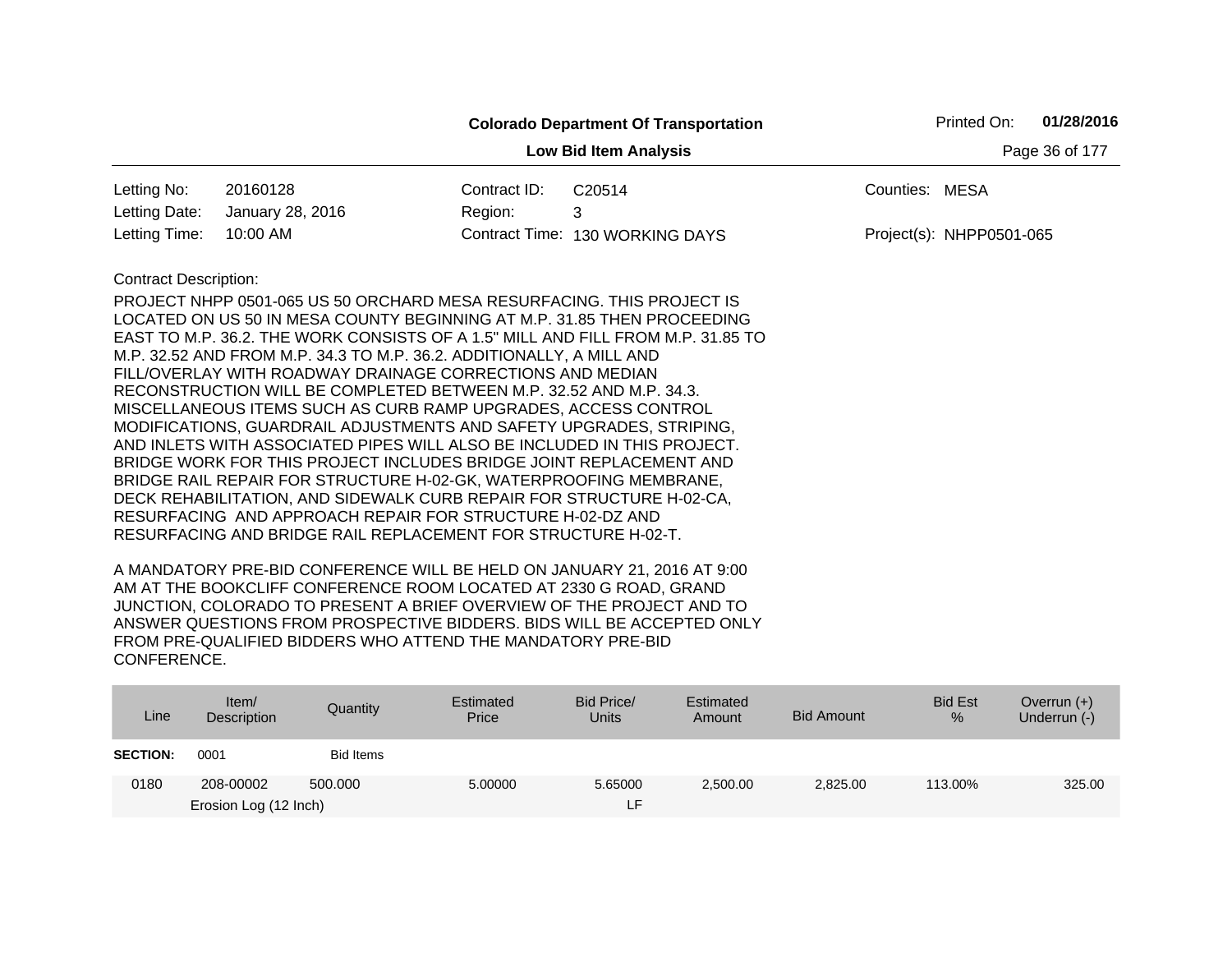**Colorado Department Of Transportation**

**Low Bid Item Analysis**

Printed On: **01/28/2016**

| | | | | | |
|---|---|---|---|---|---|
| Letting No: | 20160128 | Contract ID: | C20514 | Counties: | MESA |
| Letting Date: | January 28, 2016 | Region: | 3 | | |
| Letting Time: | 10:00 AM | Contract Time: | 130 WORKING DAYS | Project(s): | NHPP0501-065 |

Contract Description:

PROJECT NHPP 0501-065 US 50 ORCHARD MESA RESURFACING. THIS PROJECT IS LOCATED ON US 50 IN MESA COUNTY BEGINNING AT M.P. 31.85 THEN PROCEEDING EAST TO M.P. 36.2. THE WORK CONSISTS OF A 1.5" MILL AND FILL FROM M.P. 31.85 TO M.P. 32.52 AND FROM M.P. 34.3 TO M.P. 36.2. ADDITIONALLY, A MILL AND FILL/OVERLAY WITH ROADWAY DRAINAGE CORRECTIONS AND MEDIAN RECONSTRUCTION WILL BE COMPLETED BETWEEN M.P. 32.52 AND M.P. 34.3. MISCELLANEOUS ITEMS SUCH AS CURB RAMP UPGRADES, ACCESS CONTROL MODIFICATIONS, GUARDRAIL ADJUSTMENTS AND SAFETY UPGRADES, STRIPING, AND INLETS WITH ASSOCIATED PIPES WILL ALSO BE INCLUDED IN THIS PROJECT. BRIDGE WORK FOR THIS PROJECT INCLUDES BRIDGE JOINT REPLACEMENT AND BRIDGE RAIL REPAIR FOR STRUCTURE H-02-GK, WATERPROOFING MEMBRANE, DECK REHABILITATION, AND SIDEWALK CURB REPAIR FOR STRUCTURE H-02-CA, RESURFACING AND APPROACH REPAIR FOR STRUCTURE H-02-DZ AND RESURFACING AND BRIDGE RAIL REPLACEMENT FOR STRUCTURE H-02-T.

A MANDATORY PRE-BID CONFERENCE WILL BE HELD ON JANUARY 21, 2016 AT 9:00 AM AT THE BOOKCLIFF CONFERENCE ROOM LOCATED AT 2330 G ROAD, GRAND JUNCTION, COLORADO TO PRESENT A BRIEF OVERVIEW OF THE PROJECT AND TO ANSWER QUESTIONS FROM PROSPECTIVE BIDDERS. BIDS WILL BE ACCEPTED ONLY FROM PRE-QUALIFIED BIDDERS WHO ATTEND THE MANDATORY PRE-BID CONFERENCE.

| Line | Item/ Description | Quantity | Estimated Price | Bid Price/ Units | Estimated Amount | Bid Amount | Bid Est % | Overrun (+) Underrun (-) |
|---|---|---|---|---|---|---|---|---|
| **SECTION:** | 0001 | Bid Items | | | | | | |
| 0180 | 208-00002 Erosion Log (12 Inch) | 500.000 | 5.00000 | 5.65000 LF | 2,500.00 | 2,825.00 | 113.00% | 325.00 |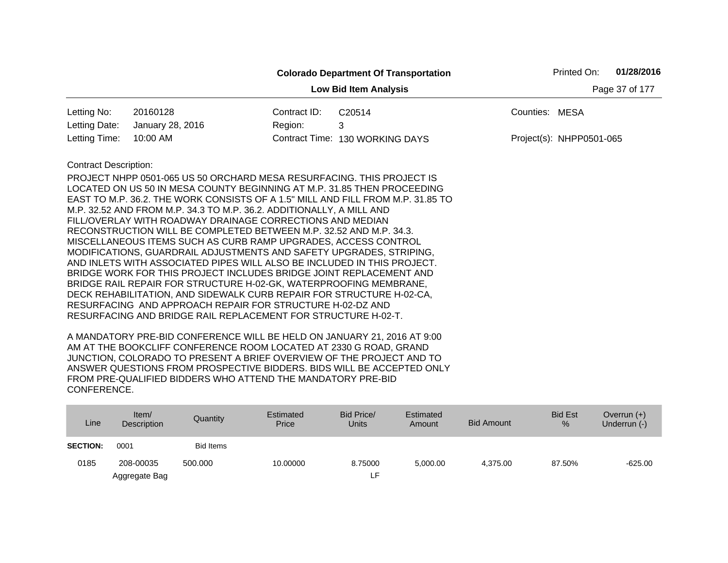**Colorado Department Of Transportation**

**Low Bid Item Analysis**

Printed On: **01/28/2016**

| | | | | | |
|---|---|---|---|---|---|
| Letting No: | 20160128 | Contract ID: | C20514 | Counties: | MESA |
| Letting Date: | January 28, 2016 | Region: | 3 | | |
| Letting Time: | 10:00 AM | Contract Time: | 130 WORKING DAYS | Project(s): | NHPP0501-065 |

Contract Description:

PROJECT NHPP 0501-065 US 50 ORCHARD MESA RESURFACING. THIS PROJECT IS LOCATED ON US 50 IN MESA COUNTY BEGINNING AT M.P. 31.85 THEN PROCEEDING EAST TO M.P. 36.2. THE WORK CONSISTS OF A 1.5" MILL AND FILL FROM M.P. 31.85 TO M.P. 32.52 AND FROM M.P. 34.3 TO M.P. 36.2. ADDITIONALLY, A MILL AND FILL/OVERLAY WITH ROADWAY DRAINAGE CORRECTIONS AND MEDIAN RECONSTRUCTION WILL BE COMPLETED BETWEEN M.P. 32.52 AND M.P. 34.3. MISCELLANEOUS ITEMS SUCH AS CURB RAMP UPGRADES, ACCESS CONTROL MODIFICATIONS, GUARDRAIL ADJUSTMENTS AND SAFETY UPGRADES, STRIPING, AND INLETS WITH ASSOCIATED PIPES WILL ALSO BE INCLUDED IN THIS PROJECT. BRIDGE WORK FOR THIS PROJECT INCLUDES BRIDGE JOINT REPLACEMENT AND BRIDGE RAIL REPAIR FOR STRUCTURE H-02-GK, WATERPROOFING MEMBRANE, DECK REHABILITATION, AND SIDEWALK CURB REPAIR FOR STRUCTURE H-02-CA, RESURFACING AND APPROACH REPAIR FOR STRUCTURE H-02-DZ AND RESURFACING AND BRIDGE RAIL REPLACEMENT FOR STRUCTURE H-02-T.

A MANDATORY PRE-BID CONFERENCE WILL BE HELD ON JANUARY 21, 2016 AT 9:00 AM AT THE BOOKCLIFF CONFERENCE ROOM LOCATED AT 2330 G ROAD, GRAND JUNCTION, COLORADO TO PRESENT A BRIEF OVERVIEW OF THE PROJECT AND TO ANSWER QUESTIONS FROM PROSPECTIVE BIDDERS. BIDS WILL BE ACCEPTED ONLY FROM PRE-QUALIFIED BIDDERS WHO ATTEND THE MANDATORY PRE-BID CONFERENCE.

| Line | Item/ Description | Quantity | Estimated Price | Bid Price/ Units | Estimated Amount | Bid Amount | Bid Est % | Overrun (+) Underrun (-) |
|---|---|---|---|---|---|---|---|---|
| **SECTION:** | 0001 | Bid Items | | | | | | |
| 0185 | 208-00035 Aggregate Bag | 500.000 | 10.00000 | 8.75000 LF | 5,000.00 | 4,375.00 | 87.50% | -625.00 |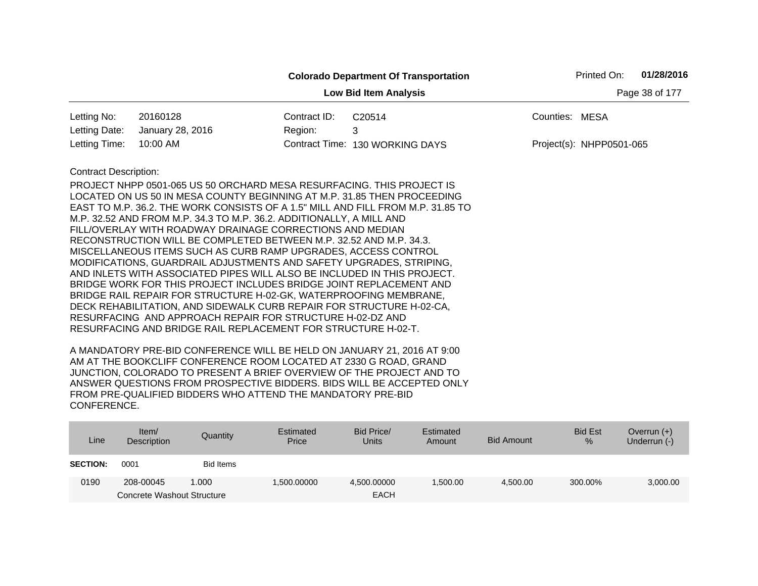**Colorado Department Of Transportation**

**Low Bid Item Analysis**

Printed On: **01/28/2016**

| | | | | | |
|---|---|---|---|---|---|
| Letting No: | 20160128 | Contract ID: | C20514 | Counties: | MESA |
| Letting Date: | January 28, 2016 | Region: | 3 | | |
| Letting Time: | 10:00 AM | Contract Time: | 130 WORKING DAYS | Project(s): | NHPP0501-065 |

Contract Description:

PROJECT NHPP 0501-065 US 50 ORCHARD MESA RESURFACING. THIS PROJECT IS LOCATED ON US 50 IN MESA COUNTY BEGINNING AT M.P. 31.85 THEN PROCEEDING EAST TO M.P. 36.2. THE WORK CONSISTS OF A 1.5" MILL AND FILL FROM M.P. 31.85 TO M.P. 32.52 AND FROM M.P. 34.3 TO M.P. 36.2. ADDITIONALLY, A MILL AND FILL/OVERLAY WITH ROADWAY DRAINAGE CORRECTIONS AND MEDIAN RECONSTRUCTION WILL BE COMPLETED BETWEEN M.P. 32.52 AND M.P. 34.3. MISCELLANEOUS ITEMS SUCH AS CURB RAMP UPGRADES, ACCESS CONTROL MODIFICATIONS, GUARDRAIL ADJUSTMENTS AND SAFETY UPGRADES, STRIPING, AND INLETS WITH ASSOCIATED PIPES WILL ALSO BE INCLUDED IN THIS PROJECT. BRIDGE WORK FOR THIS PROJECT INCLUDES BRIDGE JOINT REPLACEMENT AND BRIDGE RAIL REPAIR FOR STRUCTURE H-02-GK, WATERPROOFING MEMBRANE, DECK REHABILITATION, AND SIDEWALK CURB REPAIR FOR STRUCTURE H-02-CA, RESURFACING AND APPROACH REPAIR FOR STRUCTURE H-02-DZ AND RESURFACING AND BRIDGE RAIL REPLACEMENT FOR STRUCTURE H-02-T.

A MANDATORY PRE-BID CONFERENCE WILL BE HELD ON JANUARY 21, 2016 AT 9:00 AM AT THE BOOKCLIFF CONFERENCE ROOM LOCATED AT 2330 G ROAD, GRAND JUNCTION, COLORADO TO PRESENT A BRIEF OVERVIEW OF THE PROJECT AND TO ANSWER QUESTIONS FROM PROSPECTIVE BIDDERS. BIDS WILL BE ACCEPTED ONLY FROM PRE-QUALIFIED BIDDERS WHO ATTEND THE MANDATORY PRE-BID CONFERENCE.

| Line | Item/ Description | Quantity | Estimated Price | Bid Price/ Units | Estimated Amount | Bid Amount | Bid Est % | Overrun (+) Underrun (-) |
|---|---|---|---|---|---|---|---|---|
| **SECTION:** | 0001 | Bid Items | | | | | | |
| 0190 | 208-00045 Concrete Washout Structure | 1.000 | 1,500.00000 | 4,500.00000 EACH | 1,500.00 | 4,500.00 | 300.00% | 3,000.00 |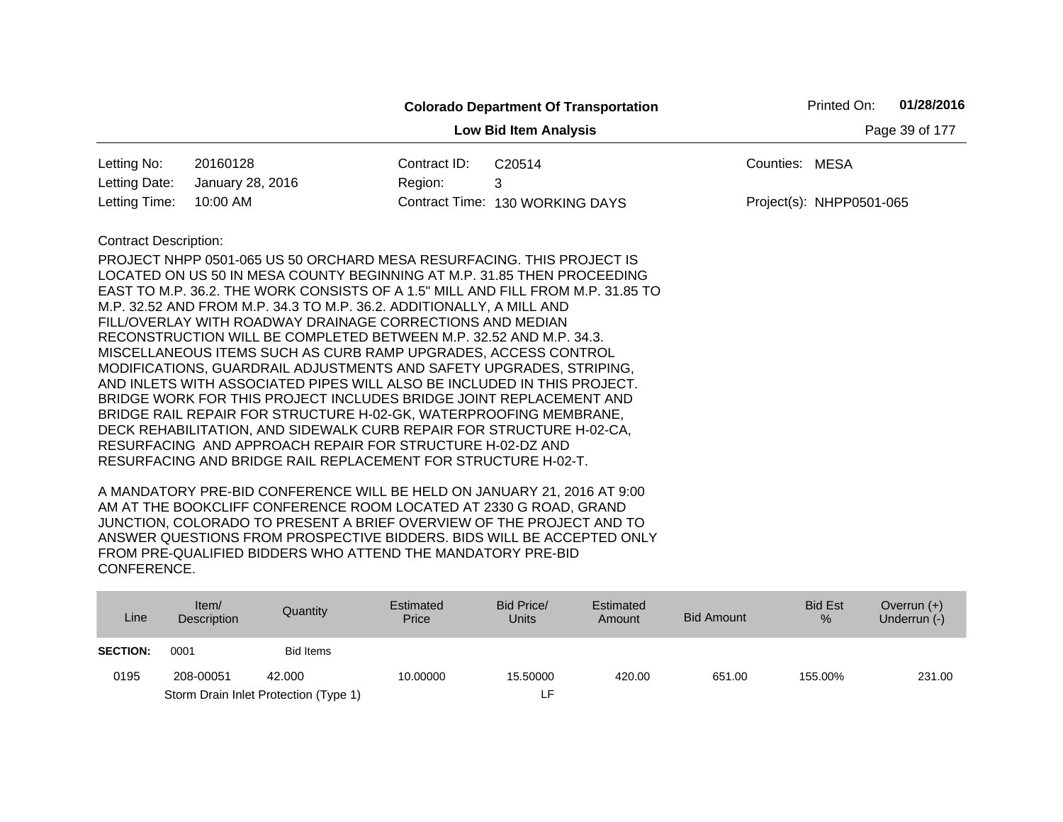**Colorado Department Of Transportation**

**Low Bid Item Analysis**

Printed On: **01/28/2016**

| | | | | | |
|---|---|---|---|---|---|
| Letting No: | 20160128 | Contract ID: | C20514 | Counties: | MESA |
| Letting Date: | January 28, 2016 | Region: | 3 | | |
| Letting Time: | 10:00 AM | Contract Time: | 130 WORKING DAYS | Project(s): | NHPP0501-065 |

Contract Description:

PROJECT NHPP 0501-065 US 50 ORCHARD MESA RESURFACING. THIS PROJECT IS LOCATED ON US 50 IN MESA COUNTY BEGINNING AT M.P. 31.85 THEN PROCEEDING EAST TO M.P. 36.2. THE WORK CONSISTS OF A 1.5" MILL AND FILL FROM M.P. 31.85 TO M.P. 32.52 AND FROM M.P. 34.3 TO M.P. 36.2. ADDITIONALLY, A MILL AND FILL/OVERLAY WITH ROADWAY DRAINAGE CORRECTIONS AND MEDIAN RECONSTRUCTION WILL BE COMPLETED BETWEEN M.P. 32.52 AND M.P. 34.3. MISCELLANEOUS ITEMS SUCH AS CURB RAMP UPGRADES, ACCESS CONTROL MODIFICATIONS, GUARDRAIL ADJUSTMENTS AND SAFETY UPGRADES, STRIPING, AND INLETS WITH ASSOCIATED PIPES WILL ALSO BE INCLUDED IN THIS PROJECT. BRIDGE WORK FOR THIS PROJECT INCLUDES BRIDGE JOINT REPLACEMENT AND BRIDGE RAIL REPAIR FOR STRUCTURE H-02-GK, WATERPROOFING MEMBRANE, DECK REHABILITATION, AND SIDEWALK CURB REPAIR FOR STRUCTURE H-02-CA, RESURFACING AND APPROACH REPAIR FOR STRUCTURE H-02-DZ AND RESURFACING AND BRIDGE RAIL REPLACEMENT FOR STRUCTURE H-02-T.

A MANDATORY PRE-BID CONFERENCE WILL BE HELD ON JANUARY 21, 2016 AT 9:00 AM AT THE BOOKCLIFF CONFERENCE ROOM LOCATED AT 2330 G ROAD, GRAND JUNCTION, COLORADO TO PRESENT A BRIEF OVERVIEW OF THE PROJECT AND TO ANSWER QUESTIONS FROM PROSPECTIVE BIDDERS. BIDS WILL BE ACCEPTED ONLY FROM PRE-QUALIFIED BIDDERS WHO ATTEND THE MANDATORY PRE-BID CONFERENCE.

| Line | Item/ Description | Quantity | Estimated Price | Bid Price/ Units | Estimated Amount | Bid Amount | Bid Est % | Overrun (+) Underrun (-) |
|---|---|---|---|---|---|---|---|---|
| **SECTION:** | 0001 | Bid Items | | | | | | |
| 0195 | 208-00051 | 42.000 | 10.00000 | 15.50000 | 420.00 | 651.00 | 155.00% | 231.00 |
| | Storm Drain Inlet Protection (Type 1) | | | LF | | | | |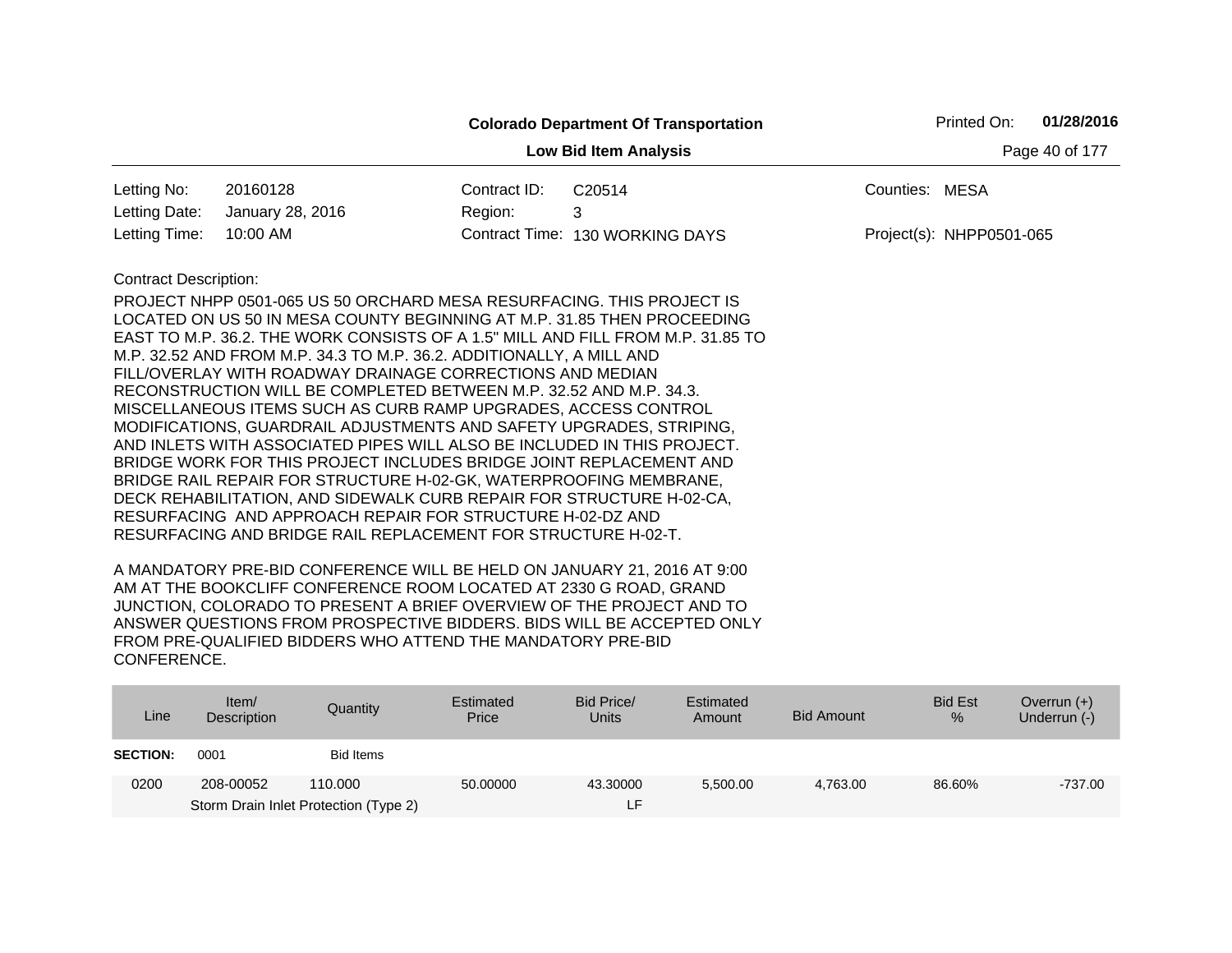**Colorado Department Of Transportation**

Printed On: **01/28/2016**

**Low Bid Item Analysis**

| | | | | | |
|---|---|---|---|---|---|
| Letting No: | 20160128 | Contract ID: | C20514 | Counties: | MESA |
| Letting Date: | January 28, 2016 | Region: | 3 | | |
| Letting Time: | 10:00 AM | Contract Time: | 130 WORKING DAYS | Project(s): | NHPP0501-065 |

Contract Description:

PROJECT NHPP 0501-065 US 50 ORCHARD MESA RESURFACING. THIS PROJECT IS LOCATED ON US 50 IN MESA COUNTY BEGINNING AT M.P. 31.85 THEN PROCEEDING EAST TO M.P. 36.2. THE WORK CONSISTS OF A 1.5" MILL AND FILL FROM M.P. 31.85 TO M.P. 32.52 AND FROM M.P. 34.3 TO M.P. 36.2. ADDITIONALLY, A MILL AND FILL/OVERLAY WITH ROADWAY DRAINAGE CORRECTIONS AND MEDIAN RECONSTRUCTION WILL BE COMPLETED BETWEEN M.P. 32.52 AND M.P. 34.3. MISCELLANEOUS ITEMS SUCH AS CURB RAMP UPGRADES, ACCESS CONTROL MODIFICATIONS, GUARDRAIL ADJUSTMENTS AND SAFETY UPGRADES, STRIPING, AND INLETS WITH ASSOCIATED PIPES WILL ALSO BE INCLUDED IN THIS PROJECT. BRIDGE WORK FOR THIS PROJECT INCLUDES BRIDGE JOINT REPLACEMENT AND BRIDGE RAIL REPAIR FOR STRUCTURE H-02-GK, WATERPROOFING MEMBRANE, DECK REHABILITATION, AND SIDEWALK CURB REPAIR FOR STRUCTURE H-02-CA, RESURFACING AND APPROACH REPAIR FOR STRUCTURE H-02-DZ AND RESURFACING AND BRIDGE RAIL REPLACEMENT FOR STRUCTURE H-02-T.

A MANDATORY PRE-BID CONFERENCE WILL BE HELD ON JANUARY 21, 2016 AT 9:00 AM AT THE BOOKCLIFF CONFERENCE ROOM LOCATED AT 2330 G ROAD, GRAND JUNCTION, COLORADO TO PRESENT A BRIEF OVERVIEW OF THE PROJECT AND TO ANSWER QUESTIONS FROM PROSPECTIVE BIDDERS. BIDS WILL BE ACCEPTED ONLY FROM PRE-QUALIFIED BIDDERS WHO ATTEND THE MANDATORY PRE-BID CONFERENCE.

| Line | Item/ Description | Quantity | Estimated Price | Bid Price/ Units | Estimated Amount | Bid Amount | Bid Est % | Overrun (+) Underrun (-) |
|---|---|---|---|---|---|---|---|---|
| **SECTION:** | 0001 | Bid Items | | | | | | |
| 0200 | 208-00052 | 110.000 | 50.00000 | 43.30000 | 5,500.00 | 4,763.00 | 86.60% | -737.00 |
| | Storm Drain Inlet Protection (Type 2) | | | LF | | | | |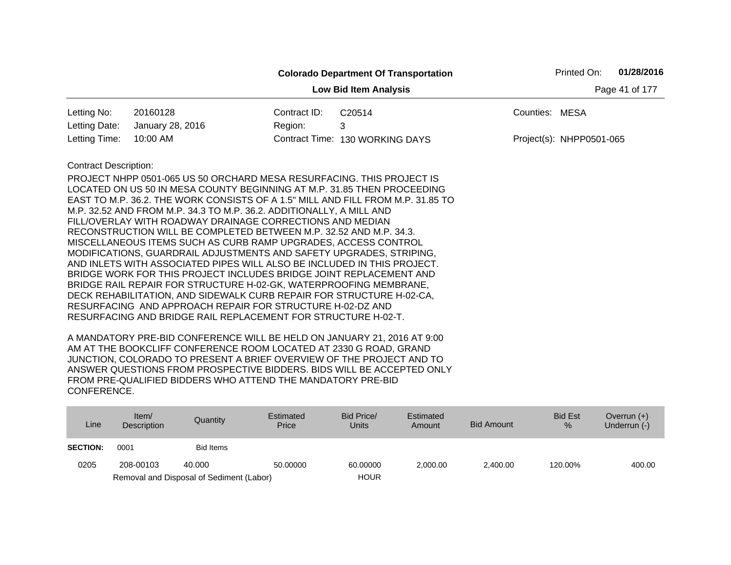**Colorado Department Of Transportation**

**Low Bid Item Analysis**

Printed On: **01/28/2016**

| | | | | | |
|---|---|---|---|---|---|
| Letting No: | 20160128 | Contract ID: | C20514 | Counties: | MESA |
| Letting Date: | January 28, 2016 | Region: | 3 | | |
| Letting Time: | 10:00 AM | Contract Time: | 130 WORKING DAYS | Project(s): | NHPP0501-065 |

Contract Description:

PROJECT NHPP 0501-065 US 50 ORCHARD MESA RESURFACING. THIS PROJECT IS LOCATED ON US 50 IN MESA COUNTY BEGINNING AT M.P. 31.85 THEN PROCEEDING EAST TO M.P. 36.2. THE WORK CONSISTS OF A 1.5" MILL AND FILL FROM M.P. 31.85 TO M.P. 32.52 AND FROM M.P. 34.3 TO M.P. 36.2. ADDITIONALLY, A MILL AND FILL/OVERLAY WITH ROADWAY DRAINAGE CORRECTIONS AND MEDIAN RECONSTRUCTION WILL BE COMPLETED BETWEEN M.P. 32.52 AND M.P. 34.3. MISCELLANEOUS ITEMS SUCH AS CURB RAMP UPGRADES, ACCESS CONTROL MODIFICATIONS, GUARDRAIL ADJUSTMENTS AND SAFETY UPGRADES, STRIPING, AND INLETS WITH ASSOCIATED PIPES WILL ALSO BE INCLUDED IN THIS PROJECT. BRIDGE WORK FOR THIS PROJECT INCLUDES BRIDGE JOINT REPLACEMENT AND BRIDGE RAIL REPAIR FOR STRUCTURE H-02-GK, WATERPROOFING MEMBRANE, DECK REHABILITATION, AND SIDEWALK CURB REPAIR FOR STRUCTURE H-02-CA, RESURFACING AND APPROACH REPAIR FOR STRUCTURE H-02-DZ AND RESURFACING AND BRIDGE RAIL REPLACEMENT FOR STRUCTURE H-02-T.

A MANDATORY PRE-BID CONFERENCE WILL BE HELD ON JANUARY 21, 2016 AT 9:00 AM AT THE BOOKCLIFF CONFERENCE ROOM LOCATED AT 2330 G ROAD, GRAND JUNCTION, COLORADO TO PRESENT A BRIEF OVERVIEW OF THE PROJECT AND TO ANSWER QUESTIONS FROM PROSPECTIVE BIDDERS. BIDS WILL BE ACCEPTED ONLY FROM PRE-QUALIFIED BIDDERS WHO ATTEND THE MANDATORY PRE-BID CONFERENCE.

| Line | Item/ Description | Quantity | Estimated Price | Bid Price/ Units | Estimated Amount | Bid Amount | Bid Est % | Overrun (+) Underrun (-) |
|---|---|---|---|---|---|---|---|---|
| **SECTION:** | 0001 | Bid Items | | | | | | |
| 0205 | 208-00103 | 40.000 | 50.00000 | 60.00000 | 2,000.00 | 2,400.00 | 120.00% | 400.00 |
| | Removal and Disposal of Sediment (Labor) | | | HOUR | | | | |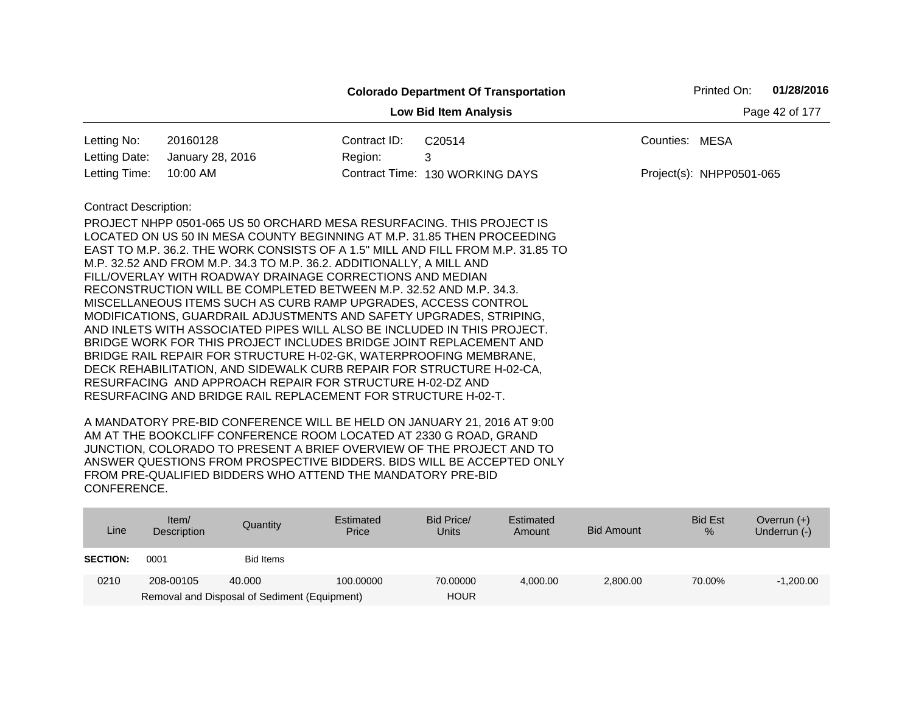**Colorado Department Of Transportation**

**Low Bid Item Analysis**

Printed On: **01/28/2016**

| | | | | | |
|---|---|---|---|---|---|
| Letting No: | 20160128 | Contract ID: | C20514 | Counties: | MESA |
| Letting Date: | January 28, 2016 | Region: | 3 | | |
| Letting Time: | 10:00 AM | Contract Time: | 130 WORKING DAYS | Project(s): | NHPP0501-065 |

Contract Description:

PROJECT NHPP 0501-065 US 50 ORCHARD MESA RESURFACING. THIS PROJECT IS LOCATED ON US 50 IN MESA COUNTY BEGINNING AT M.P. 31.85 THEN PROCEEDING EAST TO M.P. 36.2. THE WORK CONSISTS OF A 1.5" MILL AND FILL FROM M.P. 31.85 TO M.P. 32.52 AND FROM M.P. 34.3 TO M.P. 36.2. ADDITIONALLY, A MILL AND FILL/OVERLAY WITH ROADWAY DRAINAGE CORRECTIONS AND MEDIAN RECONSTRUCTION WILL BE COMPLETED BETWEEN M.P. 32.52 AND M.P. 34.3. MISCELLANEOUS ITEMS SUCH AS CURB RAMP UPGRADES, ACCESS CONTROL MODIFICATIONS, GUARDRAIL ADJUSTMENTS AND SAFETY UPGRADES, STRIPING, AND INLETS WITH ASSOCIATED PIPES WILL ALSO BE INCLUDED IN THIS PROJECT. BRIDGE WORK FOR THIS PROJECT INCLUDES BRIDGE JOINT REPLACEMENT AND BRIDGE RAIL REPAIR FOR STRUCTURE H-02-GK, WATERPROOFING MEMBRANE, DECK REHABILITATION, AND SIDEWALK CURB REPAIR FOR STRUCTURE H-02-CA, RESURFACING AND APPROACH REPAIR FOR STRUCTURE H-02-DZ AND RESURFACING AND BRIDGE RAIL REPLACEMENT FOR STRUCTURE H-02-T.

A MANDATORY PRE-BID CONFERENCE WILL BE HELD ON JANUARY 21, 2016 AT 9:00 AM AT THE BOOKCLIFF CONFERENCE ROOM LOCATED AT 2330 G ROAD, GRAND JUNCTION, COLORADO TO PRESENT A BRIEF OVERVIEW OF THE PROJECT AND TO ANSWER QUESTIONS FROM PROSPECTIVE BIDDERS. BIDS WILL BE ACCEPTED ONLY FROM PRE-QUALIFIED BIDDERS WHO ATTEND THE MANDATORY PRE-BID CONFERENCE.

| Line | Item/ Description | Quantity | Estimated Price | Bid Price/ Units | Estimated Amount | Bid Amount | Bid Est % | Overrun (+) Underrun (-) |
|---|---|---|---|---|---|---|---|---|
| **SECTION:** | 0001 | Bid Items | | | | | | |
| 0210 | 208-00105 | 40.000 | 100.00000 | 70.00000 | 4,000.00 | 2,800.00 | 70.00% | -1,200.00 |
| | Removal and Disposal of Sediment (Equipment) | | | HOUR | | | | |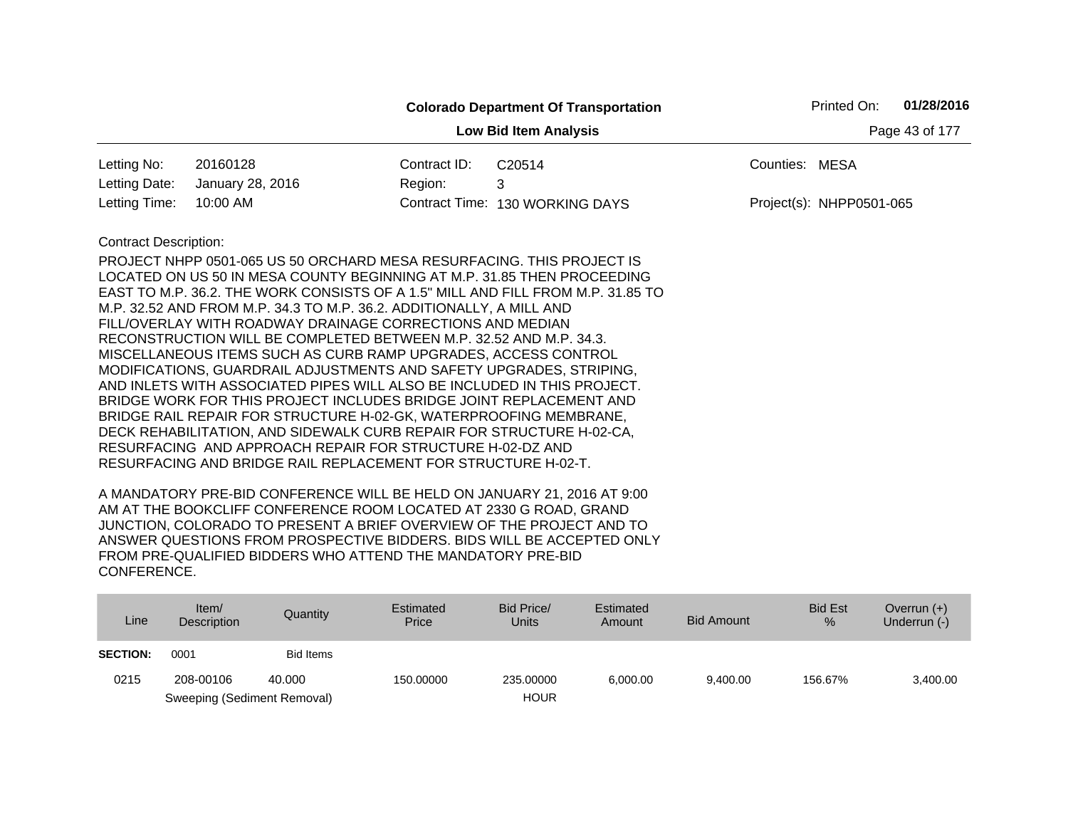**Colorado Department Of Transportation**

**Low Bid Item Analysis**

Printed On: **01/28/2016**

| | | | | | |
|---|---|---|---|---|---|
| Letting No: | 20160128 | Contract ID: | C20514 | Counties: | MESA |
| Letting Date: | January 28, 2016 | Region: | 3 | | |
| Letting Time: | 10:00 AM | Contract Time: | 130 WORKING DAYS | Project(s): | NHPP0501-065 |

Contract Description:

PROJECT NHPP 0501-065 US 50 ORCHARD MESA RESURFACING. THIS PROJECT IS LOCATED ON US 50 IN MESA COUNTY BEGINNING AT M.P. 31.85 THEN PROCEEDING EAST TO M.P. 36.2. THE WORK CONSISTS OF A 1.5" MILL AND FILL FROM M.P. 31.85 TO M.P. 32.52 AND FROM M.P. 34.3 TO M.P. 36.2. ADDITIONALLY, A MILL AND FILL/OVERLAY WITH ROADWAY DRAINAGE CORRECTIONS AND MEDIAN RECONSTRUCTION WILL BE COMPLETED BETWEEN M.P. 32.52 AND M.P. 34.3. MISCELLANEOUS ITEMS SUCH AS CURB RAMP UPGRADES, ACCESS CONTROL MODIFICATIONS, GUARDRAIL ADJUSTMENTS AND SAFETY UPGRADES, STRIPING, AND INLETS WITH ASSOCIATED PIPES WILL ALSO BE INCLUDED IN THIS PROJECT. BRIDGE WORK FOR THIS PROJECT INCLUDES BRIDGE JOINT REPLACEMENT AND BRIDGE RAIL REPAIR FOR STRUCTURE H-02-GK, WATERPROOFING MEMBRANE, DECK REHABILITATION, AND SIDEWALK CURB REPAIR FOR STRUCTURE H-02-CA, RESURFACING AND APPROACH REPAIR FOR STRUCTURE H-02-DZ AND RESURFACING AND BRIDGE RAIL REPLACEMENT FOR STRUCTURE H-02-T.

A MANDATORY PRE-BID CONFERENCE WILL BE HELD ON JANUARY 21, 2016 AT 9:00 AM AT THE BOOKCLIFF CONFERENCE ROOM LOCATED AT 2330 G ROAD, GRAND JUNCTION, COLORADO TO PRESENT A BRIEF OVERVIEW OF THE PROJECT AND TO ANSWER QUESTIONS FROM PROSPECTIVE BIDDERS. BIDS WILL BE ACCEPTED ONLY FROM PRE-QUALIFIED BIDDERS WHO ATTEND THE MANDATORY PRE-BID CONFERENCE.

| Line | Item/ Description | Quantity | Estimated Price | Bid Price/ Units | Estimated Amount | Bid Amount | Bid Est % | Overrun (+) Underrun (-) |
|---|---|---|---|---|---|---|---|---|
| **SECTION:** | 0001 | Bid Items | | | | | | |
| 0215 | 208-00106 Sweeping (Sediment Removal) | 40.000 | 150.00000 | 235.00000 HOUR | 6,000.00 | 9,400.00 | 156.67% | 3,400.00 |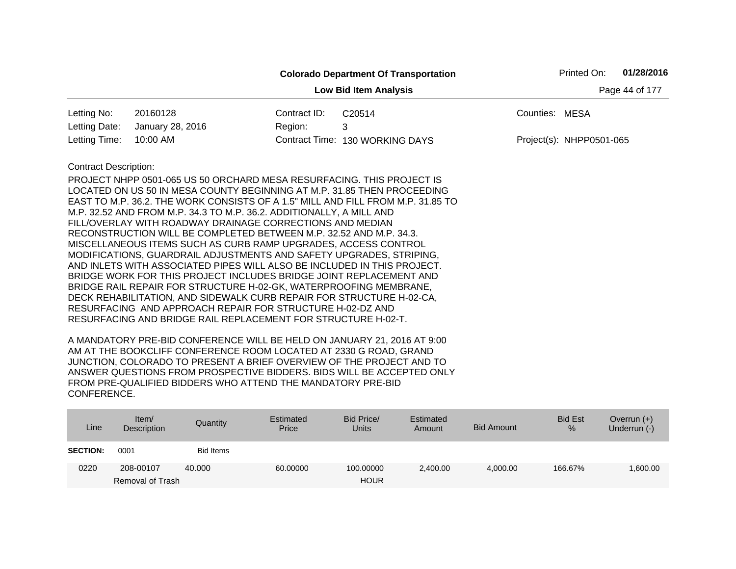**Colorado Department Of Transportation**

Printed On: **01/28/2016**

**Low Bid Item Analysis**

| | | | | | |
|---|---|---|---|---|---|
| Letting No: | 20160128 | Contract ID: | C20514 | Counties: | MESA |
| Letting Date: | January 28, 2016 | Region: | 3 | | |
| Letting Time: | 10:00 AM | Contract Time: | 130 WORKING DAYS | Project(s): | NHPP0501-065 |

Contract Description:

PROJECT NHPP 0501-065 US 50 ORCHARD MESA RESURFACING. THIS PROJECT IS LOCATED ON US 50 IN MESA COUNTY BEGINNING AT M.P. 31.85 THEN PROCEEDING EAST TO M.P. 36.2. THE WORK CONSISTS OF A 1.5" MILL AND FILL FROM M.P. 31.85 TO M.P. 32.52 AND FROM M.P. 34.3 TO M.P. 36.2. ADDITIONALLY, A MILL AND FILL/OVERLAY WITH ROADWAY DRAINAGE CORRECTIONS AND MEDIAN RECONSTRUCTION WILL BE COMPLETED BETWEEN M.P. 32.52 AND M.P. 34.3. MISCELLANEOUS ITEMS SUCH AS CURB RAMP UPGRADES, ACCESS CONTROL MODIFICATIONS, GUARDRAIL ADJUSTMENTS AND SAFETY UPGRADES, STRIPING, AND INLETS WITH ASSOCIATED PIPES WILL ALSO BE INCLUDED IN THIS PROJECT. BRIDGE WORK FOR THIS PROJECT INCLUDES BRIDGE JOINT REPLACEMENT AND BRIDGE RAIL REPAIR FOR STRUCTURE H-02-GK, WATERPROOFING MEMBRANE, DECK REHABILITATION, AND SIDEWALK CURB REPAIR FOR STRUCTURE H-02-CA, RESURFACING AND APPROACH REPAIR FOR STRUCTURE H-02-DZ AND RESURFACING AND BRIDGE RAIL REPLACEMENT FOR STRUCTURE H-02-T.

A MANDATORY PRE-BID CONFERENCE WILL BE HELD ON JANUARY 21, 2016 AT 9:00 AM AT THE BOOKCLIFF CONFERENCE ROOM LOCATED AT 2330 G ROAD, GRAND JUNCTION, COLORADO TO PRESENT A BRIEF OVERVIEW OF THE PROJECT AND TO ANSWER QUESTIONS FROM PROSPECTIVE BIDDERS. BIDS WILL BE ACCEPTED ONLY FROM PRE-QUALIFIED BIDDERS WHO ATTEND THE MANDATORY PRE-BID CONFERENCE.

| Line | Item/ Description | Quantity | Estimated Price | Bid Price/ Units | Estimated Amount | Bid Amount | Bid Est % | Overrun (+) Underrun (-) |
|---|---|---|---|---|---|---|---|---|
| **SECTION:** | 0001 | Bid Items | | | | | | |
| 0220 | 208-00107 Removal of Trash | 40.000 | 60.00000 | 100.00000 HOUR | 2,400.00 | 4,000.00 | 166.67% | 1,600.00 |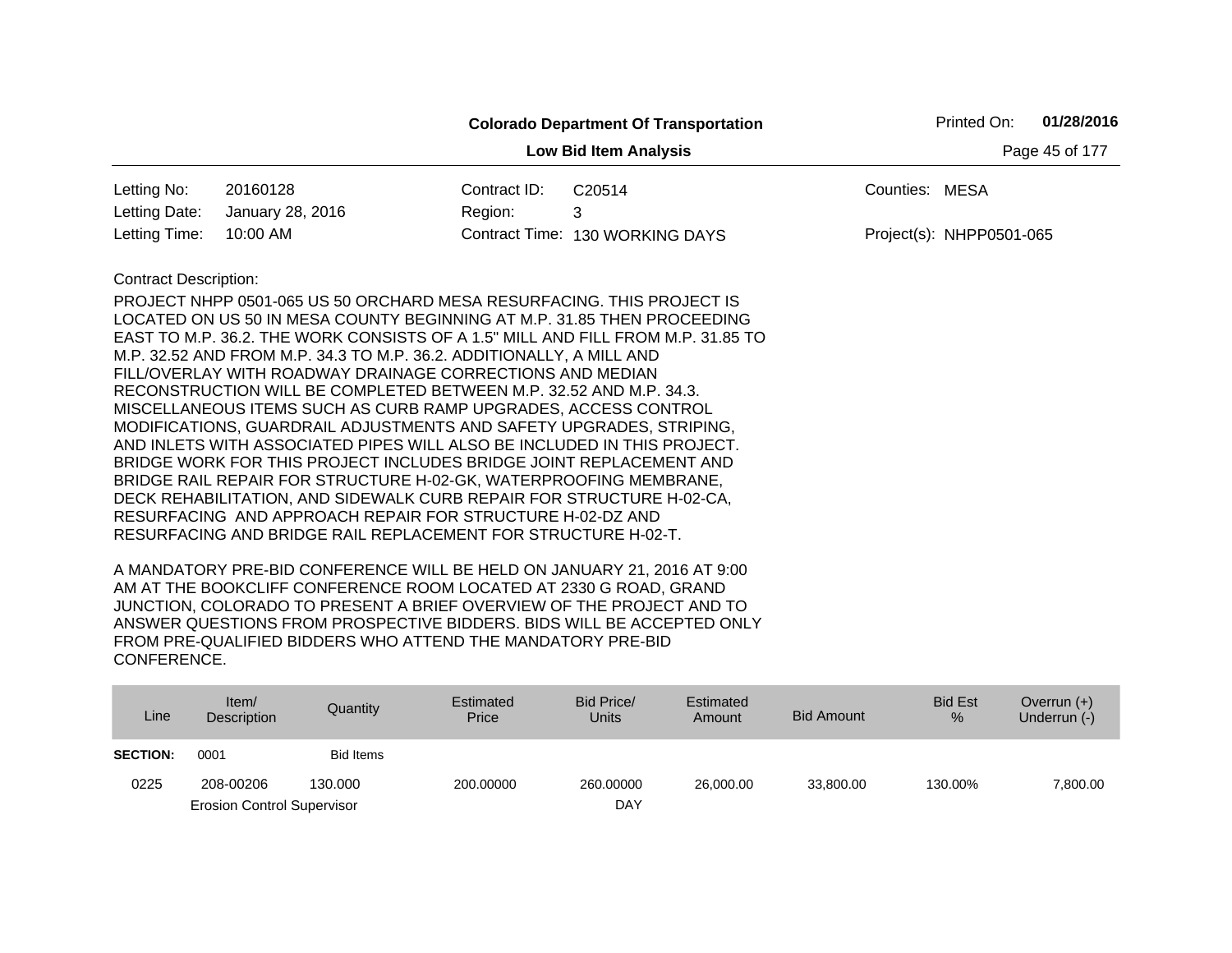**Colorado Department Of Transportation**

**Low Bid Item Analysis**

Printed On: **01/28/2016**

| | | | | | |
|---|---|---|---|---|---|
| Letting No: | 20160128 | Contract ID: | C20514 | Counties: | MESA |
| Letting Date: | January 28, 2016 | Region: | 3 | | |
| Letting Time: | 10:00 AM | Contract Time: | 130 WORKING DAYS | Project(s): | NHPP0501-065 |

Contract Description:

PROJECT NHPP 0501-065 US 50 ORCHARD MESA RESURFACING. THIS PROJECT IS LOCATED ON US 50 IN MESA COUNTY BEGINNING AT M.P. 31.85 THEN PROCEEDING EAST TO M.P. 36.2. THE WORK CONSISTS OF A 1.5" MILL AND FILL FROM M.P. 31.85 TO M.P. 32.52 AND FROM M.P. 34.3 TO M.P. 36.2. ADDITIONALLY, A MILL AND FILL/OVERLAY WITH ROADWAY DRAINAGE CORRECTIONS AND MEDIAN RECONSTRUCTION WILL BE COMPLETED BETWEEN M.P. 32.52 AND M.P. 34.3. MISCELLANEOUS ITEMS SUCH AS CURB RAMP UPGRADES, ACCESS CONTROL MODIFICATIONS, GUARDRAIL ADJUSTMENTS AND SAFETY UPGRADES, STRIPING, AND INLETS WITH ASSOCIATED PIPES WILL ALSO BE INCLUDED IN THIS PROJECT. BRIDGE WORK FOR THIS PROJECT INCLUDES BRIDGE JOINT REPLACEMENT AND BRIDGE RAIL REPAIR FOR STRUCTURE H-02-GK, WATERPROOFING MEMBRANE, DECK REHABILITATION, AND SIDEWALK CURB REPAIR FOR STRUCTURE H-02-CA, RESURFACING AND APPROACH REPAIR FOR STRUCTURE H-02-DZ AND RESURFACING AND BRIDGE RAIL REPLACEMENT FOR STRUCTURE H-02-T.

A MANDATORY PRE-BID CONFERENCE WILL BE HELD ON JANUARY 21, 2016 AT 9:00 AM AT THE BOOKCLIFF CONFERENCE ROOM LOCATED AT 2330 G ROAD, GRAND JUNCTION, COLORADO TO PRESENT A BRIEF OVERVIEW OF THE PROJECT AND TO ANSWER QUESTIONS FROM PROSPECTIVE BIDDERS. BIDS WILL BE ACCEPTED ONLY FROM PRE-QUALIFIED BIDDERS WHO ATTEND THE MANDATORY PRE-BID CONFERENCE.

| Line | Item/ Description | Quantity | Estimated Price | Bid Price/ Units | Estimated Amount | Bid Amount | Bid Est % | Overrun (+) Underrun (-) |
|---|---|---|---|---|---|---|---|---|
| **SECTION:** | 0001 | Bid Items | | | | | | |
| 0225 | 208-00206 Erosion Control Supervisor | 130.000 | 200.00000 | 260.00000 DAY | 26,000.00 | 33,800.00 | 130.00% | 7,800.00 |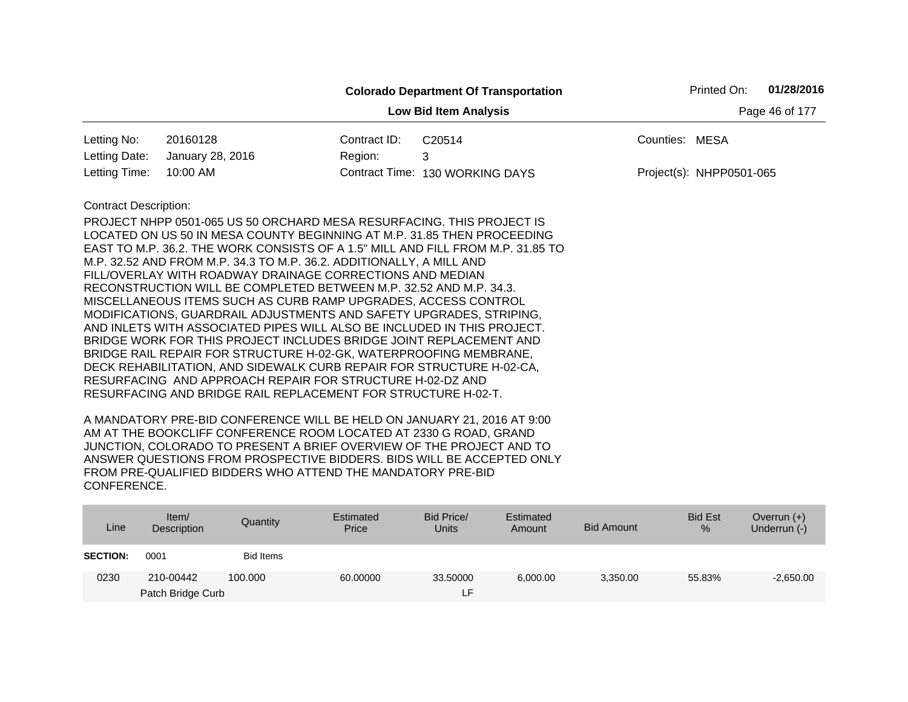**Colorado Department Of Transportation**

**Low Bid Item Analysis**

Printed On: **01/28/2016**

| | | | | | |
|---|---|---|---|---|---|
| Letting No: | 20160128 | Contract ID: | C20514 | Counties: | MESA |
| Letting Date: | January 28, 2016 | Region: | 3 | | |
| Letting Time: | 10:00 AM | Contract Time: | 130 WORKING DAYS | Project(s): | NHPP0501-065 |

Contract Description:

PROJECT NHPP 0501-065 US 50 ORCHARD MESA RESURFACING. THIS PROJECT IS LOCATED ON US 50 IN MESA COUNTY BEGINNING AT M.P. 31.85 THEN PROCEEDING EAST TO M.P. 36.2. THE WORK CONSISTS OF A 1.5" MILL AND FILL FROM M.P. 31.85 TO M.P. 32.52 AND FROM M.P. 34.3 TO M.P. 36.2. ADDITIONALLY, A MILL AND FILL/OVERLAY WITH ROADWAY DRAINAGE CORRECTIONS AND MEDIAN RECONSTRUCTION WILL BE COMPLETED BETWEEN M.P. 32.52 AND M.P. 34.3. MISCELLANEOUS ITEMS SUCH AS CURB RAMP UPGRADES, ACCESS CONTROL MODIFICATIONS, GUARDRAIL ADJUSTMENTS AND SAFETY UPGRADES, STRIPING, AND INLETS WITH ASSOCIATED PIPES WILL ALSO BE INCLUDED IN THIS PROJECT. BRIDGE WORK FOR THIS PROJECT INCLUDES BRIDGE JOINT REPLACEMENT AND BRIDGE RAIL REPAIR FOR STRUCTURE H-02-GK, WATERPROOFING MEMBRANE, DECK REHABILITATION, AND SIDEWALK CURB REPAIR FOR STRUCTURE H-02-CA, RESURFACING AND APPROACH REPAIR FOR STRUCTURE H-02-DZ AND RESURFACING AND BRIDGE RAIL REPLACEMENT FOR STRUCTURE H-02-T.

A MANDATORY PRE-BID CONFERENCE WILL BE HELD ON JANUARY 21, 2016 AT 9:00 AM AT THE BOOKCLIFF CONFERENCE ROOM LOCATED AT 2330 G ROAD, GRAND JUNCTION, COLORADO TO PRESENT A BRIEF OVERVIEW OF THE PROJECT AND TO ANSWER QUESTIONS FROM PROSPECTIVE BIDDERS. BIDS WILL BE ACCEPTED ONLY FROM PRE-QUALIFIED BIDDERS WHO ATTEND THE MANDATORY PRE-BID CONFERENCE.

| Line | Item/ Description | Quantity | Estimated Price | Bid Price/ Units | Estimated Amount | Bid Amount | Bid Est % | Overrun (+) Underrun (-) |
|---|---|---|---|---|---|---|---|---|
| **SECTION:** | 0001 | Bid Items | | | | | | |
| 0230 | 210-00442 Patch Bridge Curb | 100.000 | 60.00000 | 33.50000 LF | 6,000.00 | 3,350.00 | 55.83% | -2,650.00 |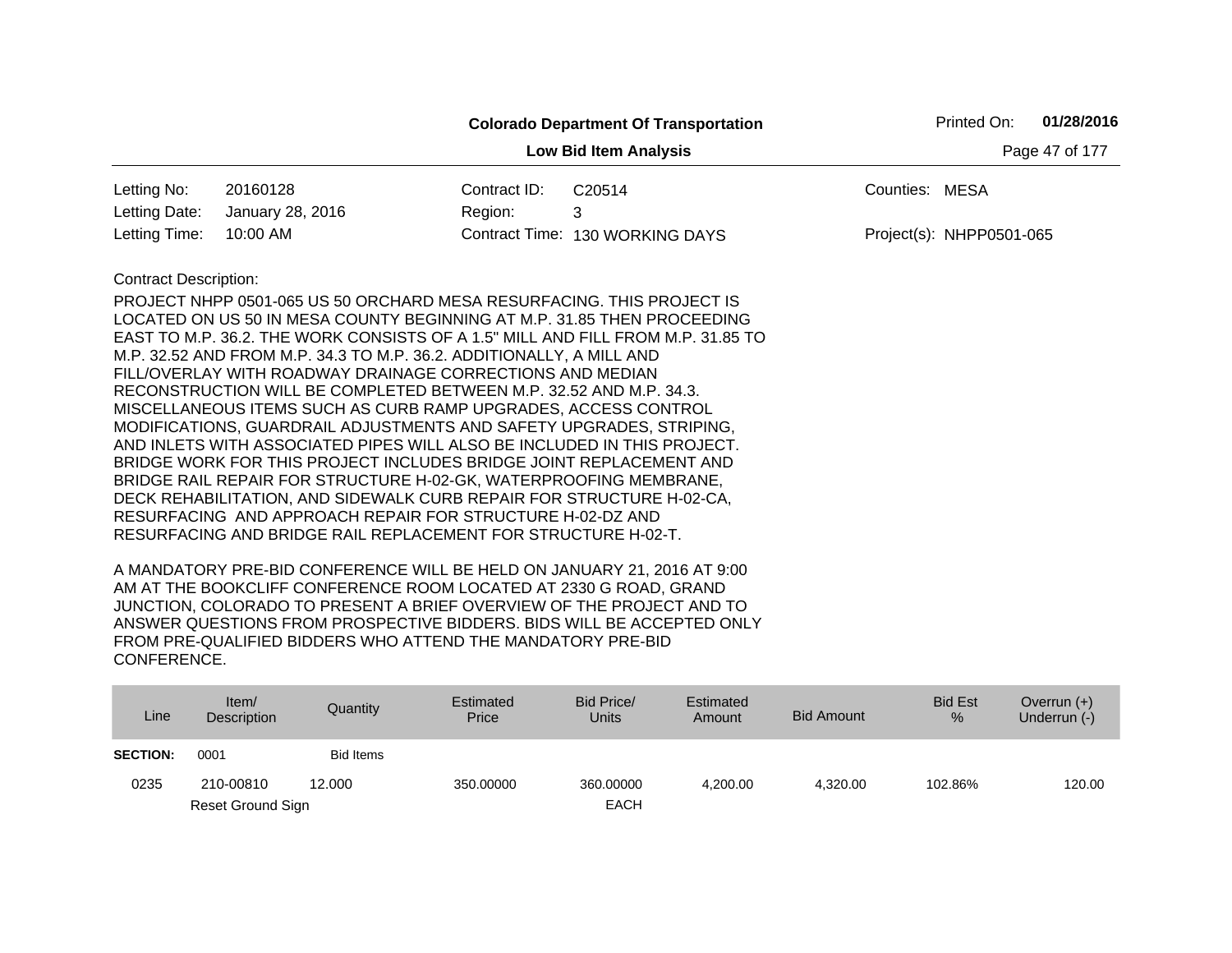**Colorado Department Of Transportation**

**Low Bid Item Analysis**

Printed On: **01/28/2016**

| | | | | | |
|---|---|---|---|---|---|
| Letting No: | 20160128 | Contract ID: | C20514 | Counties: | MESA |
| Letting Date: | January 28, 2016 | Region: | 3 | | |
| Letting Time: | 10:00 AM | Contract Time: | 130 WORKING DAYS | Project(s): | NHPP0501-065 |

Contract Description:

PROJECT NHPP 0501-065 US 50 ORCHARD MESA RESURFACING. THIS PROJECT IS LOCATED ON US 50 IN MESA COUNTY BEGINNING AT M.P. 31.85 THEN PROCEEDING EAST TO M.P. 36.2. THE WORK CONSISTS OF A 1.5" MILL AND FILL FROM M.P. 31.85 TO M.P. 32.52 AND FROM M.P. 34.3 TO M.P. 36.2. ADDITIONALLY, A MILL AND FILL/OVERLAY WITH ROADWAY DRAINAGE CORRECTIONS AND MEDIAN RECONSTRUCTION WILL BE COMPLETED BETWEEN M.P. 32.52 AND M.P. 34.3. MISCELLANEOUS ITEMS SUCH AS CURB RAMP UPGRADES, ACCESS CONTROL MODIFICATIONS, GUARDRAIL ADJUSTMENTS AND SAFETY UPGRADES, STRIPING, AND INLETS WITH ASSOCIATED PIPES WILL ALSO BE INCLUDED IN THIS PROJECT. BRIDGE WORK FOR THIS PROJECT INCLUDES BRIDGE JOINT REPLACEMENT AND BRIDGE RAIL REPAIR FOR STRUCTURE H-02-GK, WATERPROOFING MEMBRANE, DECK REHABILITATION, AND SIDEWALK CURB REPAIR FOR STRUCTURE H-02-CA, RESURFACING AND APPROACH REPAIR FOR STRUCTURE H-02-DZ AND RESURFACING AND BRIDGE RAIL REPLACEMENT FOR STRUCTURE H-02-T.

A MANDATORY PRE-BID CONFERENCE WILL BE HELD ON JANUARY 21, 2016 AT 9:00 AM AT THE BOOKCLIFF CONFERENCE ROOM LOCATED AT 2330 G ROAD, GRAND JUNCTION, COLORADO TO PRESENT A BRIEF OVERVIEW OF THE PROJECT AND TO ANSWER QUESTIONS FROM PROSPECTIVE BIDDERS. BIDS WILL BE ACCEPTED ONLY FROM PRE-QUALIFIED BIDDERS WHO ATTEND THE MANDATORY PRE-BID CONFERENCE.

| Line | Item/ Description | Quantity | Estimated Price | Bid Price/ Units | Estimated Amount | Bid Amount | Bid Est % | Overrun (+) Underrun (-) |
|---|---|---|---|---|---|---|---|---|
| **SECTION:** | 0001 | Bid Items | | | | | | |
| 0235 | 210-00810 Reset Ground Sign | 12.000 | 350.00000 | 360.00000 EACH | 4,200.00 | 4,320.00 | 102.86% | 120.00 |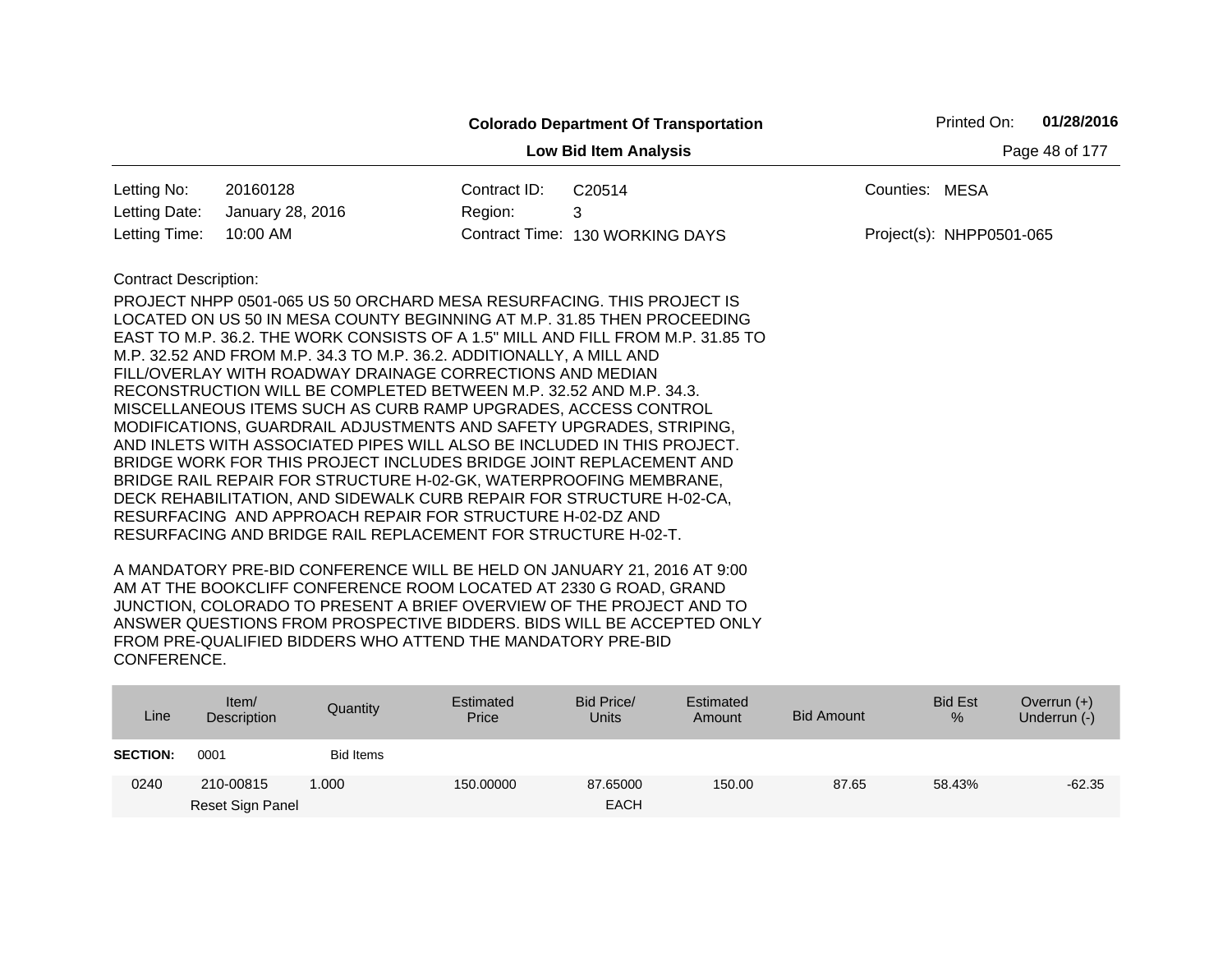**Colorado Department Of Transportation**

**Low Bid Item Analysis**

Printed On: **01/28/2016**

| | | | | | |
|---|---|---|---|---|---|
| Letting No: | 20160128 | Contract ID: | C20514 | Counties: | MESA |
| Letting Date: | January 28, 2016 | Region: | 3 | | |
| Letting Time: | 10:00 AM | Contract Time: | 130 WORKING DAYS | Project(s): | NHPP0501-065 |

Contract Description:

PROJECT NHPP 0501-065 US 50 ORCHARD MESA RESURFACING. THIS PROJECT IS LOCATED ON US 50 IN MESA COUNTY BEGINNING AT M.P. 31.85 THEN PROCEEDING EAST TO M.P. 36.2. THE WORK CONSISTS OF A 1.5" MILL AND FILL FROM M.P. 31.85 TO M.P. 32.52 AND FROM M.P. 34.3 TO M.P. 36.2. ADDITIONALLY, A MILL AND FILL/OVERLAY WITH ROADWAY DRAINAGE CORRECTIONS AND MEDIAN RECONSTRUCTION WILL BE COMPLETED BETWEEN M.P. 32.52 AND M.P. 34.3. MISCELLANEOUS ITEMS SUCH AS CURB RAMP UPGRADES, ACCESS CONTROL MODIFICATIONS, GUARDRAIL ADJUSTMENTS AND SAFETY UPGRADES, STRIPING, AND INLETS WITH ASSOCIATED PIPES WILL ALSO BE INCLUDED IN THIS PROJECT. BRIDGE WORK FOR THIS PROJECT INCLUDES BRIDGE JOINT REPLACEMENT AND BRIDGE RAIL REPAIR FOR STRUCTURE H-02-GK, WATERPROOFING MEMBRANE, DECK REHABILITATION, AND SIDEWALK CURB REPAIR FOR STRUCTURE H-02-CA, RESURFACING AND APPROACH REPAIR FOR STRUCTURE H-02-DZ AND RESURFACING AND BRIDGE RAIL REPLACEMENT FOR STRUCTURE H-02-T.

A MANDATORY PRE-BID CONFERENCE WILL BE HELD ON JANUARY 21, 2016 AT 9:00 AM AT THE BOOKCLIFF CONFERENCE ROOM LOCATED AT 2330 G ROAD, GRAND JUNCTION, COLORADO TO PRESENT A BRIEF OVERVIEW OF THE PROJECT AND TO ANSWER QUESTIONS FROM PROSPECTIVE BIDDERS. BIDS WILL BE ACCEPTED ONLY FROM PRE-QUALIFIED BIDDERS WHO ATTEND THE MANDATORY PRE-BID CONFERENCE.

| Line | Item/ Description | Quantity | Estimated Price | Bid Price/ Units | Estimated Amount | Bid Amount | Bid Est % | Overrun (+) Underrun (-) |
|---|---|---|---|---|---|---|---|---|
| **SECTION:** | 0001 | Bid Items | | | | | | |
| 0240 | 210-00815 Reset Sign Panel | 1.000 | 150.00000 | 87.65000 EACH | 150.00 | 87.65 | 58.43% | -62.35 |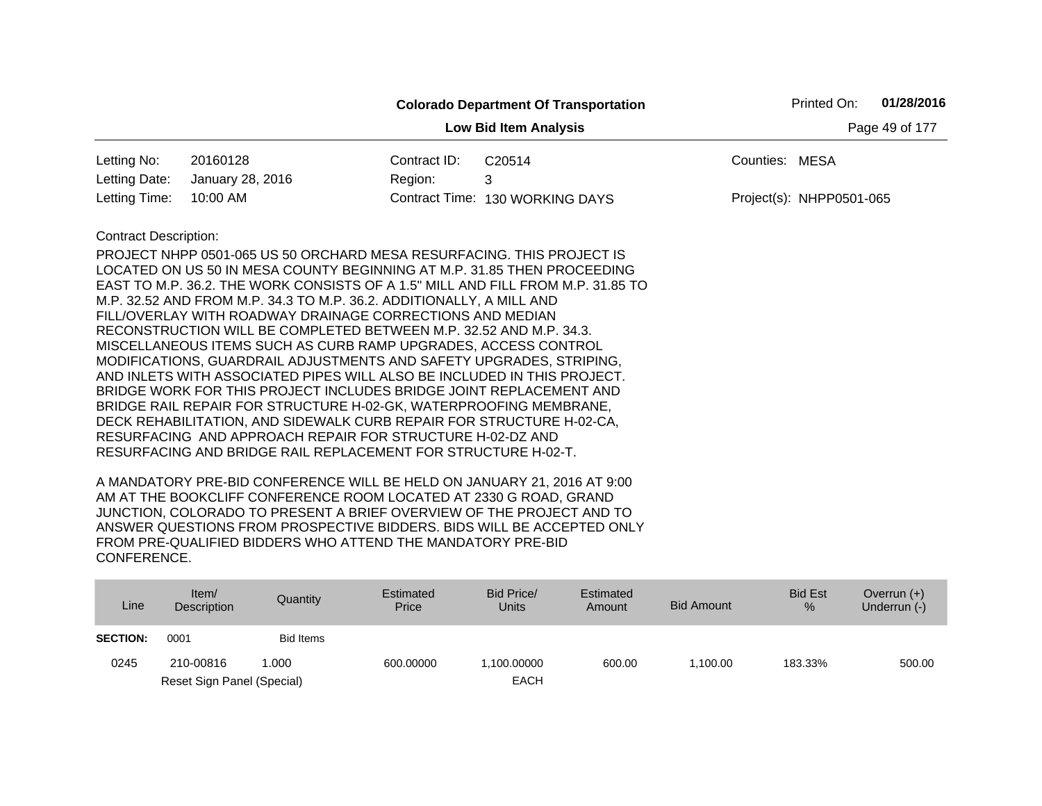**Colorado Department Of Transportation**

**Low Bid Item Analysis**

Printed On: **01/28/2016**

| | | | | | |
|---|---|---|---|---|---|
| Letting No: | 20160128 | Contract ID: | C20514 | Counties: | MESA |
| Letting Date: | January 28, 2016 | Region: | 3 | | |
| Letting Time: | 10:00 AM | Contract Time: | 130 WORKING DAYS | Project(s): | NHPP0501-065 |

Contract Description:

PROJECT NHPP 0501-065 US 50 ORCHARD MESA RESURFACING. THIS PROJECT IS LOCATED ON US 50 IN MESA COUNTY BEGINNING AT M.P. 31.85 THEN PROCEEDING EAST TO M.P. 36.2. THE WORK CONSISTS OF A 1.5" MILL AND FILL FROM M.P. 31.85 TO M.P. 32.52 AND FROM M.P. 34.3 TO M.P. 36.2. ADDITIONALLY, A MILL AND FILL/OVERLAY WITH ROADWAY DRAINAGE CORRECTIONS AND MEDIAN RECONSTRUCTION WILL BE COMPLETED BETWEEN M.P. 32.52 AND M.P. 34.3. MISCELLANEOUS ITEMS SUCH AS CURB RAMP UPGRADES, ACCESS CONTROL MODIFICATIONS, GUARDRAIL ADJUSTMENTS AND SAFETY UPGRADES, STRIPING, AND INLETS WITH ASSOCIATED PIPES WILL ALSO BE INCLUDED IN THIS PROJECT. BRIDGE WORK FOR THIS PROJECT INCLUDES BRIDGE JOINT REPLACEMENT AND BRIDGE RAIL REPAIR FOR STRUCTURE H-02-GK, WATERPROOFING MEMBRANE, DECK REHABILITATION, AND SIDEWALK CURB REPAIR FOR STRUCTURE H-02-CA, RESURFACING AND APPROACH REPAIR FOR STRUCTURE H-02-DZ AND RESURFACING AND BRIDGE RAIL REPLACEMENT FOR STRUCTURE H-02-T.

A MANDATORY PRE-BID CONFERENCE WILL BE HELD ON JANUARY 21, 2016 AT 9:00 AM AT THE BOOKCLIFF CONFERENCE ROOM LOCATED AT 2330 G ROAD, GRAND JUNCTION, COLORADO TO PRESENT A BRIEF OVERVIEW OF THE PROJECT AND TO ANSWER QUESTIONS FROM PROSPECTIVE BIDDERS. BIDS WILL BE ACCEPTED ONLY FROM PRE-QUALIFIED BIDDERS WHO ATTEND THE MANDATORY PRE-BID CONFERENCE.

| Line | Item/ Description | Quantity | Estimated Price | Bid Price/ Units | Estimated Amount | Bid Amount | Bid Est % | Overrun (+) Underrun (-) |
|---|---|---|---|---|---|---|---|---|
| **SECTION:** | 0001 | Bid Items | | | | | | |
| 0245 | 210-00816<br>Reset Sign Panel (Special) | 1.000 | 600.00000 | 1,100.00000<br>EACH | 600.00 | 1,100.00 | 183.33% | 500.00 |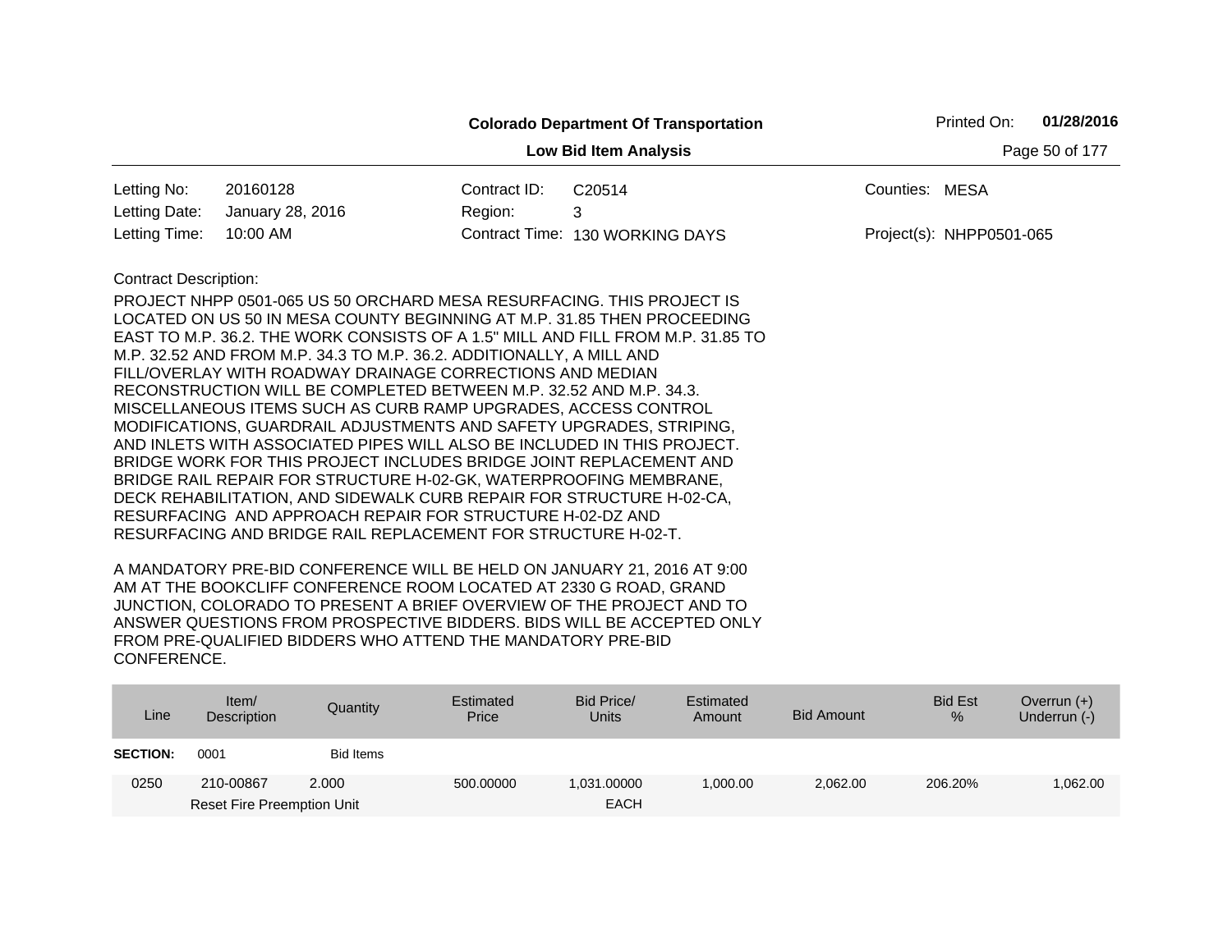**Colorado Department Of Transportation**

**Low Bid Item Analysis**

Printed On: **01/28/2016**

| | | | | | |
|---|---|---|---|---|---|
| Letting No: | 20160128 | Contract ID: | C20514 | Counties: | MESA |
| Letting Date: | January 28, 2016 | Region: | 3 | | |
| Letting Time: | 10:00 AM | Contract Time: | 130 WORKING DAYS | Project(s): | NHPP0501-065 |

Contract Description:

PROJECT NHPP 0501-065 US 50 ORCHARD MESA RESURFACING. THIS PROJECT IS LOCATED ON US 50 IN MESA COUNTY BEGINNING AT M.P. 31.85 THEN PROCEEDING EAST TO M.P. 36.2. THE WORK CONSISTS OF A 1.5" MILL AND FILL FROM M.P. 31.85 TO M.P. 32.52 AND FROM M.P. 34.3 TO M.P. 36.2. ADDITIONALLY, A MILL AND FILL/OVERLAY WITH ROADWAY DRAINAGE CORRECTIONS AND MEDIAN RECONSTRUCTION WILL BE COMPLETED BETWEEN M.P. 32.52 AND M.P. 34.3. MISCELLANEOUS ITEMS SUCH AS CURB RAMP UPGRADES, ACCESS CONTROL MODIFICATIONS, GUARDRAIL ADJUSTMENTS AND SAFETY UPGRADES, STRIPING, AND INLETS WITH ASSOCIATED PIPES WILL ALSO BE INCLUDED IN THIS PROJECT. BRIDGE WORK FOR THIS PROJECT INCLUDES BRIDGE JOINT REPLACEMENT AND BRIDGE RAIL REPAIR FOR STRUCTURE H-02-GK, WATERPROOFING MEMBRANE, DECK REHABILITATION, AND SIDEWALK CURB REPAIR FOR STRUCTURE H-02-CA, RESURFACING AND APPROACH REPAIR FOR STRUCTURE H-02-DZ AND RESURFACING AND BRIDGE RAIL REPLACEMENT FOR STRUCTURE H-02-T.

A MANDATORY PRE-BID CONFERENCE WILL BE HELD ON JANUARY 21, 2016 AT 9:00 AM AT THE BOOKCLIFF CONFERENCE ROOM LOCATED AT 2330 G ROAD, GRAND JUNCTION, COLORADO TO PRESENT A BRIEF OVERVIEW OF THE PROJECT AND TO ANSWER QUESTIONS FROM PROSPECTIVE BIDDERS. BIDS WILL BE ACCEPTED ONLY FROM PRE-QUALIFIED BIDDERS WHO ATTEND THE MANDATORY PRE-BID CONFERENCE.

| Line | Item/ Description | Quantity | Estimated Price | Bid Price/ Units | Estimated Amount | Bid Amount | Bid Est % | Overrun (+) Underrun (-) |
|---|---|---|---|---|---|---|---|---|
| **SECTION:** | 0001 | Bid Items | | | | | | |
| 0250 | 210-00867 Reset Fire Preemption Unit | 2.000 | 500.00000 | 1,031.00000 EACH | 1,000.00 | 2,062.00 | 206.20% | 1,062.00 |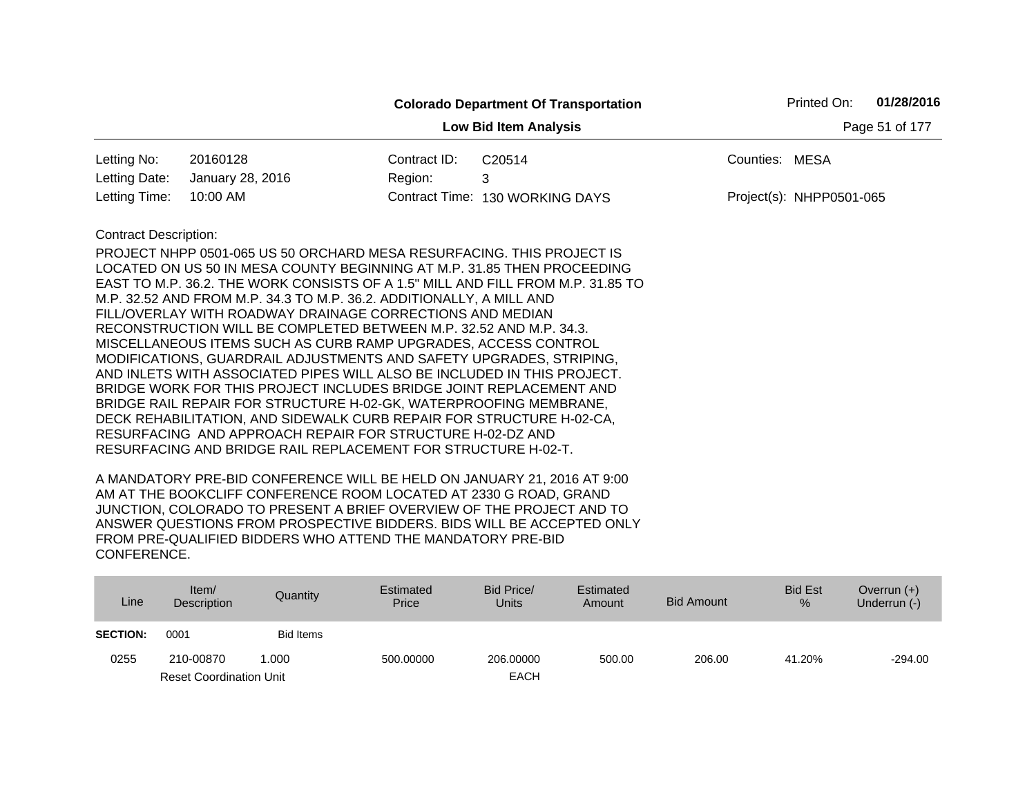**Colorado Department Of Transportation**

**Low Bid Item Analysis**

Printed On: **01/28/2016**

| | | | | | |
|---|---|---|---|---|---|
| Letting No: | 20160128 | Contract ID: | C20514 | Counties: | MESA |
| Letting Date: | January 28, 2016 | Region: | 3 | | |
| Letting Time: | 10:00 AM | Contract Time: | 130 WORKING DAYS | Project(s): | NHPP0501-065 |

Contract Description:

PROJECT NHPP 0501-065 US 50 ORCHARD MESA RESURFACING. THIS PROJECT IS LOCATED ON US 50 IN MESA COUNTY BEGINNING AT M.P. 31.85 THEN PROCEEDING EAST TO M.P. 36.2. THE WORK CONSISTS OF A 1.5" MILL AND FILL FROM M.P. 31.85 TO M.P. 32.52 AND FROM M.P. 34.3 TO M.P. 36.2. ADDITIONALLY, A MILL AND FILL/OVERLAY WITH ROADWAY DRAINAGE CORRECTIONS AND MEDIAN RECONSTRUCTION WILL BE COMPLETED BETWEEN M.P. 32.52 AND M.P. 34.3. MISCELLANEOUS ITEMS SUCH AS CURB RAMP UPGRADES, ACCESS CONTROL MODIFICATIONS, GUARDRAIL ADJUSTMENTS AND SAFETY UPGRADES, STRIPING, AND INLETS WITH ASSOCIATED PIPES WILL ALSO BE INCLUDED IN THIS PROJECT. BRIDGE WORK FOR THIS PROJECT INCLUDES BRIDGE JOINT REPLACEMENT AND BRIDGE RAIL REPAIR FOR STRUCTURE H-02-GK, WATERPROOFING MEMBRANE, DECK REHABILITATION, AND SIDEWALK CURB REPAIR FOR STRUCTURE H-02-CA, RESURFACING AND APPROACH REPAIR FOR STRUCTURE H-02-DZ AND RESURFACING AND BRIDGE RAIL REPLACEMENT FOR STRUCTURE H-02-T.

A MANDATORY PRE-BID CONFERENCE WILL BE HELD ON JANUARY 21, 2016 AT 9:00 AM AT THE BOOKCLIFF CONFERENCE ROOM LOCATED AT 2330 G ROAD, GRAND JUNCTION, COLORADO TO PRESENT A BRIEF OVERVIEW OF THE PROJECT AND TO ANSWER QUESTIONS FROM PROSPECTIVE BIDDERS. BIDS WILL BE ACCEPTED ONLY FROM PRE-QUALIFIED BIDDERS WHO ATTEND THE MANDATORY PRE-BID CONFERENCE.

| Line | Item/ Description | Quantity | Estimated Price | Bid Price/ Units | Estimated Amount | Bid Amount | Bid Est % | Overrun (+) Underrun (-) |
|---|---|---|---|---|---|---|---|---|
| **SECTION:** | 0001 | Bid Items | | | | | | |
| 0255 | 210-00870 Reset Coordination Unit | 1.000 | 500.00000 | 206.00000 EACH | 500.00 | 206.00 | 41.20% | -294.00 |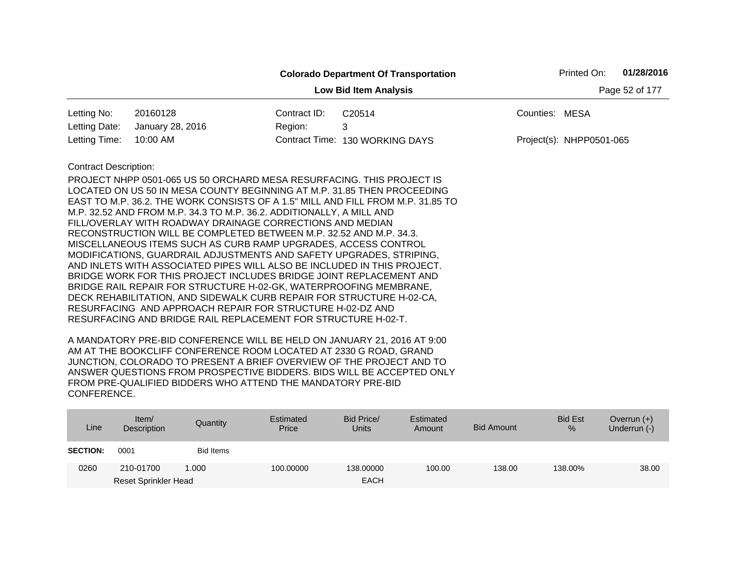**Colorado Department Of Transportation**

**Low Bid Item Analysis**

| | | | | | |
|---|---|---|---|---|---|
| Letting No: | 20160128 | Contract ID: | C20514 | Counties: | MESA |
| Letting Date: | January 28, 2016 | Region: | 3 | | |
| Letting Time: | 10:00 AM | Contract Time: | 130 WORKING DAYS | Project(s): | NHPP0501-065 |

Contract Description:

PROJECT NHPP 0501-065 US 50 ORCHARD MESA RESURFACING. THIS PROJECT IS LOCATED ON US 50 IN MESA COUNTY BEGINNING AT M.P. 31.85 THEN PROCEEDING EAST TO M.P. 36.2. THE WORK CONSISTS OF A 1.5" MILL AND FILL FROM M.P. 31.85 TO M.P. 32.52 AND FROM M.P. 34.3 TO M.P. 36.2. ADDITIONALLY, A MILL AND FILL/OVERLAY WITH ROADWAY DRAINAGE CORRECTIONS AND MEDIAN RECONSTRUCTION WILL BE COMPLETED BETWEEN M.P. 32.52 AND M.P. 34.3. MISCELLANEOUS ITEMS SUCH AS CURB RAMP UPGRADES, ACCESS CONTROL MODIFICATIONS, GUARDRAIL ADJUSTMENTS AND SAFETY UPGRADES, STRIPING, AND INLETS WITH ASSOCIATED PIPES WILL ALSO BE INCLUDED IN THIS PROJECT. BRIDGE WORK FOR THIS PROJECT INCLUDES BRIDGE JOINT REPLACEMENT AND BRIDGE RAIL REPAIR FOR STRUCTURE H-02-GK, WATERPROOFING MEMBRANE, DECK REHABILITATION, AND SIDEWALK CURB REPAIR FOR STRUCTURE H-02-CA, RESURFACING AND APPROACH REPAIR FOR STRUCTURE H-02-DZ AND RESURFACING AND BRIDGE RAIL REPLACEMENT FOR STRUCTURE H-02-T.

A MANDATORY PRE-BID CONFERENCE WILL BE HELD ON JANUARY 21, 2016 AT 9:00 AM AT THE BOOKCLIFF CONFERENCE ROOM LOCATED AT 2330 G ROAD, GRAND JUNCTION, COLORADO TO PRESENT A BRIEF OVERVIEW OF THE PROJECT AND TO ANSWER QUESTIONS FROM PROSPECTIVE BIDDERS. BIDS WILL BE ACCEPTED ONLY FROM PRE-QUALIFIED BIDDERS WHO ATTEND THE MANDATORY PRE-BID CONFERENCE.

| Line | Item/ Description | Quantity | Estimated Price | Bid Price/ Units | Estimated Amount | Bid Amount | Bid Est % | Overrun (+) Underrun (-) |
|---|---|---|---|---|---|---|---|---|
| **SECTION:** | 0001 | Bid Items | | | | | | |
| 0260 | 210-01700 Reset Sprinkler Head | 1.000 | 100.00000 | 138.00000 EACH | 100.00 | 138.00 | 138.00% | 38.00 |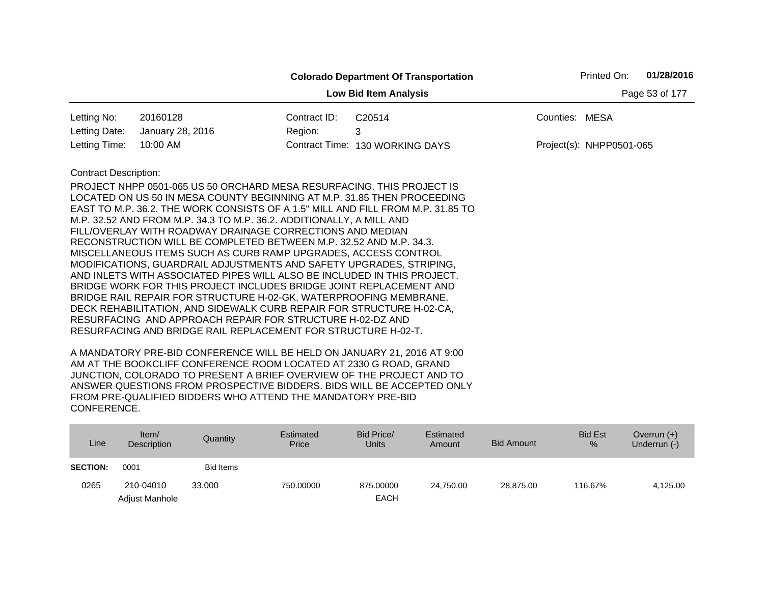**Colorado Department Of Transportation**

**Low Bid Item Analysis**

Printed On: **01/28/2016**

| | | | | | |
|---|---|---|---|---|---|
| Letting No: | 20160128 | Contract ID: | C20514 | Counties: | MESA |
| Letting Date: | January 28, 2016 | Region: | 3 | | |
| Letting Time: | 10:00 AM | Contract Time: | 130 WORKING DAYS | Project(s): | NHPP0501-065 |

Contract Description:

PROJECT NHPP 0501-065 US 50 ORCHARD MESA RESURFACING. THIS PROJECT IS LOCATED ON US 50 IN MESA COUNTY BEGINNING AT M.P. 31.85 THEN PROCEEDING EAST TO M.P. 36.2. THE WORK CONSISTS OF A 1.5" MILL AND FILL FROM M.P. 31.85 TO M.P. 32.52 AND FROM M.P. 34.3 TO M.P. 36.2. ADDITIONALLY, A MILL AND FILL/OVERLAY WITH ROADWAY DRAINAGE CORRECTIONS AND MEDIAN RECONSTRUCTION WILL BE COMPLETED BETWEEN M.P. 32.52 AND M.P. 34.3. MISCELLANEOUS ITEMS SUCH AS CURB RAMP UPGRADES, ACCESS CONTROL MODIFICATIONS, GUARDRAIL ADJUSTMENTS AND SAFETY UPGRADES, STRIPING, AND INLETS WITH ASSOCIATED PIPES WILL ALSO BE INCLUDED IN THIS PROJECT. BRIDGE WORK FOR THIS PROJECT INCLUDES BRIDGE JOINT REPLACEMENT AND BRIDGE RAIL REPAIR FOR STRUCTURE H-02-GK, WATERPROOFING MEMBRANE, DECK REHABILITATION, AND SIDEWALK CURB REPAIR FOR STRUCTURE H-02-CA, RESURFACING AND APPROACH REPAIR FOR STRUCTURE H-02-DZ AND RESURFACING AND BRIDGE RAIL REPLACEMENT FOR STRUCTURE H-02-T.

A MANDATORY PRE-BID CONFERENCE WILL BE HELD ON JANUARY 21, 2016 AT 9:00 AM AT THE BOOKCLIFF CONFERENCE ROOM LOCATED AT 2330 G ROAD, GRAND JUNCTION, COLORADO TO PRESENT A BRIEF OVERVIEW OF THE PROJECT AND TO ANSWER QUESTIONS FROM PROSPECTIVE BIDDERS. BIDS WILL BE ACCEPTED ONLY FROM PRE-QUALIFIED BIDDERS WHO ATTEND THE MANDATORY PRE-BID CONFERENCE.

| Line | Item/ Description | Quantity | Estimated Price | Bid Price/ Units | Estimated Amount | Bid Amount | Bid Est % | Overrun (+) Underrun (-) |
|---|---|---|---|---|---|---|---|---|
| **SECTION:** | 0001 | Bid Items | | | | | | |
| 0265 | 210-04010 Adjust Manhole | 33.000 | 750.00000 | 875.00000 EACH | 24,750.00 | 28,875.00 | 116.67% | 4,125.00 |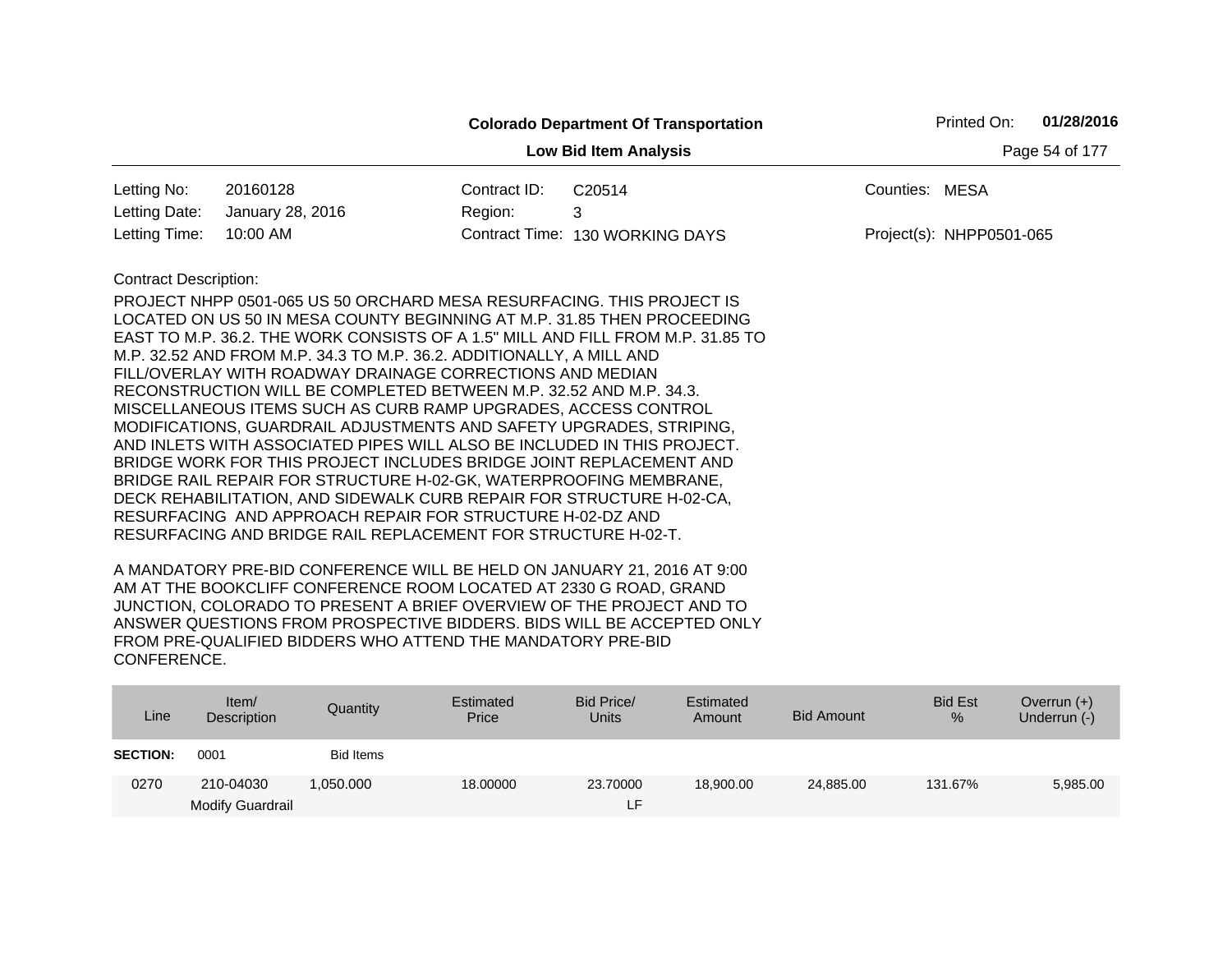**Colorado Department Of Transportation**

**Low Bid Item Analysis**

Printed On: **01/28/2016**

| | | | | | |
|---|---|---|---|---|---|
| Letting No: | 20160128 | Contract ID: | C20514 | Counties: | MESA |
| Letting Date: | January 28, 2016 | Region: | 3 | | |
| Letting Time: | 10:00 AM | Contract Time: | 130 WORKING DAYS | Project(s): | NHPP0501-065 |

Contract Description:

PROJECT NHPP 0501-065 US 50 ORCHARD MESA RESURFACING. THIS PROJECT IS LOCATED ON US 50 IN MESA COUNTY BEGINNING AT M.P. 31.85 THEN PROCEEDING EAST TO M.P. 36.2. THE WORK CONSISTS OF A 1.5" MILL AND FILL FROM M.P. 31.85 TO M.P. 32.52 AND FROM M.P. 34.3 TO M.P. 36.2. ADDITIONALLY, A MILL AND FILL/OVERLAY WITH ROADWAY DRAINAGE CORRECTIONS AND MEDIAN RECONSTRUCTION WILL BE COMPLETED BETWEEN M.P. 32.52 AND M.P. 34.3. MISCELLANEOUS ITEMS SUCH AS CURB RAMP UPGRADES, ACCESS CONTROL MODIFICATIONS, GUARDRAIL ADJUSTMENTS AND SAFETY UPGRADES, STRIPING, AND INLETS WITH ASSOCIATED PIPES WILL ALSO BE INCLUDED IN THIS PROJECT. BRIDGE WORK FOR THIS PROJECT INCLUDES BRIDGE JOINT REPLACEMENT AND BRIDGE RAIL REPAIR FOR STRUCTURE H-02-GK, WATERPROOFING MEMBRANE, DECK REHABILITATION, AND SIDEWALK CURB REPAIR FOR STRUCTURE H-02-CA, RESURFACING AND APPROACH REPAIR FOR STRUCTURE H-02-DZ AND RESURFACING AND BRIDGE RAIL REPLACEMENT FOR STRUCTURE H-02-T.

A MANDATORY PRE-BID CONFERENCE WILL BE HELD ON JANUARY 21, 2016 AT 9:00 AM AT THE BOOKCLIFF CONFERENCE ROOM LOCATED AT 2330 G ROAD, GRAND JUNCTION, COLORADO TO PRESENT A BRIEF OVERVIEW OF THE PROJECT AND TO ANSWER QUESTIONS FROM PROSPECTIVE BIDDERS. BIDS WILL BE ACCEPTED ONLY FROM PRE-QUALIFIED BIDDERS WHO ATTEND THE MANDATORY PRE-BID CONFERENCE.

| Line | Item/ Description | Quantity | Estimated Price | Bid Price/ Units | Estimated Amount | Bid Amount | Bid Est % | Overrun (+) Underrun (-) |
|---|---|---|---|---|---|---|---|---|
| **SECTION:** | 0001 | Bid Items | | | | | | |
| 0270 | 210-04030 Modify Guardrail | 1,050.000 | 18.00000 | 23.70000 LF | 18,900.00 | 24,885.00 | 131.67% | 5,985.00 |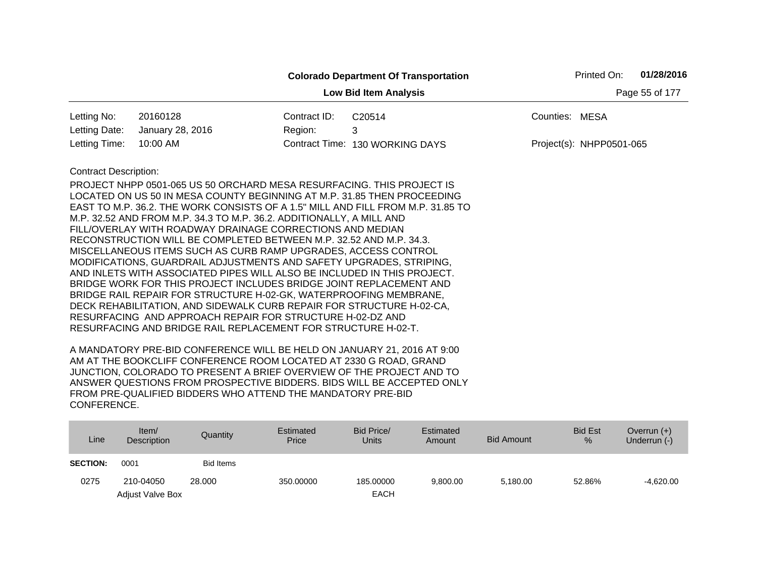**Colorado Department Of Transportation**

**Low Bid Item Analysis**

Printed On: **01/28/2016**

| | | | | | |
|---|---|---|---|---|---|
| Letting No: | 20160128 | Contract ID: | C20514 | Counties: | MESA |
| Letting Date: | January 28, 2016 | Region: | 3 | | |
| Letting Time: | 10:00 AM | Contract Time: | 130 WORKING DAYS | Project(s): | NHPP0501-065 |

Contract Description:

PROJECT NHPP 0501-065 US 50 ORCHARD MESA RESURFACING. THIS PROJECT IS LOCATED ON US 50 IN MESA COUNTY BEGINNING AT M.P. 31.85 THEN PROCEEDING EAST TO M.P. 36.2. THE WORK CONSISTS OF A 1.5" MILL AND FILL FROM M.P. 31.85 TO M.P. 32.52 AND FROM M.P. 34.3 TO M.P. 36.2. ADDITIONALLY, A MILL AND FILL/OVERLAY WITH ROADWAY DRAINAGE CORRECTIONS AND MEDIAN RECONSTRUCTION WILL BE COMPLETED BETWEEN M.P. 32.52 AND M.P. 34.3. MISCELLANEOUS ITEMS SUCH AS CURB RAMP UPGRADES, ACCESS CONTROL MODIFICATIONS, GUARDRAIL ADJUSTMENTS AND SAFETY UPGRADES, STRIPING, AND INLETS WITH ASSOCIATED PIPES WILL ALSO BE INCLUDED IN THIS PROJECT. BRIDGE WORK FOR THIS PROJECT INCLUDES BRIDGE JOINT REPLACEMENT AND BRIDGE RAIL REPAIR FOR STRUCTURE H-02-GK, WATERPROOFING MEMBRANE, DECK REHABILITATION, AND SIDEWALK CURB REPAIR FOR STRUCTURE H-02-CA, RESURFACING AND APPROACH REPAIR FOR STRUCTURE H-02-DZ AND RESURFACING AND BRIDGE RAIL REPLACEMENT FOR STRUCTURE H-02-T.

A MANDATORY PRE-BID CONFERENCE WILL BE HELD ON JANUARY 21, 2016 AT 9:00 AM AT THE BOOKCLIFF CONFERENCE ROOM LOCATED AT 2330 G ROAD, GRAND JUNCTION, COLORADO TO PRESENT A BRIEF OVERVIEW OF THE PROJECT AND TO ANSWER QUESTIONS FROM PROSPECTIVE BIDDERS. BIDS WILL BE ACCEPTED ONLY FROM PRE-QUALIFIED BIDDERS WHO ATTEND THE MANDATORY PRE-BID CONFERENCE.

| Line | Item/ Description | Quantity | Estimated Price | Bid Price/ Units | Estimated Amount | Bid Amount | Bid Est % | Overrun (+) Underrun (-) |
|---|---|---|---|---|---|---|---|---|
| **SECTION:** | 0001 | Bid Items | | | | | | |
| 0275 | 210-04050 Adjust Valve Box | 28.000 | 350.00000 | 185.00000 EACH | 9,800.00 | 5,180.00 | 52.86% | -4,620.00 |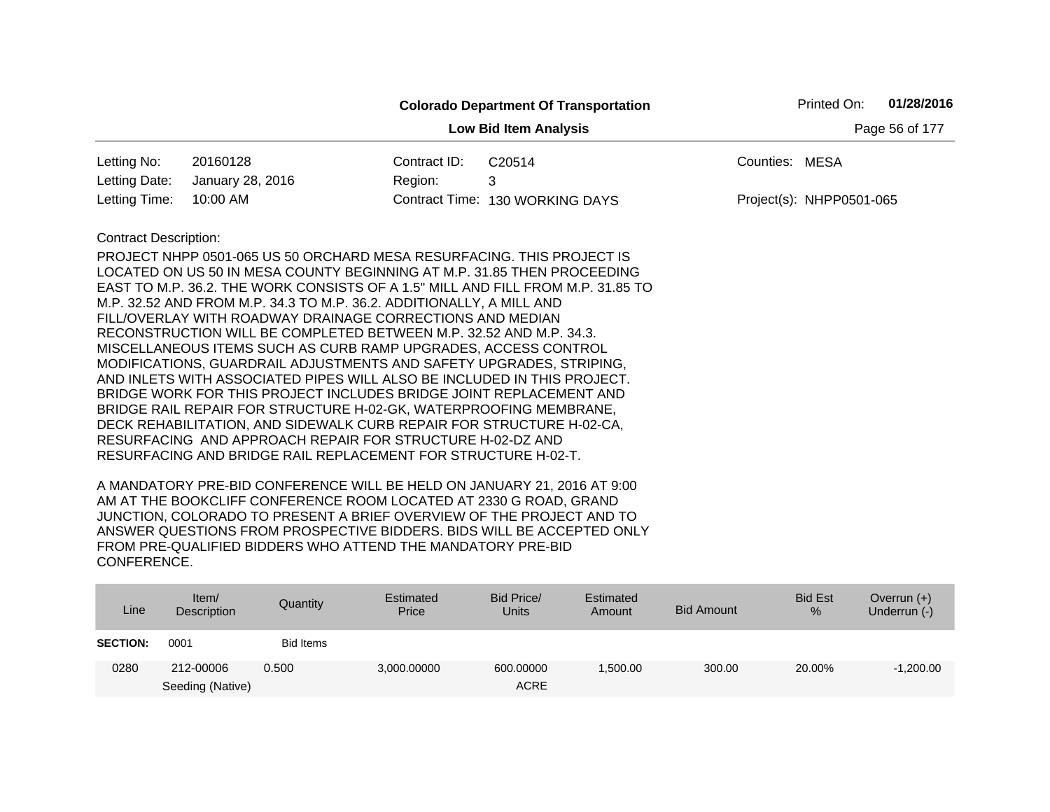**Colorado Department Of Transportation**

**Low Bid Item Analysis**

Printed On: **01/28/2016**

| | | | | | |
|---|---|---|---|---|---|
| Letting No: | 20160128 | Contract ID: | C20514 | Counties: | MESA |
| Letting Date: | January 28, 2016 | Region: | 3 | | |
| Letting Time: | 10:00 AM | Contract Time: | 130 WORKING DAYS | Project(s): | NHPP0501-065 |

Contract Description:

PROJECT NHPP 0501-065 US 50 ORCHARD MESA RESURFACING. THIS PROJECT IS LOCATED ON US 50 IN MESA COUNTY BEGINNING AT M.P. 31.85 THEN PROCEEDING EAST TO M.P. 36.2. THE WORK CONSISTS OF A 1.5" MILL AND FILL FROM M.P. 31.85 TO M.P. 32.52 AND FROM M.P. 34.3 TO M.P. 36.2. ADDITIONALLY, A MILL AND FILL/OVERLAY WITH ROADWAY DRAINAGE CORRECTIONS AND MEDIAN RECONSTRUCTION WILL BE COMPLETED BETWEEN M.P. 32.52 AND M.P. 34.3. MISCELLANEOUS ITEMS SUCH AS CURB RAMP UPGRADES, ACCESS CONTROL MODIFICATIONS, GUARDRAIL ADJUSTMENTS AND SAFETY UPGRADES, STRIPING, AND INLETS WITH ASSOCIATED PIPES WILL ALSO BE INCLUDED IN THIS PROJECT. BRIDGE WORK FOR THIS PROJECT INCLUDES BRIDGE JOINT REPLACEMENT AND BRIDGE RAIL REPAIR FOR STRUCTURE H-02-GK, WATERPROOFING MEMBRANE, DECK REHABILITATION, AND SIDEWALK CURB REPAIR FOR STRUCTURE H-02-CA, RESURFACING AND APPROACH REPAIR FOR STRUCTURE H-02-DZ AND RESURFACING AND BRIDGE RAIL REPLACEMENT FOR STRUCTURE H-02-T.

A MANDATORY PRE-BID CONFERENCE WILL BE HELD ON JANUARY 21, 2016 AT 9:00 AM AT THE BOOKCLIFF CONFERENCE ROOM LOCATED AT 2330 G ROAD, GRAND JUNCTION, COLORADO TO PRESENT A BRIEF OVERVIEW OF THE PROJECT AND TO ANSWER QUESTIONS FROM PROSPECTIVE BIDDERS. BIDS WILL BE ACCEPTED ONLY FROM PRE-QUALIFIED BIDDERS WHO ATTEND THE MANDATORY PRE-BID CONFERENCE.

| Line | Item/ Description | Quantity | Estimated Price | Bid Price/ Units | Estimated Amount | Bid Amount | Bid Est % | Overrun (+) Underrun (-) |
|---|---|---|---|---|---|---|---|---|
| **SECTION:** | 0001 | Bid Items | | | | | | |
| 0280 | 212-00006 Seeding (Native) | 0.500 | 3,000.00000 | 600.00000 ACRE | 1,500.00 | 300.00 | 20.00% | -1,200.00 |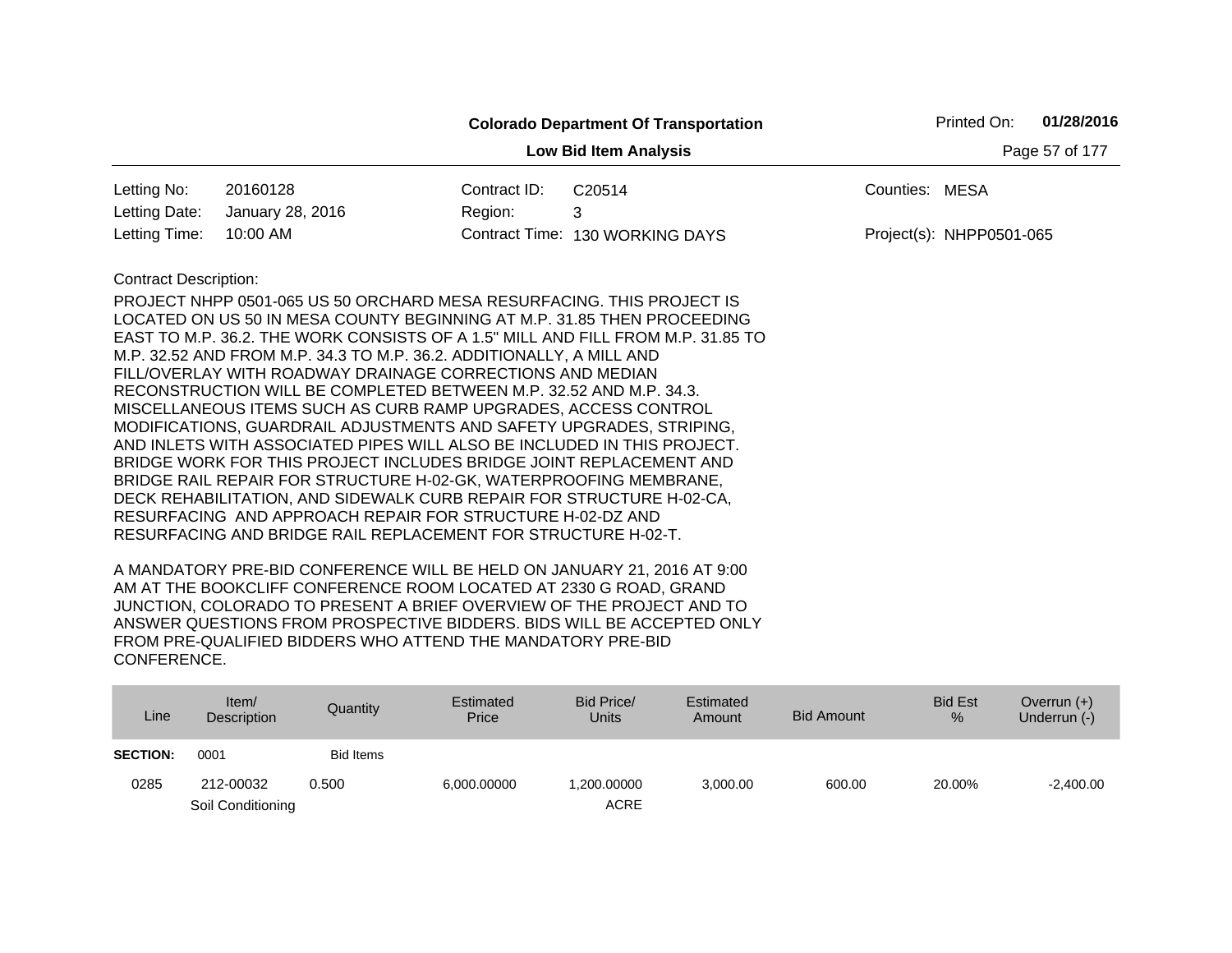**Colorado Department Of Transportation**

Printed On: **01/28/2016**

**Low Bid Item Analysis**

| | | | | | |
|---|---|---|---|---|---|
| Letting No: | 20160128 | Contract ID: | C20514 | Counties: | MESA |
| Letting Date: | January 28, 2016 | Region: | 3 | | |
| Letting Time: | 10:00 AM | Contract Time: | 130 WORKING DAYS | Project(s): | NHPP0501-065 |

Contract Description:

PROJECT NHPP 0501-065 US 50 ORCHARD MESA RESURFACING. THIS PROJECT IS LOCATED ON US 50 IN MESA COUNTY BEGINNING AT M.P. 31.85 THEN PROCEEDING EAST TO M.P. 36.2. THE WORK CONSISTS OF A 1.5" MILL AND FILL FROM M.P. 31.85 TO M.P. 32.52 AND FROM M.P. 34.3 TO M.P. 36.2. ADDITIONALLY, A MILL AND FILL/OVERLAY WITH ROADWAY DRAINAGE CORRECTIONS AND MEDIAN RECONSTRUCTION WILL BE COMPLETED BETWEEN M.P. 32.52 AND M.P. 34.3. MISCELLANEOUS ITEMS SUCH AS CURB RAMP UPGRADES, ACCESS CONTROL MODIFICATIONS, GUARDRAIL ADJUSTMENTS AND SAFETY UPGRADES, STRIPING, AND INLETS WITH ASSOCIATED PIPES WILL ALSO BE INCLUDED IN THIS PROJECT. BRIDGE WORK FOR THIS PROJECT INCLUDES BRIDGE JOINT REPLACEMENT AND BRIDGE RAIL REPAIR FOR STRUCTURE H-02-GK, WATERPROOFING MEMBRANE, DECK REHABILITATION, AND SIDEWALK CURB REPAIR FOR STRUCTURE H-02-CA, RESURFACING AND APPROACH REPAIR FOR STRUCTURE H-02-DZ AND RESURFACING AND BRIDGE RAIL REPLACEMENT FOR STRUCTURE H-02-T.

A MANDATORY PRE-BID CONFERENCE WILL BE HELD ON JANUARY 21, 2016 AT 9:00 AM AT THE BOOKCLIFF CONFERENCE ROOM LOCATED AT 2330 G ROAD, GRAND JUNCTION, COLORADO TO PRESENT A BRIEF OVERVIEW OF THE PROJECT AND TO ANSWER QUESTIONS FROM PROSPECTIVE BIDDERS. BIDS WILL BE ACCEPTED ONLY FROM PRE-QUALIFIED BIDDERS WHO ATTEND THE MANDATORY PRE-BID CONFERENCE.

| Line | Item/ Description | Quantity | Estimated Price | Bid Price/ Units | Estimated Amount | Bid Amount | Bid Est % | Overrun (+) Underrun (-) |
|---|---|---|---|---|---|---|---|---|
| **SECTION:** | 0001 | Bid Items | | | | | | |
| 0285 | 212-00032 Soil Conditioning | 0.500 | 6,000.00000 | 1,200.00000 ACRE | 3,000.00 | 600.00 | 20.00% | -2,400.00 |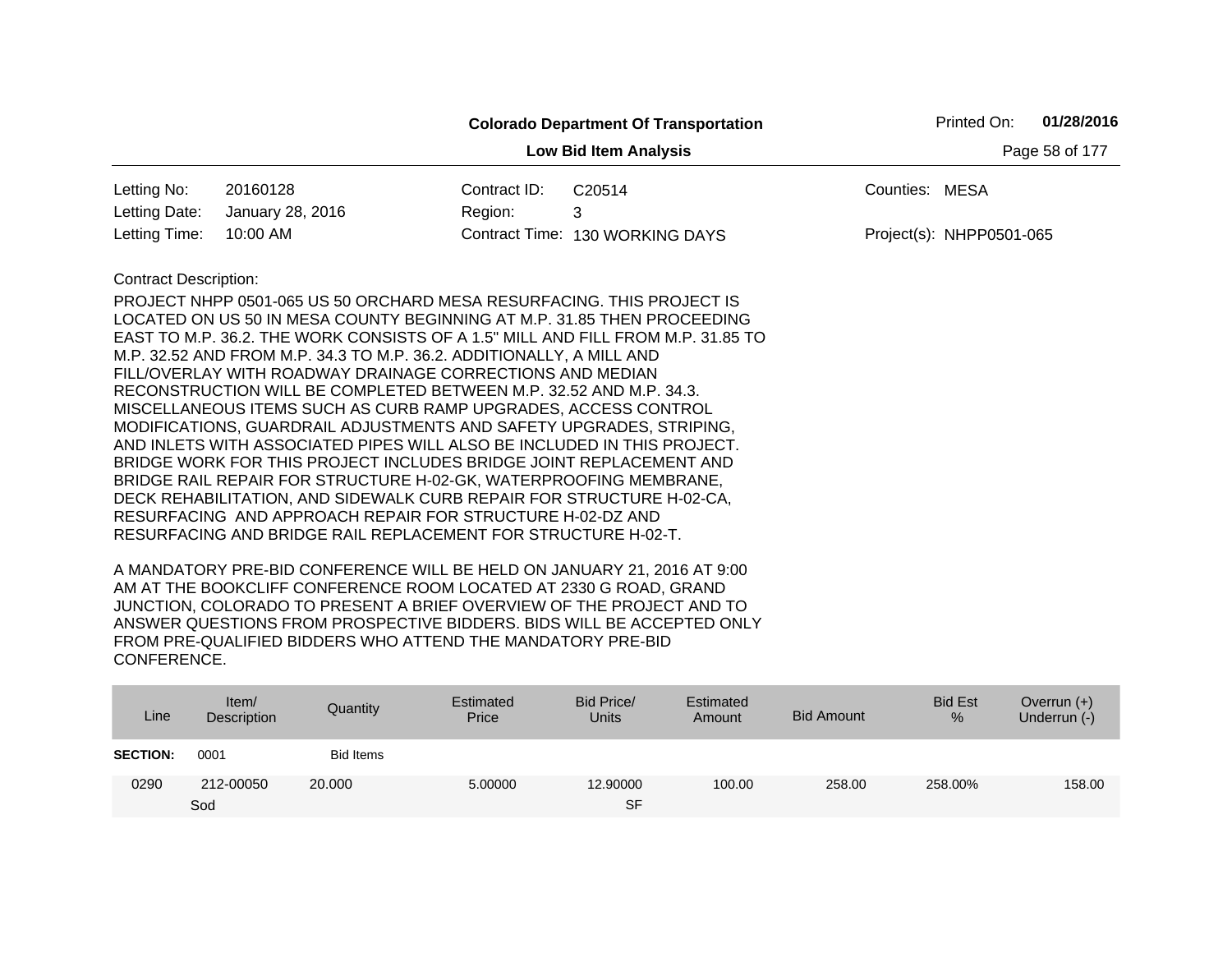**Colorado Department Of Transportation**

**Low Bid Item Analysis**

Printed On: **01/28/2016**

| | | | | | |
|---|---|---|---|---|---|
| Letting No: | 20160128 | Contract ID: | C20514 | Counties: | MESA |
| Letting Date: | January 28, 2016 | Region: | 3 | | |
| Letting Time: | 10:00 AM | Contract Time: | 130 WORKING DAYS | Project(s): | NHPP0501-065 |

Contract Description:

PROJECT NHPP 0501-065 US 50 ORCHARD MESA RESURFACING. THIS PROJECT IS LOCATED ON US 50 IN MESA COUNTY BEGINNING AT M.P. 31.85 THEN PROCEEDING EAST TO M.P. 36.2. THE WORK CONSISTS OF A 1.5" MILL AND FILL FROM M.P. 31.85 TO M.P. 32.52 AND FROM M.P. 34.3 TO M.P. 36.2. ADDITIONALLY, A MILL AND FILL/OVERLAY WITH ROADWAY DRAINAGE CORRECTIONS AND MEDIAN RECONSTRUCTION WILL BE COMPLETED BETWEEN M.P. 32.52 AND M.P. 34.3. MISCELLANEOUS ITEMS SUCH AS CURB RAMP UPGRADES, ACCESS CONTROL MODIFICATIONS, GUARDRAIL ADJUSTMENTS AND SAFETY UPGRADES, STRIPING, AND INLETS WITH ASSOCIATED PIPES WILL ALSO BE INCLUDED IN THIS PROJECT. BRIDGE WORK FOR THIS PROJECT INCLUDES BRIDGE JOINT REPLACEMENT AND BRIDGE RAIL REPAIR FOR STRUCTURE H-02-GK, WATERPROOFING MEMBRANE, DECK REHABILITATION, AND SIDEWALK CURB REPAIR FOR STRUCTURE H-02-CA, RESURFACING AND APPROACH REPAIR FOR STRUCTURE H-02-DZ AND RESURFACING AND BRIDGE RAIL REPLACEMENT FOR STRUCTURE H-02-T.

A MANDATORY PRE-BID CONFERENCE WILL BE HELD ON JANUARY 21, 2016 AT 9:00 AM AT THE BOOKCLIFF CONFERENCE ROOM LOCATED AT 2330 G ROAD, GRAND JUNCTION, COLORADO TO PRESENT A BRIEF OVERVIEW OF THE PROJECT AND TO ANSWER QUESTIONS FROM PROSPECTIVE BIDDERS. BIDS WILL BE ACCEPTED ONLY FROM PRE-QUALIFIED BIDDERS WHO ATTEND THE MANDATORY PRE-BID CONFERENCE.

| Line | Item/ Description | Quantity | Estimated Price | Bid Price/ Units | Estimated Amount | Bid Amount | Bid Est % | Overrun (+) Underrun (-) |
|---|---|---|---|---|---|---|---|---|
| **SECTION:** | 0001 | Bid Items | | | | | | |
| 0290 | 212-00050 Sod | 20.000 | 5.00000 | 12.90000 SF | 100.00 | 258.00 | 258.00% | 158.00 |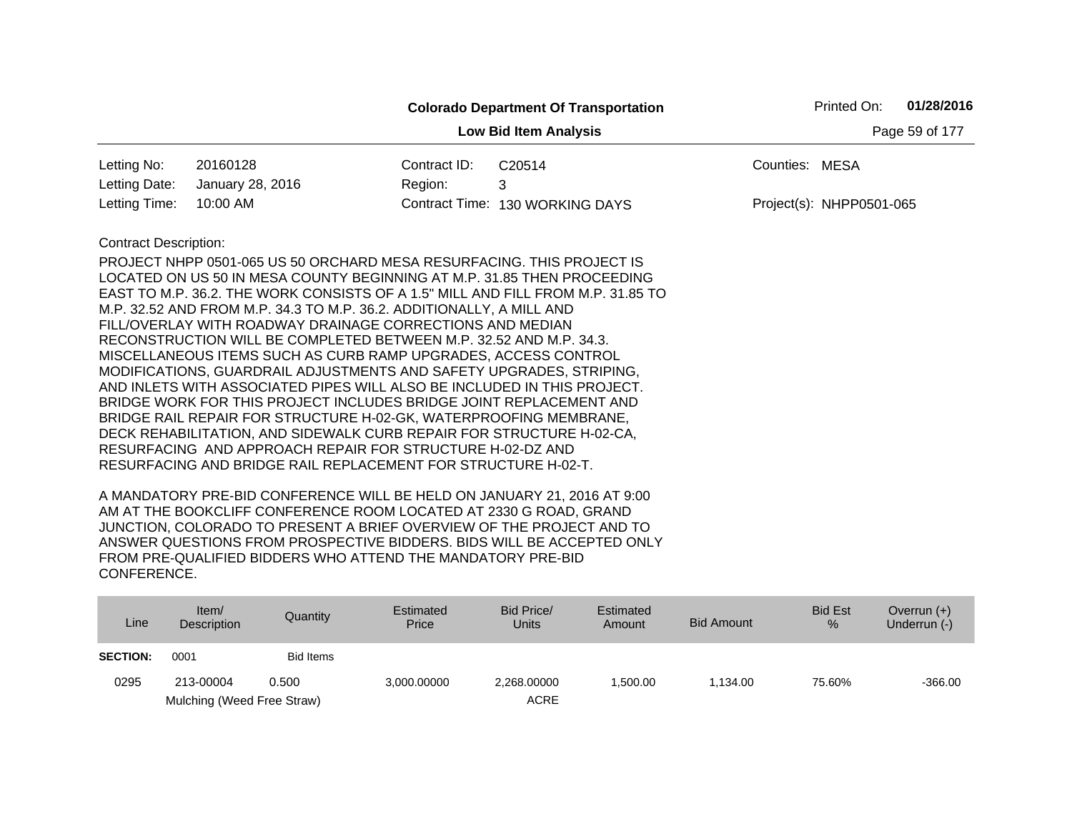**Colorado Department Of Transportation**

**Low Bid Item Analysis**

Printed On: **01/28/2016**

| | | | | | |
|---|---|---|---|---|---|
| Letting No: | 20160128 | Contract ID: | C20514 | Counties: | MESA |
| Letting Date: | January 28, 2016 | Region: | 3 | | |
| Letting Time: | 10:00 AM | Contract Time: | 130 WORKING DAYS | Project(s): | NHPP0501-065 |

Contract Description:

PROJECT NHPP 0501-065 US 50 ORCHARD MESA RESURFACING. THIS PROJECT IS LOCATED ON US 50 IN MESA COUNTY BEGINNING AT M.P. 31.85 THEN PROCEEDING EAST TO M.P. 36.2. THE WORK CONSISTS OF A 1.5" MILL AND FILL FROM M.P. 31.85 TO M.P. 32.52 AND FROM M.P. 34.3 TO M.P. 36.2. ADDITIONALLY, A MILL AND FILL/OVERLAY WITH ROADWAY DRAINAGE CORRECTIONS AND MEDIAN RECONSTRUCTION WILL BE COMPLETED BETWEEN M.P. 32.52 AND M.P. 34.3. MISCELLANEOUS ITEMS SUCH AS CURB RAMP UPGRADES, ACCESS CONTROL MODIFICATIONS, GUARDRAIL ADJUSTMENTS AND SAFETY UPGRADES, STRIPING, AND INLETS WITH ASSOCIATED PIPES WILL ALSO BE INCLUDED IN THIS PROJECT. BRIDGE WORK FOR THIS PROJECT INCLUDES BRIDGE JOINT REPLACEMENT AND BRIDGE RAIL REPAIR FOR STRUCTURE H-02-GK, WATERPROOFING MEMBRANE, DECK REHABILITATION, AND SIDEWALK CURB REPAIR FOR STRUCTURE H-02-CA, RESURFACING AND APPROACH REPAIR FOR STRUCTURE H-02-DZ AND RESURFACING AND BRIDGE RAIL REPLACEMENT FOR STRUCTURE H-02-T.

A MANDATORY PRE-BID CONFERENCE WILL BE HELD ON JANUARY 21, 2016 AT 9:00 AM AT THE BOOKCLIFF CONFERENCE ROOM LOCATED AT 2330 G ROAD, GRAND JUNCTION, COLORADO TO PRESENT A BRIEF OVERVIEW OF THE PROJECT AND TO ANSWER QUESTIONS FROM PROSPECTIVE BIDDERS. BIDS WILL BE ACCEPTED ONLY FROM PRE-QUALIFIED BIDDERS WHO ATTEND THE MANDATORY PRE-BID CONFERENCE.

| Line | Item/ Description | Quantity | Estimated Price | Bid Price/ Units | Estimated Amount | Bid Amount | Bid Est % | Overrun (+) Underrun (-) |
|---|---|---|---|---|---|---|---|---|
| **SECTION:** | 0001 | Bid Items | | | | | | |
| 0295 | 213-00004 Mulching (Weed Free Straw) | 0.500 | 3,000.00000 | 2,268.00000 ACRE | 1,500.00 | 1,134.00 | 75.60% | -366.00 |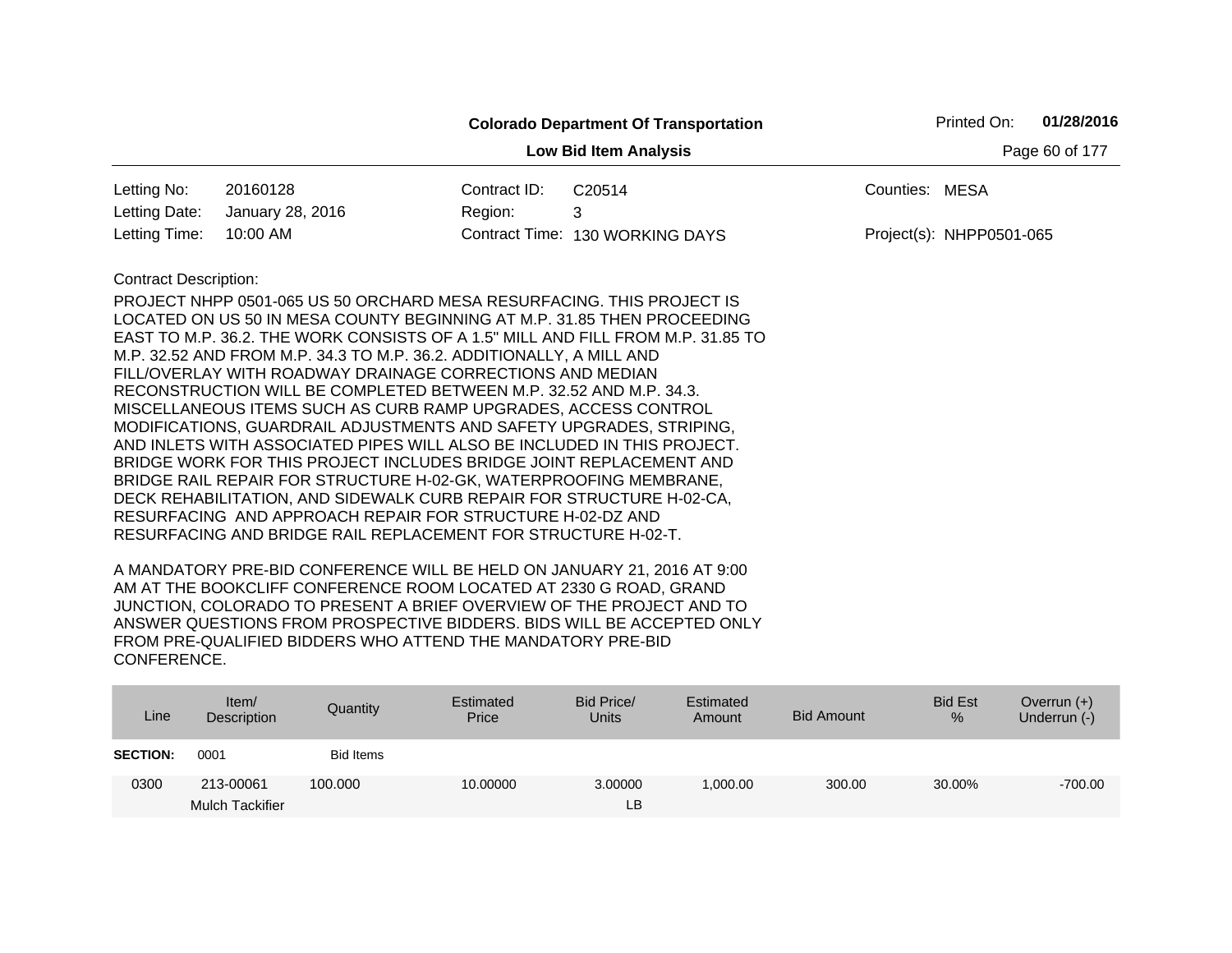**Colorado Department Of Transportation**

**Low Bid Item Analysis**

Printed On: **01/28/2016**

| | | | | | |
|---|---|---|---|---|---|
| Letting No: | 20160128 | Contract ID: | C20514 | Counties: | MESA |
| Letting Date: | January 28, 2016 | Region: | 3 | | |
| Letting Time: | 10:00 AM | Contract Time: | 130 WORKING DAYS | Project(s): | NHPP0501-065 |

Contract Description:

PROJECT NHPP 0501-065 US 50 ORCHARD MESA RESURFACING. THIS PROJECT IS LOCATED ON US 50 IN MESA COUNTY BEGINNING AT M.P. 31.85 THEN PROCEEDING EAST TO M.P. 36.2. THE WORK CONSISTS OF A 1.5" MILL AND FILL FROM M.P. 31.85 TO M.P. 32.52 AND FROM M.P. 34.3 TO M.P. 36.2. ADDITIONALLY, A MILL AND FILL/OVERLAY WITH ROADWAY DRAINAGE CORRECTIONS AND MEDIAN RECONSTRUCTION WILL BE COMPLETED BETWEEN M.P. 32.52 AND M.P. 34.3. MISCELLANEOUS ITEMS SUCH AS CURB RAMP UPGRADES, ACCESS CONTROL MODIFICATIONS, GUARDRAIL ADJUSTMENTS AND SAFETY UPGRADES, STRIPING, AND INLETS WITH ASSOCIATED PIPES WILL ALSO BE INCLUDED IN THIS PROJECT. BRIDGE WORK FOR THIS PROJECT INCLUDES BRIDGE JOINT REPLACEMENT AND BRIDGE RAIL REPAIR FOR STRUCTURE H-02-GK, WATERPROOFING MEMBRANE, DECK REHABILITATION, AND SIDEWALK CURB REPAIR FOR STRUCTURE H-02-CA, RESURFACING AND APPROACH REPAIR FOR STRUCTURE H-02-DZ AND RESURFACING AND BRIDGE RAIL REPLACEMENT FOR STRUCTURE H-02-T.

A MANDATORY PRE-BID CONFERENCE WILL BE HELD ON JANUARY 21, 2016 AT 9:00 AM AT THE BOOKCLIFF CONFERENCE ROOM LOCATED AT 2330 G ROAD, GRAND JUNCTION, COLORADO TO PRESENT A BRIEF OVERVIEW OF THE PROJECT AND TO ANSWER QUESTIONS FROM PROSPECTIVE BIDDERS. BIDS WILL BE ACCEPTED ONLY FROM PRE-QUALIFIED BIDDERS WHO ATTEND THE MANDATORY PRE-BID CONFERENCE.

| Line | Item/ Description | Quantity | Estimated Price | Bid Price/ Units | Estimated Amount | Bid Amount | Bid Est % | Overrun (+) Underrun (-) |
|---|---|---|---|---|---|---|---|---|
| **SECTION:** | 0001 | Bid Items | | | | | | |
| 0300 | 213-00061 Mulch Tackifier | 100.000 | 10.00000 | 3.00000 LB | 1,000.00 | 300.00 | 30.00% | -700.00 |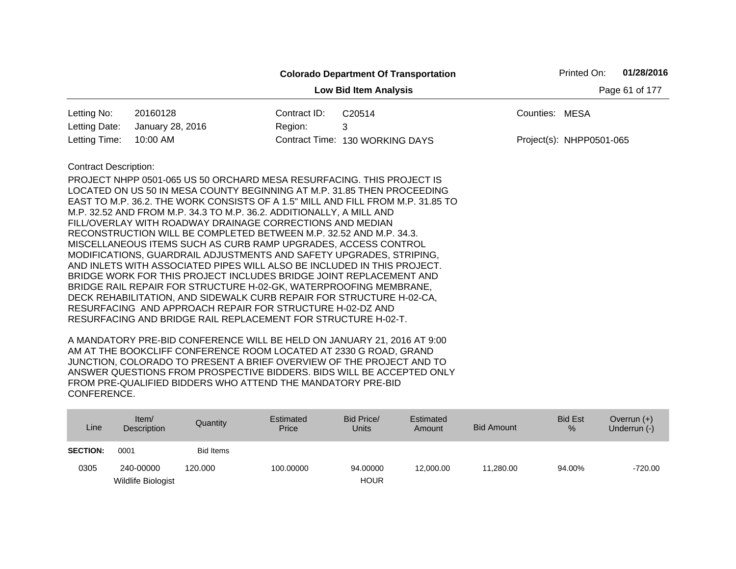**Colorado Department Of Transportation**

**Low Bid Item Analysis**

Printed On: **01/28/2016**

| | | | | | |
|---|---|---|---|---|---|
| Letting No: | 20160128 | Contract ID: | C20514 | Counties: | MESA |
| Letting Date: | January 28, 2016 | Region: | 3 | | |
| Letting Time: | 10:00 AM | Contract Time: | 130 WORKING DAYS | Project(s): | NHPP0501-065 |

Contract Description:

PROJECT NHPP 0501-065 US 50 ORCHARD MESA RESURFACING. THIS PROJECT IS LOCATED ON US 50 IN MESA COUNTY BEGINNING AT M.P. 31.85 THEN PROCEEDING EAST TO M.P. 36.2. THE WORK CONSISTS OF A 1.5" MILL AND FILL FROM M.P. 31.85 TO M.P. 32.52 AND FROM M.P. 34.3 TO M.P. 36.2. ADDITIONALLY, A MILL AND FILL/OVERLAY WITH ROADWAY DRAINAGE CORRECTIONS AND MEDIAN RECONSTRUCTION WILL BE COMPLETED BETWEEN M.P. 32.52 AND M.P. 34.3. MISCELLANEOUS ITEMS SUCH AS CURB RAMP UPGRADES, ACCESS CONTROL MODIFICATIONS, GUARDRAIL ADJUSTMENTS AND SAFETY UPGRADES, STRIPING, AND INLETS WITH ASSOCIATED PIPES WILL ALSO BE INCLUDED IN THIS PROJECT. BRIDGE WORK FOR THIS PROJECT INCLUDES BRIDGE JOINT REPLACEMENT AND BRIDGE RAIL REPAIR FOR STRUCTURE H-02-GK, WATERPROOFING MEMBRANE, DECK REHABILITATION, AND SIDEWALK CURB REPAIR FOR STRUCTURE H-02-CA, RESURFACING AND APPROACH REPAIR FOR STRUCTURE H-02-DZ AND RESURFACING AND BRIDGE RAIL REPLACEMENT FOR STRUCTURE H-02-T.

A MANDATORY PRE-BID CONFERENCE WILL BE HELD ON JANUARY 21, 2016 AT 9:00 AM AT THE BOOKCLIFF CONFERENCE ROOM LOCATED AT 2330 G ROAD, GRAND JUNCTION, COLORADO TO PRESENT A BRIEF OVERVIEW OF THE PROJECT AND TO ANSWER QUESTIONS FROM PROSPECTIVE BIDDERS. BIDS WILL BE ACCEPTED ONLY FROM PRE-QUALIFIED BIDDERS WHO ATTEND THE MANDATORY PRE-BID CONFERENCE.

| Line | Item/ Description | Quantity | Estimated Price | Bid Price/ Units | Estimated Amount | Bid Amount | Bid Est % | Overrun (+) Underrun (-) |
|---|---|---|---|---|---|---|---|---|
| **SECTION:** | 0001 | Bid Items | | | | | | |
| 0305 | 240-00000 Wildlife Biologist | 120.000 | 100.00000 | 94.00000 HOUR | 12,000.00 | 11,280.00 | 94.00% | -720.00 |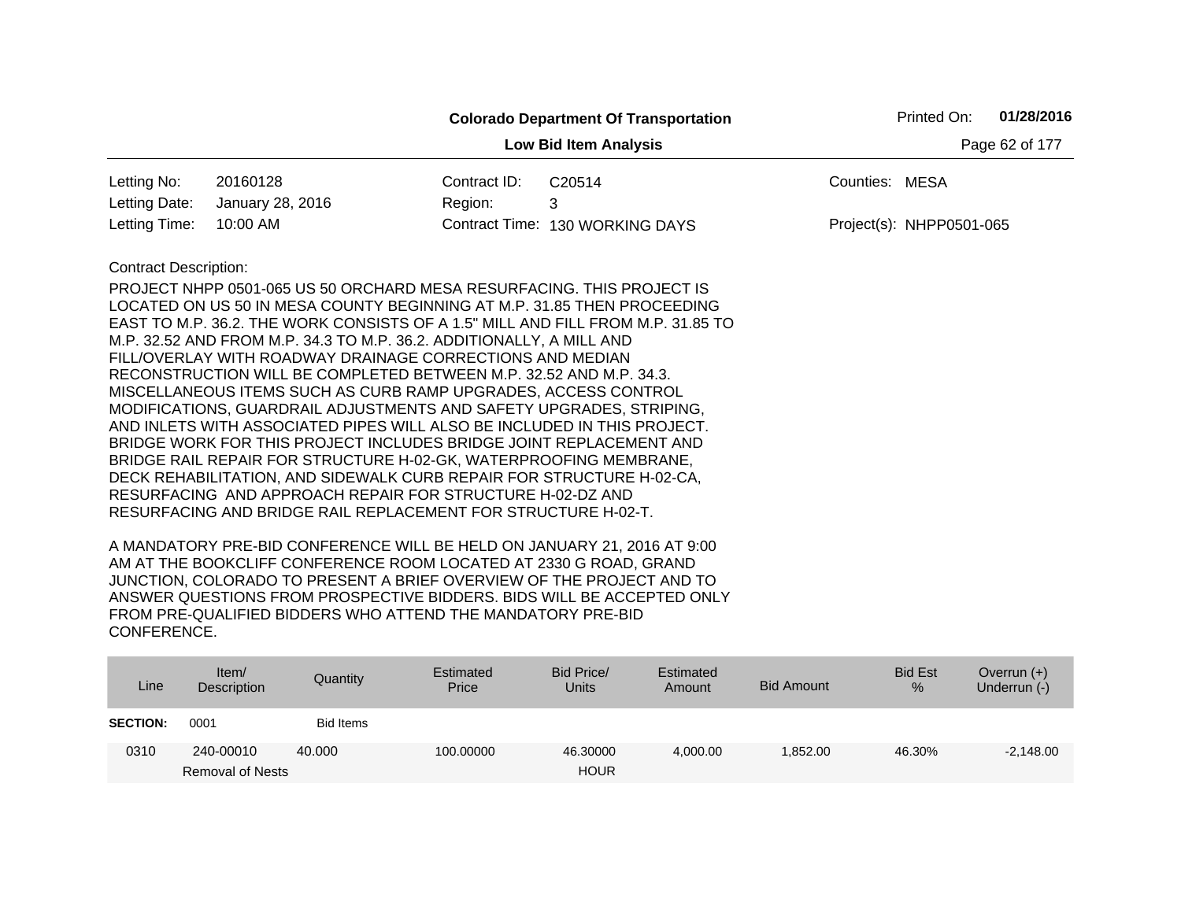**Colorado Department Of Transportation**

**Low Bid Item Analysis**

Printed On: **01/28/2016**

| | | | | | |
|---|---|---|---|---|---|
| Letting No: | 20160128 | Contract ID: | C20514 | Counties: | MESA |
| Letting Date: | January 28, 2016 | Region: | 3 | | |
| Letting Time: | 10:00 AM | Contract Time: | 130 WORKING DAYS | Project(s): | NHPP0501-065 |

Contract Description:

PROJECT NHPP 0501-065 US 50 ORCHARD MESA RESURFACING. THIS PROJECT IS LOCATED ON US 50 IN MESA COUNTY BEGINNING AT M.P. 31.85 THEN PROCEEDING EAST TO M.P. 36.2. THE WORK CONSISTS OF A 1.5" MILL AND FILL FROM M.P. 31.85 TO M.P. 32.52 AND FROM M.P. 34.3 TO M.P. 36.2. ADDITIONALLY, A MILL AND FILL/OVERLAY WITH ROADWAY DRAINAGE CORRECTIONS AND MEDIAN RECONSTRUCTION WILL BE COMPLETED BETWEEN M.P. 32.52 AND M.P. 34.3. MISCELLANEOUS ITEMS SUCH AS CURB RAMP UPGRADES, ACCESS CONTROL MODIFICATIONS, GUARDRAIL ADJUSTMENTS AND SAFETY UPGRADES, STRIPING, AND INLETS WITH ASSOCIATED PIPES WILL ALSO BE INCLUDED IN THIS PROJECT. BRIDGE WORK FOR THIS PROJECT INCLUDES BRIDGE JOINT REPLACEMENT AND BRIDGE RAIL REPAIR FOR STRUCTURE H-02-GK, WATERPROOFING MEMBRANE, DECK REHABILITATION, AND SIDEWALK CURB REPAIR FOR STRUCTURE H-02-CA, RESURFACING AND APPROACH REPAIR FOR STRUCTURE H-02-DZ AND RESURFACING AND BRIDGE RAIL REPLACEMENT FOR STRUCTURE H-02-T.

A MANDATORY PRE-BID CONFERENCE WILL BE HELD ON JANUARY 21, 2016 AT 9:00 AM AT THE BOOKCLIFF CONFERENCE ROOM LOCATED AT 2330 G ROAD, GRAND JUNCTION, COLORADO TO PRESENT A BRIEF OVERVIEW OF THE PROJECT AND TO ANSWER QUESTIONS FROM PROSPECTIVE BIDDERS. BIDS WILL BE ACCEPTED ONLY FROM PRE-QUALIFIED BIDDERS WHO ATTEND THE MANDATORY PRE-BID CONFERENCE.

| Line | Item/ Description | Quantity | Estimated Price | Bid Price/ Units | Estimated Amount | Bid Amount | Bid Est % | Overrun (+) Underrun (-) |
|---|---|---|---|---|---|---|---|---|
| **SECTION:** | 0001 | Bid Items | | | | | | |
| 0310 | 240-00010 Removal of Nests | 40.000 | 100.00000 | 46.30000 HOUR | 4,000.00 | 1,852.00 | 46.30% | -2,148.00 |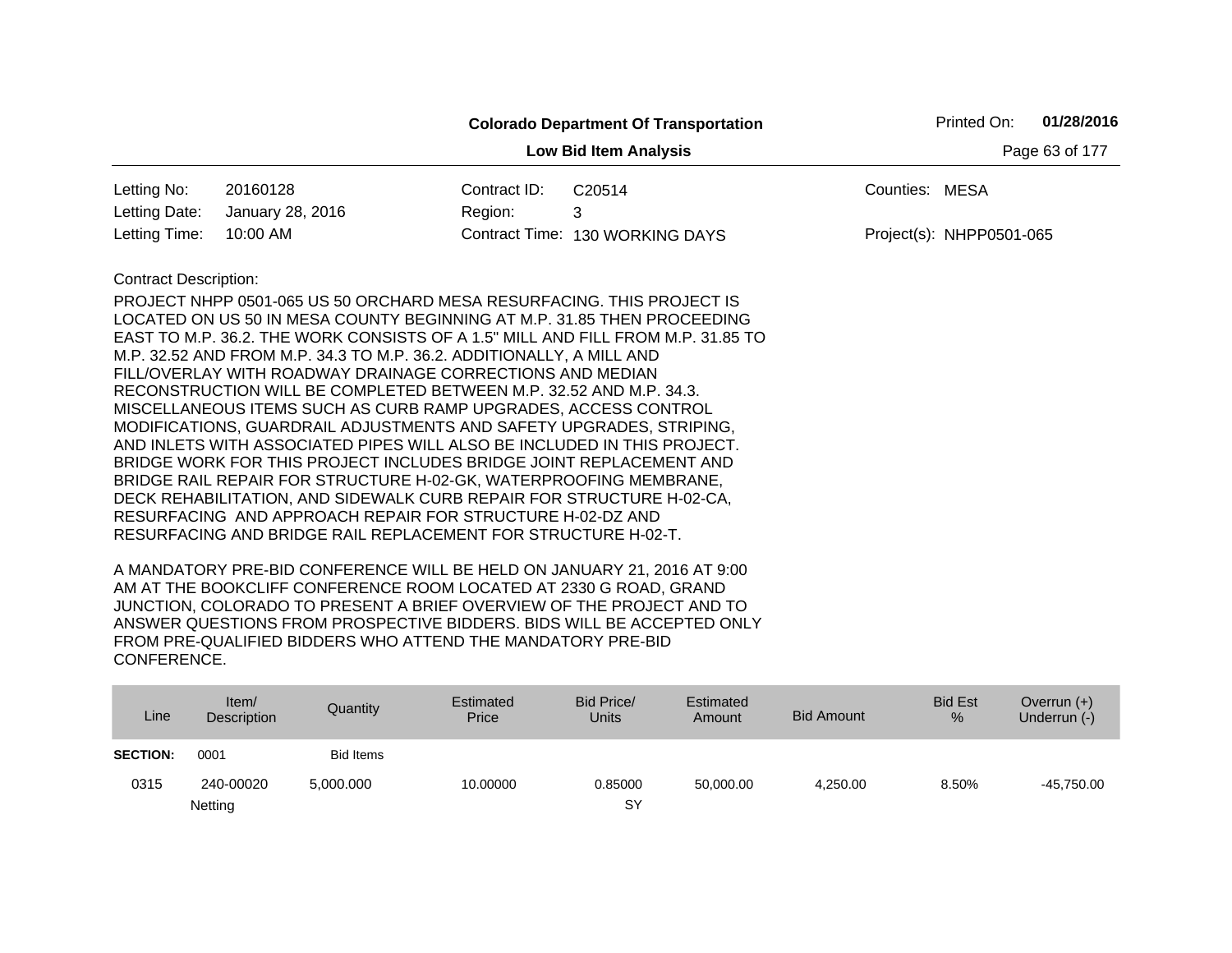**Colorado Department Of Transportation**

**Low Bid Item Analysis**

Printed On: **01/28/2016**

| | | | | | |
|---|---|---|---|---|---|
| Letting No: | 20160128 | Contract ID: | C20514 | Counties: | MESA |
| Letting Date: | January 28, 2016 | Region: | 3 | | |
| Letting Time: | 10:00 AM | Contract Time: | 130 WORKING DAYS | Project(s): | NHPP0501-065 |

Contract Description:

PROJECT NHPP 0501-065 US 50 ORCHARD MESA RESURFACING. THIS PROJECT IS LOCATED ON US 50 IN MESA COUNTY BEGINNING AT M.P. 31.85 THEN PROCEEDING EAST TO M.P. 36.2. THE WORK CONSISTS OF A 1.5" MILL AND FILL FROM M.P. 31.85 TO M.P. 32.52 AND FROM M.P. 34.3 TO M.P. 36.2. ADDITIONALLY, A MILL AND FILL/OVERLAY WITH ROADWAY DRAINAGE CORRECTIONS AND MEDIAN RECONSTRUCTION WILL BE COMPLETED BETWEEN M.P. 32.52 AND M.P. 34.3. MISCELLANEOUS ITEMS SUCH AS CURB RAMP UPGRADES, ACCESS CONTROL MODIFICATIONS, GUARDRAIL ADJUSTMENTS AND SAFETY UPGRADES, STRIPING, AND INLETS WITH ASSOCIATED PIPES WILL ALSO BE INCLUDED IN THIS PROJECT. BRIDGE WORK FOR THIS PROJECT INCLUDES BRIDGE JOINT REPLACEMENT AND BRIDGE RAIL REPAIR FOR STRUCTURE H-02-GK, WATERPROOFING MEMBRANE, DECK REHABILITATION, AND SIDEWALK CURB REPAIR FOR STRUCTURE H-02-CA, RESURFACING AND APPROACH REPAIR FOR STRUCTURE H-02-DZ AND RESURFACING AND BRIDGE RAIL REPLACEMENT FOR STRUCTURE H-02-T.

A MANDATORY PRE-BID CONFERENCE WILL BE HELD ON JANUARY 21, 2016 AT 9:00 AM AT THE BOOKCLIFF CONFERENCE ROOM LOCATED AT 2330 G ROAD, GRAND JUNCTION, COLORADO TO PRESENT A BRIEF OVERVIEW OF THE PROJECT AND TO ANSWER QUESTIONS FROM PROSPECTIVE BIDDERS. BIDS WILL BE ACCEPTED ONLY FROM PRE-QUALIFIED BIDDERS WHO ATTEND THE MANDATORY PRE-BID CONFERENCE.

| Line | Item/ Description | Quantity | Estimated Price | Bid Price/ Units | Estimated Amount | Bid Amount | Bid Est % | Overrun (+) Underrun (-) |
|---|---|---|---|---|---|---|---|---|
| **SECTION:** | 0001 | Bid Items | | | | | | |
| 0315 | 240-00020 Netting | 5,000.000 | 10.00000 | 0.85000 SY | 50,000.00 | 4,250.00 | 8.50% | -45,750.00 |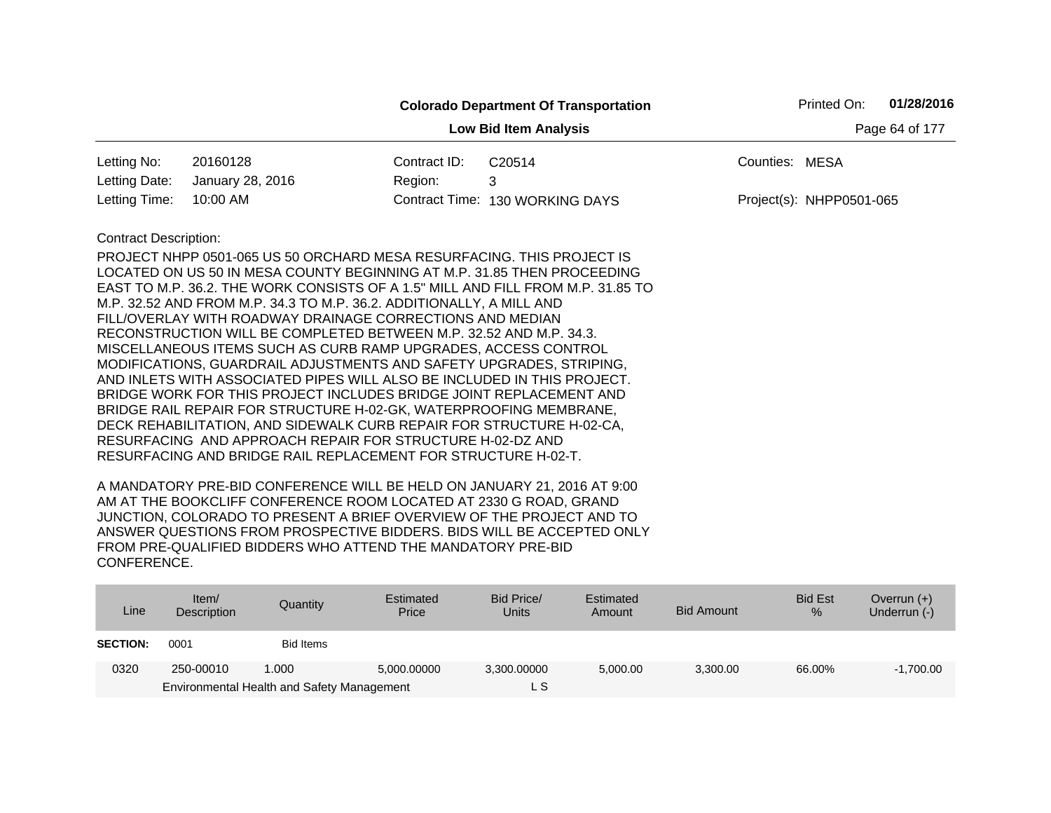**Colorado Department Of Transportation**

**Low Bid Item Analysis**

Printed On: **01/28/2016**

| | | | | | |
|---|---|---|---|---|---|
| Letting No: | 20160128 | Contract ID: | C20514 | Counties: | MESA |
| Letting Date: | January 28, 2016 | Region: | 3 | | |
| Letting Time: | 10:00 AM | Contract Time: | 130 WORKING DAYS | Project(s): | NHPP0501-065 |

Contract Description:

PROJECT NHPP 0501-065 US 50 ORCHARD MESA RESURFACING. THIS PROJECT IS LOCATED ON US 50 IN MESA COUNTY BEGINNING AT M.P. 31.85 THEN PROCEEDING EAST TO M.P. 36.2. THE WORK CONSISTS OF A 1.5" MILL AND FILL FROM M.P. 31.85 TO M.P. 32.52 AND FROM M.P. 34.3 TO M.P. 36.2. ADDITIONALLY, A MILL AND FILL/OVERLAY WITH ROADWAY DRAINAGE CORRECTIONS AND MEDIAN RECONSTRUCTION WILL BE COMPLETED BETWEEN M.P. 32.52 AND M.P. 34.3. MISCELLANEOUS ITEMS SUCH AS CURB RAMP UPGRADES, ACCESS CONTROL MODIFICATIONS, GUARDRAIL ADJUSTMENTS AND SAFETY UPGRADES, STRIPING, AND INLETS WITH ASSOCIATED PIPES WILL ALSO BE INCLUDED IN THIS PROJECT. BRIDGE WORK FOR THIS PROJECT INCLUDES BRIDGE JOINT REPLACEMENT AND BRIDGE RAIL REPAIR FOR STRUCTURE H-02-GK, WATERPROOFING MEMBRANE, DECK REHABILITATION, AND SIDEWALK CURB REPAIR FOR STRUCTURE H-02-CA, RESURFACING AND APPROACH REPAIR FOR STRUCTURE H-02-DZ AND RESURFACING AND BRIDGE RAIL REPLACEMENT FOR STRUCTURE H-02-T.

A MANDATORY PRE-BID CONFERENCE WILL BE HELD ON JANUARY 21, 2016 AT 9:00 AM AT THE BOOKCLIFF CONFERENCE ROOM LOCATED AT 2330 G ROAD, GRAND JUNCTION, COLORADO TO PRESENT A BRIEF OVERVIEW OF THE PROJECT AND TO ANSWER QUESTIONS FROM PROSPECTIVE BIDDERS. BIDS WILL BE ACCEPTED ONLY FROM PRE-QUALIFIED BIDDERS WHO ATTEND THE MANDATORY PRE-BID CONFERENCE.

| Line | Item/ Description | Quantity | Estimated Price | Bid Price/ Units | Estimated Amount | Bid Amount | Bid Est % | Overrun (+) Underrun (-) |
|---|---|---|---|---|---|---|---|---|
| **SECTION:** | 0001 | Bid Items | | | | | | |
| 0320 | 250-00010 | 1.000 | 5,000.00000 | 3,300.00000 | 5,000.00 | 3,300.00 | 66.00% | -1,700.00 |
| | Environmental Health and Safety Management | | | L S | | | | |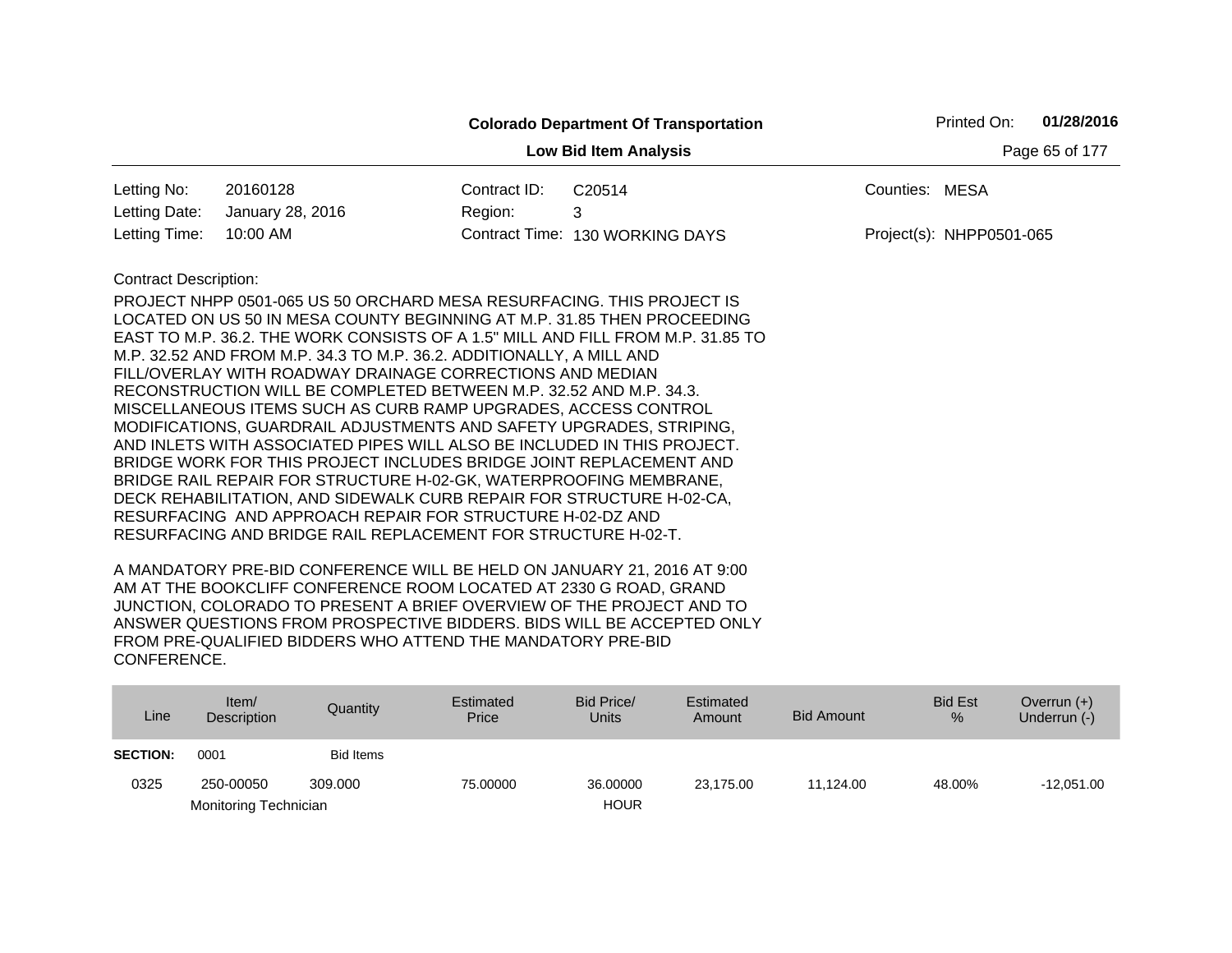**Colorado Department Of Transportation**

**Low Bid Item Analysis**

Printed On: **01/28/2016**

| | | | | | |
|---|---|---|---|---|---|
| Letting No: | 20160128 | Contract ID: | C20514 | Counties: | MESA |
| Letting Date: | January 28, 2016 | Region: | 3 | | |
| Letting Time: | 10:00 AM | Contract Time: | 130 WORKING DAYS | Project(s): | NHPP0501-065 |

Contract Description:

PROJECT NHPP 0501-065 US 50 ORCHARD MESA RESURFACING. THIS PROJECT IS LOCATED ON US 50 IN MESA COUNTY BEGINNING AT M.P. 31.85 THEN PROCEEDING EAST TO M.P. 36.2. THE WORK CONSISTS OF A 1.5" MILL AND FILL FROM M.P. 31.85 TO M.P. 32.52 AND FROM M.P. 34.3 TO M.P. 36.2. ADDITIONALLY, A MILL AND FILL/OVERLAY WITH ROADWAY DRAINAGE CORRECTIONS AND MEDIAN RECONSTRUCTION WILL BE COMPLETED BETWEEN M.P. 32.52 AND M.P. 34.3. MISCELLANEOUS ITEMS SUCH AS CURB RAMP UPGRADES, ACCESS CONTROL MODIFICATIONS, GUARDRAIL ADJUSTMENTS AND SAFETY UPGRADES, STRIPING, AND INLETS WITH ASSOCIATED PIPES WILL ALSO BE INCLUDED IN THIS PROJECT. BRIDGE WORK FOR THIS PROJECT INCLUDES BRIDGE JOINT REPLACEMENT AND BRIDGE RAIL REPAIR FOR STRUCTURE H-02-GK, WATERPROOFING MEMBRANE, DECK REHABILITATION, AND SIDEWALK CURB REPAIR FOR STRUCTURE H-02-CA, RESURFACING AND APPROACH REPAIR FOR STRUCTURE H-02-DZ AND RESURFACING AND BRIDGE RAIL REPLACEMENT FOR STRUCTURE H-02-T.

A MANDATORY PRE-BID CONFERENCE WILL BE HELD ON JANUARY 21, 2016 AT 9:00 AM AT THE BOOKCLIFF CONFERENCE ROOM LOCATED AT 2330 G ROAD, GRAND JUNCTION, COLORADO TO PRESENT A BRIEF OVERVIEW OF THE PROJECT AND TO ANSWER QUESTIONS FROM PROSPECTIVE BIDDERS. BIDS WILL BE ACCEPTED ONLY FROM PRE-QUALIFIED BIDDERS WHO ATTEND THE MANDATORY PRE-BID CONFERENCE.

| Line | Item/ Description | Quantity | Estimated Price | Bid Price/ Units | Estimated Amount | Bid Amount | Bid Est % | Overrun (+) Underrun (-) |
|---|---|---|---|---|---|---|---|---|
| **SECTION:** | 0001 | Bid Items | | | | | | |
| 0325 | 250-00050 Monitoring Technician | 309.000 | 75.00000 | 36.00000 HOUR | 23,175.00 | 11,124.00 | 48.00% | -12,051.00 |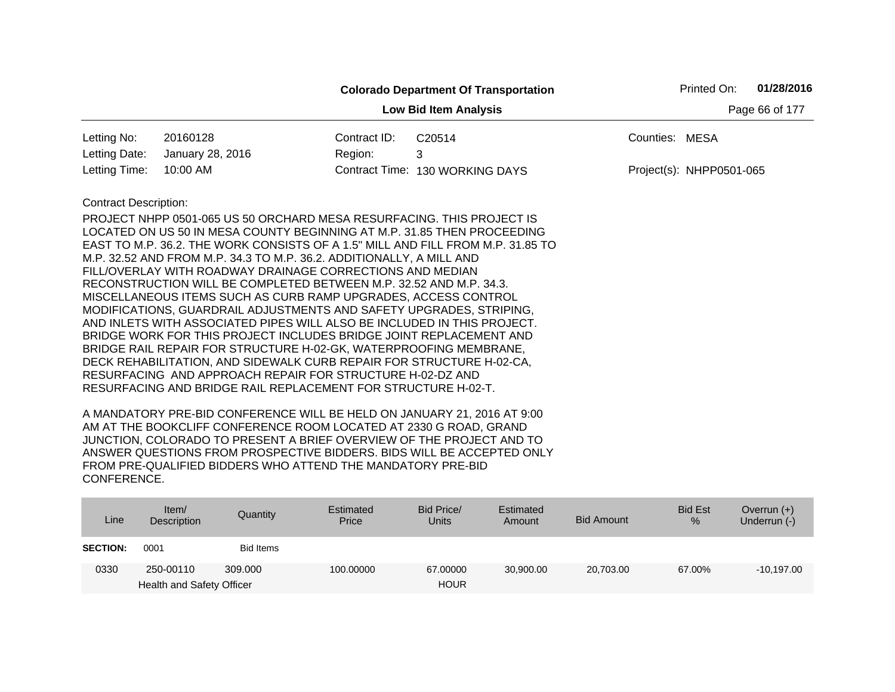**Colorado Department Of Transportation**

**Low Bid Item Analysis**

| | | | | | |
|---|---|---|---|---|---|
| Letting No: | 20160128 | Contract ID: | C20514 | Counties: | MESA |
| Letting Date: | January 28, 2016 | Region: | 3 | | |
| Letting Time: | 10:00 AM | Contract Time: | 130 WORKING DAYS | Project(s): | NHPP0501-065 |

Contract Description:

PROJECT NHPP 0501-065 US 50 ORCHARD MESA RESURFACING. THIS PROJECT IS LOCATED ON US 50 IN MESA COUNTY BEGINNING AT M.P. 31.85 THEN PROCEEDING EAST TO M.P. 36.2. THE WORK CONSISTS OF A 1.5" MILL AND FILL FROM M.P. 31.85 TO M.P. 32.52 AND FROM M.P. 34.3 TO M.P. 36.2. ADDITIONALLY, A MILL AND FILL/OVERLAY WITH ROADWAY DRAINAGE CORRECTIONS AND MEDIAN RECONSTRUCTION WILL BE COMPLETED BETWEEN M.P. 32.52 AND M.P. 34.3. MISCELLANEOUS ITEMS SUCH AS CURB RAMP UPGRADES, ACCESS CONTROL MODIFICATIONS, GUARDRAIL ADJUSTMENTS AND SAFETY UPGRADES, STRIPING, AND INLETS WITH ASSOCIATED PIPES WILL ALSO BE INCLUDED IN THIS PROJECT. BRIDGE WORK FOR THIS PROJECT INCLUDES BRIDGE JOINT REPLACEMENT AND BRIDGE RAIL REPAIR FOR STRUCTURE H-02-GK, WATERPROOFING MEMBRANE, DECK REHABILITATION, AND SIDEWALK CURB REPAIR FOR STRUCTURE H-02-CA, RESURFACING AND APPROACH REPAIR FOR STRUCTURE H-02-DZ AND RESURFACING AND BRIDGE RAIL REPLACEMENT FOR STRUCTURE H-02-T.

A MANDATORY PRE-BID CONFERENCE WILL BE HELD ON JANUARY 21, 2016 AT 9:00 AM AT THE BOOKCLIFF CONFERENCE ROOM LOCATED AT 2330 G ROAD, GRAND JUNCTION, COLORADO TO PRESENT A BRIEF OVERVIEW OF THE PROJECT AND TO ANSWER QUESTIONS FROM PROSPECTIVE BIDDERS. BIDS WILL BE ACCEPTED ONLY FROM PRE-QUALIFIED BIDDERS WHO ATTEND THE MANDATORY PRE-BID CONFERENCE.

| Line | Item/ Description | Quantity | Estimated Price | Bid Price/ Units | Estimated Amount | Bid Amount | Bid Est % | Overrun (+) Underrun (-) |
|---|---|---|---|---|---|---|---|---|
| **SECTION:** | 0001 | Bid Items | | | | | | |
| 0330 | 250-00110 Health and Safety Officer | 309.000 | 100.00000 | 67.00000 HOUR | 30,900.00 | 20,703.00 | 67.00% | -10,197.00 |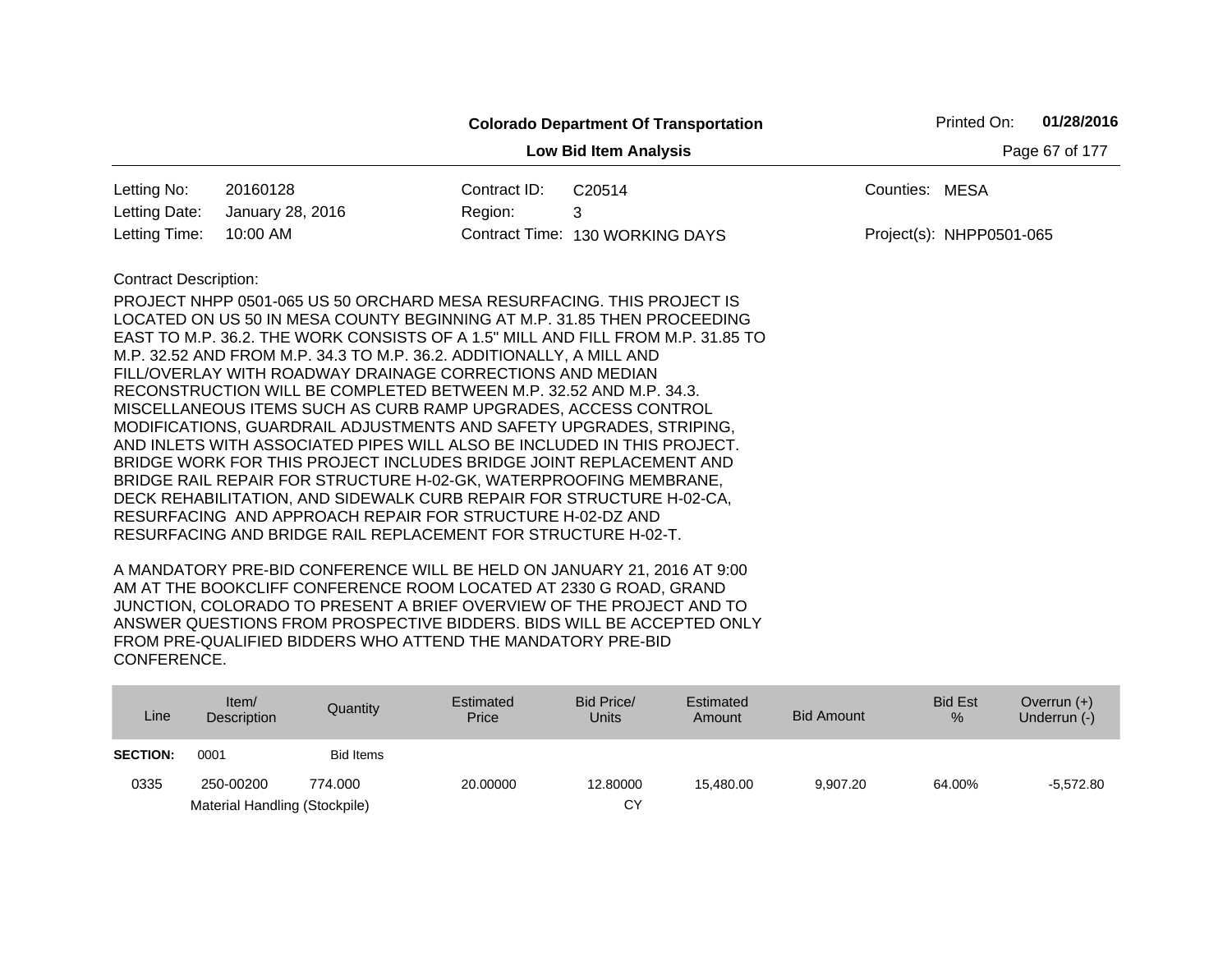**Colorado Department Of Transportation**

**Low Bid Item Analysis**

Printed On: **01/28/2016**

| | | | | | |
|---|---|---|---|---|---|
| Letting No: | 20160128 | Contract ID: | C20514 | Counties: | MESA |
| Letting Date: | January 28, 2016 | Region: | 3 | | |
| Letting Time: | 10:00 AM | Contract Time: | 130 WORKING DAYS | Project(s): | NHPP0501-065 |

Contract Description:

PROJECT NHPP 0501-065 US 50 ORCHARD MESA RESURFACING. THIS PROJECT IS LOCATED ON US 50 IN MESA COUNTY BEGINNING AT M.P. 31.85 THEN PROCEEDING EAST TO M.P. 36.2. THE WORK CONSISTS OF A 1.5" MILL AND FILL FROM M.P. 31.85 TO M.P. 32.52 AND FROM M.P. 34.3 TO M.P. 36.2. ADDITIONALLY, A MILL AND FILL/OVERLAY WITH ROADWAY DRAINAGE CORRECTIONS AND MEDIAN RECONSTRUCTION WILL BE COMPLETED BETWEEN M.P. 32.52 AND M.P. 34.3. MISCELLANEOUS ITEMS SUCH AS CURB RAMP UPGRADES, ACCESS CONTROL MODIFICATIONS, GUARDRAIL ADJUSTMENTS AND SAFETY UPGRADES, STRIPING, AND INLETS WITH ASSOCIATED PIPES WILL ALSO BE INCLUDED IN THIS PROJECT. BRIDGE WORK FOR THIS PROJECT INCLUDES BRIDGE JOINT REPLACEMENT AND BRIDGE RAIL REPAIR FOR STRUCTURE H-02-GK, WATERPROOFING MEMBRANE, DECK REHABILITATION, AND SIDEWALK CURB REPAIR FOR STRUCTURE H-02-CA, RESURFACING AND APPROACH REPAIR FOR STRUCTURE H-02-DZ AND RESURFACING AND BRIDGE RAIL REPLACEMENT FOR STRUCTURE H-02-T.

A MANDATORY PRE-BID CONFERENCE WILL BE HELD ON JANUARY 21, 2016 AT 9:00 AM AT THE BOOKCLIFF CONFERENCE ROOM LOCATED AT 2330 G ROAD, GRAND JUNCTION, COLORADO TO PRESENT A BRIEF OVERVIEW OF THE PROJECT AND TO ANSWER QUESTIONS FROM PROSPECTIVE BIDDERS. BIDS WILL BE ACCEPTED ONLY FROM PRE-QUALIFIED BIDDERS WHO ATTEND THE MANDATORY PRE-BID CONFERENCE.

| Line | Item/ Description | Quantity | Estimated Price | Bid Price/ Units | Estimated Amount | Bid Amount | Bid Est % | Overrun (+) Underrun (-) |
|---|---|---|---|---|---|---|---|---|
| **SECTION:** | 0001 | Bid Items | | | | | | |
| 0335 | 250-00200 Material Handling (Stockpile) | 774.000 | 20.00000 | 12.80000 CY | 15,480.00 | 9,907.20 | 64.00% | -5,572.80 |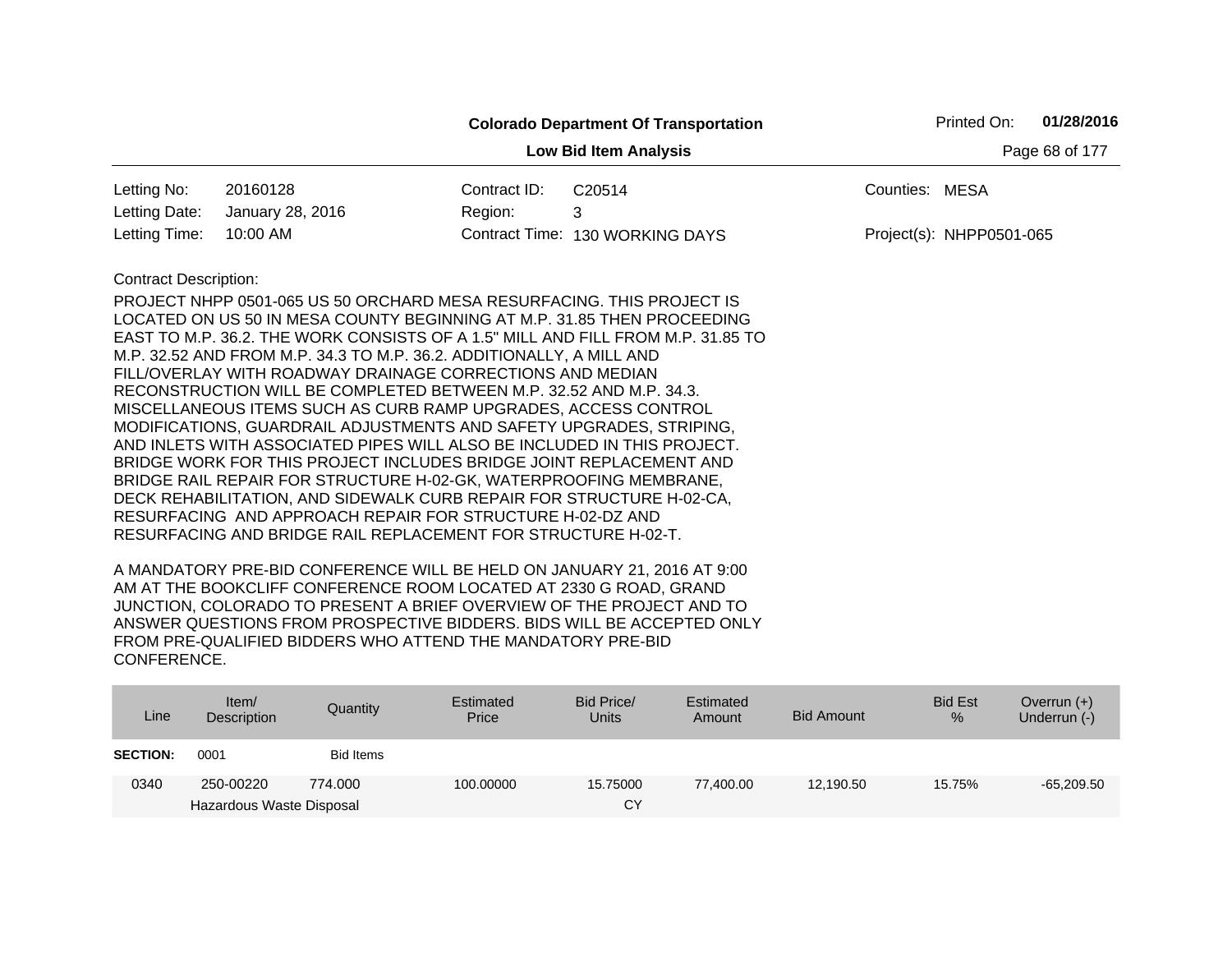**Colorado Department Of Transportation**

Printed On: **01/28/2016**

**Low Bid Item Analysis**

| | | | | | |
|---|---|---|---|---|---|
| Letting No: | 20160128 | Contract ID: | C20514 | Counties: | MESA |
| Letting Date: | January 28, 2016 | Region: | 3 | | |
| Letting Time: | 10:00 AM | Contract Time: | 130 WORKING DAYS | Project(s): | NHPP0501-065 |

Contract Description:

PROJECT NHPP 0501-065 US 50 ORCHARD MESA RESURFACING. THIS PROJECT IS LOCATED ON US 50 IN MESA COUNTY BEGINNING AT M.P. 31.85 THEN PROCEEDING EAST TO M.P. 36.2. THE WORK CONSISTS OF A 1.5" MILL AND FILL FROM M.P. 31.85 TO M.P. 32.52 AND FROM M.P. 34.3 TO M.P. 36.2. ADDITIONALLY, A MILL AND FILL/OVERLAY WITH ROADWAY DRAINAGE CORRECTIONS AND MEDIAN RECONSTRUCTION WILL BE COMPLETED BETWEEN M.P. 32.52 AND M.P. 34.3. MISCELLANEOUS ITEMS SUCH AS CURB RAMP UPGRADES, ACCESS CONTROL MODIFICATIONS, GUARDRAIL ADJUSTMENTS AND SAFETY UPGRADES, STRIPING, AND INLETS WITH ASSOCIATED PIPES WILL ALSO BE INCLUDED IN THIS PROJECT. BRIDGE WORK FOR THIS PROJECT INCLUDES BRIDGE JOINT REPLACEMENT AND BRIDGE RAIL REPAIR FOR STRUCTURE H-02-GK, WATERPROOFING MEMBRANE, DECK REHABILITATION, AND SIDEWALK CURB REPAIR FOR STRUCTURE H-02-CA, RESURFACING AND APPROACH REPAIR FOR STRUCTURE H-02-DZ AND RESURFACING AND BRIDGE RAIL REPLACEMENT FOR STRUCTURE H-02-T.

A MANDATORY PRE-BID CONFERENCE WILL BE HELD ON JANUARY 21, 2016 AT 9:00 AM AT THE BOOKCLIFF CONFERENCE ROOM LOCATED AT 2330 G ROAD, GRAND JUNCTION, COLORADO TO PRESENT A BRIEF OVERVIEW OF THE PROJECT AND TO ANSWER QUESTIONS FROM PROSPECTIVE BIDDERS. BIDS WILL BE ACCEPTED ONLY FROM PRE-QUALIFIED BIDDERS WHO ATTEND THE MANDATORY PRE-BID CONFERENCE.

| Line | Item/ Description | Quantity | Estimated Price | Bid Price/ Units | Estimated Amount | Bid Amount | Bid Est % | Overrun (+) Underrun (-) |
|---|---|---|---|---|---|---|---|---|
| **SECTION:** | 0001 | Bid Items | | | | | | |
| 0340 | 250-00220 Hazardous Waste Disposal | 774.000 | 100.00000 | 15.75000 CY | 77,400.00 | 12,190.50 | 15.75% | -65,209.50 |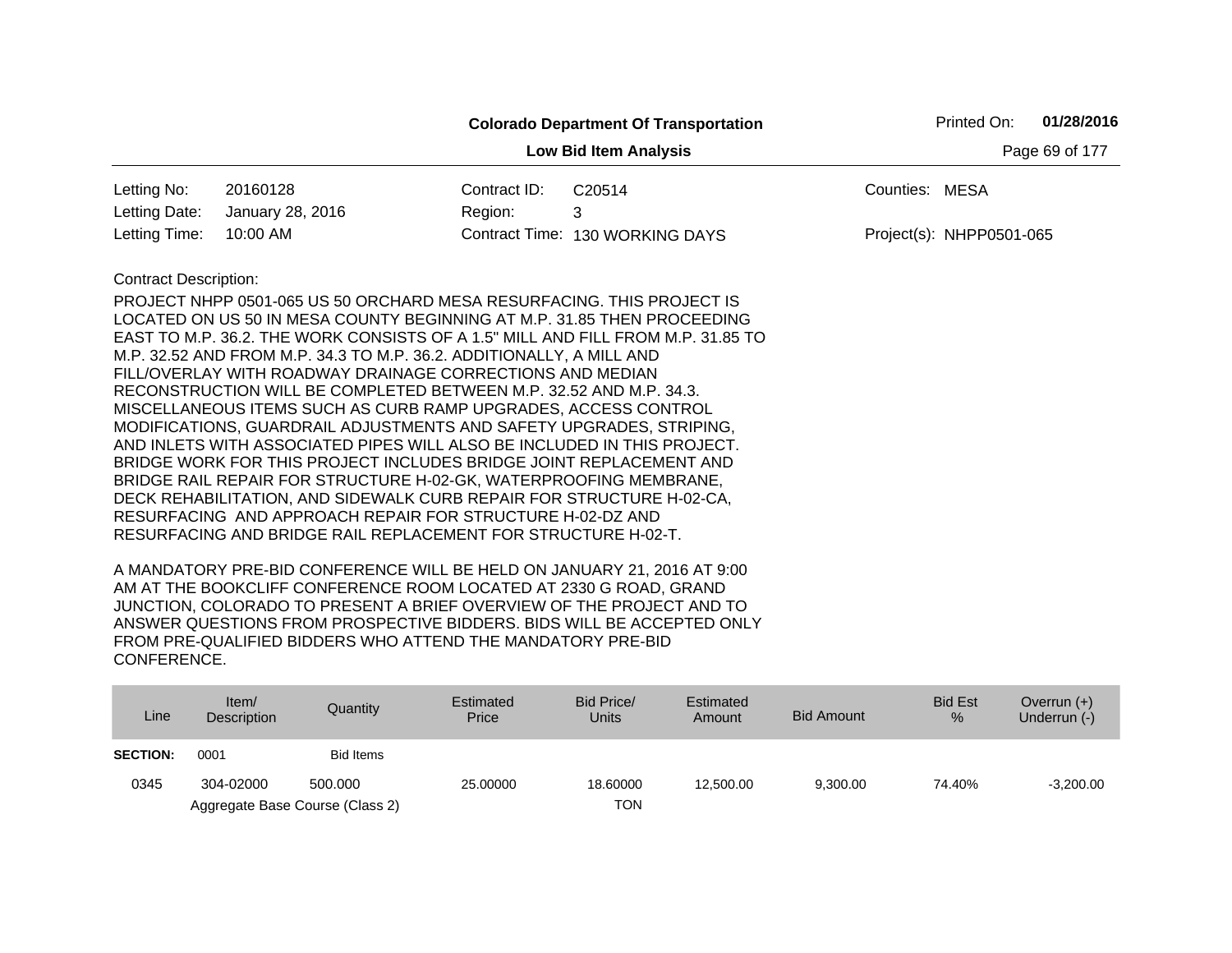**Colorado Department Of Transportation**

**Low Bid Item Analysis**

Printed On: **01/28/2016**

| | | | | | |
|---|---|---|---|---|---|
| Letting No: | 20160128 | Contract ID: | C20514 | Counties: | MESA |
| Letting Date: | January 28, 2016 | Region: | 3 | | |
| Letting Time: | 10:00 AM | Contract Time: | 130 WORKING DAYS | Project(s): | NHPP0501-065 |

Contract Description:

PROJECT NHPP 0501-065 US 50 ORCHARD MESA RESURFACING. THIS PROJECT IS LOCATED ON US 50 IN MESA COUNTY BEGINNING AT M.P. 31.85 THEN PROCEEDING EAST TO M.P. 36.2. THE WORK CONSISTS OF A 1.5" MILL AND FILL FROM M.P. 31.85 TO M.P. 32.52 AND FROM M.P. 34.3 TO M.P. 36.2. ADDITIONALLY, A MILL AND FILL/OVERLAY WITH ROADWAY DRAINAGE CORRECTIONS AND MEDIAN RECONSTRUCTION WILL BE COMPLETED BETWEEN M.P. 32.52 AND M.P. 34.3. MISCELLANEOUS ITEMS SUCH AS CURB RAMP UPGRADES, ACCESS CONTROL MODIFICATIONS, GUARDRAIL ADJUSTMENTS AND SAFETY UPGRADES, STRIPING, AND INLETS WITH ASSOCIATED PIPES WILL ALSO BE INCLUDED IN THIS PROJECT. BRIDGE WORK FOR THIS PROJECT INCLUDES BRIDGE JOINT REPLACEMENT AND BRIDGE RAIL REPAIR FOR STRUCTURE H-02-GK, WATERPROOFING MEMBRANE, DECK REHABILITATION, AND SIDEWALK CURB REPAIR FOR STRUCTURE H-02-CA, RESURFACING AND APPROACH REPAIR FOR STRUCTURE H-02-DZ AND RESURFACING AND BRIDGE RAIL REPLACEMENT FOR STRUCTURE H-02-T.

A MANDATORY PRE-BID CONFERENCE WILL BE HELD ON JANUARY 21, 2016 AT 9:00 AM AT THE BOOKCLIFF CONFERENCE ROOM LOCATED AT 2330 G ROAD, GRAND JUNCTION, COLORADO TO PRESENT A BRIEF OVERVIEW OF THE PROJECT AND TO ANSWER QUESTIONS FROM PROSPECTIVE BIDDERS. BIDS WILL BE ACCEPTED ONLY FROM PRE-QUALIFIED BIDDERS WHO ATTEND THE MANDATORY PRE-BID CONFERENCE.

| Line | Item/ Description | Quantity | Estimated Price | Bid Price/ Units | Estimated Amount | Bid Amount | Bid Est % | Overrun (+) Underrun (-) |
|---|---|---|---|---|---|---|---|---|
| **SECTION:** | 0001 | Bid Items | | | | | | |
| 0345 | 304-02000 Aggregate Base Course (Class 2) | 500.000 | 25.00000 | 18.60000 TON | 12,500.00 | 9,300.00 | 74.40% | -3,200.00 |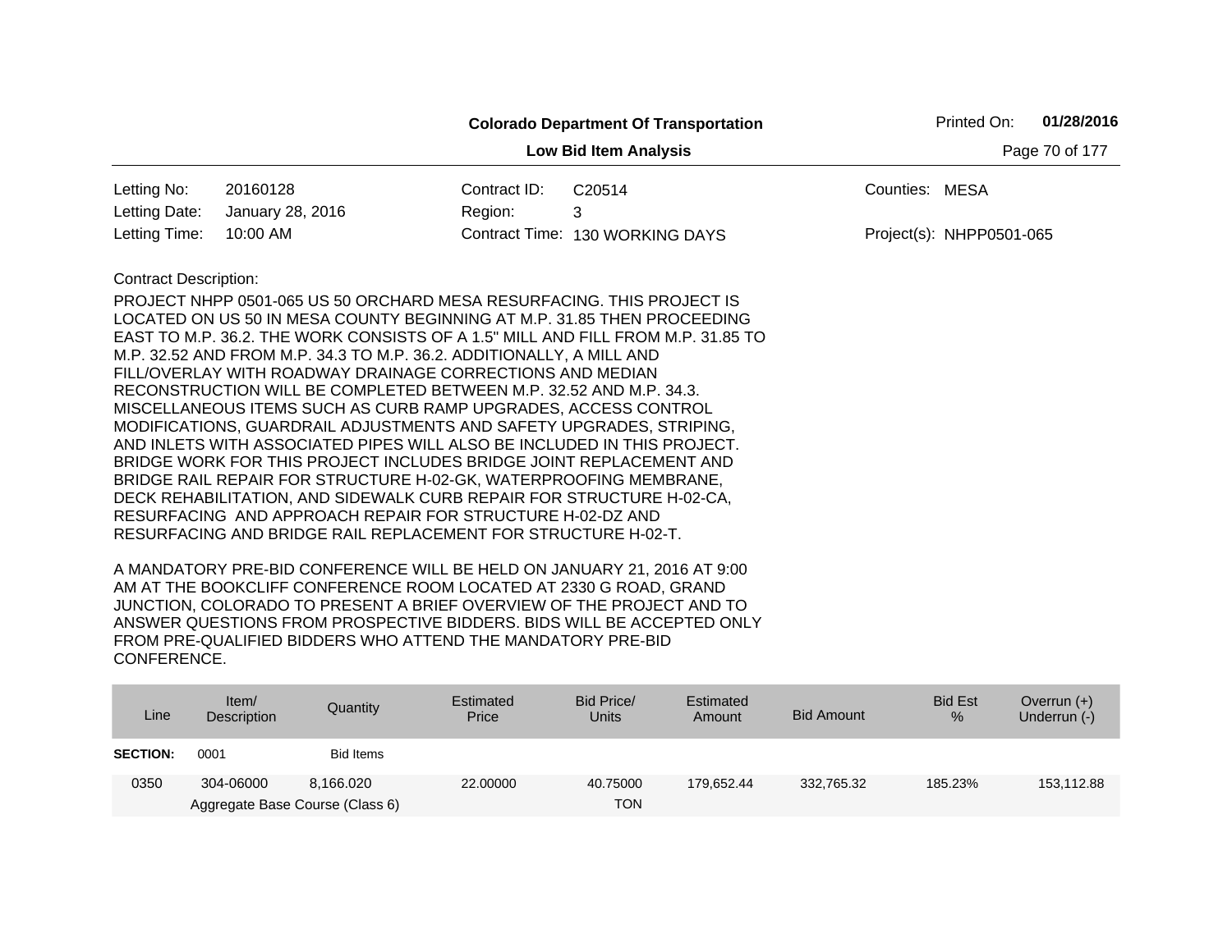**Colorado Department Of Transportation**

**Low Bid Item Analysis**

Printed On: **01/28/2016**

| | | | | | |
|---|---|---|---|---|---|
| Letting No: | 20160128 | Contract ID: | C20514 | Counties: | MESA |
| Letting Date: | January 28, 2016 | Region: | 3 | | |
| Letting Time: | 10:00 AM | Contract Time: | 130 WORKING DAYS | Project(s): | NHPP0501-065 |

Contract Description:

PROJECT NHPP 0501-065 US 50 ORCHARD MESA RESURFACING. THIS PROJECT IS LOCATED ON US 50 IN MESA COUNTY BEGINNING AT M.P. 31.85 THEN PROCEEDING EAST TO M.P. 36.2. THE WORK CONSISTS OF A 1.5" MILL AND FILL FROM M.P. 31.85 TO M.P. 32.52 AND FROM M.P. 34.3 TO M.P. 36.2. ADDITIONALLY, A MILL AND FILL/OVERLAY WITH ROADWAY DRAINAGE CORRECTIONS AND MEDIAN RECONSTRUCTION WILL BE COMPLETED BETWEEN M.P. 32.52 AND M.P. 34.3. MISCELLANEOUS ITEMS SUCH AS CURB RAMP UPGRADES, ACCESS CONTROL MODIFICATIONS, GUARDRAIL ADJUSTMENTS AND SAFETY UPGRADES, STRIPING, AND INLETS WITH ASSOCIATED PIPES WILL ALSO BE INCLUDED IN THIS PROJECT. BRIDGE WORK FOR THIS PROJECT INCLUDES BRIDGE JOINT REPLACEMENT AND BRIDGE RAIL REPAIR FOR STRUCTURE H-02-GK, WATERPROOFING MEMBRANE, DECK REHABILITATION, AND SIDEWALK CURB REPAIR FOR STRUCTURE H-02-CA, RESURFACING AND APPROACH REPAIR FOR STRUCTURE H-02-DZ AND RESURFACING AND BRIDGE RAIL REPLACEMENT FOR STRUCTURE H-02-T.

A MANDATORY PRE-BID CONFERENCE WILL BE HELD ON JANUARY 21, 2016 AT 9:00 AM AT THE BOOKCLIFF CONFERENCE ROOM LOCATED AT 2330 G ROAD, GRAND JUNCTION, COLORADO TO PRESENT A BRIEF OVERVIEW OF THE PROJECT AND TO ANSWER QUESTIONS FROM PROSPECTIVE BIDDERS. BIDS WILL BE ACCEPTED ONLY FROM PRE-QUALIFIED BIDDERS WHO ATTEND THE MANDATORY PRE-BID CONFERENCE.

| Line | Item/ Description | Quantity | Estimated Price | Bid Price/ Units | Estimated Amount | Bid Amount | Bid Est % | Overrun (+) Underrun (-) |
|---|---|---|---|---|---|---|---|---|
| **SECTION:** | 0001 | Bid Items | | | | | | |
| 0350 | 304-06000 Aggregate Base Course (Class 6) | 8,166.020 | 22.00000 | 40.75000 TON | 179,652.44 | 332,765.32 | 185.23% | 153,112.88 |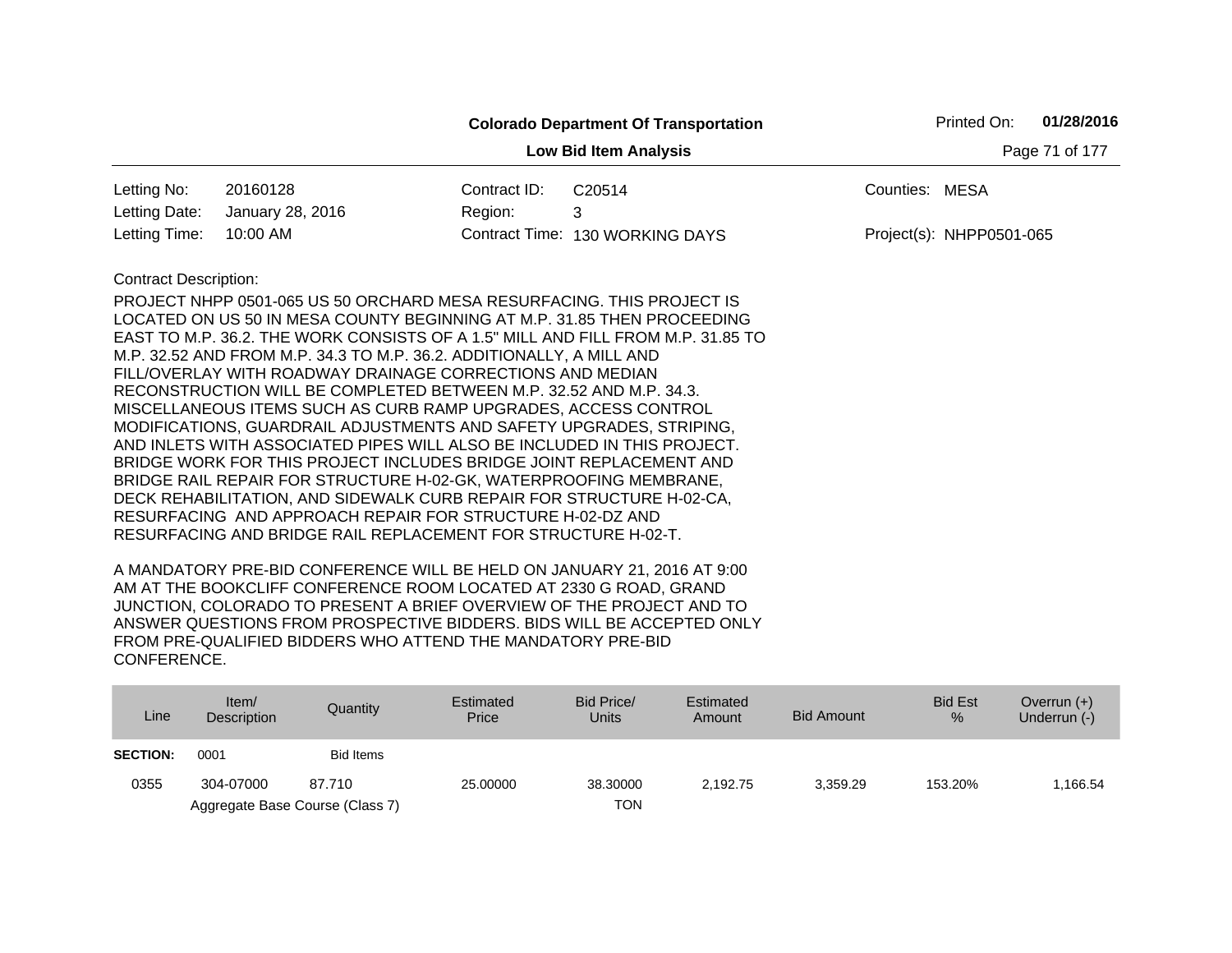**Colorado Department Of Transportation**

**Low Bid Item Analysis**

Printed On: **01/28/2016**

| | | | | | |
|---|---|---|---|---|---|
| Letting No: | 20160128 | Contract ID: | C20514 | Counties: | MESA |
| Letting Date: | January 28, 2016 | Region: | 3 | | |
| Letting Time: | 10:00 AM | Contract Time: | 130 WORKING DAYS | Project(s): | NHPP0501-065 |

Contract Description:

PROJECT NHPP 0501-065 US 50 ORCHARD MESA RESURFACING. THIS PROJECT IS LOCATED ON US 50 IN MESA COUNTY BEGINNING AT M.P. 31.85 THEN PROCEEDING EAST TO M.P. 36.2. THE WORK CONSISTS OF A 1.5" MILL AND FILL FROM M.P. 31.85 TO M.P. 32.52 AND FROM M.P. 34.3 TO M.P. 36.2. ADDITIONALLY, A MILL AND FILL/OVERLAY WITH ROADWAY DRAINAGE CORRECTIONS AND MEDIAN RECONSTRUCTION WILL BE COMPLETED BETWEEN M.P. 32.52 AND M.P. 34.3. MISCELLANEOUS ITEMS SUCH AS CURB RAMP UPGRADES, ACCESS CONTROL MODIFICATIONS, GUARDRAIL ADJUSTMENTS AND SAFETY UPGRADES, STRIPING, AND INLETS WITH ASSOCIATED PIPES WILL ALSO BE INCLUDED IN THIS PROJECT. BRIDGE WORK FOR THIS PROJECT INCLUDES BRIDGE JOINT REPLACEMENT AND BRIDGE RAIL REPAIR FOR STRUCTURE H-02-GK, WATERPROOFING MEMBRANE, DECK REHABILITATION, AND SIDEWALK CURB REPAIR FOR STRUCTURE H-02-CA, RESURFACING AND APPROACH REPAIR FOR STRUCTURE H-02-DZ AND RESURFACING AND BRIDGE RAIL REPLACEMENT FOR STRUCTURE H-02-T.

A MANDATORY PRE-BID CONFERENCE WILL BE HELD ON JANUARY 21, 2016 AT 9:00 AM AT THE BOOKCLIFF CONFERENCE ROOM LOCATED AT 2330 G ROAD, GRAND JUNCTION, COLORADO TO PRESENT A BRIEF OVERVIEW OF THE PROJECT AND TO ANSWER QUESTIONS FROM PROSPECTIVE BIDDERS. BIDS WILL BE ACCEPTED ONLY FROM PRE-QUALIFIED BIDDERS WHO ATTEND THE MANDATORY PRE-BID CONFERENCE.

| Line | Item/ Description | Quantity | Estimated Price | Bid Price/ Units | Estimated Amount | Bid Amount | Bid Est % | Overrun (+) Underrun (-) |
|---|---|---|---|---|---|---|---|---|
| **SECTION:** | 0001 | Bid Items | | | | | | |
| 0355 | 304-07000 Aggregate Base Course (Class 7) | 87.710 | 25.00000 | 38.30000 TON | 2,192.75 | 3,359.29 | 153.20% | 1,166.54 |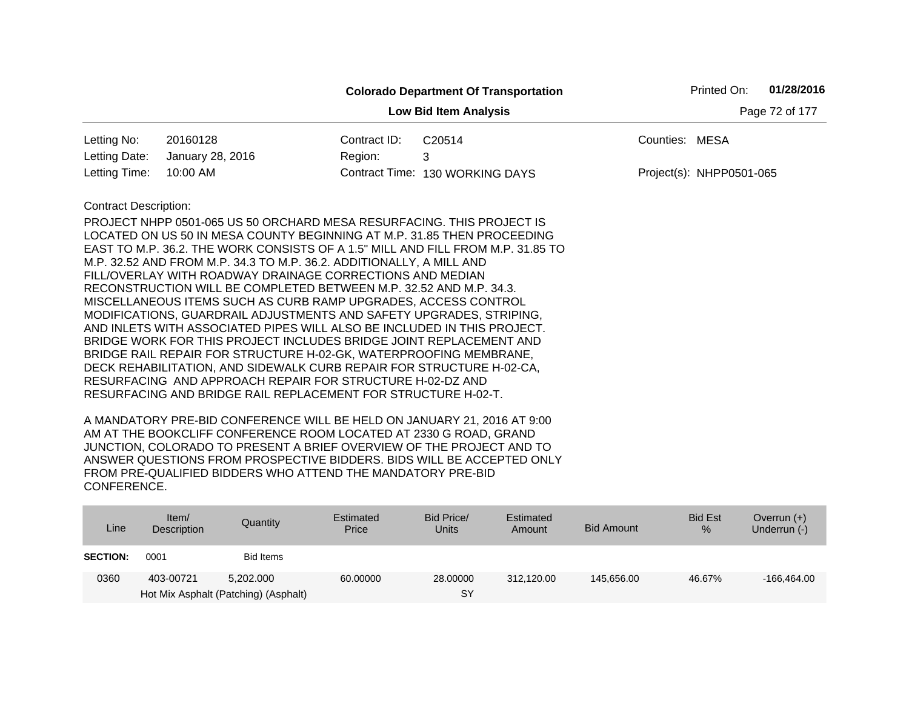**Colorado Department Of Transportation**

**Low Bid Item Analysis**

Printed On: **01/28/2016**

| | | | | | |
|---|---|---|---|---|---|
| Letting No: | 20160128 | Contract ID: | C20514 | Counties: | MESA |
| Letting Date: | January 28, 2016 | Region: | 3 | | |
| Letting Time: | 10:00 AM | Contract Time: | 130 WORKING DAYS | Project(s): | NHPP0501-065 |

Contract Description:

PROJECT NHPP 0501-065 US 50 ORCHARD MESA RESURFACING. THIS PROJECT IS LOCATED ON US 50 IN MESA COUNTY BEGINNING AT M.P. 31.85 THEN PROCEEDING EAST TO M.P. 36.2. THE WORK CONSISTS OF A 1.5" MILL AND FILL FROM M.P. 31.85 TO M.P. 32.52 AND FROM M.P. 34.3 TO M.P. 36.2. ADDITIONALLY, A MILL AND FILL/OVERLAY WITH ROADWAY DRAINAGE CORRECTIONS AND MEDIAN RECONSTRUCTION WILL BE COMPLETED BETWEEN M.P. 32.52 AND M.P. 34.3. MISCELLANEOUS ITEMS SUCH AS CURB RAMP UPGRADES, ACCESS CONTROL MODIFICATIONS, GUARDRAIL ADJUSTMENTS AND SAFETY UPGRADES, STRIPING, AND INLETS WITH ASSOCIATED PIPES WILL ALSO BE INCLUDED IN THIS PROJECT. BRIDGE WORK FOR THIS PROJECT INCLUDES BRIDGE JOINT REPLACEMENT AND BRIDGE RAIL REPAIR FOR STRUCTURE H-02-GK, WATERPROOFING MEMBRANE, DECK REHABILITATION, AND SIDEWALK CURB REPAIR FOR STRUCTURE H-02-CA, RESURFACING AND APPROACH REPAIR FOR STRUCTURE H-02-DZ AND RESURFACING AND BRIDGE RAIL REPLACEMENT FOR STRUCTURE H-02-T.

A MANDATORY PRE-BID CONFERENCE WILL BE HELD ON JANUARY 21, 2016 AT 9:00 AM AT THE BOOKCLIFF CONFERENCE ROOM LOCATED AT 2330 G ROAD, GRAND JUNCTION, COLORADO TO PRESENT A BRIEF OVERVIEW OF THE PROJECT AND TO ANSWER QUESTIONS FROM PROSPECTIVE BIDDERS. BIDS WILL BE ACCEPTED ONLY FROM PRE-QUALIFIED BIDDERS WHO ATTEND THE MANDATORY PRE-BID CONFERENCE.

| Line | Item/ Description | Quantity | Estimated Price | Bid Price/ Units | Estimated Amount | Bid Amount | Bid Est % | Overrun (+) Underrun (-) |
|---|---|---|---|---|---|---|---|---|
| **SECTION:** | 0001 | Bid Items | | | | | | |
| 0360 | 403-00721 Hot Mix Asphalt (Patching) (Asphalt) | 5,202.000 | 60.00000 | 28.00000 SY | 312,120.00 | 145,656.00 | 46.67% | -166,464.00 |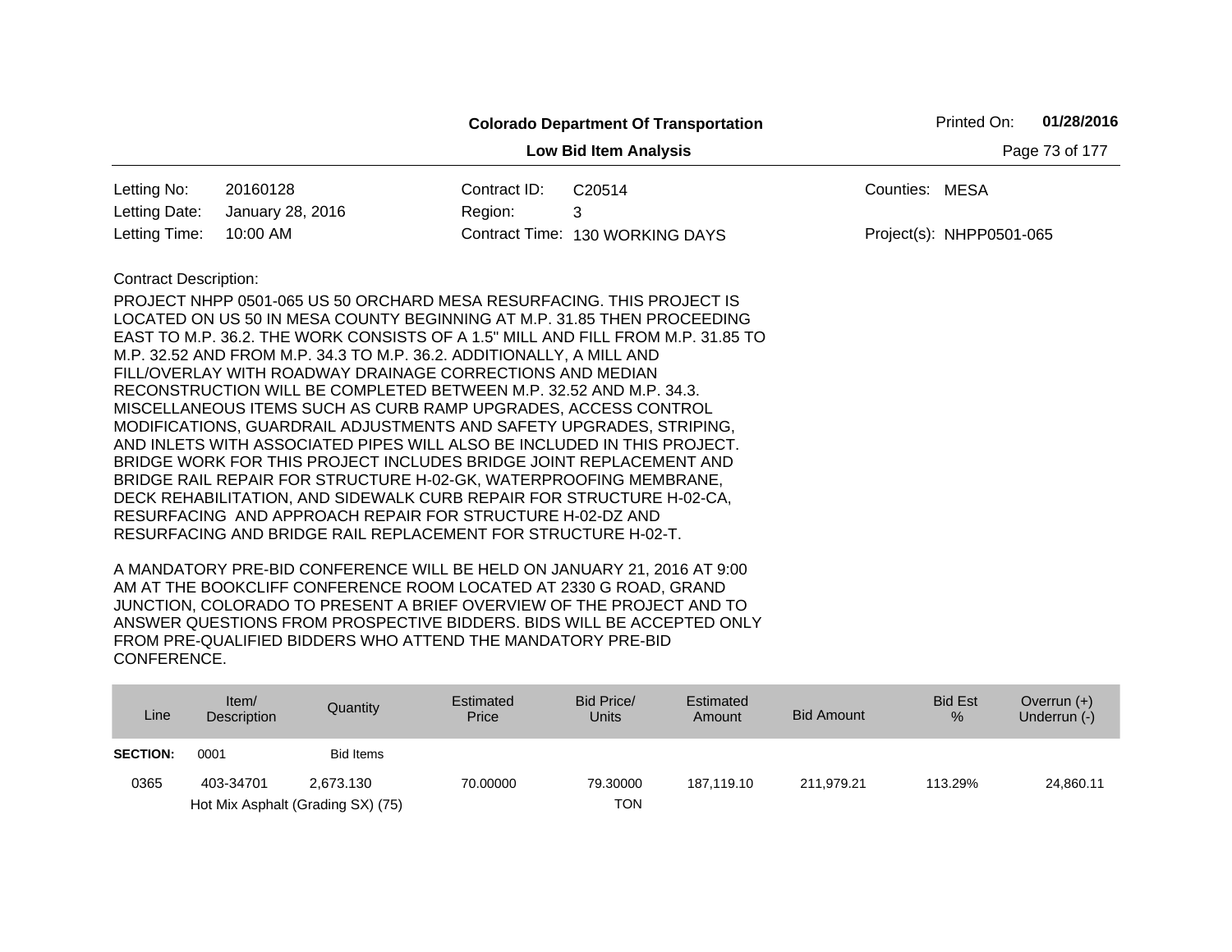**Colorado Department Of Transportation**

**Low Bid Item Analysis**

Printed On: **01/28/2016**

| | | | | | |
|---|---|---|---|---|---|
| Letting No: | 20160128 | Contract ID: | C20514 | Counties: | MESA |
| Letting Date: | January 28, 2016 | Region: | 3 | | |
| Letting Time: | 10:00 AM | Contract Time: | 130 WORKING DAYS | Project(s): | NHPP0501-065 |

Contract Description:

PROJECT NHPP 0501-065 US 50 ORCHARD MESA RESURFACING. THIS PROJECT IS LOCATED ON US 50 IN MESA COUNTY BEGINNING AT M.P. 31.85 THEN PROCEEDING EAST TO M.P. 36.2. THE WORK CONSISTS OF A 1.5" MILL AND FILL FROM M.P. 31.85 TO M.P. 32.52 AND FROM M.P. 34.3 TO M.P. 36.2. ADDITIONALLY, A MILL AND FILL/OVERLAY WITH ROADWAY DRAINAGE CORRECTIONS AND MEDIAN RECONSTRUCTION WILL BE COMPLETED BETWEEN M.P. 32.52 AND M.P. 34.3. MISCELLANEOUS ITEMS SUCH AS CURB RAMP UPGRADES, ACCESS CONTROL MODIFICATIONS, GUARDRAIL ADJUSTMENTS AND SAFETY UPGRADES, STRIPING, AND INLETS WITH ASSOCIATED PIPES WILL ALSO BE INCLUDED IN THIS PROJECT. BRIDGE WORK FOR THIS PROJECT INCLUDES BRIDGE JOINT REPLACEMENT AND BRIDGE RAIL REPAIR FOR STRUCTURE H-02-GK, WATERPROOFING MEMBRANE, DECK REHABILITATION, AND SIDEWALK CURB REPAIR FOR STRUCTURE H-02-CA, RESURFACING AND APPROACH REPAIR FOR STRUCTURE H-02-DZ AND RESURFACING AND BRIDGE RAIL REPLACEMENT FOR STRUCTURE H-02-T.

A MANDATORY PRE-BID CONFERENCE WILL BE HELD ON JANUARY 21, 2016 AT 9:00 AM AT THE BOOKCLIFF CONFERENCE ROOM LOCATED AT 2330 G ROAD, GRAND JUNCTION, COLORADO TO PRESENT A BRIEF OVERVIEW OF THE PROJECT AND TO ANSWER QUESTIONS FROM PROSPECTIVE BIDDERS. BIDS WILL BE ACCEPTED ONLY FROM PRE-QUALIFIED BIDDERS WHO ATTEND THE MANDATORY PRE-BID CONFERENCE.

| Line | Item/ Description | Quantity | Estimated Price | Bid Price/ Units | Estimated Amount | Bid Amount | Bid Est % | Overrun (+) Underrun (-) |
|---|---|---|---|---|---|---|---|---|
| **SECTION:** | 0001 | Bid Items | | | | | | |
| 0365 | 403-34701 Hot Mix Asphalt (Grading SX) (75) | 2,673.130 | 70.00000 | 79.30000 TON | 187,119.10 | 211,979.21 | 113.29% | 24,860.11 |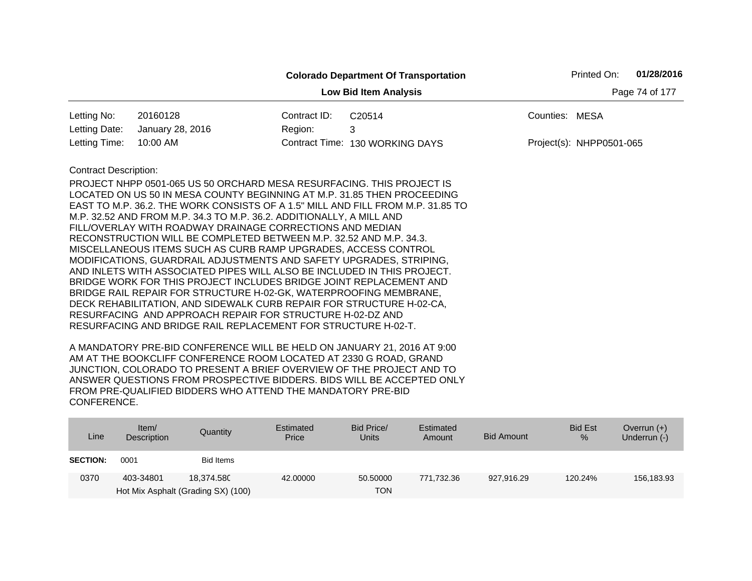**Colorado Department Of Transportation**

**Low Bid Item Analysis**

Printed On: **01/28/2016**

| | | | | | |
|---|---|---|---|---|---|
| Letting No: | 20160128 | Contract ID: | C20514 | Counties: | MESA |
| Letting Date: | January 28, 2016 | Region: | 3 | | |
| Letting Time: | 10:00 AM | Contract Time: | 130 WORKING DAYS | Project(s): | NHPP0501-065 |

Contract Description:

PROJECT NHPP 0501-065 US 50 ORCHARD MESA RESURFACING. THIS PROJECT IS LOCATED ON US 50 IN MESA COUNTY BEGINNING AT M.P. 31.85 THEN PROCEEDING EAST TO M.P. 36.2. THE WORK CONSISTS OF A 1.5" MILL AND FILL FROM M.P. 31.85 TO M.P. 32.52 AND FROM M.P. 34.3 TO M.P. 36.2. ADDITIONALLY, A MILL AND FILL/OVERLAY WITH ROADWAY DRAINAGE CORRECTIONS AND MEDIAN RECONSTRUCTION WILL BE COMPLETED BETWEEN M.P. 32.52 AND M.P. 34.3. MISCELLANEOUS ITEMS SUCH AS CURB RAMP UPGRADES, ACCESS CONTROL MODIFICATIONS, GUARDRAIL ADJUSTMENTS AND SAFETY UPGRADES, STRIPING, AND INLETS WITH ASSOCIATED PIPES WILL ALSO BE INCLUDED IN THIS PROJECT. BRIDGE WORK FOR THIS PROJECT INCLUDES BRIDGE JOINT REPLACEMENT AND BRIDGE RAIL REPAIR FOR STRUCTURE H-02-GK, WATERPROOFING MEMBRANE, DECK REHABILITATION, AND SIDEWALK CURB REPAIR FOR STRUCTURE H-02-CA, RESURFACING AND APPROACH REPAIR FOR STRUCTURE H-02-DZ AND RESURFACING AND BRIDGE RAIL REPLACEMENT FOR STRUCTURE H-02-T.

A MANDATORY PRE-BID CONFERENCE WILL BE HELD ON JANUARY 21, 2016 AT 9:00 AM AT THE BOOKCLIFF CONFERENCE ROOM LOCATED AT 2330 G ROAD, GRAND JUNCTION, COLORADO TO PRESENT A BRIEF OVERVIEW OF THE PROJECT AND TO ANSWER QUESTIONS FROM PROSPECTIVE BIDDERS. BIDS WILL BE ACCEPTED ONLY FROM PRE-QUALIFIED BIDDERS WHO ATTEND THE MANDATORY PRE-BID CONFERENCE.

| Line | Item/ Description | Quantity | Estimated Price | Bid Price/ Units | Estimated Amount | Bid Amount | Bid Est % | Overrun (+) Underrun (-) |
|---|---|---|---|---|---|---|---|---|
| **SECTION:** | 0001 | Bid Items | | | | | | |
| 0370 | 403-34801 Hot Mix Asphalt (Grading SX) (100) | 18,374.580 | 42.00000 | 50.50000 TON | 771,732.36 | 927,916.29 | 120.24% | 156,183.93 |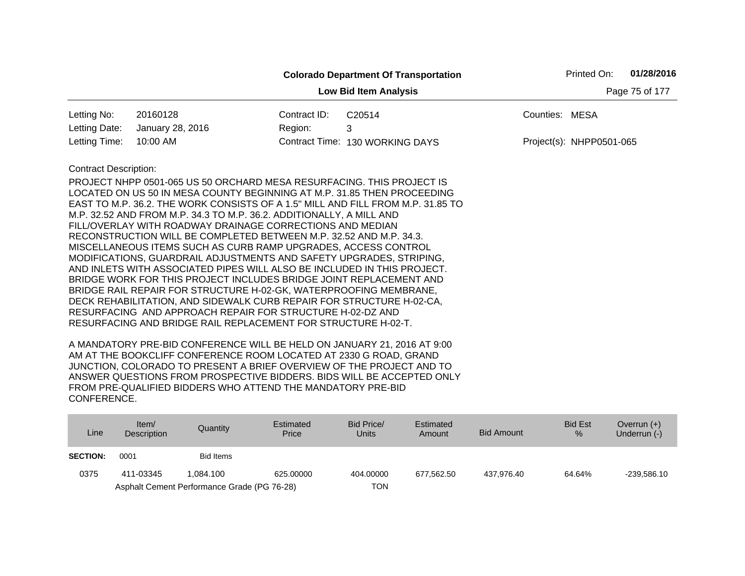**Colorado Department Of Transportation**

**Low Bid Item Analysis**

Printed On: **01/28/2016**

| | | | | | |
|---|---|---|---|---|---|
| Letting No: | 20160128 | Contract ID: | C20514 | Counties: | MESA |
| Letting Date: | January 28, 2016 | Region: | 3 | | |
| Letting Time: | 10:00 AM | Contract Time: | 130 WORKING DAYS | Project(s): | NHPP0501-065 |

Contract Description:

PROJECT NHPP 0501-065 US 50 ORCHARD MESA RESURFACING. THIS PROJECT IS LOCATED ON US 50 IN MESA COUNTY BEGINNING AT M.P. 31.85 THEN PROCEEDING EAST TO M.P. 36.2. THE WORK CONSISTS OF A 1.5" MILL AND FILL FROM M.P. 31.85 TO M.P. 32.52 AND FROM M.P. 34.3 TO M.P. 36.2. ADDITIONALLY, A MILL AND FILL/OVERLAY WITH ROADWAY DRAINAGE CORRECTIONS AND MEDIAN RECONSTRUCTION WILL BE COMPLETED BETWEEN M.P. 32.52 AND M.P. 34.3. MISCELLANEOUS ITEMS SUCH AS CURB RAMP UPGRADES, ACCESS CONTROL MODIFICATIONS, GUARDRAIL ADJUSTMENTS AND SAFETY UPGRADES, STRIPING, AND INLETS WITH ASSOCIATED PIPES WILL ALSO BE INCLUDED IN THIS PROJECT. BRIDGE WORK FOR THIS PROJECT INCLUDES BRIDGE JOINT REPLACEMENT AND BRIDGE RAIL REPAIR FOR STRUCTURE H-02-GK, WATERPROOFING MEMBRANE, DECK REHABILITATION, AND SIDEWALK CURB REPAIR FOR STRUCTURE H-02-CA, RESURFACING AND APPROACH REPAIR FOR STRUCTURE H-02-DZ AND RESURFACING AND BRIDGE RAIL REPLACEMENT FOR STRUCTURE H-02-T.

A MANDATORY PRE-BID CONFERENCE WILL BE HELD ON JANUARY 21, 2016 AT 9:00 AM AT THE BOOKCLIFF CONFERENCE ROOM LOCATED AT 2330 G ROAD, GRAND JUNCTION, COLORADO TO PRESENT A BRIEF OVERVIEW OF THE PROJECT AND TO ANSWER QUESTIONS FROM PROSPECTIVE BIDDERS. BIDS WILL BE ACCEPTED ONLY FROM PRE-QUALIFIED BIDDERS WHO ATTEND THE MANDATORY PRE-BID CONFERENCE.

| Line | Item/ Description | Quantity | Estimated Price | Bid Price/ Units | Estimated Amount | Bid Amount | Bid Est % | Overrun (+) Underrun (-) |
|---|---|---|---|---|---|---|---|---|
| **SECTION:** | 0001 | Bid Items | | | | | | |
| 0375 | 411-03345 | 1,084.100 | 625.00000 | 404.00000 | 677,562.50 | 437,976.40 | 64.64% | -239,586.10 |
| | Asphalt Cement Performance Grade (PG 76-28) | | | TON | | | | |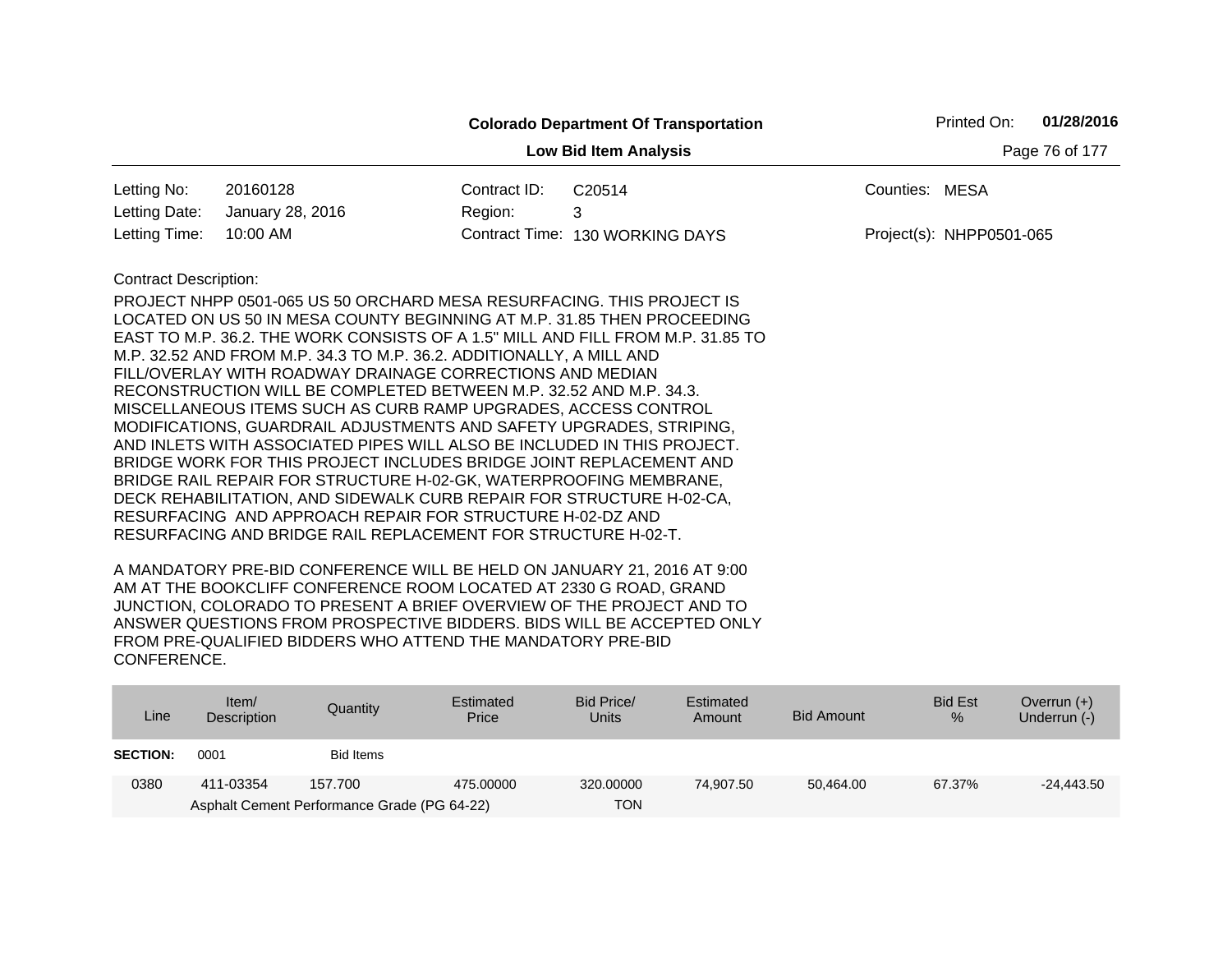**Colorado Department Of Transportation**

**Low Bid Item Analysis**

Printed On: **01/28/2016**

| | | | | | |
|---|---|---|---|---|---|
| Letting No: | 20160128 | Contract ID: | C20514 | Counties: | MESA |
| Letting Date: | January 28, 2016 | Region: | 3 | | |
| Letting Time: | 10:00 AM | Contract Time: | 130 WORKING DAYS | Project(s): | NHPP0501-065 |

Contract Description:

PROJECT NHPP 0501-065 US 50 ORCHARD MESA RESURFACING. THIS PROJECT IS LOCATED ON US 50 IN MESA COUNTY BEGINNING AT M.P. 31.85 THEN PROCEEDING EAST TO M.P. 36.2. THE WORK CONSISTS OF A 1.5" MILL AND FILL FROM M.P. 31.85 TO M.P. 32.52 AND FROM M.P. 34.3 TO M.P. 36.2. ADDITIONALLY, A MILL AND FILL/OVERLAY WITH ROADWAY DRAINAGE CORRECTIONS AND MEDIAN RECONSTRUCTION WILL BE COMPLETED BETWEEN M.P. 32.52 AND M.P. 34.3. MISCELLANEOUS ITEMS SUCH AS CURB RAMP UPGRADES, ACCESS CONTROL MODIFICATIONS, GUARDRAIL ADJUSTMENTS AND SAFETY UPGRADES, STRIPING, AND INLETS WITH ASSOCIATED PIPES WILL ALSO BE INCLUDED IN THIS PROJECT. BRIDGE WORK FOR THIS PROJECT INCLUDES BRIDGE JOINT REPLACEMENT AND BRIDGE RAIL REPAIR FOR STRUCTURE H-02-GK, WATERPROOFING MEMBRANE, DECK REHABILITATION, AND SIDEWALK CURB REPAIR FOR STRUCTURE H-02-CA, RESURFACING AND APPROACH REPAIR FOR STRUCTURE H-02-DZ AND RESURFACING AND BRIDGE RAIL REPLACEMENT FOR STRUCTURE H-02-T.

A MANDATORY PRE-BID CONFERENCE WILL BE HELD ON JANUARY 21, 2016 AT 9:00 AM AT THE BOOKCLIFF CONFERENCE ROOM LOCATED AT 2330 G ROAD, GRAND JUNCTION, COLORADO TO PRESENT A BRIEF OVERVIEW OF THE PROJECT AND TO ANSWER QUESTIONS FROM PROSPECTIVE BIDDERS. BIDS WILL BE ACCEPTED ONLY FROM PRE-QUALIFIED BIDDERS WHO ATTEND THE MANDATORY PRE-BID CONFERENCE.

| Line | Item/ Description | Quantity | Estimated Price | Bid Price/ Units | Estimated Amount | Bid Amount | Bid Est % | Overrun (+) Underrun (-) |
|---|---|---|---|---|---|---|---|---|
| **SECTION:** | 0001 | Bid Items | | | | | | |
| 0380 | 411-03354 | 157.700 | 475.00000 | 320.00000 | 74,907.50 | 50,464.00 | 67.37% | -24,443.50 |
| | Asphalt Cement Performance Grade (PG 64-22) | | | TON | | | | |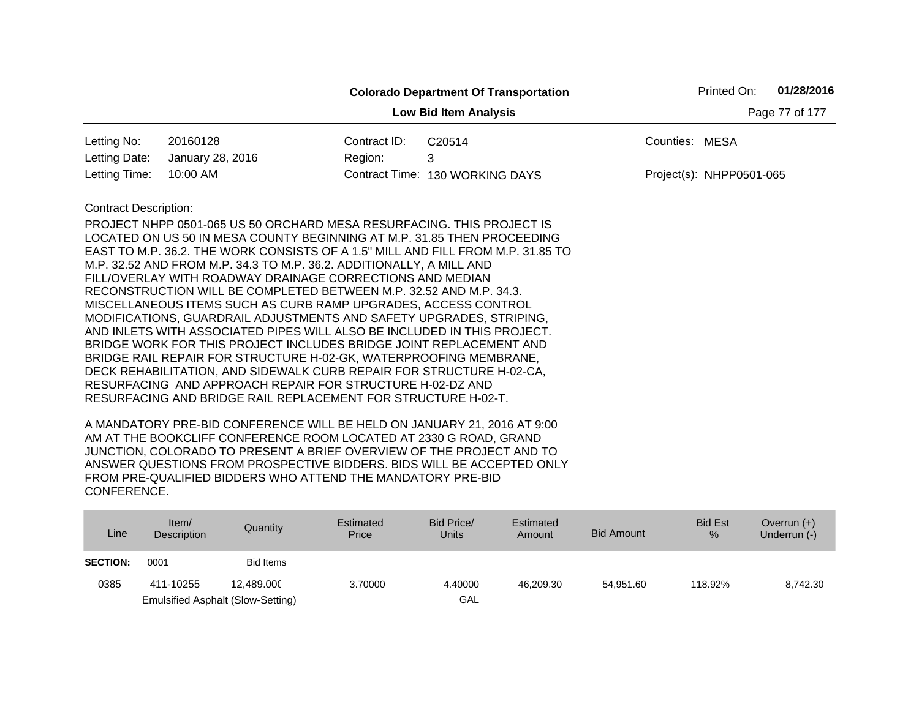**Colorado Department Of Transportation**

**Low Bid Item Analysis**

Printed On: **01/28/2016**

| | | | | | |
|---|---|---|---|---|---|
| Letting No: | 20160128 | Contract ID: | C20514 | Counties: | MESA |
| Letting Date: | January 28, 2016 | Region: | 3 | | |
| Letting Time: | 10:00 AM | Contract Time: | 130 WORKING DAYS | Project(s): | NHPP0501-065 |

Contract Description:

PROJECT NHPP 0501-065 US 50 ORCHARD MESA RESURFACING. THIS PROJECT IS LOCATED ON US 50 IN MESA COUNTY BEGINNING AT M.P. 31.85 THEN PROCEEDING EAST TO M.P. 36.2. THE WORK CONSISTS OF A 1.5" MILL AND FILL FROM M.P. 31.85 TO M.P. 32.52 AND FROM M.P. 34.3 TO M.P. 36.2. ADDITIONALLY, A MILL AND FILL/OVERLAY WITH ROADWAY DRAINAGE CORRECTIONS AND MEDIAN RECONSTRUCTION WILL BE COMPLETED BETWEEN M.P. 32.52 AND M.P. 34.3. MISCELLANEOUS ITEMS SUCH AS CURB RAMP UPGRADES, ACCESS CONTROL MODIFICATIONS, GUARDRAIL ADJUSTMENTS AND SAFETY UPGRADES, STRIPING, AND INLETS WITH ASSOCIATED PIPES WILL ALSO BE INCLUDED IN THIS PROJECT. BRIDGE WORK FOR THIS PROJECT INCLUDES BRIDGE JOINT REPLACEMENT AND BRIDGE RAIL REPAIR FOR STRUCTURE H-02-GK, WATERPROOFING MEMBRANE, DECK REHABILITATION, AND SIDEWALK CURB REPAIR FOR STRUCTURE H-02-CA, RESURFACING AND APPROACH REPAIR FOR STRUCTURE H-02-DZ AND RESURFACING AND BRIDGE RAIL REPLACEMENT FOR STRUCTURE H-02-T.

A MANDATORY PRE-BID CONFERENCE WILL BE HELD ON JANUARY 21, 2016 AT 9:00 AM AT THE BOOKCLIFF CONFERENCE ROOM LOCATED AT 2330 G ROAD, GRAND JUNCTION, COLORADO TO PRESENT A BRIEF OVERVIEW OF THE PROJECT AND TO ANSWER QUESTIONS FROM PROSPECTIVE BIDDERS. BIDS WILL BE ACCEPTED ONLY FROM PRE-QUALIFIED BIDDERS WHO ATTEND THE MANDATORY PRE-BID CONFERENCE.

| Line | Item/ Description | Quantity | Estimated Price | Bid Price/ Units | Estimated Amount | Bid Amount | Bid Est % | Overrun (+) Underrun (-) |
|---|---|---|---|---|---|---|---|---|
| **SECTION:** | 0001 | Bid Items | | | | | | |
| 0385 | 411-10255 Emulsified Asphalt (Slow-Setting) | 12,489.000 | 3.70000 | 4.40000 GAL | 46,209.30 | 54,951.60 | 118.92% | 8,742.30 |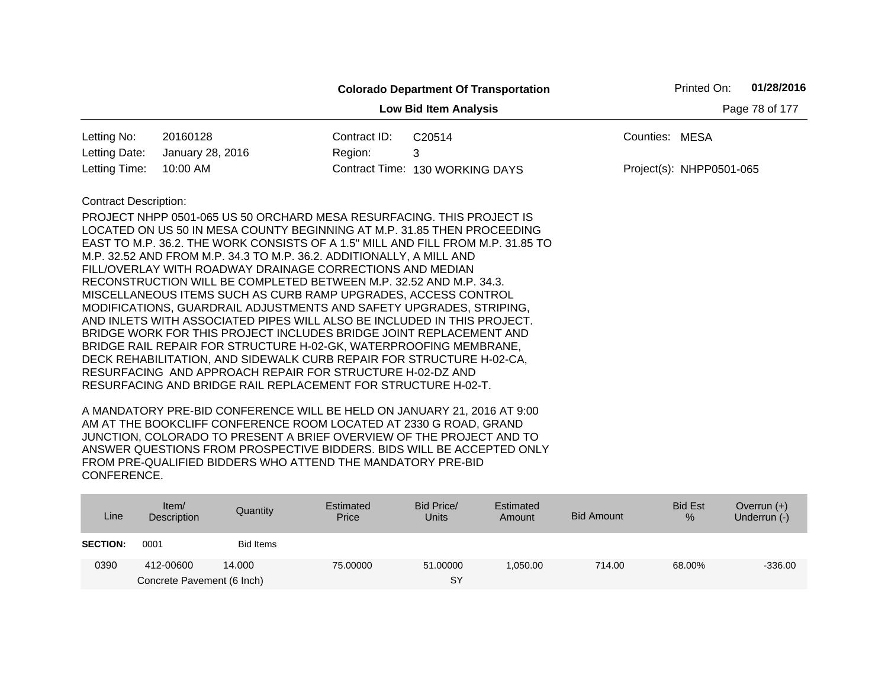**Colorado Department Of Transportation**

**Low Bid Item Analysis**

Printed On: **01/28/2016**

| | | | | | |
|---|---|---|---|---|---|
| Letting No: | 20160128 | Contract ID: | C20514 | Counties: | MESA |
| Letting Date: | January 28, 2016 | Region: | 3 | | |
| Letting Time: | 10:00 AM | Contract Time: | 130 WORKING DAYS | Project(s): | NHPP0501-065 |

Contract Description:

PROJECT NHPP 0501-065 US 50 ORCHARD MESA RESURFACING. THIS PROJECT IS LOCATED ON US 50 IN MESA COUNTY BEGINNING AT M.P. 31.85 THEN PROCEEDING EAST TO M.P. 36.2. THE WORK CONSISTS OF A 1.5" MILL AND FILL FROM M.P. 31.85 TO M.P. 32.52 AND FROM M.P. 34.3 TO M.P. 36.2. ADDITIONALLY, A MILL AND FILL/OVERLAY WITH ROADWAY DRAINAGE CORRECTIONS AND MEDIAN RECONSTRUCTION WILL BE COMPLETED BETWEEN M.P. 32.52 AND M.P. 34.3. MISCELLANEOUS ITEMS SUCH AS CURB RAMP UPGRADES, ACCESS CONTROL MODIFICATIONS, GUARDRAIL ADJUSTMENTS AND SAFETY UPGRADES, STRIPING, AND INLETS WITH ASSOCIATED PIPES WILL ALSO BE INCLUDED IN THIS PROJECT. BRIDGE WORK FOR THIS PROJECT INCLUDES BRIDGE JOINT REPLACEMENT AND BRIDGE RAIL REPAIR FOR STRUCTURE H-02-GK, WATERPROOFING MEMBRANE, DECK REHABILITATION, AND SIDEWALK CURB REPAIR FOR STRUCTURE H-02-CA, RESURFACING AND APPROACH REPAIR FOR STRUCTURE H-02-DZ AND RESURFACING AND BRIDGE RAIL REPLACEMENT FOR STRUCTURE H-02-T.

A MANDATORY PRE-BID CONFERENCE WILL BE HELD ON JANUARY 21, 2016 AT 9:00 AM AT THE BOOKCLIFF CONFERENCE ROOM LOCATED AT 2330 G ROAD, GRAND JUNCTION, COLORADO TO PRESENT A BRIEF OVERVIEW OF THE PROJECT AND TO ANSWER QUESTIONS FROM PROSPECTIVE BIDDERS. BIDS WILL BE ACCEPTED ONLY FROM PRE-QUALIFIED BIDDERS WHO ATTEND THE MANDATORY PRE-BID CONFERENCE.

| Line | Item/ Description | Quantity | Estimated Price | Bid Price/ Units | Estimated Amount | Bid Amount | Bid Est % | Overrun (+) Underrun (-) |
|---|---|---|---|---|---|---|---|---|
| **SECTION:** | 0001 | Bid Items | | | | | | |
| 0390 | 412-00600<br>Concrete Pavement (6 Inch) | 14.000 | 75.00000 | 51.00000<br>SY | 1,050.00 | 714.00 | 68.00% | -336.00 |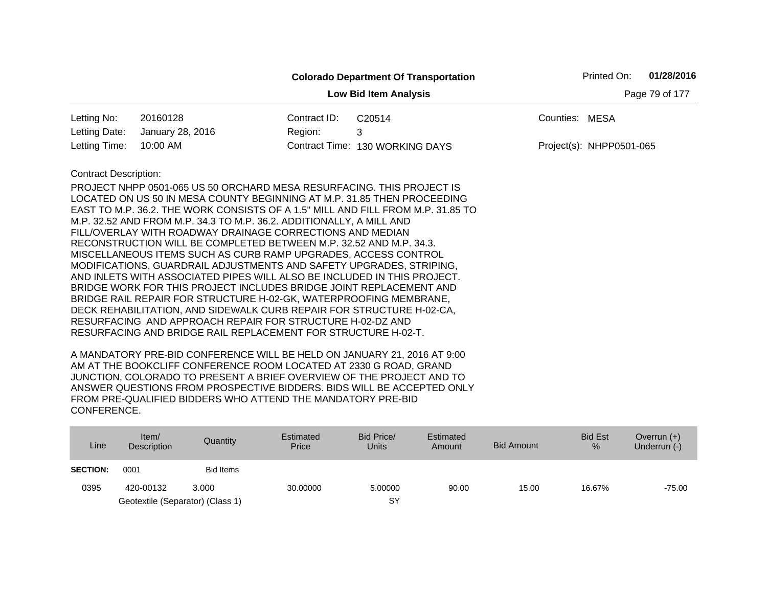**Colorado Department Of Transportation**

**Low Bid Item Analysis**

Printed On: **01/28/2016**

| | | | | | |
|---|---|---|---|---|---|
| Letting No: | 20160128 | Contract ID: | C20514 | Counties: | MESA |
| Letting Date: | January 28, 2016 | Region: | 3 | | |
| Letting Time: | 10:00 AM | Contract Time: | 130 WORKING DAYS | Project(s): | NHPP0501-065 |

Contract Description:

PROJECT NHPP 0501-065 US 50 ORCHARD MESA RESURFACING. THIS PROJECT IS LOCATED ON US 50 IN MESA COUNTY BEGINNING AT M.P. 31.85 THEN PROCEEDING EAST TO M.P. 36.2. THE WORK CONSISTS OF A 1.5" MILL AND FILL FROM M.P. 31.85 TO M.P. 32.52 AND FROM M.P. 34.3 TO M.P. 36.2. ADDITIONALLY, A MILL AND FILL/OVERLAY WITH ROADWAY DRAINAGE CORRECTIONS AND MEDIAN RECONSTRUCTION WILL BE COMPLETED BETWEEN M.P. 32.52 AND M.P. 34.3. MISCELLANEOUS ITEMS SUCH AS CURB RAMP UPGRADES, ACCESS CONTROL MODIFICATIONS, GUARDRAIL ADJUSTMENTS AND SAFETY UPGRADES, STRIPING, AND INLETS WITH ASSOCIATED PIPES WILL ALSO BE INCLUDED IN THIS PROJECT. BRIDGE WORK FOR THIS PROJECT INCLUDES BRIDGE JOINT REPLACEMENT AND BRIDGE RAIL REPAIR FOR STRUCTURE H-02-GK, WATERPROOFING MEMBRANE, DECK REHABILITATION, AND SIDEWALK CURB REPAIR FOR STRUCTURE H-02-CA, RESURFACING AND APPROACH REPAIR FOR STRUCTURE H-02-DZ AND RESURFACING AND BRIDGE RAIL REPLACEMENT FOR STRUCTURE H-02-T.

A MANDATORY PRE-BID CONFERENCE WILL BE HELD ON JANUARY 21, 2016 AT 9:00 AM AT THE BOOKCLIFF CONFERENCE ROOM LOCATED AT 2330 G ROAD, GRAND JUNCTION, COLORADO TO PRESENT A BRIEF OVERVIEW OF THE PROJECT AND TO ANSWER QUESTIONS FROM PROSPECTIVE BIDDERS. BIDS WILL BE ACCEPTED ONLY FROM PRE-QUALIFIED BIDDERS WHO ATTEND THE MANDATORY PRE-BID CONFERENCE.

| Line | Item/ Description | Quantity | Estimated Price | Bid Price/ Units | Estimated Amount | Bid Amount | Bid Est % | Overrun (+) Underrun (-) |
|---|---|---|---|---|---|---|---|---|
| **SECTION:** | 0001 | Bid Items | | | | | | |
| 0395 | 420-00132 Geotextile (Separator) (Class 1) | 3.000 | 30.00000 | 5.00000 SY | 90.00 | 15.00 | 16.67% | -75.00 |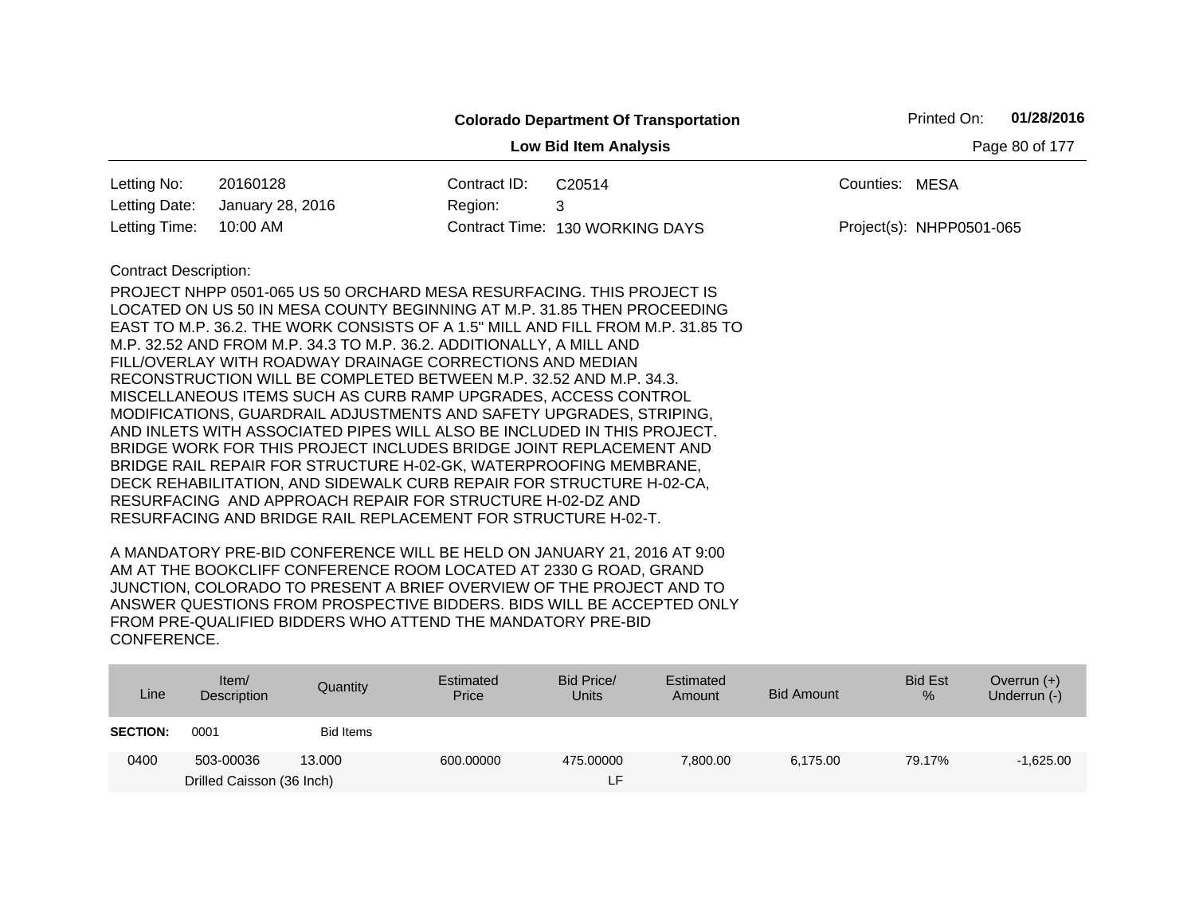**Colorado Department Of Transportation**

**Low Bid Item Analysis**

Printed On: **01/28/2016**

| | | | | | |
|---|---|---|---|---|---|
| Letting No: | 20160128 | Contract ID: | C20514 | Counties: | MESA |
| Letting Date: | January 28, 2016 | Region: | 3 | | |
| Letting Time: | 10:00 AM | Contract Time: | 130 WORKING DAYS | Project(s): | NHPP0501-065 |

Contract Description:

PROJECT NHPP 0501-065 US 50 ORCHARD MESA RESURFACING. THIS PROJECT IS LOCATED ON US 50 IN MESA COUNTY BEGINNING AT M.P. 31.85 THEN PROCEEDING EAST TO M.P. 36.2. THE WORK CONSISTS OF A 1.5" MILL AND FILL FROM M.P. 31.85 TO M.P. 32.52 AND FROM M.P. 34.3 TO M.P. 36.2. ADDITIONALLY, A MILL AND FILL/OVERLAY WITH ROADWAY DRAINAGE CORRECTIONS AND MEDIAN RECONSTRUCTION WILL BE COMPLETED BETWEEN M.P. 32.52 AND M.P. 34.3. MISCELLANEOUS ITEMS SUCH AS CURB RAMP UPGRADES, ACCESS CONTROL MODIFICATIONS, GUARDRAIL ADJUSTMENTS AND SAFETY UPGRADES, STRIPING, AND INLETS WITH ASSOCIATED PIPES WILL ALSO BE INCLUDED IN THIS PROJECT. BRIDGE WORK FOR THIS PROJECT INCLUDES BRIDGE JOINT REPLACEMENT AND BRIDGE RAIL REPAIR FOR STRUCTURE H-02-GK, WATERPROOFING MEMBRANE, DECK REHABILITATION, AND SIDEWALK CURB REPAIR FOR STRUCTURE H-02-CA, RESURFACING AND APPROACH REPAIR FOR STRUCTURE H-02-DZ AND RESURFACING AND BRIDGE RAIL REPLACEMENT FOR STRUCTURE H-02-T.

A MANDATORY PRE-BID CONFERENCE WILL BE HELD ON JANUARY 21, 2016 AT 9:00 AM AT THE BOOKCLIFF CONFERENCE ROOM LOCATED AT 2330 G ROAD, GRAND JUNCTION, COLORADO TO PRESENT A BRIEF OVERVIEW OF THE PROJECT AND TO ANSWER QUESTIONS FROM PROSPECTIVE BIDDERS. BIDS WILL BE ACCEPTED ONLY FROM PRE-QUALIFIED BIDDERS WHO ATTEND THE MANDATORY PRE-BID CONFERENCE.

| Line | Item/ Description | Quantity | Estimated Price | Bid Price/ Units | Estimated Amount | Bid Amount | Bid Est % | Overrun (+) Underrun (-) |
|---|---|---|---|---|---|---|---|---|
| **SECTION:** | 0001 | Bid Items | | | | | | |
| 0400 | 503-00036 Drilled Caisson (36 Inch) | 13.000 | 600.00000 | 475.00000 LF | 7,800.00 | 6,175.00 | 79.17% | -1,625.00 |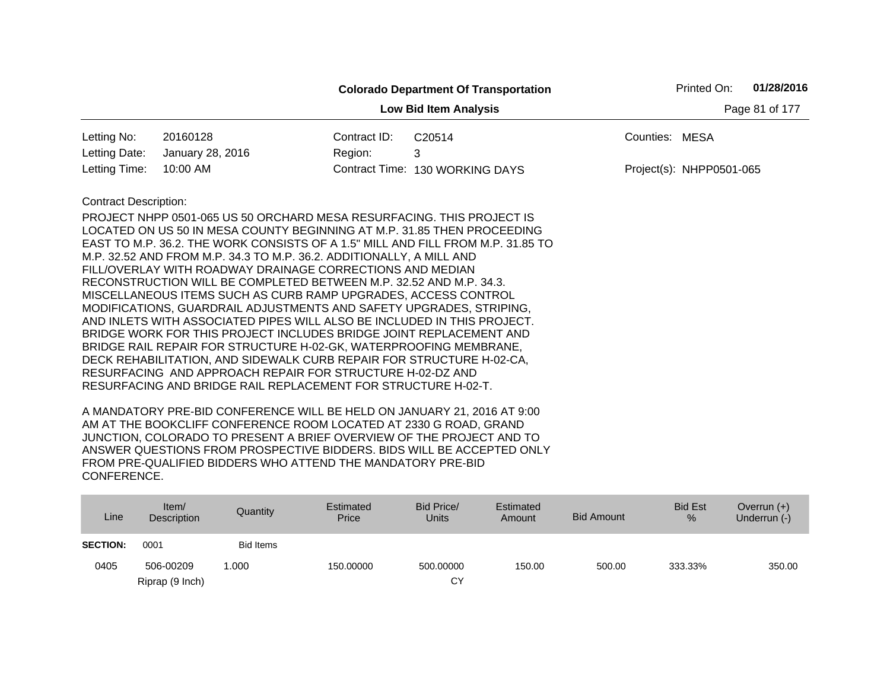**Colorado Department Of Transportation**

**Low Bid Item Analysis**

Printed On: **01/28/2016**

| | | | | | |
|---|---|---|---|---|---|
| Letting No: | 20160128 | Contract ID: | C20514 | Counties: | MESA |
| Letting Date: | January 28, 2016 | Region: | 3 | | |
| Letting Time: | 10:00 AM | Contract Time: | 130 WORKING DAYS | Project(s): | NHPP0501-065 |

Contract Description:

PROJECT NHPP 0501-065 US 50 ORCHARD MESA RESURFACING. THIS PROJECT IS LOCATED ON US 50 IN MESA COUNTY BEGINNING AT M.P. 31.85 THEN PROCEEDING EAST TO M.P. 36.2. THE WORK CONSISTS OF A 1.5" MILL AND FILL FROM M.P. 31.85 TO M.P. 32.52 AND FROM M.P. 34.3 TO M.P. 36.2. ADDITIONALLY, A MILL AND FILL/OVERLAY WITH ROADWAY DRAINAGE CORRECTIONS AND MEDIAN RECONSTRUCTION WILL BE COMPLETED BETWEEN M.P. 32.52 AND M.P. 34.3. MISCELLANEOUS ITEMS SUCH AS CURB RAMP UPGRADES, ACCESS CONTROL MODIFICATIONS, GUARDRAIL ADJUSTMENTS AND SAFETY UPGRADES, STRIPING, AND INLETS WITH ASSOCIATED PIPES WILL ALSO BE INCLUDED IN THIS PROJECT. BRIDGE WORK FOR THIS PROJECT INCLUDES BRIDGE JOINT REPLACEMENT AND BRIDGE RAIL REPAIR FOR STRUCTURE H-02-GK, WATERPROOFING MEMBRANE, DECK REHABILITATION, AND SIDEWALK CURB REPAIR FOR STRUCTURE H-02-CA, RESURFACING AND APPROACH REPAIR FOR STRUCTURE H-02-DZ AND RESURFACING AND BRIDGE RAIL REPLACEMENT FOR STRUCTURE H-02-T.

A MANDATORY PRE-BID CONFERENCE WILL BE HELD ON JANUARY 21, 2016 AT 9:00 AM AT THE BOOKCLIFF CONFERENCE ROOM LOCATED AT 2330 G ROAD, GRAND JUNCTION, COLORADO TO PRESENT A BRIEF OVERVIEW OF THE PROJECT AND TO ANSWER QUESTIONS FROM PROSPECTIVE BIDDERS. BIDS WILL BE ACCEPTED ONLY FROM PRE-QUALIFIED BIDDERS WHO ATTEND THE MANDATORY PRE-BID CONFERENCE.

| Line | Item/ Description | Quantity | Estimated Price | Bid Price/ Units | Estimated Amount | Bid Amount | Bid Est % | Overrun (+) Underrun (-) |
|---|---|---|---|---|---|---|---|---|
| **SECTION:** | 0001 | Bid Items | | | | | | |
| 0405 | 506-00209 Riprap (9 Inch) | 1.000 | 150.00000 | 500.00000 CY | 150.00 | 500.00 | 333.33% | 350.00 |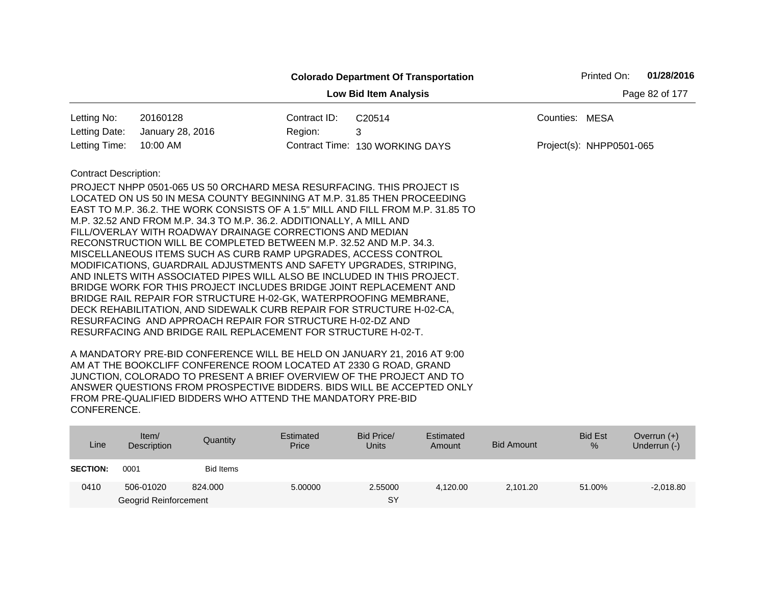**Colorado Department Of Transportation**

**Low Bid Item Analysis**

Printed On: **01/28/2016**

| | | | | | |
|---|---|---|---|---|---|
| Letting No: | 20160128 | Contract ID: | C20514 | Counties: | MESA |
| Letting Date: | January 28, 2016 | Region: | 3 | | |
| Letting Time: | 10:00 AM | Contract Time: | 130 WORKING DAYS | Project(s): | NHPP0501-065 |

Contract Description:

PROJECT NHPP 0501-065 US 50 ORCHARD MESA RESURFACING. THIS PROJECT IS LOCATED ON US 50 IN MESA COUNTY BEGINNING AT M.P. 31.85 THEN PROCEEDING EAST TO M.P. 36.2. THE WORK CONSISTS OF A 1.5" MILL AND FILL FROM M.P. 31.85 TO M.P. 32.52 AND FROM M.P. 34.3 TO M.P. 36.2. ADDITIONALLY, A MILL AND FILL/OVERLAY WITH ROADWAY DRAINAGE CORRECTIONS AND MEDIAN RECONSTRUCTION WILL BE COMPLETED BETWEEN M.P. 32.52 AND M.P. 34.3. MISCELLANEOUS ITEMS SUCH AS CURB RAMP UPGRADES, ACCESS CONTROL MODIFICATIONS, GUARDRAIL ADJUSTMENTS AND SAFETY UPGRADES, STRIPING, AND INLETS WITH ASSOCIATED PIPES WILL ALSO BE INCLUDED IN THIS PROJECT. BRIDGE WORK FOR THIS PROJECT INCLUDES BRIDGE JOINT REPLACEMENT AND BRIDGE RAIL REPAIR FOR STRUCTURE H-02-GK, WATERPROOFING MEMBRANE, DECK REHABILITATION, AND SIDEWALK CURB REPAIR FOR STRUCTURE H-02-CA, RESURFACING AND APPROACH REPAIR FOR STRUCTURE H-02-DZ AND RESURFACING AND BRIDGE RAIL REPLACEMENT FOR STRUCTURE H-02-T.

A MANDATORY PRE-BID CONFERENCE WILL BE HELD ON JANUARY 21, 2016 AT 9:00 AM AT THE BOOKCLIFF CONFERENCE ROOM LOCATED AT 2330 G ROAD, GRAND JUNCTION, COLORADO TO PRESENT A BRIEF OVERVIEW OF THE PROJECT AND TO ANSWER QUESTIONS FROM PROSPECTIVE BIDDERS. BIDS WILL BE ACCEPTED ONLY FROM PRE-QUALIFIED BIDDERS WHO ATTEND THE MANDATORY PRE-BID CONFERENCE.

| Line | Item/ Description | Quantity | Estimated Price | Bid Price/ Units | Estimated Amount | Bid Amount | Bid Est % | Overrun (+) Underrun (-) |
|---|---|---|---|---|---|---|---|---|
| **SECTION:** | 0001 | Bid Items | | | | | | |
| 0410 | 506-01020 Geogrid Reinforcement | 824.000 | 5.00000 | 2.55000 SY | 4,120.00 | 2,101.20 | 51.00% | -2,018.80 |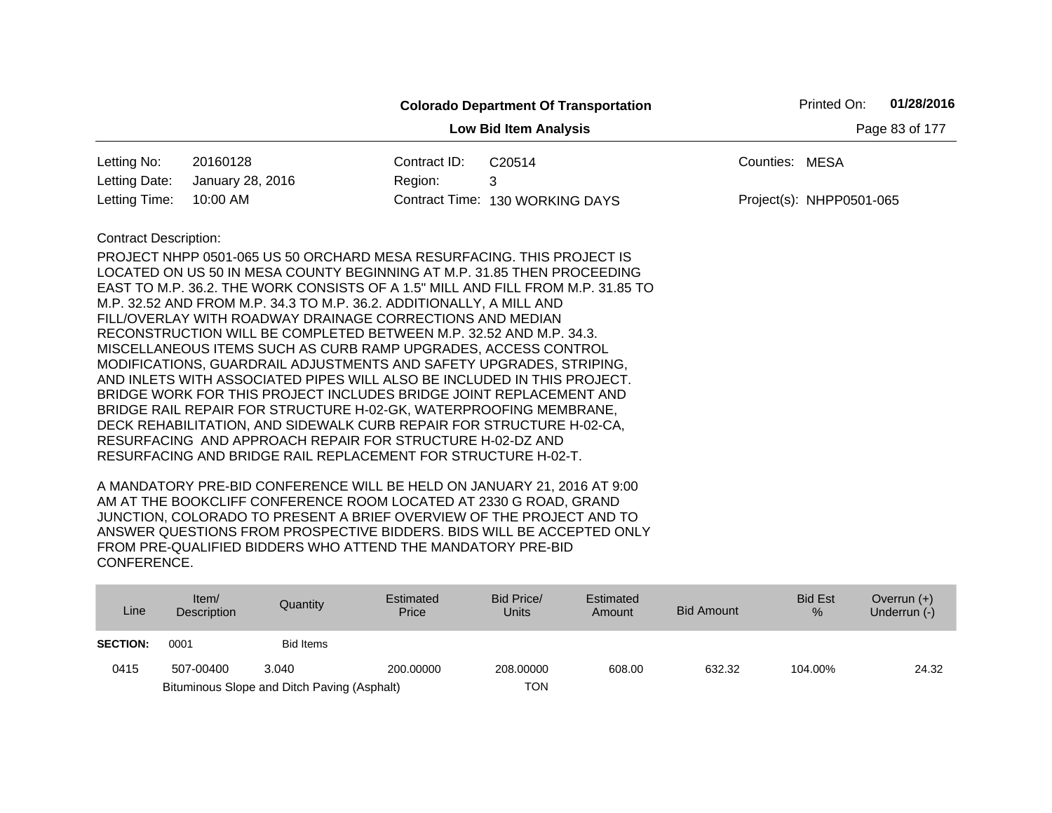**Colorado Department Of Transportation**

**Low Bid Item Analysis**

Printed On: **01/28/2016**

| | | | | | |
|---|---|---|---|---|---|
| Letting No: | 20160128 | Contract ID: | C20514 | Counties: | MESA |
| Letting Date: | January 28, 2016 | Region: | 3 | | |
| Letting Time: | 10:00 AM | Contract Time: | 130 WORKING DAYS | Project(s): | NHPP0501-065 |

Contract Description:

PROJECT NHPP 0501-065 US 50 ORCHARD MESA RESURFACING. THIS PROJECT IS LOCATED ON US 50 IN MESA COUNTY BEGINNING AT M.P. 31.85 THEN PROCEEDING EAST TO M.P. 36.2. THE WORK CONSISTS OF A 1.5" MILL AND FILL FROM M.P. 31.85 TO M.P. 32.52 AND FROM M.P. 34.3 TO M.P. 36.2. ADDITIONALLY, A MILL AND FILL/OVERLAY WITH ROADWAY DRAINAGE CORRECTIONS AND MEDIAN RECONSTRUCTION WILL BE COMPLETED BETWEEN M.P. 32.52 AND M.P. 34.3. MISCELLANEOUS ITEMS SUCH AS CURB RAMP UPGRADES, ACCESS CONTROL MODIFICATIONS, GUARDRAIL ADJUSTMENTS AND SAFETY UPGRADES, STRIPING, AND INLETS WITH ASSOCIATED PIPES WILL ALSO BE INCLUDED IN THIS PROJECT. BRIDGE WORK FOR THIS PROJECT INCLUDES BRIDGE JOINT REPLACEMENT AND BRIDGE RAIL REPAIR FOR STRUCTURE H-02-GK, WATERPROOFING MEMBRANE, DECK REHABILITATION, AND SIDEWALK CURB REPAIR FOR STRUCTURE H-02-CA, RESURFACING AND APPROACH REPAIR FOR STRUCTURE H-02-DZ AND RESURFACING AND BRIDGE RAIL REPLACEMENT FOR STRUCTURE H-02-T.

A MANDATORY PRE-BID CONFERENCE WILL BE HELD ON JANUARY 21, 2016 AT 9:00 AM AT THE BOOKCLIFF CONFERENCE ROOM LOCATED AT 2330 G ROAD, GRAND JUNCTION, COLORADO TO PRESENT A BRIEF OVERVIEW OF THE PROJECT AND TO ANSWER QUESTIONS FROM PROSPECTIVE BIDDERS. BIDS WILL BE ACCEPTED ONLY FROM PRE-QUALIFIED BIDDERS WHO ATTEND THE MANDATORY PRE-BID CONFERENCE.

| Line | Item/ Description | Quantity | Estimated Price | Bid Price/ Units | Estimated Amount | Bid Amount | Bid Est % | Overrun (+) Underrun (-) |
|---|---|---|---|---|---|---|---|---|
| **SECTION:** | 0001 | Bid Items | | | | | | |
| 0415 | 507-00400 | 3.040 | 200.00000 | 208.00000 | 608.00 | 632.32 | 104.00% | 24.32 |
| | Bituminous Slope and Ditch Paving (Asphalt) | | | TON | | | | |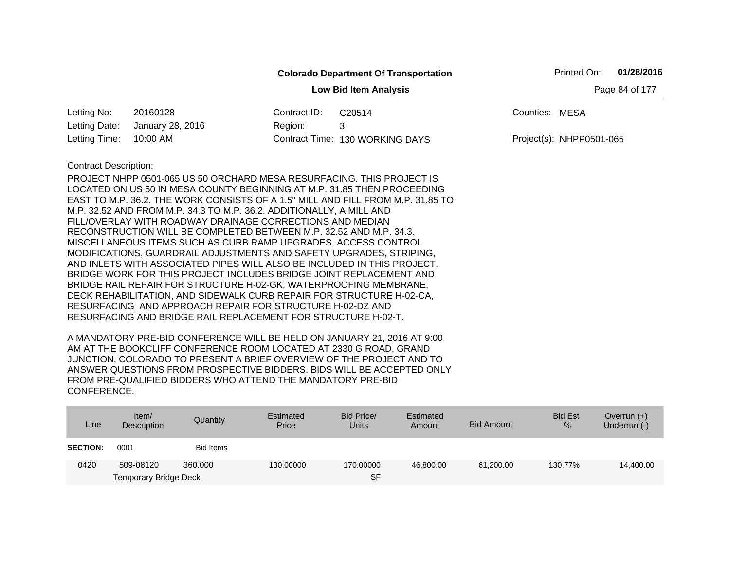**Colorado Department Of Transportation**

**Low Bid Item Analysis**

Printed On: **01/28/2016**

| | | | | | |
|---|---|---|---|---|---|
| Letting No: | 20160128 | Contract ID: | C20514 | Counties: | MESA |
| Letting Date: | January 28, 2016 | Region: | 3 | | |
| Letting Time: | 10:00 AM | Contract Time: | 130 WORKING DAYS | Project(s): | NHPP0501-065 |

Contract Description:

PROJECT NHPP 0501-065 US 50 ORCHARD MESA RESURFACING. THIS PROJECT IS LOCATED ON US 50 IN MESA COUNTY BEGINNING AT M.P. 31.85 THEN PROCEEDING EAST TO M.P. 36.2. THE WORK CONSISTS OF A 1.5" MILL AND FILL FROM M.P. 31.85 TO M.P. 32.52 AND FROM M.P. 34.3 TO M.P. 36.2. ADDITIONALLY, A MILL AND FILL/OVERLAY WITH ROADWAY DRAINAGE CORRECTIONS AND MEDIAN RECONSTRUCTION WILL BE COMPLETED BETWEEN M.P. 32.52 AND M.P. 34.3. MISCELLANEOUS ITEMS SUCH AS CURB RAMP UPGRADES, ACCESS CONTROL MODIFICATIONS, GUARDRAIL ADJUSTMENTS AND SAFETY UPGRADES, STRIPING, AND INLETS WITH ASSOCIATED PIPES WILL ALSO BE INCLUDED IN THIS PROJECT. BRIDGE WORK FOR THIS PROJECT INCLUDES BRIDGE JOINT REPLACEMENT AND BRIDGE RAIL REPAIR FOR STRUCTURE H-02-GK, WATERPROOFING MEMBRANE, DECK REHABILITATION, AND SIDEWALK CURB REPAIR FOR STRUCTURE H-02-CA, RESURFACING AND APPROACH REPAIR FOR STRUCTURE H-02-DZ AND RESURFACING AND BRIDGE RAIL REPLACEMENT FOR STRUCTURE H-02-T.

A MANDATORY PRE-BID CONFERENCE WILL BE HELD ON JANUARY 21, 2016 AT 9:00 AM AT THE BOOKCLIFF CONFERENCE ROOM LOCATED AT 2330 G ROAD, GRAND JUNCTION, COLORADO TO PRESENT A BRIEF OVERVIEW OF THE PROJECT AND TO ANSWER QUESTIONS FROM PROSPECTIVE BIDDERS. BIDS WILL BE ACCEPTED ONLY FROM PRE-QUALIFIED BIDDERS WHO ATTEND THE MANDATORY PRE-BID CONFERENCE.

| Line | Item/ Description | Quantity | Estimated Price | Bid Price/ Units | Estimated Amount | Bid Amount | Bid Est % | Overrun (+) Underrun (-) |
|---|---|---|---|---|---|---|---|---|
| **SECTION:** | 0001 | Bid Items | | | | | | |
| 0420 | 509-08120 Temporary Bridge Deck | 360.000 | 130.00000 | 170.00000 SF | 46,800.00 | 61,200.00 | 130.77% | 14,400.00 |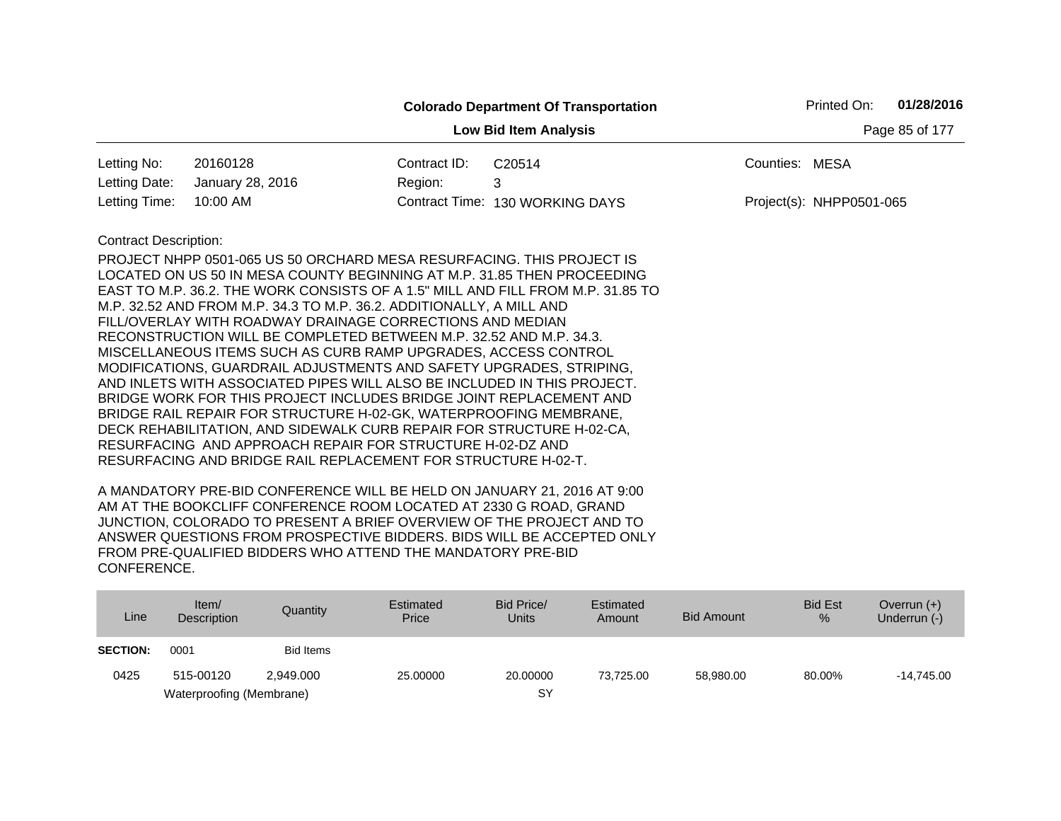**Colorado Department Of Transportation**

**Low Bid Item Analysis**

Printed On: **01/28/2016**

| | | | | | |
|---|---|---|---|---|---|
| Letting No: | 20160128 | Contract ID: | C20514 | Counties: | MESA |
| Letting Date: | January 28, 2016 | Region: | 3 | | |
| Letting Time: | 10:00 AM | Contract Time: | 130 WORKING DAYS | Project(s): | NHPP0501-065 |

Contract Description:

PROJECT NHPP 0501-065 US 50 ORCHARD MESA RESURFACING. THIS PROJECT IS LOCATED ON US 50 IN MESA COUNTY BEGINNING AT M.P. 31.85 THEN PROCEEDING EAST TO M.P. 36.2. THE WORK CONSISTS OF A 1.5" MILL AND FILL FROM M.P. 31.85 TO M.P. 32.52 AND FROM M.P. 34.3 TO M.P. 36.2. ADDITIONALLY, A MILL AND FILL/OVERLAY WITH ROADWAY DRAINAGE CORRECTIONS AND MEDIAN RECONSTRUCTION WILL BE COMPLETED BETWEEN M.P. 32.52 AND M.P. 34.3. MISCELLANEOUS ITEMS SUCH AS CURB RAMP UPGRADES, ACCESS CONTROL MODIFICATIONS, GUARDRAIL ADJUSTMENTS AND SAFETY UPGRADES, STRIPING, AND INLETS WITH ASSOCIATED PIPES WILL ALSO BE INCLUDED IN THIS PROJECT. BRIDGE WORK FOR THIS PROJECT INCLUDES BRIDGE JOINT REPLACEMENT AND BRIDGE RAIL REPAIR FOR STRUCTURE H-02-GK, WATERPROOFING MEMBRANE, DECK REHABILITATION, AND SIDEWALK CURB REPAIR FOR STRUCTURE H-02-CA, RESURFACING AND APPROACH REPAIR FOR STRUCTURE H-02-DZ AND RESURFACING AND BRIDGE RAIL REPLACEMENT FOR STRUCTURE H-02-T.

A MANDATORY PRE-BID CONFERENCE WILL BE HELD ON JANUARY 21, 2016 AT 9:00 AM AT THE BOOKCLIFF CONFERENCE ROOM LOCATED AT 2330 G ROAD, GRAND JUNCTION, COLORADO TO PRESENT A BRIEF OVERVIEW OF THE PROJECT AND TO ANSWER QUESTIONS FROM PROSPECTIVE BIDDERS. BIDS WILL BE ACCEPTED ONLY FROM PRE-QUALIFIED BIDDERS WHO ATTEND THE MANDATORY PRE-BID CONFERENCE.

| Line | Item/ Description | Quantity | Estimated Price | Bid Price/ Units | Estimated Amount | Bid Amount | Bid Est % | Overrun (+) Underrun (-) |
|---|---|---|---|---|---|---|---|---|
| **SECTION:** | 0001 | Bid Items | | | | | | |
| 0425 | 515-00120<br>Waterproofing (Membrane) | 2,949.000 | 25.00000 | 20.00000<br>SY | 73,725.00 | 58,980.00 | 80.00% | -14,745.00 |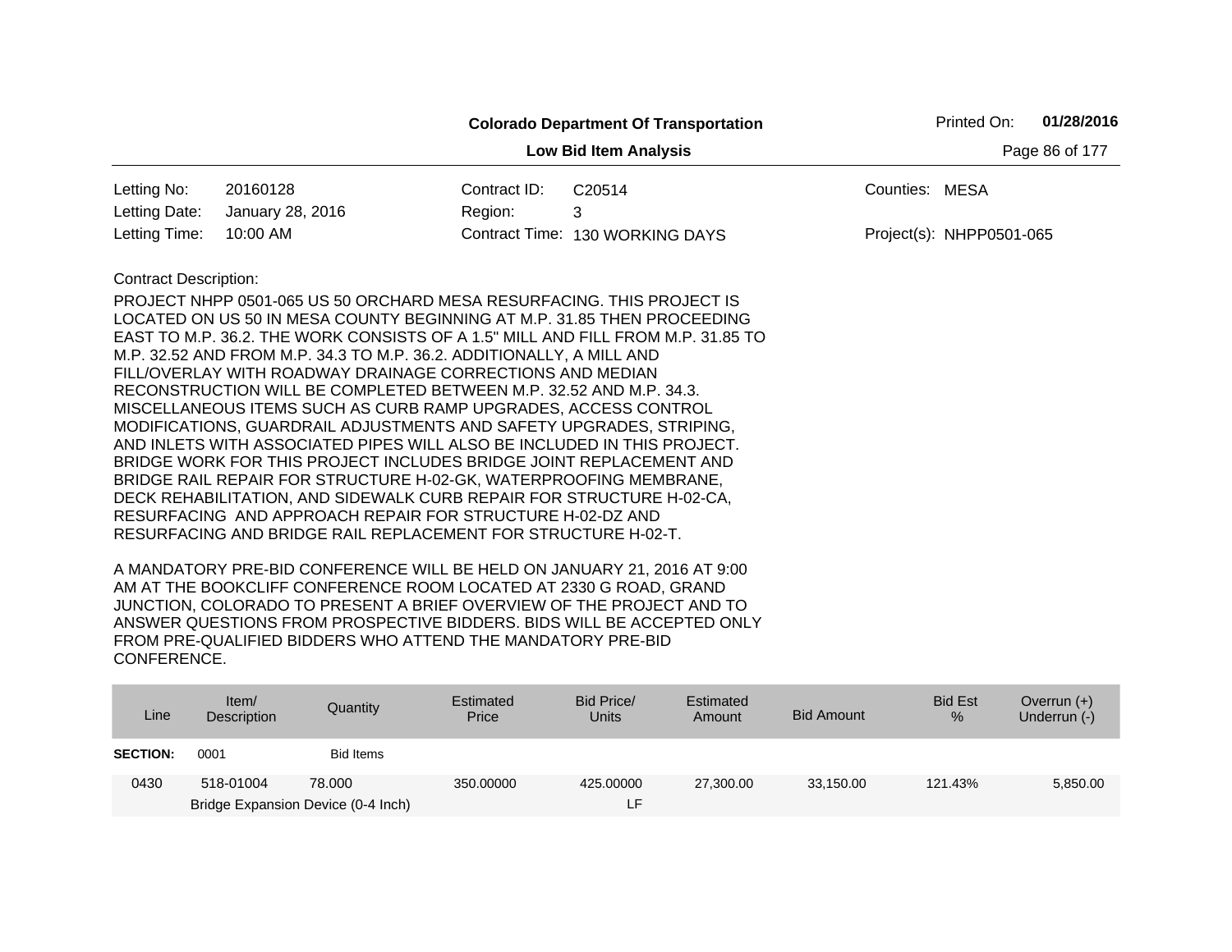**Colorado Department Of Transportation**

**Low Bid Item Analysis**

Printed On: **01/28/2016**

| | | | | | |
|---|---|---|---|---|---|
| Letting No: | 20160128 | Contract ID: | C20514 | Counties: | MESA |
| Letting Date: | January 28, 2016 | Region: | 3 | | |
| Letting Time: | 10:00 AM | Contract Time: | 130 WORKING DAYS | Project(s): | NHPP0501-065 |

Contract Description:

PROJECT NHPP 0501-065 US 50 ORCHARD MESA RESURFACING. THIS PROJECT IS LOCATED ON US 50 IN MESA COUNTY BEGINNING AT M.P. 31.85 THEN PROCEEDING EAST TO M.P. 36.2. THE WORK CONSISTS OF A 1.5" MILL AND FILL FROM M.P. 31.85 TO M.P. 32.52 AND FROM M.P. 34.3 TO M.P. 36.2. ADDITIONALLY, A MILL AND FILL/OVERLAY WITH ROADWAY DRAINAGE CORRECTIONS AND MEDIAN RECONSTRUCTION WILL BE COMPLETED BETWEEN M.P. 32.52 AND M.P. 34.3. MISCELLANEOUS ITEMS SUCH AS CURB RAMP UPGRADES, ACCESS CONTROL MODIFICATIONS, GUARDRAIL ADJUSTMENTS AND SAFETY UPGRADES, STRIPING, AND INLETS WITH ASSOCIATED PIPES WILL ALSO BE INCLUDED IN THIS PROJECT. BRIDGE WORK FOR THIS PROJECT INCLUDES BRIDGE JOINT REPLACEMENT AND BRIDGE RAIL REPAIR FOR STRUCTURE H-02-GK, WATERPROOFING MEMBRANE, DECK REHABILITATION, AND SIDEWALK CURB REPAIR FOR STRUCTURE H-02-CA, RESURFACING AND APPROACH REPAIR FOR STRUCTURE H-02-DZ AND RESURFACING AND BRIDGE RAIL REPLACEMENT FOR STRUCTURE H-02-T.

A MANDATORY PRE-BID CONFERENCE WILL BE HELD ON JANUARY 21, 2016 AT 9:00 AM AT THE BOOKCLIFF CONFERENCE ROOM LOCATED AT 2330 G ROAD, GRAND JUNCTION, COLORADO TO PRESENT A BRIEF OVERVIEW OF THE PROJECT AND TO ANSWER QUESTIONS FROM PROSPECTIVE BIDDERS. BIDS WILL BE ACCEPTED ONLY FROM PRE-QUALIFIED BIDDERS WHO ATTEND THE MANDATORY PRE-BID CONFERENCE.

| Line | Item/ Description | Quantity | Estimated Price | Bid Price/ Units | Estimated Amount | Bid Amount | Bid Est % | Overrun (+) Underrun (-) |
|---|---|---|---|---|---|---|---|---|
| **SECTION:** | 0001 | Bid Items | | | | | | |
| 0430 | 518-01004 | 78.000 | 350.00000 | 425.00000 | 27,300.00 | 33,150.00 | 121.43% | 5,850.00 |
| | Bridge Expansion Device (0-4 Inch) | | | LF | | | | |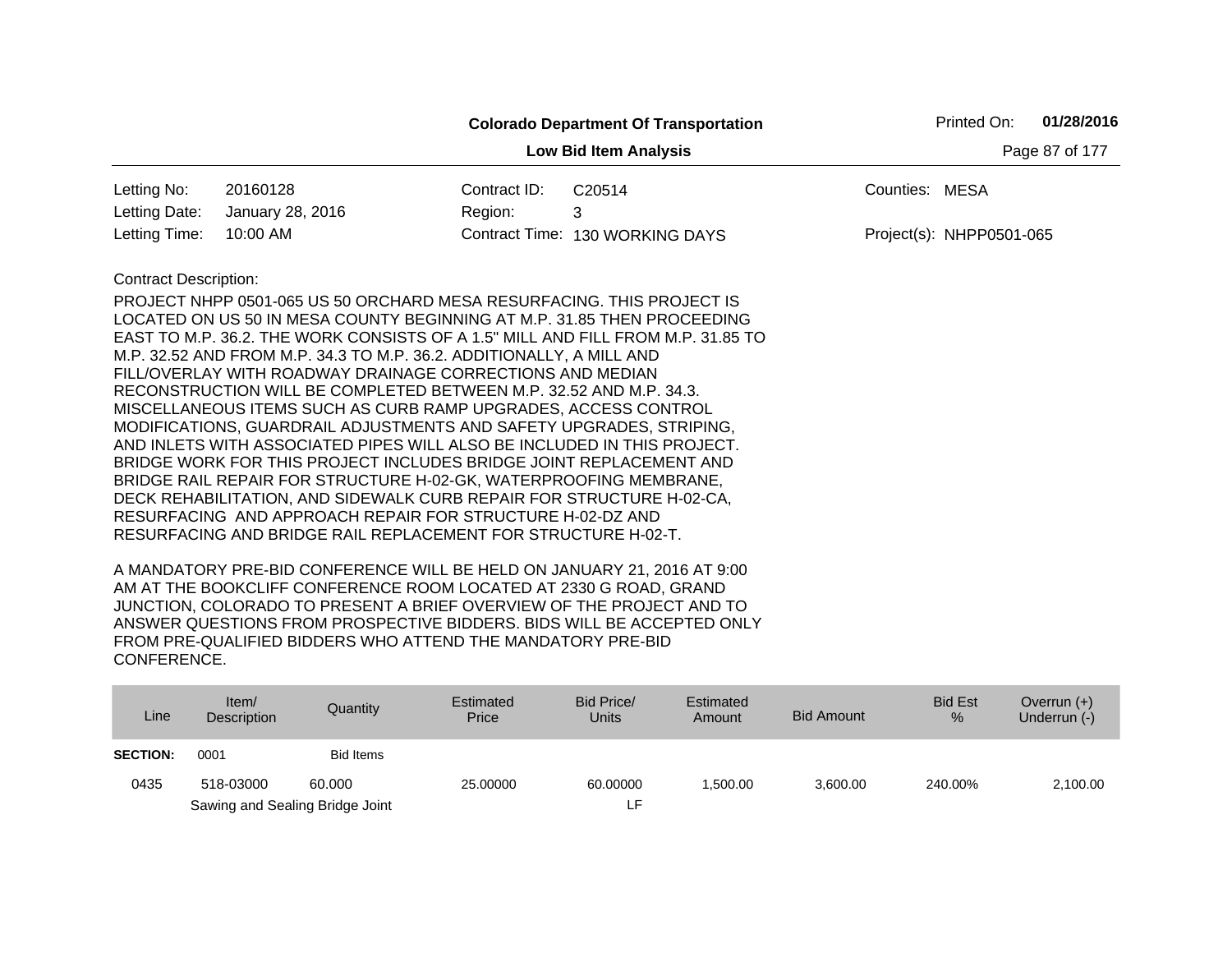**Colorado Department Of Transportation**

**Low Bid Item Analysis**

Printed On: **01/28/2016**

| | | | | | |
|---|---|---|---|---|---|
| Letting No: | 20160128 | Contract ID: | C20514 | Counties: | MESA |
| Letting Date: | January 28, 2016 | Region: | 3 | | |
| Letting Time: | 10:00 AM | Contract Time: | 130 WORKING DAYS | Project(s): | NHPP0501-065 |

Contract Description:

PROJECT NHPP 0501-065 US 50 ORCHARD MESA RESURFACING. THIS PROJECT IS LOCATED ON US 50 IN MESA COUNTY BEGINNING AT M.P. 31.85 THEN PROCEEDING EAST TO M.P. 36.2. THE WORK CONSISTS OF A 1.5" MILL AND FILL FROM M.P. 31.85 TO M.P. 32.52 AND FROM M.P. 34.3 TO M.P. 36.2. ADDITIONALLY, A MILL AND FILL/OVERLAY WITH ROADWAY DRAINAGE CORRECTIONS AND MEDIAN RECONSTRUCTION WILL BE COMPLETED BETWEEN M.P. 32.52 AND M.P. 34.3. MISCELLANEOUS ITEMS SUCH AS CURB RAMP UPGRADES, ACCESS CONTROL MODIFICATIONS, GUARDRAIL ADJUSTMENTS AND SAFETY UPGRADES, STRIPING, AND INLETS WITH ASSOCIATED PIPES WILL ALSO BE INCLUDED IN THIS PROJECT. BRIDGE WORK FOR THIS PROJECT INCLUDES BRIDGE JOINT REPLACEMENT AND BRIDGE RAIL REPAIR FOR STRUCTURE H-02-GK, WATERPROOFING MEMBRANE, DECK REHABILITATION, AND SIDEWALK CURB REPAIR FOR STRUCTURE H-02-CA, RESURFACING AND APPROACH REPAIR FOR STRUCTURE H-02-DZ AND RESURFACING AND BRIDGE RAIL REPLACEMENT FOR STRUCTURE H-02-T.

A MANDATORY PRE-BID CONFERENCE WILL BE HELD ON JANUARY 21, 2016 AT 9:00 AM AT THE BOOKCLIFF CONFERENCE ROOM LOCATED AT 2330 G ROAD, GRAND JUNCTION, COLORADO TO PRESENT A BRIEF OVERVIEW OF THE PROJECT AND TO ANSWER QUESTIONS FROM PROSPECTIVE BIDDERS. BIDS WILL BE ACCEPTED ONLY FROM PRE-QUALIFIED BIDDERS WHO ATTEND THE MANDATORY PRE-BID CONFERENCE.

| Line | Item/ Description | Quantity | Estimated Price | Bid Price/ Units | Estimated Amount | Bid Amount | Bid Est % | Overrun (+) Underrun (-) |
|---|---|---|---|---|---|---|---|---|
| **SECTION:** | 0001 | Bid Items | | | | | | |
| 0435 | 518-03000 Sawing and Sealing Bridge Joint | 60.000 | 25.00000 | 60.00000 LF | 1,500.00 | 3,600.00 | 240.00% | 2,100.00 |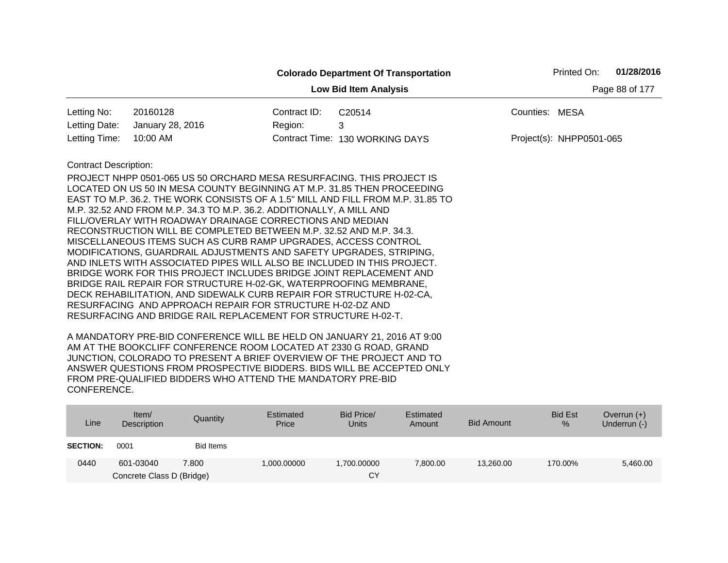**Colorado Department Of Transportation**

**Low Bid Item Analysis**

Printed On: **01/28/2016**

| | | | | | |
|---|---|---|---|---|---|
| Letting No: | 20160128 | Contract ID: | C20514 | Counties: | MESA |
| Letting Date: | January 28, 2016 | Region: | 3 | | |
| Letting Time: | 10:00 AM | Contract Time: | 130 WORKING DAYS | Project(s): | NHPP0501-065 |

Contract Description:

PROJECT NHPP 0501-065 US 50 ORCHARD MESA RESURFACING. THIS PROJECT IS LOCATED ON US 50 IN MESA COUNTY BEGINNING AT M.P. 31.85 THEN PROCEEDING EAST TO M.P. 36.2. THE WORK CONSISTS OF A 1.5" MILL AND FILL FROM M.P. 31.85 TO M.P. 32.52 AND FROM M.P. 34.3 TO M.P. 36.2. ADDITIONALLY, A MILL AND FILL/OVERLAY WITH ROADWAY DRAINAGE CORRECTIONS AND MEDIAN RECONSTRUCTION WILL BE COMPLETED BETWEEN M.P. 32.52 AND M.P. 34.3. MISCELLANEOUS ITEMS SUCH AS CURB RAMP UPGRADES, ACCESS CONTROL MODIFICATIONS, GUARDRAIL ADJUSTMENTS AND SAFETY UPGRADES, STRIPING, AND INLETS WITH ASSOCIATED PIPES WILL ALSO BE INCLUDED IN THIS PROJECT. BRIDGE WORK FOR THIS PROJECT INCLUDES BRIDGE JOINT REPLACEMENT AND BRIDGE RAIL REPAIR FOR STRUCTURE H-02-GK, WATERPROOFING MEMBRANE, DECK REHABILITATION, AND SIDEWALK CURB REPAIR FOR STRUCTURE H-02-CA, RESURFACING AND APPROACH REPAIR FOR STRUCTURE H-02-DZ AND RESURFACING AND BRIDGE RAIL REPLACEMENT FOR STRUCTURE H-02-T.

A MANDATORY PRE-BID CONFERENCE WILL BE HELD ON JANUARY 21, 2016 AT 9:00 AM AT THE BOOKCLIFF CONFERENCE ROOM LOCATED AT 2330 G ROAD, GRAND JUNCTION, COLORADO TO PRESENT A BRIEF OVERVIEW OF THE PROJECT AND TO ANSWER QUESTIONS FROM PROSPECTIVE BIDDERS. BIDS WILL BE ACCEPTED ONLY FROM PRE-QUALIFIED BIDDERS WHO ATTEND THE MANDATORY PRE-BID CONFERENCE.

| Line | Item/ Description | Quantity | Estimated Price | Bid Price/ Units | Estimated Amount | Bid Amount | Bid Est % | Overrun (+) Underrun (-) |
|---|---|---|---|---|---|---|---|---|
| **SECTION:** | 0001 | Bid Items | | | | | | |
| 0440 | 601-03040 Concrete Class D (Bridge) | 7.800 | 1,000.00000 | 1,700.00000 CY | 7,800.00 | 13,260.00 | 170.00% | 5,460.00 |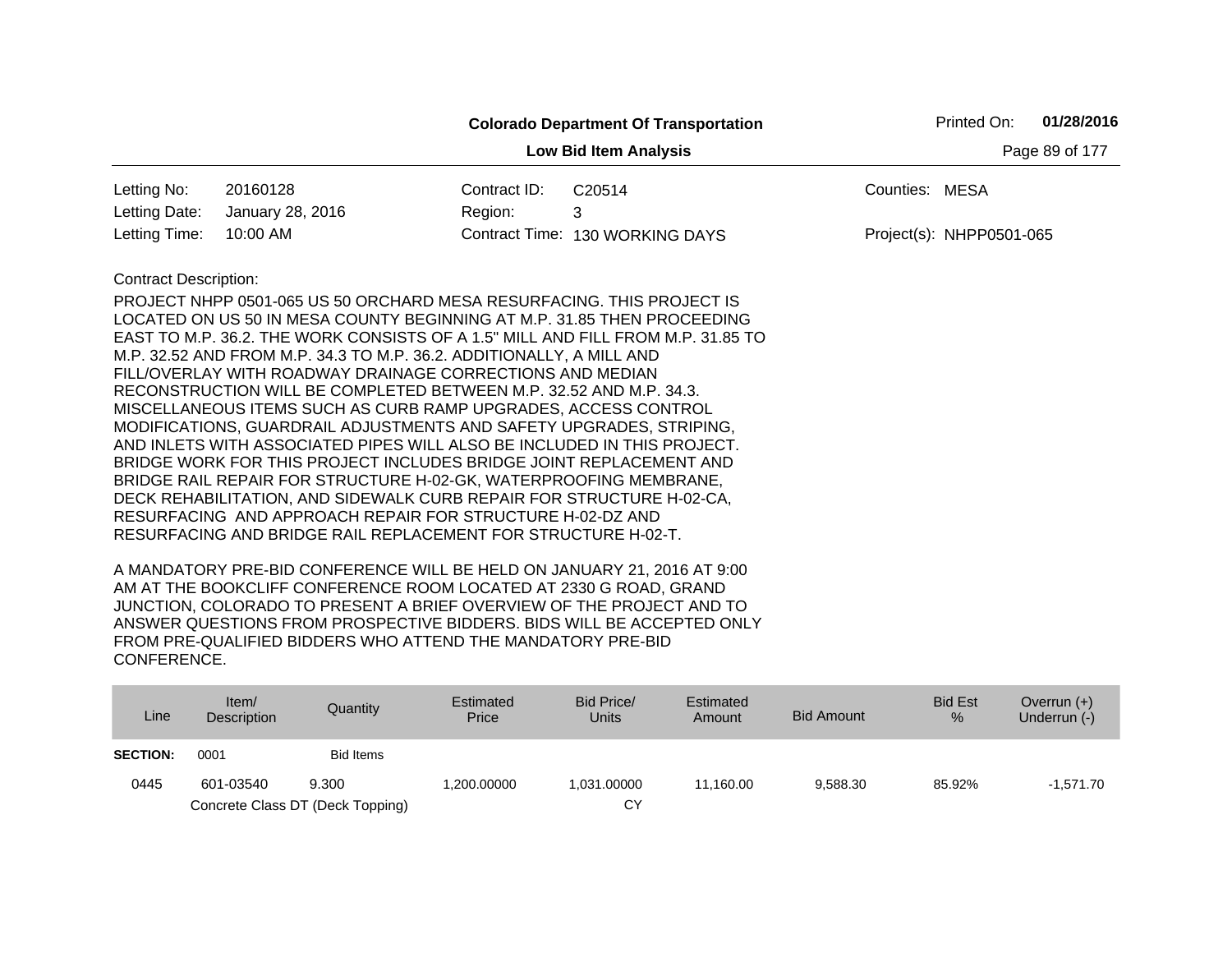**Colorado Department Of Transportation**

**Low Bid Item Analysis**

Printed On: **01/28/2016**

| | | | | | |
|---|---|---|---|---|---|
| Letting No: | 20160128 | Contract ID: | C20514 | Counties: | MESA |
| Letting Date: | January 28, 2016 | Region: | 3 | | |
| Letting Time: | 10:00 AM | Contract Time: | 130 WORKING DAYS | Project(s): | NHPP0501-065 |

Contract Description:

PROJECT NHPP 0501-065 US 50 ORCHARD MESA RESURFACING. THIS PROJECT IS LOCATED ON US 50 IN MESA COUNTY BEGINNING AT M.P. 31.85 THEN PROCEEDING EAST TO M.P. 36.2. THE WORK CONSISTS OF A 1.5" MILL AND FILL FROM M.P. 31.85 TO M.P. 32.52 AND FROM M.P. 34.3 TO M.P. 36.2. ADDITIONALLY, A MILL AND FILL/OVERLAY WITH ROADWAY DRAINAGE CORRECTIONS AND MEDIAN RECONSTRUCTION WILL BE COMPLETED BETWEEN M.P. 32.52 AND M.P. 34.3. MISCELLANEOUS ITEMS SUCH AS CURB RAMP UPGRADES, ACCESS CONTROL MODIFICATIONS, GUARDRAIL ADJUSTMENTS AND SAFETY UPGRADES, STRIPING, AND INLETS WITH ASSOCIATED PIPES WILL ALSO BE INCLUDED IN THIS PROJECT. BRIDGE WORK FOR THIS PROJECT INCLUDES BRIDGE JOINT REPLACEMENT AND BRIDGE RAIL REPAIR FOR STRUCTURE H-02-GK, WATERPROOFING MEMBRANE, DECK REHABILITATION, AND SIDEWALK CURB REPAIR FOR STRUCTURE H-02-CA, RESURFACING AND APPROACH REPAIR FOR STRUCTURE H-02-DZ AND RESURFACING AND BRIDGE RAIL REPLACEMENT FOR STRUCTURE H-02-T.

A MANDATORY PRE-BID CONFERENCE WILL BE HELD ON JANUARY 21, 2016 AT 9:00 AM AT THE BOOKCLIFF CONFERENCE ROOM LOCATED AT 2330 G ROAD, GRAND JUNCTION, COLORADO TO PRESENT A BRIEF OVERVIEW OF THE PROJECT AND TO ANSWER QUESTIONS FROM PROSPECTIVE BIDDERS. BIDS WILL BE ACCEPTED ONLY FROM PRE-QUALIFIED BIDDERS WHO ATTEND THE MANDATORY PRE-BID CONFERENCE.

| Line | Item/ Description | Quantity | Estimated Price | Bid Price/ Units | Estimated Amount | Bid Amount | Bid Est % | Overrun (+) Underrun (-) |
|---|---|---|---|---|---|---|---|---|
| **SECTION:** | 0001 | Bid Items | | | | | | |
| 0445 | 601-03540 Concrete Class DT (Deck Topping) | 9.300 | 1,200.00000 | 1,031.00000 CY | 11,160.00 | 9,588.30 | 85.92% | -1,571.70 |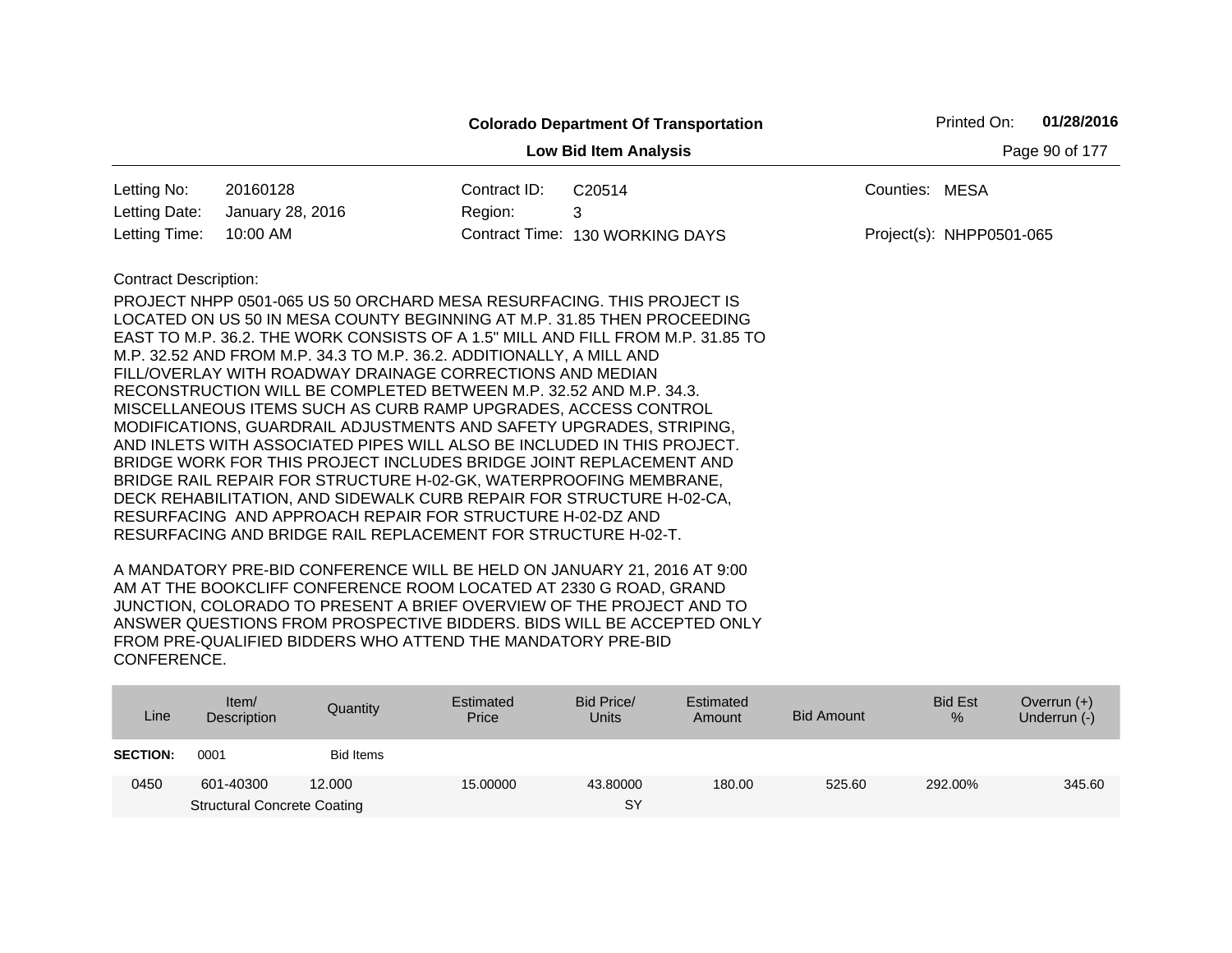**Colorado Department Of Transportation**

**Low Bid Item Analysis**

Printed On: **01/28/2016**

| | | | | | |
|---|---|---|---|---|---|
| Letting No: | 20160128 | Contract ID: | C20514 | Counties: | MESA |
| Letting Date: | January 28, 2016 | Region: | 3 | | |
| Letting Time: | 10:00 AM | Contract Time: | 130 WORKING DAYS | Project(s): | NHPP0501-065 |

Contract Description:

PROJECT NHPP 0501-065 US 50 ORCHARD MESA RESURFACING. THIS PROJECT IS LOCATED ON US 50 IN MESA COUNTY BEGINNING AT M.P. 31.85 THEN PROCEEDING EAST TO M.P. 36.2. THE WORK CONSISTS OF A 1.5" MILL AND FILL FROM M.P. 31.85 TO M.P. 32.52 AND FROM M.P. 34.3 TO M.P. 36.2. ADDITIONALLY, A MILL AND FILL/OVERLAY WITH ROADWAY DRAINAGE CORRECTIONS AND MEDIAN RECONSTRUCTION WILL BE COMPLETED BETWEEN M.P. 32.52 AND M.P. 34.3. MISCELLANEOUS ITEMS SUCH AS CURB RAMP UPGRADES, ACCESS CONTROL MODIFICATIONS, GUARDRAIL ADJUSTMENTS AND SAFETY UPGRADES, STRIPING, AND INLETS WITH ASSOCIATED PIPES WILL ALSO BE INCLUDED IN THIS PROJECT. BRIDGE WORK FOR THIS PROJECT INCLUDES BRIDGE JOINT REPLACEMENT AND BRIDGE RAIL REPAIR FOR STRUCTURE H-02-GK, WATERPROOFING MEMBRANE, DECK REHABILITATION, AND SIDEWALK CURB REPAIR FOR STRUCTURE H-02-CA, RESURFACING AND APPROACH REPAIR FOR STRUCTURE H-02-DZ AND RESURFACING AND BRIDGE RAIL REPLACEMENT FOR STRUCTURE H-02-T.

A MANDATORY PRE-BID CONFERENCE WILL BE HELD ON JANUARY 21, 2016 AT 9:00 AM AT THE BOOKCLIFF CONFERENCE ROOM LOCATED AT 2330 G ROAD, GRAND JUNCTION, COLORADO TO PRESENT A BRIEF OVERVIEW OF THE PROJECT AND TO ANSWER QUESTIONS FROM PROSPECTIVE BIDDERS. BIDS WILL BE ACCEPTED ONLY FROM PRE-QUALIFIED BIDDERS WHO ATTEND THE MANDATORY PRE-BID CONFERENCE.

| Line | Item/ Description | Quantity | Estimated Price | Bid Price/ Units | Estimated Amount | Bid Amount | Bid Est % | Overrun (+) Underrun (-) |
|---|---|---|---|---|---|---|---|---|
| **SECTION:** | 0001 | Bid Items | | | | | | |
| 0450 | 601-40300 Structural Concrete Coating | 12.000 | 15.00000 | 43.80000 SY | 180.00 | 525.60 | 292.00% | 345.60 |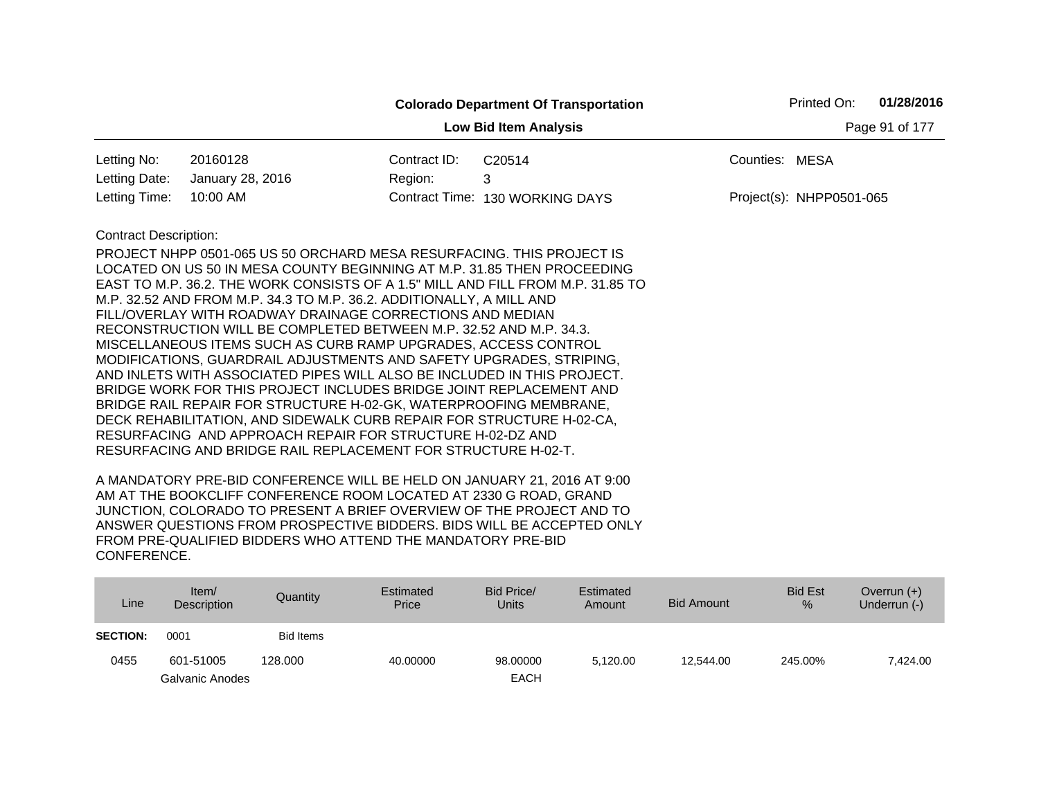**Colorado Department Of Transportation**

**Low Bid Item Analysis**

Printed On: **01/28/2016**

| | | | | | |
|---|---|---|---|---|---|
| Letting No: | 20160128 | Contract ID: | C20514 | Counties: | MESA |
| Letting Date: | January 28, 2016 | Region: | 3 | | |
| Letting Time: | 10:00 AM | Contract Time: | 130 WORKING DAYS | Project(s): | NHPP0501-065 |

Contract Description:

PROJECT NHPP 0501-065 US 50 ORCHARD MESA RESURFACING. THIS PROJECT IS LOCATED ON US 50 IN MESA COUNTY BEGINNING AT M.P. 31.85 THEN PROCEEDING EAST TO M.P. 36.2. THE WORK CONSISTS OF A 1.5" MILL AND FILL FROM M.P. 31.85 TO M.P. 32.52 AND FROM M.P. 34.3 TO M.P. 36.2. ADDITIONALLY, A MILL AND FILL/OVERLAY WITH ROADWAY DRAINAGE CORRECTIONS AND MEDIAN RECONSTRUCTION WILL BE COMPLETED BETWEEN M.P. 32.52 AND M.P. 34.3. MISCELLANEOUS ITEMS SUCH AS CURB RAMP UPGRADES, ACCESS CONTROL MODIFICATIONS, GUARDRAIL ADJUSTMENTS AND SAFETY UPGRADES, STRIPING, AND INLETS WITH ASSOCIATED PIPES WILL ALSO BE INCLUDED IN THIS PROJECT. BRIDGE WORK FOR THIS PROJECT INCLUDES BRIDGE JOINT REPLACEMENT AND BRIDGE RAIL REPAIR FOR STRUCTURE H-02-GK, WATERPROOFING MEMBRANE, DECK REHABILITATION, AND SIDEWALK CURB REPAIR FOR STRUCTURE H-02-CA, RESURFACING AND APPROACH REPAIR FOR STRUCTURE H-02-DZ AND RESURFACING AND BRIDGE RAIL REPLACEMENT FOR STRUCTURE H-02-T.

A MANDATORY PRE-BID CONFERENCE WILL BE HELD ON JANUARY 21, 2016 AT 9:00 AM AT THE BOOKCLIFF CONFERENCE ROOM LOCATED AT 2330 G ROAD, GRAND JUNCTION, COLORADO TO PRESENT A BRIEF OVERVIEW OF THE PROJECT AND TO ANSWER QUESTIONS FROM PROSPECTIVE BIDDERS. BIDS WILL BE ACCEPTED ONLY FROM PRE-QUALIFIED BIDDERS WHO ATTEND THE MANDATORY PRE-BID CONFERENCE.

| Line | Item/ Description | Quantity | Estimated Price | Bid Price/ Units | Estimated Amount | Bid Amount | Bid Est % | Overrun (+) Underrun (-) |
|---|---|---|---|---|---|---|---|---|
| **SECTION:** | 0001 | Bid Items | | | | | | |
| 0455 | 601-51005 Galvanic Anodes | 128.000 | 40.00000 | 98.00000 EACH | 5,120.00 | 12,544.00 | 245.00% | 7,424.00 |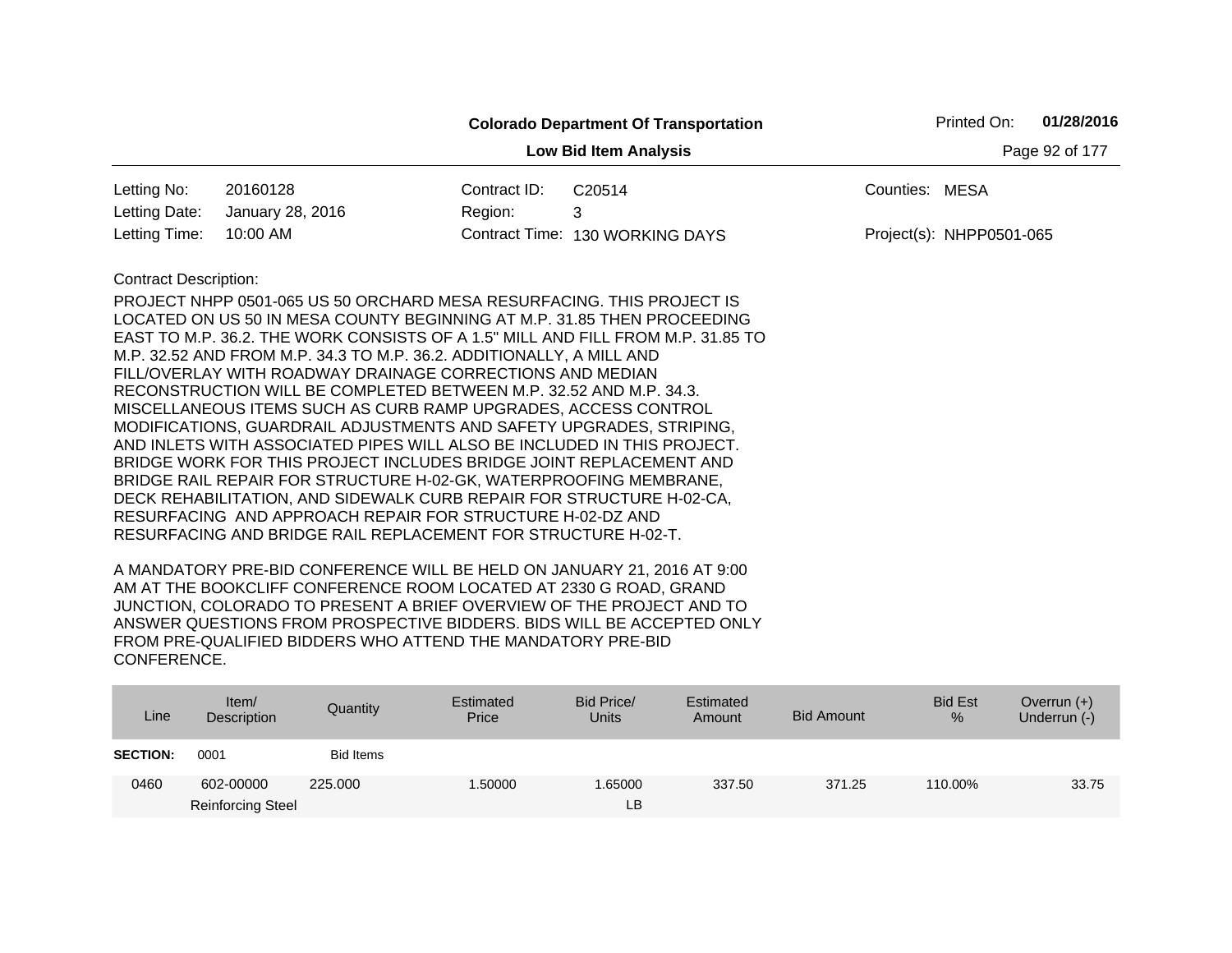**Colorado Department Of Transportation**

**Low Bid Item Analysis**

Printed On: **01/28/2016**

| | | | | | |
|---|---|---|---|---|---|
| Letting No: | 20160128 | Contract ID: | C20514 | Counties: | MESA |
| Letting Date: | January 28, 2016 | Region: | 3 | | |
| Letting Time: | 10:00 AM | Contract Time: | 130 WORKING DAYS | Project(s): | NHPP0501-065 |

Contract Description:

PROJECT NHPP 0501-065 US 50 ORCHARD MESA RESURFACING. THIS PROJECT IS LOCATED ON US 50 IN MESA COUNTY BEGINNING AT M.P. 31.85 THEN PROCEEDING EAST TO M.P. 36.2. THE WORK CONSISTS OF A 1.5" MILL AND FILL FROM M.P. 31.85 TO M.P. 32.52 AND FROM M.P. 34.3 TO M.P. 36.2. ADDITIONALLY, A MILL AND FILL/OVERLAY WITH ROADWAY DRAINAGE CORRECTIONS AND MEDIAN RECONSTRUCTION WILL BE COMPLETED BETWEEN M.P. 32.52 AND M.P. 34.3. MISCELLANEOUS ITEMS SUCH AS CURB RAMP UPGRADES, ACCESS CONTROL MODIFICATIONS, GUARDRAIL ADJUSTMENTS AND SAFETY UPGRADES, STRIPING, AND INLETS WITH ASSOCIATED PIPES WILL ALSO BE INCLUDED IN THIS PROJECT. BRIDGE WORK FOR THIS PROJECT INCLUDES BRIDGE JOINT REPLACEMENT AND BRIDGE RAIL REPAIR FOR STRUCTURE H-02-GK, WATERPROOFING MEMBRANE, DECK REHABILITATION, AND SIDEWALK CURB REPAIR FOR STRUCTURE H-02-CA, RESURFACING AND APPROACH REPAIR FOR STRUCTURE H-02-DZ AND RESURFACING AND BRIDGE RAIL REPLACEMENT FOR STRUCTURE H-02-T.

A MANDATORY PRE-BID CONFERENCE WILL BE HELD ON JANUARY 21, 2016 AT 9:00 AM AT THE BOOKCLIFF CONFERENCE ROOM LOCATED AT 2330 G ROAD, GRAND JUNCTION, COLORADO TO PRESENT A BRIEF OVERVIEW OF THE PROJECT AND TO ANSWER QUESTIONS FROM PROSPECTIVE BIDDERS. BIDS WILL BE ACCEPTED ONLY FROM PRE-QUALIFIED BIDDERS WHO ATTEND THE MANDATORY PRE-BID CONFERENCE.

| Line | Item/ Description | Quantity | Estimated Price | Bid Price/ Units | Estimated Amount | Bid Amount | Bid Est % | Overrun (+) Underrun (-) |
|---|---|---|---|---|---|---|---|---|
| **SECTION:** | 0001 | Bid Items | | | | | | |
| 0460 | 602-00000 Reinforcing Steel | 225.000 | 1.50000 | 1.65000 LB | 337.50 | 371.25 | 110.00% | 33.75 |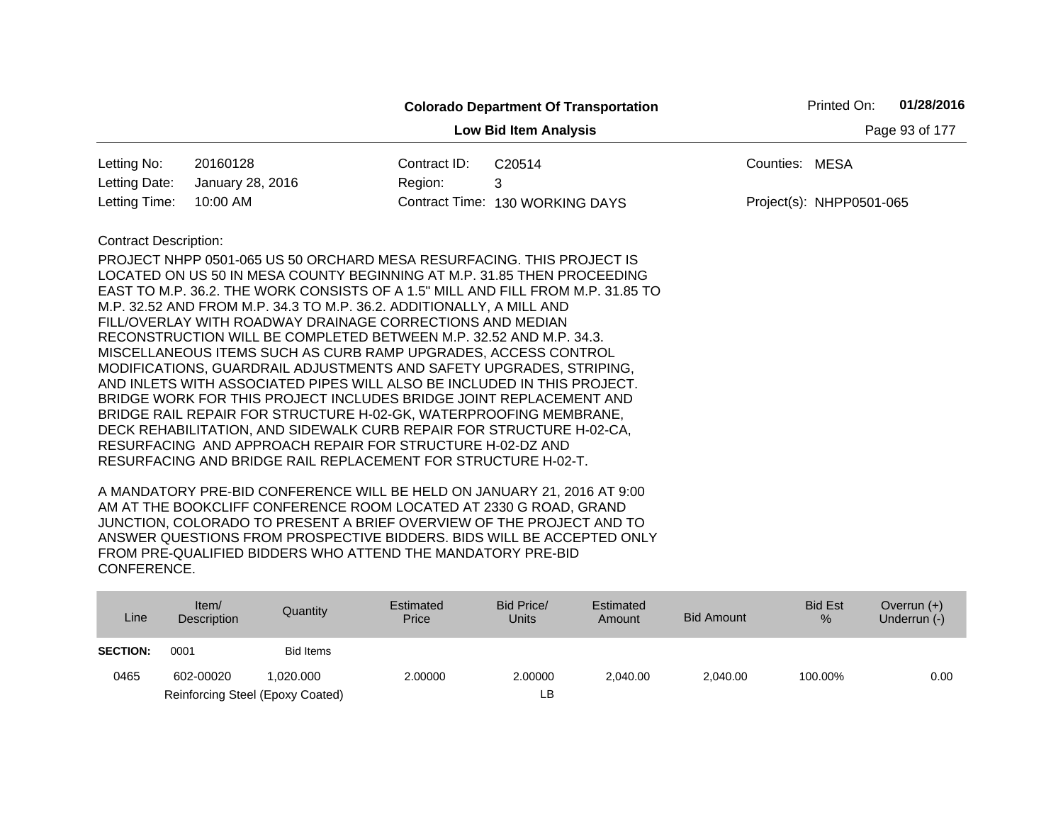**Colorado Department Of Transportation**

Printed On: **01/28/2016**

**Low Bid Item Analysis**

| | | | | | |
|---|---|---|---|---|---|
| Letting No: | 20160128 | Contract ID: | C20514 | Counties: | MESA |
| Letting Date: | January 28, 2016 | Region: | 3 | | |
| Letting Time: | 10:00 AM | Contract Time: | 130 WORKING DAYS | Project(s): | NHPP0501-065 |

Contract Description:

PROJECT NHPP 0501-065 US 50 ORCHARD MESA RESURFACING. THIS PROJECT IS LOCATED ON US 50 IN MESA COUNTY BEGINNING AT M.P. 31.85 THEN PROCEEDING EAST TO M.P. 36.2. THE WORK CONSISTS OF A 1.5" MILL AND FILL FROM M.P. 31.85 TO M.P. 32.52 AND FROM M.P. 34.3 TO M.P. 36.2. ADDITIONALLY, A MILL AND FILL/OVERLAY WITH ROADWAY DRAINAGE CORRECTIONS AND MEDIAN RECONSTRUCTION WILL BE COMPLETED BETWEEN M.P. 32.52 AND M.P. 34.3. MISCELLANEOUS ITEMS SUCH AS CURB RAMP UPGRADES, ACCESS CONTROL MODIFICATIONS, GUARDRAIL ADJUSTMENTS AND SAFETY UPGRADES, STRIPING, AND INLETS WITH ASSOCIATED PIPES WILL ALSO BE INCLUDED IN THIS PROJECT. BRIDGE WORK FOR THIS PROJECT INCLUDES BRIDGE JOINT REPLACEMENT AND BRIDGE RAIL REPAIR FOR STRUCTURE H-02-GK, WATERPROOFING MEMBRANE, DECK REHABILITATION, AND SIDEWALK CURB REPAIR FOR STRUCTURE H-02-CA, RESURFACING AND APPROACH REPAIR FOR STRUCTURE H-02-DZ AND RESURFACING AND BRIDGE RAIL REPLACEMENT FOR STRUCTURE H-02-T.

A MANDATORY PRE-BID CONFERENCE WILL BE HELD ON JANUARY 21, 2016 AT 9:00 AM AT THE BOOKCLIFF CONFERENCE ROOM LOCATED AT 2330 G ROAD, GRAND JUNCTION, COLORADO TO PRESENT A BRIEF OVERVIEW OF THE PROJECT AND TO ANSWER QUESTIONS FROM PROSPECTIVE BIDDERS. BIDS WILL BE ACCEPTED ONLY FROM PRE-QUALIFIED BIDDERS WHO ATTEND THE MANDATORY PRE-BID CONFERENCE.

| Line | Item/ Description | Quantity | Estimated Price | Bid Price/ Units | Estimated Amount | Bid Amount | Bid Est % | Overrun (+) Underrun (-) |
|---|---|---|---|---|---|---|---|---|
| **SECTION:** | 0001 | Bid Items | | | | | | |
| 0465 | 602-00020 | 1,020.000 | 2.00000 | 2.00000 | 2,040.00 | 2,040.00 | 100.00% | 0.00 |
| | Reinforcing Steel (Epoxy Coated) | | | LB | | | | |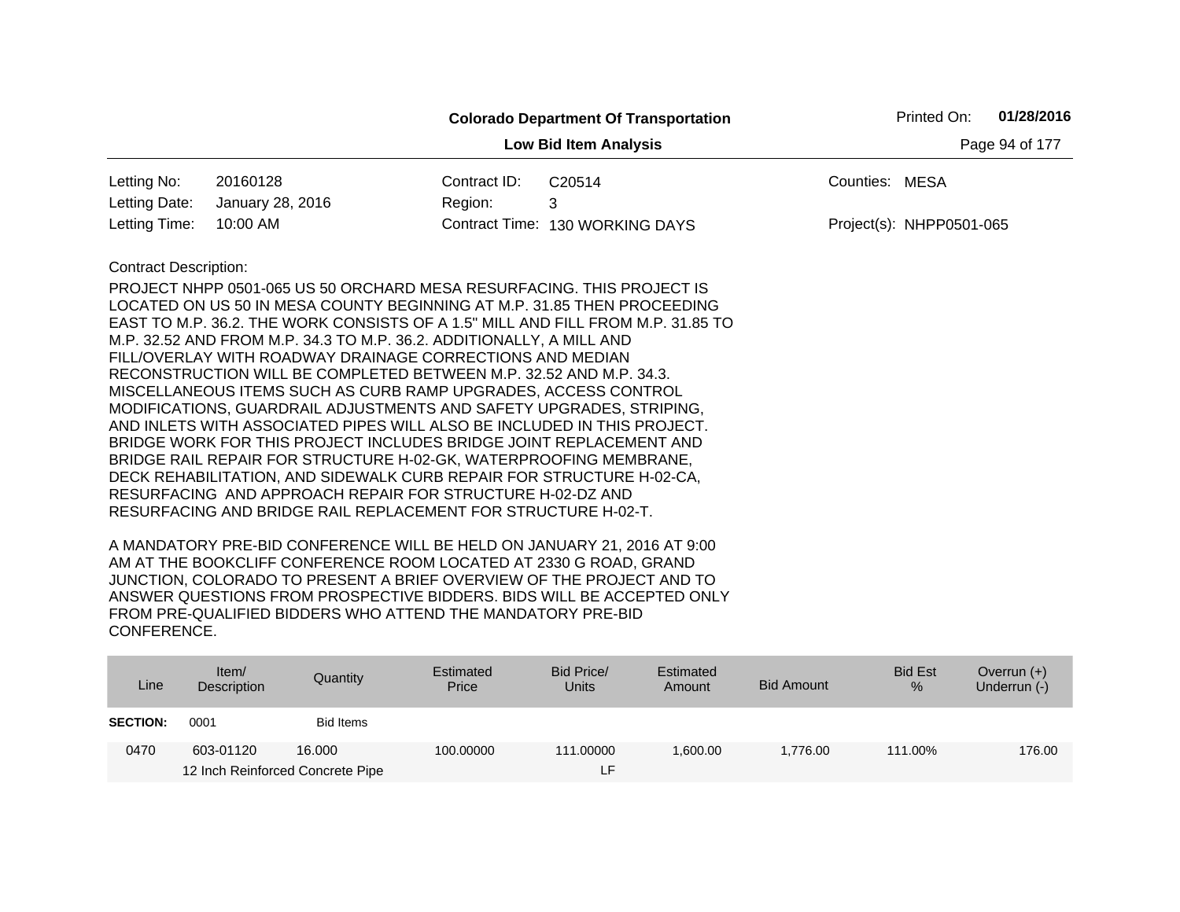**Colorado Department Of Transportation**

**Low Bid Item Analysis**

Printed On: **01/28/2016**

| | | | | | |
|---|---|---|---|---|---|
| Letting No: | 20160128 | Contract ID: | C20514 | Counties: | MESA |
| Letting Date: | January 28, 2016 | Region: | 3 | | |
| Letting Time: | 10:00 AM | Contract Time: | 130 WORKING DAYS | Project(s): | NHPP0501-065 |

Contract Description:

PROJECT NHPP 0501-065 US 50 ORCHARD MESA RESURFACING. THIS PROJECT IS LOCATED ON US 50 IN MESA COUNTY BEGINNING AT M.P. 31.85 THEN PROCEEDING EAST TO M.P. 36.2. THE WORK CONSISTS OF A 1.5" MILL AND FILL FROM M.P. 31.85 TO M.P. 32.52 AND FROM M.P. 34.3 TO M.P. 36.2. ADDITIONALLY, A MILL AND FILL/OVERLAY WITH ROADWAY DRAINAGE CORRECTIONS AND MEDIAN RECONSTRUCTION WILL BE COMPLETED BETWEEN M.P. 32.52 AND M.P. 34.3. MISCELLANEOUS ITEMS SUCH AS CURB RAMP UPGRADES, ACCESS CONTROL MODIFICATIONS, GUARDRAIL ADJUSTMENTS AND SAFETY UPGRADES, STRIPING, AND INLETS WITH ASSOCIATED PIPES WILL ALSO BE INCLUDED IN THIS PROJECT. BRIDGE WORK FOR THIS PROJECT INCLUDES BRIDGE JOINT REPLACEMENT AND BRIDGE RAIL REPAIR FOR STRUCTURE H-02-GK, WATERPROOFING MEMBRANE, DECK REHABILITATION, AND SIDEWALK CURB REPAIR FOR STRUCTURE H-02-CA, RESURFACING AND APPROACH REPAIR FOR STRUCTURE H-02-DZ AND RESURFACING AND BRIDGE RAIL REPLACEMENT FOR STRUCTURE H-02-T.

A MANDATORY PRE-BID CONFERENCE WILL BE HELD ON JANUARY 21, 2016 AT 9:00 AM AT THE BOOKCLIFF CONFERENCE ROOM LOCATED AT 2330 G ROAD, GRAND JUNCTION, COLORADO TO PRESENT A BRIEF OVERVIEW OF THE PROJECT AND TO ANSWER QUESTIONS FROM PROSPECTIVE BIDDERS. BIDS WILL BE ACCEPTED ONLY FROM PRE-QUALIFIED BIDDERS WHO ATTEND THE MANDATORY PRE-BID CONFERENCE.

| Line | Item/ Description | Quantity | Estimated Price | Bid Price/ Units | Estimated Amount | Bid Amount | Bid Est % | Overrun (+) Underrun (-) |
|---|---|---|---|---|---|---|---|---|
| **SECTION:** | 0001 | Bid Items | | | | | | |
| 0470 | 603-01120 12 Inch Reinforced Concrete Pipe | 16.000 | 100.00000 | 111.00000 LF | 1,600.00 | 1,776.00 | 111.00% | 176.00 |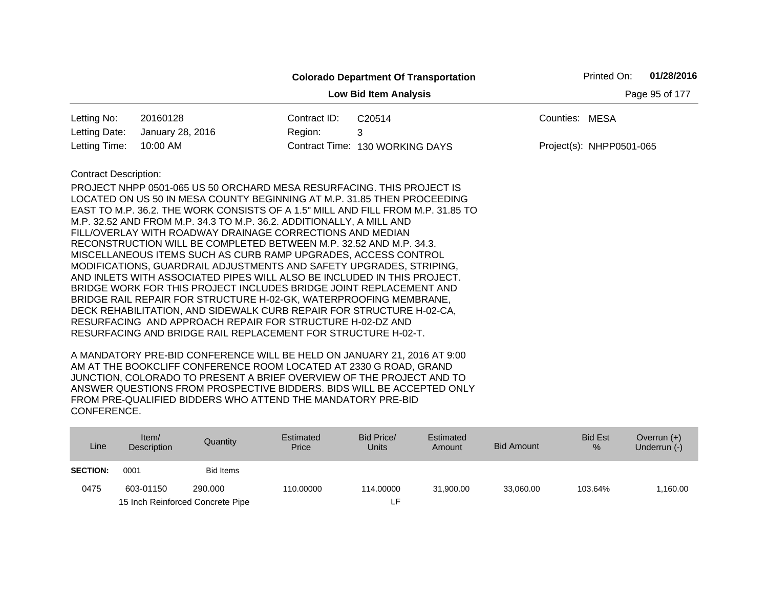**Colorado Department Of Transportation**

**Low Bid Item Analysis**

Printed On: **01/28/2016**

| | | | | | |
|---|---|---|---|---|---|
| Letting No: | 20160128 | Contract ID: | C20514 | Counties: | MESA |
| Letting Date: | January 28, 2016 | Region: | 3 | | |
| Letting Time: | 10:00 AM | Contract Time: | 130 WORKING DAYS | Project(s): | NHPP0501-065 |

Contract Description:

PROJECT NHPP 0501-065 US 50 ORCHARD MESA RESURFACING. THIS PROJECT IS LOCATED ON US 50 IN MESA COUNTY BEGINNING AT M.P. 31.85 THEN PROCEEDING EAST TO M.P. 36.2. THE WORK CONSISTS OF A 1.5" MILL AND FILL FROM M.P. 31.85 TO M.P. 32.52 AND FROM M.P. 34.3 TO M.P. 36.2. ADDITIONALLY, A MILL AND FILL/OVERLAY WITH ROADWAY DRAINAGE CORRECTIONS AND MEDIAN RECONSTRUCTION WILL BE COMPLETED BETWEEN M.P. 32.52 AND M.P. 34.3. MISCELLANEOUS ITEMS SUCH AS CURB RAMP UPGRADES, ACCESS CONTROL MODIFICATIONS, GUARDRAIL ADJUSTMENTS AND SAFETY UPGRADES, STRIPING, AND INLETS WITH ASSOCIATED PIPES WILL ALSO BE INCLUDED IN THIS PROJECT. BRIDGE WORK FOR THIS PROJECT INCLUDES BRIDGE JOINT REPLACEMENT AND BRIDGE RAIL REPAIR FOR STRUCTURE H-02-GK, WATERPROOFING MEMBRANE, DECK REHABILITATION, AND SIDEWALK CURB REPAIR FOR STRUCTURE H-02-CA, RESURFACING AND APPROACH REPAIR FOR STRUCTURE H-02-DZ AND RESURFACING AND BRIDGE RAIL REPLACEMENT FOR STRUCTURE H-02-T.

A MANDATORY PRE-BID CONFERENCE WILL BE HELD ON JANUARY 21, 2016 AT 9:00 AM AT THE BOOKCLIFF CONFERENCE ROOM LOCATED AT 2330 G ROAD, GRAND JUNCTION, COLORADO TO PRESENT A BRIEF OVERVIEW OF THE PROJECT AND TO ANSWER QUESTIONS FROM PROSPECTIVE BIDDERS. BIDS WILL BE ACCEPTED ONLY FROM PRE-QUALIFIED BIDDERS WHO ATTEND THE MANDATORY PRE-BID CONFERENCE.

| Line | Item/ Description | Quantity | Estimated Price | Bid Price/ Units | Estimated Amount | Bid Amount | Bid Est % | Overrun (+) Underrun (-) |
|---|---|---|---|---|---|---|---|---|
| **SECTION:** | 0001 | Bid Items | | | | | | |
| 0475 | 603-01150 15 Inch Reinforced Concrete Pipe | 290.000 | 110.00000 | 114.00000 LF | 31,900.00 | 33,060.00 | 103.64% | 1,160.00 |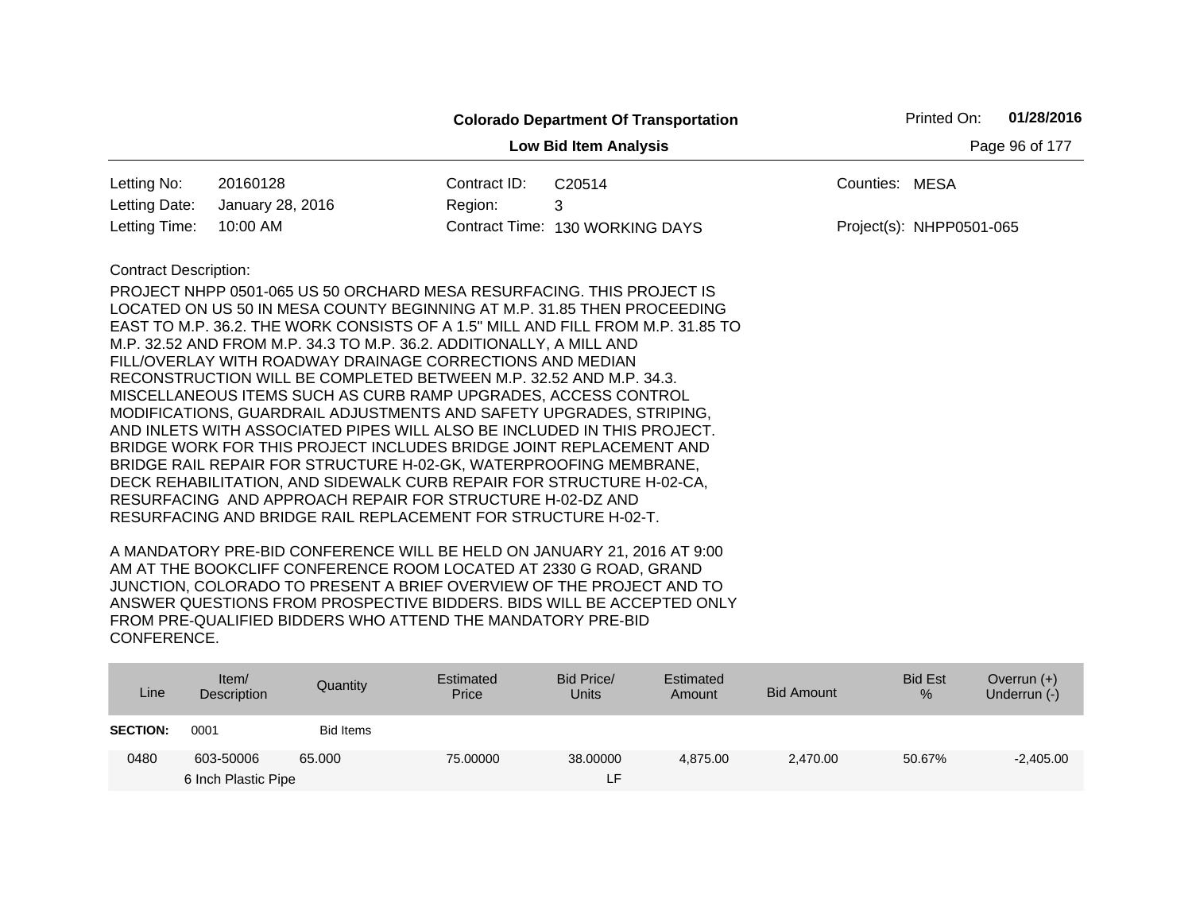**Colorado Department Of Transportation**

**Low Bid Item Analysis**

Printed On: **01/28/2016**

| | | | | | |
|---|---|---|---|---|---|
| Letting No: | 20160128 | Contract ID: | C20514 | Counties: | MESA |
| Letting Date: | January 28, 2016 | Region: | 3 | | |
| Letting Time: | 10:00 AM | Contract Time: | 130 WORKING DAYS | Project(s): | NHPP0501-065 |

Contract Description:

PROJECT NHPP 0501-065 US 50 ORCHARD MESA RESURFACING. THIS PROJECT IS LOCATED ON US 50 IN MESA COUNTY BEGINNING AT M.P. 31.85 THEN PROCEEDING EAST TO M.P. 36.2. THE WORK CONSISTS OF A 1.5" MILL AND FILL FROM M.P. 31.85 TO M.P. 32.52 AND FROM M.P. 34.3 TO M.P. 36.2. ADDITIONALLY, A MILL AND FILL/OVERLAY WITH ROADWAY DRAINAGE CORRECTIONS AND MEDIAN RECONSTRUCTION WILL BE COMPLETED BETWEEN M.P. 32.52 AND M.P. 34.3. MISCELLANEOUS ITEMS SUCH AS CURB RAMP UPGRADES, ACCESS CONTROL MODIFICATIONS, GUARDRAIL ADJUSTMENTS AND SAFETY UPGRADES, STRIPING, AND INLETS WITH ASSOCIATED PIPES WILL ALSO BE INCLUDED IN THIS PROJECT. BRIDGE WORK FOR THIS PROJECT INCLUDES BRIDGE JOINT REPLACEMENT AND BRIDGE RAIL REPAIR FOR STRUCTURE H-02-GK, WATERPROOFING MEMBRANE, DECK REHABILITATION, AND SIDEWALK CURB REPAIR FOR STRUCTURE H-02-CA, RESURFACING AND APPROACH REPAIR FOR STRUCTURE H-02-DZ AND RESURFACING AND BRIDGE RAIL REPLACEMENT FOR STRUCTURE H-02-T.

A MANDATORY PRE-BID CONFERENCE WILL BE HELD ON JANUARY 21, 2016 AT 9:00 AM AT THE BOOKCLIFF CONFERENCE ROOM LOCATED AT 2330 G ROAD, GRAND JUNCTION, COLORADO TO PRESENT A BRIEF OVERVIEW OF THE PROJECT AND TO ANSWER QUESTIONS FROM PROSPECTIVE BIDDERS. BIDS WILL BE ACCEPTED ONLY FROM PRE-QUALIFIED BIDDERS WHO ATTEND THE MANDATORY PRE-BID CONFERENCE.

| Line | Item/ Description | Quantity | Estimated Price | Bid Price/ Units | Estimated Amount | Bid Amount | Bid Est % | Overrun (+) Underrun (-) |
|---|---|---|---|---|---|---|---|---|
| **SECTION:** | 0001 | Bid Items | | | | | | |
| 0480 | 603-50006 6 Inch Plastic Pipe | 65.000 | 75.00000 | 38.00000 LF | 4,875.00 | 2,470.00 | 50.67% | -2,405.00 |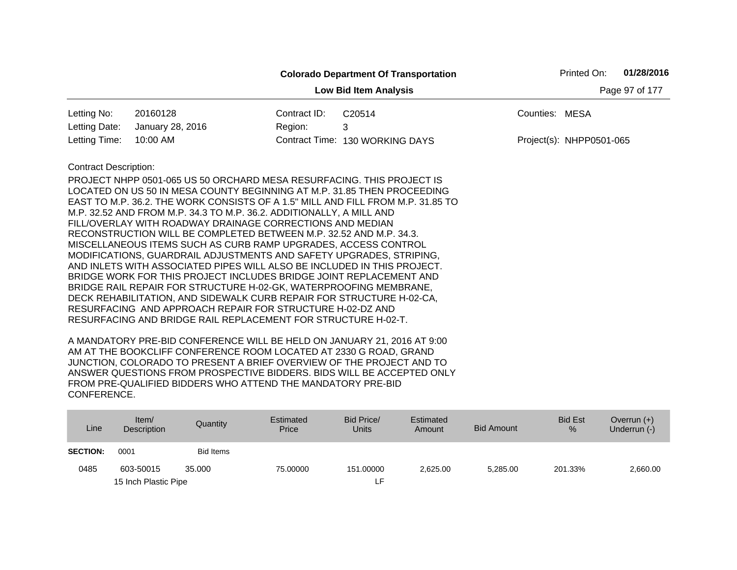**Colorado Department Of Transportation**

**Low Bid Item Analysis**

Printed On: **01/28/2016**

| | | | | | |
|---|---|---|---|---|---|
| Letting No: | 20160128 | Contract ID: | C20514 | Counties: | MESA |
| Letting Date: | January 28, 2016 | Region: | 3 | | |
| Letting Time: | 10:00 AM | Contract Time: | 130 WORKING DAYS | Project(s): | NHPP0501-065 |

Contract Description:

PROJECT NHPP 0501-065 US 50 ORCHARD MESA RESURFACING. THIS PROJECT IS LOCATED ON US 50 IN MESA COUNTY BEGINNING AT M.P. 31.85 THEN PROCEEDING EAST TO M.P. 36.2. THE WORK CONSISTS OF A 1.5" MILL AND FILL FROM M.P. 31.85 TO M.P. 32.52 AND FROM M.P. 34.3 TO M.P. 36.2. ADDITIONALLY, A MILL AND FILL/OVERLAY WITH ROADWAY DRAINAGE CORRECTIONS AND MEDIAN RECONSTRUCTION WILL BE COMPLETED BETWEEN M.P. 32.52 AND M.P. 34.3. MISCELLANEOUS ITEMS SUCH AS CURB RAMP UPGRADES, ACCESS CONTROL MODIFICATIONS, GUARDRAIL ADJUSTMENTS AND SAFETY UPGRADES, STRIPING, AND INLETS WITH ASSOCIATED PIPES WILL ALSO BE INCLUDED IN THIS PROJECT. BRIDGE WORK FOR THIS PROJECT INCLUDES BRIDGE JOINT REPLACEMENT AND BRIDGE RAIL REPAIR FOR STRUCTURE H-02-GK, WATERPROOFING MEMBRANE, DECK REHABILITATION, AND SIDEWALK CURB REPAIR FOR STRUCTURE H-02-CA, RESURFACING AND APPROACH REPAIR FOR STRUCTURE H-02-DZ AND RESURFACING AND BRIDGE RAIL REPLACEMENT FOR STRUCTURE H-02-T.

A MANDATORY PRE-BID CONFERENCE WILL BE HELD ON JANUARY 21, 2016 AT 9:00 AM AT THE BOOKCLIFF CONFERENCE ROOM LOCATED AT 2330 G ROAD, GRAND JUNCTION, COLORADO TO PRESENT A BRIEF OVERVIEW OF THE PROJECT AND TO ANSWER QUESTIONS FROM PROSPECTIVE BIDDERS. BIDS WILL BE ACCEPTED ONLY FROM PRE-QUALIFIED BIDDERS WHO ATTEND THE MANDATORY PRE-BID CONFERENCE.

| Line | Item/ Description | Quantity | Estimated Price | Bid Price/ Units | Estimated Amount | Bid Amount | Bid Est % | Overrun (+) Underrun (-) |
|---|---|---|---|---|---|---|---|---|
| **SECTION:** | 0001 | Bid Items | | | | | | |
| 0485 | 603-50015<br>15 Inch Plastic Pipe | 35.000 | 75.00000 | 151.00000<br>LF | 2,625.00 | 5,285.00 | 201.33% | 2,660.00 |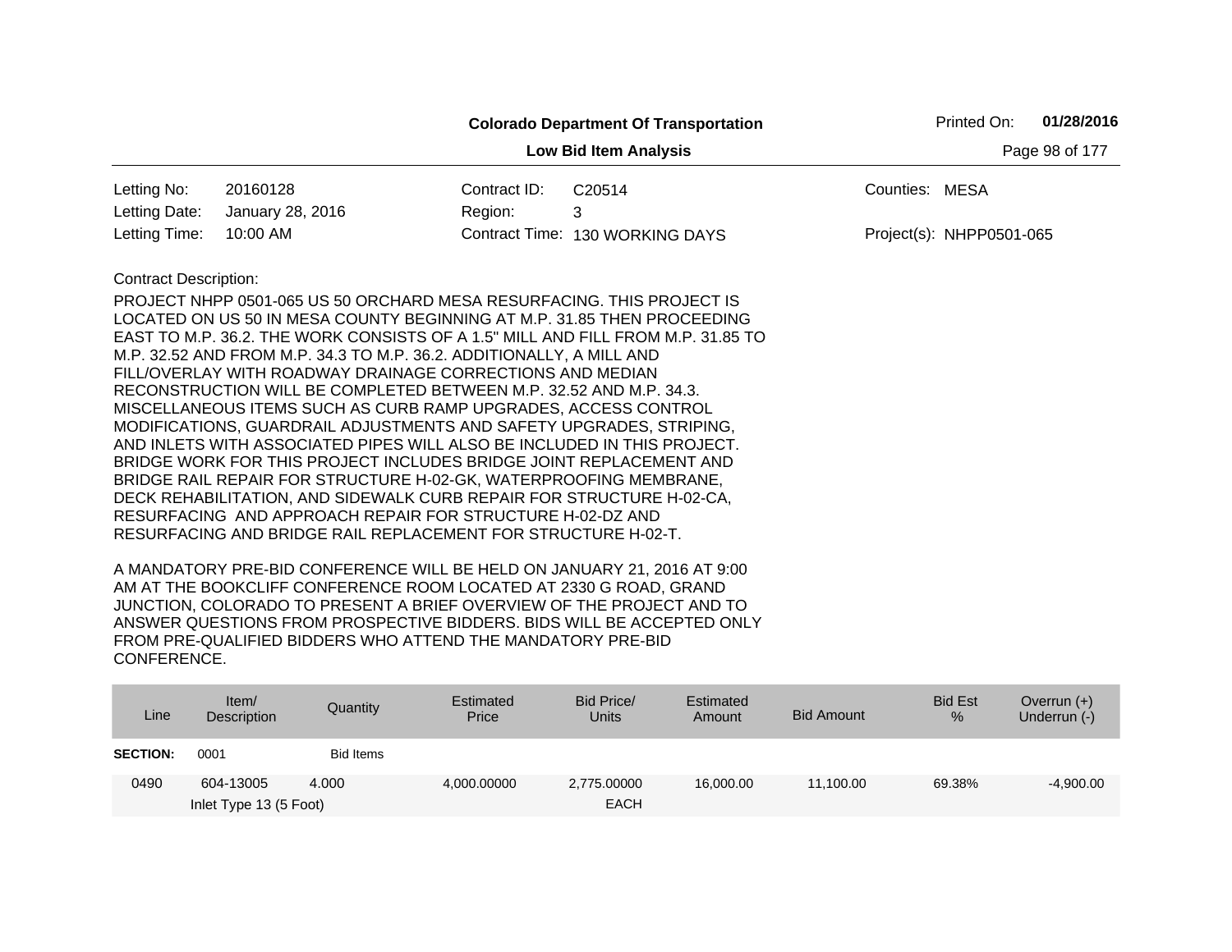**Colorado Department Of Transportation**

**Low Bid Item Analysis**

Printed On: **01/28/2016**

| | | | | | |
|---|---|---|---|---|---|
| Letting No: | 20160128 | Contract ID: | C20514 | Counties: | MESA |
| Letting Date: | January 28, 2016 | Region: | 3 | | |
| Letting Time: | 10:00 AM | Contract Time: | 130 WORKING DAYS | Project(s): | NHPP0501-065 |

Contract Description:

PROJECT NHPP 0501-065 US 50 ORCHARD MESA RESURFACING. THIS PROJECT IS LOCATED ON US 50 IN MESA COUNTY BEGINNING AT M.P. 31.85 THEN PROCEEDING EAST TO M.P. 36.2. THE WORK CONSISTS OF A 1.5" MILL AND FILL FROM M.P. 31.85 TO M.P. 32.52 AND FROM M.P. 34.3 TO M.P. 36.2. ADDITIONALLY, A MILL AND FILL/OVERLAY WITH ROADWAY DRAINAGE CORRECTIONS AND MEDIAN RECONSTRUCTION WILL BE COMPLETED BETWEEN M.P. 32.52 AND M.P. 34.3. MISCELLANEOUS ITEMS SUCH AS CURB RAMP UPGRADES, ACCESS CONTROL MODIFICATIONS, GUARDRAIL ADJUSTMENTS AND SAFETY UPGRADES, STRIPING, AND INLETS WITH ASSOCIATED PIPES WILL ALSO BE INCLUDED IN THIS PROJECT. BRIDGE WORK FOR THIS PROJECT INCLUDES BRIDGE JOINT REPLACEMENT AND BRIDGE RAIL REPAIR FOR STRUCTURE H-02-GK, WATERPROOFING MEMBRANE, DECK REHABILITATION, AND SIDEWALK CURB REPAIR FOR STRUCTURE H-02-CA, RESURFACING AND APPROACH REPAIR FOR STRUCTURE H-02-DZ AND RESURFACING AND BRIDGE RAIL REPLACEMENT FOR STRUCTURE H-02-T.

A MANDATORY PRE-BID CONFERENCE WILL BE HELD ON JANUARY 21, 2016 AT 9:00 AM AT THE BOOKCLIFF CONFERENCE ROOM LOCATED AT 2330 G ROAD, GRAND JUNCTION, COLORADO TO PRESENT A BRIEF OVERVIEW OF THE PROJECT AND TO ANSWER QUESTIONS FROM PROSPECTIVE BIDDERS. BIDS WILL BE ACCEPTED ONLY FROM PRE-QUALIFIED BIDDERS WHO ATTEND THE MANDATORY PRE-BID CONFERENCE.

| Line | Item/ Description | Quantity | Estimated Price | Bid Price/ Units | Estimated Amount | Bid Amount | Bid Est % | Overrun (+) Underrun (-) |
|---|---|---|---|---|---|---|---|---|
| **SECTION:** | 0001 | Bid Items | | | | | | |
| 0490 | 604-13005 Inlet Type 13 (5 Foot) | 4.000 | 4,000.00000 | 2,775.00000 EACH | 16,000.00 | 11,100.00 | 69.38% | -4,900.00 |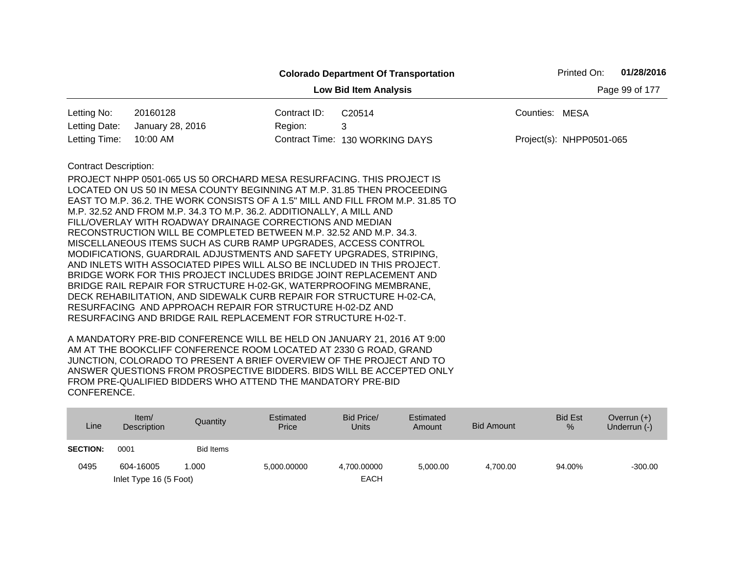**Colorado Department Of Transportation**

**Low Bid Item Analysis**

| | | | | | |
|---|---|---|---|---|---|
| Letting No: | 20160128 | Contract ID: | C20514 | Counties: | MESA |
| Letting Date: | January 28, 2016 | Region: | 3 | | |
| Letting Time: | 10:00 AM | Contract Time: | 130 WORKING DAYS | Project(s): | NHPP0501-065 |

Contract Description:

PROJECT NHPP 0501-065 US 50 ORCHARD MESA RESURFACING. THIS PROJECT IS LOCATED ON US 50 IN MESA COUNTY BEGINNING AT M.P. 31.85 THEN PROCEEDING EAST TO M.P. 36.2. THE WORK CONSISTS OF A 1.5" MILL AND FILL FROM M.P. 31.85 TO M.P. 32.52 AND FROM M.P. 34.3 TO M.P. 36.2. ADDITIONALLY, A MILL AND FILL/OVERLAY WITH ROADWAY DRAINAGE CORRECTIONS AND MEDIAN RECONSTRUCTION WILL BE COMPLETED BETWEEN M.P. 32.52 AND M.P. 34.3. MISCELLANEOUS ITEMS SUCH AS CURB RAMP UPGRADES, ACCESS CONTROL MODIFICATIONS, GUARDRAIL ADJUSTMENTS AND SAFETY UPGRADES, STRIPING, AND INLETS WITH ASSOCIATED PIPES WILL ALSO BE INCLUDED IN THIS PROJECT. BRIDGE WORK FOR THIS PROJECT INCLUDES BRIDGE JOINT REPLACEMENT AND BRIDGE RAIL REPAIR FOR STRUCTURE H-02-GK, WATERPROOFING MEMBRANE, DECK REHABILITATION, AND SIDEWALK CURB REPAIR FOR STRUCTURE H-02-CA, RESURFACING AND APPROACH REPAIR FOR STRUCTURE H-02-DZ AND RESURFACING AND BRIDGE RAIL REPLACEMENT FOR STRUCTURE H-02-T.

A MANDATORY PRE-BID CONFERENCE WILL BE HELD ON JANUARY 21, 2016 AT 9:00 AM AT THE BOOKCLIFF CONFERENCE ROOM LOCATED AT 2330 G ROAD, GRAND JUNCTION, COLORADO TO PRESENT A BRIEF OVERVIEW OF THE PROJECT AND TO ANSWER QUESTIONS FROM PROSPECTIVE BIDDERS. BIDS WILL BE ACCEPTED ONLY FROM PRE-QUALIFIED BIDDERS WHO ATTEND THE MANDATORY PRE-BID CONFERENCE.

| Line | Item/ Description | Quantity | Estimated Price | Bid Price/ Units | Estimated Amount | Bid Amount | Bid Est % | Overrun (+) Underrun (-) |
|---|---|---|---|---|---|---|---|---|
| **SECTION:** | 0001 | Bid Items | | | | | | |
| 0495 | 604-16005 Inlet Type 16 (5 Foot) | 1.000 | 5,000.00000 | 4,700.00000 EACH | 5,000.00 | 4,700.00 | 94.00% | -300.00 |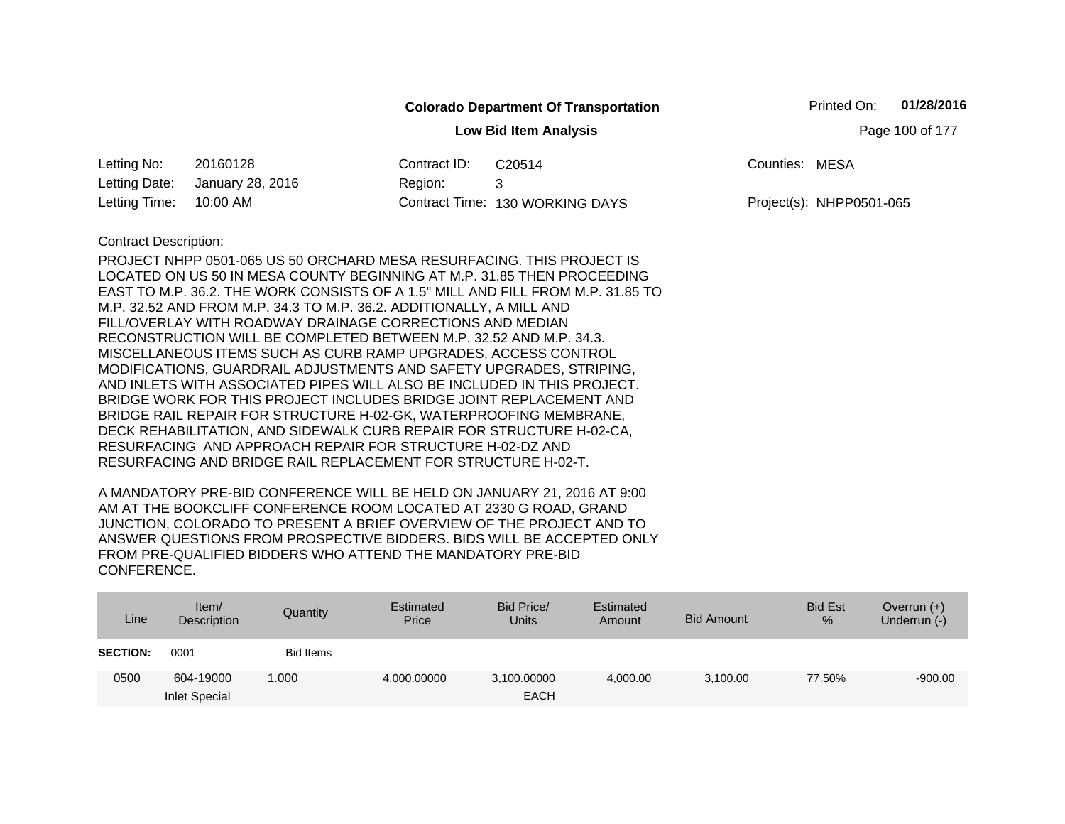**Colorado Department Of Transportation**

**Low Bid Item Analysis**

Printed On: **01/28/2016**

| | | | | | |
|---|---|---|---|---|---|
| Letting No: | 20160128 | Contract ID: | C20514 | Counties: | MESA |
| Letting Date: | January 28, 2016 | Region: | 3 | | |
| Letting Time: | 10:00 AM | Contract Time: | 130 WORKING DAYS | Project(s): | NHPP0501-065 |

Contract Description:

PROJECT NHPP 0501-065 US 50 ORCHARD MESA RESURFACING. THIS PROJECT IS LOCATED ON US 50 IN MESA COUNTY BEGINNING AT M.P. 31.85 THEN PROCEEDING EAST TO M.P. 36.2. THE WORK CONSISTS OF A 1.5" MILL AND FILL FROM M.P. 31.85 TO M.P. 32.52 AND FROM M.P. 34.3 TO M.P. 36.2. ADDITIONALLY, A MILL AND FILL/OVERLAY WITH ROADWAY DRAINAGE CORRECTIONS AND MEDIAN RECONSTRUCTION WILL BE COMPLETED BETWEEN M.P. 32.52 AND M.P. 34.3. MISCELLANEOUS ITEMS SUCH AS CURB RAMP UPGRADES, ACCESS CONTROL MODIFICATIONS, GUARDRAIL ADJUSTMENTS AND SAFETY UPGRADES, STRIPING, AND INLETS WITH ASSOCIATED PIPES WILL ALSO BE INCLUDED IN THIS PROJECT. BRIDGE WORK FOR THIS PROJECT INCLUDES BRIDGE JOINT REPLACEMENT AND BRIDGE RAIL REPAIR FOR STRUCTURE H-02-GK, WATERPROOFING MEMBRANE, DECK REHABILITATION, AND SIDEWALK CURB REPAIR FOR STRUCTURE H-02-CA, RESURFACING AND APPROACH REPAIR FOR STRUCTURE H-02-DZ AND RESURFACING AND BRIDGE RAIL REPLACEMENT FOR STRUCTURE H-02-T.

A MANDATORY PRE-BID CONFERENCE WILL BE HELD ON JANUARY 21, 2016 AT 9:00 AM AT THE BOOKCLIFF CONFERENCE ROOM LOCATED AT 2330 G ROAD, GRAND JUNCTION, COLORADO TO PRESENT A BRIEF OVERVIEW OF THE PROJECT AND TO ANSWER QUESTIONS FROM PROSPECTIVE BIDDERS. BIDS WILL BE ACCEPTED ONLY FROM PRE-QUALIFIED BIDDERS WHO ATTEND THE MANDATORY PRE-BID CONFERENCE.

| Line | Item/ Description | Quantity | Estimated Price | Bid Price/ Units | Estimated Amount | Bid Amount | Bid Est % | Overrun (+) Underrun (-) |
|---|---|---|---|---|---|---|---|---|
| **SECTION:** | 0001 | Bid Items | | | | | | |
| 0500 | 604-19000 Inlet Special | 1.000 | 4,000.00000 | 3,100.00000 EACH | 4,000.00 | 3,100.00 | 77.50% | -900.00 |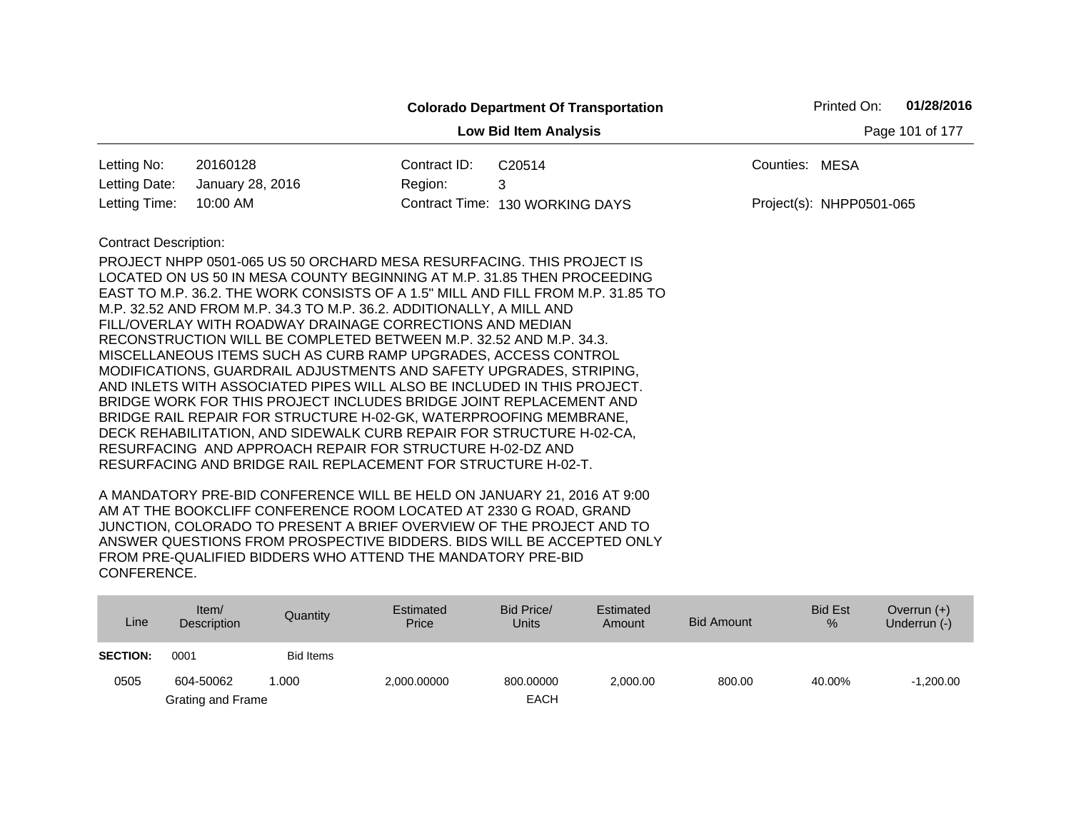**Colorado Department Of Transportation**

**Low Bid Item Analysis**

Printed On: **01/28/2016**

| | | | | | |
|---|---|---|---|---|---|
| Letting No: | 20160128 | Contract ID: | C20514 | Counties: | MESA |
| Letting Date: | January 28, 2016 | Region: | 3 | | |
| Letting Time: | 10:00 AM | Contract Time: | 130 WORKING DAYS | Project(s): | NHPP0501-065 |

Contract Description:

PROJECT NHPP 0501-065 US 50 ORCHARD MESA RESURFACING. THIS PROJECT IS LOCATED ON US 50 IN MESA COUNTY BEGINNING AT M.P. 31.85 THEN PROCEEDING EAST TO M.P. 36.2. THE WORK CONSISTS OF A 1.5" MILL AND FILL FROM M.P. 31.85 TO M.P. 32.52 AND FROM M.P. 34.3 TO M.P. 36.2. ADDITIONALLY, A MILL AND FILL/OVERLAY WITH ROADWAY DRAINAGE CORRECTIONS AND MEDIAN RECONSTRUCTION WILL BE COMPLETED BETWEEN M.P. 32.52 AND M.P. 34.3. MISCELLANEOUS ITEMS SUCH AS CURB RAMP UPGRADES, ACCESS CONTROL MODIFICATIONS, GUARDRAIL ADJUSTMENTS AND SAFETY UPGRADES, STRIPING, AND INLETS WITH ASSOCIATED PIPES WILL ALSO BE INCLUDED IN THIS PROJECT. BRIDGE WORK FOR THIS PROJECT INCLUDES BRIDGE JOINT REPLACEMENT AND BRIDGE RAIL REPAIR FOR STRUCTURE H-02-GK, WATERPROOFING MEMBRANE, DECK REHABILITATION, AND SIDEWALK CURB REPAIR FOR STRUCTURE H-02-CA, RESURFACING AND APPROACH REPAIR FOR STRUCTURE H-02-DZ AND RESURFACING AND BRIDGE RAIL REPLACEMENT FOR STRUCTURE H-02-T.

A MANDATORY PRE-BID CONFERENCE WILL BE HELD ON JANUARY 21, 2016 AT 9:00 AM AT THE BOOKCLIFF CONFERENCE ROOM LOCATED AT 2330 G ROAD, GRAND JUNCTION, COLORADO TO PRESENT A BRIEF OVERVIEW OF THE PROJECT AND TO ANSWER QUESTIONS FROM PROSPECTIVE BIDDERS. BIDS WILL BE ACCEPTED ONLY FROM PRE-QUALIFIED BIDDERS WHO ATTEND THE MANDATORY PRE-BID CONFERENCE.

| Line | Item/ Description | Quantity | Estimated Price | Bid Price/ Units | Estimated Amount | Bid Amount | Bid Est % | Overrun (+) Underrun (-) |
|---|---|---|---|---|---|---|---|---|
| **SECTION:** | 0001 | Bid Items | | | | | | |
| 0505 | 604-50062 Grating and Frame | 1.000 | 2,000.00000 | 800.00000 EACH | 2,000.00 | 800.00 | 40.00% | -1,200.00 |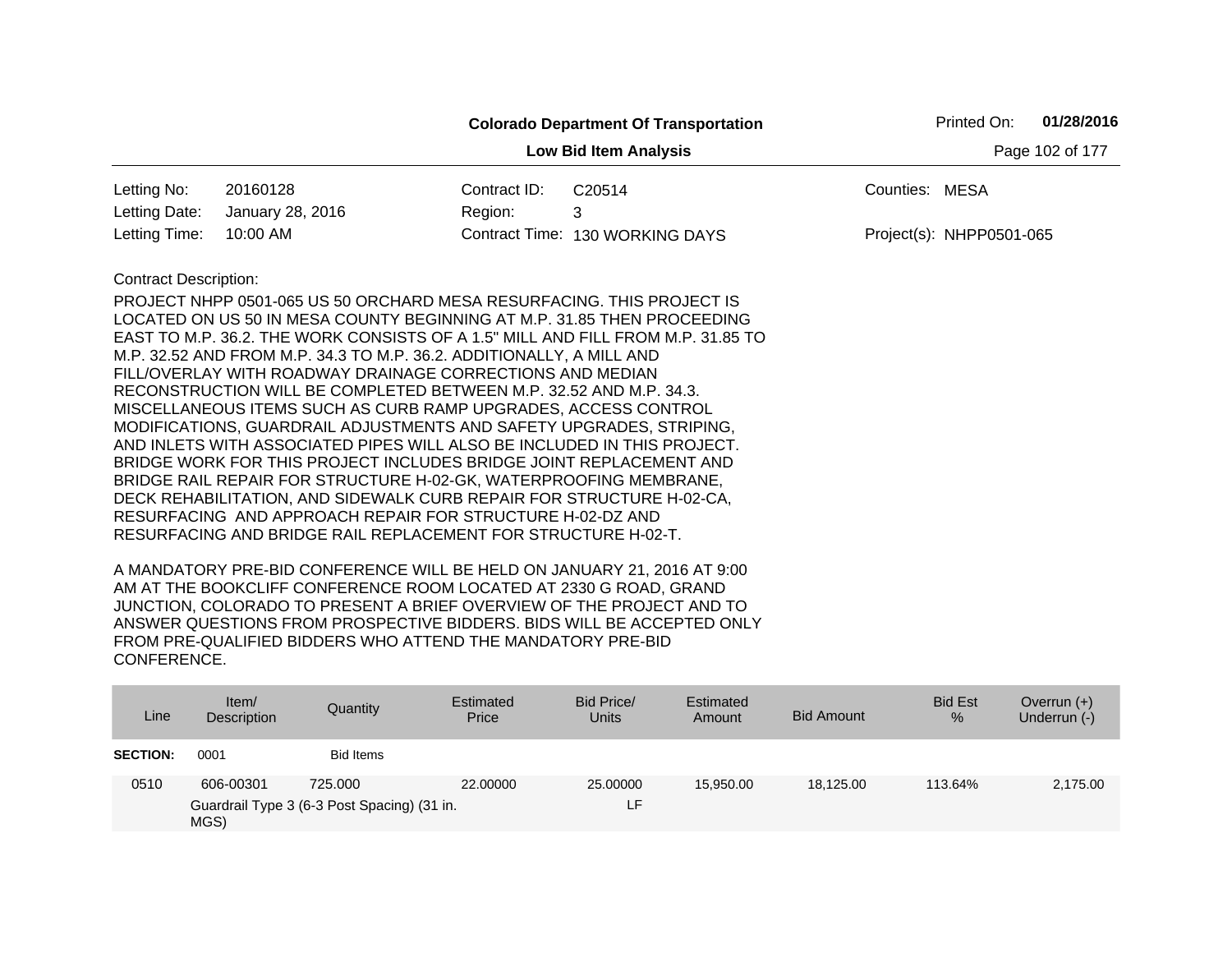**Colorado Department Of Transportation**

**Low Bid Item Analysis**

Printed On: **01/28/2016**

| | | | | | |
|---|---|---|---|---|---|
| Letting No: | 20160128 | Contract ID: | C20514 | Counties: | MESA |
| Letting Date: | January 28, 2016 | Region: | 3 | | |
| Letting Time: | 10:00 AM | Contract Time: | 130 WORKING DAYS | Project(s): | NHPP0501-065 |

Contract Description:

PROJECT NHPP 0501-065 US 50 ORCHARD MESA RESURFACING. THIS PROJECT IS LOCATED ON US 50 IN MESA COUNTY BEGINNING AT M.P. 31.85 THEN PROCEEDING EAST TO M.P. 36.2. THE WORK CONSISTS OF A 1.5" MILL AND FILL FROM M.P. 31.85 TO M.P. 32.52 AND FROM M.P. 34.3 TO M.P. 36.2. ADDITIONALLY, A MILL AND FILL/OVERLAY WITH ROADWAY DRAINAGE CORRECTIONS AND MEDIAN RECONSTRUCTION WILL BE COMPLETED BETWEEN M.P. 32.52 AND M.P. 34.3. MISCELLANEOUS ITEMS SUCH AS CURB RAMP UPGRADES, ACCESS CONTROL MODIFICATIONS, GUARDRAIL ADJUSTMENTS AND SAFETY UPGRADES, STRIPING, AND INLETS WITH ASSOCIATED PIPES WILL ALSO BE INCLUDED IN THIS PROJECT. BRIDGE WORK FOR THIS PROJECT INCLUDES BRIDGE JOINT REPLACEMENT AND BRIDGE RAIL REPAIR FOR STRUCTURE H-02-GK, WATERPROOFING MEMBRANE, DECK REHABILITATION, AND SIDEWALK CURB REPAIR FOR STRUCTURE H-02-CA, RESURFACING AND APPROACH REPAIR FOR STRUCTURE H-02-DZ AND RESURFACING AND BRIDGE RAIL REPLACEMENT FOR STRUCTURE H-02-T.

A MANDATORY PRE-BID CONFERENCE WILL BE HELD ON JANUARY 21, 2016 AT 9:00 AM AT THE BOOKCLIFF CONFERENCE ROOM LOCATED AT 2330 G ROAD, GRAND JUNCTION, COLORADO TO PRESENT A BRIEF OVERVIEW OF THE PROJECT AND TO ANSWER QUESTIONS FROM PROSPECTIVE BIDDERS. BIDS WILL BE ACCEPTED ONLY FROM PRE-QUALIFIED BIDDERS WHO ATTEND THE MANDATORY PRE-BID CONFERENCE.

| Line | Item/ Description | Quantity | Estimated Price | Bid Price/ Units | Estimated Amount | Bid Amount | Bid Est % | Overrun (+) Underrun (-) |
|---|---|---|---|---|---|---|---|---|
| **SECTION:** | 0001 | Bid Items | | | | | | |
| 0510 | 606-00301 Guardrail Type 3 (6-3 Post Spacing) (31 in. MGS) | 725.000 | 22.00000 | 25.00000 LF | 15,950.00 | 18,125.00 | 113.64% | 2,175.00 |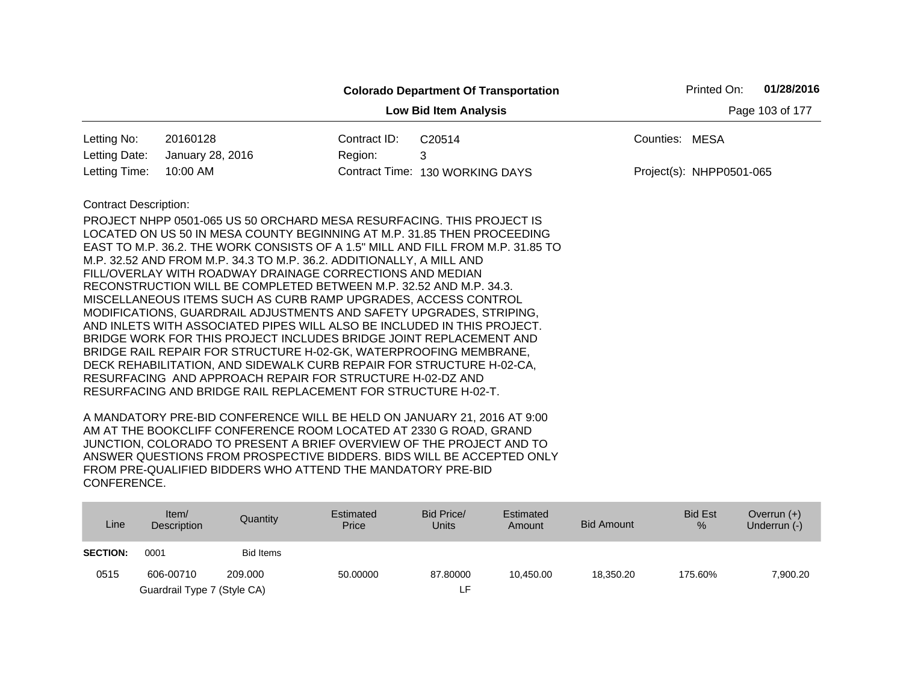**Colorado Department Of Transportation**

**Low Bid Item Analysis**

Printed On: **01/28/2016**

| | | | | | |
|---|---|---|---|---|---|
| Letting No: | 20160128 | Contract ID: | C20514 | Counties: | MESA |
| Letting Date: | January 28, 2016 | Region: | 3 | | |
| Letting Time: | 10:00 AM | Contract Time: | 130 WORKING DAYS | Project(s): | NHPP0501-065 |

Contract Description:

PROJECT NHPP 0501-065 US 50 ORCHARD MESA RESURFACING. THIS PROJECT IS LOCATED ON US 50 IN MESA COUNTY BEGINNING AT M.P. 31.85 THEN PROCEEDING EAST TO M.P. 36.2. THE WORK CONSISTS OF A 1.5" MILL AND FILL FROM M.P. 31.85 TO M.P. 32.52 AND FROM M.P. 34.3 TO M.P. 36.2. ADDITIONALLY, A MILL AND FILL/OVERLAY WITH ROADWAY DRAINAGE CORRECTIONS AND MEDIAN RECONSTRUCTION WILL BE COMPLETED BETWEEN M.P. 32.52 AND M.P. 34.3. MISCELLANEOUS ITEMS SUCH AS CURB RAMP UPGRADES, ACCESS CONTROL MODIFICATIONS, GUARDRAIL ADJUSTMENTS AND SAFETY UPGRADES, STRIPING, AND INLETS WITH ASSOCIATED PIPES WILL ALSO BE INCLUDED IN THIS PROJECT. BRIDGE WORK FOR THIS PROJECT INCLUDES BRIDGE JOINT REPLACEMENT AND BRIDGE RAIL REPAIR FOR STRUCTURE H-02-GK, WATERPROOFING MEMBRANE, DECK REHABILITATION, AND SIDEWALK CURB REPAIR FOR STRUCTURE H-02-CA, RESURFACING AND APPROACH REPAIR FOR STRUCTURE H-02-DZ AND RESURFACING AND BRIDGE RAIL REPLACEMENT FOR STRUCTURE H-02-T.

A MANDATORY PRE-BID CONFERENCE WILL BE HELD ON JANUARY 21, 2016 AT 9:00 AM AT THE BOOKCLIFF CONFERENCE ROOM LOCATED AT 2330 G ROAD, GRAND JUNCTION, COLORADO TO PRESENT A BRIEF OVERVIEW OF THE PROJECT AND TO ANSWER QUESTIONS FROM PROSPECTIVE BIDDERS. BIDS WILL BE ACCEPTED ONLY FROM PRE-QUALIFIED BIDDERS WHO ATTEND THE MANDATORY PRE-BID CONFERENCE.

| Line | Item/ Description | Quantity | Estimated Price | Bid Price/ Units | Estimated Amount | Bid Amount | Bid Est % | Overrun (+) Underrun (-) |
|---|---|---|---|---|---|---|---|---|
| **SECTION:** | 0001 | Bid Items | | | | | | |
| 0515 | 606-00710 Guardrail Type 7 (Style CA) | 209.000 | 50.00000 | 87.80000 LF | 10,450.00 | 18,350.20 | 175.60% | 7,900.20 |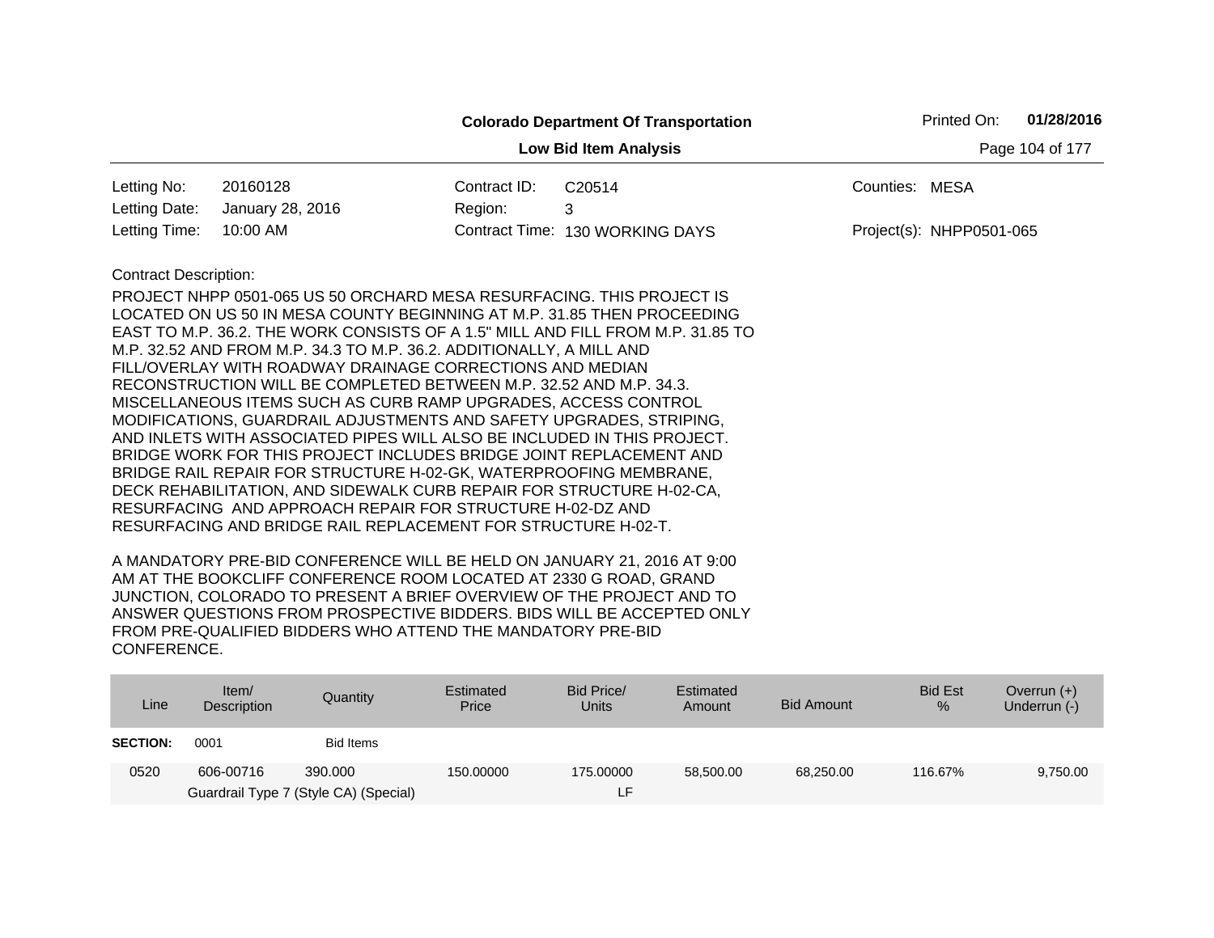**Colorado Department Of Transportation**

Printed On: **01/28/2016**

**Low Bid Item Analysis**

| | | | | | |
|---|---|---|---|---|---|
| Letting No: | 20160128 | Contract ID: | C20514 | Counties: | MESA |
| Letting Date: | January 28, 2016 | Region: | 3 | | |
| Letting Time: | 10:00 AM | Contract Time: | 130 WORKING DAYS | Project(s): | NHPP0501-065 |

Contract Description:

PROJECT NHPP 0501-065 US 50 ORCHARD MESA RESURFACING. THIS PROJECT IS LOCATED ON US 50 IN MESA COUNTY BEGINNING AT M.P. 31.85 THEN PROCEEDING EAST TO M.P. 36.2. THE WORK CONSISTS OF A 1.5" MILL AND FILL FROM M.P. 31.85 TO M.P. 32.52 AND FROM M.P. 34.3 TO M.P. 36.2. ADDITIONALLY, A MILL AND FILL/OVERLAY WITH ROADWAY DRAINAGE CORRECTIONS AND MEDIAN RECONSTRUCTION WILL BE COMPLETED BETWEEN M.P. 32.52 AND M.P. 34.3. MISCELLANEOUS ITEMS SUCH AS CURB RAMP UPGRADES, ACCESS CONTROL MODIFICATIONS, GUARDRAIL ADJUSTMENTS AND SAFETY UPGRADES, STRIPING, AND INLETS WITH ASSOCIATED PIPES WILL ALSO BE INCLUDED IN THIS PROJECT. BRIDGE WORK FOR THIS PROJECT INCLUDES BRIDGE JOINT REPLACEMENT AND BRIDGE RAIL REPAIR FOR STRUCTURE H-02-GK, WATERPROOFING MEMBRANE, DECK REHABILITATION, AND SIDEWALK CURB REPAIR FOR STRUCTURE H-02-CA, RESURFACING AND APPROACH REPAIR FOR STRUCTURE H-02-DZ AND RESURFACING AND BRIDGE RAIL REPLACEMENT FOR STRUCTURE H-02-T.

A MANDATORY PRE-BID CONFERENCE WILL BE HELD ON JANUARY 21, 2016 AT 9:00 AM AT THE BOOKCLIFF CONFERENCE ROOM LOCATED AT 2330 G ROAD, GRAND JUNCTION, COLORADO TO PRESENT A BRIEF OVERVIEW OF THE PROJECT AND TO ANSWER QUESTIONS FROM PROSPECTIVE BIDDERS. BIDS WILL BE ACCEPTED ONLY FROM PRE-QUALIFIED BIDDERS WHO ATTEND THE MANDATORY PRE-BID CONFERENCE.

| Line | Item/ Description | Quantity | Estimated Price | Bid Price/ Units | Estimated Amount | Bid Amount | Bid Est % | Overrun (+) Underrun (-) |
|---|---|---|---|---|---|---|---|---|
| **SECTION:** | 0001 | Bid Items | | | | | | |
| 0520 | 606-00716 Guardrail Type 7 (Style CA) (Special) | 390.000 | 150.00000 | 175.00000 LF | 58,500.00 | 68,250.00 | 116.67% | 9,750.00 |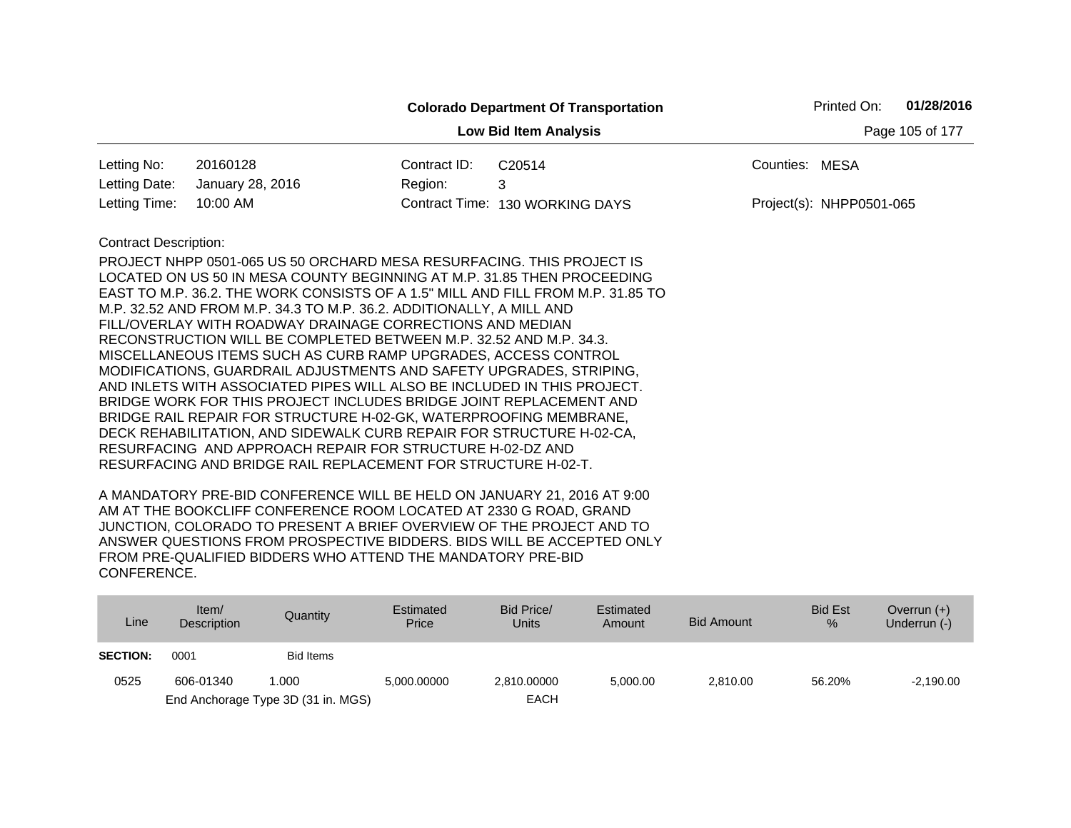**Colorado Department Of Transportation**

Printed On: **01/28/2016**

**Low Bid Item Analysis**

| | | | | | |
|---|---|---|---|---|---|
| Letting No: | 20160128 | Contract ID: | C20514 | Counties: | MESA |
| Letting Date: | January 28, 2016 | Region: | 3 | | |
| Letting Time: | 10:00 AM | Contract Time: | 130 WORKING DAYS | Project(s): | NHPP0501-065 |

Contract Description:

PROJECT NHPP 0501-065 US 50 ORCHARD MESA RESURFACING. THIS PROJECT IS LOCATED ON US 50 IN MESA COUNTY BEGINNING AT M.P. 31.85 THEN PROCEEDING EAST TO M.P. 36.2. THE WORK CONSISTS OF A 1.5" MILL AND FILL FROM M.P. 31.85 TO M.P. 32.52 AND FROM M.P. 34.3 TO M.P. 36.2. ADDITIONALLY, A MILL AND FILL/OVERLAY WITH ROADWAY DRAINAGE CORRECTIONS AND MEDIAN RECONSTRUCTION WILL BE COMPLETED BETWEEN M.P. 32.52 AND M.P. 34.3. MISCELLANEOUS ITEMS SUCH AS CURB RAMP UPGRADES, ACCESS CONTROL MODIFICATIONS, GUARDRAIL ADJUSTMENTS AND SAFETY UPGRADES, STRIPING, AND INLETS WITH ASSOCIATED PIPES WILL ALSO BE INCLUDED IN THIS PROJECT. BRIDGE WORK FOR THIS PROJECT INCLUDES BRIDGE JOINT REPLACEMENT AND BRIDGE RAIL REPAIR FOR STRUCTURE H-02-GK, WATERPROOFING MEMBRANE, DECK REHABILITATION, AND SIDEWALK CURB REPAIR FOR STRUCTURE H-02-CA, RESURFACING AND APPROACH REPAIR FOR STRUCTURE H-02-DZ AND RESURFACING AND BRIDGE RAIL REPLACEMENT FOR STRUCTURE H-02-T.

A MANDATORY PRE-BID CONFERENCE WILL BE HELD ON JANUARY 21, 2016 AT 9:00 AM AT THE BOOKCLIFF CONFERENCE ROOM LOCATED AT 2330 G ROAD, GRAND JUNCTION, COLORADO TO PRESENT A BRIEF OVERVIEW OF THE PROJECT AND TO ANSWER QUESTIONS FROM PROSPECTIVE BIDDERS. BIDS WILL BE ACCEPTED ONLY FROM PRE-QUALIFIED BIDDERS WHO ATTEND THE MANDATORY PRE-BID CONFERENCE.

| Line | Item/ Description | Quantity | Estimated Price | Bid Price/ Units | Estimated Amount | Bid Amount | Bid Est % | Overrun (+) Underrun (-) |
|---|---|---|---|---|---|---|---|---|
| **SECTION:** | 0001 | Bid Items | | | | | | |
| 0525 | 606-01340 | 1.000 | 5,000.00000 | 2,810.00000 | 5,000.00 | 2,810.00 | 56.20% | -2,190.00 |
| | End Anchorage Type 3D (31 in. MGS) | | | EACH | | | | |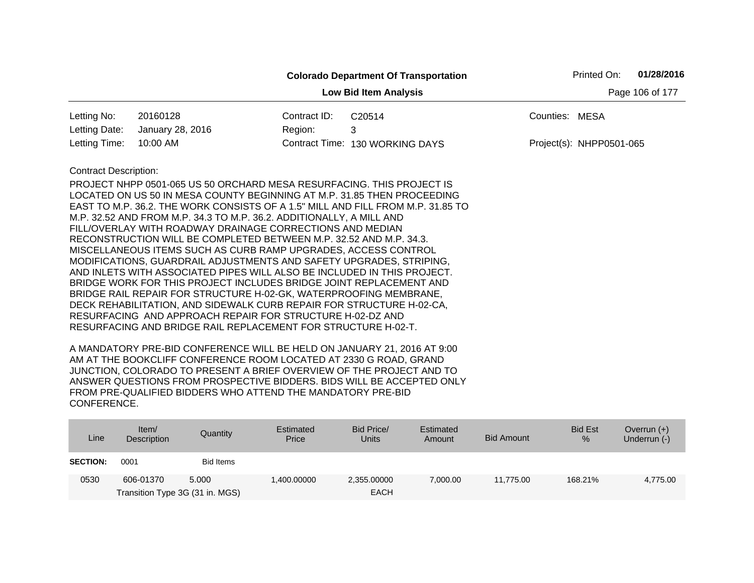**Colorado Department Of Transportation**

**Low Bid Item Analysis**

Printed On: **01/28/2016**

| | | | | | |
|---|---|---|---|---|---|
| Letting No: | 20160128 | Contract ID: | C20514 | Counties: | MESA |
| Letting Date: | January 28, 2016 | Region: | 3 | | |
| Letting Time: | 10:00 AM | Contract Time: | 130 WORKING DAYS | Project(s): | NHPP0501-065 |

Contract Description:

PROJECT NHPP 0501-065 US 50 ORCHARD MESA RESURFACING. THIS PROJECT IS LOCATED ON US 50 IN MESA COUNTY BEGINNING AT M.P. 31.85 THEN PROCEEDING EAST TO M.P. 36.2. THE WORK CONSISTS OF A 1.5" MILL AND FILL FROM M.P. 31.85 TO M.P. 32.52 AND FROM M.P. 34.3 TO M.P. 36.2. ADDITIONALLY, A MILL AND FILL/OVERLAY WITH ROADWAY DRAINAGE CORRECTIONS AND MEDIAN RECONSTRUCTION WILL BE COMPLETED BETWEEN M.P. 32.52 AND M.P. 34.3. MISCELLANEOUS ITEMS SUCH AS CURB RAMP UPGRADES, ACCESS CONTROL MODIFICATIONS, GUARDRAIL ADJUSTMENTS AND SAFETY UPGRADES, STRIPING, AND INLETS WITH ASSOCIATED PIPES WILL ALSO BE INCLUDED IN THIS PROJECT. BRIDGE WORK FOR THIS PROJECT INCLUDES BRIDGE JOINT REPLACEMENT AND BRIDGE RAIL REPAIR FOR STRUCTURE H-02-GK, WATERPROOFING MEMBRANE, DECK REHABILITATION, AND SIDEWALK CURB REPAIR FOR STRUCTURE H-02-CA, RESURFACING AND APPROACH REPAIR FOR STRUCTURE H-02-DZ AND RESURFACING AND BRIDGE RAIL REPLACEMENT FOR STRUCTURE H-02-T.

A MANDATORY PRE-BID CONFERENCE WILL BE HELD ON JANUARY 21, 2016 AT 9:00 AM AT THE BOOKCLIFF CONFERENCE ROOM LOCATED AT 2330 G ROAD, GRAND JUNCTION, COLORADO TO PRESENT A BRIEF OVERVIEW OF THE PROJECT AND TO ANSWER QUESTIONS FROM PROSPECTIVE BIDDERS. BIDS WILL BE ACCEPTED ONLY FROM PRE-QUALIFIED BIDDERS WHO ATTEND THE MANDATORY PRE-BID CONFERENCE.

| Line | Item/ Description | Quantity | Estimated Price | Bid Price/ Units | Estimated Amount | Bid Amount | Bid Est % | Overrun (+) Underrun (-) |
|---|---|---|---|---|---|---|---|---|
| **SECTION:** | 0001 | Bid Items | | | | | | |
| 0530 | 606-01370 Transition Type 3G (31 in. MGS) | 5.000 | 1,400.00000 | 2,355.00000 EACH | 7,000.00 | 11,775.00 | 168.21% | 4,775.00 |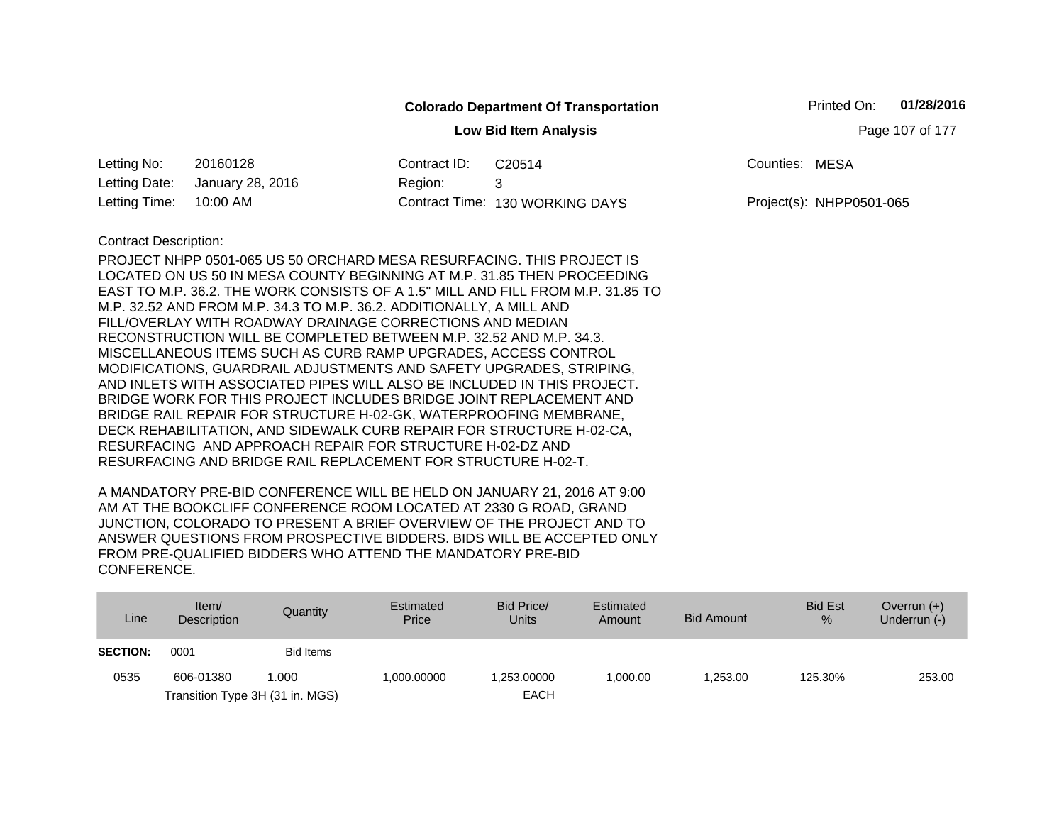**Colorado Department Of Transportation**

**Low Bid Item Analysis**

Printed On: **01/28/2016**

| | | | | | |
|---|---|---|---|---|---|
| Letting No: | 20160128 | Contract ID: | C20514 | Counties: | MESA |
| Letting Date: | January 28, 2016 | Region: | 3 | | |
| Letting Time: | 10:00 AM | Contract Time: | 130 WORKING DAYS | Project(s): | NHPP0501-065 |

Contract Description:

PROJECT NHPP 0501-065 US 50 ORCHARD MESA RESURFACING. THIS PROJECT IS LOCATED ON US 50 IN MESA COUNTY BEGINNING AT M.P. 31.85 THEN PROCEEDING EAST TO M.P. 36.2. THE WORK CONSISTS OF A 1.5" MILL AND FILL FROM M.P. 31.85 TO M.P. 32.52 AND FROM M.P. 34.3 TO M.P. 36.2. ADDITIONALLY, A MILL AND FILL/OVERLAY WITH ROADWAY DRAINAGE CORRECTIONS AND MEDIAN RECONSTRUCTION WILL BE COMPLETED BETWEEN M.P. 32.52 AND M.P. 34.3. MISCELLANEOUS ITEMS SUCH AS CURB RAMP UPGRADES, ACCESS CONTROL MODIFICATIONS, GUARDRAIL ADJUSTMENTS AND SAFETY UPGRADES, STRIPING, AND INLETS WITH ASSOCIATED PIPES WILL ALSO BE INCLUDED IN THIS PROJECT. BRIDGE WORK FOR THIS PROJECT INCLUDES BRIDGE JOINT REPLACEMENT AND BRIDGE RAIL REPAIR FOR STRUCTURE H-02-GK, WATERPROOFING MEMBRANE, DECK REHABILITATION, AND SIDEWALK CURB REPAIR FOR STRUCTURE H-02-CA, RESURFACING AND APPROACH REPAIR FOR STRUCTURE H-02-DZ AND RESURFACING AND BRIDGE RAIL REPLACEMENT FOR STRUCTURE H-02-T.

A MANDATORY PRE-BID CONFERENCE WILL BE HELD ON JANUARY 21, 2016 AT 9:00 AM AT THE BOOKCLIFF CONFERENCE ROOM LOCATED AT 2330 G ROAD, GRAND JUNCTION, COLORADO TO PRESENT A BRIEF OVERVIEW OF THE PROJECT AND TO ANSWER QUESTIONS FROM PROSPECTIVE BIDDERS. BIDS WILL BE ACCEPTED ONLY FROM PRE-QUALIFIED BIDDERS WHO ATTEND THE MANDATORY PRE-BID CONFERENCE.

| Line | Item/ Description | Quantity | Estimated Price | Bid Price/ Units | Estimated Amount | Bid Amount | Bid Est % | Overrun (+) Underrun (-) |
|---|---|---|---|---|---|---|---|---|
| **SECTION:** | 0001 | Bid Items | | | | | | |
| 0535 | 606-01380 Transition Type 3H (31 in. MGS) | 1.000 | 1,000.00000 | 1,253.00000 EACH | 1,000.00 | 1,253.00 | 125.30% | 253.00 |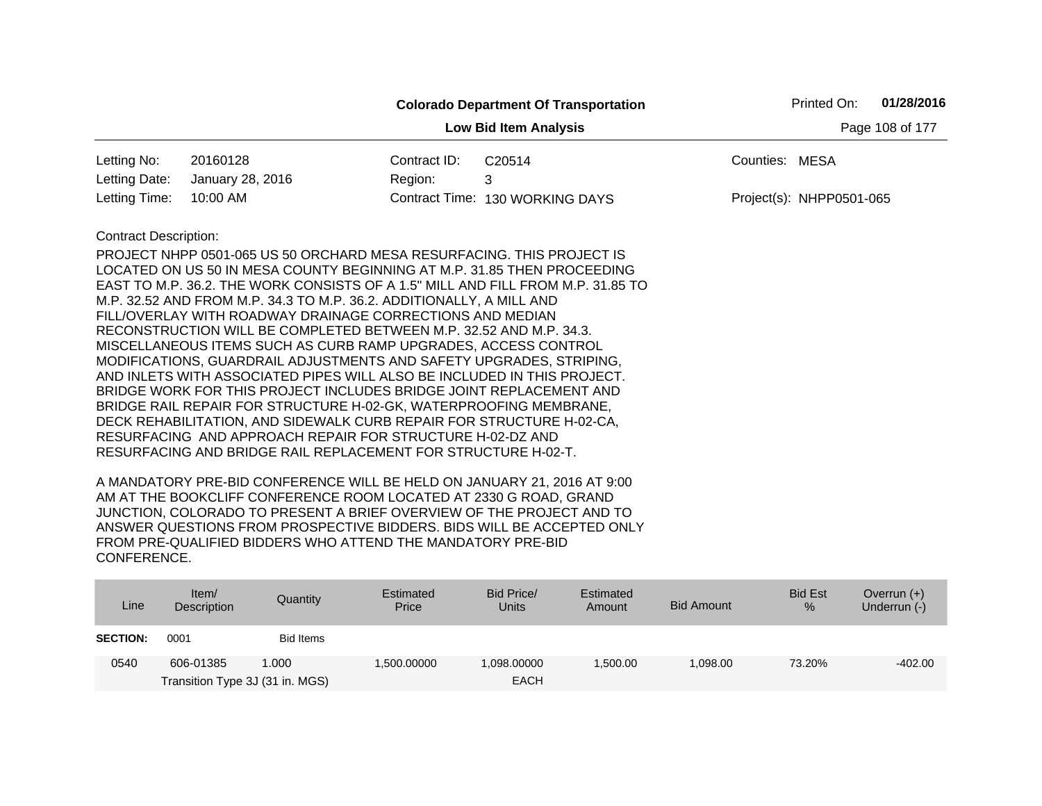**Colorado Department Of Transportation**

**Low Bid Item Analysis**

Printed On: **01/28/2016**

| | | | | | |
|---|---|---|---|---|---|
| Letting No: | 20160128 | Contract ID: | C20514 | Counties: | MESA |
| Letting Date: | January 28, 2016 | Region: | 3 | | |
| Letting Time: | 10:00 AM | Contract Time: | 130 WORKING DAYS | Project(s): | NHPP0501-065 |

Contract Description:

PROJECT NHPP 0501-065 US 50 ORCHARD MESA RESURFACING. THIS PROJECT IS LOCATED ON US 50 IN MESA COUNTY BEGINNING AT M.P. 31.85 THEN PROCEEDING EAST TO M.P. 36.2. THE WORK CONSISTS OF A 1.5" MILL AND FILL FROM M.P. 31.85 TO M.P. 32.52 AND FROM M.P. 34.3 TO M.P. 36.2. ADDITIONALLY, A MILL AND FILL/OVERLAY WITH ROADWAY DRAINAGE CORRECTIONS AND MEDIAN RECONSTRUCTION WILL BE COMPLETED BETWEEN M.P. 32.52 AND M.P. 34.3. MISCELLANEOUS ITEMS SUCH AS CURB RAMP UPGRADES, ACCESS CONTROL MODIFICATIONS, GUARDRAIL ADJUSTMENTS AND SAFETY UPGRADES, STRIPING, AND INLETS WITH ASSOCIATED PIPES WILL ALSO BE INCLUDED IN THIS PROJECT. BRIDGE WORK FOR THIS PROJECT INCLUDES BRIDGE JOINT REPLACEMENT AND BRIDGE RAIL REPAIR FOR STRUCTURE H-02-GK, WATERPROOFING MEMBRANE, DECK REHABILITATION, AND SIDEWALK CURB REPAIR FOR STRUCTURE H-02-CA, RESURFACING AND APPROACH REPAIR FOR STRUCTURE H-02-DZ AND RESURFACING AND BRIDGE RAIL REPLACEMENT FOR STRUCTURE H-02-T.

A MANDATORY PRE-BID CONFERENCE WILL BE HELD ON JANUARY 21, 2016 AT 9:00 AM AT THE BOOKCLIFF CONFERENCE ROOM LOCATED AT 2330 G ROAD, GRAND JUNCTION, COLORADO TO PRESENT A BRIEF OVERVIEW OF THE PROJECT AND TO ANSWER QUESTIONS FROM PROSPECTIVE BIDDERS. BIDS WILL BE ACCEPTED ONLY FROM PRE-QUALIFIED BIDDERS WHO ATTEND THE MANDATORY PRE-BID CONFERENCE.

| Line | Item/ Description | Quantity | Estimated Price | Bid Price/ Units | Estimated Amount | Bid Amount | Bid Est % | Overrun (+) Underrun (-) |
|---|---|---|---|---|---|---|---|---|
| **SECTION:** | 0001 | Bid Items | | | | | | |
| 0540 | 606-01385 Transition Type 3J (31 in. MGS) | 1.000 | 1,500.00000 | 1,098.00000 EACH | 1,500.00 | 1,098.00 | 73.20% | -402.00 |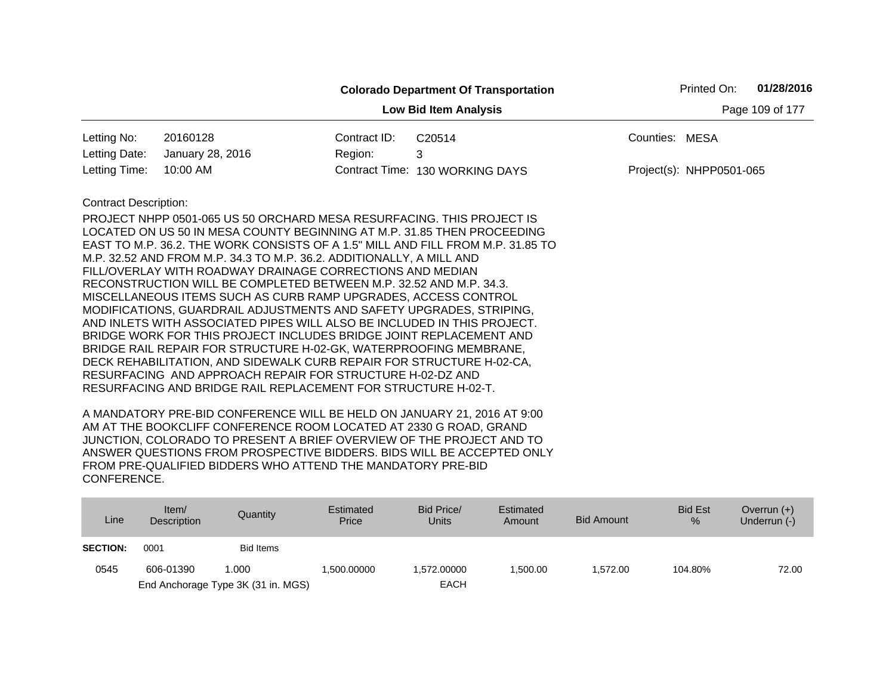**Colorado Department Of Transportation**

**Low Bid Item Analysis**

Printed On: **01/28/2016**

| | | | | | |
|---|---|---|---|---|---|
| Letting No: | 20160128 | Contract ID: | C20514 | Counties: | MESA |
| Letting Date: | January 28, 2016 | Region: | 3 | | |
| Letting Time: | 10:00 AM | Contract Time: | 130 WORKING DAYS | Project(s): | NHPP0501-065 |

Contract Description:

PROJECT NHPP 0501-065 US 50 ORCHARD MESA RESURFACING. THIS PROJECT IS LOCATED ON US 50 IN MESA COUNTY BEGINNING AT M.P. 31.85 THEN PROCEEDING EAST TO M.P. 36.2. THE WORK CONSISTS OF A 1.5" MILL AND FILL FROM M.P. 31.85 TO M.P. 32.52 AND FROM M.P. 34.3 TO M.P. 36.2. ADDITIONALLY, A MILL AND FILL/OVERLAY WITH ROADWAY DRAINAGE CORRECTIONS AND MEDIAN RECONSTRUCTION WILL BE COMPLETED BETWEEN M.P. 32.52 AND M.P. 34.3. MISCELLANEOUS ITEMS SUCH AS CURB RAMP UPGRADES, ACCESS CONTROL MODIFICATIONS, GUARDRAIL ADJUSTMENTS AND SAFETY UPGRADES, STRIPING, AND INLETS WITH ASSOCIATED PIPES WILL ALSO BE INCLUDED IN THIS PROJECT. BRIDGE WORK FOR THIS PROJECT INCLUDES BRIDGE JOINT REPLACEMENT AND BRIDGE RAIL REPAIR FOR STRUCTURE H-02-GK, WATERPROOFING MEMBRANE, DECK REHABILITATION, AND SIDEWALK CURB REPAIR FOR STRUCTURE H-02-CA, RESURFACING AND APPROACH REPAIR FOR STRUCTURE H-02-DZ AND RESURFACING AND BRIDGE RAIL REPLACEMENT FOR STRUCTURE H-02-T.

A MANDATORY PRE-BID CONFERENCE WILL BE HELD ON JANUARY 21, 2016 AT 9:00 AM AT THE BOOKCLIFF CONFERENCE ROOM LOCATED AT 2330 G ROAD, GRAND JUNCTION, COLORADO TO PRESENT A BRIEF OVERVIEW OF THE PROJECT AND TO ANSWER QUESTIONS FROM PROSPECTIVE BIDDERS. BIDS WILL BE ACCEPTED ONLY FROM PRE-QUALIFIED BIDDERS WHO ATTEND THE MANDATORY PRE-BID CONFERENCE.

| Line | Item/ Description | Quantity | Estimated Price | Bid Price/ Units | Estimated Amount | Bid Amount | Bid Est % | Overrun (+) Underrun (-) |
|---|---|---|---|---|---|---|---|---|
| **SECTION:** | 0001 | Bid Items | | | | | | |
| 0545 | 606-01390 | 1.000 | 1,500.00000 | 1,572.00000 | 1,500.00 | 1,572.00 | 104.80% | 72.00 |
| | End Anchorage Type 3K (31 in. MGS) | | | EACH | | | | |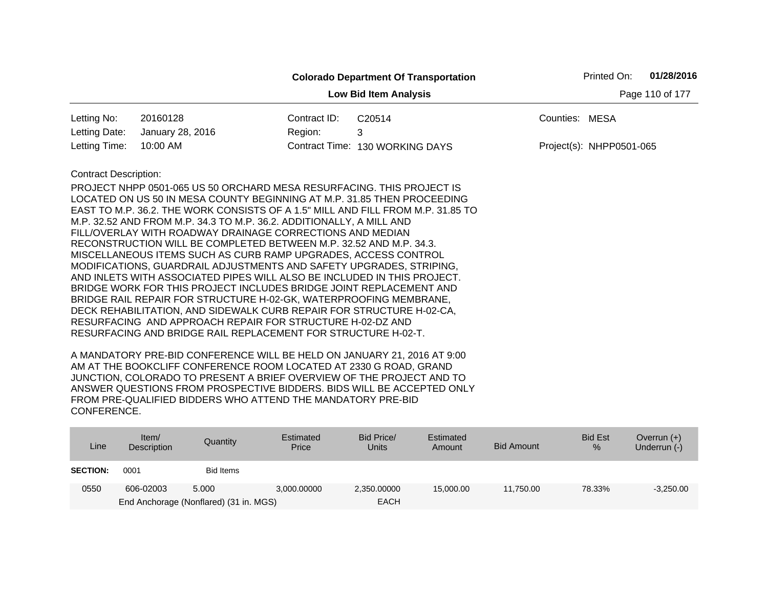# Colorado Department Of Transportation

## Low Bid Item Analysis

Printed On: **01/28/2016**

| | | | | | |
|---|---|---|---|---|---|
| Letting No: | 20160128 | Contract ID: | C20514 | Counties: | MESA |
| Letting Date: | January 28, 2016 | Region: | 3 | | |
| Letting Time: | 10:00 AM | Contract Time: | 130 WORKING DAYS | Project(s): | NHPP0501-065 |

Contract Description:

PROJECT NHPP 0501-065 US 50 ORCHARD MESA RESURFACING. THIS PROJECT IS LOCATED ON US 50 IN MESA COUNTY BEGINNING AT M.P. 31.85 THEN PROCEEDING EAST TO M.P. 36.2. THE WORK CONSISTS OF A 1.5" MILL AND FILL FROM M.P. 31.85 TO M.P. 32.52 AND FROM M.P. 34.3 TO M.P. 36.2. ADDITIONALLY, A MILL AND FILL/OVERLAY WITH ROADWAY DRAINAGE CORRECTIONS AND MEDIAN RECONSTRUCTION WILL BE COMPLETED BETWEEN M.P. 32.52 AND M.P. 34.3. MISCELLANEOUS ITEMS SUCH AS CURB RAMP UPGRADES, ACCESS CONTROL MODIFICATIONS, GUARDRAIL ADJUSTMENTS AND SAFETY UPGRADES, STRIPING, AND INLETS WITH ASSOCIATED PIPES WILL ALSO BE INCLUDED IN THIS PROJECT. BRIDGE WORK FOR THIS PROJECT INCLUDES BRIDGE JOINT REPLACEMENT AND BRIDGE RAIL REPAIR FOR STRUCTURE H-02-GK, WATERPROOFING MEMBRANE, DECK REHABILITATION, AND SIDEWALK CURB REPAIR FOR STRUCTURE H-02-CA, RESURFACING AND APPROACH REPAIR FOR STRUCTURE H-02-DZ AND RESURFACING AND BRIDGE RAIL REPLACEMENT FOR STRUCTURE H-02-T.

A MANDATORY PRE-BID CONFERENCE WILL BE HELD ON JANUARY 21, 2016 AT 9:00 AM AT THE BOOKCLIFF CONFERENCE ROOM LOCATED AT 2330 G ROAD, GRAND JUNCTION, COLORADO TO PRESENT A BRIEF OVERVIEW OF THE PROJECT AND TO ANSWER QUESTIONS FROM PROSPECTIVE BIDDERS. BIDS WILL BE ACCEPTED ONLY FROM PRE-QUALIFIED BIDDERS WHO ATTEND THE MANDATORY PRE-BID CONFERENCE.

| Line | Item/ Description | Quantity | Estimated Price | Bid Price/ Units | Estimated Amount | Bid Amount | Bid Est % | Overrun (+) Underrun (-) |
|---|---|---|---|---|---|---|---|---|
| **SECTION:** | 0001 | Bid Items | | | | | | |
| 0550 | 606-02003 | 5.000 | 3,000.00000 | 2,350.00000 | 15,000.00 | 11,750.00 | 78.33% | -3,250.00 |
| | End Anchorage (Nonflared) (31 in. MGS) | | | EACH | | | | |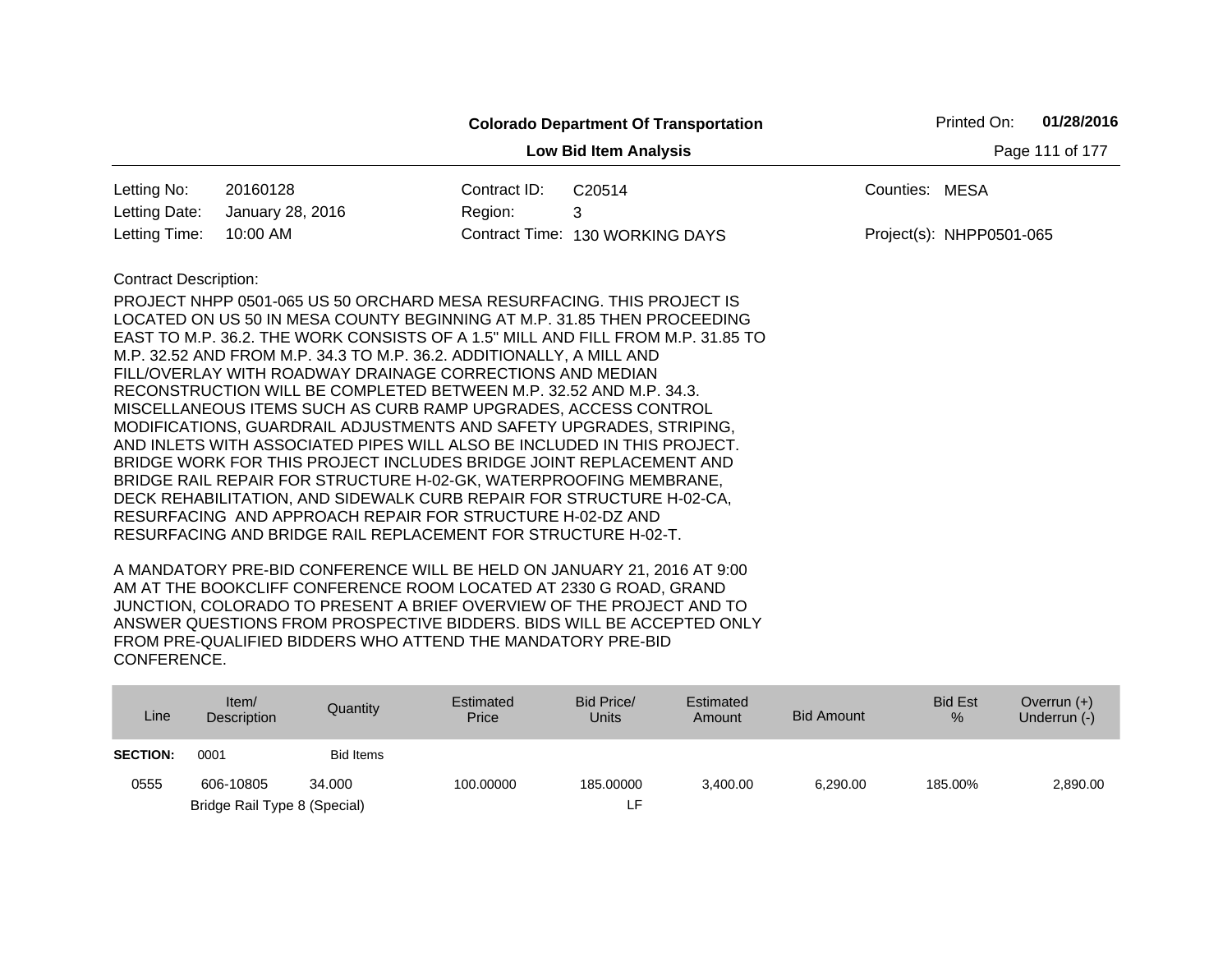**Colorado Department Of Transportation**

**Low Bid Item Analysis**

Printed On: **01/28/2016**

| | | | | | |
|---|---|---|---|---|---|
| Letting No: | 20160128 | Contract ID: | C20514 | Counties: | MESA |
| Letting Date: | January 28, 2016 | Region: | 3 | | |
| Letting Time: | 10:00 AM | Contract Time: | 130 WORKING DAYS | Project(s): | NHPP0501-065 |

Contract Description:

PROJECT NHPP 0501-065 US 50 ORCHARD MESA RESURFACING. THIS PROJECT IS LOCATED ON US 50 IN MESA COUNTY BEGINNING AT M.P. 31.85 THEN PROCEEDING EAST TO M.P. 36.2. THE WORK CONSISTS OF A 1.5" MILL AND FILL FROM M.P. 31.85 TO M.P. 32.52 AND FROM M.P. 34.3 TO M.P. 36.2. ADDITIONALLY, A MILL AND FILL/OVERLAY WITH ROADWAY DRAINAGE CORRECTIONS AND MEDIAN RECONSTRUCTION WILL BE COMPLETED BETWEEN M.P. 32.52 AND M.P. 34.3. MISCELLANEOUS ITEMS SUCH AS CURB RAMP UPGRADES, ACCESS CONTROL MODIFICATIONS, GUARDRAIL ADJUSTMENTS AND SAFETY UPGRADES, STRIPING, AND INLETS WITH ASSOCIATED PIPES WILL ALSO BE INCLUDED IN THIS PROJECT. BRIDGE WORK FOR THIS PROJECT INCLUDES BRIDGE JOINT REPLACEMENT AND BRIDGE RAIL REPAIR FOR STRUCTURE H-02-GK, WATERPROOFING MEMBRANE, DECK REHABILITATION, AND SIDEWALK CURB REPAIR FOR STRUCTURE H-02-CA, RESURFACING AND APPROACH REPAIR FOR STRUCTURE H-02-DZ AND RESURFACING AND BRIDGE RAIL REPLACEMENT FOR STRUCTURE H-02-T.

A MANDATORY PRE-BID CONFERENCE WILL BE HELD ON JANUARY 21, 2016 AT 9:00 AM AT THE BOOKCLIFF CONFERENCE ROOM LOCATED AT 2330 G ROAD, GRAND JUNCTION, COLORADO TO PRESENT A BRIEF OVERVIEW OF THE PROJECT AND TO ANSWER QUESTIONS FROM PROSPECTIVE BIDDERS. BIDS WILL BE ACCEPTED ONLY FROM PRE-QUALIFIED BIDDERS WHO ATTEND THE MANDATORY PRE-BID CONFERENCE.

| Line | Item/ Description | Quantity | Estimated Price | Bid Price/ Units | Estimated Amount | Bid Amount | Bid Est % | Overrun (+) Underrun (-) |
|---|---|---|---|---|---|---|---|---|
| **SECTION:** | 0001 | Bid Items | | | | | | |
| 0555 | 606-10805 Bridge Rail Type 8 (Special) | 34.000 | 100.00000 | 185.00000 LF | 3,400.00 | 6,290.00 | 185.00% | 2,890.00 |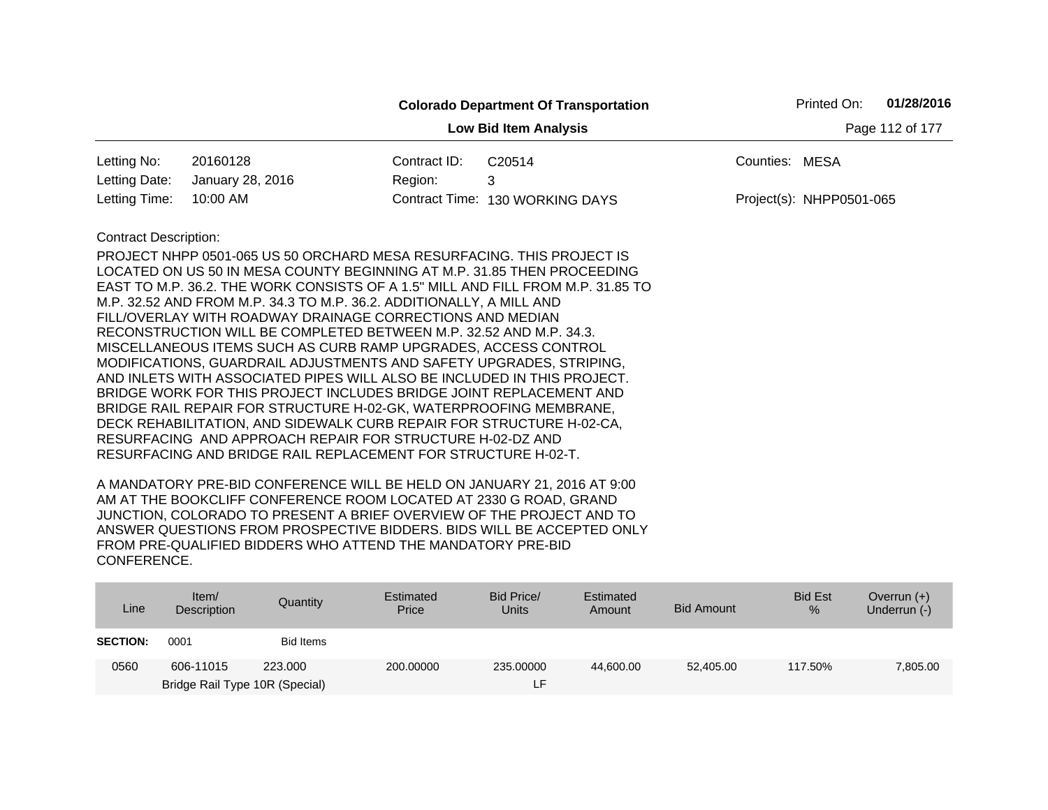**Colorado Department Of Transportation**

**Low Bid Item Analysis**

Printed On: **01/28/2016**

| | | | | | |
|---|---|---|---|---|---|
| Letting No: | 20160128 | Contract ID: | C20514 | Counties: | MESA |
| Letting Date: | January 28, 2016 | Region: | 3 | | |
| Letting Time: | 10:00 AM | Contract Time: | 130 WORKING DAYS | Project(s): | NHPP0501-065 |

Contract Description:

PROJECT NHPP 0501-065 US 50 ORCHARD MESA RESURFACING. THIS PROJECT IS LOCATED ON US 50 IN MESA COUNTY BEGINNING AT M.P. 31.85 THEN PROCEEDING EAST TO M.P. 36.2. THE WORK CONSISTS OF A 1.5" MILL AND FILL FROM M.P. 31.85 TO M.P. 32.52 AND FROM M.P. 34.3 TO M.P. 36.2. ADDITIONALLY, A MILL AND FILL/OVERLAY WITH ROADWAY DRAINAGE CORRECTIONS AND MEDIAN RECONSTRUCTION WILL BE COMPLETED BETWEEN M.P. 32.52 AND M.P. 34.3. MISCELLANEOUS ITEMS SUCH AS CURB RAMP UPGRADES, ACCESS CONTROL MODIFICATIONS, GUARDRAIL ADJUSTMENTS AND SAFETY UPGRADES, STRIPING, AND INLETS WITH ASSOCIATED PIPES WILL ALSO BE INCLUDED IN THIS PROJECT. BRIDGE WORK FOR THIS PROJECT INCLUDES BRIDGE JOINT REPLACEMENT AND BRIDGE RAIL REPAIR FOR STRUCTURE H-02-GK, WATERPROOFING MEMBRANE, DECK REHABILITATION, AND SIDEWALK CURB REPAIR FOR STRUCTURE H-02-CA, RESURFACING AND APPROACH REPAIR FOR STRUCTURE H-02-DZ AND RESURFACING AND BRIDGE RAIL REPLACEMENT FOR STRUCTURE H-02-T.

A MANDATORY PRE-BID CONFERENCE WILL BE HELD ON JANUARY 21, 2016 AT 9:00 AM AT THE BOOKCLIFF CONFERENCE ROOM LOCATED AT 2330 G ROAD, GRAND JUNCTION, COLORADO TO PRESENT A BRIEF OVERVIEW OF THE PROJECT AND TO ANSWER QUESTIONS FROM PROSPECTIVE BIDDERS. BIDS WILL BE ACCEPTED ONLY FROM PRE-QUALIFIED BIDDERS WHO ATTEND THE MANDATORY PRE-BID CONFERENCE.

| Line | Item/ Description | Quantity | Estimated Price | Bid Price/ Units | Estimated Amount | Bid Amount | Bid Est % | Overrun (+) Underrun (-) |
|---|---|---|---|---|---|---|---|---|
| **SECTION:** | 0001 | Bid Items | | | | | | |
| 0560 | 606-11015 Bridge Rail Type 10R (Special) | 223.000 | 200.00000 | 235.00000 LF | 44,600.00 | 52,405.00 | 117.50% | 7,805.00 |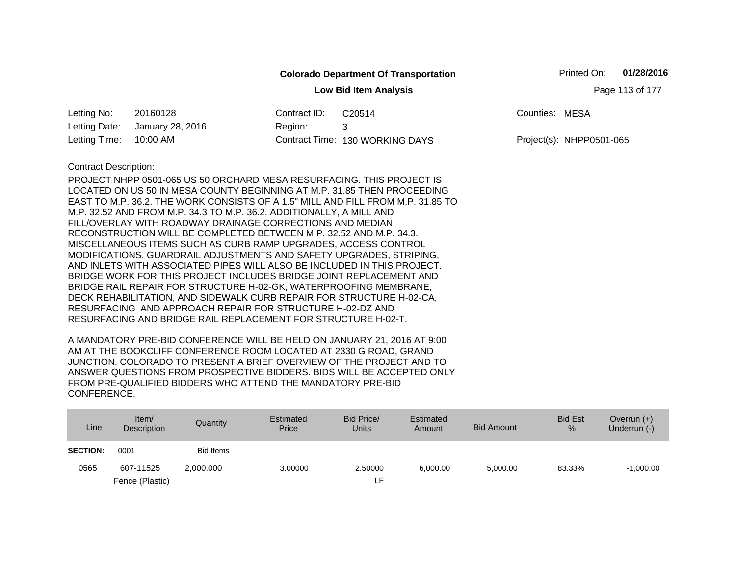**Colorado Department Of Transportation**

**Low Bid Item Analysis**

Printed On: **01/28/2016**

| | | | | | |
|---|---|---|---|---|---|
| Letting No: | 20160128 | Contract ID: | C20514 | Counties: | MESA |
| Letting Date: | January 28, 2016 | Region: | 3 | | |
| Letting Time: | 10:00 AM | Contract Time: | 130 WORKING DAYS | Project(s): | NHPP0501-065 |

Contract Description:

PROJECT NHPP 0501-065 US 50 ORCHARD MESA RESURFACING. THIS PROJECT IS LOCATED ON US 50 IN MESA COUNTY BEGINNING AT M.P. 31.85 THEN PROCEEDING EAST TO M.P. 36.2. THE WORK CONSISTS OF A 1.5" MILL AND FILL FROM M.P. 31.85 TO M.P. 32.52 AND FROM M.P. 34.3 TO M.P. 36.2. ADDITIONALLY, A MILL AND FILL/OVERLAY WITH ROADWAY DRAINAGE CORRECTIONS AND MEDIAN RECONSTRUCTION WILL BE COMPLETED BETWEEN M.P. 32.52 AND M.P. 34.3. MISCELLANEOUS ITEMS SUCH AS CURB RAMP UPGRADES, ACCESS CONTROL MODIFICATIONS, GUARDRAIL ADJUSTMENTS AND SAFETY UPGRADES, STRIPING, AND INLETS WITH ASSOCIATED PIPES WILL ALSO BE INCLUDED IN THIS PROJECT. BRIDGE WORK FOR THIS PROJECT INCLUDES BRIDGE JOINT REPLACEMENT AND BRIDGE RAIL REPAIR FOR STRUCTURE H-02-GK, WATERPROOFING MEMBRANE, DECK REHABILITATION, AND SIDEWALK CURB REPAIR FOR STRUCTURE H-02-CA, RESURFACING AND APPROACH REPAIR FOR STRUCTURE H-02-DZ AND RESURFACING AND BRIDGE RAIL REPLACEMENT FOR STRUCTURE H-02-T.

A MANDATORY PRE-BID CONFERENCE WILL BE HELD ON JANUARY 21, 2016 AT 9:00 AM AT THE BOOKCLIFF CONFERENCE ROOM LOCATED AT 2330 G ROAD, GRAND JUNCTION, COLORADO TO PRESENT A BRIEF OVERVIEW OF THE PROJECT AND TO ANSWER QUESTIONS FROM PROSPECTIVE BIDDERS. BIDS WILL BE ACCEPTED ONLY FROM PRE-QUALIFIED BIDDERS WHO ATTEND THE MANDATORY PRE-BID CONFERENCE.

| Line | Item/ Description | Quantity | Estimated Price | Bid Price/ Units | Estimated Amount | Bid Amount | Bid Est % | Overrun (+) Underrun (-) |
|---|---|---|---|---|---|---|---|---|
| **SECTION:** | 0001 | Bid Items | | | | | | |
| 0565 | 607-11525 Fence (Plastic) | 2,000.000 | 3.00000 | 2.50000 LF | 6,000.00 | 5,000.00 | 83.33% | -1,000.00 |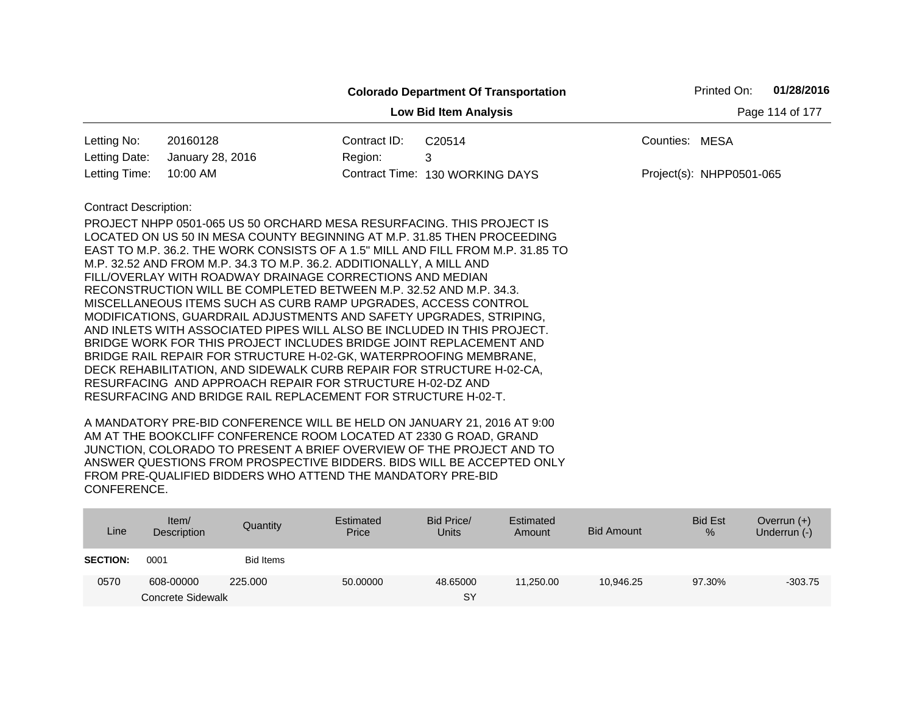**Colorado Department Of Transportation**

**Low Bid Item Analysis**

Printed On: **01/28/2016**

| | | | | | |
|---|---|---|---|---|---|
| Letting No: | 20160128 | Contract ID: | C20514 | Counties: | MESA |
| Letting Date: | January 28, 2016 | Region: | 3 | | |
| Letting Time: | 10:00 AM | Contract Time: | 130 WORKING DAYS | Project(s): | NHPP0501-065 |

Contract Description:

PROJECT NHPP 0501-065 US 50 ORCHARD MESA RESURFACING. THIS PROJECT IS LOCATED ON US 50 IN MESA COUNTY BEGINNING AT M.P. 31.85 THEN PROCEEDING EAST TO M.P. 36.2. THE WORK CONSISTS OF A 1.5" MILL AND FILL FROM M.P. 31.85 TO M.P. 32.52 AND FROM M.P. 34.3 TO M.P. 36.2. ADDITIONALLY, A MILL AND FILL/OVERLAY WITH ROADWAY DRAINAGE CORRECTIONS AND MEDIAN RECONSTRUCTION WILL BE COMPLETED BETWEEN M.P. 32.52 AND M.P. 34.3. MISCELLANEOUS ITEMS SUCH AS CURB RAMP UPGRADES, ACCESS CONTROL MODIFICATIONS, GUARDRAIL ADJUSTMENTS AND SAFETY UPGRADES, STRIPING, AND INLETS WITH ASSOCIATED PIPES WILL ALSO BE INCLUDED IN THIS PROJECT. BRIDGE WORK FOR THIS PROJECT INCLUDES BRIDGE JOINT REPLACEMENT AND BRIDGE RAIL REPAIR FOR STRUCTURE H-02-GK, WATERPROOFING MEMBRANE, DECK REHABILITATION, AND SIDEWALK CURB REPAIR FOR STRUCTURE H-02-CA, RESURFACING AND APPROACH REPAIR FOR STRUCTURE H-02-DZ AND RESURFACING AND BRIDGE RAIL REPLACEMENT FOR STRUCTURE H-02-T.

A MANDATORY PRE-BID CONFERENCE WILL BE HELD ON JANUARY 21, 2016 AT 9:00 AM AT THE BOOKCLIFF CONFERENCE ROOM LOCATED AT 2330 G ROAD, GRAND JUNCTION, COLORADO TO PRESENT A BRIEF OVERVIEW OF THE PROJECT AND TO ANSWER QUESTIONS FROM PROSPECTIVE BIDDERS. BIDS WILL BE ACCEPTED ONLY FROM PRE-QUALIFIED BIDDERS WHO ATTEND THE MANDATORY PRE-BID CONFERENCE.

| Line | Item/ Description | Quantity | Estimated Price | Bid Price/ Units | Estimated Amount | Bid Amount | Bid Est % | Overrun (+) Underrun (-) |
|---|---|---|---|---|---|---|---|---|
| **SECTION:** | 0001 | Bid Items | | | | | | |
| 0570 | 608-00000 Concrete Sidewalk | 225.000 | 50.00000 | 48.65000 SY | 11,250.00 | 10,946.25 | 97.30% | -303.75 |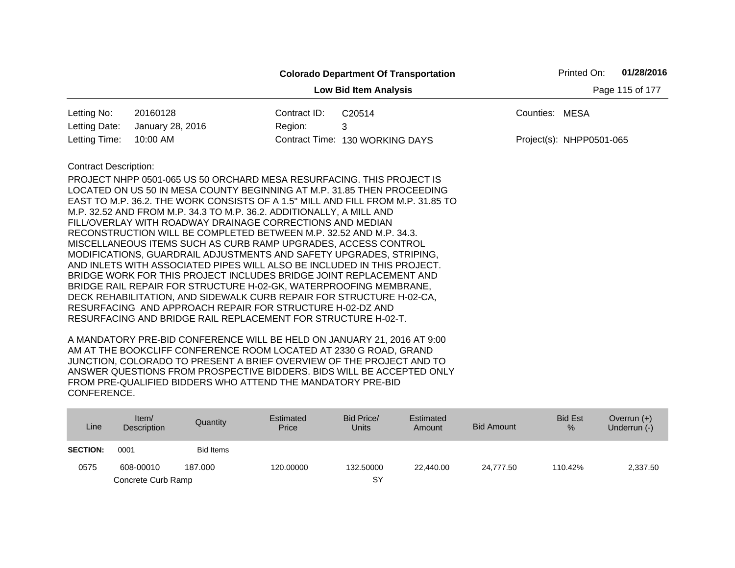**Colorado Department Of Transportation**

Printed On: **01/28/2016**

**Low Bid Item Analysis**

| | | | | | |
|---|---|---|---|---|---|
| Letting No: | 20160128 | Contract ID: | C20514 | Counties: | MESA |
| Letting Date: | January 28, 2016 | Region: | 3 | | |
| Letting Time: | 10:00 AM | Contract Time: | 130 WORKING DAYS | Project(s): | NHPP0501-065 |

Contract Description:

PROJECT NHPP 0501-065 US 50 ORCHARD MESA RESURFACING. THIS PROJECT IS LOCATED ON US 50 IN MESA COUNTY BEGINNING AT M.P. 31.85 THEN PROCEEDING EAST TO M.P. 36.2. THE WORK CONSISTS OF A 1.5" MILL AND FILL FROM M.P. 31.85 TO M.P. 32.52 AND FROM M.P. 34.3 TO M.P. 36.2. ADDITIONALLY, A MILL AND FILL/OVERLAY WITH ROADWAY DRAINAGE CORRECTIONS AND MEDIAN RECONSTRUCTION WILL BE COMPLETED BETWEEN M.P. 32.52 AND M.P. 34.3. MISCELLANEOUS ITEMS SUCH AS CURB RAMP UPGRADES, ACCESS CONTROL MODIFICATIONS, GUARDRAIL ADJUSTMENTS AND SAFETY UPGRADES, STRIPING, AND INLETS WITH ASSOCIATED PIPES WILL ALSO BE INCLUDED IN THIS PROJECT. BRIDGE WORK FOR THIS PROJECT INCLUDES BRIDGE JOINT REPLACEMENT AND BRIDGE RAIL REPAIR FOR STRUCTURE H-02-GK, WATERPROOFING MEMBRANE, DECK REHABILITATION, AND SIDEWALK CURB REPAIR FOR STRUCTURE H-02-CA, RESURFACING AND APPROACH REPAIR FOR STRUCTURE H-02-DZ AND RESURFACING AND BRIDGE RAIL REPLACEMENT FOR STRUCTURE H-02-T.

A MANDATORY PRE-BID CONFERENCE WILL BE HELD ON JANUARY 21, 2016 AT 9:00 AM AT THE BOOKCLIFF CONFERENCE ROOM LOCATED AT 2330 G ROAD, GRAND JUNCTION, COLORADO TO PRESENT A BRIEF OVERVIEW OF THE PROJECT AND TO ANSWER QUESTIONS FROM PROSPECTIVE BIDDERS. BIDS WILL BE ACCEPTED ONLY FROM PRE-QUALIFIED BIDDERS WHO ATTEND THE MANDATORY PRE-BID CONFERENCE.

| Line | Item/ Description | Quantity | Estimated Price | Bid Price/ Units | Estimated Amount | Bid Amount | Bid Est % | Overrun (+) Underrun (-) |
|---|---|---|---|---|---|---|---|---|
| **SECTION:** | 0001 | Bid Items | | | | | | |
| 0575 | 608-00010 Concrete Curb Ramp | 187.000 | 120.00000 | 132.50000 SY | 22,440.00 | 24,777.50 | 110.42% | 2,337.50 |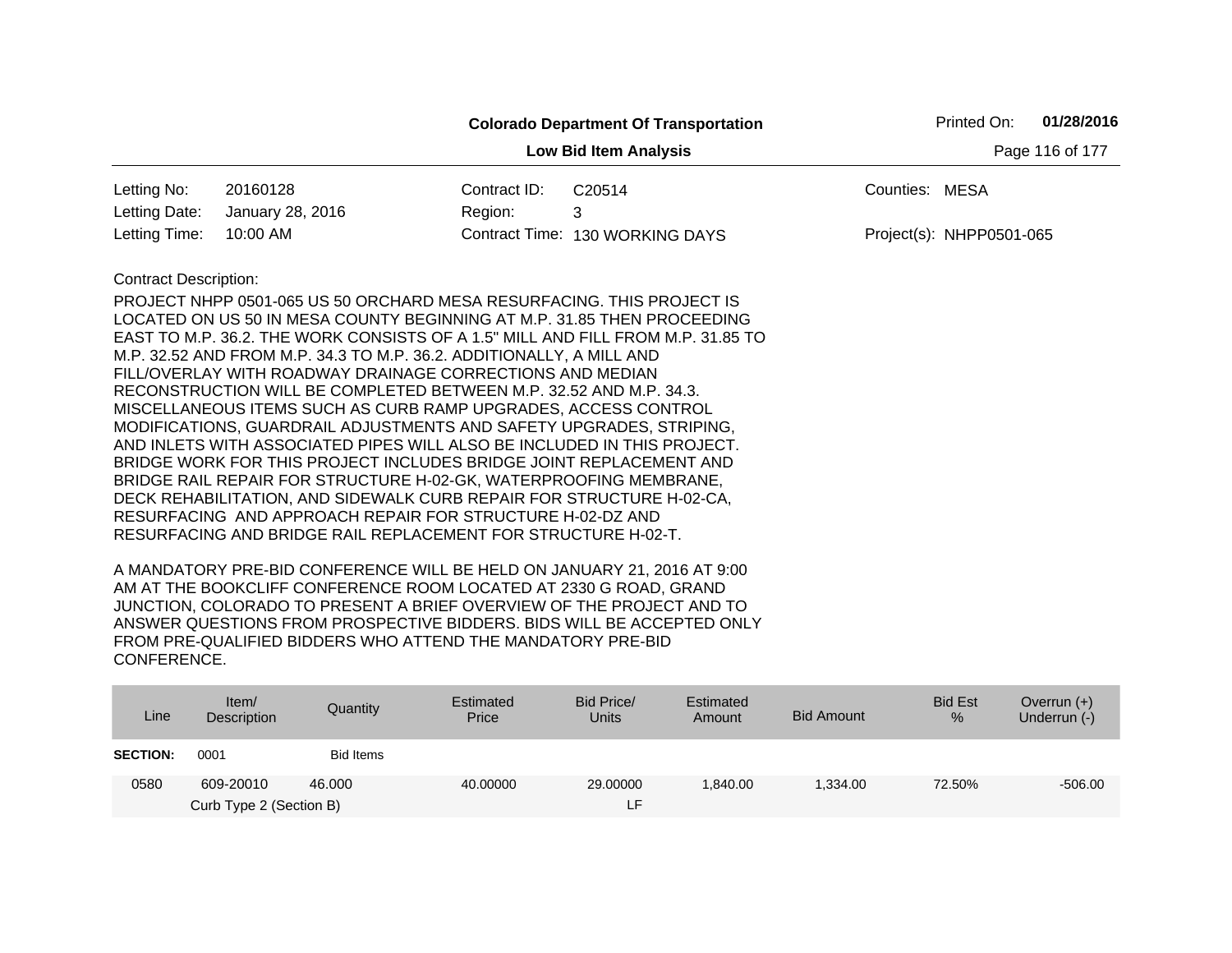**Colorado Department Of Transportation**

Printed On: **01/28/2016**

**Low Bid Item Analysis**

| | | | | | |
|---|---|---|---|---|---|
| Letting No: | 20160128 | Contract ID: | C20514 | Counties: | MESA |
| Letting Date: | January 28, 2016 | Region: | 3 | | |
| Letting Time: | 10:00 AM | Contract Time: | 130 WORKING DAYS | Project(s): | NHPP0501-065 |

Contract Description:

PROJECT NHPP 0501-065 US 50 ORCHARD MESA RESURFACING. THIS PROJECT IS LOCATED ON US 50 IN MESA COUNTY BEGINNING AT M.P. 31.85 THEN PROCEEDING EAST TO M.P. 36.2. THE WORK CONSISTS OF A 1.5" MILL AND FILL FROM M.P. 31.85 TO M.P. 32.52 AND FROM M.P. 34.3 TO M.P. 36.2. ADDITIONALLY, A MILL AND FILL/OVERLAY WITH ROADWAY DRAINAGE CORRECTIONS AND MEDIAN RECONSTRUCTION WILL BE COMPLETED BETWEEN M.P. 32.52 AND M.P. 34.3. MISCELLANEOUS ITEMS SUCH AS CURB RAMP UPGRADES, ACCESS CONTROL MODIFICATIONS, GUARDRAIL ADJUSTMENTS AND SAFETY UPGRADES, STRIPING, AND INLETS WITH ASSOCIATED PIPES WILL ALSO BE INCLUDED IN THIS PROJECT. BRIDGE WORK FOR THIS PROJECT INCLUDES BRIDGE JOINT REPLACEMENT AND BRIDGE RAIL REPAIR FOR STRUCTURE H-02-GK, WATERPROOFING MEMBRANE, DECK REHABILITATION, AND SIDEWALK CURB REPAIR FOR STRUCTURE H-02-CA, RESURFACING AND APPROACH REPAIR FOR STRUCTURE H-02-DZ AND RESURFACING AND BRIDGE RAIL REPLACEMENT FOR STRUCTURE H-02-T.

A MANDATORY PRE-BID CONFERENCE WILL BE HELD ON JANUARY 21, 2016 AT 9:00 AM AT THE BOOKCLIFF CONFERENCE ROOM LOCATED AT 2330 G ROAD, GRAND JUNCTION, COLORADO TO PRESENT A BRIEF OVERVIEW OF THE PROJECT AND TO ANSWER QUESTIONS FROM PROSPECTIVE BIDDERS. BIDS WILL BE ACCEPTED ONLY FROM PRE-QUALIFIED BIDDERS WHO ATTEND THE MANDATORY PRE-BID CONFERENCE.

| Line | Item/ Description | Quantity | Estimated Price | Bid Price/ Units | Estimated Amount | Bid Amount | Bid Est % | Overrun (+) Underrun (-) |
|---|---|---|---|---|---|---|---|---|
| **SECTION:** | 0001 | Bid Items | | | | | | |
| 0580 | 609-20010 Curb Type 2 (Section B) | 46.000 | 40.00000 | 29.00000 LF | 1,840.00 | 1,334.00 | 72.50% | -506.00 |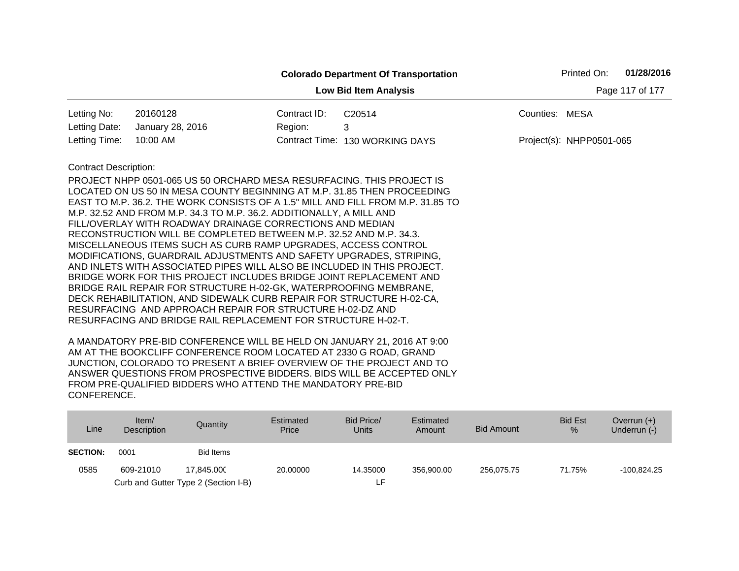**Colorado Department Of Transportation**

**Low Bid Item Analysis**

Printed On: **01/28/2016**

| | | | | | |
|---|---|---|---|---|---|
| Letting No: | 20160128 | Contract ID: | C20514 | Counties: | MESA |
| Letting Date: | January 28, 2016 | Region: | 3 | | |
| Letting Time: | 10:00 AM | Contract Time: | 130 WORKING DAYS | Project(s): | NHPP0501-065 |

Contract Description:

PROJECT NHPP 0501-065 US 50 ORCHARD MESA RESURFACING. THIS PROJECT IS LOCATED ON US 50 IN MESA COUNTY BEGINNING AT M.P. 31.85 THEN PROCEEDING EAST TO M.P. 36.2. THE WORK CONSISTS OF A 1.5" MILL AND FILL FROM M.P. 31.85 TO M.P. 32.52 AND FROM M.P. 34.3 TO M.P. 36.2. ADDITIONALLY, A MILL AND FILL/OVERLAY WITH ROADWAY DRAINAGE CORRECTIONS AND MEDIAN RECONSTRUCTION WILL BE COMPLETED BETWEEN M.P. 32.52 AND M.P. 34.3. MISCELLANEOUS ITEMS SUCH AS CURB RAMP UPGRADES, ACCESS CONTROL MODIFICATIONS, GUARDRAIL ADJUSTMENTS AND SAFETY UPGRADES, STRIPING, AND INLETS WITH ASSOCIATED PIPES WILL ALSO BE INCLUDED IN THIS PROJECT. BRIDGE WORK FOR THIS PROJECT INCLUDES BRIDGE JOINT REPLACEMENT AND BRIDGE RAIL REPAIR FOR STRUCTURE H-02-GK, WATERPROOFING MEMBRANE, DECK REHABILITATION, AND SIDEWALK CURB REPAIR FOR STRUCTURE H-02-CA, RESURFACING AND APPROACH REPAIR FOR STRUCTURE H-02-DZ AND RESURFACING AND BRIDGE RAIL REPLACEMENT FOR STRUCTURE H-02-T.

A MANDATORY PRE-BID CONFERENCE WILL BE HELD ON JANUARY 21, 2016 AT 9:00 AM AT THE BOOKCLIFF CONFERENCE ROOM LOCATED AT 2330 G ROAD, GRAND JUNCTION, COLORADO TO PRESENT A BRIEF OVERVIEW OF THE PROJECT AND TO ANSWER QUESTIONS FROM PROSPECTIVE BIDDERS. BIDS WILL BE ACCEPTED ONLY FROM PRE-QUALIFIED BIDDERS WHO ATTEND THE MANDATORY PRE-BID CONFERENCE.

| Line | Item/ Description | Quantity | Estimated Price | Bid Price/ Units | Estimated Amount | Bid Amount | Bid Est % | Overrun (+) Underrun (-) |
|---|---|---|---|---|---|---|---|---|
| **SECTION:** | 0001 | Bid Items | | | | | | |
| 0585 | 609-21010 Curb and Gutter Type 2 (Section I-B) | 17,845.000 | 20.00000 | 14.35000 LF | 356,900.00 | 256,075.75 | 71.75% | -100,824.25 |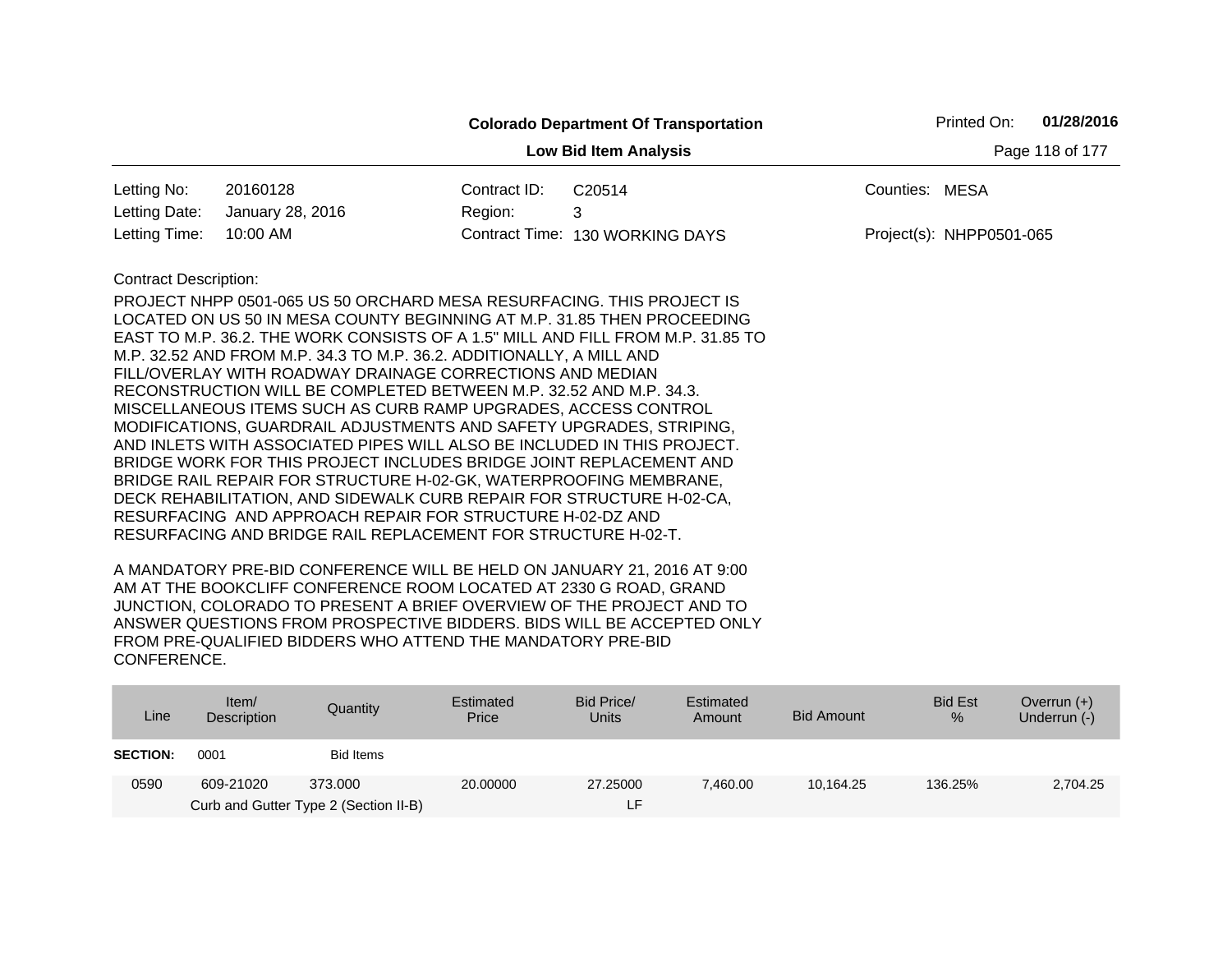**Colorado Department Of Transportation**

**Low Bid Item Analysis**

Printed On: **01/28/2016**

| | | | | | |
|---|---|---|---|---|---|
| Letting No: | 20160128 | Contract ID: | C20514 | Counties: | MESA |
| Letting Date: | January 28, 2016 | Region: | 3 | | |
| Letting Time: | 10:00 AM | Contract Time: | 130 WORKING DAYS | Project(s): | NHPP0501-065 |

Contract Description:

PROJECT NHPP 0501-065 US 50 ORCHARD MESA RESURFACING. THIS PROJECT IS LOCATED ON US 50 IN MESA COUNTY BEGINNING AT M.P. 31.85 THEN PROCEEDING EAST TO M.P. 36.2. THE WORK CONSISTS OF A 1.5" MILL AND FILL FROM M.P. 31.85 TO M.P. 32.52 AND FROM M.P. 34.3 TO M.P. 36.2. ADDITIONALLY, A MILL AND FILL/OVERLAY WITH ROADWAY DRAINAGE CORRECTIONS AND MEDIAN RECONSTRUCTION WILL BE COMPLETED BETWEEN M.P. 32.52 AND M.P. 34.3. MISCELLANEOUS ITEMS SUCH AS CURB RAMP UPGRADES, ACCESS CONTROL MODIFICATIONS, GUARDRAIL ADJUSTMENTS AND SAFETY UPGRADES, STRIPING, AND INLETS WITH ASSOCIATED PIPES WILL ALSO BE INCLUDED IN THIS PROJECT. BRIDGE WORK FOR THIS PROJECT INCLUDES BRIDGE JOINT REPLACEMENT AND BRIDGE RAIL REPAIR FOR STRUCTURE H-02-GK, WATERPROOFING MEMBRANE, DECK REHABILITATION, AND SIDEWALK CURB REPAIR FOR STRUCTURE H-02-CA, RESURFACING AND APPROACH REPAIR FOR STRUCTURE H-02-DZ AND RESURFACING AND BRIDGE RAIL REPLACEMENT FOR STRUCTURE H-02-T.

A MANDATORY PRE-BID CONFERENCE WILL BE HELD ON JANUARY 21, 2016 AT 9:00 AM AT THE BOOKCLIFF CONFERENCE ROOM LOCATED AT 2330 G ROAD, GRAND JUNCTION, COLORADO TO PRESENT A BRIEF OVERVIEW OF THE PROJECT AND TO ANSWER QUESTIONS FROM PROSPECTIVE BIDDERS. BIDS WILL BE ACCEPTED ONLY FROM PRE-QUALIFIED BIDDERS WHO ATTEND THE MANDATORY PRE-BID CONFERENCE.

| Line | Item/ Description | Quantity | Estimated Price | Bid Price/ Units | Estimated Amount | Bid Amount | Bid Est % | Overrun (+) Underrun (-) |
|---|---|---|---|---|---|---|---|---|
| **SECTION:** | 0001 | Bid Items | | | | | | |
| 0590 | 609-21020 | 373.000 | 20.00000 | 27.25000 | 7,460.00 | 10,164.25 | 136.25% | 2,704.25 |
| | Curb and Gutter Type 2 (Section II-B) | | | LF | | | | |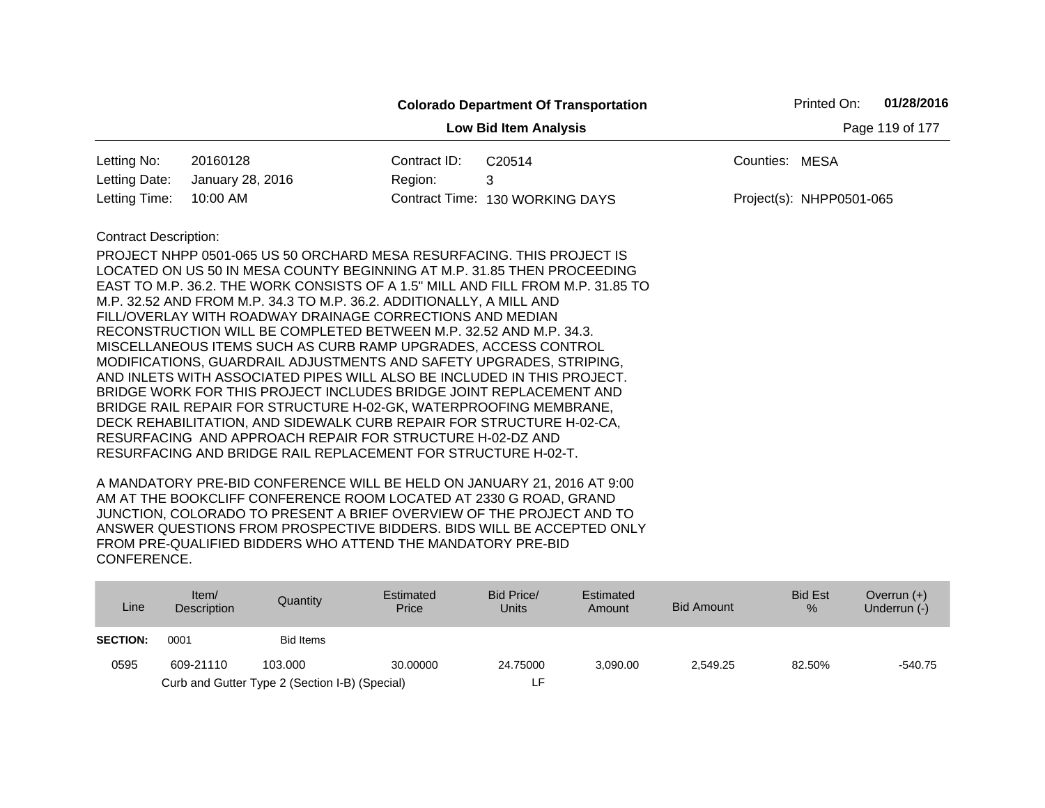**Colorado Department Of Transportation**

**Low Bid Item Analysis**

Printed On: **01/28/2016**

| | | | | | |
|---|---|---|---|---|---|
| Letting No: | 20160128 | Contract ID: | C20514 | Counties: | MESA |
| Letting Date: | January 28, 2016 | Region: | 3 | | |
| Letting Time: | 10:00 AM | Contract Time: | 130 WORKING DAYS | Project(s): | NHPP0501-065 |

Contract Description:

PROJECT NHPP 0501-065 US 50 ORCHARD MESA RESURFACING. THIS PROJECT IS LOCATED ON US 50 IN MESA COUNTY BEGINNING AT M.P. 31.85 THEN PROCEEDING EAST TO M.P. 36.2. THE WORK CONSISTS OF A 1.5" MILL AND FILL FROM M.P. 31.85 TO M.P. 32.52 AND FROM M.P. 34.3 TO M.P. 36.2. ADDITIONALLY, A MILL AND FILL/OVERLAY WITH ROADWAY DRAINAGE CORRECTIONS AND MEDIAN RECONSTRUCTION WILL BE COMPLETED BETWEEN M.P. 32.52 AND M.P. 34.3. MISCELLANEOUS ITEMS SUCH AS CURB RAMP UPGRADES, ACCESS CONTROL MODIFICATIONS, GUARDRAIL ADJUSTMENTS AND SAFETY UPGRADES, STRIPING, AND INLETS WITH ASSOCIATED PIPES WILL ALSO BE INCLUDED IN THIS PROJECT. BRIDGE WORK FOR THIS PROJECT INCLUDES BRIDGE JOINT REPLACEMENT AND BRIDGE RAIL REPAIR FOR STRUCTURE H-02-GK, WATERPROOFING MEMBRANE, DECK REHABILITATION, AND SIDEWALK CURB REPAIR FOR STRUCTURE H-02-CA, RESURFACING AND APPROACH REPAIR FOR STRUCTURE H-02-DZ AND RESURFACING AND BRIDGE RAIL REPLACEMENT FOR STRUCTURE H-02-T.

A MANDATORY PRE-BID CONFERENCE WILL BE HELD ON JANUARY 21, 2016 AT 9:00 AM AT THE BOOKCLIFF CONFERENCE ROOM LOCATED AT 2330 G ROAD, GRAND JUNCTION, COLORADO TO PRESENT A BRIEF OVERVIEW OF THE PROJECT AND TO ANSWER QUESTIONS FROM PROSPECTIVE BIDDERS. BIDS WILL BE ACCEPTED ONLY FROM PRE-QUALIFIED BIDDERS WHO ATTEND THE MANDATORY PRE-BID CONFERENCE.

| Line | Item/ Description | Quantity | Estimated Price | Bid Price/ Units | Estimated Amount | Bid Amount | Bid Est % | Overrun (+) Underrun (-) |
|---|---|---|---|---|---|---|---|---|
| **SECTION:** | 0001 | Bid Items | | | | | | |
| 0595 | 609-21110 | 103.000 | 30.00000 | 24.75000 | 3,090.00 | 2,549.25 | 82.50% | -540.75 |
| | Curb and Gutter Type 2 (Section I-B) (Special) | | | LF | | | | |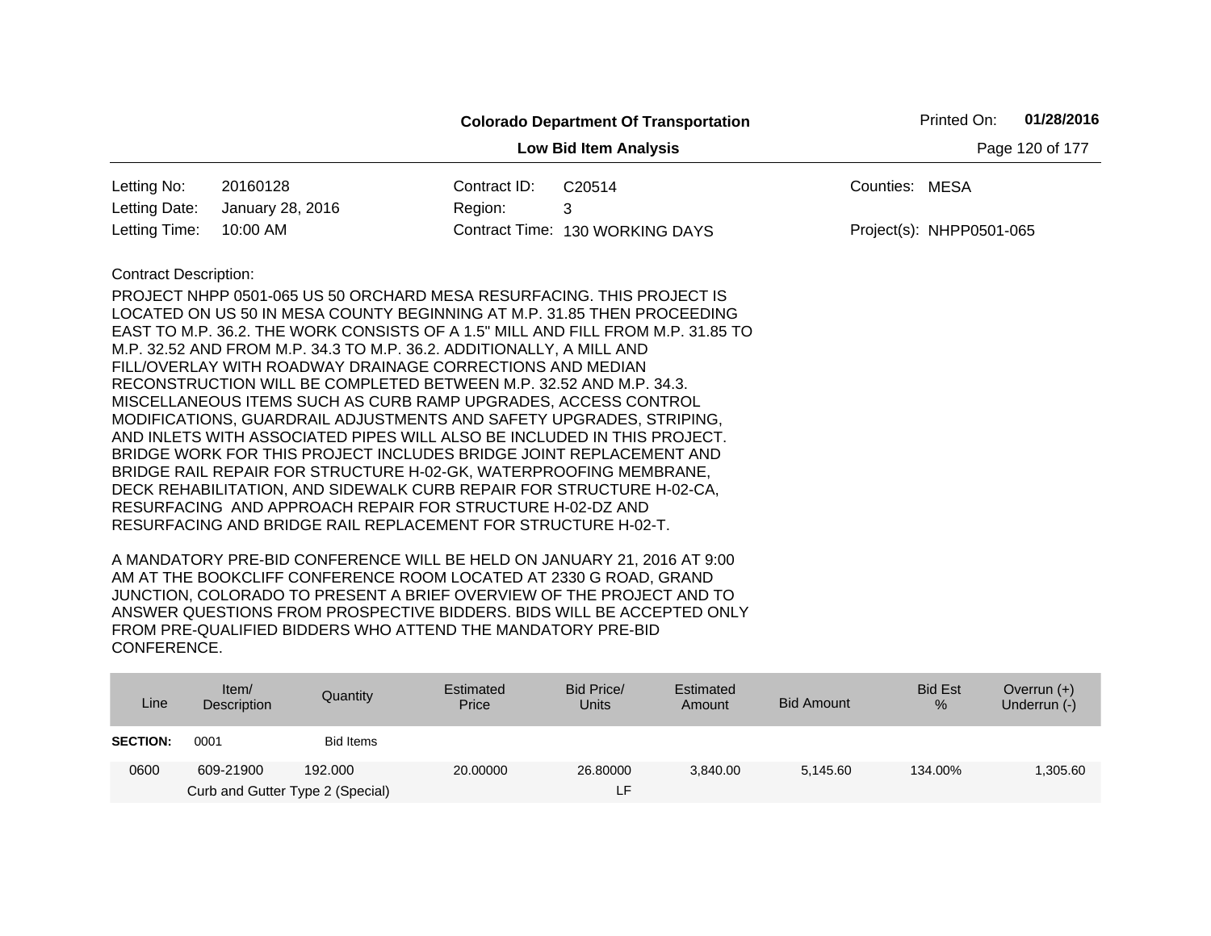**Colorado Department Of Transportation**

**Low Bid Item Analysis**

Printed On: **01/28/2016**

| | | | | | |
|---|---|---|---|---|---|
| Letting No: | 20160128 | Contract ID: | C20514 | Counties: | MESA |
| Letting Date: | January 28, 2016 | Region: | 3 | | |
| Letting Time: | 10:00 AM | Contract Time: | 130 WORKING DAYS | Project(s): | NHPP0501-065 |

Contract Description:

PROJECT NHPP 0501-065 US 50 ORCHARD MESA RESURFACING. THIS PROJECT IS LOCATED ON US 50 IN MESA COUNTY BEGINNING AT M.P. 31.85 THEN PROCEEDING EAST TO M.P. 36.2. THE WORK CONSISTS OF A 1.5" MILL AND FILL FROM M.P. 31.85 TO M.P. 32.52 AND FROM M.P. 34.3 TO M.P. 36.2. ADDITIONALLY, A MILL AND FILL/OVERLAY WITH ROADWAY DRAINAGE CORRECTIONS AND MEDIAN RECONSTRUCTION WILL BE COMPLETED BETWEEN M.P. 32.52 AND M.P. 34.3. MISCELLANEOUS ITEMS SUCH AS CURB RAMP UPGRADES, ACCESS CONTROL MODIFICATIONS, GUARDRAIL ADJUSTMENTS AND SAFETY UPGRADES, STRIPING, AND INLETS WITH ASSOCIATED PIPES WILL ALSO BE INCLUDED IN THIS PROJECT. BRIDGE WORK FOR THIS PROJECT INCLUDES BRIDGE JOINT REPLACEMENT AND BRIDGE RAIL REPAIR FOR STRUCTURE H-02-GK, WATERPROOFING MEMBRANE, DECK REHABILITATION, AND SIDEWALK CURB REPAIR FOR STRUCTURE H-02-CA, RESURFACING AND APPROACH REPAIR FOR STRUCTURE H-02-DZ AND RESURFACING AND BRIDGE RAIL REPLACEMENT FOR STRUCTURE H-02-T.

A MANDATORY PRE-BID CONFERENCE WILL BE HELD ON JANUARY 21, 2016 AT 9:00 AM AT THE BOOKCLIFF CONFERENCE ROOM LOCATED AT 2330 G ROAD, GRAND JUNCTION, COLORADO TO PRESENT A BRIEF OVERVIEW OF THE PROJECT AND TO ANSWER QUESTIONS FROM PROSPECTIVE BIDDERS. BIDS WILL BE ACCEPTED ONLY FROM PRE-QUALIFIED BIDDERS WHO ATTEND THE MANDATORY PRE-BID CONFERENCE.

| Line | Item/ Description | Quantity | Estimated Price | Bid Price/ Units | Estimated Amount | Bid Amount | Bid Est % | Overrun (+) Underrun (-) |
|---|---|---|---|---|---|---|---|---|
| **SECTION:** | 0001 | Bid Items | | | | | | |
| 0600 | 609-21900 Curb and Gutter Type 2 (Special) | 192.000 | 20.00000 | 26.80000 LF | 3,840.00 | 5,145.60 | 134.00% | 1,305.60 |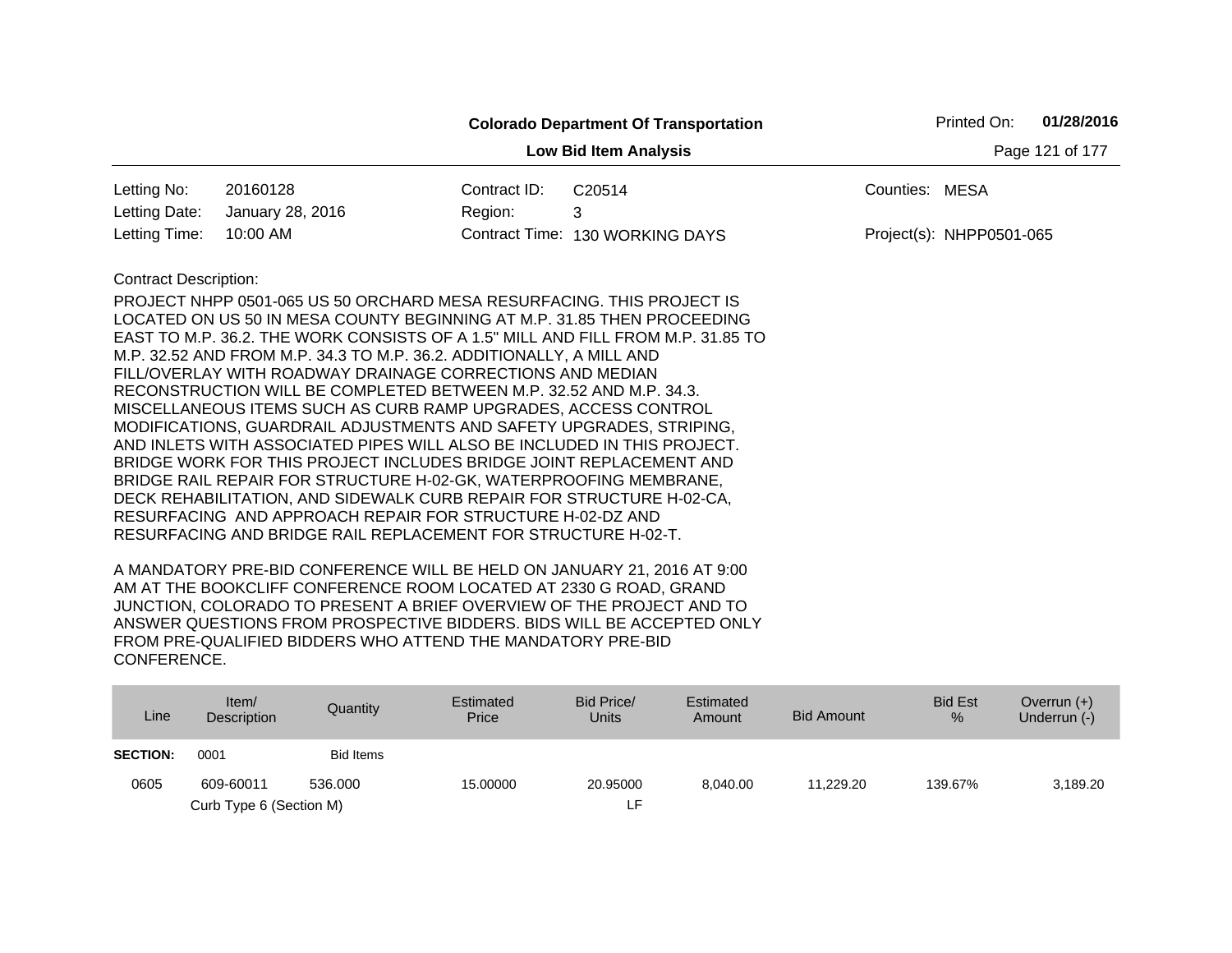**Colorado Department Of Transportation**

**Low Bid Item Analysis**

Printed On: **01/28/2016**

| | | | | | |
|---|---|---|---|---|---|
| Letting No: | 20160128 | Contract ID: | C20514 | Counties: | MESA |
| Letting Date: | January 28, 2016 | Region: | 3 | | |
| Letting Time: | 10:00 AM | Contract Time: | 130 WORKING DAYS | Project(s): | NHPP0501-065 |

Contract Description:

PROJECT NHPP 0501-065 US 50 ORCHARD MESA RESURFACING. THIS PROJECT IS LOCATED ON US 50 IN MESA COUNTY BEGINNING AT M.P. 31.85 THEN PROCEEDING EAST TO M.P. 36.2. THE WORK CONSISTS OF A 1.5" MILL AND FILL FROM M.P. 31.85 TO M.P. 32.52 AND FROM M.P. 34.3 TO M.P. 36.2. ADDITIONALLY, A MILL AND FILL/OVERLAY WITH ROADWAY DRAINAGE CORRECTIONS AND MEDIAN RECONSTRUCTION WILL BE COMPLETED BETWEEN M.P. 32.52 AND M.P. 34.3. MISCELLANEOUS ITEMS SUCH AS CURB RAMP UPGRADES, ACCESS CONTROL MODIFICATIONS, GUARDRAIL ADJUSTMENTS AND SAFETY UPGRADES, STRIPING, AND INLETS WITH ASSOCIATED PIPES WILL ALSO BE INCLUDED IN THIS PROJECT. BRIDGE WORK FOR THIS PROJECT INCLUDES BRIDGE JOINT REPLACEMENT AND BRIDGE RAIL REPAIR FOR STRUCTURE H-02-GK, WATERPROOFING MEMBRANE, DECK REHABILITATION, AND SIDEWALK CURB REPAIR FOR STRUCTURE H-02-CA, RESURFACING AND APPROACH REPAIR FOR STRUCTURE H-02-DZ AND RESURFACING AND BRIDGE RAIL REPLACEMENT FOR STRUCTURE H-02-T.

A MANDATORY PRE-BID CONFERENCE WILL BE HELD ON JANUARY 21, 2016 AT 9:00 AM AT THE BOOKCLIFF CONFERENCE ROOM LOCATED AT 2330 G ROAD, GRAND JUNCTION, COLORADO TO PRESENT A BRIEF OVERVIEW OF THE PROJECT AND TO ANSWER QUESTIONS FROM PROSPECTIVE BIDDERS. BIDS WILL BE ACCEPTED ONLY FROM PRE-QUALIFIED BIDDERS WHO ATTEND THE MANDATORY PRE-BID CONFERENCE.

| Line | Item/ Description | Quantity | Estimated Price | Bid Price/ Units | Estimated Amount | Bid Amount | Bid Est % | Overrun (+) Underrun (-) |
|---|---|---|---|---|---|---|---|---|
| **SECTION:** | 0001 | Bid Items | | | | | | |
| 0605 | 609-60011 Curb Type 6 (Section M) | 536.000 | 15.00000 | 20.95000 LF | 8,040.00 | 11,229.20 | 139.67% | 3,189.20 |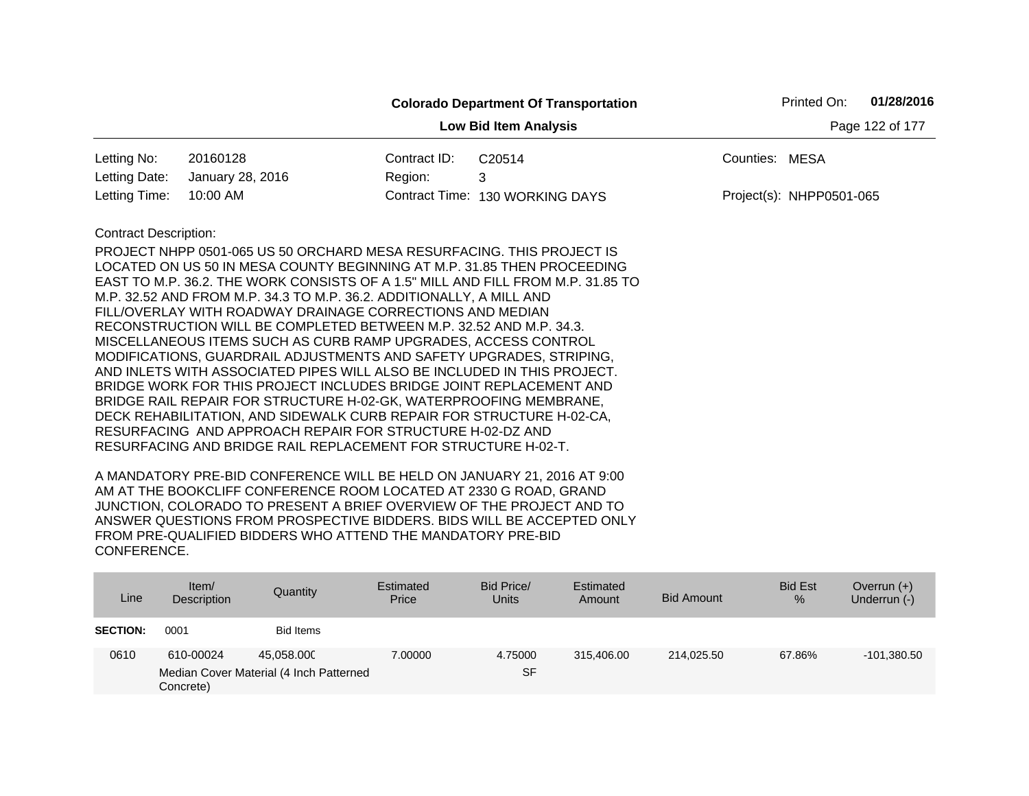**Colorado Department Of Transportation**

**Low Bid Item Analysis**

Printed On: **01/28/2016**

| | | | | | |
|---|---|---|---|---|---|
| Letting No: | 20160128 | Contract ID: | C20514 | Counties: | MESA |
| Letting Date: | January 28, 2016 | Region: | 3 | | |
| Letting Time: | 10:00 AM | Contract Time: | 130 WORKING DAYS | Project(s): | NHPP0501-065 |

Contract Description:

PROJECT NHPP 0501-065 US 50 ORCHARD MESA RESURFACING. THIS PROJECT IS LOCATED ON US 50 IN MESA COUNTY BEGINNING AT M.P. 31.85 THEN PROCEEDING EAST TO M.P. 36.2. THE WORK CONSISTS OF A 1.5" MILL AND FILL FROM M.P. 31.85 TO M.P. 32.52 AND FROM M.P. 34.3 TO M.P. 36.2. ADDITIONALLY, A MILL AND FILL/OVERLAY WITH ROADWAY DRAINAGE CORRECTIONS AND MEDIAN RECONSTRUCTION WILL BE COMPLETED BETWEEN M.P. 32.52 AND M.P. 34.3. MISCELLANEOUS ITEMS SUCH AS CURB RAMP UPGRADES, ACCESS CONTROL MODIFICATIONS, GUARDRAIL ADJUSTMENTS AND SAFETY UPGRADES, STRIPING, AND INLETS WITH ASSOCIATED PIPES WILL ALSO BE INCLUDED IN THIS PROJECT. BRIDGE WORK FOR THIS PROJECT INCLUDES BRIDGE JOINT REPLACEMENT AND BRIDGE RAIL REPAIR FOR STRUCTURE H-02-GK, WATERPROOFING MEMBRANE, DECK REHABILITATION, AND SIDEWALK CURB REPAIR FOR STRUCTURE H-02-CA, RESURFACING AND APPROACH REPAIR FOR STRUCTURE H-02-DZ AND RESURFACING AND BRIDGE RAIL REPLACEMENT FOR STRUCTURE H-02-T.

A MANDATORY PRE-BID CONFERENCE WILL BE HELD ON JANUARY 21, 2016 AT 9:00 AM AT THE BOOKCLIFF CONFERENCE ROOM LOCATED AT 2330 G ROAD, GRAND JUNCTION, COLORADO TO PRESENT A BRIEF OVERVIEW OF THE PROJECT AND TO ANSWER QUESTIONS FROM PROSPECTIVE BIDDERS. BIDS WILL BE ACCEPTED ONLY FROM PRE-QUALIFIED BIDDERS WHO ATTEND THE MANDATORY PRE-BID CONFERENCE.

| Line | Item/ Description | Quantity | Estimated Price | Bid Price/ Units | Estimated Amount | Bid Amount | Bid Est % | Overrun (+) Underrun (-) |
|---|---|---|---|---|---|---|---|---|
| **SECTION:** | 0001 | Bid Items | | | | | | |
| 0610 | 610-00024 Median Cover Material (4 Inch Patterned Concrete) | 45,058.000 | 7.00000 | 4.75000 SF | 315,406.00 | 214,025.50 | 67.86% | -101,380.50 |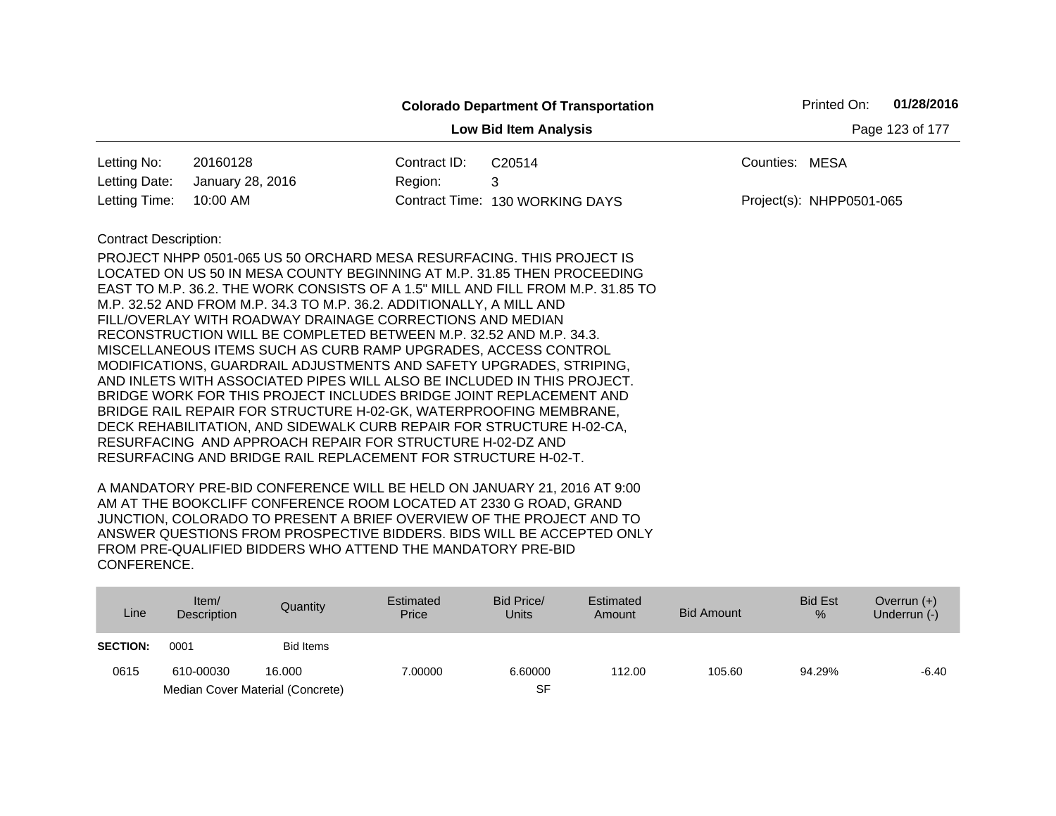**Colorado Department Of Transportation**

**Low Bid Item Analysis**

Printed On: **01/28/2016**

| | | | | | |
|---|---|---|---|---|---|
| Letting No: | 20160128 | Contract ID: | C20514 | Counties: | MESA |
| Letting Date: | January 28, 2016 | Region: | 3 | | |
| Letting Time: | 10:00 AM | Contract Time: | 130 WORKING DAYS | Project(s): | NHPP0501-065 |

Contract Description:

PROJECT NHPP 0501-065 US 50 ORCHARD MESA RESURFACING. THIS PROJECT IS LOCATED ON US 50 IN MESA COUNTY BEGINNING AT M.P. 31.85 THEN PROCEEDING EAST TO M.P. 36.2. THE WORK CONSISTS OF A 1.5" MILL AND FILL FROM M.P. 31.85 TO M.P. 32.52 AND FROM M.P. 34.3 TO M.P. 36.2. ADDITIONALLY, A MILL AND FILL/OVERLAY WITH ROADWAY DRAINAGE CORRECTIONS AND MEDIAN RECONSTRUCTION WILL BE COMPLETED BETWEEN M.P. 32.52 AND M.P. 34.3. MISCELLANEOUS ITEMS SUCH AS CURB RAMP UPGRADES, ACCESS CONTROL MODIFICATIONS, GUARDRAIL ADJUSTMENTS AND SAFETY UPGRADES, STRIPING, AND INLETS WITH ASSOCIATED PIPES WILL ALSO BE INCLUDED IN THIS PROJECT. BRIDGE WORK FOR THIS PROJECT INCLUDES BRIDGE JOINT REPLACEMENT AND BRIDGE RAIL REPAIR FOR STRUCTURE H-02-GK, WATERPROOFING MEMBRANE, DECK REHABILITATION, AND SIDEWALK CURB REPAIR FOR STRUCTURE H-02-CA, RESURFACING AND APPROACH REPAIR FOR STRUCTURE H-02-DZ AND RESURFACING AND BRIDGE RAIL REPLACEMENT FOR STRUCTURE H-02-T.

A MANDATORY PRE-BID CONFERENCE WILL BE HELD ON JANUARY 21, 2016 AT 9:00 AM AT THE BOOKCLIFF CONFERENCE ROOM LOCATED AT 2330 G ROAD, GRAND JUNCTION, COLORADO TO PRESENT A BRIEF OVERVIEW OF THE PROJECT AND TO ANSWER QUESTIONS FROM PROSPECTIVE BIDDERS. BIDS WILL BE ACCEPTED ONLY FROM PRE-QUALIFIED BIDDERS WHO ATTEND THE MANDATORY PRE-BID CONFERENCE.

| Line | Item/ Description | Quantity | Estimated Price | Bid Price/ Units | Estimated Amount | Bid Amount | Bid Est % | Overrun (+) Underrun (-) |
|---|---|---|---|---|---|---|---|---|
| **SECTION:** | 0001 | Bid Items | | | | | | |
| 0615 | 610-00030 Median Cover Material (Concrete) | 16.000 | 7.00000 | 6.60000 SF | 112.00 | 105.60 | 94.29% | -6.40 |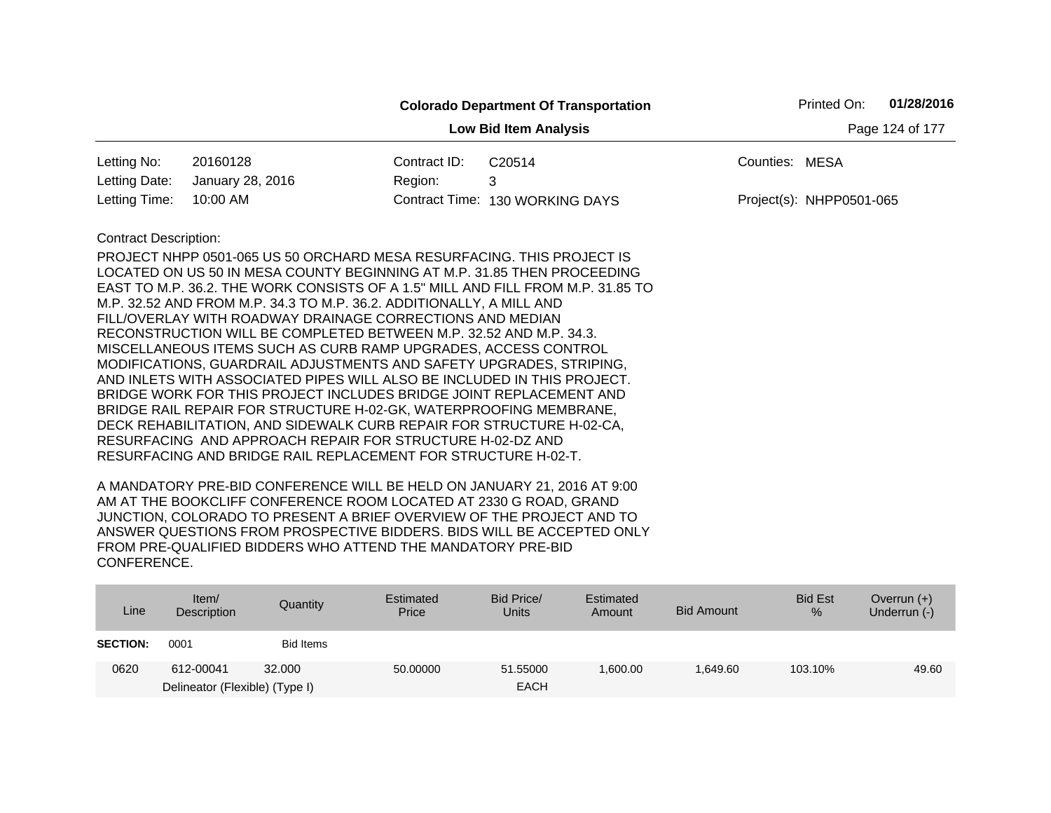**Colorado Department Of Transportation**

**Low Bid Item Analysis**

Printed On: **01/28/2016**

| | | | | | |
|---|---|---|---|---|---|
| Letting No: | 20160128 | Contract ID: | C20514 | Counties: | MESA |
| Letting Date: | January 28, 2016 | Region: | 3 | | |
| Letting Time: | 10:00 AM | Contract Time: | 130 WORKING DAYS | Project(s): | NHPP0501-065 |

Contract Description:

PROJECT NHPP 0501-065 US 50 ORCHARD MESA RESURFACING. THIS PROJECT IS LOCATED ON US 50 IN MESA COUNTY BEGINNING AT M.P. 31.85 THEN PROCEEDING EAST TO M.P. 36.2. THE WORK CONSISTS OF A 1.5" MILL AND FILL FROM M.P. 31.85 TO M.P. 32.52 AND FROM M.P. 34.3 TO M.P. 36.2. ADDITIONALLY, A MILL AND FILL/OVERLAY WITH ROADWAY DRAINAGE CORRECTIONS AND MEDIAN RECONSTRUCTION WILL BE COMPLETED BETWEEN M.P. 32.52 AND M.P. 34.3. MISCELLANEOUS ITEMS SUCH AS CURB RAMP UPGRADES, ACCESS CONTROL MODIFICATIONS, GUARDRAIL ADJUSTMENTS AND SAFETY UPGRADES, STRIPING, AND INLETS WITH ASSOCIATED PIPES WILL ALSO BE INCLUDED IN THIS PROJECT. BRIDGE WORK FOR THIS PROJECT INCLUDES BRIDGE JOINT REPLACEMENT AND BRIDGE RAIL REPAIR FOR STRUCTURE H-02-GK, WATERPROOFING MEMBRANE, DECK REHABILITATION, AND SIDEWALK CURB REPAIR FOR STRUCTURE H-02-CA, RESURFACING AND APPROACH REPAIR FOR STRUCTURE H-02-DZ AND RESURFACING AND BRIDGE RAIL REPLACEMENT FOR STRUCTURE H-02-T.

A MANDATORY PRE-BID CONFERENCE WILL BE HELD ON JANUARY 21, 2016 AT 9:00 AM AT THE BOOKCLIFF CONFERENCE ROOM LOCATED AT 2330 G ROAD, GRAND JUNCTION, COLORADO TO PRESENT A BRIEF OVERVIEW OF THE PROJECT AND TO ANSWER QUESTIONS FROM PROSPECTIVE BIDDERS. BIDS WILL BE ACCEPTED ONLY FROM PRE-QUALIFIED BIDDERS WHO ATTEND THE MANDATORY PRE-BID CONFERENCE.

| Line | Item/ Description | Quantity | Estimated Price | Bid Price/ Units | Estimated Amount | Bid Amount | Bid Est % | Overrun (+) Underrun (-) |
|---|---|---|---|---|---|---|---|---|
| **SECTION:** | 0001 | Bid Items | | | | | | |
| 0620 | 612-00041 Delineator (Flexible) (Type I) | 32.000 | 50.00000 | 51.55000 EACH | 1,600.00 | 1,649.60 | 103.10% | 49.60 |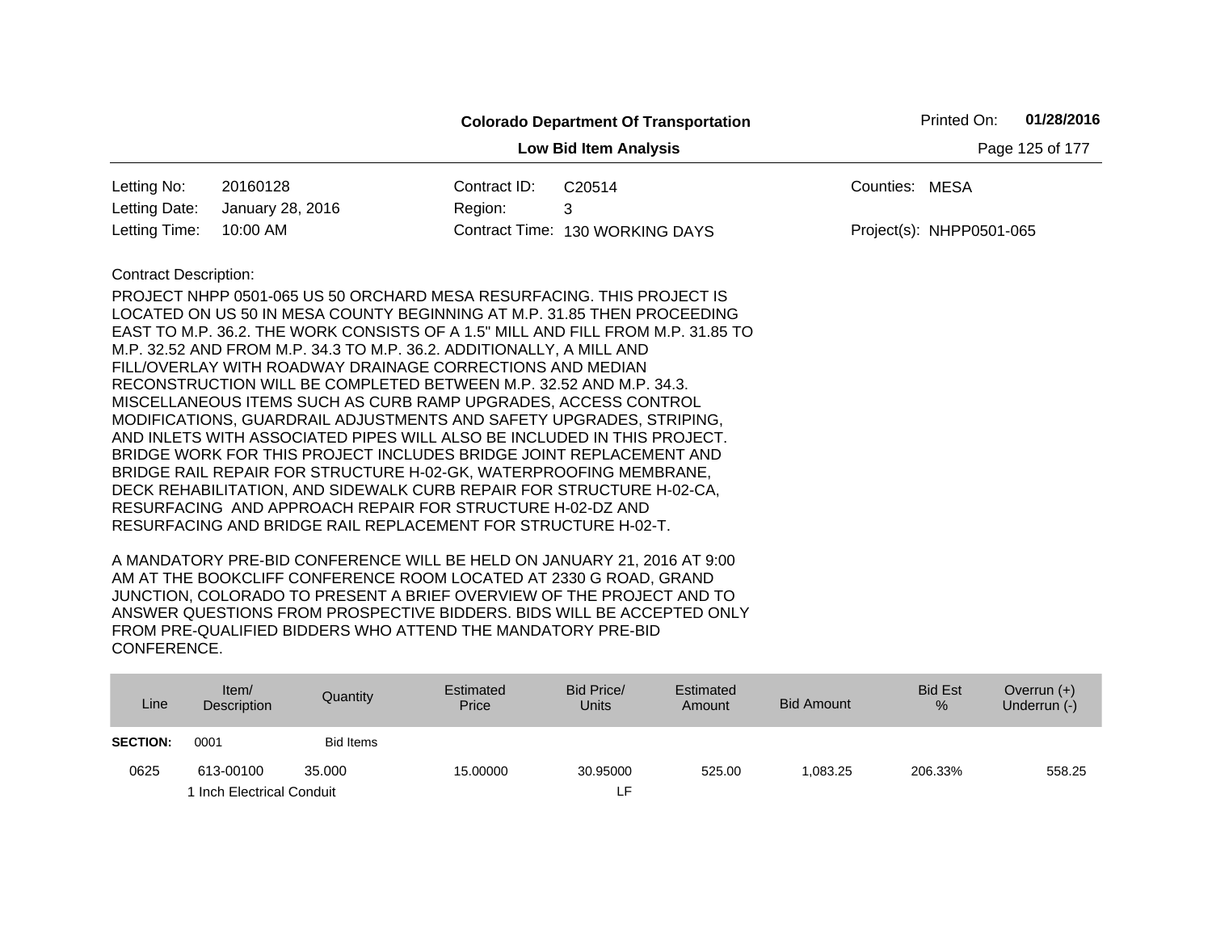**Colorado Department Of Transportation**

**Low Bid Item Analysis**

Printed On: **01/28/2016**

| | | | | | |
|---|---|---|---|---|---|
| Letting No: | 20160128 | Contract ID: | C20514 | Counties: | MESA |
| Letting Date: | January 28, 2016 | Region: | 3 | | |
| Letting Time: | 10:00 AM | Contract Time: | 130 WORKING DAYS | Project(s): | NHPP0501-065 |

Contract Description:

PROJECT NHPP 0501-065 US 50 ORCHARD MESA RESURFACING. THIS PROJECT IS LOCATED ON US 50 IN MESA COUNTY BEGINNING AT M.P. 31.85 THEN PROCEEDING EAST TO M.P. 36.2. THE WORK CONSISTS OF A 1.5" MILL AND FILL FROM M.P. 31.85 TO M.P. 32.52 AND FROM M.P. 34.3 TO M.P. 36.2. ADDITIONALLY, A MILL AND FILL/OVERLAY WITH ROADWAY DRAINAGE CORRECTIONS AND MEDIAN RECONSTRUCTION WILL BE COMPLETED BETWEEN M.P. 32.52 AND M.P. 34.3. MISCELLANEOUS ITEMS SUCH AS CURB RAMP UPGRADES, ACCESS CONTROL MODIFICATIONS, GUARDRAIL ADJUSTMENTS AND SAFETY UPGRADES, STRIPING, AND INLETS WITH ASSOCIATED PIPES WILL ALSO BE INCLUDED IN THIS PROJECT. BRIDGE WORK FOR THIS PROJECT INCLUDES BRIDGE JOINT REPLACEMENT AND BRIDGE RAIL REPAIR FOR STRUCTURE H-02-GK, WATERPROOFING MEMBRANE, DECK REHABILITATION, AND SIDEWALK CURB REPAIR FOR STRUCTURE H-02-CA, RESURFACING AND APPROACH REPAIR FOR STRUCTURE H-02-DZ AND RESURFACING AND BRIDGE RAIL REPLACEMENT FOR STRUCTURE H-02-T.

A MANDATORY PRE-BID CONFERENCE WILL BE HELD ON JANUARY 21, 2016 AT 9:00 AM AT THE BOOKCLIFF CONFERENCE ROOM LOCATED AT 2330 G ROAD, GRAND JUNCTION, COLORADO TO PRESENT A BRIEF OVERVIEW OF THE PROJECT AND TO ANSWER QUESTIONS FROM PROSPECTIVE BIDDERS. BIDS WILL BE ACCEPTED ONLY FROM PRE-QUALIFIED BIDDERS WHO ATTEND THE MANDATORY PRE-BID CONFERENCE.

| Line | Item/ Description | Quantity | Estimated Price | Bid Price/ Units | Estimated Amount | Bid Amount | Bid Est % | Overrun (+) Underrun (-) |
|---|---|---|---|---|---|---|---|---|
| **SECTION:** | 0001 | Bid Items | | | | | | |
| 0625 | 613-00100 | 35.000 | 15.00000 | 30.95000 | 525.00 | 1,083.25 | 206.33% | 558.25 |
| | 1 Inch Electrical Conduit | | | LF | | | | |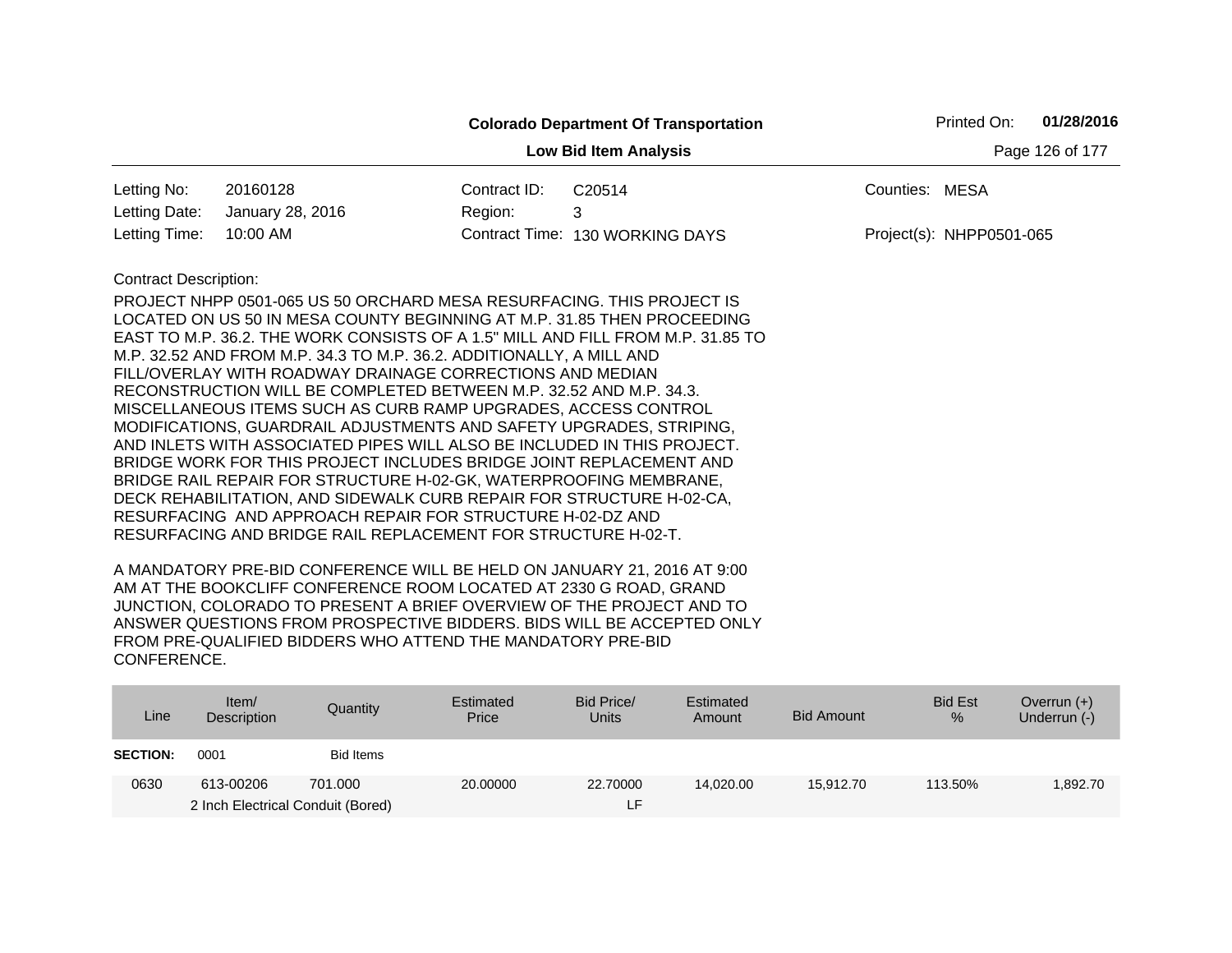**Colorado Department Of Transportation**

**Low Bid Item Analysis**

Printed On: **01/28/2016**

| | | | | | |
|---|---|---|---|---|---|
| Letting No: | 20160128 | Contract ID: | C20514 | Counties: | MESA |
| Letting Date: | January 28, 2016 | Region: | 3 | | |
| Letting Time: | 10:00 AM | Contract Time: | 130 WORKING DAYS | Project(s): | NHPP0501-065 |

Contract Description:

PROJECT NHPP 0501-065 US 50 ORCHARD MESA RESURFACING. THIS PROJECT IS LOCATED ON US 50 IN MESA COUNTY BEGINNING AT M.P. 31.85 THEN PROCEEDING EAST TO M.P. 36.2. THE WORK CONSISTS OF A 1.5" MILL AND FILL FROM M.P. 31.85 TO M.P. 32.52 AND FROM M.P. 34.3 TO M.P. 36.2. ADDITIONALLY, A MILL AND FILL/OVERLAY WITH ROADWAY DRAINAGE CORRECTIONS AND MEDIAN RECONSTRUCTION WILL BE COMPLETED BETWEEN M.P. 32.52 AND M.P. 34.3. MISCELLANEOUS ITEMS SUCH AS CURB RAMP UPGRADES, ACCESS CONTROL MODIFICATIONS, GUARDRAIL ADJUSTMENTS AND SAFETY UPGRADES, STRIPING, AND INLETS WITH ASSOCIATED PIPES WILL ALSO BE INCLUDED IN THIS PROJECT. BRIDGE WORK FOR THIS PROJECT INCLUDES BRIDGE JOINT REPLACEMENT AND BRIDGE RAIL REPAIR FOR STRUCTURE H-02-GK, WATERPROOFING MEMBRANE, DECK REHABILITATION, AND SIDEWALK CURB REPAIR FOR STRUCTURE H-02-CA, RESURFACING AND APPROACH REPAIR FOR STRUCTURE H-02-DZ AND RESURFACING AND BRIDGE RAIL REPLACEMENT FOR STRUCTURE H-02-T.

A MANDATORY PRE-BID CONFERENCE WILL BE HELD ON JANUARY 21, 2016 AT 9:00 AM AT THE BOOKCLIFF CONFERENCE ROOM LOCATED AT 2330 G ROAD, GRAND JUNCTION, COLORADO TO PRESENT A BRIEF OVERVIEW OF THE PROJECT AND TO ANSWER QUESTIONS FROM PROSPECTIVE BIDDERS. BIDS WILL BE ACCEPTED ONLY FROM PRE-QUALIFIED BIDDERS WHO ATTEND THE MANDATORY PRE-BID CONFERENCE.

| Line | Item/ Description | Quantity | Estimated Price | Bid Price/ Units | Estimated Amount | Bid Amount | Bid Est % | Overrun (+) Underrun (-) |
|---|---|---|---|---|---|---|---|---|
| **SECTION:** | 0001 | Bid Items | | | | | | |
| 0630 | 613-00206 2 Inch Electrical Conduit (Bored) | 701.000 | 20.00000 | 22.70000 LF | 14,020.00 | 15,912.70 | 113.50% | 1,892.70 |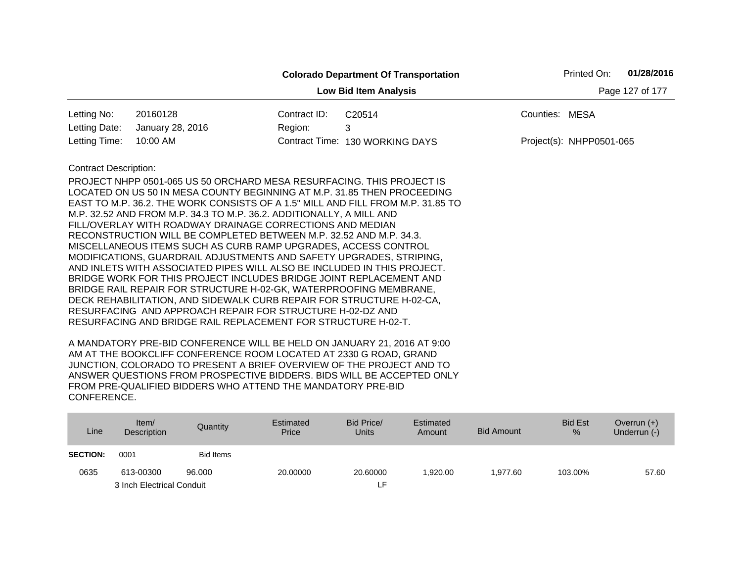**Colorado Department Of Transportation**

**Low Bid Item Analysis**

Printed On: **01/28/2016**

| | | | | | |
|---|---|---|---|---|---|
| Letting No: | 20160128 | Contract ID: | C20514 | Counties: | MESA |
| Letting Date: | January 28, 2016 | Region: | 3 | | |
| Letting Time: | 10:00 AM | Contract Time: | 130 WORKING DAYS | Project(s): | NHPP0501-065 |

Contract Description:

PROJECT NHPP 0501-065 US 50 ORCHARD MESA RESURFACING. THIS PROJECT IS LOCATED ON US 50 IN MESA COUNTY BEGINNING AT M.P. 31.85 THEN PROCEEDING EAST TO M.P. 36.2. THE WORK CONSISTS OF A 1.5" MILL AND FILL FROM M.P. 31.85 TO M.P. 32.52 AND FROM M.P. 34.3 TO M.P. 36.2. ADDITIONALLY, A MILL AND FILL/OVERLAY WITH ROADWAY DRAINAGE CORRECTIONS AND MEDIAN RECONSTRUCTION WILL BE COMPLETED BETWEEN M.P. 32.52 AND M.P. 34.3. MISCELLANEOUS ITEMS SUCH AS CURB RAMP UPGRADES, ACCESS CONTROL MODIFICATIONS, GUARDRAIL ADJUSTMENTS AND SAFETY UPGRADES, STRIPING, AND INLETS WITH ASSOCIATED PIPES WILL ALSO BE INCLUDED IN THIS PROJECT. BRIDGE WORK FOR THIS PROJECT INCLUDES BRIDGE JOINT REPLACEMENT AND BRIDGE RAIL REPAIR FOR STRUCTURE H-02-GK, WATERPROOFING MEMBRANE, DECK REHABILITATION, AND SIDEWALK CURB REPAIR FOR STRUCTURE H-02-CA, RESURFACING AND APPROACH REPAIR FOR STRUCTURE H-02-DZ AND RESURFACING AND BRIDGE RAIL REPLACEMENT FOR STRUCTURE H-02-T.

A MANDATORY PRE-BID CONFERENCE WILL BE HELD ON JANUARY 21, 2016 AT 9:00 AM AT THE BOOKCLIFF CONFERENCE ROOM LOCATED AT 2330 G ROAD, GRAND JUNCTION, COLORADO TO PRESENT A BRIEF OVERVIEW OF THE PROJECT AND TO ANSWER QUESTIONS FROM PROSPECTIVE BIDDERS. BIDS WILL BE ACCEPTED ONLY FROM PRE-QUALIFIED BIDDERS WHO ATTEND THE MANDATORY PRE-BID CONFERENCE.

| Line | Item/ Description | Quantity | Estimated Price | Bid Price/ Units | Estimated Amount | Bid Amount | Bid Est % | Overrun (+) Underrun (-) |
|---|---|---|---|---|---|---|---|---|
| **SECTION:** | 0001 | Bid Items | | | | | | |
| 0635 | 613-00300 | 96.000 | 20.00000 | 20.60000 | 1,920.00 | 1,977.60 | 103.00% | 57.60 |
| | 3 Inch Electrical Conduit | | | LF | | | | |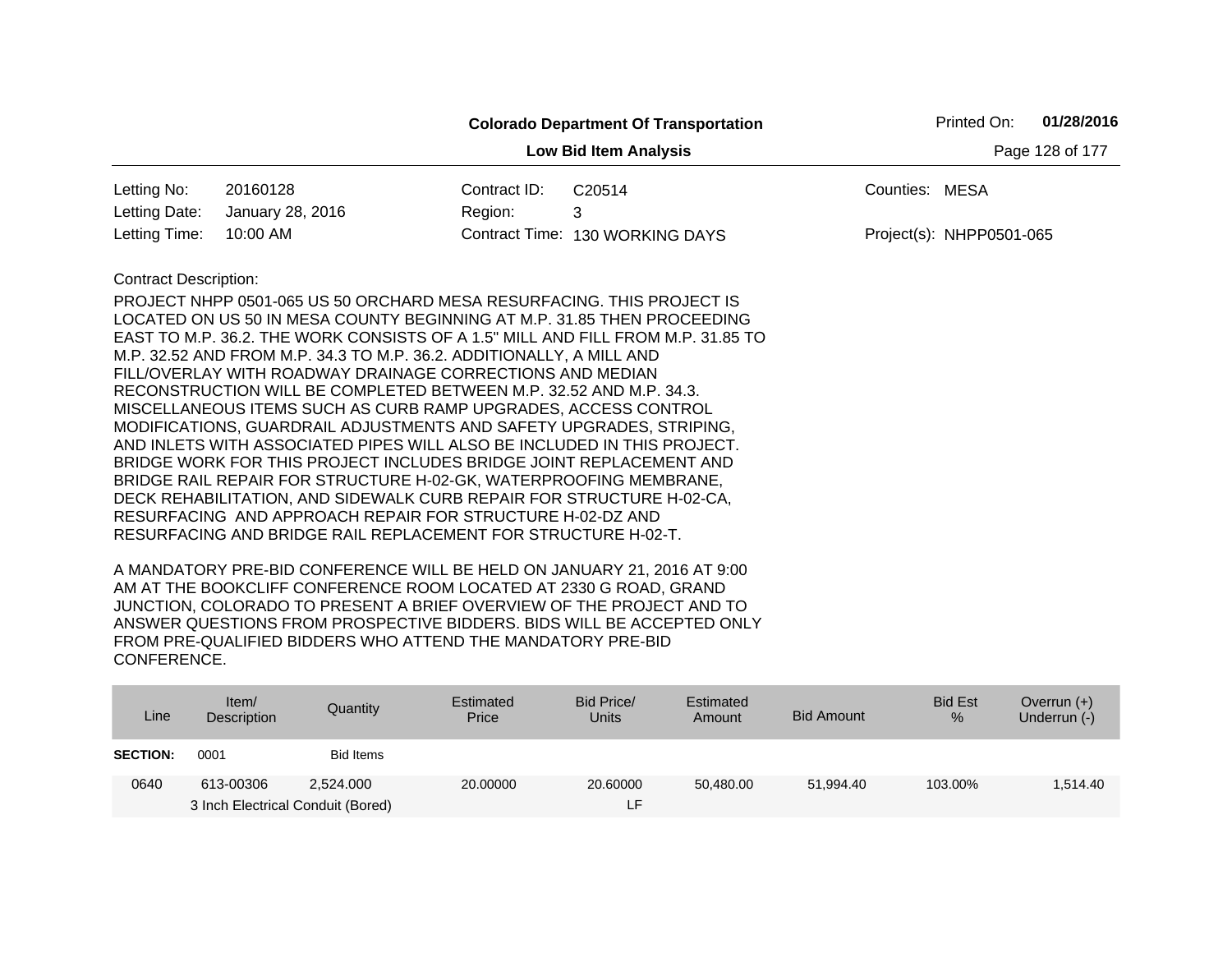**Colorado Department Of Transportation**

**Low Bid Item Analysis**

Printed On: **01/28/2016**

| | | | | | |
|---|---|---|---|---|---|
| Letting No: | 20160128 | Contract ID: | C20514 | Counties: | MESA |
| Letting Date: | January 28, 2016 | Region: | 3 | | |
| Letting Time: | 10:00 AM | Contract Time: | 130 WORKING DAYS | Project(s): | NHPP0501-065 |

Contract Description:

PROJECT NHPP 0501-065 US 50 ORCHARD MESA RESURFACING. THIS PROJECT IS LOCATED ON US 50 IN MESA COUNTY BEGINNING AT M.P. 31.85 THEN PROCEEDING EAST TO M.P. 36.2. THE WORK CONSISTS OF A 1.5" MILL AND FILL FROM M.P. 31.85 TO M.P. 32.52 AND FROM M.P. 34.3 TO M.P. 36.2. ADDITIONALLY, A MILL AND FILL/OVERLAY WITH ROADWAY DRAINAGE CORRECTIONS AND MEDIAN RECONSTRUCTION WILL BE COMPLETED BETWEEN M.P. 32.52 AND M.P. 34.3. MISCELLANEOUS ITEMS SUCH AS CURB RAMP UPGRADES, ACCESS CONTROL MODIFICATIONS, GUARDRAIL ADJUSTMENTS AND SAFETY UPGRADES, STRIPING, AND INLETS WITH ASSOCIATED PIPES WILL ALSO BE INCLUDED IN THIS PROJECT. BRIDGE WORK FOR THIS PROJECT INCLUDES BRIDGE JOINT REPLACEMENT AND BRIDGE RAIL REPAIR FOR STRUCTURE H-02-GK, WATERPROOFING MEMBRANE, DECK REHABILITATION, AND SIDEWALK CURB REPAIR FOR STRUCTURE H-02-CA, RESURFACING AND APPROACH REPAIR FOR STRUCTURE H-02-DZ AND RESURFACING AND BRIDGE RAIL REPLACEMENT FOR STRUCTURE H-02-T.

A MANDATORY PRE-BID CONFERENCE WILL BE HELD ON JANUARY 21, 2016 AT 9:00 AM AT THE BOOKCLIFF CONFERENCE ROOM LOCATED AT 2330 G ROAD, GRAND JUNCTION, COLORADO TO PRESENT A BRIEF OVERVIEW OF THE PROJECT AND TO ANSWER QUESTIONS FROM PROSPECTIVE BIDDERS. BIDS WILL BE ACCEPTED ONLY FROM PRE-QUALIFIED BIDDERS WHO ATTEND THE MANDATORY PRE-BID CONFERENCE.

| Line | Item/ Description | Quantity | Estimated Price | Bid Price/ Units | Estimated Amount | Bid Amount | Bid Est % | Overrun (+) Underrun (-) |
|---|---|---|---|---|---|---|---|---|
| **SECTION:** | 0001 | Bid Items | | | | | | |
| 0640 | 613-00306 3 Inch Electrical Conduit (Bored) | 2,524.000 | 20.00000 | 20.60000 LF | 50,480.00 | 51,994.40 | 103.00% | 1,514.40 |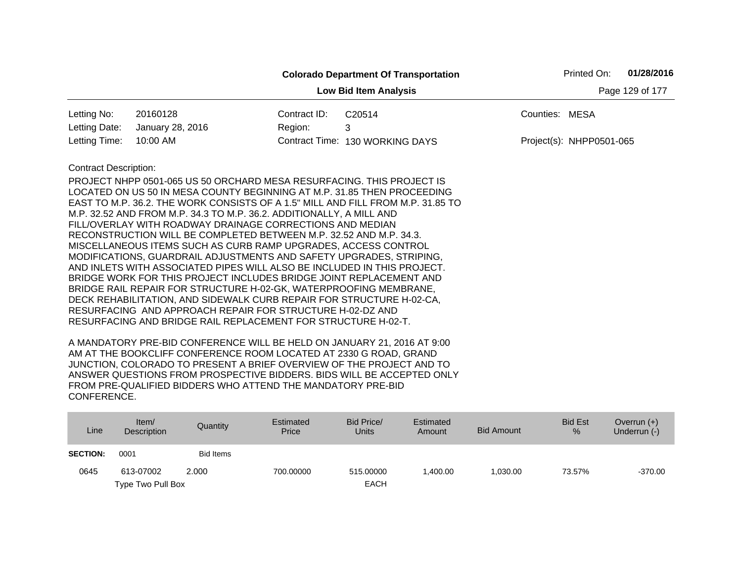**Colorado Department Of Transportation**

**Low Bid Item Analysis**

Printed On: **01/28/2016**

| | | | | | |
|---|---|---|---|---|---|
| Letting No: | 20160128 | Contract ID: | C20514 | Counties: | MESA |
| Letting Date: | January 28, 2016 | Region: | 3 | | |
| Letting Time: | 10:00 AM | Contract Time: | 130 WORKING DAYS | Project(s): | NHPP0501-065 |

Contract Description:

PROJECT NHPP 0501-065 US 50 ORCHARD MESA RESURFACING. THIS PROJECT IS LOCATED ON US 50 IN MESA COUNTY BEGINNING AT M.P. 31.85 THEN PROCEEDING EAST TO M.P. 36.2. THE WORK CONSISTS OF A 1.5" MILL AND FILL FROM M.P. 31.85 TO M.P. 32.52 AND FROM M.P. 34.3 TO M.P. 36.2. ADDITIONALLY, A MILL AND FILL/OVERLAY WITH ROADWAY DRAINAGE CORRECTIONS AND MEDIAN RECONSTRUCTION WILL BE COMPLETED BETWEEN M.P. 32.52 AND M.P. 34.3. MISCELLANEOUS ITEMS SUCH AS CURB RAMP UPGRADES, ACCESS CONTROL MODIFICATIONS, GUARDRAIL ADJUSTMENTS AND SAFETY UPGRADES, STRIPING, AND INLETS WITH ASSOCIATED PIPES WILL ALSO BE INCLUDED IN THIS PROJECT. BRIDGE WORK FOR THIS PROJECT INCLUDES BRIDGE JOINT REPLACEMENT AND BRIDGE RAIL REPAIR FOR STRUCTURE H-02-GK, WATERPROOFING MEMBRANE, DECK REHABILITATION, AND SIDEWALK CURB REPAIR FOR STRUCTURE H-02-CA, RESURFACING AND APPROACH REPAIR FOR STRUCTURE H-02-DZ AND RESURFACING AND BRIDGE RAIL REPLACEMENT FOR STRUCTURE H-02-T.

A MANDATORY PRE-BID CONFERENCE WILL BE HELD ON JANUARY 21, 2016 AT 9:00 AM AT THE BOOKCLIFF CONFERENCE ROOM LOCATED AT 2330 G ROAD, GRAND JUNCTION, COLORADO TO PRESENT A BRIEF OVERVIEW OF THE PROJECT AND TO ANSWER QUESTIONS FROM PROSPECTIVE BIDDERS. BIDS WILL BE ACCEPTED ONLY FROM PRE-QUALIFIED BIDDERS WHO ATTEND THE MANDATORY PRE-BID CONFERENCE.

| Line | Item/ Description | Quantity | Estimated Price | Bid Price/ Units | Estimated Amount | Bid Amount | Bid Est % | Overrun (+) Underrun (-) |
|---|---|---|---|---|---|---|---|---|
| **SECTION:** | 0001 | Bid Items | | | | | | |
| 0645 | 613-07002 Type Two Pull Box | 2.000 | 700.00000 | 515.00000 EACH | 1,400.00 | 1,030.00 | 73.57% | -370.00 |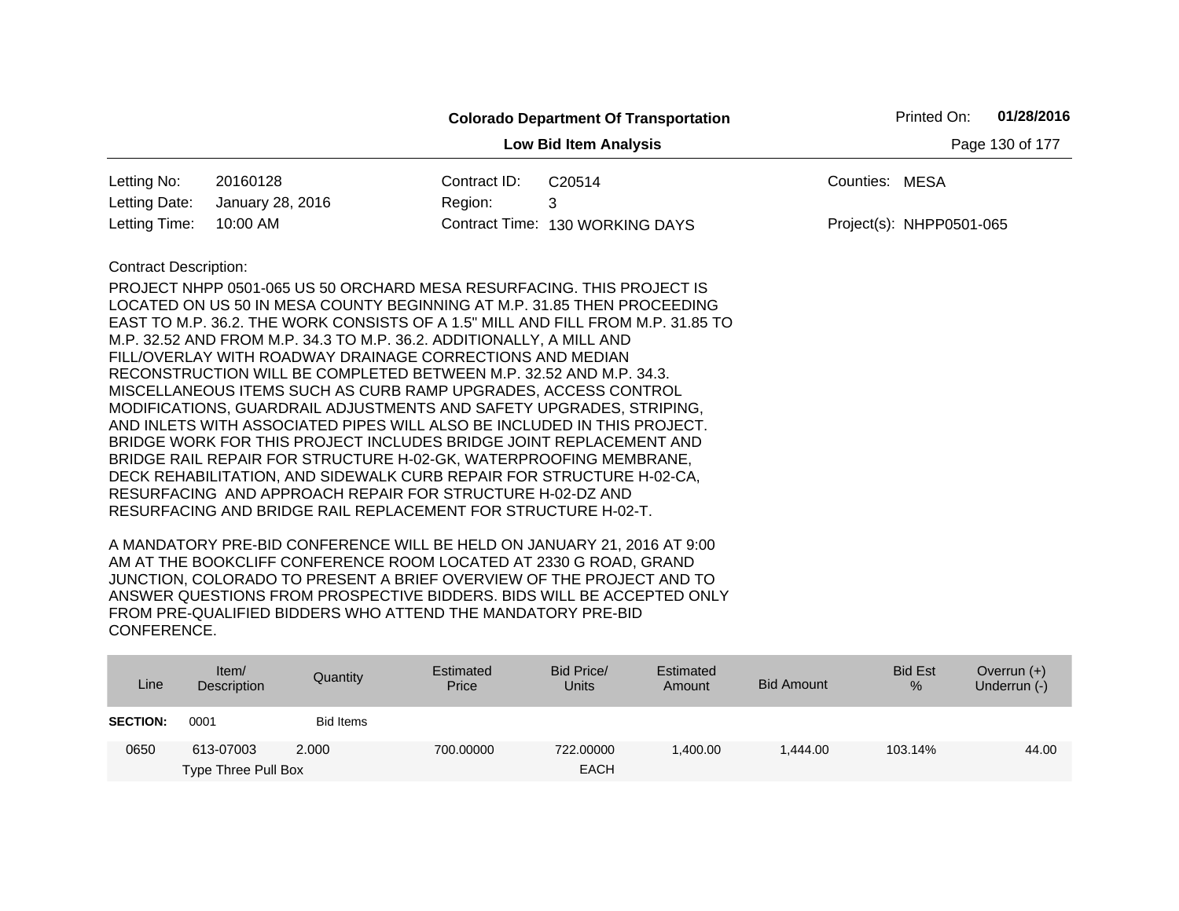**Colorado Department Of Transportation**

**Low Bid Item Analysis**

Printed On: **01/28/2016**

| | | | | | |
|---|---|---|---|---|---|
| Letting No: | 20160128 | Contract ID: | C20514 | Counties: | MESA |
| Letting Date: | January 28, 2016 | Region: | 3 | | |
| Letting Time: | 10:00 AM | Contract Time: | 130 WORKING DAYS | Project(s): | NHPP0501-065 |

Contract Description:

PROJECT NHPP 0501-065 US 50 ORCHARD MESA RESURFACING. THIS PROJECT IS LOCATED ON US 50 IN MESA COUNTY BEGINNING AT M.P. 31.85 THEN PROCEEDING EAST TO M.P. 36.2. THE WORK CONSISTS OF A 1.5" MILL AND FILL FROM M.P. 31.85 TO M.P. 32.52 AND FROM M.P. 34.3 TO M.P. 36.2. ADDITIONALLY, A MILL AND FILL/OVERLAY WITH ROADWAY DRAINAGE CORRECTIONS AND MEDIAN RECONSTRUCTION WILL BE COMPLETED BETWEEN M.P. 32.52 AND M.P. 34.3. MISCELLANEOUS ITEMS SUCH AS CURB RAMP UPGRADES, ACCESS CONTROL MODIFICATIONS, GUARDRAIL ADJUSTMENTS AND SAFETY UPGRADES, STRIPING, AND INLETS WITH ASSOCIATED PIPES WILL ALSO BE INCLUDED IN THIS PROJECT. BRIDGE WORK FOR THIS PROJECT INCLUDES BRIDGE JOINT REPLACEMENT AND BRIDGE RAIL REPAIR FOR STRUCTURE H-02-GK, WATERPROOFING MEMBRANE, DECK REHABILITATION, AND SIDEWALK CURB REPAIR FOR STRUCTURE H-02-CA, RESURFACING AND APPROACH REPAIR FOR STRUCTURE H-02-DZ AND RESURFACING AND BRIDGE RAIL REPLACEMENT FOR STRUCTURE H-02-T.

A MANDATORY PRE-BID CONFERENCE WILL BE HELD ON JANUARY 21, 2016 AT 9:00 AM AT THE BOOKCLIFF CONFERENCE ROOM LOCATED AT 2330 G ROAD, GRAND JUNCTION, COLORADO TO PRESENT A BRIEF OVERVIEW OF THE PROJECT AND TO ANSWER QUESTIONS FROM PROSPECTIVE BIDDERS. BIDS WILL BE ACCEPTED ONLY FROM PRE-QUALIFIED BIDDERS WHO ATTEND THE MANDATORY PRE-BID CONFERENCE.

| Line | Item/ Description | Quantity | Estimated Price | Bid Price/ Units | Estimated Amount | Bid Amount | Bid Est % | Overrun (+) Underrun (-) |
|---|---|---|---|---|---|---|---|---|
| **SECTION:** | 0001 | Bid Items | | | | | | |
| 0650 | 613-07003 Type Three Pull Box | 2.000 | 700.00000 | 722.00000 EACH | 1,400.00 | 1,444.00 | 103.14% | 44.00 |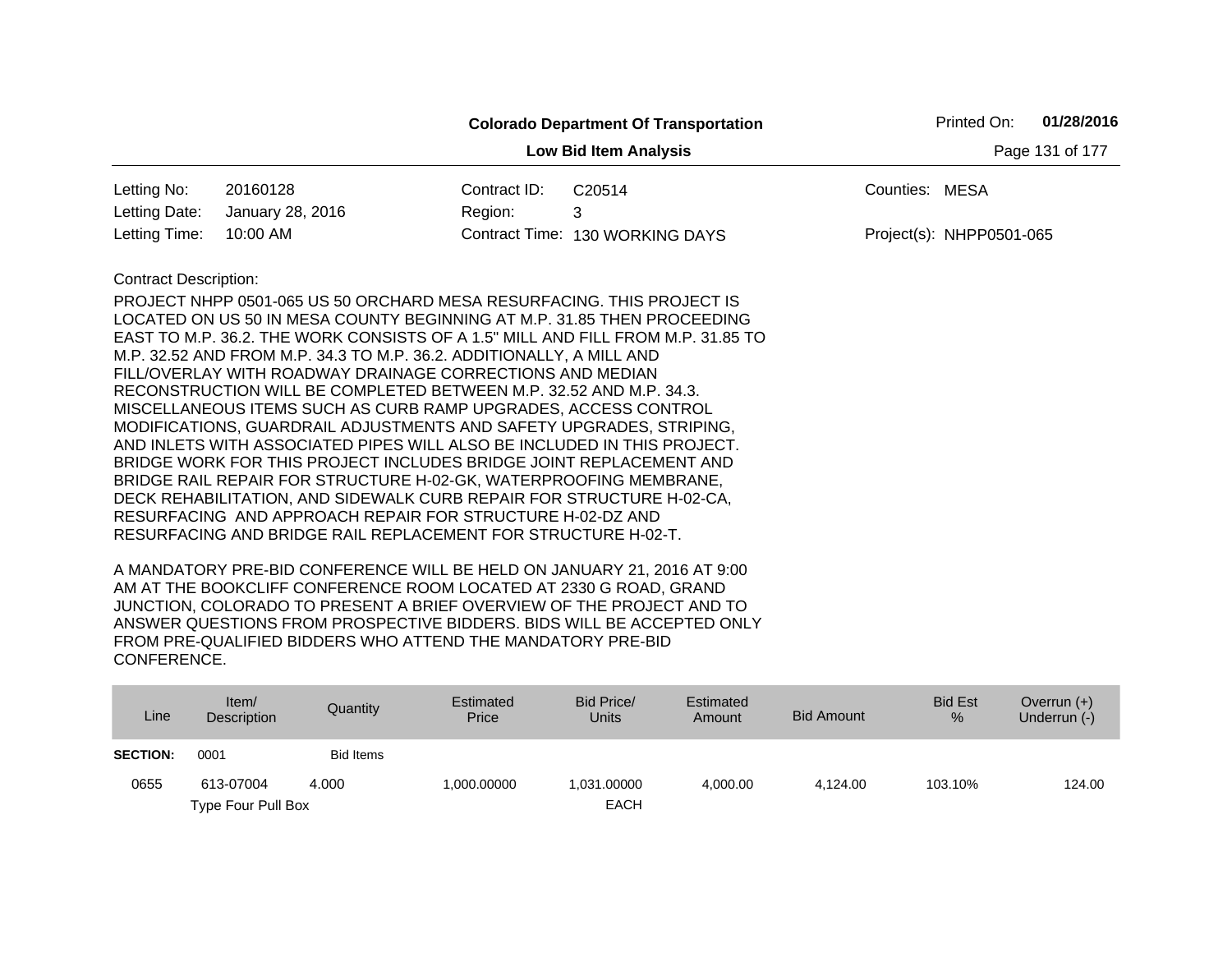**Colorado Department Of Transportation**

**Low Bid Item Analysis**

Printed On: **01/28/2016**

| | | | | | |
|---|---|---|---|---|---|
| Letting No: | 20160128 | Contract ID: | C20514 | Counties: | MESA |
| Letting Date: | January 28, 2016 | Region: | 3 | | |
| Letting Time: | 10:00 AM | Contract Time: | 130 WORKING DAYS | Project(s): | NHPP0501-065 |

Contract Description:

PROJECT NHPP 0501-065 US 50 ORCHARD MESA RESURFACING. THIS PROJECT IS LOCATED ON US 50 IN MESA COUNTY BEGINNING AT M.P. 31.85 THEN PROCEEDING EAST TO M.P. 36.2. THE WORK CONSISTS OF A 1.5" MILL AND FILL FROM M.P. 31.85 TO M.P. 32.52 AND FROM M.P. 34.3 TO M.P. 36.2. ADDITIONALLY, A MILL AND FILL/OVERLAY WITH ROADWAY DRAINAGE CORRECTIONS AND MEDIAN RECONSTRUCTION WILL BE COMPLETED BETWEEN M.P. 32.52 AND M.P. 34.3. MISCELLANEOUS ITEMS SUCH AS CURB RAMP UPGRADES, ACCESS CONTROL MODIFICATIONS, GUARDRAIL ADJUSTMENTS AND SAFETY UPGRADES, STRIPING, AND INLETS WITH ASSOCIATED PIPES WILL ALSO BE INCLUDED IN THIS PROJECT. BRIDGE WORK FOR THIS PROJECT INCLUDES BRIDGE JOINT REPLACEMENT AND BRIDGE RAIL REPAIR FOR STRUCTURE H-02-GK, WATERPROOFING MEMBRANE, DECK REHABILITATION, AND SIDEWALK CURB REPAIR FOR STRUCTURE H-02-CA, RESURFACING AND APPROACH REPAIR FOR STRUCTURE H-02-DZ AND RESURFACING AND BRIDGE RAIL REPLACEMENT FOR STRUCTURE H-02-T.

A MANDATORY PRE-BID CONFERENCE WILL BE HELD ON JANUARY 21, 2016 AT 9:00 AM AT THE BOOKCLIFF CONFERENCE ROOM LOCATED AT 2330 G ROAD, GRAND JUNCTION, COLORADO TO PRESENT A BRIEF OVERVIEW OF THE PROJECT AND TO ANSWER QUESTIONS FROM PROSPECTIVE BIDDERS. BIDS WILL BE ACCEPTED ONLY FROM PRE-QUALIFIED BIDDERS WHO ATTEND THE MANDATORY PRE-BID CONFERENCE.

| Line | Item/ Description | Quantity | Estimated Price | Bid Price/ Units | Estimated Amount | Bid Amount | Bid Est % | Overrun (+) Underrun (-) |
|---|---|---|---|---|---|---|---|---|
| **SECTION:** | 0001 | Bid Items | | | | | | |
| 0655 | 613-07004 Type Four Pull Box | 4.000 | 1,000.00000 | 1,031.00000 EACH | 4,000.00 | 4,124.00 | 103.10% | 124.00 |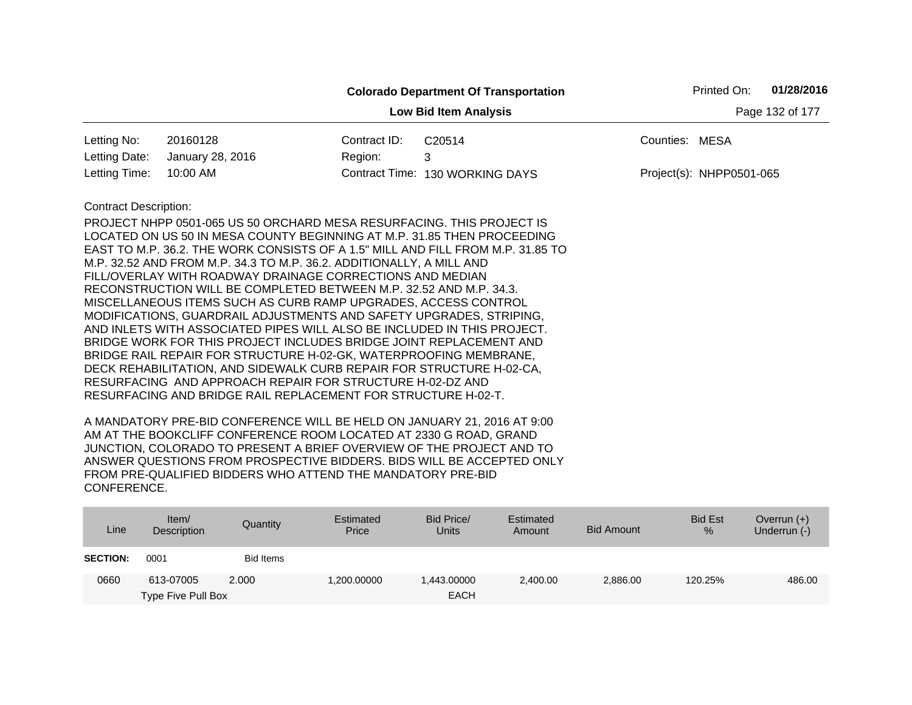**Colorado Department Of Transportation**

**Low Bid Item Analysis**

Printed On: **01/28/2016**

| | | | | | |
|---|---|---|---|---|---|
| Letting No: | 20160128 | Contract ID: | C20514 | Counties: | MESA |
| Letting Date: | January 28, 2016 | Region: | 3 | | |
| Letting Time: | 10:00 AM | Contract Time: | 130 WORKING DAYS | Project(s): | NHPP0501-065 |

Contract Description:

PROJECT NHPP 0501-065 US 50 ORCHARD MESA RESURFACING. THIS PROJECT IS LOCATED ON US 50 IN MESA COUNTY BEGINNING AT M.P. 31.85 THEN PROCEEDING EAST TO M.P. 36.2. THE WORK CONSISTS OF A 1.5" MILL AND FILL FROM M.P. 31.85 TO M.P. 32.52 AND FROM M.P. 34.3 TO M.P. 36.2. ADDITIONALLY, A MILL AND FILL/OVERLAY WITH ROADWAY DRAINAGE CORRECTIONS AND MEDIAN RECONSTRUCTION WILL BE COMPLETED BETWEEN M.P. 32.52 AND M.P. 34.3. MISCELLANEOUS ITEMS SUCH AS CURB RAMP UPGRADES, ACCESS CONTROL MODIFICATIONS, GUARDRAIL ADJUSTMENTS AND SAFETY UPGRADES, STRIPING, AND INLETS WITH ASSOCIATED PIPES WILL ALSO BE INCLUDED IN THIS PROJECT. BRIDGE WORK FOR THIS PROJECT INCLUDES BRIDGE JOINT REPLACEMENT AND BRIDGE RAIL REPAIR FOR STRUCTURE H-02-GK, WATERPROOFING MEMBRANE, DECK REHABILITATION, AND SIDEWALK CURB REPAIR FOR STRUCTURE H-02-CA, RESURFACING AND APPROACH REPAIR FOR STRUCTURE H-02-DZ AND RESURFACING AND BRIDGE RAIL REPLACEMENT FOR STRUCTURE H-02-T.

A MANDATORY PRE-BID CONFERENCE WILL BE HELD ON JANUARY 21, 2016 AT 9:00 AM AT THE BOOKCLIFF CONFERENCE ROOM LOCATED AT 2330 G ROAD, GRAND JUNCTION, COLORADO TO PRESENT A BRIEF OVERVIEW OF THE PROJECT AND TO ANSWER QUESTIONS FROM PROSPECTIVE BIDDERS. BIDS WILL BE ACCEPTED ONLY FROM PRE-QUALIFIED BIDDERS WHO ATTEND THE MANDATORY PRE-BID CONFERENCE.

| Line | Item/ Description | Quantity | Estimated Price | Bid Price/ Units | Estimated Amount | Bid Amount | Bid Est % | Overrun (+) Underrun (-) |
|---|---|---|---|---|---|---|---|---|
| **SECTION:** | 0001 | Bid Items | | | | | | |
| 0660 | 613-07005 Type Five Pull Box | 2.000 | 1,200.00000 | 1,443.00000 EACH | 2,400.00 | 2,886.00 | 120.25% | 486.00 |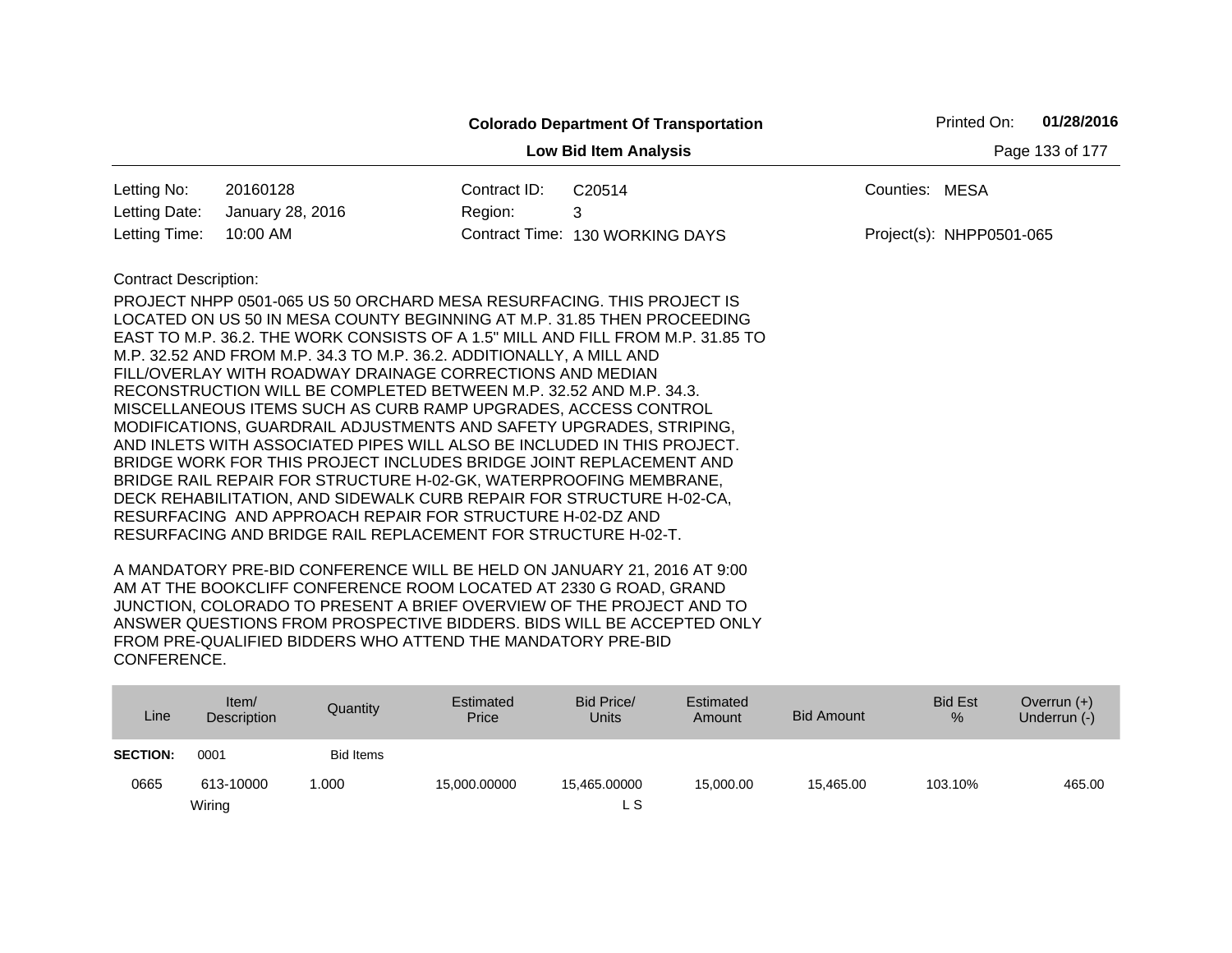**Colorado Department Of Transportation**

**Low Bid Item Analysis**

Printed On: **01/28/2016**

| | | | | | |
|---|---|---|---|---|---|
| Letting No: | 20160128 | Contract ID: | C20514 | Counties: | MESA |
| Letting Date: | January 28, 2016 | Region: | 3 | | |
| Letting Time: | 10:00 AM | Contract Time: | 130 WORKING DAYS | Project(s): | NHPP0501-065 |

Contract Description:

PROJECT NHPP 0501-065 US 50 ORCHARD MESA RESURFACING. THIS PROJECT IS LOCATED ON US 50 IN MESA COUNTY BEGINNING AT M.P. 31.85 THEN PROCEEDING EAST TO M.P. 36.2. THE WORK CONSISTS OF A 1.5" MILL AND FILL FROM M.P. 31.85 TO M.P. 32.52 AND FROM M.P. 34.3 TO M.P. 36.2. ADDITIONALLY, A MILL AND FILL/OVERLAY WITH ROADWAY DRAINAGE CORRECTIONS AND MEDIAN RECONSTRUCTION WILL BE COMPLETED BETWEEN M.P. 32.52 AND M.P. 34.3. MISCELLANEOUS ITEMS SUCH AS CURB RAMP UPGRADES, ACCESS CONTROL MODIFICATIONS, GUARDRAIL ADJUSTMENTS AND SAFETY UPGRADES, STRIPING, AND INLETS WITH ASSOCIATED PIPES WILL ALSO BE INCLUDED IN THIS PROJECT. BRIDGE WORK FOR THIS PROJECT INCLUDES BRIDGE JOINT REPLACEMENT AND BRIDGE RAIL REPAIR FOR STRUCTURE H-02-GK, WATERPROOFING MEMBRANE, DECK REHABILITATION, AND SIDEWALK CURB REPAIR FOR STRUCTURE H-02-CA, RESURFACING AND APPROACH REPAIR FOR STRUCTURE H-02-DZ AND RESURFACING AND BRIDGE RAIL REPLACEMENT FOR STRUCTURE H-02-T.

A MANDATORY PRE-BID CONFERENCE WILL BE HELD ON JANUARY 21, 2016 AT 9:00 AM AT THE BOOKCLIFF CONFERENCE ROOM LOCATED AT 2330 G ROAD, GRAND JUNCTION, COLORADO TO PRESENT A BRIEF OVERVIEW OF THE PROJECT AND TO ANSWER QUESTIONS FROM PROSPECTIVE BIDDERS. BIDS WILL BE ACCEPTED ONLY FROM PRE-QUALIFIED BIDDERS WHO ATTEND THE MANDATORY PRE-BID CONFERENCE.

| Line | Item/ Description | Quantity | Estimated Price | Bid Price/ Units | Estimated Amount | Bid Amount | Bid Est % | Overrun (+) Underrun (-) |
|---|---|---|---|---|---|---|---|---|
| **SECTION:** | 0001 | Bid Items | | | | | | |
| 0665 | 613-10000 Wiring | 1.000 | 15,000.00000 | 15,465.00000 L S | 15,000.00 | 15,465.00 | 103.10% | 465.00 |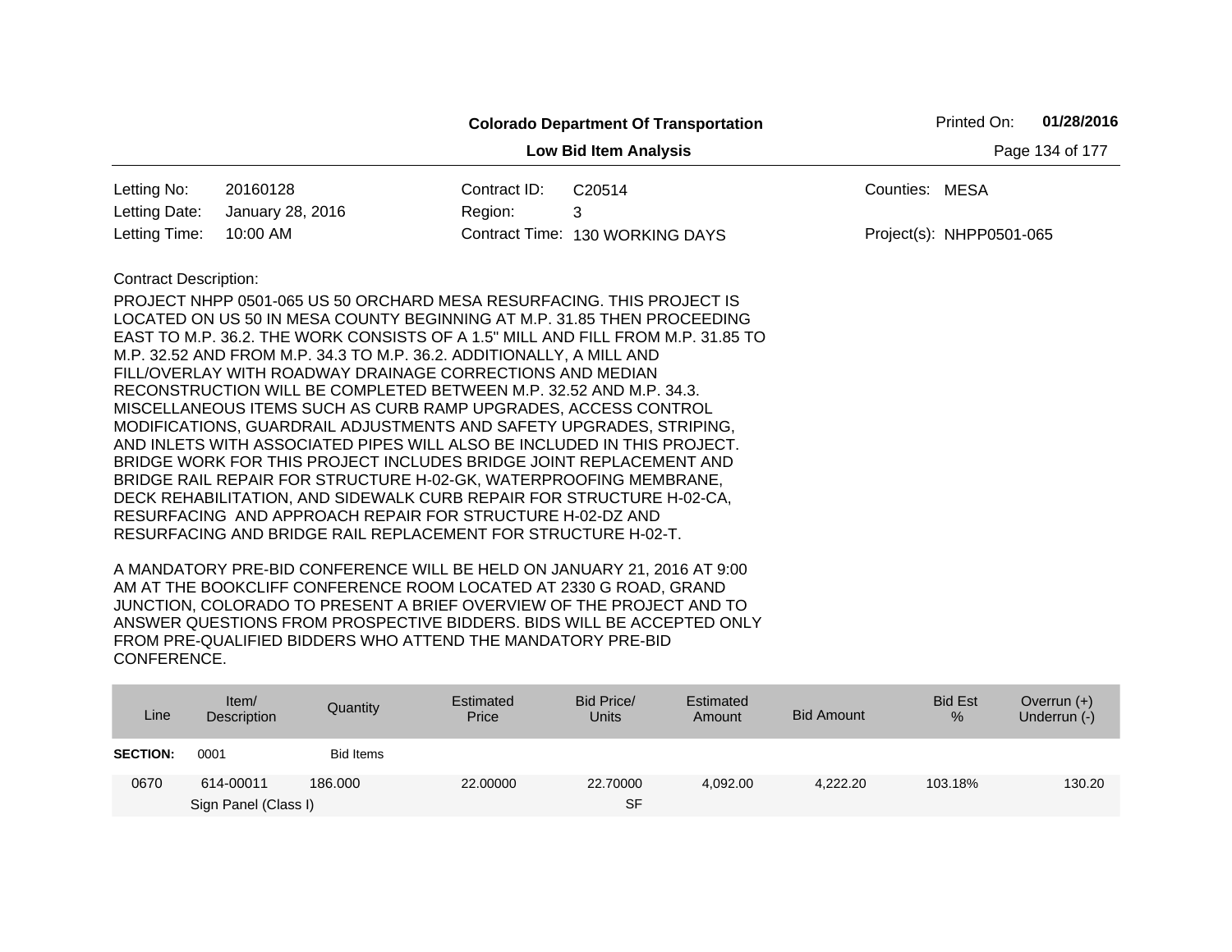**Colorado Department Of Transportation**

**Low Bid Item Analysis**

Printed On: **01/28/2016**

| | | | | | |
|---|---|---|---|---|---|
| Letting No: | 20160128 | Contract ID: | C20514 | Counties: | MESA |
| Letting Date: | January 28, 2016 | Region: | 3 | | |
| Letting Time: | 10:00 AM | Contract Time: | 130 WORKING DAYS | Project(s): | NHPP0501-065 |

Contract Description:

PROJECT NHPP 0501-065 US 50 ORCHARD MESA RESURFACING. THIS PROJECT IS LOCATED ON US 50 IN MESA COUNTY BEGINNING AT M.P. 31.85 THEN PROCEEDING EAST TO M.P. 36.2. THE WORK CONSISTS OF A 1.5" MILL AND FILL FROM M.P. 31.85 TO M.P. 32.52 AND FROM M.P. 34.3 TO M.P. 36.2. ADDITIONALLY, A MILL AND FILL/OVERLAY WITH ROADWAY DRAINAGE CORRECTIONS AND MEDIAN RECONSTRUCTION WILL BE COMPLETED BETWEEN M.P. 32.52 AND M.P. 34.3. MISCELLANEOUS ITEMS SUCH AS CURB RAMP UPGRADES, ACCESS CONTROL MODIFICATIONS, GUARDRAIL ADJUSTMENTS AND SAFETY UPGRADES, STRIPING, AND INLETS WITH ASSOCIATED PIPES WILL ALSO BE INCLUDED IN THIS PROJECT. BRIDGE WORK FOR THIS PROJECT INCLUDES BRIDGE JOINT REPLACEMENT AND BRIDGE RAIL REPAIR FOR STRUCTURE H-02-GK, WATERPROOFING MEMBRANE, DECK REHABILITATION, AND SIDEWALK CURB REPAIR FOR STRUCTURE H-02-CA, RESURFACING AND APPROACH REPAIR FOR STRUCTURE H-02-DZ AND RESURFACING AND BRIDGE RAIL REPLACEMENT FOR STRUCTURE H-02-T.

A MANDATORY PRE-BID CONFERENCE WILL BE HELD ON JANUARY 21, 2016 AT 9:00 AM AT THE BOOKCLIFF CONFERENCE ROOM LOCATED AT 2330 G ROAD, GRAND JUNCTION, COLORADO TO PRESENT A BRIEF OVERVIEW OF THE PROJECT AND TO ANSWER QUESTIONS FROM PROSPECTIVE BIDDERS. BIDS WILL BE ACCEPTED ONLY FROM PRE-QUALIFIED BIDDERS WHO ATTEND THE MANDATORY PRE-BID CONFERENCE.

| Line | Item/ Description | Quantity | Estimated Price | Bid Price/ Units | Estimated Amount | Bid Amount | Bid Est % | Overrun (+) Underrun (-) |
|---|---|---|---|---|---|---|---|---|
| **SECTION:** | 0001 | Bid Items | | | | | | |
| 0670 | 614-00011 Sign Panel (Class I) | 186.000 | 22.00000 | 22.70000 SF | 4,092.00 | 4,222.20 | 103.18% | 130.20 |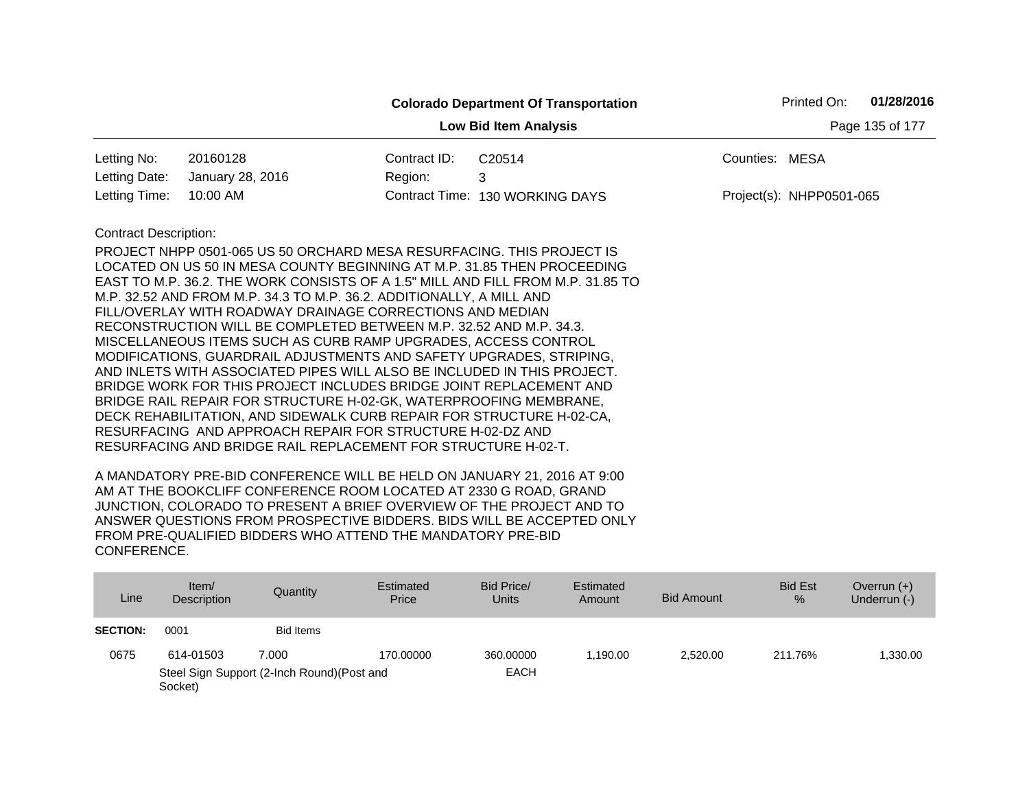**Colorado Department Of Transportation**

**Low Bid Item Analysis**

Printed On: **01/28/2016**

| | | | | | |
|---|---|---|---|---|---|
| Letting No: | 20160128 | Contract ID: | C20514 | Counties: | MESA |
| Letting Date: | January 28, 2016 | Region: | 3 | | |
| Letting Time: | 10:00 AM | Contract Time: | 130 WORKING DAYS | Project(s): | NHPP0501-065 |

Contract Description:

PROJECT NHPP 0501-065 US 50 ORCHARD MESA RESURFACING. THIS PROJECT IS LOCATED ON US 50 IN MESA COUNTY BEGINNING AT M.P. 31.85 THEN PROCEEDING EAST TO M.P. 36.2. THE WORK CONSISTS OF A 1.5" MILL AND FILL FROM M.P. 31.85 TO M.P. 32.52 AND FROM M.P. 34.3 TO M.P. 36.2. ADDITIONALLY, A MILL AND FILL/OVERLAY WITH ROADWAY DRAINAGE CORRECTIONS AND MEDIAN RECONSTRUCTION WILL BE COMPLETED BETWEEN M.P. 32.52 AND M.P. 34.3. MISCELLANEOUS ITEMS SUCH AS CURB RAMP UPGRADES, ACCESS CONTROL MODIFICATIONS, GUARDRAIL ADJUSTMENTS AND SAFETY UPGRADES, STRIPING, AND INLETS WITH ASSOCIATED PIPES WILL ALSO BE INCLUDED IN THIS PROJECT. BRIDGE WORK FOR THIS PROJECT INCLUDES BRIDGE JOINT REPLACEMENT AND BRIDGE RAIL REPAIR FOR STRUCTURE H-02-GK, WATERPROOFING MEMBRANE, DECK REHABILITATION, AND SIDEWALK CURB REPAIR FOR STRUCTURE H-02-CA, RESURFACING AND APPROACH REPAIR FOR STRUCTURE H-02-DZ AND RESURFACING AND BRIDGE RAIL REPLACEMENT FOR STRUCTURE H-02-T.

A MANDATORY PRE-BID CONFERENCE WILL BE HELD ON JANUARY 21, 2016 AT 9:00 AM AT THE BOOKCLIFF CONFERENCE ROOM LOCATED AT 2330 G ROAD, GRAND JUNCTION, COLORADO TO PRESENT A BRIEF OVERVIEW OF THE PROJECT AND TO ANSWER QUESTIONS FROM PROSPECTIVE BIDDERS. BIDS WILL BE ACCEPTED ONLY FROM PRE-QUALIFIED BIDDERS WHO ATTEND THE MANDATORY PRE-BID CONFERENCE.

| Line | Item/ Description | Quantity | Estimated Price | Bid Price/ Units | Estimated Amount | Bid Amount | Bid Est % | Overrun (+) Underrun (-) |
|---|---|---|---|---|---|---|---|---|
| **SECTION:** | 0001 | Bid Items | | | | | | |
| 0675 | 614-01503 | 7.000 | 170.00000 | 360.00000 | 1,190.00 | 2,520.00 | 211.76% | 1,330.00 |
| | Steel Sign Support (2-Inch Round)(Post and Socket) | | | EACH | | | | |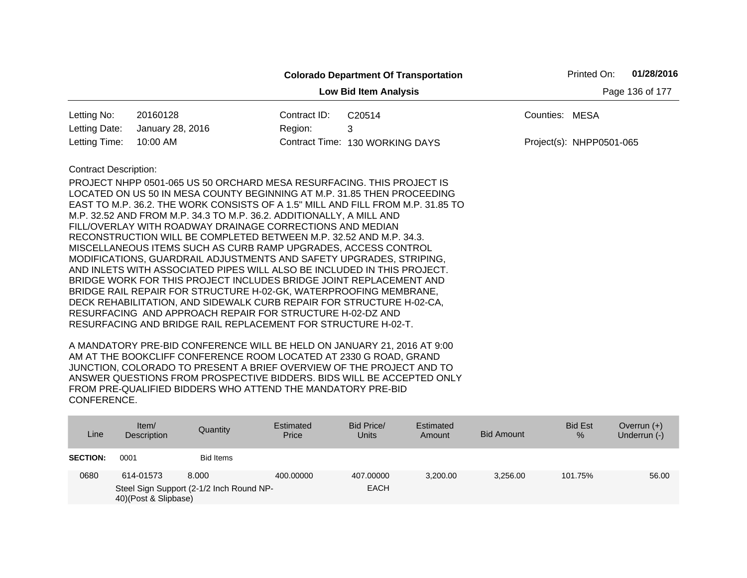**Colorado Department Of Transportation**

**Low Bid Item Analysis**

Printed On: **01/28/2016**

| | | | | | |
|---|---|---|---|---|---|
| Letting No: | 20160128 | Contract ID: | C20514 | Counties: | MESA |
| Letting Date: | January 28, 2016 | Region: | 3 | | |
| Letting Time: | 10:00 AM | Contract Time: | 130 WORKING DAYS | Project(s): | NHPP0501-065 |

Contract Description:

PROJECT NHPP 0501-065 US 50 ORCHARD MESA RESURFACING. THIS PROJECT IS LOCATED ON US 50 IN MESA COUNTY BEGINNING AT M.P. 31.85 THEN PROCEEDING EAST TO M.P. 36.2. THE WORK CONSISTS OF A 1.5" MILL AND FILL FROM M.P. 31.85 TO M.P. 32.52 AND FROM M.P. 34.3 TO M.P. 36.2. ADDITIONALLY, A MILL AND FILL/OVERLAY WITH ROADWAY DRAINAGE CORRECTIONS AND MEDIAN RECONSTRUCTION WILL BE COMPLETED BETWEEN M.P. 32.52 AND M.P. 34.3. MISCELLANEOUS ITEMS SUCH AS CURB RAMP UPGRADES, ACCESS CONTROL MODIFICATIONS, GUARDRAIL ADJUSTMENTS AND SAFETY UPGRADES, STRIPING, AND INLETS WITH ASSOCIATED PIPES WILL ALSO BE INCLUDED IN THIS PROJECT. BRIDGE WORK FOR THIS PROJECT INCLUDES BRIDGE JOINT REPLACEMENT AND BRIDGE RAIL REPAIR FOR STRUCTURE H-02-GK, WATERPROOFING MEMBRANE, DECK REHABILITATION, AND SIDEWALK CURB REPAIR FOR STRUCTURE H-02-CA, RESURFACING AND APPROACH REPAIR FOR STRUCTURE H-02-DZ AND RESURFACING AND BRIDGE RAIL REPLACEMENT FOR STRUCTURE H-02-T.

A MANDATORY PRE-BID CONFERENCE WILL BE HELD ON JANUARY 21, 2016 AT 9:00 AM AT THE BOOKCLIFF CONFERENCE ROOM LOCATED AT 2330 G ROAD, GRAND JUNCTION, COLORADO TO PRESENT A BRIEF OVERVIEW OF THE PROJECT AND TO ANSWER QUESTIONS FROM PROSPECTIVE BIDDERS. BIDS WILL BE ACCEPTED ONLY FROM PRE-QUALIFIED BIDDERS WHO ATTEND THE MANDATORY PRE-BID CONFERENCE.

| Line | Item/ Description | Quantity | Estimated Price | Bid Price/ Units | Estimated Amount | Bid Amount | Bid Est % | Overrun (+) Underrun (-) |
|---|---|---|---|---|---|---|---|---|
| **SECTION:** | 0001 | Bid Items | | | | | | |
| 0680 | 614-01573 Steel Sign Support (2-1/2 Inch Round NP-40)(Post & Slipbase) | 8.000 | 400.00000 | 407.00000 EACH | 3,200.00 | 3,256.00 | 101.75% | 56.00 |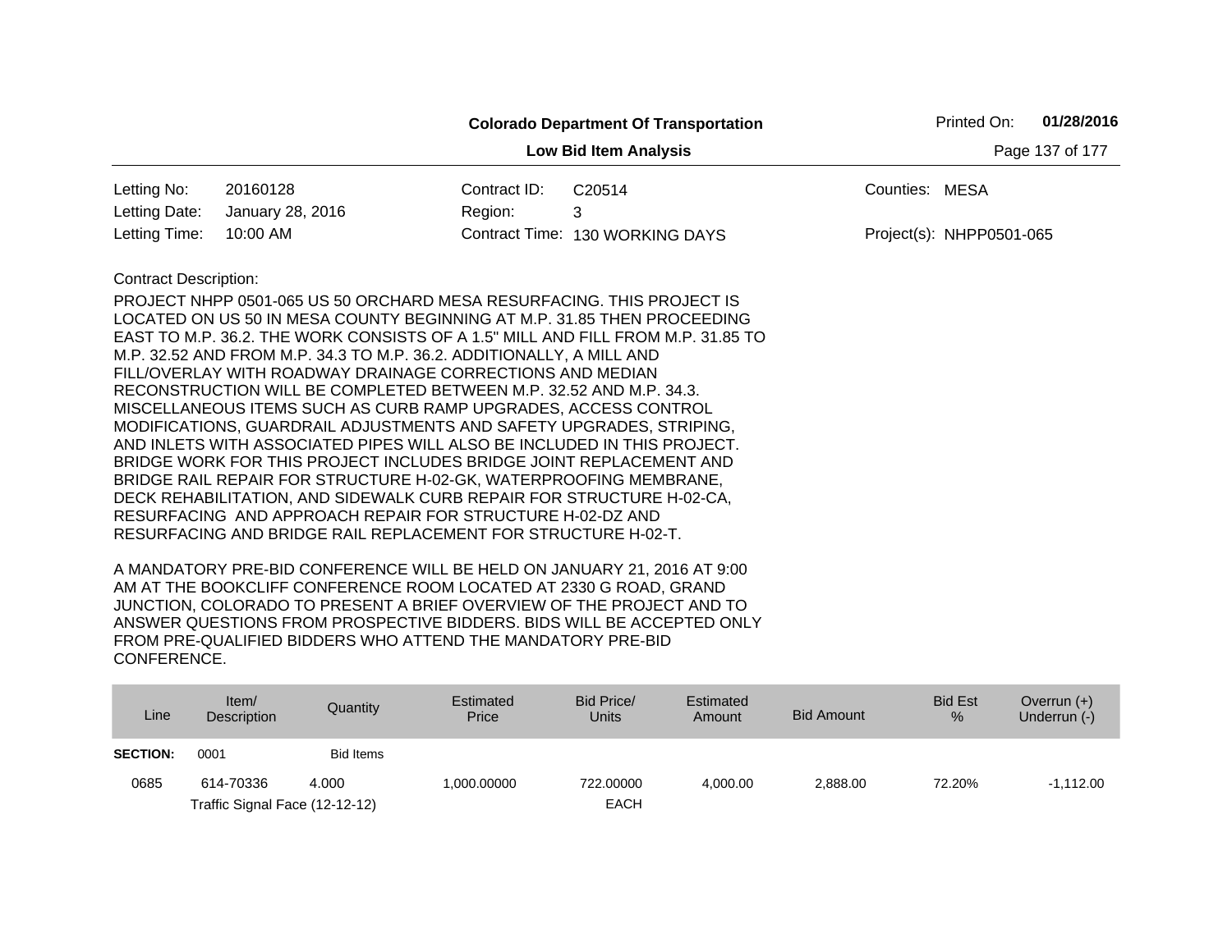**Colorado Department Of Transportation**

**Low Bid Item Analysis**

Printed On: **01/28/2016**

| | | | | | |
|---|---|---|---|---|---|
| Letting No: | 20160128 | Contract ID: | C20514 | Counties: | MESA |
| Letting Date: | January 28, 2016 | Region: | 3 | | |
| Letting Time: | 10:00 AM | Contract Time: | 130 WORKING DAYS | Project(s): | NHPP0501-065 |

Contract Description:

PROJECT NHPP 0501-065 US 50 ORCHARD MESA RESURFACING. THIS PROJECT IS LOCATED ON US 50 IN MESA COUNTY BEGINNING AT M.P. 31.85 THEN PROCEEDING EAST TO M.P. 36.2. THE WORK CONSISTS OF A 1.5" MILL AND FILL FROM M.P. 31.85 TO M.P. 32.52 AND FROM M.P. 34.3 TO M.P. 36.2. ADDITIONALLY, A MILL AND FILL/OVERLAY WITH ROADWAY DRAINAGE CORRECTIONS AND MEDIAN RECONSTRUCTION WILL BE COMPLETED BETWEEN M.P. 32.52 AND M.P. 34.3. MISCELLANEOUS ITEMS SUCH AS CURB RAMP UPGRADES, ACCESS CONTROL MODIFICATIONS, GUARDRAIL ADJUSTMENTS AND SAFETY UPGRADES, STRIPING, AND INLETS WITH ASSOCIATED PIPES WILL ALSO BE INCLUDED IN THIS PROJECT. BRIDGE WORK FOR THIS PROJECT INCLUDES BRIDGE JOINT REPLACEMENT AND BRIDGE RAIL REPAIR FOR STRUCTURE H-02-GK, WATERPROOFING MEMBRANE, DECK REHABILITATION, AND SIDEWALK CURB REPAIR FOR STRUCTURE H-02-CA, RESURFACING AND APPROACH REPAIR FOR STRUCTURE H-02-DZ AND RESURFACING AND BRIDGE RAIL REPLACEMENT FOR STRUCTURE H-02-T.

A MANDATORY PRE-BID CONFERENCE WILL BE HELD ON JANUARY 21, 2016 AT 9:00 AM AT THE BOOKCLIFF CONFERENCE ROOM LOCATED AT 2330 G ROAD, GRAND JUNCTION, COLORADO TO PRESENT A BRIEF OVERVIEW OF THE PROJECT AND TO ANSWER QUESTIONS FROM PROSPECTIVE BIDDERS. BIDS WILL BE ACCEPTED ONLY FROM PRE-QUALIFIED BIDDERS WHO ATTEND THE MANDATORY PRE-BID CONFERENCE.

| Line | Item/ Description | Quantity | Estimated Price | Bid Price/ Units | Estimated Amount | Bid Amount | Bid Est % | Overrun (+) Underrun (-) |
|---|---|---|---|---|---|---|---|---|
| **SECTION:** | 0001 | Bid Items | | | | | | |
| 0685 | 614-70336<br>Traffic Signal Face (12-12-12) | 4.000 | 1,000.00000 | 722.00000<br>EACH | 4,000.00 | 2,888.00 | 72.20% | -1,112.00 |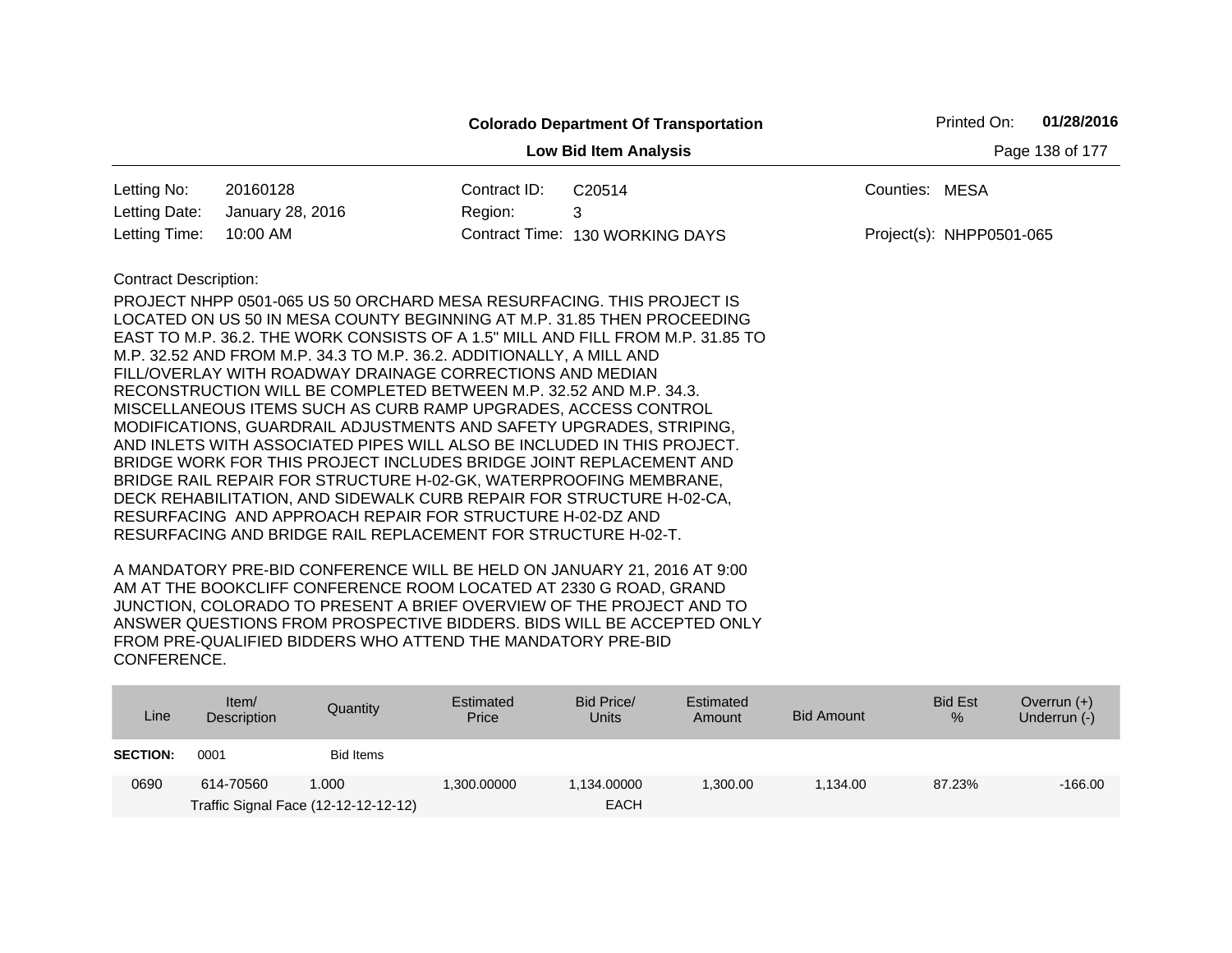**Colorado Department Of Transportation**

**Low Bid Item Analysis**

Printed On: **01/28/2016**

| | | | | | |
|---|---|---|---|---|---|
| Letting No: | 20160128 | Contract ID: | C20514 | Counties: | MESA |
| Letting Date: | January 28, 2016 | Region: | 3 | | |
| Letting Time: | 10:00 AM | Contract Time: | 130 WORKING DAYS | Project(s): | NHPP0501-065 |

Contract Description:

PROJECT NHPP 0501-065 US 50 ORCHARD MESA RESURFACING. THIS PROJECT IS LOCATED ON US 50 IN MESA COUNTY BEGINNING AT M.P. 31.85 THEN PROCEEDING EAST TO M.P. 36.2. THE WORK CONSISTS OF A 1.5" MILL AND FILL FROM M.P. 31.85 TO M.P. 32.52 AND FROM M.P. 34.3 TO M.P. 36.2. ADDITIONALLY, A MILL AND FILL/OVERLAY WITH ROADWAY DRAINAGE CORRECTIONS AND MEDIAN RECONSTRUCTION WILL BE COMPLETED BETWEEN M.P. 32.52 AND M.P. 34.3. MISCELLANEOUS ITEMS SUCH AS CURB RAMP UPGRADES, ACCESS CONTROL MODIFICATIONS, GUARDRAIL ADJUSTMENTS AND SAFETY UPGRADES, STRIPING, AND INLETS WITH ASSOCIATED PIPES WILL ALSO BE INCLUDED IN THIS PROJECT. BRIDGE WORK FOR THIS PROJECT INCLUDES BRIDGE JOINT REPLACEMENT AND BRIDGE RAIL REPAIR FOR STRUCTURE H-02-GK, WATERPROOFING MEMBRANE, DECK REHABILITATION, AND SIDEWALK CURB REPAIR FOR STRUCTURE H-02-CA, RESURFACING AND APPROACH REPAIR FOR STRUCTURE H-02-DZ AND RESURFACING AND BRIDGE RAIL REPLACEMENT FOR STRUCTURE H-02-T.

A MANDATORY PRE-BID CONFERENCE WILL BE HELD ON JANUARY 21, 2016 AT 9:00 AM AT THE BOOKCLIFF CONFERENCE ROOM LOCATED AT 2330 G ROAD, GRAND JUNCTION, COLORADO TO PRESENT A BRIEF OVERVIEW OF THE PROJECT AND TO ANSWER QUESTIONS FROM PROSPECTIVE BIDDERS. BIDS WILL BE ACCEPTED ONLY FROM PRE-QUALIFIED BIDDERS WHO ATTEND THE MANDATORY PRE-BID CONFERENCE.

| Line | Item/ Description | Quantity | Estimated Price | Bid Price/ Units | Estimated Amount | Bid Amount | Bid Est % | Overrun (+) Underrun (-) |
|---|---|---|---|---|---|---|---|---|
| **SECTION:** | 0001 | Bid Items | | | | | | |
| 0690 | 614-70560 Traffic Signal Face (12-12-12-12-12) | 1.000 | 1,300.00000 | 1,134.00000 EACH | 1,300.00 | 1,134.00 | 87.23% | -166.00 |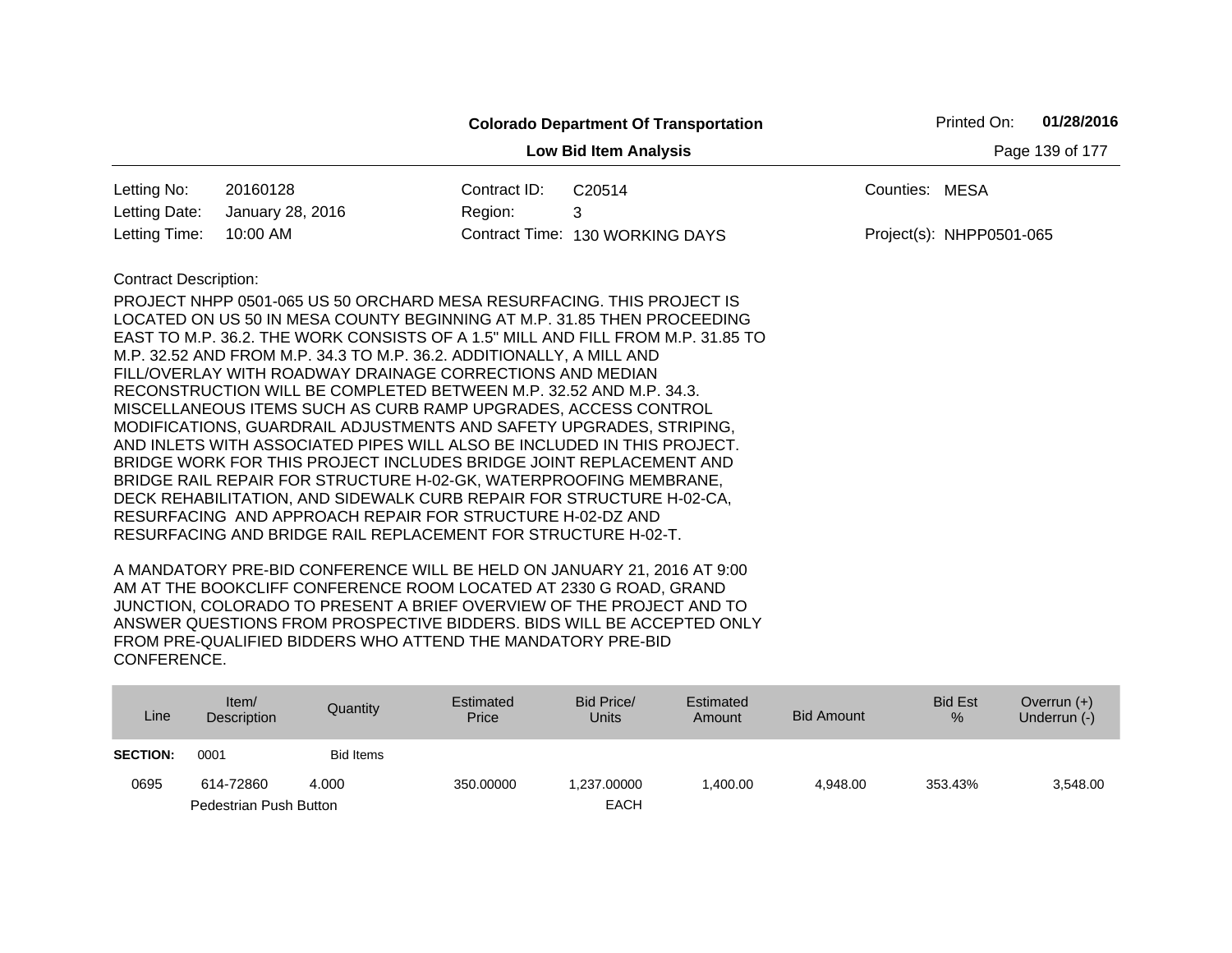**Colorado Department Of Transportation**

**Low Bid Item Analysis**

Printed On: **01/28/2016**

| | | | | | |
|---|---|---|---|---|---|
| Letting No: | 20160128 | Contract ID: | C20514 | Counties: | MESA |
| Letting Date: | January 28, 2016 | Region: | 3 | | |
| Letting Time: | 10:00 AM | Contract Time: | 130 WORKING DAYS | Project(s): | NHPP0501-065 |

Contract Description:

PROJECT NHPP 0501-065 US 50 ORCHARD MESA RESURFACING. THIS PROJECT IS LOCATED ON US 50 IN MESA COUNTY BEGINNING AT M.P. 31.85 THEN PROCEEDING EAST TO M.P. 36.2. THE WORK CONSISTS OF A 1.5" MILL AND FILL FROM M.P. 31.85 TO M.P. 32.52 AND FROM M.P. 34.3 TO M.P. 36.2. ADDITIONALLY, A MILL AND FILL/OVERLAY WITH ROADWAY DRAINAGE CORRECTIONS AND MEDIAN RECONSTRUCTION WILL BE COMPLETED BETWEEN M.P. 32.52 AND M.P. 34.3. MISCELLANEOUS ITEMS SUCH AS CURB RAMP UPGRADES, ACCESS CONTROL MODIFICATIONS, GUARDRAIL ADJUSTMENTS AND SAFETY UPGRADES, STRIPING, AND INLETS WITH ASSOCIATED PIPES WILL ALSO BE INCLUDED IN THIS PROJECT. BRIDGE WORK FOR THIS PROJECT INCLUDES BRIDGE JOINT REPLACEMENT AND BRIDGE RAIL REPAIR FOR STRUCTURE H-02-GK, WATERPROOFING MEMBRANE, DECK REHABILITATION, AND SIDEWALK CURB REPAIR FOR STRUCTURE H-02-CA, RESURFACING AND APPROACH REPAIR FOR STRUCTURE H-02-DZ AND RESURFACING AND BRIDGE RAIL REPLACEMENT FOR STRUCTURE H-02-T.

A MANDATORY PRE-BID CONFERENCE WILL BE HELD ON JANUARY 21, 2016 AT 9:00 AM AT THE BOOKCLIFF CONFERENCE ROOM LOCATED AT 2330 G ROAD, GRAND JUNCTION, COLORADO TO PRESENT A BRIEF OVERVIEW OF THE PROJECT AND TO ANSWER QUESTIONS FROM PROSPECTIVE BIDDERS. BIDS WILL BE ACCEPTED ONLY FROM PRE-QUALIFIED BIDDERS WHO ATTEND THE MANDATORY PRE-BID CONFERENCE.

| Line | Item/ Description | Quantity | Estimated Price | Bid Price/ Units | Estimated Amount | Bid Amount | Bid Est % | Overrun (+) Underrun (-) |
|---|---|---|---|---|---|---|---|---|
| **SECTION:** | 0001 | Bid Items | | | | | | |
| 0695 | 614-72860 Pedestrian Push Button | 4.000 | 350.00000 | 1,237.00000 EACH | 1,400.00 | 4,948.00 | 353.43% | 3,548.00 |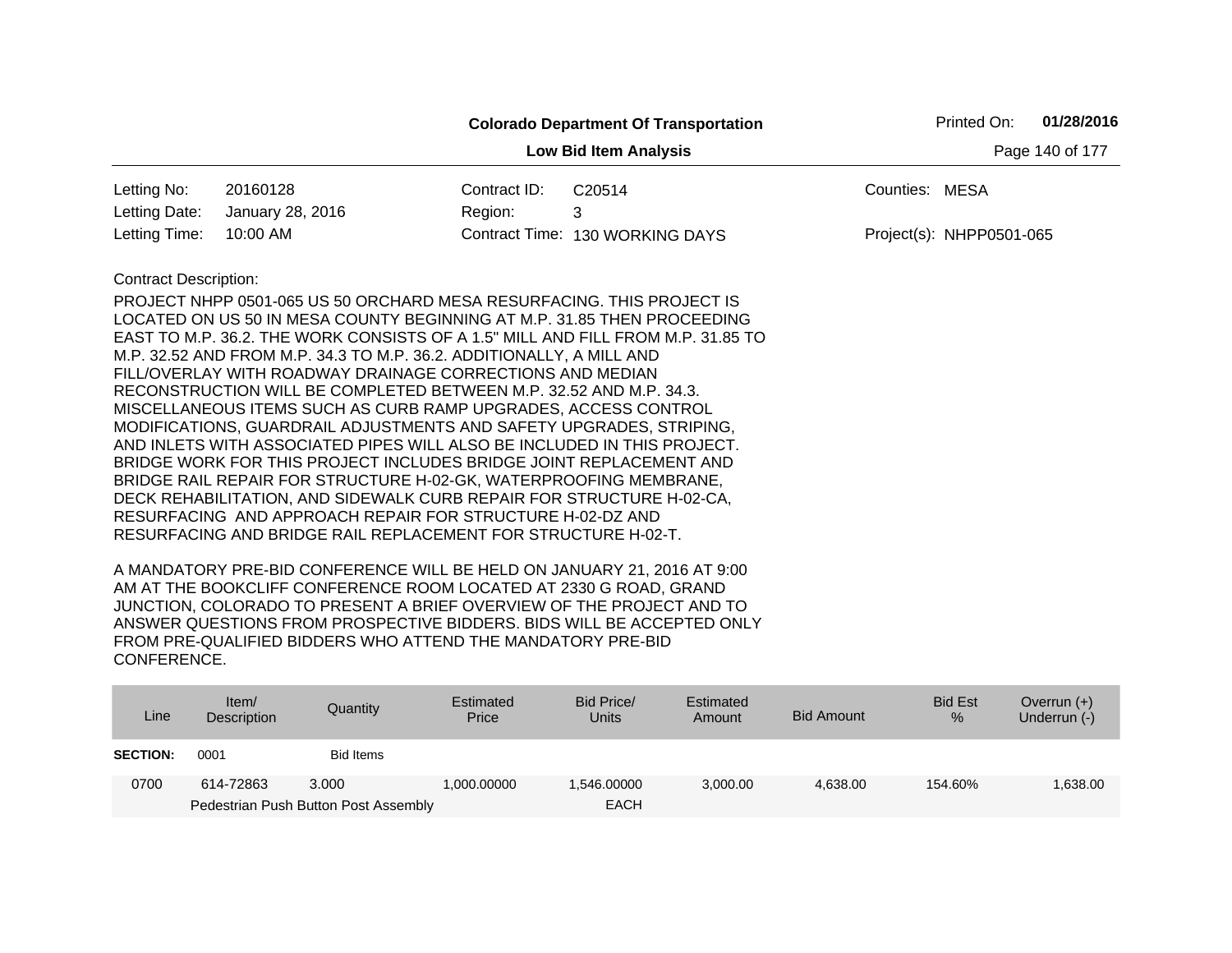**Colorado Department Of Transportation**

**Low Bid Item Analysis**

Printed On: **01/28/2016**

| | | | | | |
|---|---|---|---|---|---|
| Letting No: | 20160128 | Contract ID: | C20514 | Counties: | MESA |
| Letting Date: | January 28, 2016 | Region: | 3 | | |
| Letting Time: | 10:00 AM | Contract Time: | 130 WORKING DAYS | Project(s): | NHPP0501-065 |

Contract Description:

PROJECT NHPP 0501-065 US 50 ORCHARD MESA RESURFACING. THIS PROJECT IS LOCATED ON US 50 IN MESA COUNTY BEGINNING AT M.P. 31.85 THEN PROCEEDING EAST TO M.P. 36.2. THE WORK CONSISTS OF A 1.5" MILL AND FILL FROM M.P. 31.85 TO M.P. 32.52 AND FROM M.P. 34.3 TO M.P. 36.2. ADDITIONALLY, A MILL AND FILL/OVERLAY WITH ROADWAY DRAINAGE CORRECTIONS AND MEDIAN RECONSTRUCTION WILL BE COMPLETED BETWEEN M.P. 32.52 AND M.P. 34.3. MISCELLANEOUS ITEMS SUCH AS CURB RAMP UPGRADES, ACCESS CONTROL MODIFICATIONS, GUARDRAIL ADJUSTMENTS AND SAFETY UPGRADES, STRIPING, AND INLETS WITH ASSOCIATED PIPES WILL ALSO BE INCLUDED IN THIS PROJECT. BRIDGE WORK FOR THIS PROJECT INCLUDES BRIDGE JOINT REPLACEMENT AND BRIDGE RAIL REPAIR FOR STRUCTURE H-02-GK, WATERPROOFING MEMBRANE, DECK REHABILITATION, AND SIDEWALK CURB REPAIR FOR STRUCTURE H-02-CA, RESURFACING AND APPROACH REPAIR FOR STRUCTURE H-02-DZ AND RESURFACING AND BRIDGE RAIL REPLACEMENT FOR STRUCTURE H-02-T.

A MANDATORY PRE-BID CONFERENCE WILL BE HELD ON JANUARY 21, 2016 AT 9:00 AM AT THE BOOKCLIFF CONFERENCE ROOM LOCATED AT 2330 G ROAD, GRAND JUNCTION, COLORADO TO PRESENT A BRIEF OVERVIEW OF THE PROJECT AND TO ANSWER QUESTIONS FROM PROSPECTIVE BIDDERS. BIDS WILL BE ACCEPTED ONLY FROM PRE-QUALIFIED BIDDERS WHO ATTEND THE MANDATORY PRE-BID CONFERENCE.

| Line | Item/ Description | Quantity | Estimated Price | Bid Price/ Units | Estimated Amount | Bid Amount | Bid Est % | Overrun (+) Underrun (-) |
|---|---|---|---|---|---|---|---|---|
| **SECTION:** | 0001 | Bid Items | | | | | | |
| 0700 | 614-72863 Pedestrian Push Button Post Assembly | 3.000 | 1,000.00000 | 1,546.00000 EACH | 3,000.00 | 4,638.00 | 154.60% | 1,638.00 |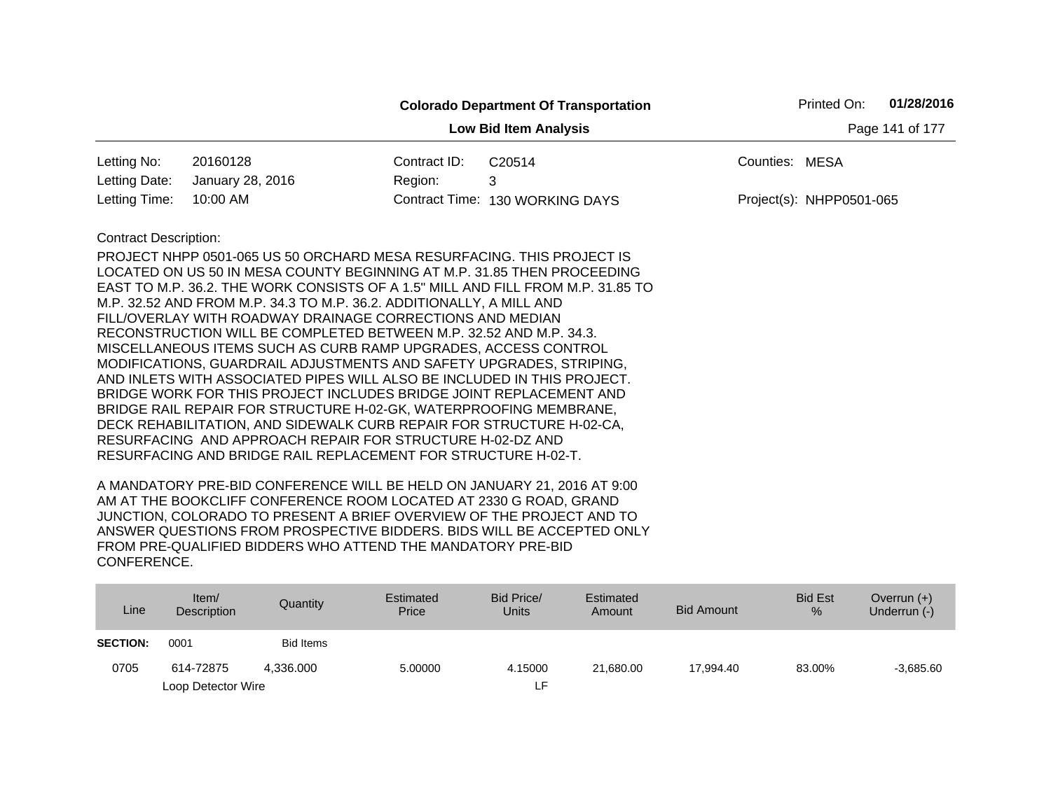**Colorado Department Of Transportation**

**Low Bid Item Analysis**

Printed On: **01/28/2016**

| | | | | | |
|---|---|---|---|---|---|
| Letting No: | 20160128 | Contract ID: | C20514 | Counties: | MESA |
| Letting Date: | January 28, 2016 | Region: | 3 | | |
| Letting Time: | 10:00 AM | Contract Time: | 130 WORKING DAYS | Project(s): | NHPP0501-065 |

Contract Description:

PROJECT NHPP 0501-065 US 50 ORCHARD MESA RESURFACING. THIS PROJECT IS LOCATED ON US 50 IN MESA COUNTY BEGINNING AT M.P. 31.85 THEN PROCEEDING EAST TO M.P. 36.2. THE WORK CONSISTS OF A 1.5" MILL AND FILL FROM M.P. 31.85 TO M.P. 32.52 AND FROM M.P. 34.3 TO M.P. 36.2. ADDITIONALLY, A MILL AND FILL/OVERLAY WITH ROADWAY DRAINAGE CORRECTIONS AND MEDIAN RECONSTRUCTION WILL BE COMPLETED BETWEEN M.P. 32.52 AND M.P. 34.3. MISCELLANEOUS ITEMS SUCH AS CURB RAMP UPGRADES, ACCESS CONTROL MODIFICATIONS, GUARDRAIL ADJUSTMENTS AND SAFETY UPGRADES, STRIPING, AND INLETS WITH ASSOCIATED PIPES WILL ALSO BE INCLUDED IN THIS PROJECT. BRIDGE WORK FOR THIS PROJECT INCLUDES BRIDGE JOINT REPLACEMENT AND BRIDGE RAIL REPAIR FOR STRUCTURE H-02-GK, WATERPROOFING MEMBRANE, DECK REHABILITATION, AND SIDEWALK CURB REPAIR FOR STRUCTURE H-02-CA, RESURFACING AND APPROACH REPAIR FOR STRUCTURE H-02-DZ AND RESURFACING AND BRIDGE RAIL REPLACEMENT FOR STRUCTURE H-02-T.

A MANDATORY PRE-BID CONFERENCE WILL BE HELD ON JANUARY 21, 2016 AT 9:00 AM AT THE BOOKCLIFF CONFERENCE ROOM LOCATED AT 2330 G ROAD, GRAND JUNCTION, COLORADO TO PRESENT A BRIEF OVERVIEW OF THE PROJECT AND TO ANSWER QUESTIONS FROM PROSPECTIVE BIDDERS. BIDS WILL BE ACCEPTED ONLY FROM PRE-QUALIFIED BIDDERS WHO ATTEND THE MANDATORY PRE-BID CONFERENCE.

| Line | Item/ Description | Quantity | Estimated Price | Bid Price/ Units | Estimated Amount | Bid Amount | Bid Est % | Overrun (+) Underrun (-) |
|---|---|---|---|---|---|---|---|---|
| **SECTION:** | 0001 | Bid Items | | | | | | |
| 0705 | 614-72875<br>Loop Detector Wire | 4,336.000 | 5.00000 | 4.15000<br>LF | 21,680.00 | 17,994.40 | 83.00% | -3,685.60 |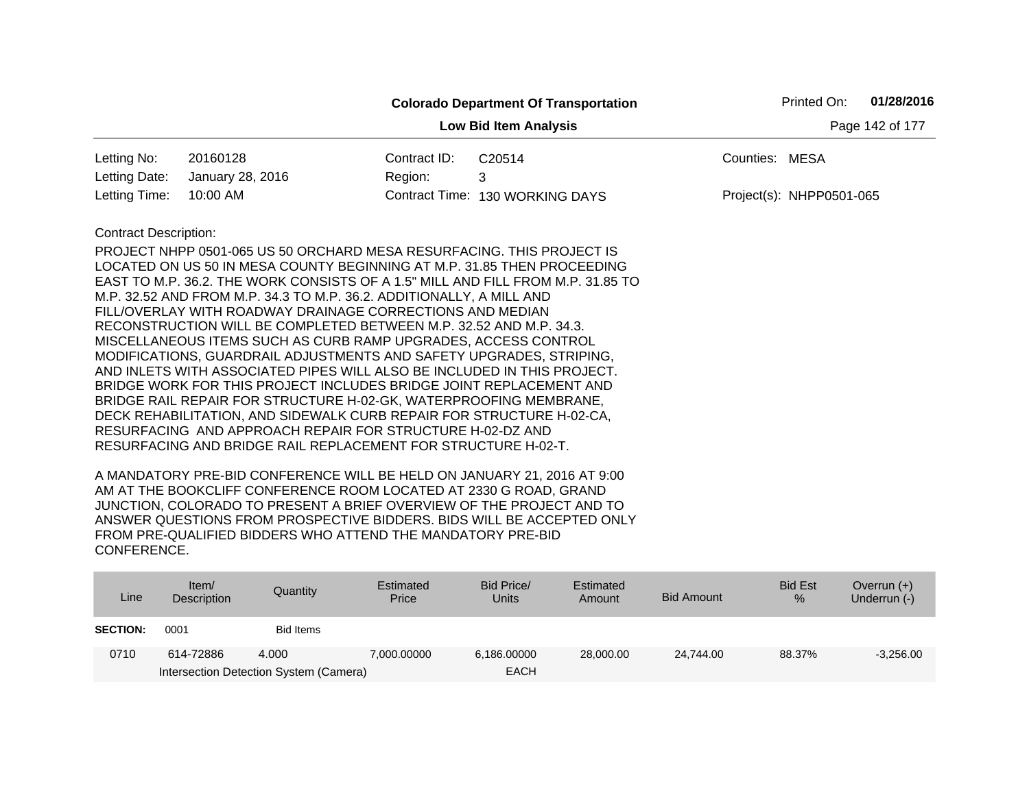**Colorado Department Of Transportation**

**Low Bid Item Analysis**

Printed On: **01/28/2016**

| | | | | | |
|---|---|---|---|---|---|
| Letting No: | 20160128 | Contract ID: | C20514 | Counties: | MESA |
| Letting Date: | January 28, 2016 | Region: | 3 | | |
| Letting Time: | 10:00 AM | Contract Time: | 130 WORKING DAYS | Project(s): | NHPP0501-065 |

Contract Description:

PROJECT NHPP 0501-065 US 50 ORCHARD MESA RESURFACING. THIS PROJECT IS LOCATED ON US 50 IN MESA COUNTY BEGINNING AT M.P. 31.85 THEN PROCEEDING EAST TO M.P. 36.2. THE WORK CONSISTS OF A 1.5" MILL AND FILL FROM M.P. 31.85 TO M.P. 32.52 AND FROM M.P. 34.3 TO M.P. 36.2. ADDITIONALLY, A MILL AND FILL/OVERLAY WITH ROADWAY DRAINAGE CORRECTIONS AND MEDIAN RECONSTRUCTION WILL BE COMPLETED BETWEEN M.P. 32.52 AND M.P. 34.3. MISCELLANEOUS ITEMS SUCH AS CURB RAMP UPGRADES, ACCESS CONTROL MODIFICATIONS, GUARDRAIL ADJUSTMENTS AND SAFETY UPGRADES, STRIPING, AND INLETS WITH ASSOCIATED PIPES WILL ALSO BE INCLUDED IN THIS PROJECT. BRIDGE WORK FOR THIS PROJECT INCLUDES BRIDGE JOINT REPLACEMENT AND BRIDGE RAIL REPAIR FOR STRUCTURE H-02-GK, WATERPROOFING MEMBRANE, DECK REHABILITATION, AND SIDEWALK CURB REPAIR FOR STRUCTURE H-02-CA, RESURFACING AND APPROACH REPAIR FOR STRUCTURE H-02-DZ AND RESURFACING AND BRIDGE RAIL REPLACEMENT FOR STRUCTURE H-02-T.

A MANDATORY PRE-BID CONFERENCE WILL BE HELD ON JANUARY 21, 2016 AT 9:00 AM AT THE BOOKCLIFF CONFERENCE ROOM LOCATED AT 2330 G ROAD, GRAND JUNCTION, COLORADO TO PRESENT A BRIEF OVERVIEW OF THE PROJECT AND TO ANSWER QUESTIONS FROM PROSPECTIVE BIDDERS. BIDS WILL BE ACCEPTED ONLY FROM PRE-QUALIFIED BIDDERS WHO ATTEND THE MANDATORY PRE-BID CONFERENCE.

| Line | Item/ Description | Quantity | Estimated Price | Bid Price/ Units | Estimated Amount | Bid Amount | Bid Est % | Overrun (+) Underrun (-) |
|---|---|---|---|---|---|---|---|---|
| **SECTION:** | 0001 | Bid Items | | | | | | |
| 0710 | 614-72886 | 4.000 | 7,000.00000 | 6,186.00000 | 28,000.00 | 24,744.00 | 88.37% | -3,256.00 |
| | Intersection Detection System (Camera) | | | EACH | | | | |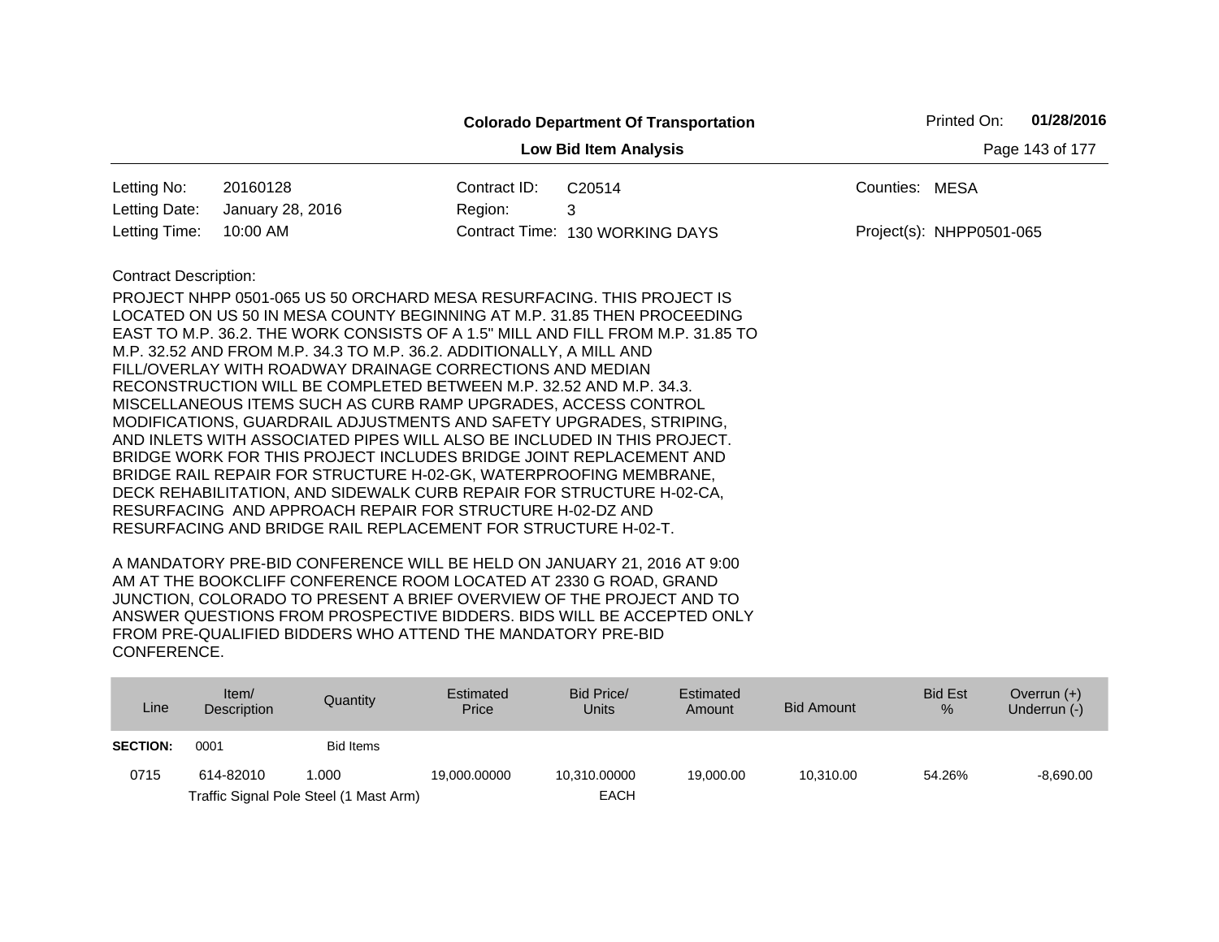**Colorado Department Of Transportation**

**Low Bid Item Analysis**

Printed On: **01/28/2016**

| | | | | | |
|---|---|---|---|---|---|
| Letting No: | 20160128 | Contract ID: | C20514 | Counties: | MESA |
| Letting Date: | January 28, 2016 | Region: | 3 | | |
| Letting Time: | 10:00 AM | Contract Time: | 130 WORKING DAYS | Project(s): | NHPP0501-065 |

Contract Description:

PROJECT NHPP 0501-065 US 50 ORCHARD MESA RESURFACING. THIS PROJECT IS LOCATED ON US 50 IN MESA COUNTY BEGINNING AT M.P. 31.85 THEN PROCEEDING EAST TO M.P. 36.2. THE WORK CONSISTS OF A 1.5" MILL AND FILL FROM M.P. 31.85 TO M.P. 32.52 AND FROM M.P. 34.3 TO M.P. 36.2. ADDITIONALLY, A MILL AND FILL/OVERLAY WITH ROADWAY DRAINAGE CORRECTIONS AND MEDIAN RECONSTRUCTION WILL BE COMPLETED BETWEEN M.P. 32.52 AND M.P. 34.3. MISCELLANEOUS ITEMS SUCH AS CURB RAMP UPGRADES, ACCESS CONTROL MODIFICATIONS, GUARDRAIL ADJUSTMENTS AND SAFETY UPGRADES, STRIPING, AND INLETS WITH ASSOCIATED PIPES WILL ALSO BE INCLUDED IN THIS PROJECT. BRIDGE WORK FOR THIS PROJECT INCLUDES BRIDGE JOINT REPLACEMENT AND BRIDGE RAIL REPAIR FOR STRUCTURE H-02-GK, WATERPROOFING MEMBRANE, DECK REHABILITATION, AND SIDEWALK CURB REPAIR FOR STRUCTURE H-02-CA, RESURFACING AND APPROACH REPAIR FOR STRUCTURE H-02-DZ AND RESURFACING AND BRIDGE RAIL REPLACEMENT FOR STRUCTURE H-02-T.

A MANDATORY PRE-BID CONFERENCE WILL BE HELD ON JANUARY 21, 2016 AT 9:00 AM AT THE BOOKCLIFF CONFERENCE ROOM LOCATED AT 2330 G ROAD, GRAND JUNCTION, COLORADO TO PRESENT A BRIEF OVERVIEW OF THE PROJECT AND TO ANSWER QUESTIONS FROM PROSPECTIVE BIDDERS. BIDS WILL BE ACCEPTED ONLY FROM PRE-QUALIFIED BIDDERS WHO ATTEND THE MANDATORY PRE-BID CONFERENCE.

| Line | Item/ Description | Quantity | Estimated Price | Bid Price/ Units | Estimated Amount | Bid Amount | Bid Est % | Overrun (+) Underrun (-) |
|---|---|---|---|---|---|---|---|---|
| **SECTION:** | 0001 | Bid Items | | | | | | |
| 0715 | 614-82010 | 1.000 | 19,000.00000 | 10,310.00000 | 19,000.00 | 10,310.00 | 54.26% | -8,690.00 |
| | Traffic Signal Pole Steel (1 Mast Arm) | | | EACH | | | | |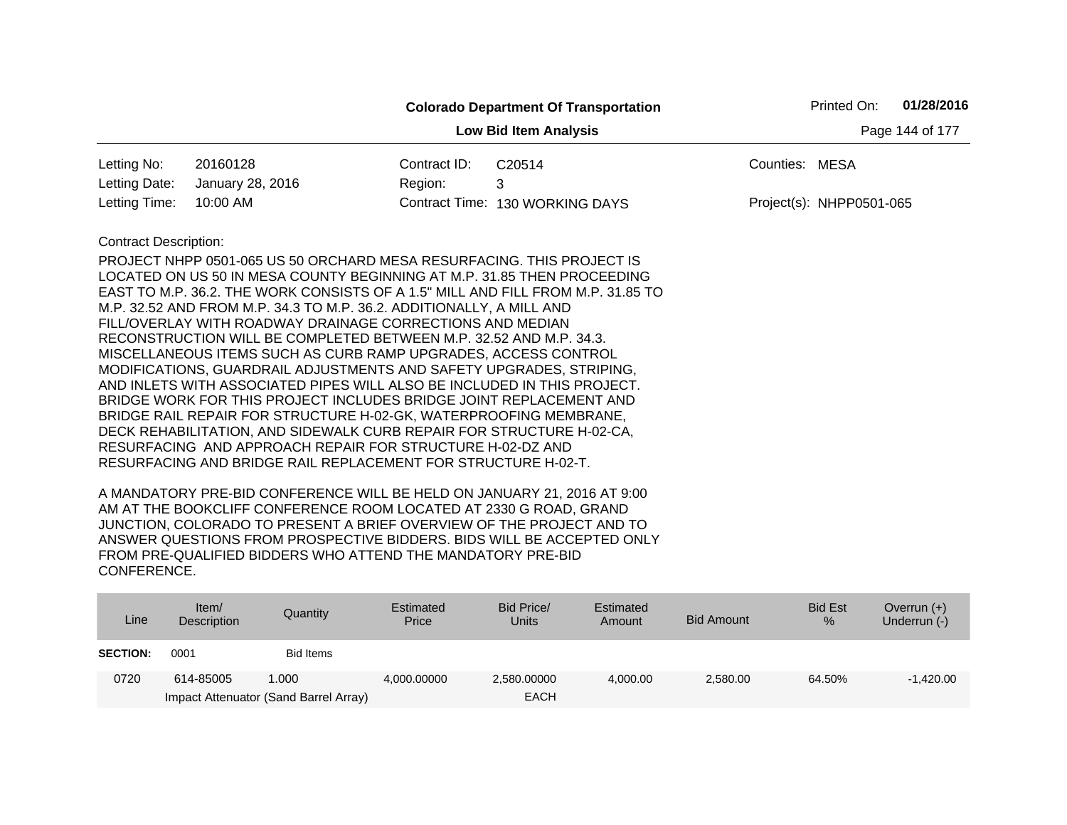**Colorado Department Of Transportation**

**Low Bid Item Analysis**

Printed On: **01/28/2016**

| | | | | | |
|---|---|---|---|---|---|
| Letting No: | 20160128 | Contract ID: | C20514 | Counties: | MESA |
| Letting Date: | January 28, 2016 | Region: | 3 | | |
| Letting Time: | 10:00 AM | Contract Time: | 130 WORKING DAYS | Project(s): | NHPP0501-065 |

Contract Description:

PROJECT NHPP 0501-065 US 50 ORCHARD MESA RESURFACING. THIS PROJECT IS LOCATED ON US 50 IN MESA COUNTY BEGINNING AT M.P. 31.85 THEN PROCEEDING EAST TO M.P. 36.2. THE WORK CONSISTS OF A 1.5" MILL AND FILL FROM M.P. 31.85 TO M.P. 32.52 AND FROM M.P. 34.3 TO M.P. 36.2. ADDITIONALLY, A MILL AND FILL/OVERLAY WITH ROADWAY DRAINAGE CORRECTIONS AND MEDIAN RECONSTRUCTION WILL BE COMPLETED BETWEEN M.P. 32.52 AND M.P. 34.3. MISCELLANEOUS ITEMS SUCH AS CURB RAMP UPGRADES, ACCESS CONTROL MODIFICATIONS, GUARDRAIL ADJUSTMENTS AND SAFETY UPGRADES, STRIPING, AND INLETS WITH ASSOCIATED PIPES WILL ALSO BE INCLUDED IN THIS PROJECT. BRIDGE WORK FOR THIS PROJECT INCLUDES BRIDGE JOINT REPLACEMENT AND BRIDGE RAIL REPAIR FOR STRUCTURE H-02-GK, WATERPROOFING MEMBRANE, DECK REHABILITATION, AND SIDEWALK CURB REPAIR FOR STRUCTURE H-02-CA, RESURFACING AND APPROACH REPAIR FOR STRUCTURE H-02-DZ AND RESURFACING AND BRIDGE RAIL REPLACEMENT FOR STRUCTURE H-02-T.

A MANDATORY PRE-BID CONFERENCE WILL BE HELD ON JANUARY 21, 2016 AT 9:00 AM AT THE BOOKCLIFF CONFERENCE ROOM LOCATED AT 2330 G ROAD, GRAND JUNCTION, COLORADO TO PRESENT A BRIEF OVERVIEW OF THE PROJECT AND TO ANSWER QUESTIONS FROM PROSPECTIVE BIDDERS. BIDS WILL BE ACCEPTED ONLY FROM PRE-QUALIFIED BIDDERS WHO ATTEND THE MANDATORY PRE-BID CONFERENCE.

| Line | Item/ Description | Quantity | Estimated Price | Bid Price/ Units | Estimated Amount | Bid Amount | Bid Est % | Overrun (+) Underrun (-) |
|---|---|---|---|---|---|---|---|---|
| **SECTION:** | 0001 | Bid Items | | | | | | |
| 0720 | 614-85005 Impact Attenuator (Sand Barrel Array) | 1.000 | 4,000.00000 | 2,580.00000 EACH | 4,000.00 | 2,580.00 | 64.50% | -1,420.00 |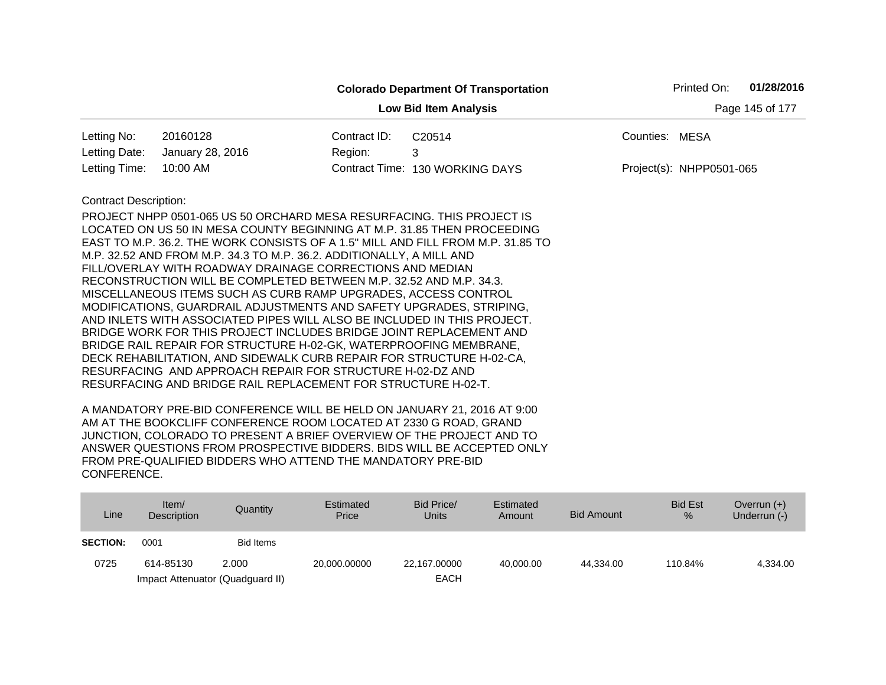**Colorado Department Of Transportation**

**Low Bid Item Analysis**

Printed On: **01/28/2016**

| | | | | | |
|---|---|---|---|---|---|
| Letting No: | 20160128 | Contract ID: | C20514 | Counties: | MESA |
| Letting Date: | January 28, 2016 | Region: | 3 | | |
| Letting Time: | 10:00 AM | Contract Time: | 130 WORKING DAYS | Project(s): | NHPP0501-065 |

Contract Description:

PROJECT NHPP 0501-065 US 50 ORCHARD MESA RESURFACING. THIS PROJECT IS LOCATED ON US 50 IN MESA COUNTY BEGINNING AT M.P. 31.85 THEN PROCEEDING EAST TO M.P. 36.2. THE WORK CONSISTS OF A 1.5" MILL AND FILL FROM M.P. 31.85 TO M.P. 32.52 AND FROM M.P. 34.3 TO M.P. 36.2. ADDITIONALLY, A MILL AND FILL/OVERLAY WITH ROADWAY DRAINAGE CORRECTIONS AND MEDIAN RECONSTRUCTION WILL BE COMPLETED BETWEEN M.P. 32.52 AND M.P. 34.3. MISCELLANEOUS ITEMS SUCH AS CURB RAMP UPGRADES, ACCESS CONTROL MODIFICATIONS, GUARDRAIL ADJUSTMENTS AND SAFETY UPGRADES, STRIPING, AND INLETS WITH ASSOCIATED PIPES WILL ALSO BE INCLUDED IN THIS PROJECT. BRIDGE WORK FOR THIS PROJECT INCLUDES BRIDGE JOINT REPLACEMENT AND BRIDGE RAIL REPAIR FOR STRUCTURE H-02-GK, WATERPROOFING MEMBRANE, DECK REHABILITATION, AND SIDEWALK CURB REPAIR FOR STRUCTURE H-02-CA, RESURFACING AND APPROACH REPAIR FOR STRUCTURE H-02-DZ AND RESURFACING AND BRIDGE RAIL REPLACEMENT FOR STRUCTURE H-02-T.

A MANDATORY PRE-BID CONFERENCE WILL BE HELD ON JANUARY 21, 2016 AT 9:00 AM AT THE BOOKCLIFF CONFERENCE ROOM LOCATED AT 2330 G ROAD, GRAND JUNCTION, COLORADO TO PRESENT A BRIEF OVERVIEW OF THE PROJECT AND TO ANSWER QUESTIONS FROM PROSPECTIVE BIDDERS. BIDS WILL BE ACCEPTED ONLY FROM PRE-QUALIFIED BIDDERS WHO ATTEND THE MANDATORY PRE-BID CONFERENCE.

| Line | Item/ Description | Quantity | Estimated Price | Bid Price/ Units | Estimated Amount | Bid Amount | Bid Est % | Overrun (+) Underrun (-) |
|---|---|---|---|---|---|---|---|---|
| **SECTION:** | 0001 | Bid Items | | | | | | |
| 0725 | 614-85130 Impact Attenuator (Quadguard II) | 2.000 | 20,000.00000 | 22,167.00000 EACH | 40,000.00 | 44,334.00 | 110.84% | 4,334.00 |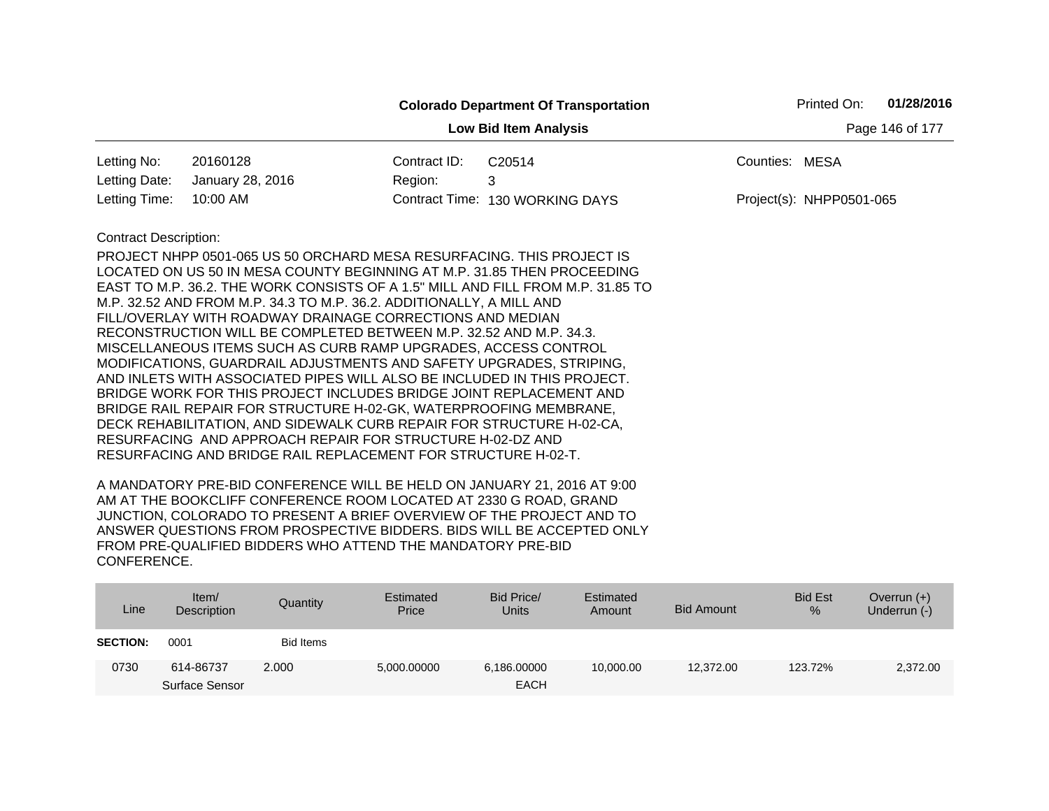**Colorado Department Of Transportation**

**Low Bid Item Analysis**

Printed On: **01/28/2016**

| | | | | | |
|---|---|---|---|---|---|
| Letting No: | 20160128 | Contract ID: | C20514 | Counties: | MESA |
| Letting Date: | January 28, 2016 | Region: | 3 | | |
| Letting Time: | 10:00 AM | Contract Time: | 130 WORKING DAYS | Project(s): | NHPP0501-065 |

Contract Description:

PROJECT NHPP 0501-065 US 50 ORCHARD MESA RESURFACING. THIS PROJECT IS LOCATED ON US 50 IN MESA COUNTY BEGINNING AT M.P. 31.85 THEN PROCEEDING EAST TO M.P. 36.2. THE WORK CONSISTS OF A 1.5" MILL AND FILL FROM M.P. 31.85 TO M.P. 32.52 AND FROM M.P. 34.3 TO M.P. 36.2. ADDITIONALLY, A MILL AND FILL/OVERLAY WITH ROADWAY DRAINAGE CORRECTIONS AND MEDIAN RECONSTRUCTION WILL BE COMPLETED BETWEEN M.P. 32.52 AND M.P. 34.3. MISCELLANEOUS ITEMS SUCH AS CURB RAMP UPGRADES, ACCESS CONTROL MODIFICATIONS, GUARDRAIL ADJUSTMENTS AND SAFETY UPGRADES, STRIPING, AND INLETS WITH ASSOCIATED PIPES WILL ALSO BE INCLUDED IN THIS PROJECT. BRIDGE WORK FOR THIS PROJECT INCLUDES BRIDGE JOINT REPLACEMENT AND BRIDGE RAIL REPAIR FOR STRUCTURE H-02-GK, WATERPROOFING MEMBRANE, DECK REHABILITATION, AND SIDEWALK CURB REPAIR FOR STRUCTURE H-02-CA, RESURFACING AND APPROACH REPAIR FOR STRUCTURE H-02-DZ AND RESURFACING AND BRIDGE RAIL REPLACEMENT FOR STRUCTURE H-02-T.

A MANDATORY PRE-BID CONFERENCE WILL BE HELD ON JANUARY 21, 2016 AT 9:00 AM AT THE BOOKCLIFF CONFERENCE ROOM LOCATED AT 2330 G ROAD, GRAND JUNCTION, COLORADO TO PRESENT A BRIEF OVERVIEW OF THE PROJECT AND TO ANSWER QUESTIONS FROM PROSPECTIVE BIDDERS. BIDS WILL BE ACCEPTED ONLY FROM PRE-QUALIFIED BIDDERS WHO ATTEND THE MANDATORY PRE-BID CONFERENCE.

| Line | Item/ Description | Quantity | Estimated Price | Bid Price/ Units | Estimated Amount | Bid Amount | Bid Est % | Overrun (+) Underrun (-) |
|---|---|---|---|---|---|---|---|---|
| **SECTION:** | 0001 | Bid Items | | | | | | |
| 0730 | 614-86737 Surface Sensor | 2.000 | 5,000.00000 | 6,186.00000 EACH | 10,000.00 | 12,372.00 | 123.72% | 2,372.00 |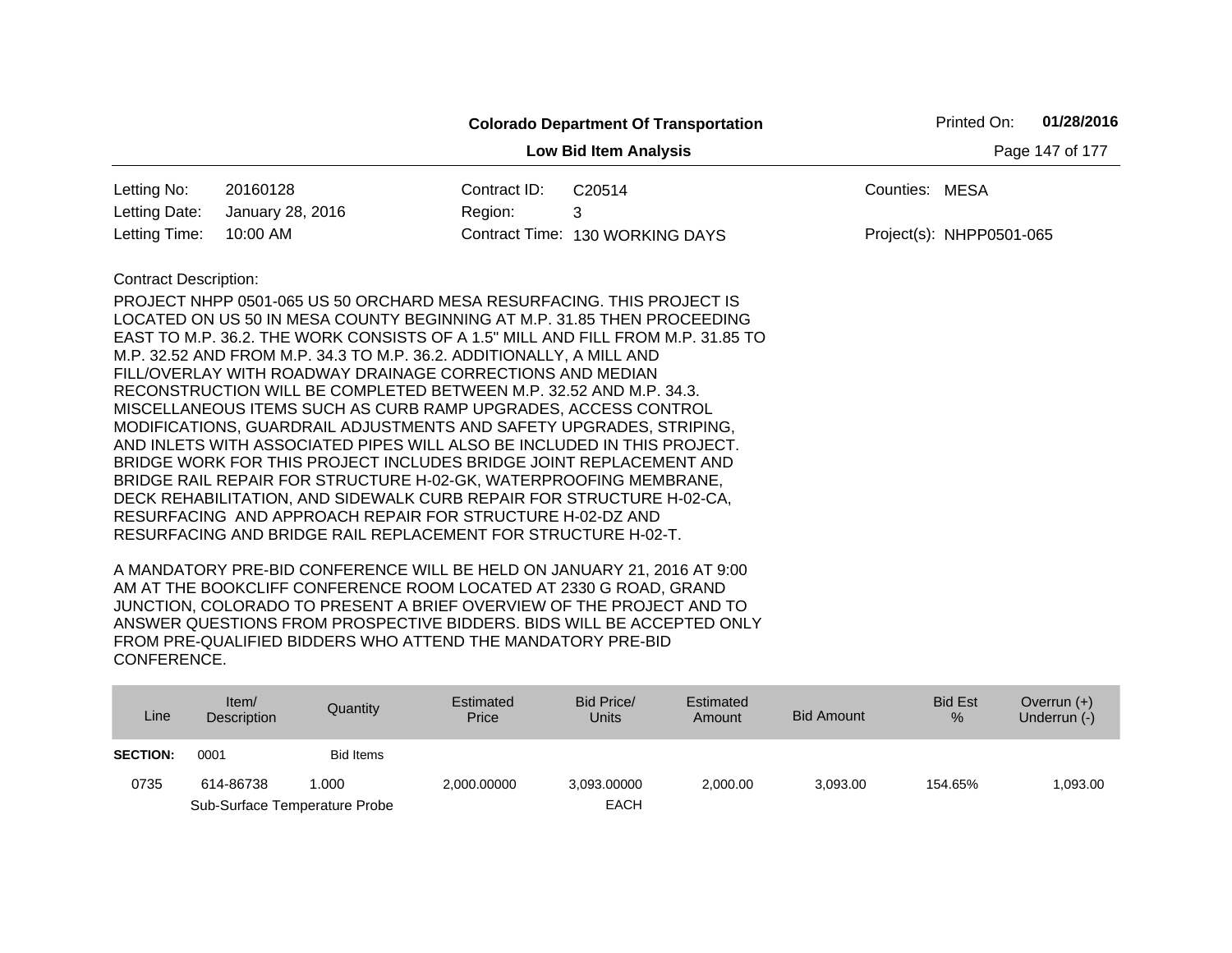**Colorado Department Of Transportation**

**Low Bid Item Analysis**

Printed On: **01/28/2016**

| | | | | | |
|---|---|---|---|---|---|
| Letting No: | 20160128 | Contract ID: | C20514 | Counties: | MESA |
| Letting Date: | January 28, 2016 | Region: | 3 | | |
| Letting Time: | 10:00 AM | Contract Time: | 130 WORKING DAYS | Project(s): | NHPP0501-065 |

Contract Description:

PROJECT NHPP 0501-065 US 50 ORCHARD MESA RESURFACING. THIS PROJECT IS LOCATED ON US 50 IN MESA COUNTY BEGINNING AT M.P. 31.85 THEN PROCEEDING EAST TO M.P. 36.2. THE WORK CONSISTS OF A 1.5" MILL AND FILL FROM M.P. 31.85 TO M.P. 32.52 AND FROM M.P. 34.3 TO M.P. 36.2. ADDITIONALLY, A MILL AND FILL/OVERLAY WITH ROADWAY DRAINAGE CORRECTIONS AND MEDIAN RECONSTRUCTION WILL BE COMPLETED BETWEEN M.P. 32.52 AND M.P. 34.3. MISCELLANEOUS ITEMS SUCH AS CURB RAMP UPGRADES, ACCESS CONTROL MODIFICATIONS, GUARDRAIL ADJUSTMENTS AND SAFETY UPGRADES, STRIPING, AND INLETS WITH ASSOCIATED PIPES WILL ALSO BE INCLUDED IN THIS PROJECT. BRIDGE WORK FOR THIS PROJECT INCLUDES BRIDGE JOINT REPLACEMENT AND BRIDGE RAIL REPAIR FOR STRUCTURE H-02-GK, WATERPROOFING MEMBRANE, DECK REHABILITATION, AND SIDEWALK CURB REPAIR FOR STRUCTURE H-02-CA, RESURFACING AND APPROACH REPAIR FOR STRUCTURE H-02-DZ AND RESURFACING AND BRIDGE RAIL REPLACEMENT FOR STRUCTURE H-02-T.

A MANDATORY PRE-BID CONFERENCE WILL BE HELD ON JANUARY 21, 2016 AT 9:00 AM AT THE BOOKCLIFF CONFERENCE ROOM LOCATED AT 2330 G ROAD, GRAND JUNCTION, COLORADO TO PRESENT A BRIEF OVERVIEW OF THE PROJECT AND TO ANSWER QUESTIONS FROM PROSPECTIVE BIDDERS. BIDS WILL BE ACCEPTED ONLY FROM PRE-QUALIFIED BIDDERS WHO ATTEND THE MANDATORY PRE-BID CONFERENCE.

| Line | Item/ Description | Quantity | Estimated Price | Bid Price/ Units | Estimated Amount | Bid Amount | Bid Est % | Overrun (+) Underrun (-) |
|---|---|---|---|---|---|---|---|---|
| **SECTION:** | 0001 | Bid Items | | | | | | |
| 0735 | 614-86738 Sub-Surface Temperature Probe | 1.000 | 2,000.00000 | 3,093.00000 EACH | 2,000.00 | 3,093.00 | 154.65% | 1,093.00 |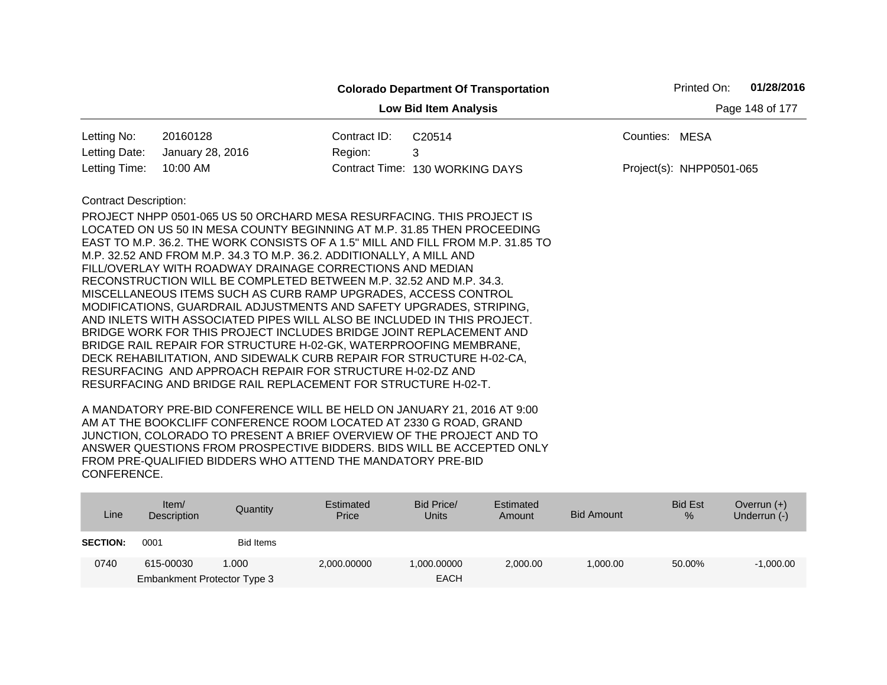**Colorado Department Of Transportation**

Printed On: **01/28/2016**

**Low Bid Item Analysis**

| | | | | | |
|---|---|---|---|---|---|
| Letting No: | 20160128 | Contract ID: | C20514 | Counties: | MESA |
| Letting Date: | January 28, 2016 | Region: | 3 | | |
| Letting Time: | 10:00 AM | Contract Time: | 130 WORKING DAYS | Project(s): | NHPP0501-065 |

Contract Description:

PROJECT NHPP 0501-065 US 50 ORCHARD MESA RESURFACING. THIS PROJECT IS LOCATED ON US 50 IN MESA COUNTY BEGINNING AT M.P. 31.85 THEN PROCEEDING EAST TO M.P. 36.2. THE WORK CONSISTS OF A 1.5" MILL AND FILL FROM M.P. 31.85 TO M.P. 32.52 AND FROM M.P. 34.3 TO M.P. 36.2. ADDITIONALLY, A MILL AND FILL/OVERLAY WITH ROADWAY DRAINAGE CORRECTIONS AND MEDIAN RECONSTRUCTION WILL BE COMPLETED BETWEEN M.P. 32.52 AND M.P. 34.3. MISCELLANEOUS ITEMS SUCH AS CURB RAMP UPGRADES, ACCESS CONTROL MODIFICATIONS, GUARDRAIL ADJUSTMENTS AND SAFETY UPGRADES, STRIPING, AND INLETS WITH ASSOCIATED PIPES WILL ALSO BE INCLUDED IN THIS PROJECT. BRIDGE WORK FOR THIS PROJECT INCLUDES BRIDGE JOINT REPLACEMENT AND BRIDGE RAIL REPAIR FOR STRUCTURE H-02-GK, WATERPROOFING MEMBRANE, DECK REHABILITATION, AND SIDEWALK CURB REPAIR FOR STRUCTURE H-02-CA, RESURFACING AND APPROACH REPAIR FOR STRUCTURE H-02-DZ AND RESURFACING AND BRIDGE RAIL REPLACEMENT FOR STRUCTURE H-02-T.

A MANDATORY PRE-BID CONFERENCE WILL BE HELD ON JANUARY 21, 2016 AT 9:00 AM AT THE BOOKCLIFF CONFERENCE ROOM LOCATED AT 2330 G ROAD, GRAND JUNCTION, COLORADO TO PRESENT A BRIEF OVERVIEW OF THE PROJECT AND TO ANSWER QUESTIONS FROM PROSPECTIVE BIDDERS. BIDS WILL BE ACCEPTED ONLY FROM PRE-QUALIFIED BIDDERS WHO ATTEND THE MANDATORY PRE-BID CONFERENCE.

| Line | Item/ Description | Quantity | Estimated Price | Bid Price/ Units | Estimated Amount | Bid Amount | Bid Est % | Overrun (+) Underrun (-) |
|---|---|---|---|---|---|---|---|---|
| **SECTION:** | 0001 | Bid Items | | | | | | |
| 0740 | 615-00030 Embankment Protector Type 3 | 1.000 | 2,000.00000 | 1,000.00000 EACH | 2,000.00 | 1,000.00 | 50.00% | -1,000.00 |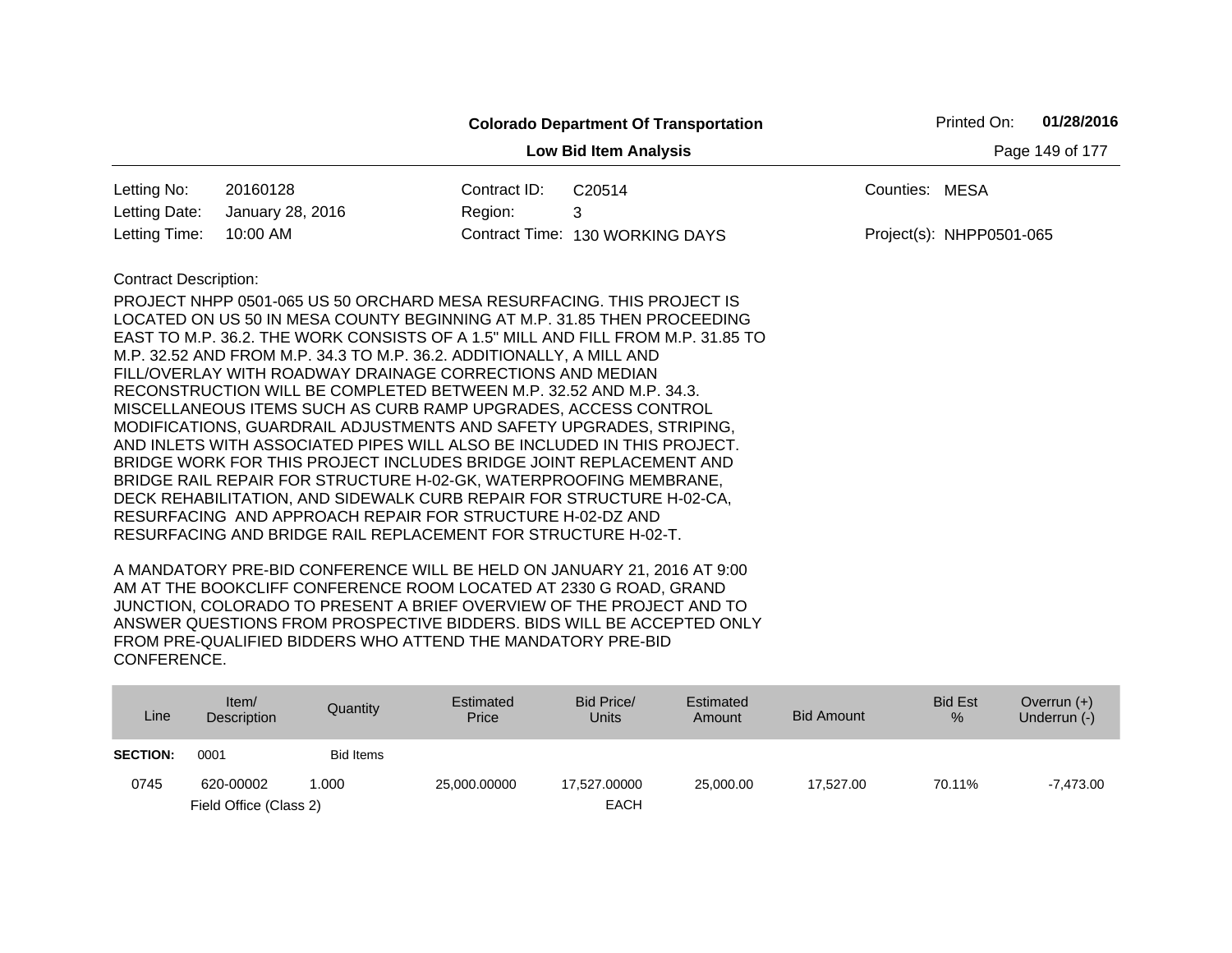**Colorado Department Of Transportation**

**Low Bid Item Analysis**

Printed On: **01/28/2016**

| | | | | | |
|---|---|---|---|---|---|
| Letting No: | 20160128 | Contract ID: | C20514 | Counties: | MESA |
| Letting Date: | January 28, 2016 | Region: | 3 | | |
| Letting Time: | 10:00 AM | Contract Time: | 130 WORKING DAYS | Project(s): | NHPP0501-065 |

Contract Description:

PROJECT NHPP 0501-065 US 50 ORCHARD MESA RESURFACING. THIS PROJECT IS LOCATED ON US 50 IN MESA COUNTY BEGINNING AT M.P. 31.85 THEN PROCEEDING EAST TO M.P. 36.2. THE WORK CONSISTS OF A 1.5" MILL AND FILL FROM M.P. 31.85 TO M.P. 32.52 AND FROM M.P. 34.3 TO M.P. 36.2. ADDITIONALLY, A MILL AND FILL/OVERLAY WITH ROADWAY DRAINAGE CORRECTIONS AND MEDIAN RECONSTRUCTION WILL BE COMPLETED BETWEEN M.P. 32.52 AND M.P. 34.3. MISCELLANEOUS ITEMS SUCH AS CURB RAMP UPGRADES, ACCESS CONTROL MODIFICATIONS, GUARDRAIL ADJUSTMENTS AND SAFETY UPGRADES, STRIPING, AND INLETS WITH ASSOCIATED PIPES WILL ALSO BE INCLUDED IN THIS PROJECT. BRIDGE WORK FOR THIS PROJECT INCLUDES BRIDGE JOINT REPLACEMENT AND BRIDGE RAIL REPAIR FOR STRUCTURE H-02-GK, WATERPROOFING MEMBRANE, DECK REHABILITATION, AND SIDEWALK CURB REPAIR FOR STRUCTURE H-02-CA, RESURFACING AND APPROACH REPAIR FOR STRUCTURE H-02-DZ AND RESURFACING AND BRIDGE RAIL REPLACEMENT FOR STRUCTURE H-02-T.

A MANDATORY PRE-BID CONFERENCE WILL BE HELD ON JANUARY 21, 2016 AT 9:00 AM AT THE BOOKCLIFF CONFERENCE ROOM LOCATED AT 2330 G ROAD, GRAND JUNCTION, COLORADO TO PRESENT A BRIEF OVERVIEW OF THE PROJECT AND TO ANSWER QUESTIONS FROM PROSPECTIVE BIDDERS. BIDS WILL BE ACCEPTED ONLY FROM PRE-QUALIFIED BIDDERS WHO ATTEND THE MANDATORY PRE-BID CONFERENCE.

| Line | Item/ Description | Quantity | Estimated Price | Bid Price/ Units | Estimated Amount | Bid Amount | Bid Est % | Overrun (+) Underrun (-) |
|---|---|---|---|---|---|---|---|---|
| **SECTION:** | 0001 | Bid Items | | | | | | |
| 0745 | 620-00002 Field Office (Class 2) | 1.000 | 25,000.00000 | 17,527.00000 EACH | 25,000.00 | 17,527.00 | 70.11% | -7,473.00 |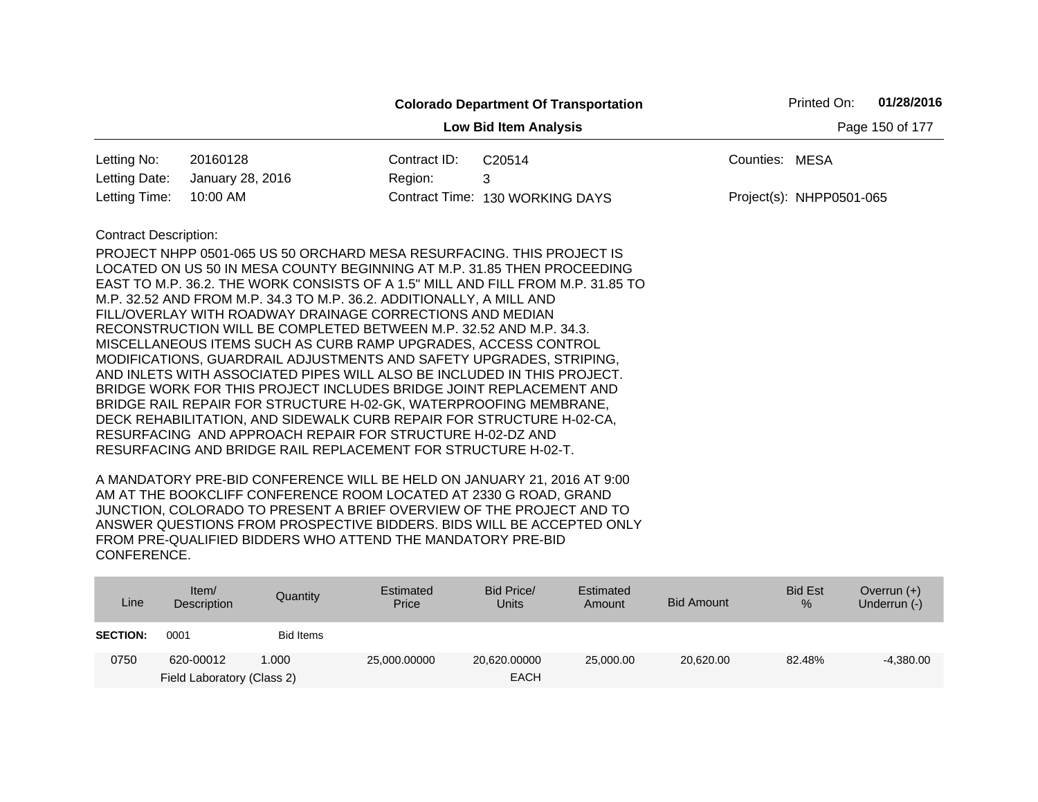**Colorado Department Of Transportation**

**Low Bid Item Analysis**

Printed On: **01/28/2016**

| | | | | | |
|---|---|---|---|---|---|
| Letting No: | 20160128 | Contract ID: | C20514 | Counties: | MESA |
| Letting Date: | January 28, 2016 | Region: | 3 | | |
| Letting Time: | 10:00 AM | Contract Time: | 130 WORKING DAYS | Project(s): | NHPP0501-065 |

Contract Description:

PROJECT NHPP 0501-065 US 50 ORCHARD MESA RESURFACING. THIS PROJECT IS LOCATED ON US 50 IN MESA COUNTY BEGINNING AT M.P. 31.85 THEN PROCEEDING EAST TO M.P. 36.2. THE WORK CONSISTS OF A 1.5" MILL AND FILL FROM M.P. 31.85 TO M.P. 32.52 AND FROM M.P. 34.3 TO M.P. 36.2. ADDITIONALLY, A MILL AND FILL/OVERLAY WITH ROADWAY DRAINAGE CORRECTIONS AND MEDIAN RECONSTRUCTION WILL BE COMPLETED BETWEEN M.P. 32.52 AND M.P. 34.3. MISCELLANEOUS ITEMS SUCH AS CURB RAMP UPGRADES, ACCESS CONTROL MODIFICATIONS, GUARDRAIL ADJUSTMENTS AND SAFETY UPGRADES, STRIPING, AND INLETS WITH ASSOCIATED PIPES WILL ALSO BE INCLUDED IN THIS PROJECT. BRIDGE WORK FOR THIS PROJECT INCLUDES BRIDGE JOINT REPLACEMENT AND BRIDGE RAIL REPAIR FOR STRUCTURE H-02-GK, WATERPROOFING MEMBRANE, DECK REHABILITATION, AND SIDEWALK CURB REPAIR FOR STRUCTURE H-02-CA, RESURFACING AND APPROACH REPAIR FOR STRUCTURE H-02-DZ AND RESURFACING AND BRIDGE RAIL REPLACEMENT FOR STRUCTURE H-02-T.

A MANDATORY PRE-BID CONFERENCE WILL BE HELD ON JANUARY 21, 2016 AT 9:00 AM AT THE BOOKCLIFF CONFERENCE ROOM LOCATED AT 2330 G ROAD, GRAND JUNCTION, COLORADO TO PRESENT A BRIEF OVERVIEW OF THE PROJECT AND TO ANSWER QUESTIONS FROM PROSPECTIVE BIDDERS. BIDS WILL BE ACCEPTED ONLY FROM PRE-QUALIFIED BIDDERS WHO ATTEND THE MANDATORY PRE-BID CONFERENCE.

| Line | Item/ Description | Quantity | Estimated Price | Bid Price/ Units | Estimated Amount | Bid Amount | Bid Est % | Overrun (+) Underrun (-) |
|---|---|---|---|---|---|---|---|---|
| **SECTION:** | 0001 | Bid Items | | | | | | |
| 0750 | 620-00012 Field Laboratory (Class 2) | 1.000 | 25,000.00000 | 20,620.00000 EACH | 25,000.00 | 20,620.00 | 82.48% | -4,380.00 |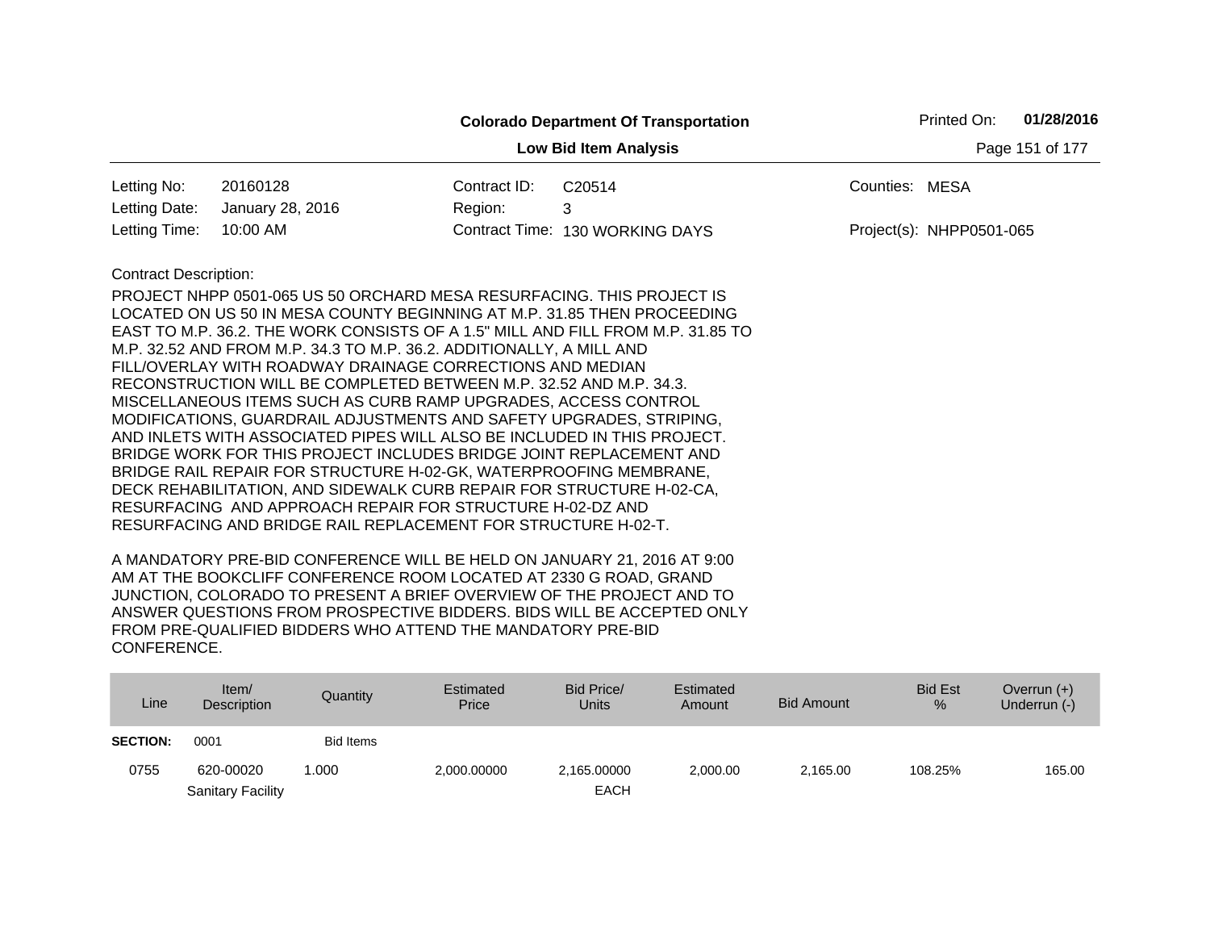**Colorado Department Of Transportation**

**Low Bid Item Analysis**

Printed On: **01/28/2016**

| | | | | | |
|---|---|---|---|---|---|
| Letting No: | 20160128 | Contract ID: | C20514 | Counties: | MESA |
| Letting Date: | January 28, 2016 | Region: | 3 | | |
| Letting Time: | 10:00 AM | Contract Time: | 130 WORKING DAYS | Project(s): | NHPP0501-065 |

Contract Description:

PROJECT NHPP 0501-065 US 50 ORCHARD MESA RESURFACING. THIS PROJECT IS LOCATED ON US 50 IN MESA COUNTY BEGINNING AT M.P. 31.85 THEN PROCEEDING EAST TO M.P. 36.2. THE WORK CONSISTS OF A 1.5" MILL AND FILL FROM M.P. 31.85 TO M.P. 32.52 AND FROM M.P. 34.3 TO M.P. 36.2. ADDITIONALLY, A MILL AND FILL/OVERLAY WITH ROADWAY DRAINAGE CORRECTIONS AND MEDIAN RECONSTRUCTION WILL BE COMPLETED BETWEEN M.P. 32.52 AND M.P. 34.3. MISCELLANEOUS ITEMS SUCH AS CURB RAMP UPGRADES, ACCESS CONTROL MODIFICATIONS, GUARDRAIL ADJUSTMENTS AND SAFETY UPGRADES, STRIPING, AND INLETS WITH ASSOCIATED PIPES WILL ALSO BE INCLUDED IN THIS PROJECT. BRIDGE WORK FOR THIS PROJECT INCLUDES BRIDGE JOINT REPLACEMENT AND BRIDGE RAIL REPAIR FOR STRUCTURE H-02-GK, WATERPROOFING MEMBRANE, DECK REHABILITATION, AND SIDEWALK CURB REPAIR FOR STRUCTURE H-02-CA, RESURFACING AND APPROACH REPAIR FOR STRUCTURE H-02-DZ AND RESURFACING AND BRIDGE RAIL REPLACEMENT FOR STRUCTURE H-02-T.

A MANDATORY PRE-BID CONFERENCE WILL BE HELD ON JANUARY 21, 2016 AT 9:00 AM AT THE BOOKCLIFF CONFERENCE ROOM LOCATED AT 2330 G ROAD, GRAND JUNCTION, COLORADO TO PRESENT A BRIEF OVERVIEW OF THE PROJECT AND TO ANSWER QUESTIONS FROM PROSPECTIVE BIDDERS. BIDS WILL BE ACCEPTED ONLY FROM PRE-QUALIFIED BIDDERS WHO ATTEND THE MANDATORY PRE-BID CONFERENCE.

| Line | Item/ Description | Quantity | Estimated Price | Bid Price/ Units | Estimated Amount | Bid Amount | Bid Est % | Overrun (+) Underrun (-) |
|---|---|---|---|---|---|---|---|---|
| **SECTION:** | 0001 | Bid Items | | | | | | |
| 0755 | 620-00020 Sanitary Facility | 1.000 | 2,000.00000 | 2,165.00000 EACH | 2,000.00 | 2,165.00 | 108.25% | 165.00 |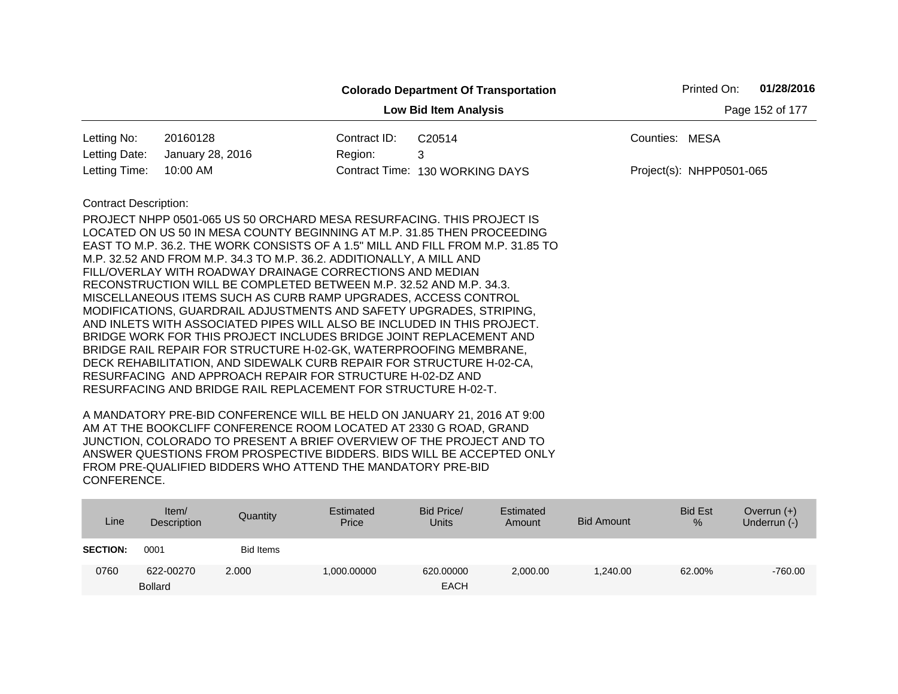**Colorado Department Of Transportation**

**Low Bid Item Analysis**

Printed On: **01/28/2016**

| | | | | | |
|---|---|---|---|---|---|
| Letting No: | 20160128 | Contract ID: | C20514 | Counties: | MESA |
| Letting Date: | January 28, 2016 | Region: | 3 | | |
| Letting Time: | 10:00 AM | Contract Time: | 130 WORKING DAYS | Project(s): | NHPP0501-065 |

Contract Description:

PROJECT NHPP 0501-065 US 50 ORCHARD MESA RESURFACING. THIS PROJECT IS LOCATED ON US 50 IN MESA COUNTY BEGINNING AT M.P. 31.85 THEN PROCEEDING EAST TO M.P. 36.2. THE WORK CONSISTS OF A 1.5" MILL AND FILL FROM M.P. 31.85 TO M.P. 32.52 AND FROM M.P. 34.3 TO M.P. 36.2. ADDITIONALLY, A MILL AND FILL/OVERLAY WITH ROADWAY DRAINAGE CORRECTIONS AND MEDIAN RECONSTRUCTION WILL BE COMPLETED BETWEEN M.P. 32.52 AND M.P. 34.3. MISCELLANEOUS ITEMS SUCH AS CURB RAMP UPGRADES, ACCESS CONTROL MODIFICATIONS, GUARDRAIL ADJUSTMENTS AND SAFETY UPGRADES, STRIPING, AND INLETS WITH ASSOCIATED PIPES WILL ALSO BE INCLUDED IN THIS PROJECT. BRIDGE WORK FOR THIS PROJECT INCLUDES BRIDGE JOINT REPLACEMENT AND BRIDGE RAIL REPAIR FOR STRUCTURE H-02-GK, WATERPROOFING MEMBRANE, DECK REHABILITATION, AND SIDEWALK CURB REPAIR FOR STRUCTURE H-02-CA, RESURFACING AND APPROACH REPAIR FOR STRUCTURE H-02-DZ AND RESURFACING AND BRIDGE RAIL REPLACEMENT FOR STRUCTURE H-02-T.

A MANDATORY PRE-BID CONFERENCE WILL BE HELD ON JANUARY 21, 2016 AT 9:00 AM AT THE BOOKCLIFF CONFERENCE ROOM LOCATED AT 2330 G ROAD, GRAND JUNCTION, COLORADO TO PRESENT A BRIEF OVERVIEW OF THE PROJECT AND TO ANSWER QUESTIONS FROM PROSPECTIVE BIDDERS. BIDS WILL BE ACCEPTED ONLY FROM PRE-QUALIFIED BIDDERS WHO ATTEND THE MANDATORY PRE-BID CONFERENCE.

| Line | Item/ Description | Quantity | Estimated Price | Bid Price/ Units | Estimated Amount | Bid Amount | Bid Est % | Overrun (+) Underrun (-) |
|---|---|---|---|---|---|---|---|---|
| **SECTION:** | 0001 | Bid Items | | | | | | |
| 0760 | 622-00270 Bollard | 2.000 | 1,000.00000 | 620.00000 EACH | 2,000.00 | 1,240.00 | 62.00% | -760.00 |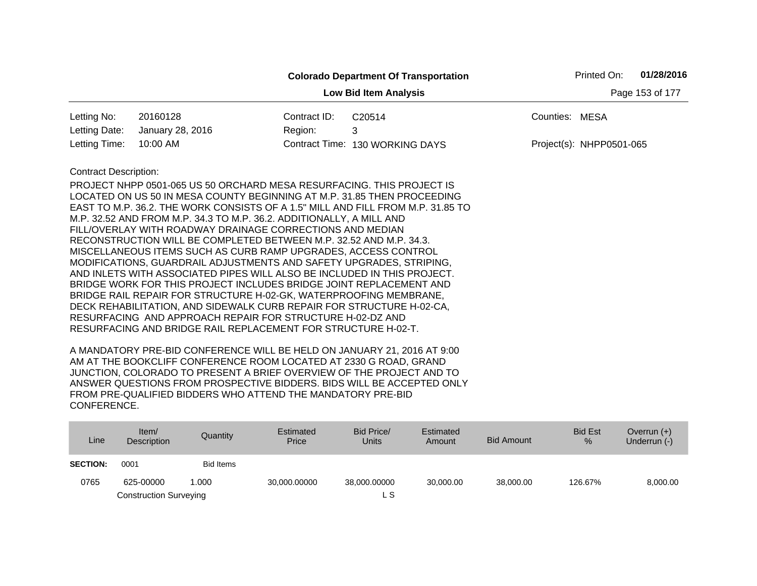**Colorado Department Of Transportation**

**Low Bid Item Analysis**

Printed On: **01/28/2016**

| | | | | | |
|---|---|---|---|---|---|
| Letting No: | 20160128 | Contract ID: | C20514 | Counties: | MESA |
| Letting Date: | January 28, 2016 | Region: | 3 | | |
| Letting Time: | 10:00 AM | Contract Time: | 130 WORKING DAYS | Project(s): | NHPP0501-065 |

Contract Description:

PROJECT NHPP 0501-065 US 50 ORCHARD MESA RESURFACING. THIS PROJECT IS LOCATED ON US 50 IN MESA COUNTY BEGINNING AT M.P. 31.85 THEN PROCEEDING EAST TO M.P. 36.2. THE WORK CONSISTS OF A 1.5" MILL AND FILL FROM M.P. 31.85 TO M.P. 32.52 AND FROM M.P. 34.3 TO M.P. 36.2. ADDITIONALLY, A MILL AND FILL/OVERLAY WITH ROADWAY DRAINAGE CORRECTIONS AND MEDIAN RECONSTRUCTION WILL BE COMPLETED BETWEEN M.P. 32.52 AND M.P. 34.3. MISCELLANEOUS ITEMS SUCH AS CURB RAMP UPGRADES, ACCESS CONTROL MODIFICATIONS, GUARDRAIL ADJUSTMENTS AND SAFETY UPGRADES, STRIPING, AND INLETS WITH ASSOCIATED PIPES WILL ALSO BE INCLUDED IN THIS PROJECT. BRIDGE WORK FOR THIS PROJECT INCLUDES BRIDGE JOINT REPLACEMENT AND BRIDGE RAIL REPAIR FOR STRUCTURE H-02-GK, WATERPROOFING MEMBRANE, DECK REHABILITATION, AND SIDEWALK CURB REPAIR FOR STRUCTURE H-02-CA, RESURFACING AND APPROACH REPAIR FOR STRUCTURE H-02-DZ AND RESURFACING AND BRIDGE RAIL REPLACEMENT FOR STRUCTURE H-02-T.

A MANDATORY PRE-BID CONFERENCE WILL BE HELD ON JANUARY 21, 2016 AT 9:00 AM AT THE BOOKCLIFF CONFERENCE ROOM LOCATED AT 2330 G ROAD, GRAND JUNCTION, COLORADO TO PRESENT A BRIEF OVERVIEW OF THE PROJECT AND TO ANSWER QUESTIONS FROM PROSPECTIVE BIDDERS. BIDS WILL BE ACCEPTED ONLY FROM PRE-QUALIFIED BIDDERS WHO ATTEND THE MANDATORY PRE-BID CONFERENCE.

| Line | Item/ Description | Quantity | Estimated Price | Bid Price/ Units | Estimated Amount | Bid Amount | Bid Est % | Overrun (+) Underrun (-) |
|---|---|---|---|---|---|---|---|---|
| **SECTION:** | 0001 | Bid Items | | | | | | |
| 0765 | 625-00000 Construction Surveying | 1.000 | 30,000.00000 | 38,000.00000 L S | 30,000.00 | 38,000.00 | 126.67% | 8,000.00 |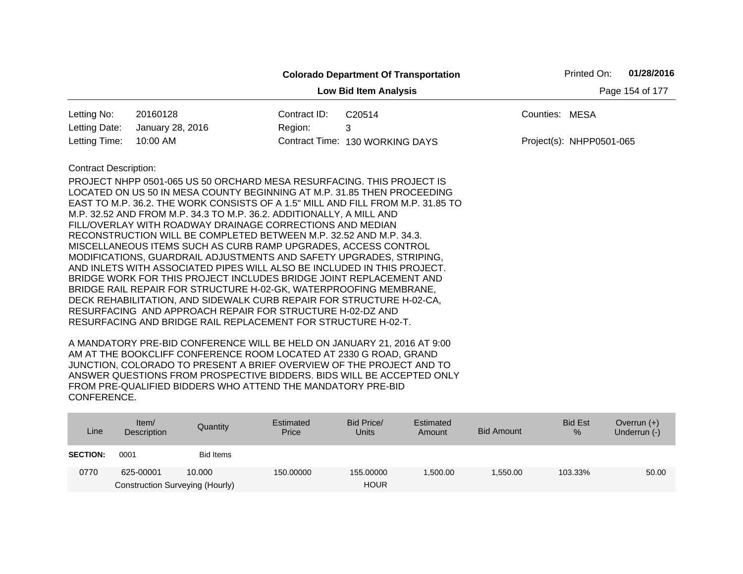**Colorado Department Of Transportation**

**Low Bid Item Analysis**

Printed On: **01/28/2016**

| | | | | | |
|---|---|---|---|---|---|
| Letting No: | 20160128 | Contract ID: | C20514 | Counties: | MESA |
| Letting Date: | January 28, 2016 | Region: | 3 | | |
| Letting Time: | 10:00 AM | Contract Time: | 130 WORKING DAYS | Project(s): | NHPP0501-065 |

Contract Description:

PROJECT NHPP 0501-065 US 50 ORCHARD MESA RESURFACING. THIS PROJECT IS LOCATED ON US 50 IN MESA COUNTY BEGINNING AT M.P. 31.85 THEN PROCEEDING EAST TO M.P. 36.2. THE WORK CONSISTS OF A 1.5" MILL AND FILL FROM M.P. 31.85 TO M.P. 32.52 AND FROM M.P. 34.3 TO M.P. 36.2. ADDITIONALLY, A MILL AND FILL/OVERLAY WITH ROADWAY DRAINAGE CORRECTIONS AND MEDIAN RECONSTRUCTION WILL BE COMPLETED BETWEEN M.P. 32.52 AND M.P. 34.3. MISCELLANEOUS ITEMS SUCH AS CURB RAMP UPGRADES, ACCESS CONTROL MODIFICATIONS, GUARDRAIL ADJUSTMENTS AND SAFETY UPGRADES, STRIPING, AND INLETS WITH ASSOCIATED PIPES WILL ALSO BE INCLUDED IN THIS PROJECT. BRIDGE WORK FOR THIS PROJECT INCLUDES BRIDGE JOINT REPLACEMENT AND BRIDGE RAIL REPAIR FOR STRUCTURE H-02-GK, WATERPROOFING MEMBRANE, DECK REHABILITATION, AND SIDEWALK CURB REPAIR FOR STRUCTURE H-02-CA, RESURFACING AND APPROACH REPAIR FOR STRUCTURE H-02-DZ AND RESURFACING AND BRIDGE RAIL REPLACEMENT FOR STRUCTURE H-02-T.

A MANDATORY PRE-BID CONFERENCE WILL BE HELD ON JANUARY 21, 2016 AT 9:00 AM AT THE BOOKCLIFF CONFERENCE ROOM LOCATED AT 2330 G ROAD, GRAND JUNCTION, COLORADO TO PRESENT A BRIEF OVERVIEW OF THE PROJECT AND TO ANSWER QUESTIONS FROM PROSPECTIVE BIDDERS. BIDS WILL BE ACCEPTED ONLY FROM PRE-QUALIFIED BIDDERS WHO ATTEND THE MANDATORY PRE-BID CONFERENCE.

| Line | Item/ Description | Quantity | Estimated Price | Bid Price/ Units | Estimated Amount | Bid Amount | Bid Est % | Overrun (+) Underrun (-) |
|---|---|---|---|---|---|---|---|---|
| **SECTION:** | 0001 | Bid Items | | | | | | |
| 0770 | 625-00001 Construction Surveying (Hourly) | 10.000 | 150.00000 | 155.00000 HOUR | 1,500.00 | 1,550.00 | 103.33% | 50.00 |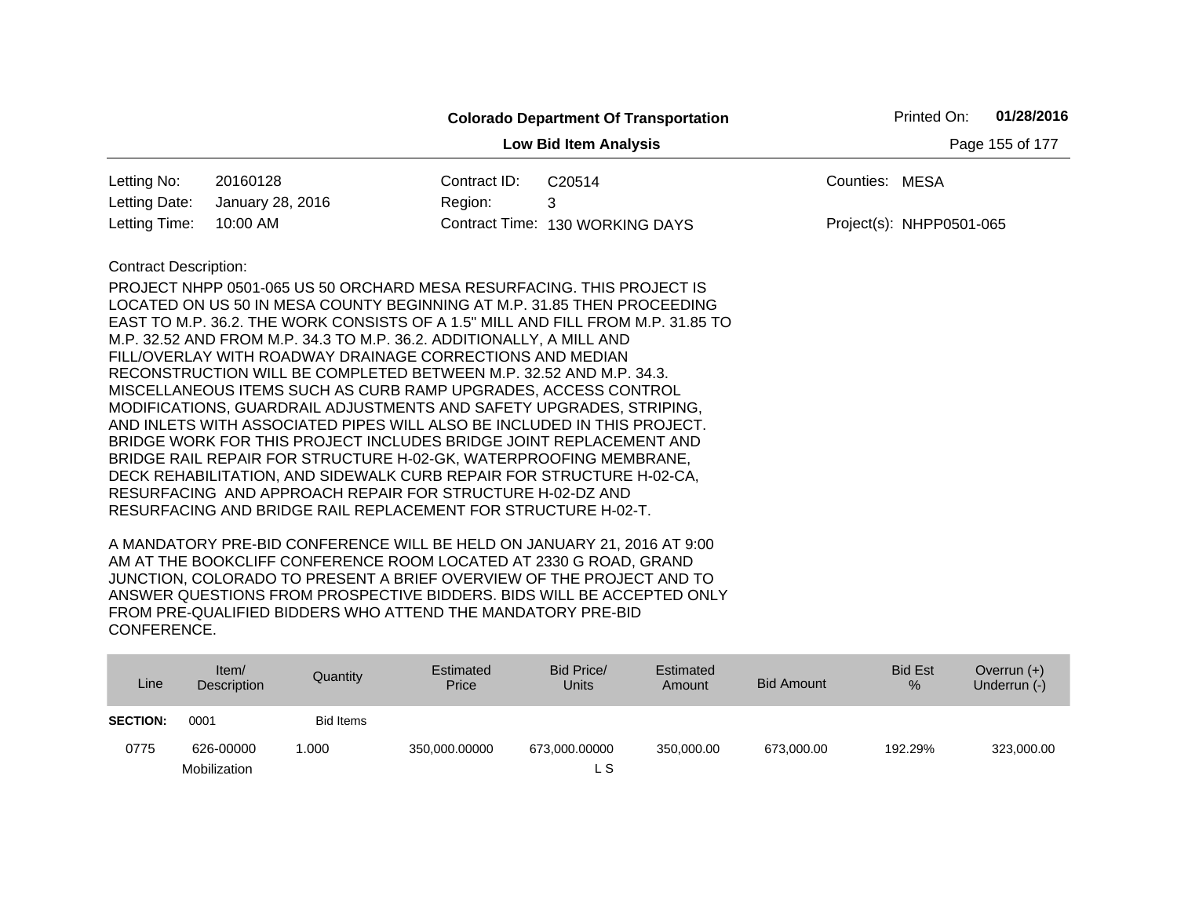**Colorado Department Of Transportation**

**Low Bid Item Analysis**

Printed On: **01/28/2016**

| | | | | | |
|---|---|---|---|---|---|
| Letting No: | 20160128 | Contract ID: | C20514 | Counties: | MESA |
| Letting Date: | January 28, 2016 | Region: | 3 | | |
| Letting Time: | 10:00 AM | Contract Time: | 130 WORKING DAYS | Project(s): | NHPP0501-065 |

Contract Description:

PROJECT NHPP 0501-065 US 50 ORCHARD MESA RESURFACING. THIS PROJECT IS LOCATED ON US 50 IN MESA COUNTY BEGINNING AT M.P. 31.85 THEN PROCEEDING EAST TO M.P. 36.2. THE WORK CONSISTS OF A 1.5" MILL AND FILL FROM M.P. 31.85 TO M.P. 32.52 AND FROM M.P. 34.3 TO M.P. 36.2. ADDITIONALLY, A MILL AND FILL/OVERLAY WITH ROADWAY DRAINAGE CORRECTIONS AND MEDIAN RECONSTRUCTION WILL BE COMPLETED BETWEEN M.P. 32.52 AND M.P. 34.3. MISCELLANEOUS ITEMS SUCH AS CURB RAMP UPGRADES, ACCESS CONTROL MODIFICATIONS, GUARDRAIL ADJUSTMENTS AND SAFETY UPGRADES, STRIPING, AND INLETS WITH ASSOCIATED PIPES WILL ALSO BE INCLUDED IN THIS PROJECT. BRIDGE WORK FOR THIS PROJECT INCLUDES BRIDGE JOINT REPLACEMENT AND BRIDGE RAIL REPAIR FOR STRUCTURE H-02-GK, WATERPROOFING MEMBRANE, DECK REHABILITATION, AND SIDEWALK CURB REPAIR FOR STRUCTURE H-02-CA, RESURFACING AND APPROACH REPAIR FOR STRUCTURE H-02-DZ AND RESURFACING AND BRIDGE RAIL REPLACEMENT FOR STRUCTURE H-02-T.

A MANDATORY PRE-BID CONFERENCE WILL BE HELD ON JANUARY 21, 2016 AT 9:00 AM AT THE BOOKCLIFF CONFERENCE ROOM LOCATED AT 2330 G ROAD, GRAND JUNCTION, COLORADO TO PRESENT A BRIEF OVERVIEW OF THE PROJECT AND TO ANSWER QUESTIONS FROM PROSPECTIVE BIDDERS. BIDS WILL BE ACCEPTED ONLY FROM PRE-QUALIFIED BIDDERS WHO ATTEND THE MANDATORY PRE-BID CONFERENCE.

| Line | Item/ Description | Quantity | Estimated Price | Bid Price/ Units | Estimated Amount | Bid Amount | Bid Est % | Overrun (+) Underrun (-) |
|---|---|---|---|---|---|---|---|---|
| **SECTION:** | 0001 | Bid Items | | | | | | |
| 0775 | 626-00000 Mobilization | 1.000 | 350,000.00000 | 673,000.00000 L S | 350,000.00 | 673,000.00 | 192.29% | 323,000.00 |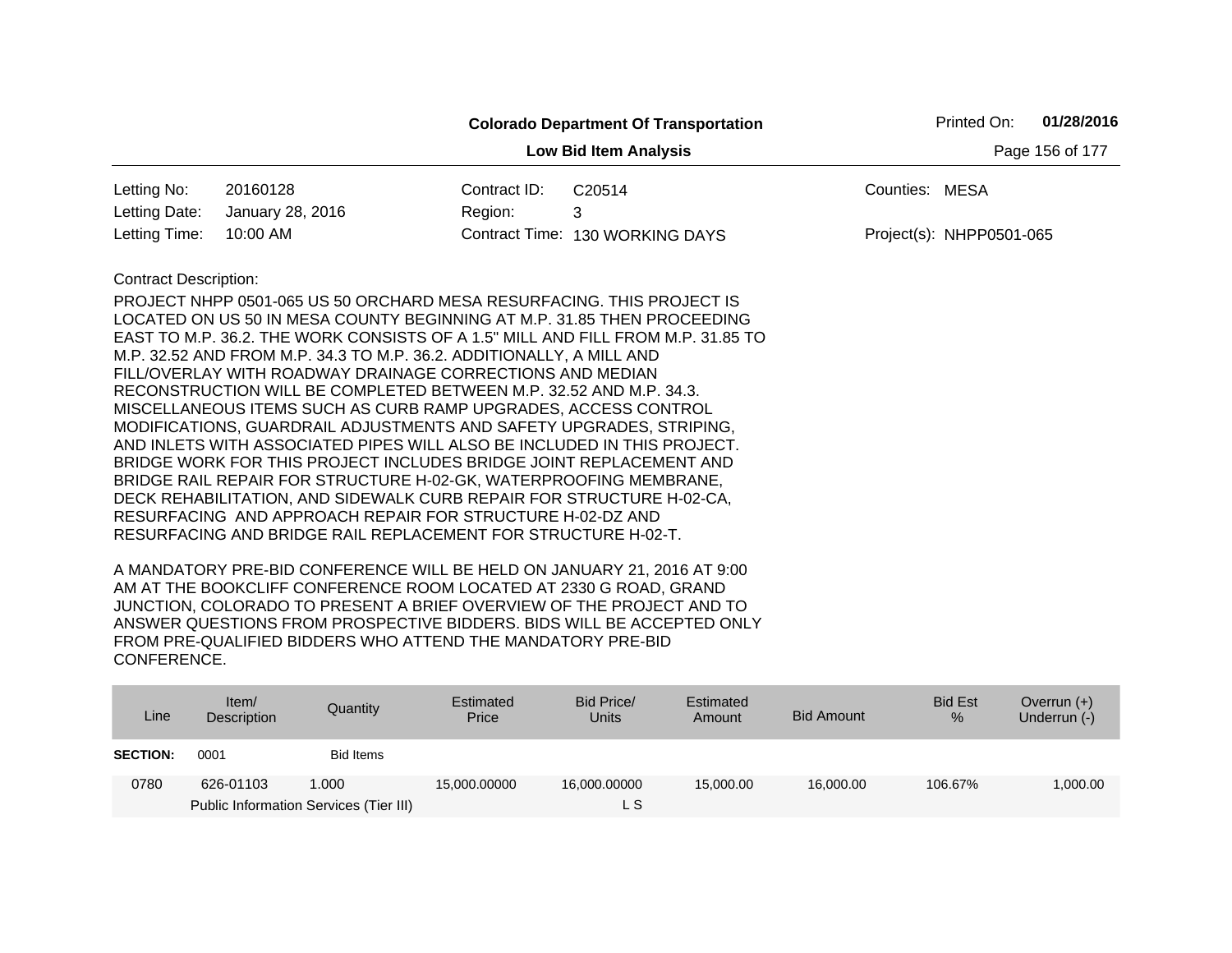**Colorado Department Of Transportation**

**Low Bid Item Analysis**

Printed On: **01/28/2016**

| | | | | | |
|---|---|---|---|---|---|
| Letting No: | 20160128 | Contract ID: | C20514 | Counties: | MESA |
| Letting Date: | January 28, 2016 | Region: | 3 | | |
| Letting Time: | 10:00 AM | Contract Time: | 130 WORKING DAYS | Project(s): | NHPP0501-065 |

Contract Description:

PROJECT NHPP 0501-065 US 50 ORCHARD MESA RESURFACING. THIS PROJECT IS LOCATED ON US 50 IN MESA COUNTY BEGINNING AT M.P. 31.85 THEN PROCEEDING EAST TO M.P. 36.2. THE WORK CONSISTS OF A 1.5" MILL AND FILL FROM M.P. 31.85 TO M.P. 32.52 AND FROM M.P. 34.3 TO M.P. 36.2. ADDITIONALLY, A MILL AND FILL/OVERLAY WITH ROADWAY DRAINAGE CORRECTIONS AND MEDIAN RECONSTRUCTION WILL BE COMPLETED BETWEEN M.P. 32.52 AND M.P. 34.3. MISCELLANEOUS ITEMS SUCH AS CURB RAMP UPGRADES, ACCESS CONTROL MODIFICATIONS, GUARDRAIL ADJUSTMENTS AND SAFETY UPGRADES, STRIPING, AND INLETS WITH ASSOCIATED PIPES WILL ALSO BE INCLUDED IN THIS PROJECT. BRIDGE WORK FOR THIS PROJECT INCLUDES BRIDGE JOINT REPLACEMENT AND BRIDGE RAIL REPAIR FOR STRUCTURE H-02-GK, WATERPROOFING MEMBRANE, DECK REHABILITATION, AND SIDEWALK CURB REPAIR FOR STRUCTURE H-02-CA, RESURFACING AND APPROACH REPAIR FOR STRUCTURE H-02-DZ AND RESURFACING AND BRIDGE RAIL REPLACEMENT FOR STRUCTURE H-02-T.

A MANDATORY PRE-BID CONFERENCE WILL BE HELD ON JANUARY 21, 2016 AT 9:00 AM AT THE BOOKCLIFF CONFERENCE ROOM LOCATED AT 2330 G ROAD, GRAND JUNCTION, COLORADO TO PRESENT A BRIEF OVERVIEW OF THE PROJECT AND TO ANSWER QUESTIONS FROM PROSPECTIVE BIDDERS. BIDS WILL BE ACCEPTED ONLY FROM PRE-QUALIFIED BIDDERS WHO ATTEND THE MANDATORY PRE-BID CONFERENCE.

| Line | Item/ Description | Quantity | Estimated Price | Bid Price/ Units | Estimated Amount | Bid Amount | Bid Est % | Overrun (+) Underrun (-) |
|---|---|---|---|---|---|---|---|---|
| **SECTION:** | 0001 | Bid Items | | | | | | |
| 0780 | 626-01103 Public Information Services (Tier III) | 1.000 | 15,000.00000 | 16,000.00000 L S | 15,000.00 | 16,000.00 | 106.67% | 1,000.00 |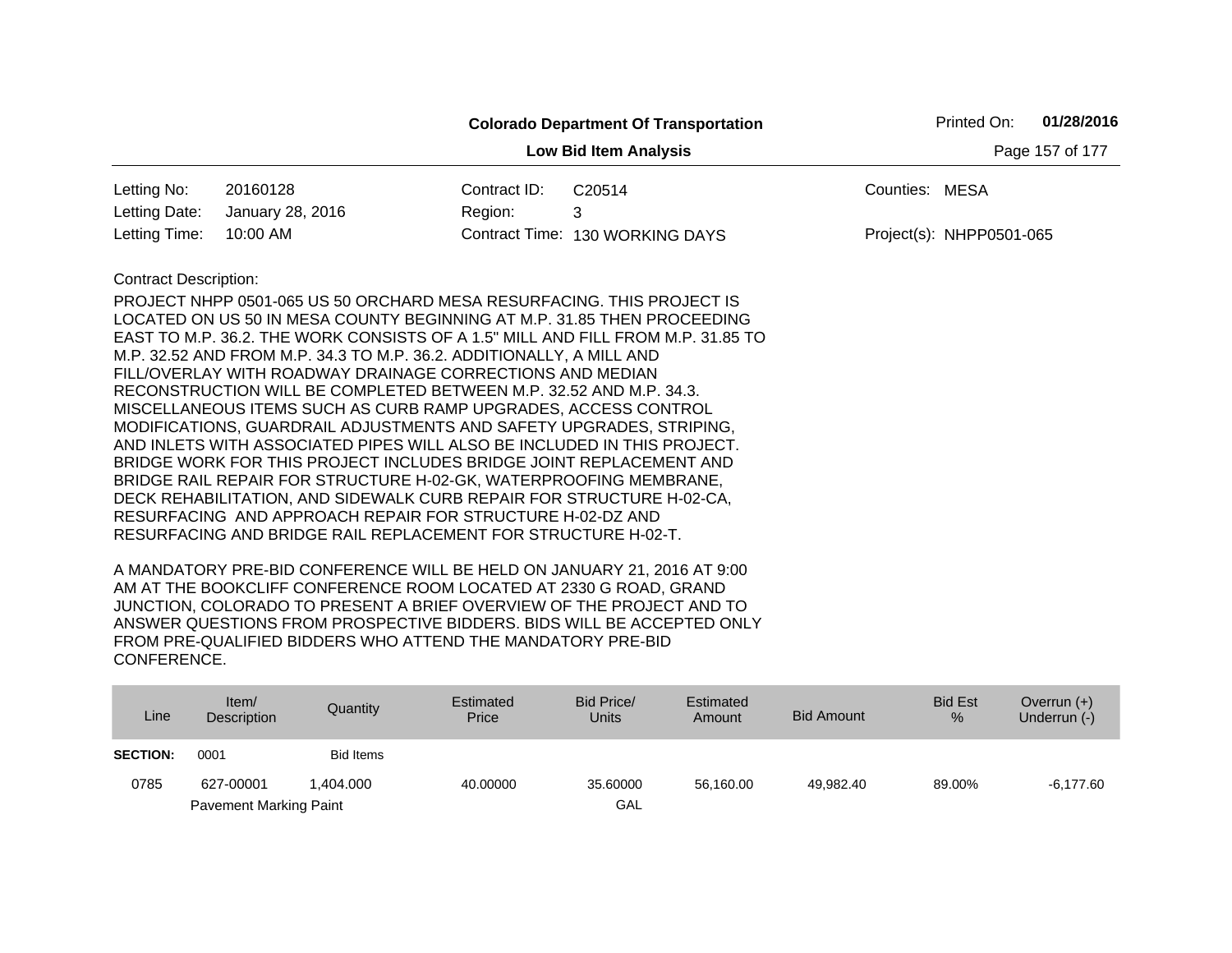**Colorado Department Of Transportation**

**Low Bid Item Analysis**

Printed On: **01/28/2016**

| | | | | | |
|---|---|---|---|---|---|
| Letting No: | 20160128 | Contract ID: | C20514 | Counties: | MESA |
| Letting Date: | January 28, 2016 | Region: | 3 | | |
| Letting Time: | 10:00 AM | Contract Time: | 130 WORKING DAYS | Project(s): | NHPP0501-065 |

Contract Description:

PROJECT NHPP 0501-065 US 50 ORCHARD MESA RESURFACING. THIS PROJECT IS LOCATED ON US 50 IN MESA COUNTY BEGINNING AT M.P. 31.85 THEN PROCEEDING EAST TO M.P. 36.2. THE WORK CONSISTS OF A 1.5" MILL AND FILL FROM M.P. 31.85 TO M.P. 32.52 AND FROM M.P. 34.3 TO M.P. 36.2. ADDITIONALLY, A MILL AND FILL/OVERLAY WITH ROADWAY DRAINAGE CORRECTIONS AND MEDIAN RECONSTRUCTION WILL BE COMPLETED BETWEEN M.P. 32.52 AND M.P. 34.3. MISCELLANEOUS ITEMS SUCH AS CURB RAMP UPGRADES, ACCESS CONTROL MODIFICATIONS, GUARDRAIL ADJUSTMENTS AND SAFETY UPGRADES, STRIPING, AND INLETS WITH ASSOCIATED PIPES WILL ALSO BE INCLUDED IN THIS PROJECT. BRIDGE WORK FOR THIS PROJECT INCLUDES BRIDGE JOINT REPLACEMENT AND BRIDGE RAIL REPAIR FOR STRUCTURE H-02-GK, WATERPROOFING MEMBRANE, DECK REHABILITATION, AND SIDEWALK CURB REPAIR FOR STRUCTURE H-02-CA, RESURFACING AND APPROACH REPAIR FOR STRUCTURE H-02-DZ AND RESURFACING AND BRIDGE RAIL REPLACEMENT FOR STRUCTURE H-02-T.

A MANDATORY PRE-BID CONFERENCE WILL BE HELD ON JANUARY 21, 2016 AT 9:00 AM AT THE BOOKCLIFF CONFERENCE ROOM LOCATED AT 2330 G ROAD, GRAND JUNCTION, COLORADO TO PRESENT A BRIEF OVERVIEW OF THE PROJECT AND TO ANSWER QUESTIONS FROM PROSPECTIVE BIDDERS. BIDS WILL BE ACCEPTED ONLY FROM PRE-QUALIFIED BIDDERS WHO ATTEND THE MANDATORY PRE-BID CONFERENCE.

| Line | Item/ Description | Quantity | Estimated Price | Bid Price/ Units | Estimated Amount | Bid Amount | Bid Est % | Overrun (+) Underrun (-) |
|---|---|---|---|---|---|---|---|---|
| **SECTION:** | 0001 | Bid Items | | | | | | |
| 0785 | 627-00001 Pavement Marking Paint | 1,404.000 | 40.00000 | 35.60000 GAL | 56,160.00 | 49,982.40 | 89.00% | -6,177.60 |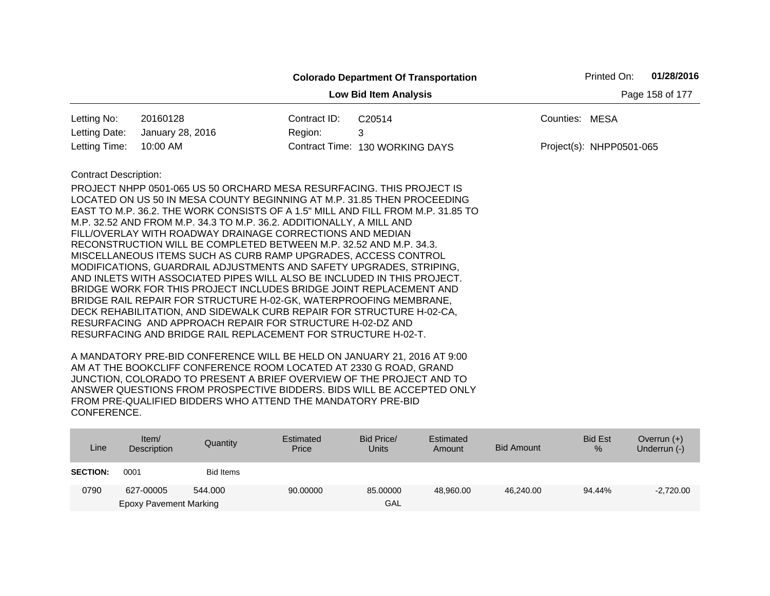**Colorado Department Of Transportation**

**Low Bid Item Analysis**

Printed On: **01/28/2016**

| | | | | | |
|---|---|---|---|---|---|
| Letting No: | 20160128 | Contract ID: | C20514 | Counties: | MESA |
| Letting Date: | January 28, 2016 | Region: | 3 | | |
| Letting Time: | 10:00 AM | Contract Time: | 130 WORKING DAYS | Project(s): | NHPP0501-065 |

Contract Description:

PROJECT NHPP 0501-065 US 50 ORCHARD MESA RESURFACING. THIS PROJECT IS LOCATED ON US 50 IN MESA COUNTY BEGINNING AT M.P. 31.85 THEN PROCEEDING EAST TO M.P. 36.2. THE WORK CONSISTS OF A 1.5" MILL AND FILL FROM M.P. 31.85 TO M.P. 32.52 AND FROM M.P. 34.3 TO M.P. 36.2. ADDITIONALLY, A MILL AND FILL/OVERLAY WITH ROADWAY DRAINAGE CORRECTIONS AND MEDIAN RECONSTRUCTION WILL BE COMPLETED BETWEEN M.P. 32.52 AND M.P. 34.3. MISCELLANEOUS ITEMS SUCH AS CURB RAMP UPGRADES, ACCESS CONTROL MODIFICATIONS, GUARDRAIL ADJUSTMENTS AND SAFETY UPGRADES, STRIPING, AND INLETS WITH ASSOCIATED PIPES WILL ALSO BE INCLUDED IN THIS PROJECT. BRIDGE WORK FOR THIS PROJECT INCLUDES BRIDGE JOINT REPLACEMENT AND BRIDGE RAIL REPAIR FOR STRUCTURE H-02-GK, WATERPROOFING MEMBRANE, DECK REHABILITATION, AND SIDEWALK CURB REPAIR FOR STRUCTURE H-02-CA, RESURFACING AND APPROACH REPAIR FOR STRUCTURE H-02-DZ AND RESURFACING AND BRIDGE RAIL REPLACEMENT FOR STRUCTURE H-02-T.

A MANDATORY PRE-BID CONFERENCE WILL BE HELD ON JANUARY 21, 2016 AT 9:00 AM AT THE BOOKCLIFF CONFERENCE ROOM LOCATED AT 2330 G ROAD, GRAND JUNCTION, COLORADO TO PRESENT A BRIEF OVERVIEW OF THE PROJECT AND TO ANSWER QUESTIONS FROM PROSPECTIVE BIDDERS. BIDS WILL BE ACCEPTED ONLY FROM PRE-QUALIFIED BIDDERS WHO ATTEND THE MANDATORY PRE-BID CONFERENCE.

| Line | Item/ Description | Quantity | Estimated Price | Bid Price/ Units | Estimated Amount | Bid Amount | Bid Est % | Overrun (+) Underrun (-) |
|---|---|---|---|---|---|---|---|---|
| **SECTION:** | 0001 | Bid Items | | | | | | |
| 0790 | 627-00005 Epoxy Pavement Marking | 544.000 | 90.00000 | 85.00000 GAL | 48,960.00 | 46,240.00 | 94.44% | -2,720.00 |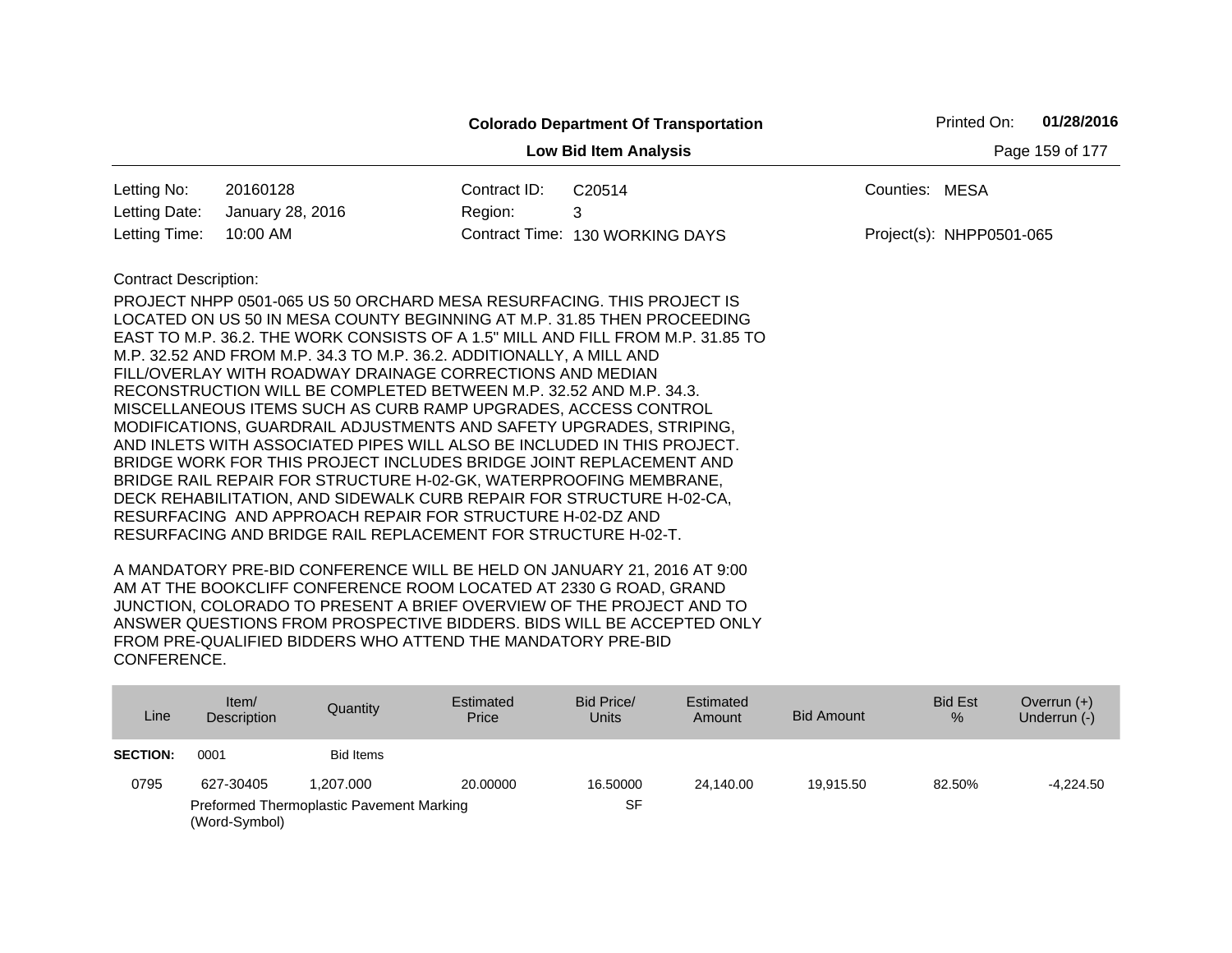**Colorado Department Of Transportation**

**Low Bid Item Analysis**

Printed On: **01/28/2016**

| | | | | | |
|---|---|---|---|---|---|
| Letting No: | 20160128 | Contract ID: | C20514 | Counties: | MESA |
| Letting Date: | January 28, 2016 | Region: | 3 | | |
| Letting Time: | 10:00 AM | Contract Time: | 130 WORKING DAYS | Project(s): | NHPP0501-065 |

Contract Description:

PROJECT NHPP 0501-065 US 50 ORCHARD MESA RESURFACING. THIS PROJECT IS LOCATED ON US 50 IN MESA COUNTY BEGINNING AT M.P. 31.85 THEN PROCEEDING EAST TO M.P. 36.2. THE WORK CONSISTS OF A 1.5" MILL AND FILL FROM M.P. 31.85 TO M.P. 32.52 AND FROM M.P. 34.3 TO M.P. 36.2. ADDITIONALLY, A MILL AND FILL/OVERLAY WITH ROADWAY DRAINAGE CORRECTIONS AND MEDIAN RECONSTRUCTION WILL BE COMPLETED BETWEEN M.P. 32.52 AND M.P. 34.3. MISCELLANEOUS ITEMS SUCH AS CURB RAMP UPGRADES, ACCESS CONTROL MODIFICATIONS, GUARDRAIL ADJUSTMENTS AND SAFETY UPGRADES, STRIPING, AND INLETS WITH ASSOCIATED PIPES WILL ALSO BE INCLUDED IN THIS PROJECT. BRIDGE WORK FOR THIS PROJECT INCLUDES BRIDGE JOINT REPLACEMENT AND BRIDGE RAIL REPAIR FOR STRUCTURE H-02-GK, WATERPROOFING MEMBRANE, DECK REHABILITATION, AND SIDEWALK CURB REPAIR FOR STRUCTURE H-02-CA, RESURFACING AND APPROACH REPAIR FOR STRUCTURE H-02-DZ AND RESURFACING AND BRIDGE RAIL REPLACEMENT FOR STRUCTURE H-02-T.

A MANDATORY PRE-BID CONFERENCE WILL BE HELD ON JANUARY 21, 2016 AT 9:00 AM AT THE BOOKCLIFF CONFERENCE ROOM LOCATED AT 2330 G ROAD, GRAND JUNCTION, COLORADO TO PRESENT A BRIEF OVERVIEW OF THE PROJECT AND TO ANSWER QUESTIONS FROM PROSPECTIVE BIDDERS. BIDS WILL BE ACCEPTED ONLY FROM PRE-QUALIFIED BIDDERS WHO ATTEND THE MANDATORY PRE-BID CONFERENCE.

| Line | Item/ Description | Quantity | Estimated Price | Bid Price/ Units | Estimated Amount | Bid Amount | Bid Est % | Overrun (+) Underrun (-) |
|---|---|---|---|---|---|---|---|---|
| **SECTION:** | 0001 | Bid Items | | | | | | |
| 0795 | 627-30405 | 1,207.000 | 20.00000 | 16.50000 | 24,140.00 | 19,915.50 | 82.50% | -4,224.50 |
| | Preformed Thermoplastic Pavement Marking (Word-Symbol) | | | SF | | | | |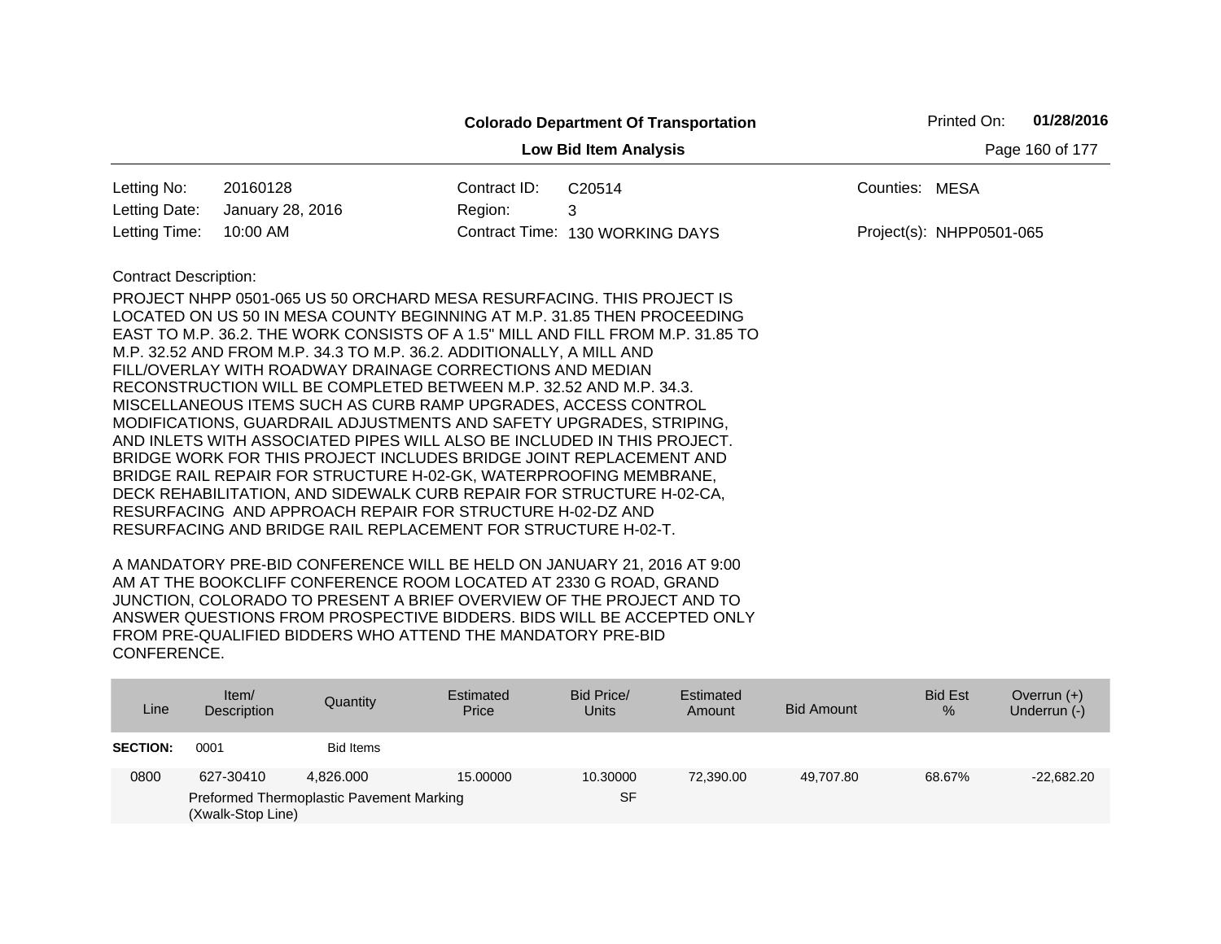**Colorado Department Of Transportation**

**Low Bid Item Analysis**

Printed On: **01/28/2016**

| | | | | | |
|---|---|---|---|---|---|
| Letting No: | 20160128 | Contract ID: | C20514 | Counties: | MESA |
| Letting Date: | January 28, 2016 | Region: | 3 | | |
| Letting Time: | 10:00 AM | Contract Time: | 130 WORKING DAYS | Project(s): | NHPP0501-065 |

Contract Description:

PROJECT NHPP 0501-065 US 50 ORCHARD MESA RESURFACING. THIS PROJECT IS LOCATED ON US 50 IN MESA COUNTY BEGINNING AT M.P. 31.85 THEN PROCEEDING EAST TO M.P. 36.2. THE WORK CONSISTS OF A 1.5" MILL AND FILL FROM M.P. 31.85 TO M.P. 32.52 AND FROM M.P. 34.3 TO M.P. 36.2. ADDITIONALLY, A MILL AND FILL/OVERLAY WITH ROADWAY DRAINAGE CORRECTIONS AND MEDIAN RECONSTRUCTION WILL BE COMPLETED BETWEEN M.P. 32.52 AND M.P. 34.3. MISCELLANEOUS ITEMS SUCH AS CURB RAMP UPGRADES, ACCESS CONTROL MODIFICATIONS, GUARDRAIL ADJUSTMENTS AND SAFETY UPGRADES, STRIPING, AND INLETS WITH ASSOCIATED PIPES WILL ALSO BE INCLUDED IN THIS PROJECT. BRIDGE WORK FOR THIS PROJECT INCLUDES BRIDGE JOINT REPLACEMENT AND BRIDGE RAIL REPAIR FOR STRUCTURE H-02-GK, WATERPROOFING MEMBRANE, DECK REHABILITATION, AND SIDEWALK CURB REPAIR FOR STRUCTURE H-02-CA, RESURFACING AND APPROACH REPAIR FOR STRUCTURE H-02-DZ AND RESURFACING AND BRIDGE RAIL REPLACEMENT FOR STRUCTURE H-02-T.

A MANDATORY PRE-BID CONFERENCE WILL BE HELD ON JANUARY 21, 2016 AT 9:00 AM AT THE BOOKCLIFF CONFERENCE ROOM LOCATED AT 2330 G ROAD, GRAND JUNCTION, COLORADO TO PRESENT A BRIEF OVERVIEW OF THE PROJECT AND TO ANSWER QUESTIONS FROM PROSPECTIVE BIDDERS. BIDS WILL BE ACCEPTED ONLY FROM PRE-QUALIFIED BIDDERS WHO ATTEND THE MANDATORY PRE-BID CONFERENCE.

| Line | Item/ Description | Quantity | Estimated Price | Bid Price/ Units | Estimated Amount | Bid Amount | Bid Est % | Overrun (+) Underrun (-) |
|---|---|---|---|---|---|---|---|---|
| **SECTION:** | 0001 | Bid Items | | | | | | |
| 0800 | 627-30410 Preformed Thermoplastic Pavement Marking (Xwalk-Stop Line) | 4,826.000 | 15.00000 | 10.30000 SF | 72,390.00 | 49,707.80 | 68.67% | -22,682.20 |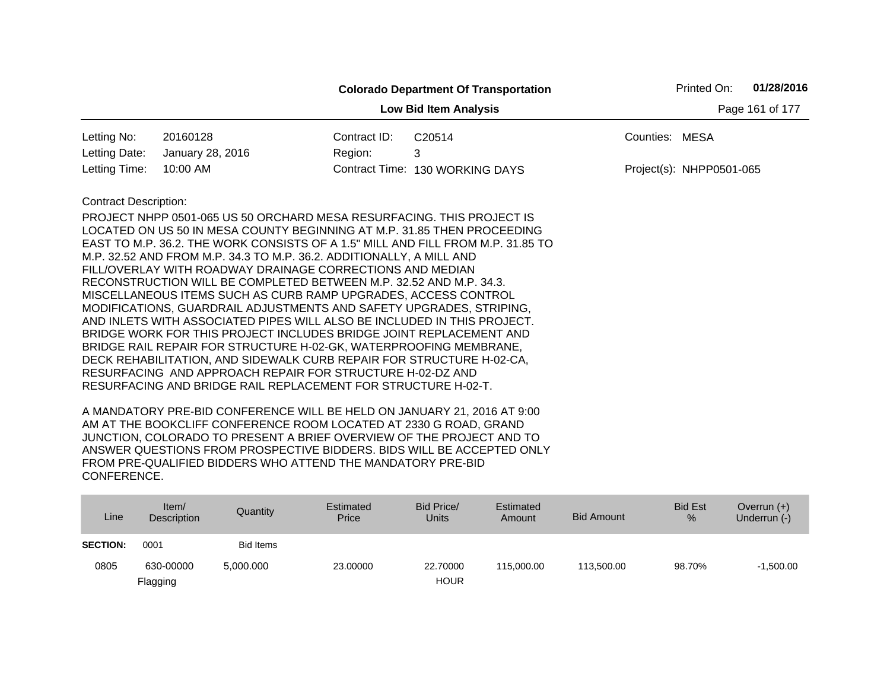**Colorado Department Of Transportation**

**Low Bid Item Analysis**

Printed On: **01/28/2016**

| | | | | | |
|---|---|---|---|---|---|
| Letting No: | 20160128 | Contract ID: | C20514 | Counties: | MESA |
| Letting Date: | January 28, 2016 | Region: | 3 | | |
| Letting Time: | 10:00 AM | Contract Time: | 130 WORKING DAYS | Project(s): | NHPP0501-065 |

Contract Description:

PROJECT NHPP 0501-065 US 50 ORCHARD MESA RESURFACING. THIS PROJECT IS LOCATED ON US 50 IN MESA COUNTY BEGINNING AT M.P. 31.85 THEN PROCEEDING EAST TO M.P. 36.2. THE WORK CONSISTS OF A 1.5" MILL AND FILL FROM M.P. 31.85 TO M.P. 32.52 AND FROM M.P. 34.3 TO M.P. 36.2. ADDITIONALLY, A MILL AND FILL/OVERLAY WITH ROADWAY DRAINAGE CORRECTIONS AND MEDIAN RECONSTRUCTION WILL BE COMPLETED BETWEEN M.P. 32.52 AND M.P. 34.3. MISCELLANEOUS ITEMS SUCH AS CURB RAMP UPGRADES, ACCESS CONTROL MODIFICATIONS, GUARDRAIL ADJUSTMENTS AND SAFETY UPGRADES, STRIPING, AND INLETS WITH ASSOCIATED PIPES WILL ALSO BE INCLUDED IN THIS PROJECT. BRIDGE WORK FOR THIS PROJECT INCLUDES BRIDGE JOINT REPLACEMENT AND BRIDGE RAIL REPAIR FOR STRUCTURE H-02-GK, WATERPROOFING MEMBRANE, DECK REHABILITATION, AND SIDEWALK CURB REPAIR FOR STRUCTURE H-02-CA, RESURFACING AND APPROACH REPAIR FOR STRUCTURE H-02-DZ AND RESURFACING AND BRIDGE RAIL REPLACEMENT FOR STRUCTURE H-02-T.

A MANDATORY PRE-BID CONFERENCE WILL BE HELD ON JANUARY 21, 2016 AT 9:00 AM AT THE BOOKCLIFF CONFERENCE ROOM LOCATED AT 2330 G ROAD, GRAND JUNCTION, COLORADO TO PRESENT A BRIEF OVERVIEW OF THE PROJECT AND TO ANSWER QUESTIONS FROM PROSPECTIVE BIDDERS. BIDS WILL BE ACCEPTED ONLY FROM PRE-QUALIFIED BIDDERS WHO ATTEND THE MANDATORY PRE-BID CONFERENCE.

| Line | Item/ Description | Quantity | Estimated Price | Bid Price/ Units | Estimated Amount | Bid Amount | Bid Est % | Overrun (+) Underrun (-) |
|---|---|---|---|---|---|---|---|---|
| **SECTION:** | 0001 | Bid Items | | | | | | |
| 0805 | 630-00000 Flagging | 5,000.000 | 23.00000 | 22.70000 HOUR | 115,000.00 | 113,500.00 | 98.70% | -1,500.00 |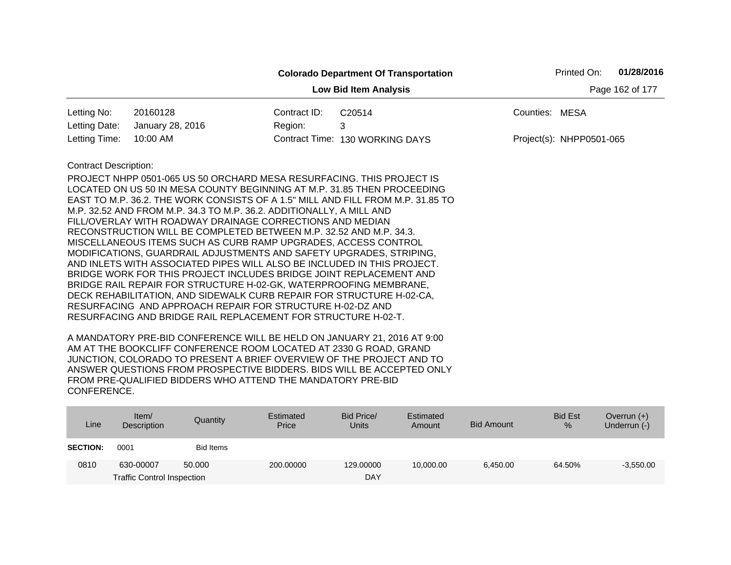**Colorado Department Of Transportation**

**Low Bid Item Analysis**

Printed On: **01/28/2016**

| | | | | | |
|---|---|---|---|---|---|
| Letting No: | 20160128 | Contract ID: | C20514 | Counties: | MESA |
| Letting Date: | January 28, 2016 | Region: | 3 | | |
| Letting Time: | 10:00 AM | Contract Time: | 130 WORKING DAYS | Project(s): | NHPP0501-065 |

Contract Description:

PROJECT NHPP 0501-065 US 50 ORCHARD MESA RESURFACING. THIS PROJECT IS LOCATED ON US 50 IN MESA COUNTY BEGINNING AT M.P. 31.85 THEN PROCEEDING EAST TO M.P. 36.2. THE WORK CONSISTS OF A 1.5" MILL AND FILL FROM M.P. 31.85 TO M.P. 32.52 AND FROM M.P. 34.3 TO M.P. 36.2. ADDITIONALLY, A MILL AND FILL/OVERLAY WITH ROADWAY DRAINAGE CORRECTIONS AND MEDIAN RECONSTRUCTION WILL BE COMPLETED BETWEEN M.P. 32.52 AND M.P. 34.3. MISCELLANEOUS ITEMS SUCH AS CURB RAMP UPGRADES, ACCESS CONTROL MODIFICATIONS, GUARDRAIL ADJUSTMENTS AND SAFETY UPGRADES, STRIPING, AND INLETS WITH ASSOCIATED PIPES WILL ALSO BE INCLUDED IN THIS PROJECT. BRIDGE WORK FOR THIS PROJECT INCLUDES BRIDGE JOINT REPLACEMENT AND BRIDGE RAIL REPAIR FOR STRUCTURE H-02-GK, WATERPROOFING MEMBRANE, DECK REHABILITATION, AND SIDEWALK CURB REPAIR FOR STRUCTURE H-02-CA, RESURFACING AND APPROACH REPAIR FOR STRUCTURE H-02-DZ AND RESURFACING AND BRIDGE RAIL REPLACEMENT FOR STRUCTURE H-02-T.

A MANDATORY PRE-BID CONFERENCE WILL BE HELD ON JANUARY 21, 2016 AT 9:00 AM AT THE BOOKCLIFF CONFERENCE ROOM LOCATED AT 2330 G ROAD, GRAND JUNCTION, COLORADO TO PRESENT A BRIEF OVERVIEW OF THE PROJECT AND TO ANSWER QUESTIONS FROM PROSPECTIVE BIDDERS. BIDS WILL BE ACCEPTED ONLY FROM PRE-QUALIFIED BIDDERS WHO ATTEND THE MANDATORY PRE-BID CONFERENCE.

| Line | Item/ Description | Quantity | Estimated Price | Bid Price/ Units | Estimated Amount | Bid Amount | Bid Est % | Overrun (+) Underrun (-) |
|---|---|---|---|---|---|---|---|---|
| **SECTION:** | 0001 | Bid Items | | | | | | |
| 0810 | 630-00007 Traffic Control Inspection | 50.000 | 200.00000 | 129.00000 DAY | 10,000.00 | 6,450.00 | 64.50% | -3,550.00 |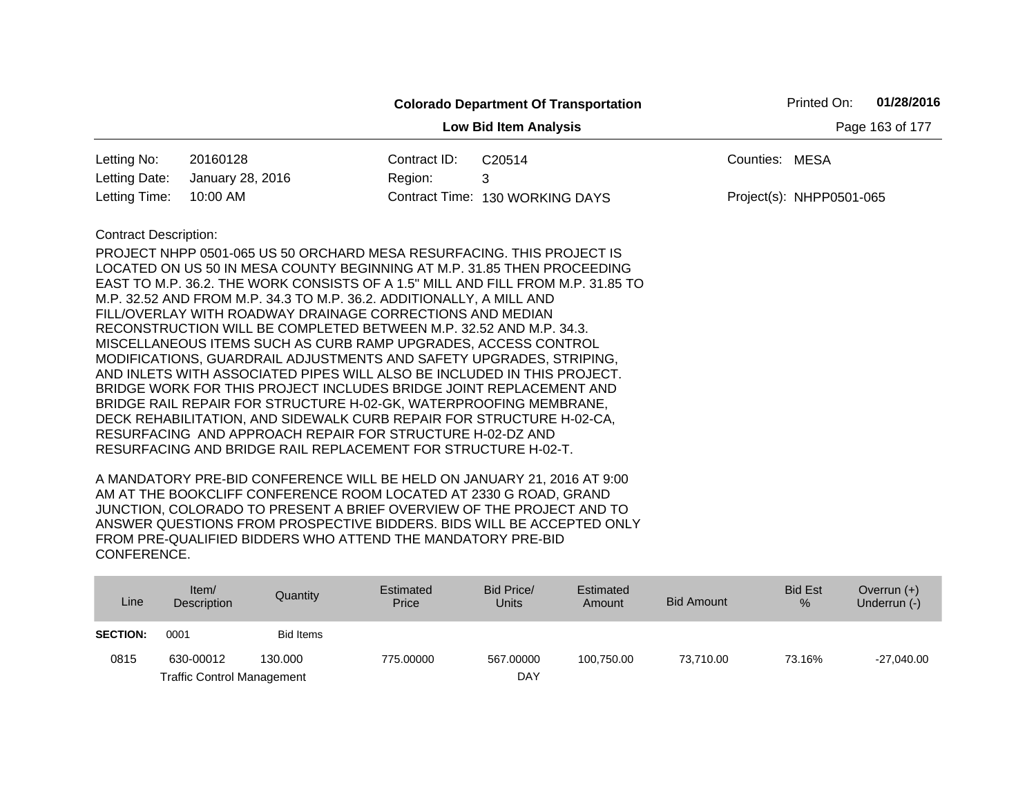**Colorado Department Of Transportation**

Printed On: **01/28/2016**

**Low Bid Item Analysis**

| | | | | | |
|---|---|---|---|---|---|
| Letting No: | 20160128 | Contract ID: | C20514 | Counties: | MESA |
| Letting Date: | January 28, 2016 | Region: | 3 | | |
| Letting Time: | 10:00 AM | Contract Time: | 130 WORKING DAYS | Project(s): | NHPP0501-065 |

Contract Description:

PROJECT NHPP 0501-065 US 50 ORCHARD MESA RESURFACING. THIS PROJECT IS LOCATED ON US 50 IN MESA COUNTY BEGINNING AT M.P. 31.85 THEN PROCEEDING EAST TO M.P. 36.2. THE WORK CONSISTS OF A 1.5" MILL AND FILL FROM M.P. 31.85 TO M.P. 32.52 AND FROM M.P. 34.3 TO M.P. 36.2. ADDITIONALLY, A MILL AND FILL/OVERLAY WITH ROADWAY DRAINAGE CORRECTIONS AND MEDIAN RECONSTRUCTION WILL BE COMPLETED BETWEEN M.P. 32.52 AND M.P. 34.3. MISCELLANEOUS ITEMS SUCH AS CURB RAMP UPGRADES, ACCESS CONTROL MODIFICATIONS, GUARDRAIL ADJUSTMENTS AND SAFETY UPGRADES, STRIPING, AND INLETS WITH ASSOCIATED PIPES WILL ALSO BE INCLUDED IN THIS PROJECT. BRIDGE WORK FOR THIS PROJECT INCLUDES BRIDGE JOINT REPLACEMENT AND BRIDGE RAIL REPAIR FOR STRUCTURE H-02-GK, WATERPROOFING MEMBRANE, DECK REHABILITATION, AND SIDEWALK CURB REPAIR FOR STRUCTURE H-02-CA, RESURFACING AND APPROACH REPAIR FOR STRUCTURE H-02-DZ AND RESURFACING AND BRIDGE RAIL REPLACEMENT FOR STRUCTURE H-02-T.

A MANDATORY PRE-BID CONFERENCE WILL BE HELD ON JANUARY 21, 2016 AT 9:00 AM AT THE BOOKCLIFF CONFERENCE ROOM LOCATED AT 2330 G ROAD, GRAND JUNCTION, COLORADO TO PRESENT A BRIEF OVERVIEW OF THE PROJECT AND TO ANSWER QUESTIONS FROM PROSPECTIVE BIDDERS. BIDS WILL BE ACCEPTED ONLY FROM PRE-QUALIFIED BIDDERS WHO ATTEND THE MANDATORY PRE-BID CONFERENCE.

| Line | Item/ Description | Quantity | Estimated Price | Bid Price/ Units | Estimated Amount | Bid Amount | Bid Est % | Overrun (+) Underrun (-) |
|---|---|---|---|---|---|---|---|---|
| **SECTION:** | 0001 | Bid Items | | | | | | |
| 0815 | 630-00012 Traffic Control Management | 130.000 | 775.00000 | 567.00000 DAY | 100,750.00 | 73,710.00 | 73.16% | -27,040.00 |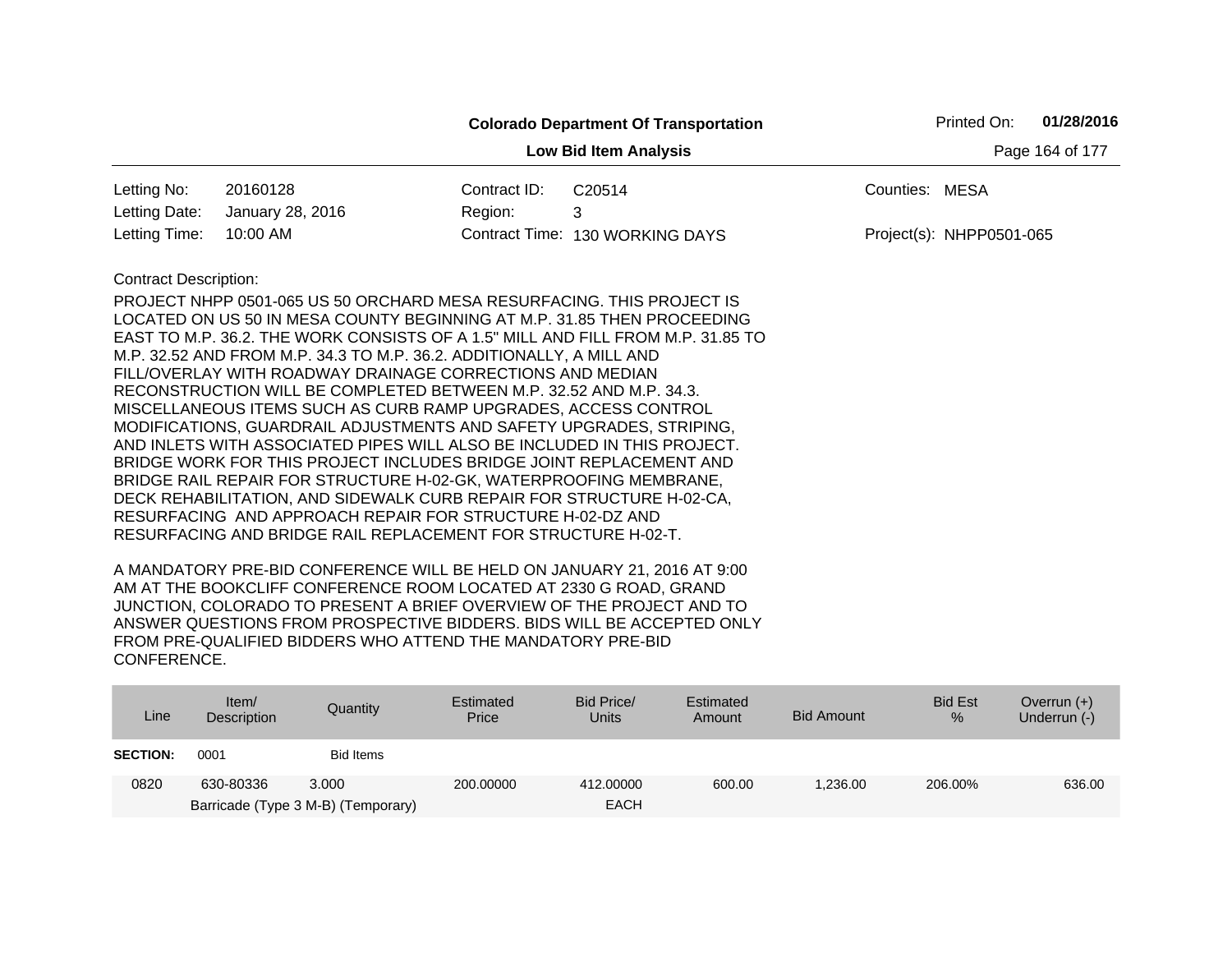**Colorado Department Of Transportation**

**Low Bid Item Analysis**

Printed On: **01/28/2016**

| | | | | | |
|---|---|---|---|---|---|
| Letting No: | 20160128 | Contract ID: | C20514 | Counties: | MESA |
| Letting Date: | January 28, 2016 | Region: | 3 | | |
| Letting Time: | 10:00 AM | Contract Time: | 130 WORKING DAYS | Project(s): | NHPP0501-065 |

Contract Description:

PROJECT NHPP 0501-065 US 50 ORCHARD MESA RESURFACING. THIS PROJECT IS LOCATED ON US 50 IN MESA COUNTY BEGINNING AT M.P. 31.85 THEN PROCEEDING EAST TO M.P. 36.2. THE WORK CONSISTS OF A 1.5" MILL AND FILL FROM M.P. 31.85 TO M.P. 32.52 AND FROM M.P. 34.3 TO M.P. 36.2. ADDITIONALLY, A MILL AND FILL/OVERLAY WITH ROADWAY DRAINAGE CORRECTIONS AND MEDIAN RECONSTRUCTION WILL BE COMPLETED BETWEEN M.P. 32.52 AND M.P. 34.3. MISCELLANEOUS ITEMS SUCH AS CURB RAMP UPGRADES, ACCESS CONTROL MODIFICATIONS, GUARDRAIL ADJUSTMENTS AND SAFETY UPGRADES, STRIPING, AND INLETS WITH ASSOCIATED PIPES WILL ALSO BE INCLUDED IN THIS PROJECT. BRIDGE WORK FOR THIS PROJECT INCLUDES BRIDGE JOINT REPLACEMENT AND BRIDGE RAIL REPAIR FOR STRUCTURE H-02-GK, WATERPROOFING MEMBRANE, DECK REHABILITATION, AND SIDEWALK CURB REPAIR FOR STRUCTURE H-02-CA, RESURFACING AND APPROACH REPAIR FOR STRUCTURE H-02-DZ AND RESURFACING AND BRIDGE RAIL REPLACEMENT FOR STRUCTURE H-02-T.

A MANDATORY PRE-BID CONFERENCE WILL BE HELD ON JANUARY 21, 2016 AT 9:00 AM AT THE BOOKCLIFF CONFERENCE ROOM LOCATED AT 2330 G ROAD, GRAND JUNCTION, COLORADO TO PRESENT A BRIEF OVERVIEW OF THE PROJECT AND TO ANSWER QUESTIONS FROM PROSPECTIVE BIDDERS. BIDS WILL BE ACCEPTED ONLY FROM PRE-QUALIFIED BIDDERS WHO ATTEND THE MANDATORY PRE-BID CONFERENCE.

| Line | Item/ Description | Quantity | Estimated Price | Bid Price/ Units | Estimated Amount | Bid Amount | Bid Est % | Overrun (+) Underrun (-) |
|---|---|---|---|---|---|---|---|---|
| **SECTION:** | 0001 | Bid Items | | | | | | |
| 0820 | 630-80336 Barricade (Type 3 M-B) (Temporary) | 3.000 | 200.00000 | 412.00000 EACH | 600.00 | 1,236.00 | 206.00% | 636.00 |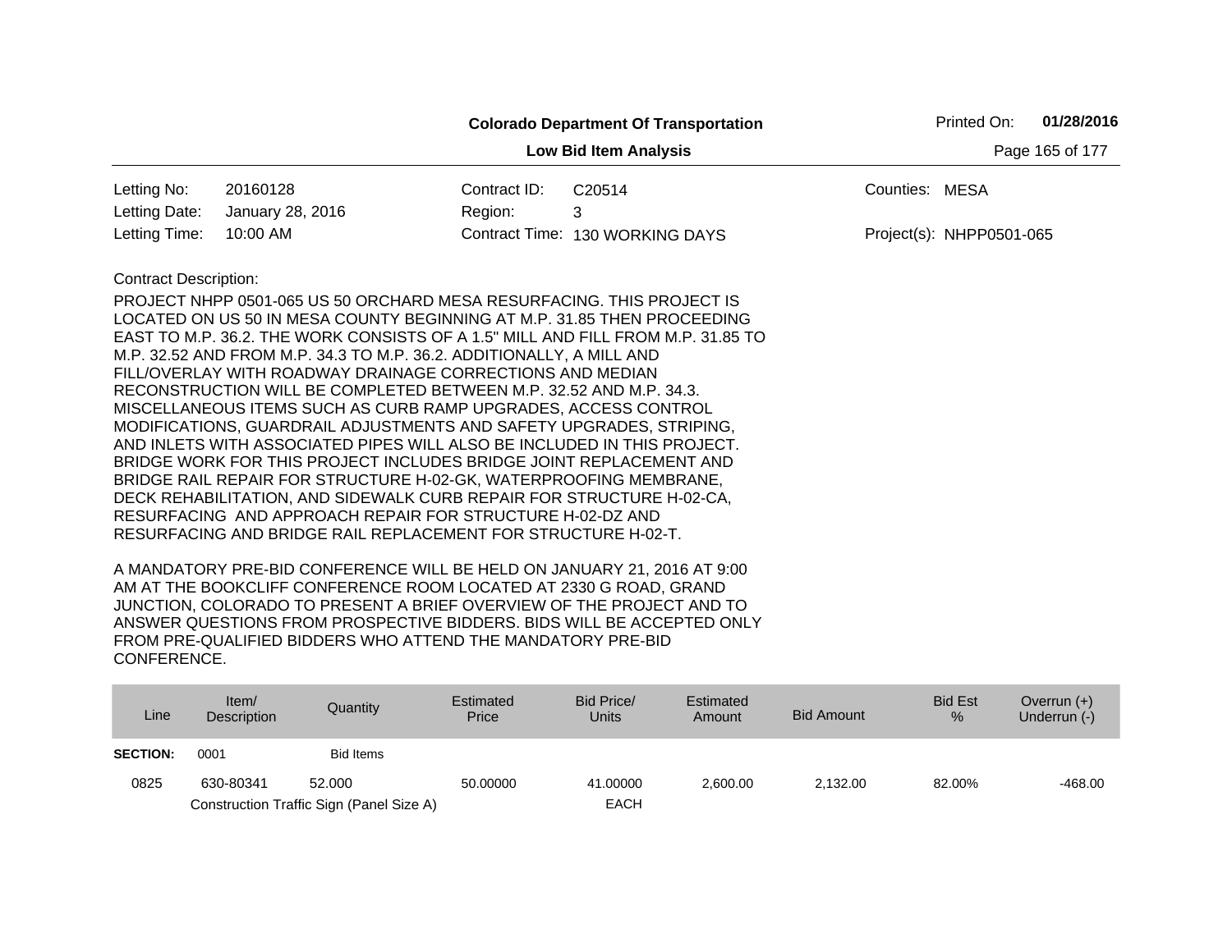**Colorado Department Of Transportation**

**Low Bid Item Analysis**

Printed On: **01/28/2016**

| | | | | | |
|---|---|---|---|---|---|
| Letting No: | 20160128 | Contract ID: | C20514 | Counties: | MESA |
| Letting Date: | January 28, 2016 | Region: | 3 | | |
| Letting Time: | 10:00 AM | Contract Time: | 130 WORKING DAYS | Project(s): | NHPP0501-065 |

Contract Description:

PROJECT NHPP 0501-065 US 50 ORCHARD MESA RESURFACING. THIS PROJECT IS LOCATED ON US 50 IN MESA COUNTY BEGINNING AT M.P. 31.85 THEN PROCEEDING EAST TO M.P. 36.2. THE WORK CONSISTS OF A 1.5" MILL AND FILL FROM M.P. 31.85 TO M.P. 32.52 AND FROM M.P. 34.3 TO M.P. 36.2. ADDITIONALLY, A MILL AND FILL/OVERLAY WITH ROADWAY DRAINAGE CORRECTIONS AND MEDIAN RECONSTRUCTION WILL BE COMPLETED BETWEEN M.P. 32.52 AND M.P. 34.3. MISCELLANEOUS ITEMS SUCH AS CURB RAMP UPGRADES, ACCESS CONTROL MODIFICATIONS, GUARDRAIL ADJUSTMENTS AND SAFETY UPGRADES, STRIPING, AND INLETS WITH ASSOCIATED PIPES WILL ALSO BE INCLUDED IN THIS PROJECT. BRIDGE WORK FOR THIS PROJECT INCLUDES BRIDGE JOINT REPLACEMENT AND BRIDGE RAIL REPAIR FOR STRUCTURE H-02-GK, WATERPROOFING MEMBRANE, DECK REHABILITATION, AND SIDEWALK CURB REPAIR FOR STRUCTURE H-02-CA, RESURFACING AND APPROACH REPAIR FOR STRUCTURE H-02-DZ AND RESURFACING AND BRIDGE RAIL REPLACEMENT FOR STRUCTURE H-02-T.

A MANDATORY PRE-BID CONFERENCE WILL BE HELD ON JANUARY 21, 2016 AT 9:00 AM AT THE BOOKCLIFF CONFERENCE ROOM LOCATED AT 2330 G ROAD, GRAND JUNCTION, COLORADO TO PRESENT A BRIEF OVERVIEW OF THE PROJECT AND TO ANSWER QUESTIONS FROM PROSPECTIVE BIDDERS. BIDS WILL BE ACCEPTED ONLY FROM PRE-QUALIFIED BIDDERS WHO ATTEND THE MANDATORY PRE-BID CONFERENCE.

| Line | Item/ Description | Quantity | Estimated Price | Bid Price/ Units | Estimated Amount | Bid Amount | Bid Est % | Overrun (+) Underrun (-) |
|---|---|---|---|---|---|---|---|---|
| **SECTION:** | 0001 | Bid Items | | | | | | |
| 0825 | 630-80341 | 52.000 | 50.00000 | 41.00000 | 2,600.00 | 2,132.00 | 82.00% | -468.00 |
| | Construction Traffic Sign (Panel Size A) | | | EACH | | | | |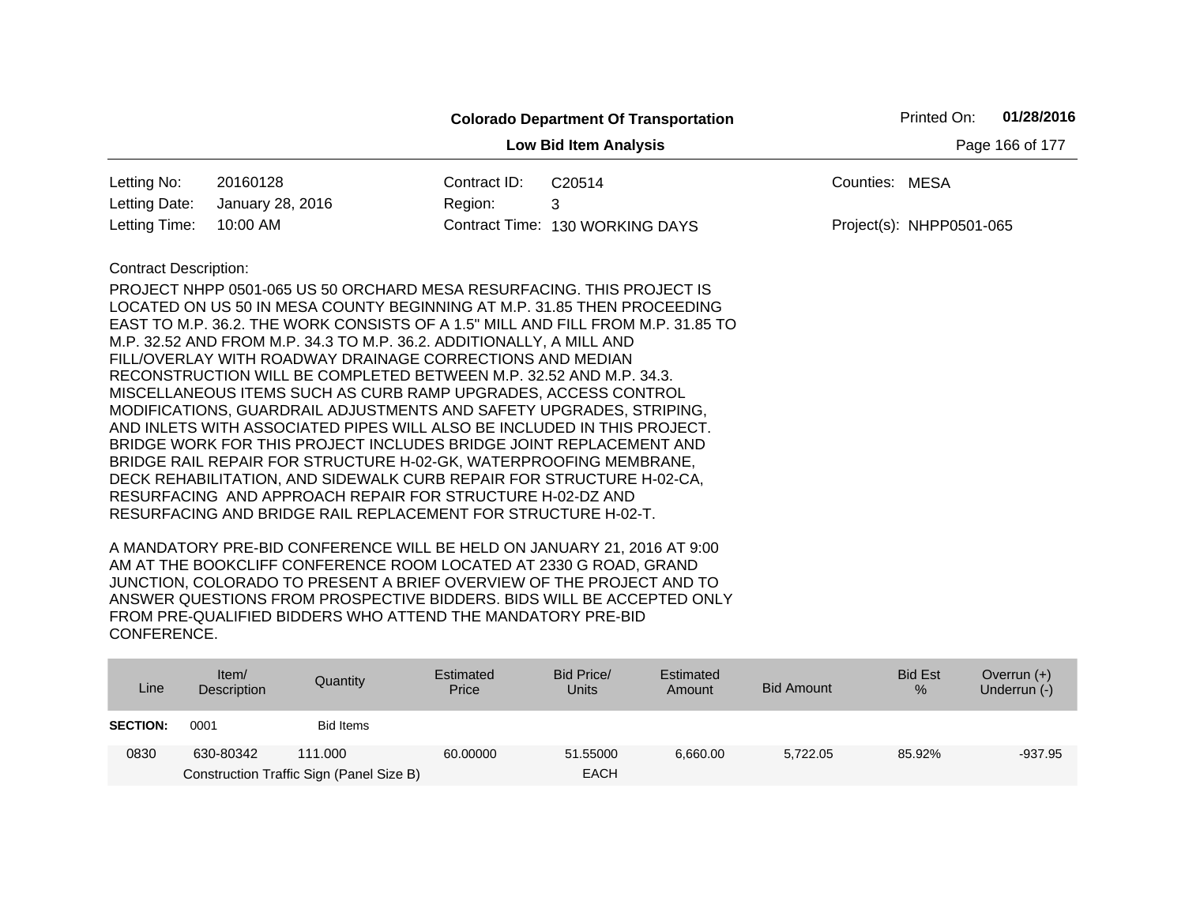**Colorado Department Of Transportation**

Printed On: **01/28/2016**

**Low Bid Item Analysis**

| | | | | | |
|---|---|---|---|---|---|
| Letting No: | 20160128 | Contract ID: | C20514 | Counties: | MESA |
| Letting Date: | January 28, 2016 | Region: | 3 | | |
| Letting Time: | 10:00 AM | Contract Time: | 130 WORKING DAYS | Project(s): | NHPP0501-065 |

Contract Description:

PROJECT NHPP 0501-065 US 50 ORCHARD MESA RESURFACING. THIS PROJECT IS LOCATED ON US 50 IN MESA COUNTY BEGINNING AT M.P. 31.85 THEN PROCEEDING EAST TO M.P. 36.2. THE WORK CONSISTS OF A 1.5" MILL AND FILL FROM M.P. 31.85 TO M.P. 32.52 AND FROM M.P. 34.3 TO M.P. 36.2. ADDITIONALLY, A MILL AND FILL/OVERLAY WITH ROADWAY DRAINAGE CORRECTIONS AND MEDIAN RECONSTRUCTION WILL BE COMPLETED BETWEEN M.P. 32.52 AND M.P. 34.3. MISCELLANEOUS ITEMS SUCH AS CURB RAMP UPGRADES, ACCESS CONTROL MODIFICATIONS, GUARDRAIL ADJUSTMENTS AND SAFETY UPGRADES, STRIPING, AND INLETS WITH ASSOCIATED PIPES WILL ALSO BE INCLUDED IN THIS PROJECT. BRIDGE WORK FOR THIS PROJECT INCLUDES BRIDGE JOINT REPLACEMENT AND BRIDGE RAIL REPAIR FOR STRUCTURE H-02-GK, WATERPROOFING MEMBRANE, DECK REHABILITATION, AND SIDEWALK CURB REPAIR FOR STRUCTURE H-02-CA, RESURFACING AND APPROACH REPAIR FOR STRUCTURE H-02-DZ AND RESURFACING AND BRIDGE RAIL REPLACEMENT FOR STRUCTURE H-02-T.

A MANDATORY PRE-BID CONFERENCE WILL BE HELD ON JANUARY 21, 2016 AT 9:00 AM AT THE BOOKCLIFF CONFERENCE ROOM LOCATED AT 2330 G ROAD, GRAND JUNCTION, COLORADO TO PRESENT A BRIEF OVERVIEW OF THE PROJECT AND TO ANSWER QUESTIONS FROM PROSPECTIVE BIDDERS. BIDS WILL BE ACCEPTED ONLY FROM PRE-QUALIFIED BIDDERS WHO ATTEND THE MANDATORY PRE-BID CONFERENCE.

| Line | Item/ Description | Quantity | Estimated Price | Bid Price/ Units | Estimated Amount | Bid Amount | Bid Est % | Overrun (+) Underrun (-) |
|---|---|---|---|---|---|---|---|---|
| **SECTION:** | 0001 | Bid Items | | | | | | |
| 0830 | 630-80342 | 111.000 | 60.00000 | 51.55000 | 6,660.00 | 5,722.05 | 85.92% | -937.95 |
| | Construction Traffic Sign (Panel Size B) | | | EACH | | | | |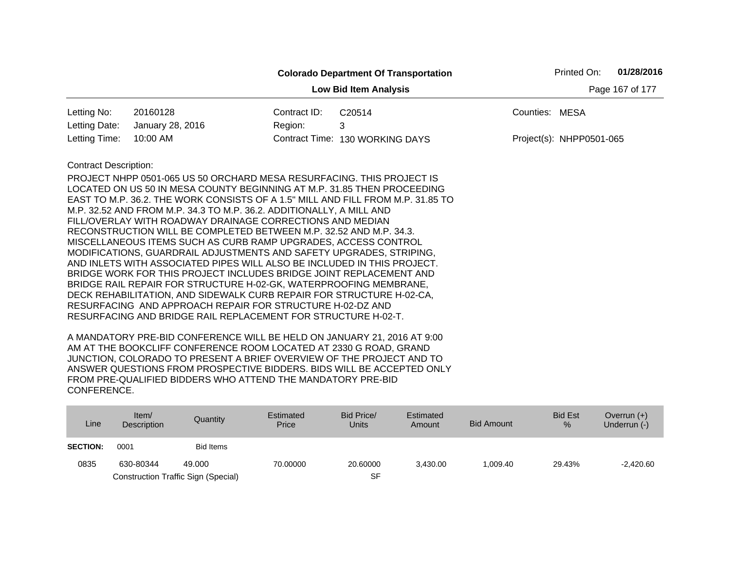**Colorado Department Of Transportation**

Printed On: **01/28/2016**

**Low Bid Item Analysis**

| | | | | | |
|---|---|---|---|---|---|
| Letting No: | 20160128 | Contract ID: | C20514 | Counties: | MESA |
| Letting Date: | January 28, 2016 | Region: | 3 | | |
| Letting Time: | 10:00 AM | Contract Time: | 130 WORKING DAYS | Project(s): | NHPP0501-065 |

Contract Description:

PROJECT NHPP 0501-065 US 50 ORCHARD MESA RESURFACING. THIS PROJECT IS LOCATED ON US 50 IN MESA COUNTY BEGINNING AT M.P. 31.85 THEN PROCEEDING EAST TO M.P. 36.2. THE WORK CONSISTS OF A 1.5" MILL AND FILL FROM M.P. 31.85 TO M.P. 32.52 AND FROM M.P. 34.3 TO M.P. 36.2. ADDITIONALLY, A MILL AND FILL/OVERLAY WITH ROADWAY DRAINAGE CORRECTIONS AND MEDIAN RECONSTRUCTION WILL BE COMPLETED BETWEEN M.P. 32.52 AND M.P. 34.3. MISCELLANEOUS ITEMS SUCH AS CURB RAMP UPGRADES, ACCESS CONTROL MODIFICATIONS, GUARDRAIL ADJUSTMENTS AND SAFETY UPGRADES, STRIPING, AND INLETS WITH ASSOCIATED PIPES WILL ALSO BE INCLUDED IN THIS PROJECT. BRIDGE WORK FOR THIS PROJECT INCLUDES BRIDGE JOINT REPLACEMENT AND BRIDGE RAIL REPAIR FOR STRUCTURE H-02-GK, WATERPROOFING MEMBRANE, DECK REHABILITATION, AND SIDEWALK CURB REPAIR FOR STRUCTURE H-02-CA, RESURFACING AND APPROACH REPAIR FOR STRUCTURE H-02-DZ AND RESURFACING AND BRIDGE RAIL REPLACEMENT FOR STRUCTURE H-02-T.

A MANDATORY PRE-BID CONFERENCE WILL BE HELD ON JANUARY 21, 2016 AT 9:00 AM AT THE BOOKCLIFF CONFERENCE ROOM LOCATED AT 2330 G ROAD, GRAND JUNCTION, COLORADO TO PRESENT A BRIEF OVERVIEW OF THE PROJECT AND TO ANSWER QUESTIONS FROM PROSPECTIVE BIDDERS. BIDS WILL BE ACCEPTED ONLY FROM PRE-QUALIFIED BIDDERS WHO ATTEND THE MANDATORY PRE-BID CONFERENCE.

| Line | Item/ Description | Quantity | Estimated Price | Bid Price/ Units | Estimated Amount | Bid Amount | Bid Est % | Overrun (+) Underrun (-) |
|---|---|---|---|---|---|---|---|---|
| **SECTION:** | 0001 | Bid Items | | | | | | |
| 0835 | 630-80344 Construction Traffic Sign (Special) | 49.000 | 70.00000 | 20.60000 SF | 3,430.00 | 1,009.40 | 29.43% | -2,420.60 |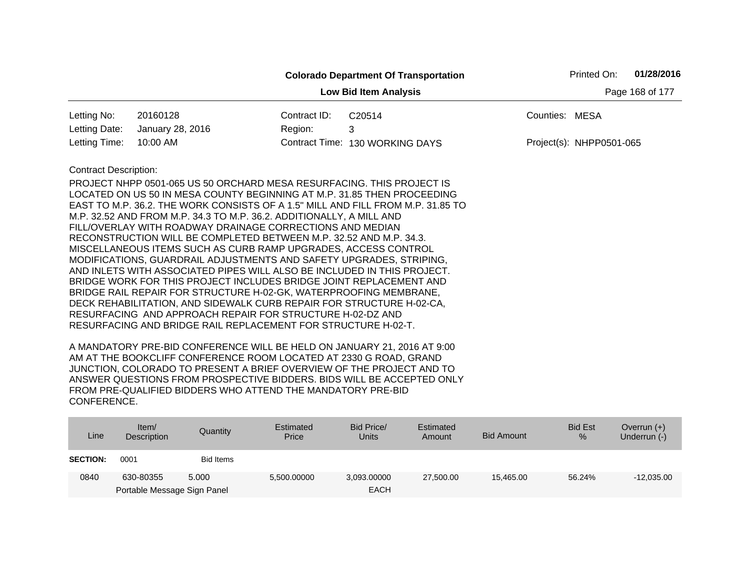**Colorado Department Of Transportation**

**Low Bid Item Analysis**

Printed On: **01/28/2016**

| | | | | | |
|---|---|---|---|---|---|
| Letting No: | 20160128 | Contract ID: | C20514 | Counties: | MESA |
| Letting Date: | January 28, 2016 | Region: | 3 | | |
| Letting Time: | 10:00 AM | Contract Time: | 130 WORKING DAYS | Project(s): | NHPP0501-065 |

Contract Description:

PROJECT NHPP 0501-065 US 50 ORCHARD MESA RESURFACING. THIS PROJECT IS LOCATED ON US 50 IN MESA COUNTY BEGINNING AT M.P. 31.85 THEN PROCEEDING EAST TO M.P. 36.2. THE WORK CONSISTS OF A 1.5" MILL AND FILL FROM M.P. 31.85 TO M.P. 32.52 AND FROM M.P. 34.3 TO M.P. 36.2. ADDITIONALLY, A MILL AND FILL/OVERLAY WITH ROADWAY DRAINAGE CORRECTIONS AND MEDIAN RECONSTRUCTION WILL BE COMPLETED BETWEEN M.P. 32.52 AND M.P. 34.3. MISCELLANEOUS ITEMS SUCH AS CURB RAMP UPGRADES, ACCESS CONTROL MODIFICATIONS, GUARDRAIL ADJUSTMENTS AND SAFETY UPGRADES, STRIPING, AND INLETS WITH ASSOCIATED PIPES WILL ALSO BE INCLUDED IN THIS PROJECT. BRIDGE WORK FOR THIS PROJECT INCLUDES BRIDGE JOINT REPLACEMENT AND BRIDGE RAIL REPAIR FOR STRUCTURE H-02-GK, WATERPROOFING MEMBRANE, DECK REHABILITATION, AND SIDEWALK CURB REPAIR FOR STRUCTURE H-02-CA, RESURFACING AND APPROACH REPAIR FOR STRUCTURE H-02-DZ AND RESURFACING AND BRIDGE RAIL REPLACEMENT FOR STRUCTURE H-02-T.

A MANDATORY PRE-BID CONFERENCE WILL BE HELD ON JANUARY 21, 2016 AT 9:00 AM AT THE BOOKCLIFF CONFERENCE ROOM LOCATED AT 2330 G ROAD, GRAND JUNCTION, COLORADO TO PRESENT A BRIEF OVERVIEW OF THE PROJECT AND TO ANSWER QUESTIONS FROM PROSPECTIVE BIDDERS. BIDS WILL BE ACCEPTED ONLY FROM PRE-QUALIFIED BIDDERS WHO ATTEND THE MANDATORY PRE-BID CONFERENCE.

| Line | Item/ Description | Quantity | Estimated Price | Bid Price/ Units | Estimated Amount | Bid Amount | Bid Est % | Overrun (+) Underrun (-) |
|---|---|---|---|---|---|---|---|---|
| **SECTION:** | 0001 | Bid Items | | | | | | |
| 0840 | 630-80355 Portable Message Sign Panel | 5.000 | 5,500.00000 | 3,093.00000 EACH | 27,500.00 | 15,465.00 | 56.24% | -12,035.00 |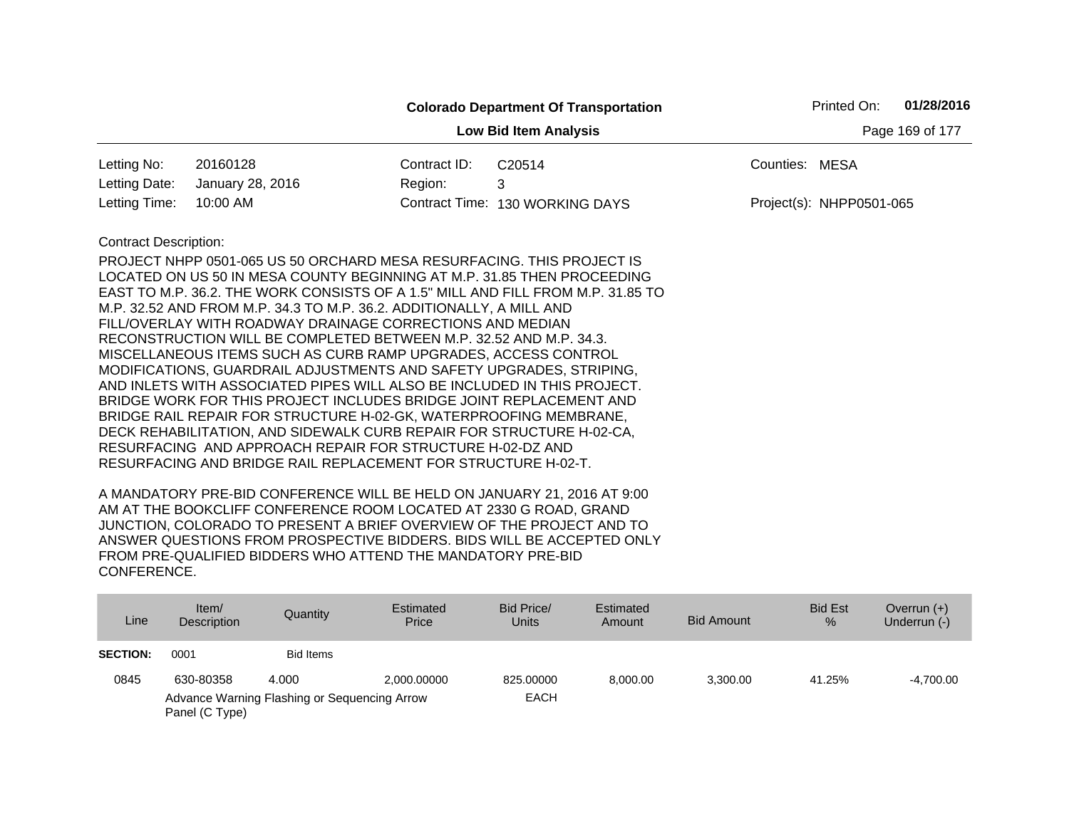**Colorado Department Of Transportation**

**Low Bid Item Analysis**

Printed On: **01/28/2016**

| | | | | | |
|---|---|---|---|---|---|
| Letting No: | 20160128 | Contract ID: | C20514 | Counties: | MESA |
| Letting Date: | January 28, 2016 | Region: | 3 | | |
| Letting Time: | 10:00 AM | Contract Time: | 130 WORKING DAYS | Project(s): | NHPP0501-065 |

Contract Description:

PROJECT NHPP 0501-065 US 50 ORCHARD MESA RESURFACING. THIS PROJECT IS LOCATED ON US 50 IN MESA COUNTY BEGINNING AT M.P. 31.85 THEN PROCEEDING EAST TO M.P. 36.2. THE WORK CONSISTS OF A 1.5" MILL AND FILL FROM M.P. 31.85 TO M.P. 32.52 AND FROM M.P. 34.3 TO M.P. 36.2. ADDITIONALLY, A MILL AND FILL/OVERLAY WITH ROADWAY DRAINAGE CORRECTIONS AND MEDIAN RECONSTRUCTION WILL BE COMPLETED BETWEEN M.P. 32.52 AND M.P. 34.3. MISCELLANEOUS ITEMS SUCH AS CURB RAMP UPGRADES, ACCESS CONTROL MODIFICATIONS, GUARDRAIL ADJUSTMENTS AND SAFETY UPGRADES, STRIPING, AND INLETS WITH ASSOCIATED PIPES WILL ALSO BE INCLUDED IN THIS PROJECT. BRIDGE WORK FOR THIS PROJECT INCLUDES BRIDGE JOINT REPLACEMENT AND BRIDGE RAIL REPAIR FOR STRUCTURE H-02-GK, WATERPROOFING MEMBRANE, DECK REHABILITATION, AND SIDEWALK CURB REPAIR FOR STRUCTURE H-02-CA, RESURFACING AND APPROACH REPAIR FOR STRUCTURE H-02-DZ AND RESURFACING AND BRIDGE RAIL REPLACEMENT FOR STRUCTURE H-02-T.

A MANDATORY PRE-BID CONFERENCE WILL BE HELD ON JANUARY 21, 2016 AT 9:00 AM AT THE BOOKCLIFF CONFERENCE ROOM LOCATED AT 2330 G ROAD, GRAND JUNCTION, COLORADO TO PRESENT A BRIEF OVERVIEW OF THE PROJECT AND TO ANSWER QUESTIONS FROM PROSPECTIVE BIDDERS. BIDS WILL BE ACCEPTED ONLY FROM PRE-QUALIFIED BIDDERS WHO ATTEND THE MANDATORY PRE-BID CONFERENCE.

| Line | Item/ Description | Quantity | Estimated Price | Bid Price/ Units | Estimated Amount | Bid Amount | Bid Est % | Overrun (+) Underrun (-) |
|---|---|---|---|---|---|---|---|---|
| **SECTION:** | 0001 | Bid Items | | | | | | |
| 0845 | 630-80358 | 4.000 | 2,000.00000 | 825.00000 | 8,000.00 | 3,300.00 | 41.25% | -4,700.00 |
| | Advance Warning Flashing or Sequencing Arrow Panel (C Type) | | | EACH | | | | |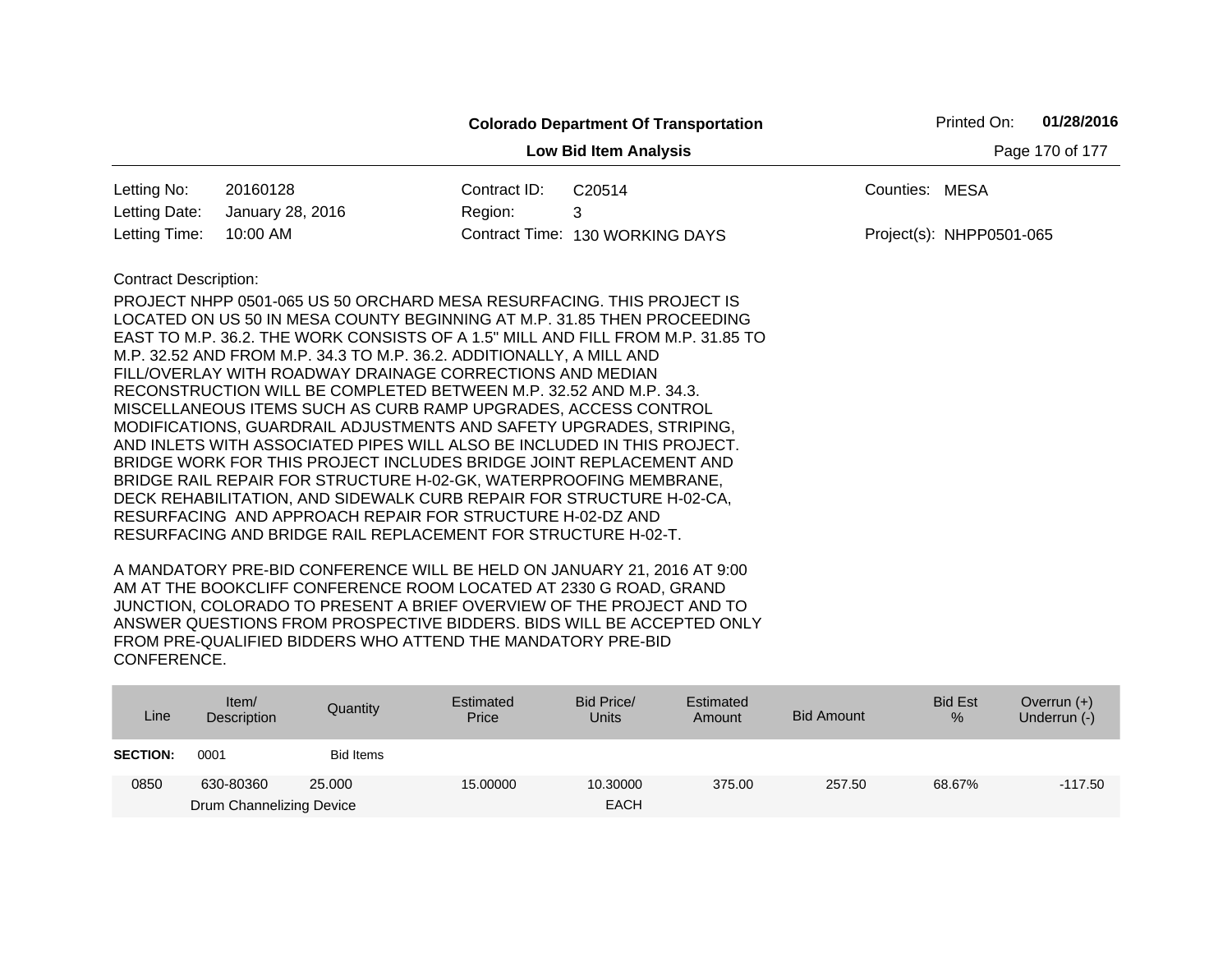**Colorado Department Of Transportation**

**Low Bid Item Analysis**

Printed On: **01/28/2016**

| | | | | | |
|---|---|---|---|---|---|
| Letting No: | 20160128 | Contract ID: | C20514 | Counties: | MESA |
| Letting Date: | January 28, 2016 | Region: | 3 | | |
| Letting Time: | 10:00 AM | Contract Time: | 130 WORKING DAYS | Project(s): | NHPP0501-065 |

Contract Description:

PROJECT NHPP 0501-065 US 50 ORCHARD MESA RESURFACING. THIS PROJECT IS LOCATED ON US 50 IN MESA COUNTY BEGINNING AT M.P. 31.85 THEN PROCEEDING EAST TO M.P. 36.2. THE WORK CONSISTS OF A 1.5" MILL AND FILL FROM M.P. 31.85 TO M.P. 32.52 AND FROM M.P. 34.3 TO M.P. 36.2. ADDITIONALLY, A MILL AND FILL/OVERLAY WITH ROADWAY DRAINAGE CORRECTIONS AND MEDIAN RECONSTRUCTION WILL BE COMPLETED BETWEEN M.P. 32.52 AND M.P. 34.3. MISCELLANEOUS ITEMS SUCH AS CURB RAMP UPGRADES, ACCESS CONTROL MODIFICATIONS, GUARDRAIL ADJUSTMENTS AND SAFETY UPGRADES, STRIPING, AND INLETS WITH ASSOCIATED PIPES WILL ALSO BE INCLUDED IN THIS PROJECT. BRIDGE WORK FOR THIS PROJECT INCLUDES BRIDGE JOINT REPLACEMENT AND BRIDGE RAIL REPAIR FOR STRUCTURE H-02-GK, WATERPROOFING MEMBRANE, DECK REHABILITATION, AND SIDEWALK CURB REPAIR FOR STRUCTURE H-02-CA, RESURFACING AND APPROACH REPAIR FOR STRUCTURE H-02-DZ AND RESURFACING AND BRIDGE RAIL REPLACEMENT FOR STRUCTURE H-02-T.

A MANDATORY PRE-BID CONFERENCE WILL BE HELD ON JANUARY 21, 2016 AT 9:00 AM AT THE BOOKCLIFF CONFERENCE ROOM LOCATED AT 2330 G ROAD, GRAND JUNCTION, COLORADO TO PRESENT A BRIEF OVERVIEW OF THE PROJECT AND TO ANSWER QUESTIONS FROM PROSPECTIVE BIDDERS. BIDS WILL BE ACCEPTED ONLY FROM PRE-QUALIFIED BIDDERS WHO ATTEND THE MANDATORY PRE-BID CONFERENCE.

| Line | Item/ Description | Quantity | Estimated Price | Bid Price/ Units | Estimated Amount | Bid Amount | Bid Est % | Overrun (+) Underrun (-) |
|---|---|---|---|---|---|---|---|---|
| **SECTION:** | 0001 | Bid Items | | | | | | |
| 0850 | 630-80360 Drum Channelizing Device | 25.000 | 15.00000 | 10.30000 EACH | 375.00 | 257.50 | 68.67% | -117.50 |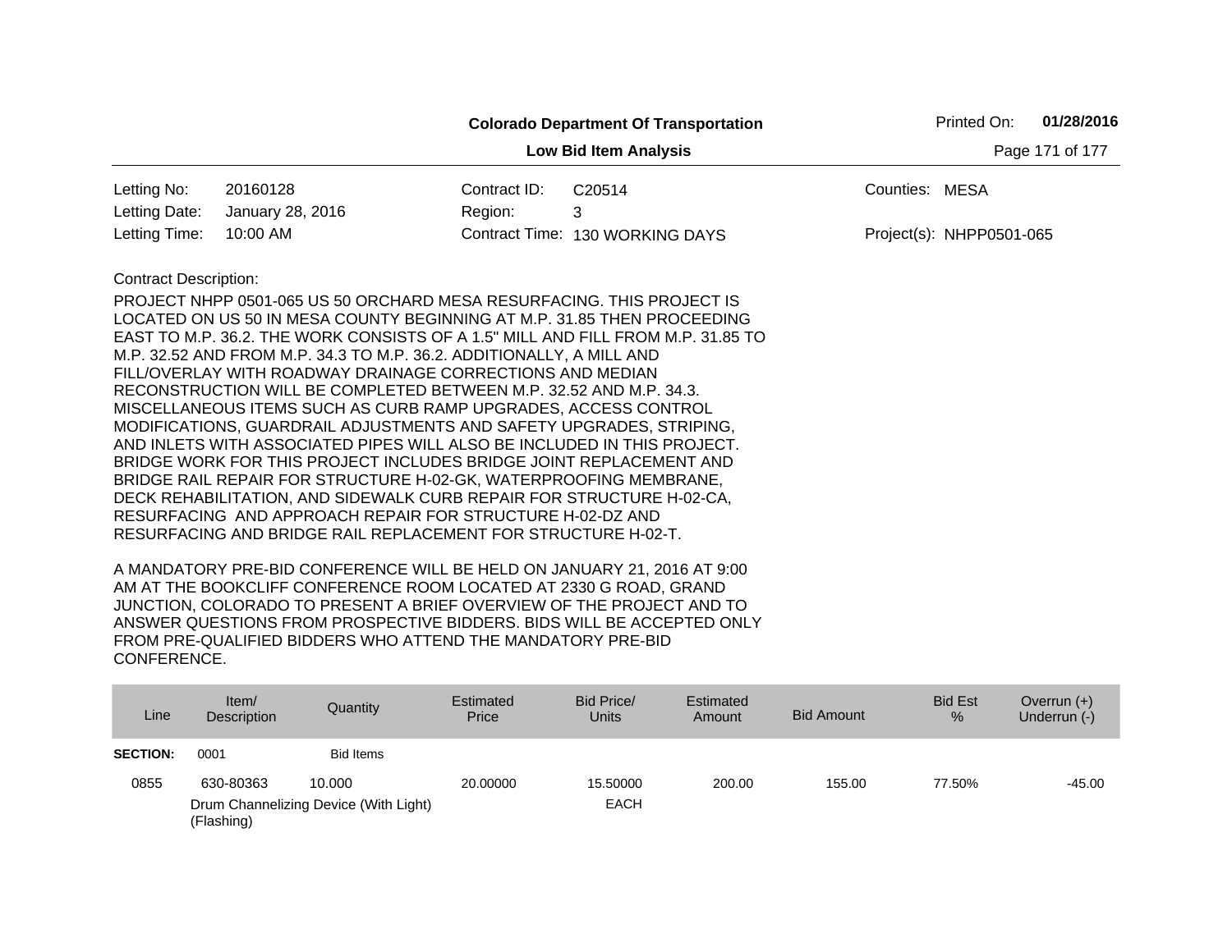**Colorado Department Of Transportation**

**Low Bid Item Analysis**

Printed On: **01/28/2016**

| | | | | | |
|---|---|---|---|---|---|
| Letting No: | 20160128 | Contract ID: | C20514 | Counties: | MESA |
| Letting Date: | January 28, 2016 | Region: | 3 | | |
| Letting Time: | 10:00 AM | Contract Time: | 130 WORKING DAYS | Project(s): | NHPP0501-065 |

Contract Description:

PROJECT NHPP 0501-065 US 50 ORCHARD MESA RESURFACING. THIS PROJECT IS LOCATED ON US 50 IN MESA COUNTY BEGINNING AT M.P. 31.85 THEN PROCEEDING EAST TO M.P. 36.2. THE WORK CONSISTS OF A 1.5" MILL AND FILL FROM M.P. 31.85 TO M.P. 32.52 AND FROM M.P. 34.3 TO M.P. 36.2. ADDITIONALLY, A MILL AND FILL/OVERLAY WITH ROADWAY DRAINAGE CORRECTIONS AND MEDIAN RECONSTRUCTION WILL BE COMPLETED BETWEEN M.P. 32.52 AND M.P. 34.3. MISCELLANEOUS ITEMS SUCH AS CURB RAMP UPGRADES, ACCESS CONTROL MODIFICATIONS, GUARDRAIL ADJUSTMENTS AND SAFETY UPGRADES, STRIPING, AND INLETS WITH ASSOCIATED PIPES WILL ALSO BE INCLUDED IN THIS PROJECT. BRIDGE WORK FOR THIS PROJECT INCLUDES BRIDGE JOINT REPLACEMENT AND BRIDGE RAIL REPAIR FOR STRUCTURE H-02-GK, WATERPROOFING MEMBRANE, DECK REHABILITATION, AND SIDEWALK CURB REPAIR FOR STRUCTURE H-02-CA, RESURFACING AND APPROACH REPAIR FOR STRUCTURE H-02-DZ AND RESURFACING AND BRIDGE RAIL REPLACEMENT FOR STRUCTURE H-02-T.

A MANDATORY PRE-BID CONFERENCE WILL BE HELD ON JANUARY 21, 2016 AT 9:00 AM AT THE BOOKCLIFF CONFERENCE ROOM LOCATED AT 2330 G ROAD, GRAND JUNCTION, COLORADO TO PRESENT A BRIEF OVERVIEW OF THE PROJECT AND TO ANSWER QUESTIONS FROM PROSPECTIVE BIDDERS. BIDS WILL BE ACCEPTED ONLY FROM PRE-QUALIFIED BIDDERS WHO ATTEND THE MANDATORY PRE-BID CONFERENCE.

| Line | Item/ Description | Quantity | Estimated Price | Bid Price/ Units | Estimated Amount | Bid Amount | Bid Est % | Overrun (+) Underrun (-) |
|---|---|---|---|---|---|---|---|---|
| **SECTION:** | 0001 | Bid Items | | | | | | |
| 0855 | 630-80363<br>Drum Channelizing Device (With Light) (Flashing) | 10.000 | 20.00000 | 15.50000<br>EACH | 200.00 | 155.00 | 77.50% | -45.00 |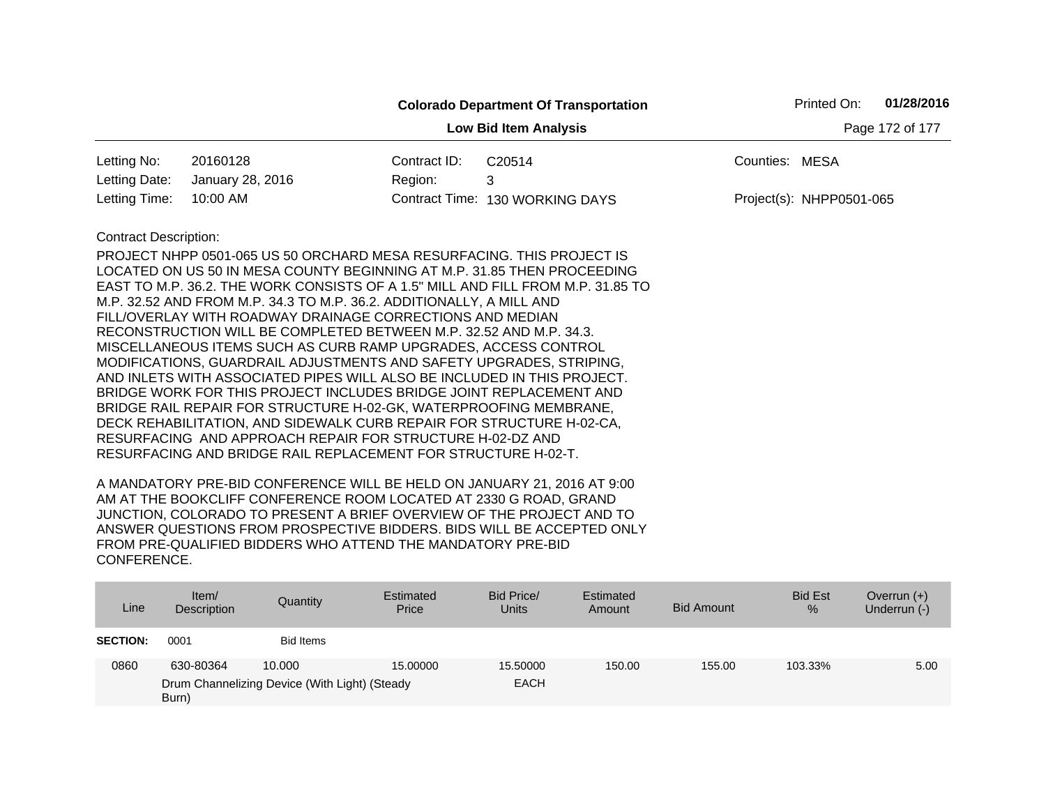**Colorado Department Of Transportation**

**Low Bid Item Analysis**

Printed On: **01/28/2016**

| | | | | | |
|---|---|---|---|---|---|
| Letting No: | 20160128 | Contract ID: | C20514 | Counties: | MESA |
| Letting Date: | January 28, 2016 | Region: | 3 | | |
| Letting Time: | 10:00 AM | Contract Time: | 130 WORKING DAYS | Project(s): | NHPP0501-065 |

Contract Description:

PROJECT NHPP 0501-065 US 50 ORCHARD MESA RESURFACING. THIS PROJECT IS LOCATED ON US 50 IN MESA COUNTY BEGINNING AT M.P. 31.85 THEN PROCEEDING EAST TO M.P. 36.2. THE WORK CONSISTS OF A 1.5" MILL AND FILL FROM M.P. 31.85 TO M.P. 32.52 AND FROM M.P. 34.3 TO M.P. 36.2. ADDITIONALLY, A MILL AND FILL/OVERLAY WITH ROADWAY DRAINAGE CORRECTIONS AND MEDIAN RECONSTRUCTION WILL BE COMPLETED BETWEEN M.P. 32.52 AND M.P. 34.3. MISCELLANEOUS ITEMS SUCH AS CURB RAMP UPGRADES, ACCESS CONTROL MODIFICATIONS, GUARDRAIL ADJUSTMENTS AND SAFETY UPGRADES, STRIPING, AND INLETS WITH ASSOCIATED PIPES WILL ALSO BE INCLUDED IN THIS PROJECT. BRIDGE WORK FOR THIS PROJECT INCLUDES BRIDGE JOINT REPLACEMENT AND BRIDGE RAIL REPAIR FOR STRUCTURE H-02-GK, WATERPROOFING MEMBRANE, DECK REHABILITATION, AND SIDEWALK CURB REPAIR FOR STRUCTURE H-02-CA, RESURFACING AND APPROACH REPAIR FOR STRUCTURE H-02-DZ AND RESURFACING AND BRIDGE RAIL REPLACEMENT FOR STRUCTURE H-02-T.

A MANDATORY PRE-BID CONFERENCE WILL BE HELD ON JANUARY 21, 2016 AT 9:00 AM AT THE BOOKCLIFF CONFERENCE ROOM LOCATED AT 2330 G ROAD, GRAND JUNCTION, COLORADO TO PRESENT A BRIEF OVERVIEW OF THE PROJECT AND TO ANSWER QUESTIONS FROM PROSPECTIVE BIDDERS. BIDS WILL BE ACCEPTED ONLY FROM PRE-QUALIFIED BIDDERS WHO ATTEND THE MANDATORY PRE-BID CONFERENCE.

| Line | Item/ Description | Quantity | Estimated Price | Bid Price/ Units | Estimated Amount | Bid Amount | Bid Est % | Overrun (+) Underrun (-) |
|---|---|---|---|---|---|---|---|---|
| **SECTION:** | 0001 | Bid Items | | | | | | |
| 0860 | 630-80364 Drum Channelizing Device (With Light) (Steady Burn) | 10.000 | 15.00000 | 15.50000 EACH | 150.00 | 155.00 | 103.33% | 5.00 |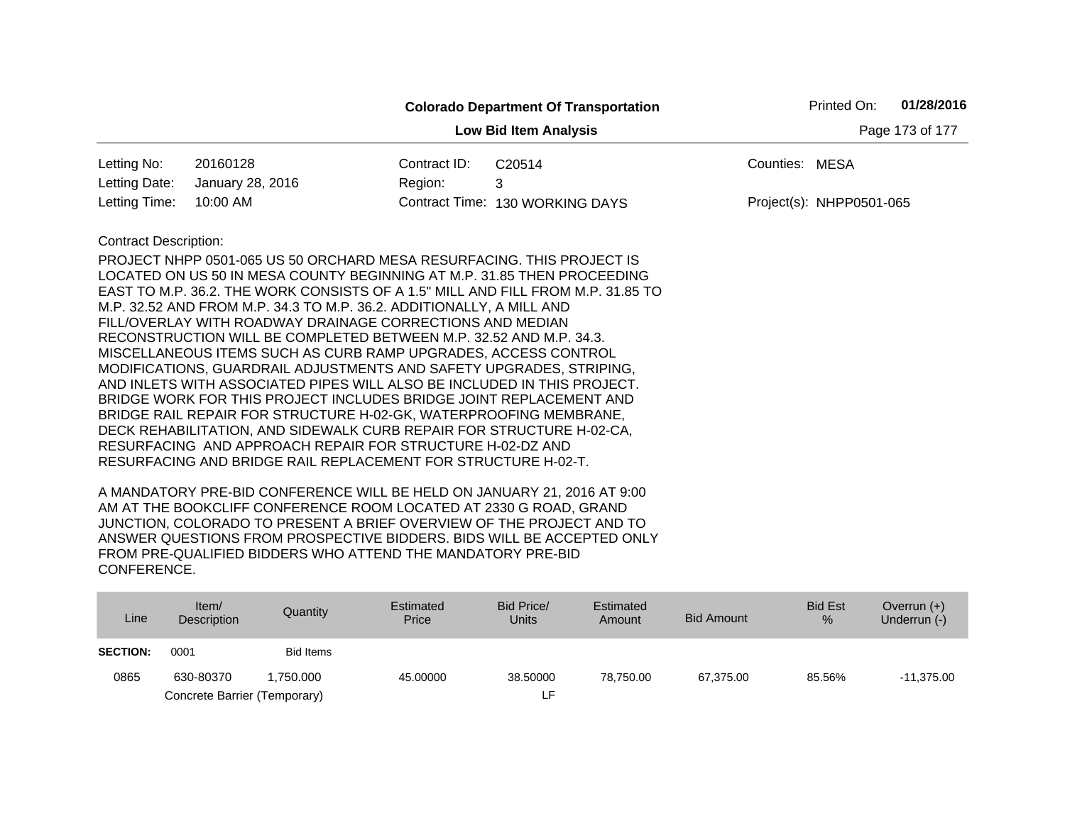**Colorado Department Of Transportation**

**Low Bid Item Analysis**

Printed On: **01/28/2016**

| | | | | | |
|---|---|---|---|---|---|
| Letting No: | 20160128 | Contract ID: | C20514 | Counties: | MESA |
| Letting Date: | January 28, 2016 | Region: | 3 | | |
| Letting Time: | 10:00 AM | Contract Time: | 130 WORKING DAYS | Project(s): | NHPP0501-065 |

Contract Description:

PROJECT NHPP 0501-065 US 50 ORCHARD MESA RESURFACING. THIS PROJECT IS LOCATED ON US 50 IN MESA COUNTY BEGINNING AT M.P. 31.85 THEN PROCEEDING EAST TO M.P. 36.2. THE WORK CONSISTS OF A 1.5" MILL AND FILL FROM M.P. 31.85 TO M.P. 32.52 AND FROM M.P. 34.3 TO M.P. 36.2. ADDITIONALLY, A MILL AND FILL/OVERLAY WITH ROADWAY DRAINAGE CORRECTIONS AND MEDIAN RECONSTRUCTION WILL BE COMPLETED BETWEEN M.P. 32.52 AND M.P. 34.3. MISCELLANEOUS ITEMS SUCH AS CURB RAMP UPGRADES, ACCESS CONTROL MODIFICATIONS, GUARDRAIL ADJUSTMENTS AND SAFETY UPGRADES, STRIPING, AND INLETS WITH ASSOCIATED PIPES WILL ALSO BE INCLUDED IN THIS PROJECT. BRIDGE WORK FOR THIS PROJECT INCLUDES BRIDGE JOINT REPLACEMENT AND BRIDGE RAIL REPAIR FOR STRUCTURE H-02-GK, WATERPROOFING MEMBRANE, DECK REHABILITATION, AND SIDEWALK CURB REPAIR FOR STRUCTURE H-02-CA, RESURFACING AND APPROACH REPAIR FOR STRUCTURE H-02-DZ AND RESURFACING AND BRIDGE RAIL REPLACEMENT FOR STRUCTURE H-02-T.

A MANDATORY PRE-BID CONFERENCE WILL BE HELD ON JANUARY 21, 2016 AT 9:00 AM AT THE BOOKCLIFF CONFERENCE ROOM LOCATED AT 2330 G ROAD, GRAND JUNCTION, COLORADO TO PRESENT A BRIEF OVERVIEW OF THE PROJECT AND TO ANSWER QUESTIONS FROM PROSPECTIVE BIDDERS. BIDS WILL BE ACCEPTED ONLY FROM PRE-QUALIFIED BIDDERS WHO ATTEND THE MANDATORY PRE-BID CONFERENCE.

| Line | Item/ Description | Quantity | Estimated Price | Bid Price/ Units | Estimated Amount | Bid Amount | Bid Est % | Overrun (+) Underrun (-) |
|---|---|---|---|---|---|---|---|---|
| **SECTION:** | 0001 | Bid Items | | | | | | |
| 0865 | 630-80370 Concrete Barrier (Temporary) | 1,750.000 | 45.00000 | 38.50000 LF | 78,750.00 | 67,375.00 | 85.56% | -11,375.00 |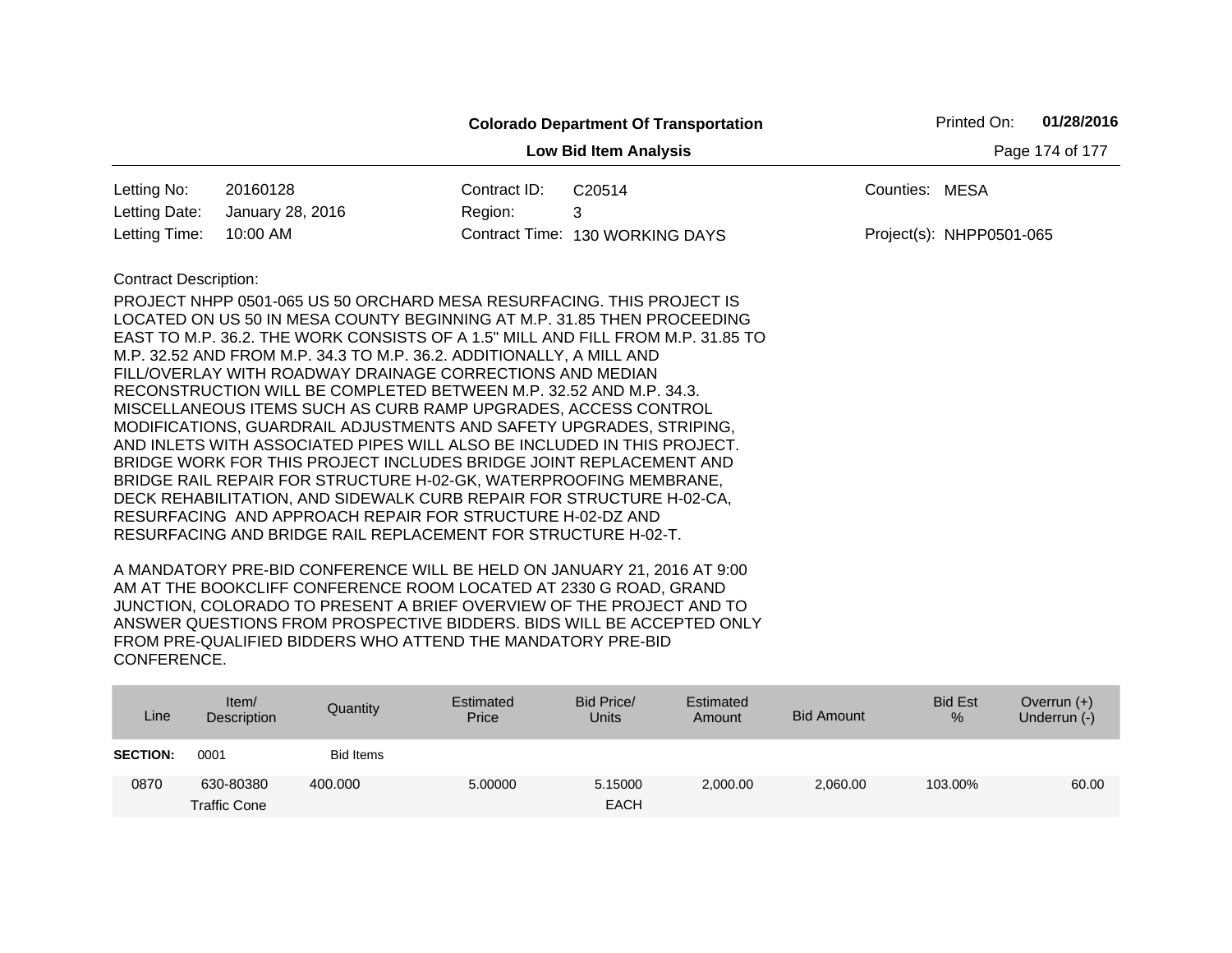**Colorado Department Of Transportation**

Printed On: **01/28/2016**

**Low Bid Item Analysis**

| | | | | | |
|---|---|---|---|---|---|
| Letting No: | 20160128 | Contract ID: | C20514 | Counties: | MESA |
| Letting Date: | January 28, 2016 | Region: | 3 | | |
| Letting Time: | 10:00 AM | Contract Time: | 130 WORKING DAYS | Project(s): | NHPP0501-065 |

Contract Description:

PROJECT NHPP 0501-065 US 50 ORCHARD MESA RESURFACING. THIS PROJECT IS LOCATED ON US 50 IN MESA COUNTY BEGINNING AT M.P. 31.85 THEN PROCEEDING EAST TO M.P. 36.2. THE WORK CONSISTS OF A 1.5" MILL AND FILL FROM M.P. 31.85 TO M.P. 32.52 AND FROM M.P. 34.3 TO M.P. 36.2. ADDITIONALLY, A MILL AND FILL/OVERLAY WITH ROADWAY DRAINAGE CORRECTIONS AND MEDIAN RECONSTRUCTION WILL BE COMPLETED BETWEEN M.P. 32.52 AND M.P. 34.3. MISCELLANEOUS ITEMS SUCH AS CURB RAMP UPGRADES, ACCESS CONTROL MODIFICATIONS, GUARDRAIL ADJUSTMENTS AND SAFETY UPGRADES, STRIPING, AND INLETS WITH ASSOCIATED PIPES WILL ALSO BE INCLUDED IN THIS PROJECT. BRIDGE WORK FOR THIS PROJECT INCLUDES BRIDGE JOINT REPLACEMENT AND BRIDGE RAIL REPAIR FOR STRUCTURE H-02-GK, WATERPROOFING MEMBRANE, DECK REHABILITATION, AND SIDEWALK CURB REPAIR FOR STRUCTURE H-02-CA, RESURFACING AND APPROACH REPAIR FOR STRUCTURE H-02-DZ AND RESURFACING AND BRIDGE RAIL REPLACEMENT FOR STRUCTURE H-02-T.

A MANDATORY PRE-BID CONFERENCE WILL BE HELD ON JANUARY 21, 2016 AT 9:00 AM AT THE BOOKCLIFF CONFERENCE ROOM LOCATED AT 2330 G ROAD, GRAND JUNCTION, COLORADO TO PRESENT A BRIEF OVERVIEW OF THE PROJECT AND TO ANSWER QUESTIONS FROM PROSPECTIVE BIDDERS. BIDS WILL BE ACCEPTED ONLY FROM PRE-QUALIFIED BIDDERS WHO ATTEND THE MANDATORY PRE-BID CONFERENCE.

| Line | Item/ Description | Quantity | Estimated Price | Bid Price/ Units | Estimated Amount | Bid Amount | Bid Est % | Overrun (+) Underrun (-) |
|---|---|---|---|---|---|---|---|---|
| **SECTION:** | 0001 | Bid Items | | | | | | |
| 0870 | 630-80380 Traffic Cone | 400.000 | 5.00000 | 5.15000 EACH | 2,000.00 | 2,060.00 | 103.00% | 60.00 |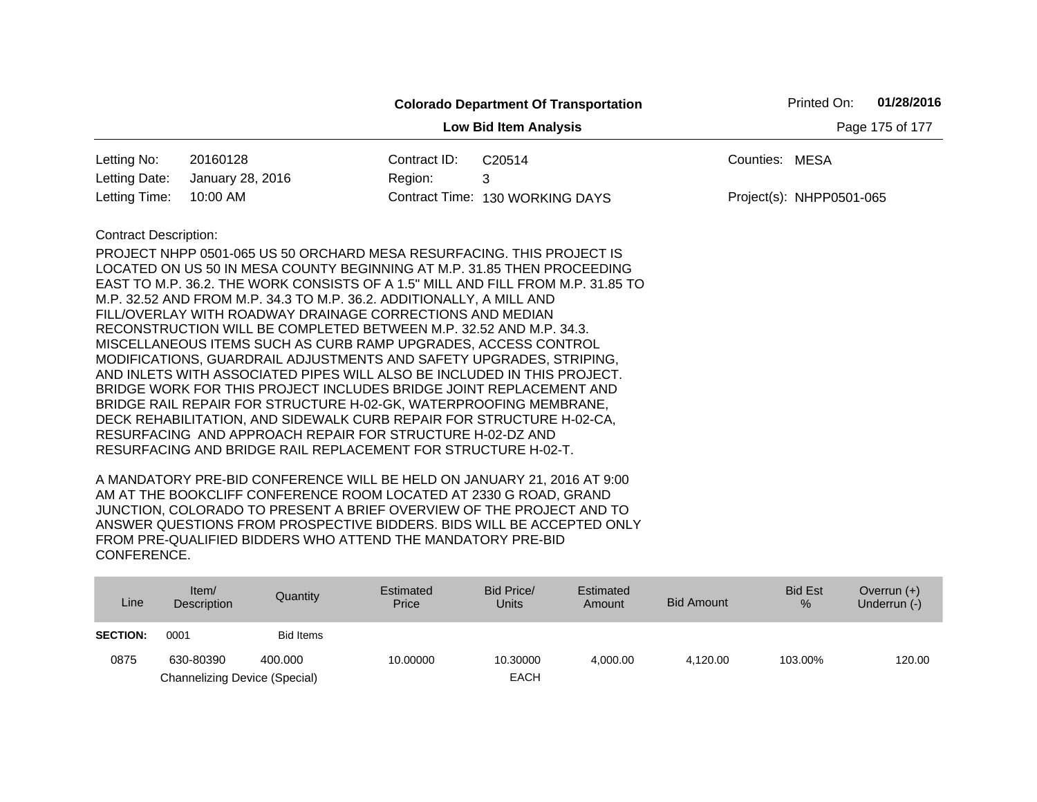**Colorado Department Of Transportation**

**Low Bid Item Analysis**

Printed On: **01/28/2016**

| | | | | | |
|---|---|---|---|---|---|
| Letting No: | 20160128 | Contract ID: | C20514 | Counties: | MESA |
| Letting Date: | January 28, 2016 | Region: | 3 | | |
| Letting Time: | 10:00 AM | Contract Time: | 130 WORKING DAYS | Project(s): | NHPP0501-065 |

Contract Description:

PROJECT NHPP 0501-065 US 50 ORCHARD MESA RESURFACING. THIS PROJECT IS LOCATED ON US 50 IN MESA COUNTY BEGINNING AT M.P. 31.85 THEN PROCEEDING EAST TO M.P. 36.2. THE WORK CONSISTS OF A 1.5" MILL AND FILL FROM M.P. 31.85 TO M.P. 32.52 AND FROM M.P. 34.3 TO M.P. 36.2. ADDITIONALLY, A MILL AND FILL/OVERLAY WITH ROADWAY DRAINAGE CORRECTIONS AND MEDIAN RECONSTRUCTION WILL BE COMPLETED BETWEEN M.P. 32.52 AND M.P. 34.3. MISCELLANEOUS ITEMS SUCH AS CURB RAMP UPGRADES, ACCESS CONTROL MODIFICATIONS, GUARDRAIL ADJUSTMENTS AND SAFETY UPGRADES, STRIPING, AND INLETS WITH ASSOCIATED PIPES WILL ALSO BE INCLUDED IN THIS PROJECT. BRIDGE WORK FOR THIS PROJECT INCLUDES BRIDGE JOINT REPLACEMENT AND BRIDGE RAIL REPAIR FOR STRUCTURE H-02-GK, WATERPROOFING MEMBRANE, DECK REHABILITATION, AND SIDEWALK CURB REPAIR FOR STRUCTURE H-02-CA, RESURFACING AND APPROACH REPAIR FOR STRUCTURE H-02-DZ AND RESURFACING AND BRIDGE RAIL REPLACEMENT FOR STRUCTURE H-02-T.

A MANDATORY PRE-BID CONFERENCE WILL BE HELD ON JANUARY 21, 2016 AT 9:00 AM AT THE BOOKCLIFF CONFERENCE ROOM LOCATED AT 2330 G ROAD, GRAND JUNCTION, COLORADO TO PRESENT A BRIEF OVERVIEW OF THE PROJECT AND TO ANSWER QUESTIONS FROM PROSPECTIVE BIDDERS. BIDS WILL BE ACCEPTED ONLY FROM PRE-QUALIFIED BIDDERS WHO ATTEND THE MANDATORY PRE-BID CONFERENCE.

| Line | Item/ Description | Quantity | Estimated Price | Bid Price/ Units | Estimated Amount | Bid Amount | Bid Est % | Overrun (+) Underrun (-) |
|---|---|---|---|---|---|---|---|---|
| **SECTION:** | 0001 | Bid Items | | | | | | |
| 0875 | 630-80390 Channelizing Device (Special) | 400.000 | 10.00000 | 10.30000 EACH | 4,000.00 | 4,120.00 | 103.00% | 120.00 |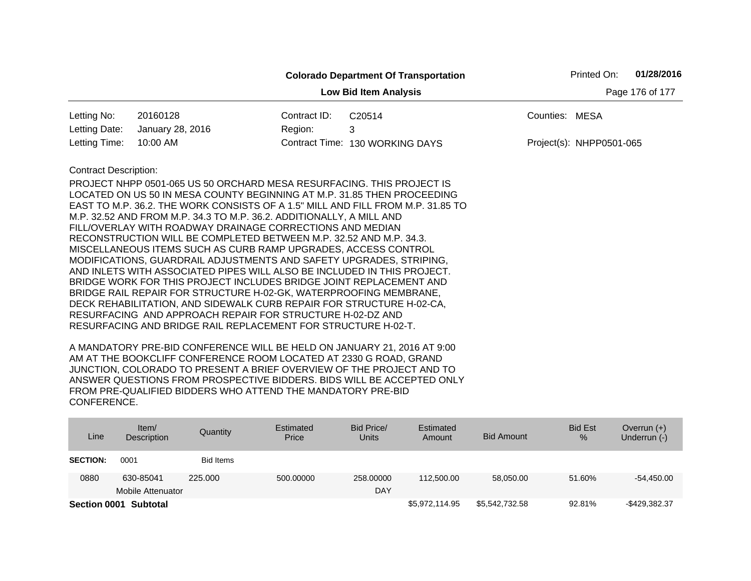**Colorado Department Of Transportation**

**Low Bid Item Analysis**

Printed On: **01/28/2016**

| | | | | | |
|---|---|---|---|---|---|
| Letting No: | 20160128 | Contract ID: | C20514 | Counties: | MESA |
| Letting Date: | January 28, 2016 | Region: | 3 | | |
| Letting Time: | 10:00 AM | Contract Time: | 130 WORKING DAYS | Project(s): | NHPP0501-065 |

Contract Description:

PROJECT NHPP 0501-065 US 50 ORCHARD MESA RESURFACING. THIS PROJECT IS LOCATED ON US 50 IN MESA COUNTY BEGINNING AT M.P. 31.85 THEN PROCEEDING EAST TO M.P. 36.2. THE WORK CONSISTS OF A 1.5" MILL AND FILL FROM M.P. 31.85 TO M.P. 32.52 AND FROM M.P. 34.3 TO M.P. 36.2. ADDITIONALLY, A MILL AND FILL/OVERLAY WITH ROADWAY DRAINAGE CORRECTIONS AND MEDIAN RECONSTRUCTION WILL BE COMPLETED BETWEEN M.P. 32.52 AND M.P. 34.3. MISCELLANEOUS ITEMS SUCH AS CURB RAMP UPGRADES, ACCESS CONTROL MODIFICATIONS, GUARDRAIL ADJUSTMENTS AND SAFETY UPGRADES, STRIPING, AND INLETS WITH ASSOCIATED PIPES WILL ALSO BE INCLUDED IN THIS PROJECT. BRIDGE WORK FOR THIS PROJECT INCLUDES BRIDGE JOINT REPLACEMENT AND BRIDGE RAIL REPAIR FOR STRUCTURE H-02-GK, WATERPROOFING MEMBRANE, DECK REHABILITATION, AND SIDEWALK CURB REPAIR FOR STRUCTURE H-02-CA, RESURFACING AND APPROACH REPAIR FOR STRUCTURE H-02-DZ AND RESURFACING AND BRIDGE RAIL REPLACEMENT FOR STRUCTURE H-02-T.

A MANDATORY PRE-BID CONFERENCE WILL BE HELD ON JANUARY 21, 2016 AT 9:00 AM AT THE BOOKCLIFF CONFERENCE ROOM LOCATED AT 2330 G ROAD, GRAND JUNCTION, COLORADO TO PRESENT A BRIEF OVERVIEW OF THE PROJECT AND TO ANSWER QUESTIONS FROM PROSPECTIVE BIDDERS. BIDS WILL BE ACCEPTED ONLY FROM PRE-QUALIFIED BIDDERS WHO ATTEND THE MANDATORY PRE-BID CONFERENCE.

| Line | Item/ Description | Quantity | Estimated Price | Bid Price/ Units | Estimated Amount | Bid Amount | Bid Est % | Overrun (+) Underrun (-) |
|---|---|---|---|---|---|---|---|---|
| **SECTION:** | 0001 | Bid Items | | | | | | |
| 0880 | 630-85041 Mobile Attenuator | 225.000 | 500.00000 | 258.00000 DAY | 112,500.00 | 58,050.00 | 51.60% | -54,450.00 |
| **Section 0001 Subtotal** | | | | | $5,972,114.95 | $5,542,732.58 | 92.81% | -$429,382.37 |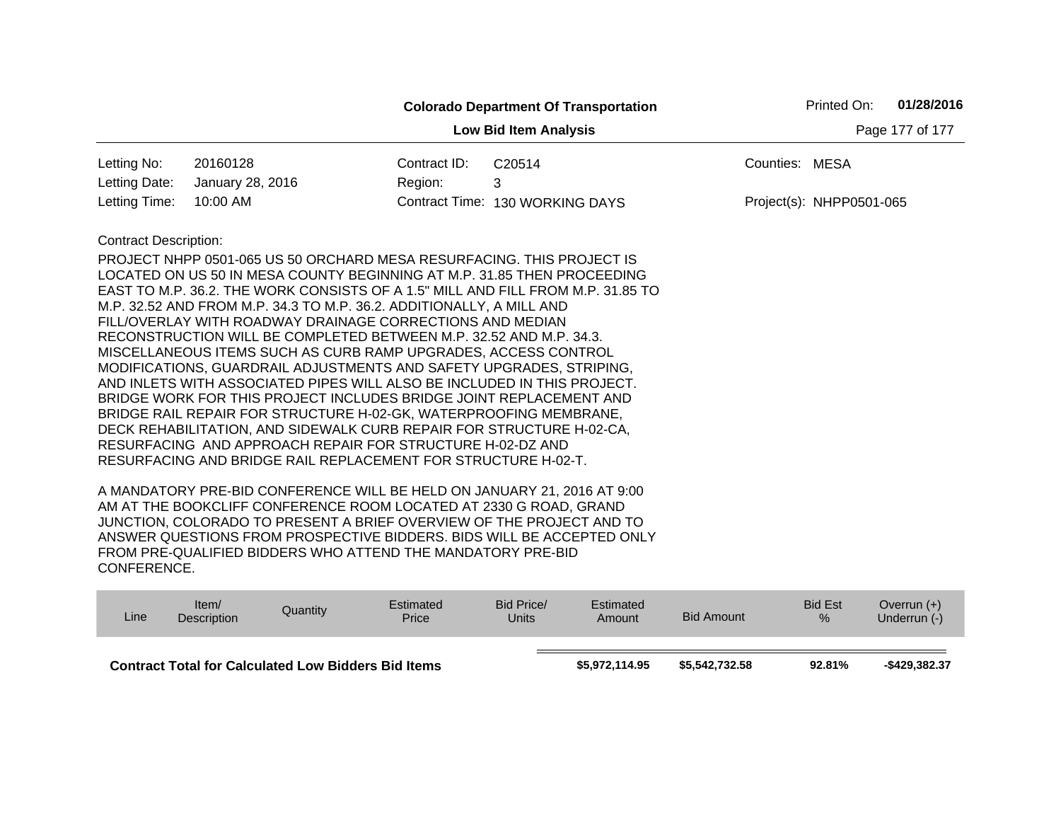**Colorado Department Of Transportation**

**Low Bid Item Analysis**

Printed On: **01/28/2016**

| | | | | | |
|---|---|---|---|---|---|
| Letting No: | 20160128 | Contract ID: | C20514 | Counties: | MESA |
| Letting Date: | January 28, 2016 | Region: | 3 | | |
| Letting Time: | 10:00 AM | Contract Time: | 130 WORKING DAYS | Project(s): | NHPP0501-065 |

Contract Description:

PROJECT NHPP 0501-065 US 50 ORCHARD MESA RESURFACING. THIS PROJECT IS LOCATED ON US 50 IN MESA COUNTY BEGINNING AT M.P. 31.85 THEN PROCEEDING EAST TO M.P. 36.2. THE WORK CONSISTS OF A 1.5" MILL AND FILL FROM M.P. 31.85 TO M.P. 32.52 AND FROM M.P. 34.3 TO M.P. 36.2. ADDITIONALLY, A MILL AND FILL/OVERLAY WITH ROADWAY DRAINAGE CORRECTIONS AND MEDIAN RECONSTRUCTION WILL BE COMPLETED BETWEEN M.P. 32.52 AND M.P. 34.3. MISCELLANEOUS ITEMS SUCH AS CURB RAMP UPGRADES, ACCESS CONTROL MODIFICATIONS, GUARDRAIL ADJUSTMENTS AND SAFETY UPGRADES, STRIPING, AND INLETS WITH ASSOCIATED PIPES WILL ALSO BE INCLUDED IN THIS PROJECT. BRIDGE WORK FOR THIS PROJECT INCLUDES BRIDGE JOINT REPLACEMENT AND BRIDGE RAIL REPAIR FOR STRUCTURE H-02-GK, WATERPROOFING MEMBRANE, DECK REHABILITATION, AND SIDEWALK CURB REPAIR FOR STRUCTURE H-02-CA, RESURFACING AND APPROACH REPAIR FOR STRUCTURE H-02-DZ AND RESURFACING AND BRIDGE RAIL REPLACEMENT FOR STRUCTURE H-02-T.

A MANDATORY PRE-BID CONFERENCE WILL BE HELD ON JANUARY 21, 2016 AT 9:00 AM AT THE BOOKCLIFF CONFERENCE ROOM LOCATED AT 2330 G ROAD, GRAND JUNCTION, COLORADO TO PRESENT A BRIEF OVERVIEW OF THE PROJECT AND TO ANSWER QUESTIONS FROM PROSPECTIVE BIDDERS. BIDS WILL BE ACCEPTED ONLY FROM PRE-QUALIFIED BIDDERS WHO ATTEND THE MANDATORY PRE-BID CONFERENCE.

| Line | Item/ Description | Quantity | Estimated Price | Bid Price/ Units | Estimated Amount | Bid Amount | Bid Est % | Overrun (+) Underrun (-) |
|---|---|---|---|---|---|---|---|---|
| **Contract Total for Calculated Low Bidders Bid Items** | | | | | **$5,972,114.95** | **$5,542,732.58** | **92.81%** | **-$429,382.37** |